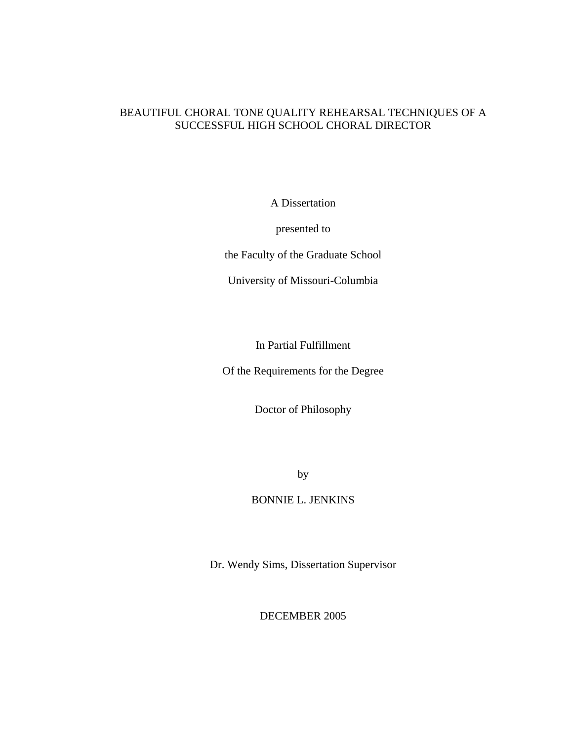# BEAUTIFUL CHORAL TONE QUALITY REHEARSAL TECHNIQUES OF A SUCCESSFUL HIGH SCHOOL CHORAL DIRECTOR

A Dissertation

presented to

the Faculty of the Graduate School

University of Missouri-Columbia

In Partial Fulfillment

Of the Requirements for the Degree

Doctor of Philosophy

by

BONNIE L. JENKINS

Dr. Wendy Sims, Dissertation Supervisor

DECEMBER 2005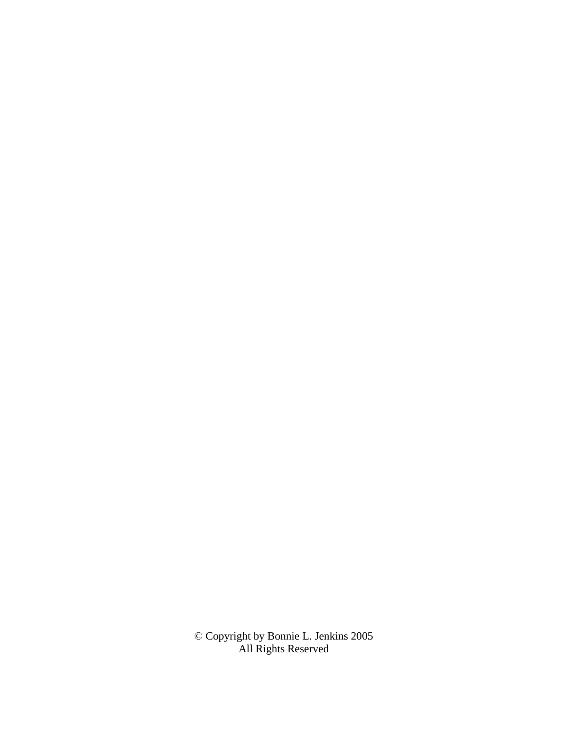© Copyright by Bonnie L. Jenkins 2005
All Rights Reserved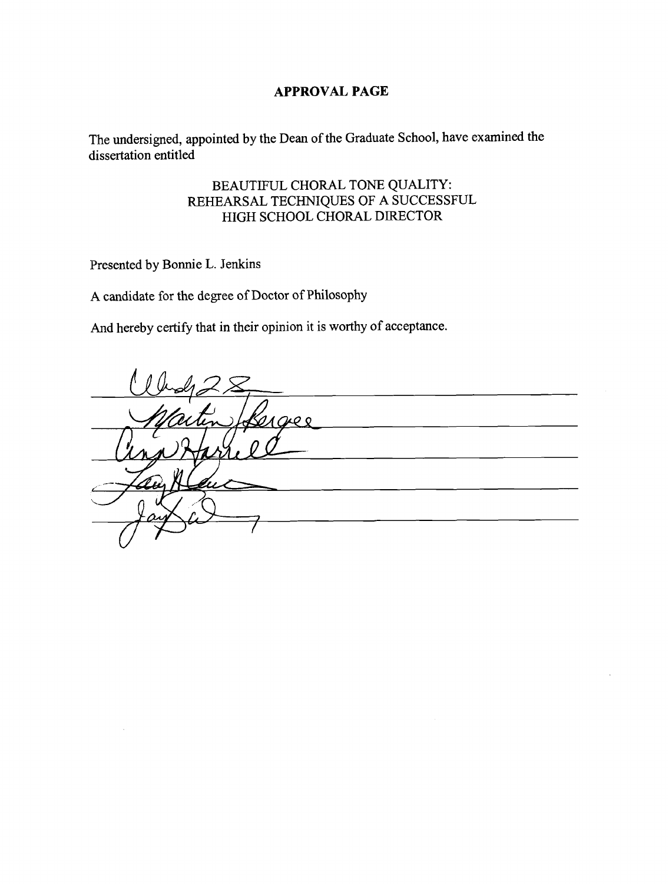**APPROVAL PAGE**

The undersigned, appointed by the Dean of the Graduate School, have examined the dissertation entitled

BEAUTIFUL CHORAL TONE QUALITY:
REHEARSAL TECHNIQUES OF A SUCCESSFUL
HIGH SCHOOL CHORAL DIRECTOR

Presented by Bonnie L. Jenkins

A candidate for the degree of Doctor of Philosophy

And hereby certify that in their opinion it is worthy of acceptance.

\_\_\_\_\_\_\_\_\_\_\_\_\_\_\_\_\_\_\_\_\_\_\_\_\_\_\_\_\_\_

\_\_\_\_\_\_\_\_\_\_\_\_\_\_\_\_\_\_\_\_\_\_\_\_\_\_\_\_\_\_

\_\_\_\_\_\_\_\_\_\_\_\_\_\_\_\_\_\_\_\_\_\_\_\_\_\_\_\_\_\_

\_\_\_\_\_\_\_\_\_\_\_\_\_\_\_\_\_\_\_\_\_\_\_\_\_\_\_\_\_\_

\_\_\_\_\_\_\_\_\_\_\_\_\_\_\_\_\_\_\_\_\_\_\_\_\_\_\_\_\_\_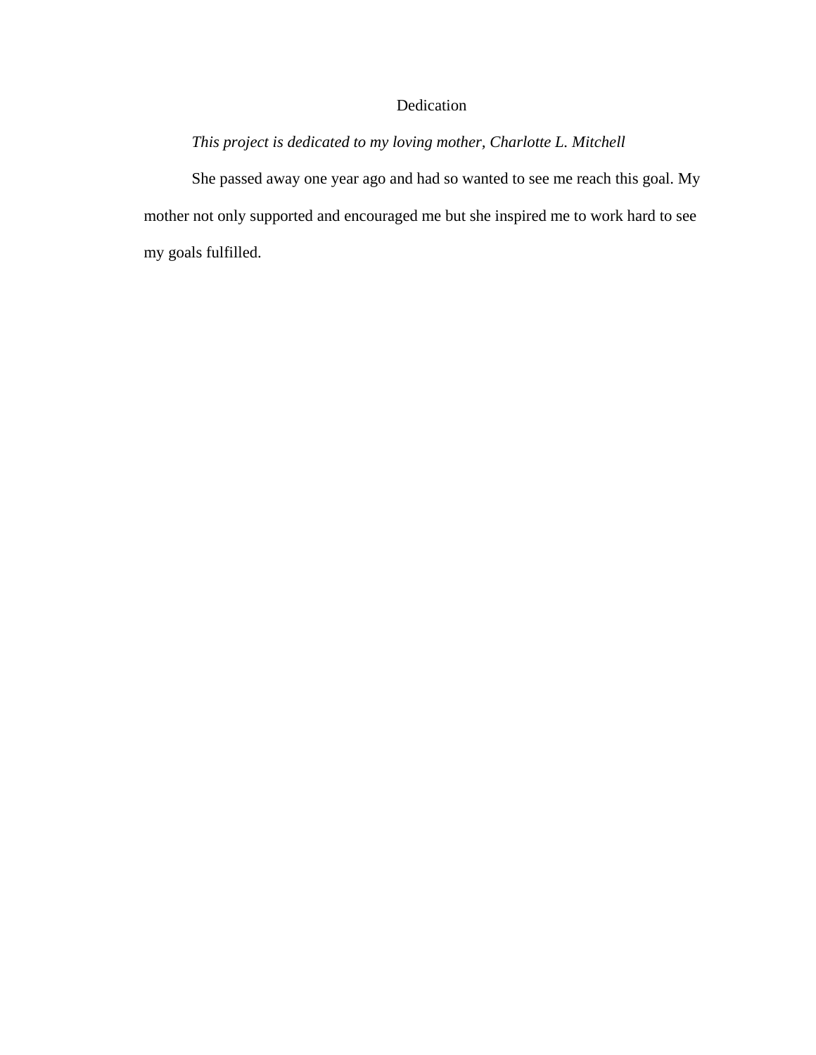# Dedication

*This project is dedicated to my loving mother, Charlotte L. Mitchell*

She passed away one year ago and had so wanted to see me reach this goal. My mother not only supported and encouraged me but she inspired me to work hard to see my goals fulfilled.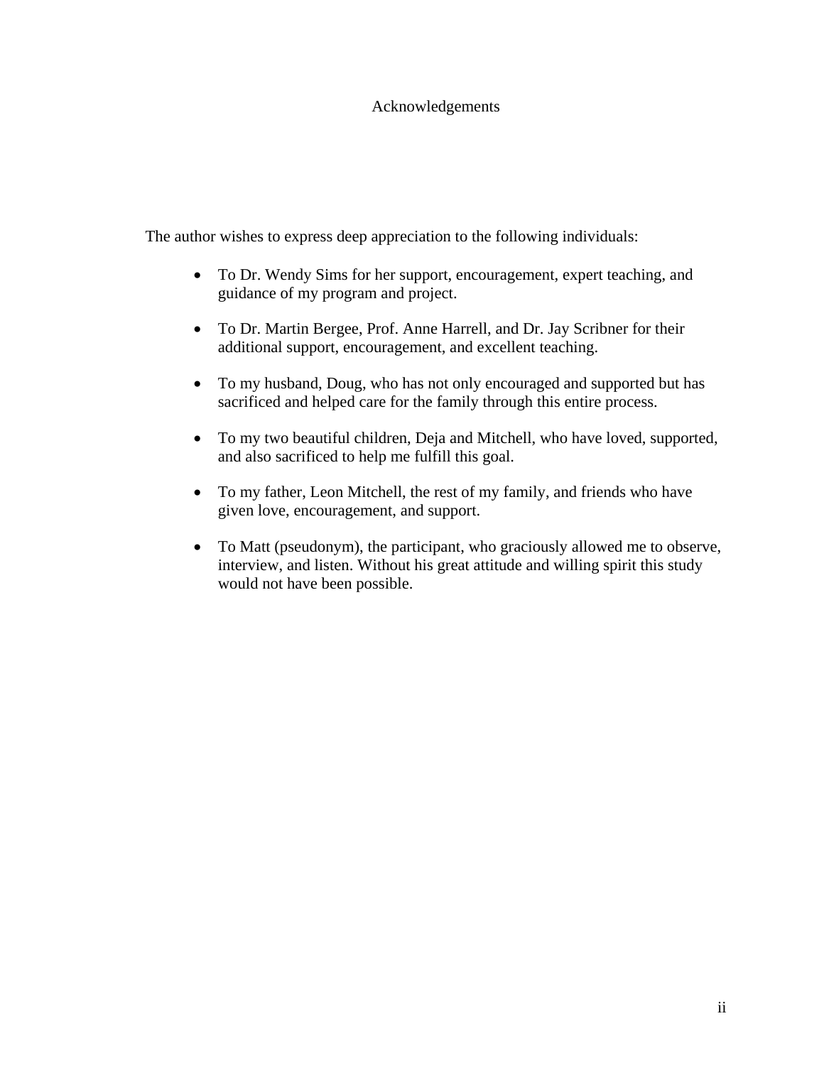# Acknowledgements

The author wishes to express deep appreciation to the following individuals:

- To Dr. Wendy Sims for her support, encouragement, expert teaching, and guidance of my program and project.
- To Dr. Martin Bergee, Prof. Anne Harrell, and Dr. Jay Scribner for their additional support, encouragement, and excellent teaching.
- To my husband, Doug, who has not only encouraged and supported but has sacrificed and helped care for the family through this entire process.
- To my two beautiful children, Deja and Mitchell, who have loved, supported, and also sacrificed to help me fulfill this goal.
- To my father, Leon Mitchell, the rest of my family, and friends who have given love, encouragement, and support.
- To Matt (pseudonym), the participant, who graciously allowed me to observe, interview, and listen. Without his great attitude and willing spirit this study would not have been possible.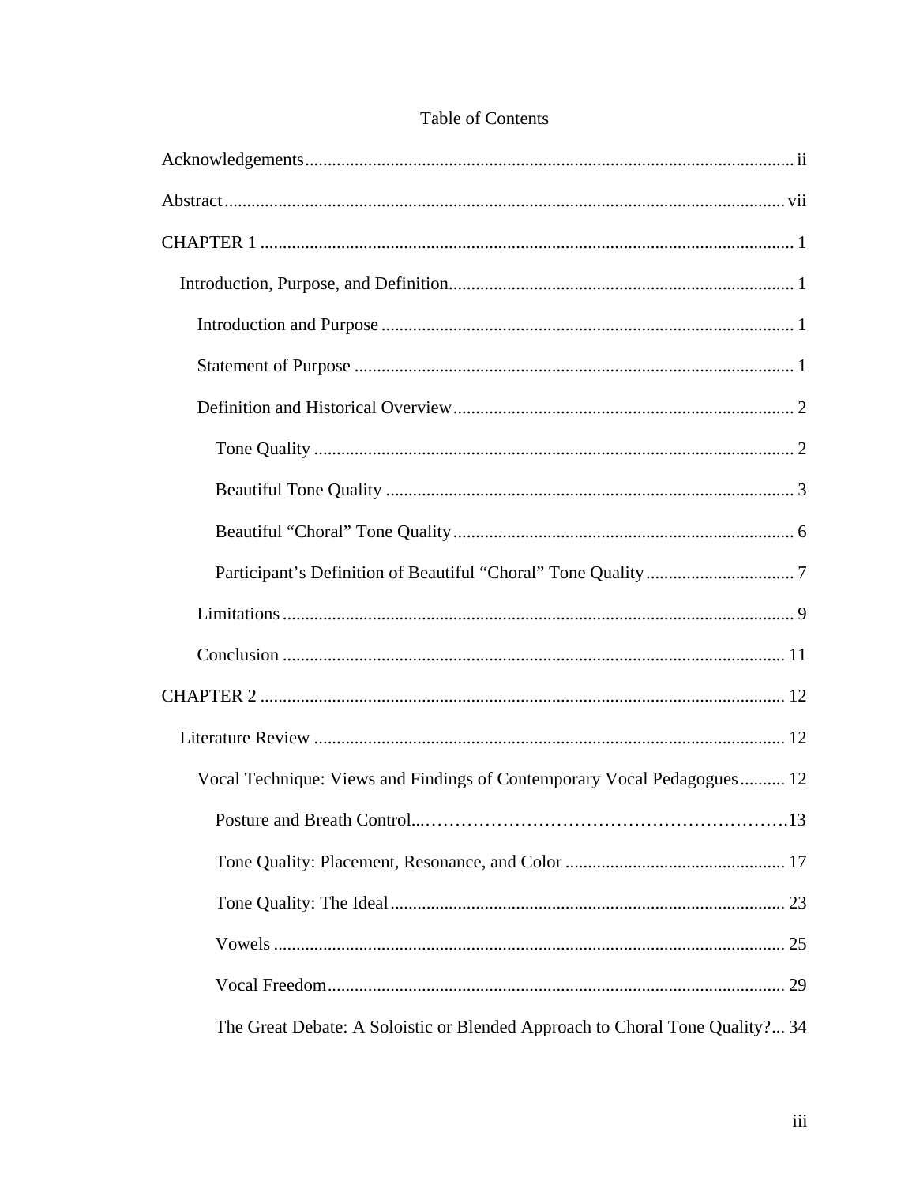# Table of Contents

Acknowledgements ........ ii

Abstract ........ vii

CHAPTER 1 ........ 1

- Introduction, Purpose, and Definition ........ 1
  - Introduction and Purpose ........ 1
  - Statement of Purpose ........ 1
  - Definition and Historical Overview ........ 2
    - Tone Quality ........ 2
    - Beautiful Tone Quality ........ 3
    - Beautiful “Choral” Tone Quality ........ 6
    - Participant’s Definition of Beautiful “Choral” Tone Quality ........ 7
  - Limitations ........ 9
  - Conclusion ........ 11

CHAPTER 2 ........ 12

- Literature Review ........ 12
  - Vocal Technique: Views and Findings of Contemporary Vocal Pedagogues ........ 12
    - Posture and Breath Control ........ 13
    - Tone Quality: Placement, Resonance, and Color ........ 17
    - Tone Quality: The Ideal ........ 23
    - Vowels ........ 25
    - Vocal Freedom ........ 29
    - The Great Debate: A Soloistic or Blended Approach to Choral Tone Quality? ........ 34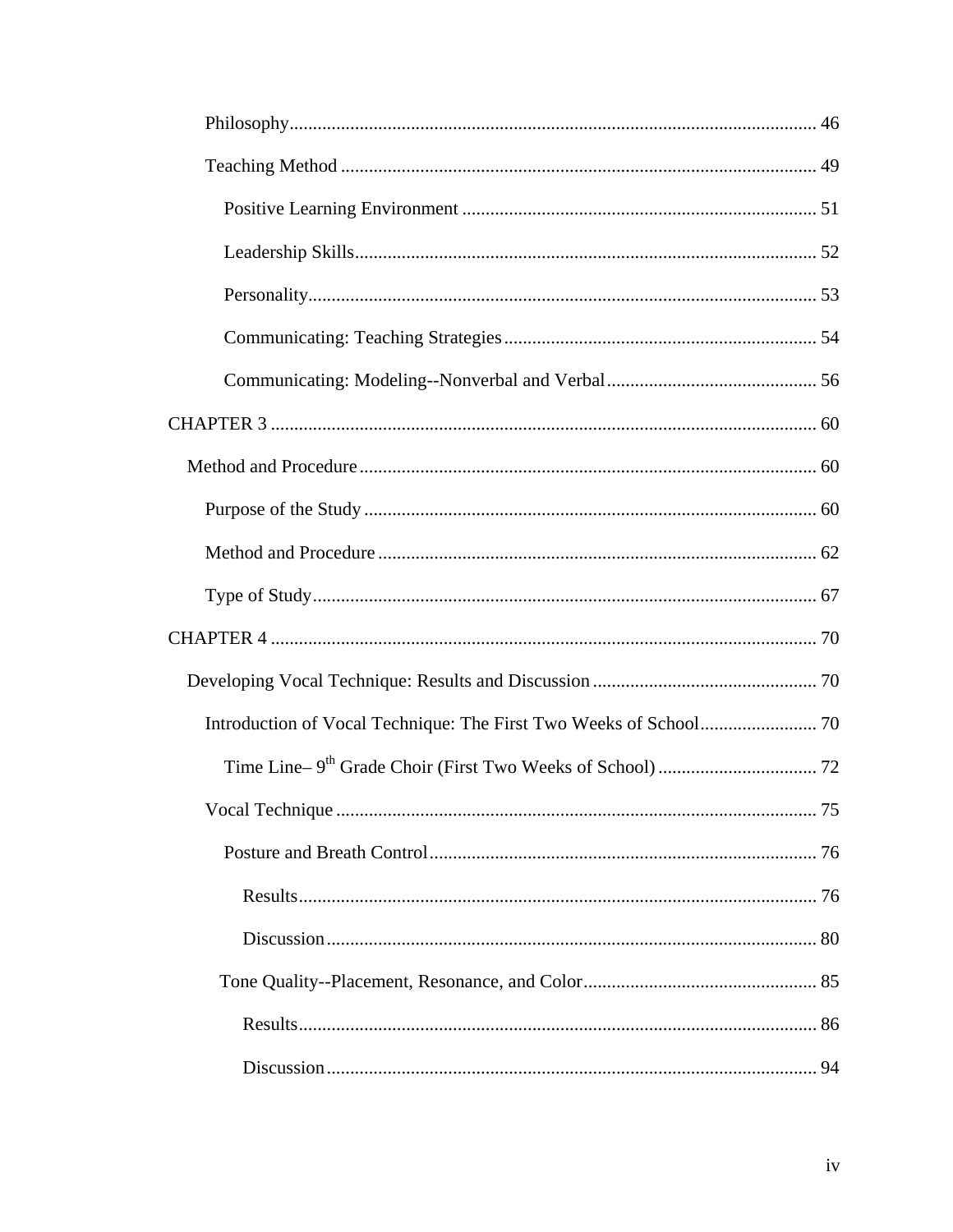Philosophy ................................................................................................................ 46

Teaching Method ...................................................................................................... 49

Positive Learning Environment ............................................................................ 51

Leadership Skills.................................................................................................... 52

Personality.............................................................................................................. 53

Communicating: Teaching Strategies .................................................................... 54

Communicating: Modeling--Nonverbal and Verbal ............................................. 56

CHAPTER 3 ..................................................................................................................... 60

Method and Procedure .................................................................................................. 60

Purpose of the Study ................................................................................................. 60

Method and Procedure .............................................................................................. 62

Type of Study............................................................................................................. 67

CHAPTER 4 ..................................................................................................................... 70

Developing Vocal Technique: Results and Discussion ................................................ 70

Introduction of Vocal Technique: The First Two Weeks of School......................... 70

Time Line– 9th Grade Choir (First Two Weeks of School) .................................. 72

Vocal Technique ....................................................................................................... 75

Posture and Breath Control................................................................................... 76

Results................................................................................................................ 76

Discussion .......................................................................................................... 80

Tone Quality--Placement, Resonance, and Color.................................................. 85

Results................................................................................................................ 86

Discussion .......................................................................................................... 94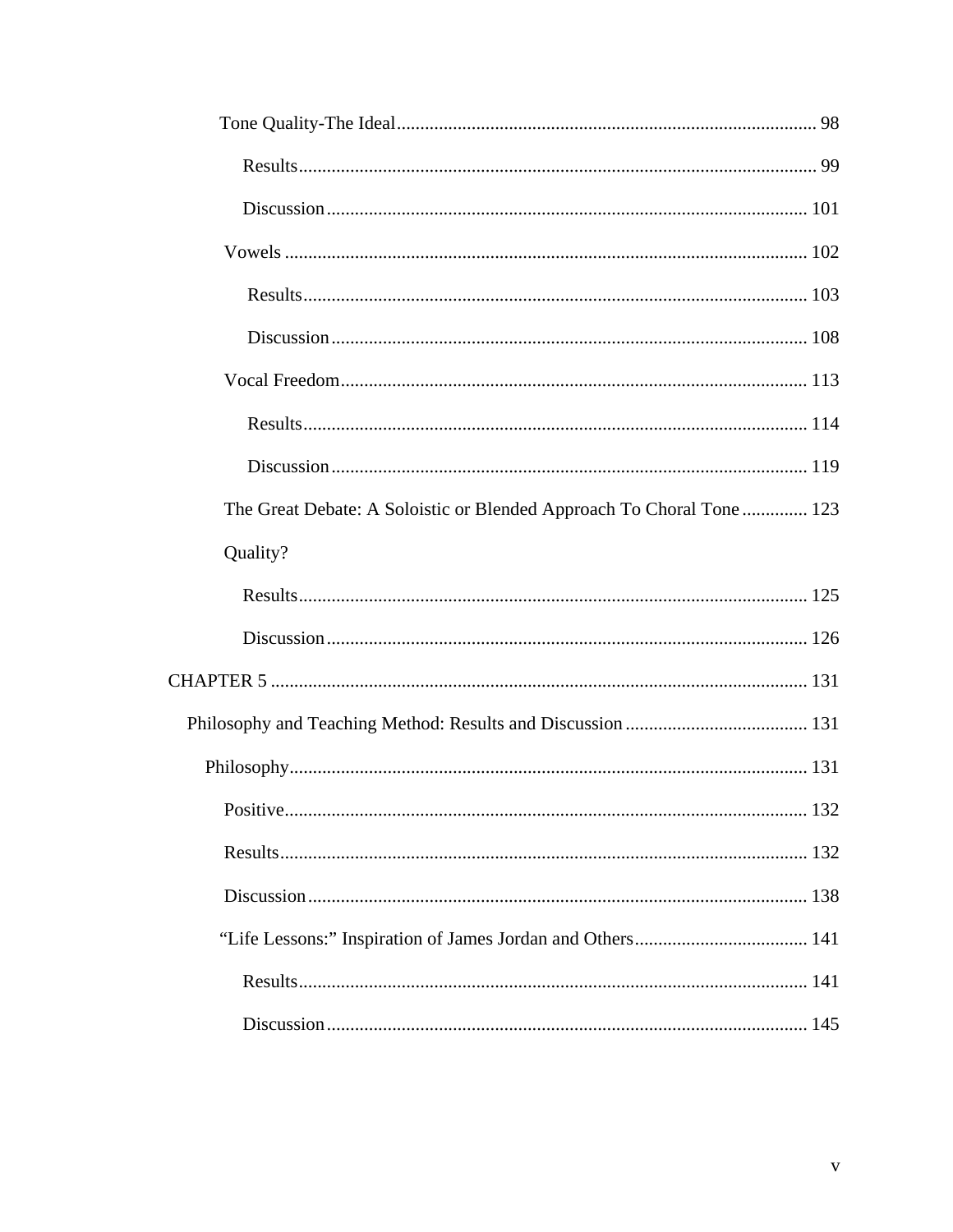Tone Quality-The Ideal ........................................................................................ 98

Results .............................................................................................................. 99

Discussion ....................................................................................................... 101

Vowels ............................................................................................................... 102

Results ............................................................................................................ 103

Discussion ...................................................................................................... 108

Vocal Freedom .................................................................................................. 113

Results ............................................................................................................ 114

Discussion ...................................................................................................... 119

The Great Debate: A Soloistic or Blended Approach To Choral Tone .............. 123
Quality?

Results ............................................................................................................ 125

Discussion ...................................................................................................... 126

CHAPTER 5 .......................................................................................................... 131

Philosophy and Teaching Method: Results and Discussion ....................................... 131

Philosophy ............................................................................................................. 131

Positive ............................................................................................................... 132

Results ................................................................................................................ 132

Discussion .......................................................................................................... 138

"Life Lessons:" Inspiration of James Jordan and Others ..................................... 141

Results ............................................................................................................ 141

Discussion ...................................................................................................... 145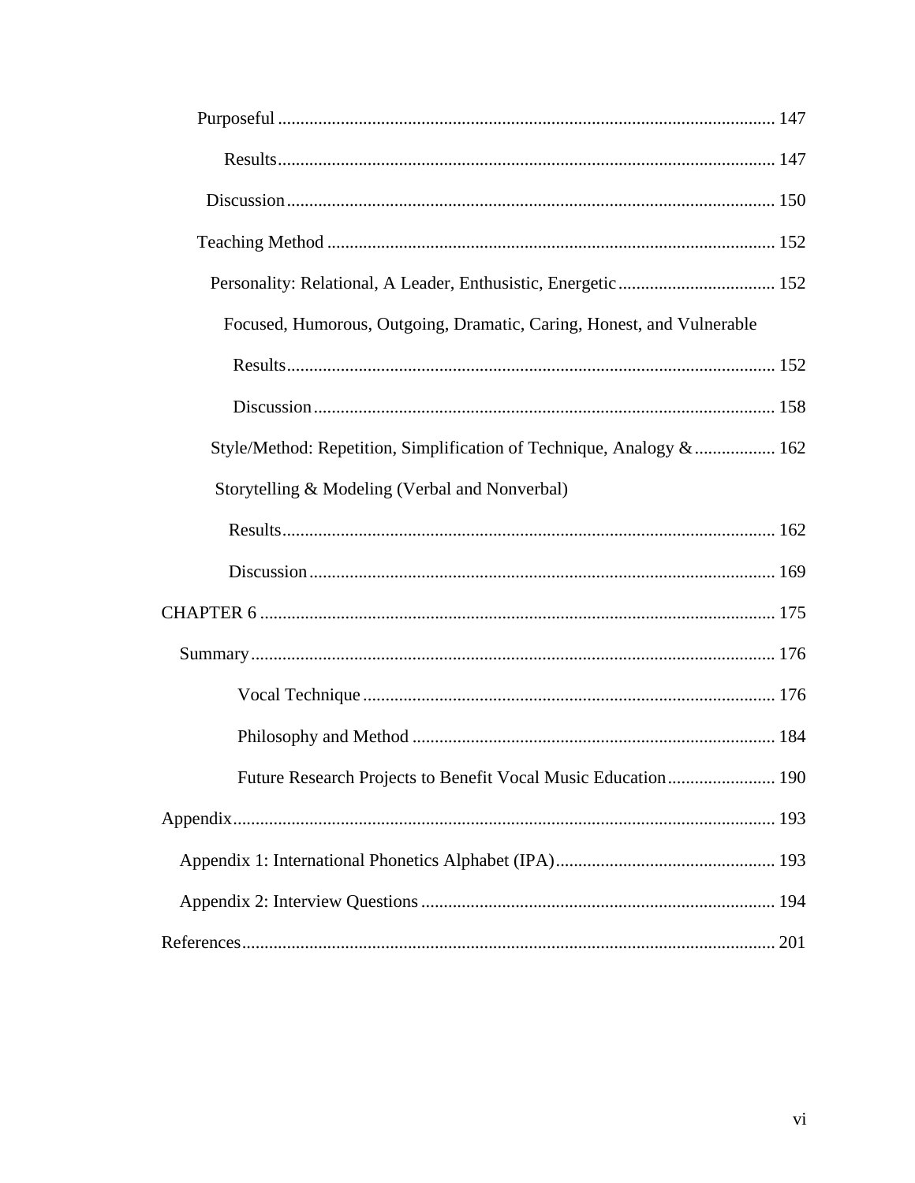Purposeful .............................................................................................................. 147

Results.............................................................................................................. 147

Discussion ............................................................................................................ 150

Teaching Method ................................................................................................... 152

Personality: Relational, A Leader, Enthusistic, Energetic ................................... 152

Focused, Humorous, Outgoing, Dramatic, Caring, Honest, and Vulnerable

Results............................................................................................................ 152

Discussion ...................................................................................................... 158

Style/Method: Repetition, Simplification of Technique, Analogy & .................. 162

Storytelling & Modeling (Verbal and Nonverbal)

Results............................................................................................................. 162

Discussion ....................................................................................................... 169

CHAPTER 6 .................................................................................................................. 175

Summary .................................................................................................................... 176

Vocal Technique ........................................................................................... 176

Philosophy and Method ................................................................................ 184

Future Research Projects to Benefit Vocal Music Education ........................ 190

Appendix ........................................................................................................................ 193

Appendix 1: International Phonetics Alphabet (IPA) ................................................. 193

Appendix 2: Interview Questions ............................................................................... 194

References ....................................................................................................................... 201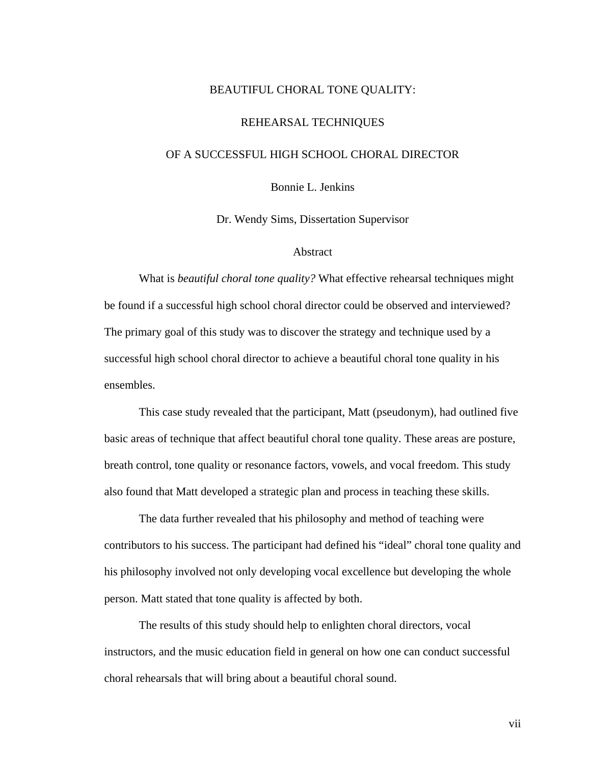BEAUTIFUL CHORAL TONE QUALITY:

REHEARSAL TECHNIQUES

OF A SUCCESSFUL HIGH SCHOOL CHORAL DIRECTOR

Bonnie L. Jenkins

Dr. Wendy Sims, Dissertation Supervisor

## Abstract

What is *beautiful choral tone quality?* What effective rehearsal techniques might be found if a successful high school choral director could be observed and interviewed? The primary goal of this study was to discover the strategy and technique used by a successful high school choral director to achieve a beautiful choral tone quality in his ensembles.

This case study revealed that the participant, Matt (pseudonym), had outlined five basic areas of technique that affect beautiful choral tone quality. These areas are posture, breath control, tone quality or resonance factors, vowels, and vocal freedom. This study also found that Matt developed a strategic plan and process in teaching these skills.

The data further revealed that his philosophy and method of teaching were contributors to his success. The participant had defined his "ideal" choral tone quality and his philosophy involved not only developing vocal excellence but developing the whole person. Matt stated that tone quality is affected by both.

The results of this study should help to enlighten choral directors, vocal instructors, and the music education field in general on how one can conduct successful choral rehearsals that will bring about a beautiful choral sound.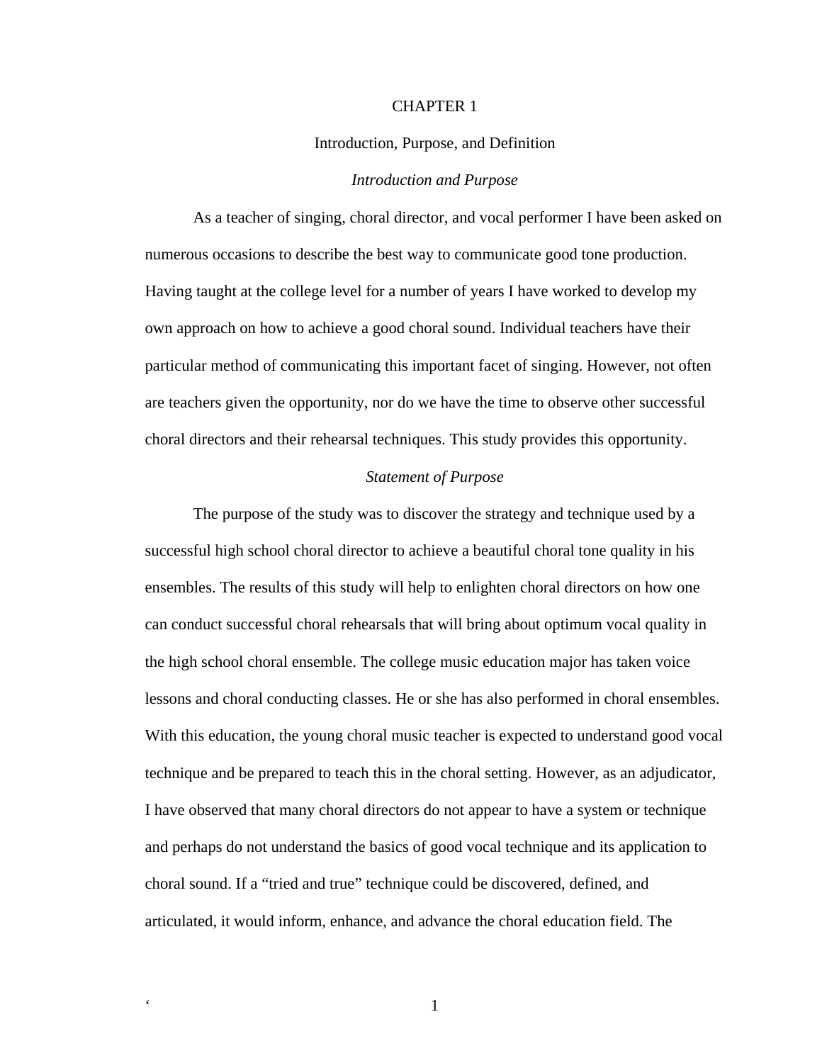# CHAPTER 1

## Introduction, Purpose, and Definition

### *Introduction and Purpose*

As a teacher of singing, choral director, and vocal performer I have been asked on numerous occasions to describe the best way to communicate good tone production. Having taught at the college level for a number of years I have worked to develop my own approach on how to achieve a good choral sound. Individual teachers have their particular method of communicating this important facet of singing. However, not often are teachers given the opportunity, nor do we have the time to observe other successful choral directors and their rehearsal techniques. This study provides this opportunity.

### *Statement of Purpose*

The purpose of the study was to discover the strategy and technique used by a successful high school choral director to achieve a beautiful choral tone quality in his ensembles. The results of this study will help to enlighten choral directors on how one can conduct successful choral rehearsals that will bring about optimum vocal quality in the high school choral ensemble. The college music education major has taken voice lessons and choral conducting classes. He or she has also performed in choral ensembles. With this education, the young choral music teacher is expected to understand good vocal technique and be prepared to teach this in the choral setting. However, as an adjudicator, I have observed that many choral directors do not appear to have a system or technique and perhaps do not understand the basics of good vocal technique and its application to choral sound. If a "tried and true" technique could be discovered, defined, and articulated, it would inform, enhance, and advance the choral education field. The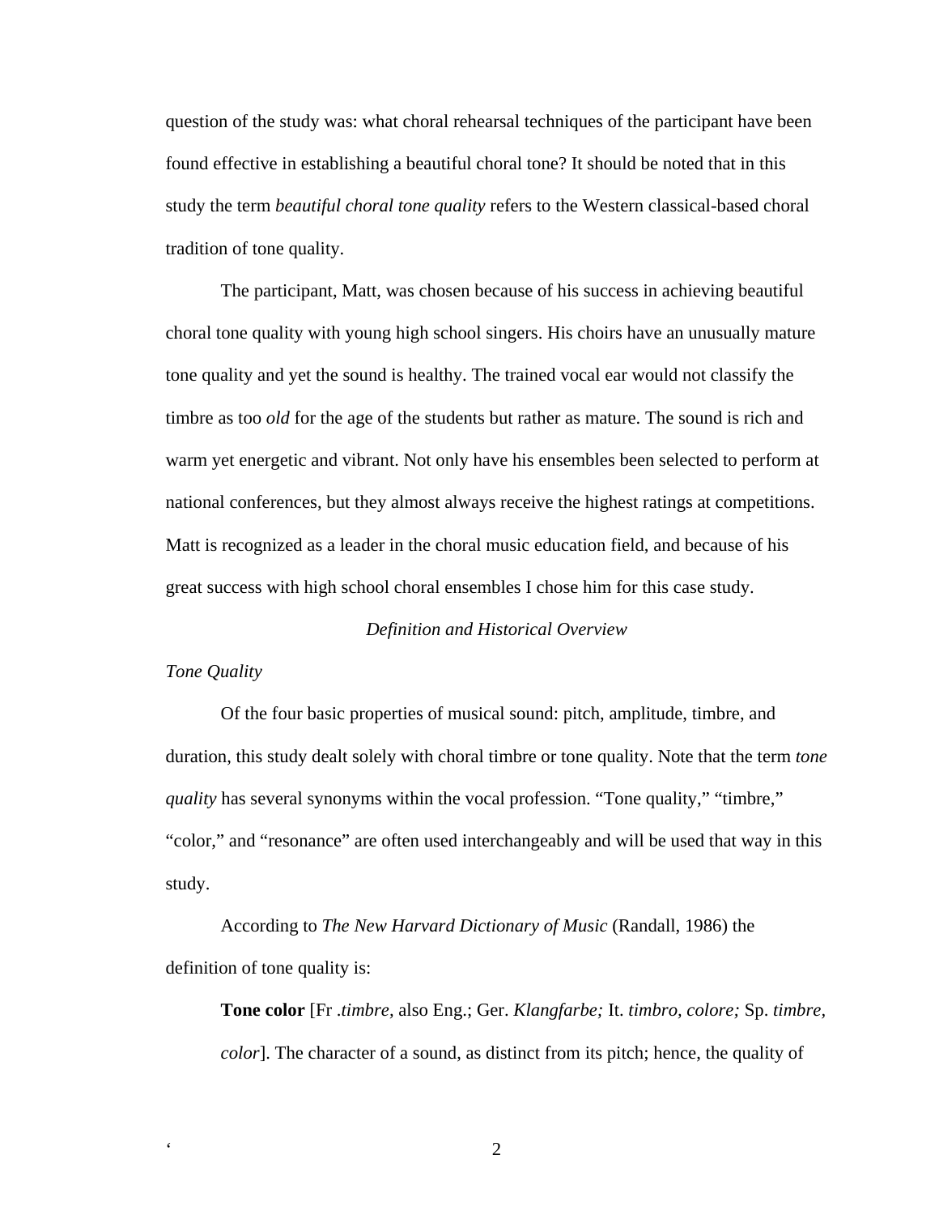question of the study was: what choral rehearsal techniques of the participant have been found effective in establishing a beautiful choral tone? It should be noted that in this study the term *beautiful choral tone quality* refers to the Western classical-based choral tradition of tone quality.

The participant, Matt, was chosen because of his success in achieving beautiful choral tone quality with young high school singers. His choirs have an unusually mature tone quality and yet the sound is healthy. The trained vocal ear would not classify the timbre as too *old* for the age of the students but rather as mature. The sound is rich and warm yet energetic and vibrant. Not only have his ensembles been selected to perform at national conferences, but they almost always receive the highest ratings at competitions. Matt is recognized as a leader in the choral music education field, and because of his great success with high school choral ensembles I chose him for this case study.

## *Definition and Historical Overview*

### *Tone Quality*

Of the four basic properties of musical sound: pitch, amplitude, timbre, and duration, this study dealt solely with choral timbre or tone quality. Note that the term *tone quality* has several synonyms within the vocal profession. "Tone quality," "timbre," "color," and "resonance" are often used interchangeably and will be used that way in this study.

According to *The New Harvard Dictionary of Music* (Randall, 1986) the definition of tone quality is:

> **Tone color** [Fr .*timbre,* also Eng.; Ger. *Klangfarbe;* It. *timbro, colore;* Sp. *timbre, color*]. The character of a sound, as distinct from its pitch; hence, the quality of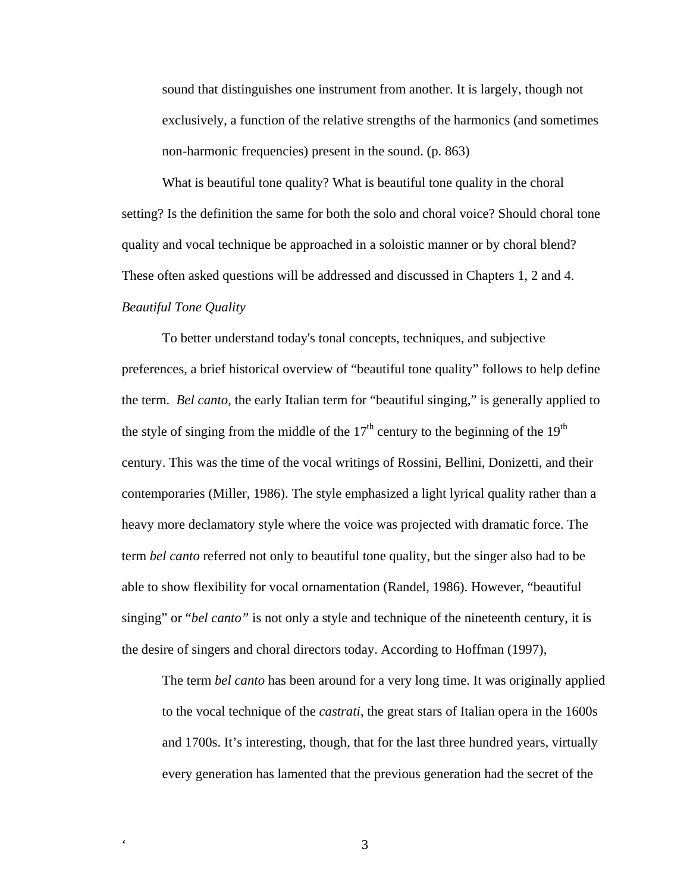sound that distinguishes one instrument from another. It is largely, though not exclusively, a function of the relative strengths of the harmonics (and sometimes non-harmonic frequencies) present in the sound. (p. 863)

What is beautiful tone quality? What is beautiful tone quality in the choral setting? Is the definition the same for both the solo and choral voice? Should choral tone quality and vocal technique be approached in a soloistic manner or by choral blend? These often asked questions will be addressed and discussed in Chapters 1, 2 and 4.

*Beautiful Tone Quality*

To better understand today's tonal concepts, techniques, and subjective preferences, a brief historical overview of "beautiful tone quality" follows to help define the term. *Bel canto*, the early Italian term for "beautiful singing," is generally applied to the style of singing from the middle of the 17th century to the beginning of the 19th century. This was the time of the vocal writings of Rossini, Bellini, Donizetti, and their contemporaries (Miller, 1986). The style emphasized a light lyrical quality rather than a heavy more declamatory style where the voice was projected with dramatic force. The term *bel canto* referred not only to beautiful tone quality, but the singer also had to be able to show flexibility for vocal ornamentation (Randel, 1986). However, "beautiful singing" or "*bel canto*" is not only a style and technique of the nineteenth century, it is the desire of singers and choral directors today. According to Hoffman (1997),

> The term *bel canto* has been around for a very long time. It was originally applied to the vocal technique of the *castrati*, the great stars of Italian opera in the 1600s and 1700s. It's interesting, though, that for the last three hundred years, virtually every generation has lamented that the previous generation had the secret of the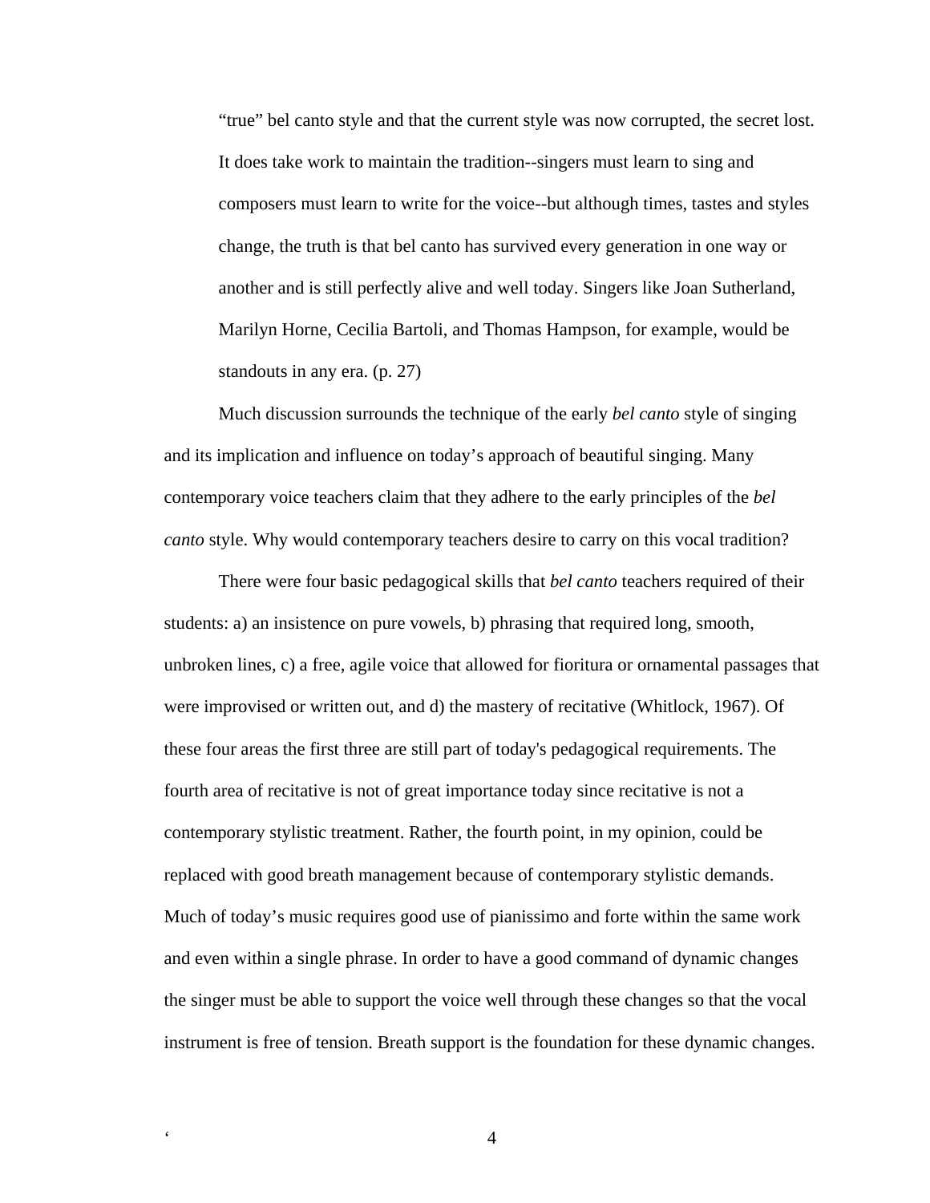> "true" bel canto style and that the current style was now corrupted, the secret lost. It does take work to maintain the tradition--singers must learn to sing and composers must learn to write for the voice--but although times, tastes and styles change, the truth is that bel canto has survived every generation in one way or another and is still perfectly alive and well today. Singers like Joan Sutherland, Marilyn Horne, Cecilia Bartoli, and Thomas Hampson, for example, would be standouts in any era. (p. 27)

Much discussion surrounds the technique of the early *bel canto* style of singing and its implication and influence on today's approach of beautiful singing. Many contemporary voice teachers claim that they adhere to the early principles of the *bel canto* style. Why would contemporary teachers desire to carry on this vocal tradition?

There were four basic pedagogical skills that *bel canto* teachers required of their students: a) an insistence on pure vowels, b) phrasing that required long, smooth, unbroken lines, c) a free, agile voice that allowed for fioritura or ornamental passages that were improvised or written out, and d) the mastery of recitative (Whitlock, 1967). Of these four areas the first three are still part of today's pedagogical requirements. The fourth area of recitative is not of great importance today since recitative is not a contemporary stylistic treatment. Rather, the fourth point, in my opinion, could be replaced with good breath management because of contemporary stylistic demands. Much of today's music requires good use of pianissimo and forte within the same work and even within a single phrase. In order to have a good command of dynamic changes the singer must be able to support the voice well through these changes so that the vocal instrument is free of tension. Breath support is the foundation for these dynamic changes.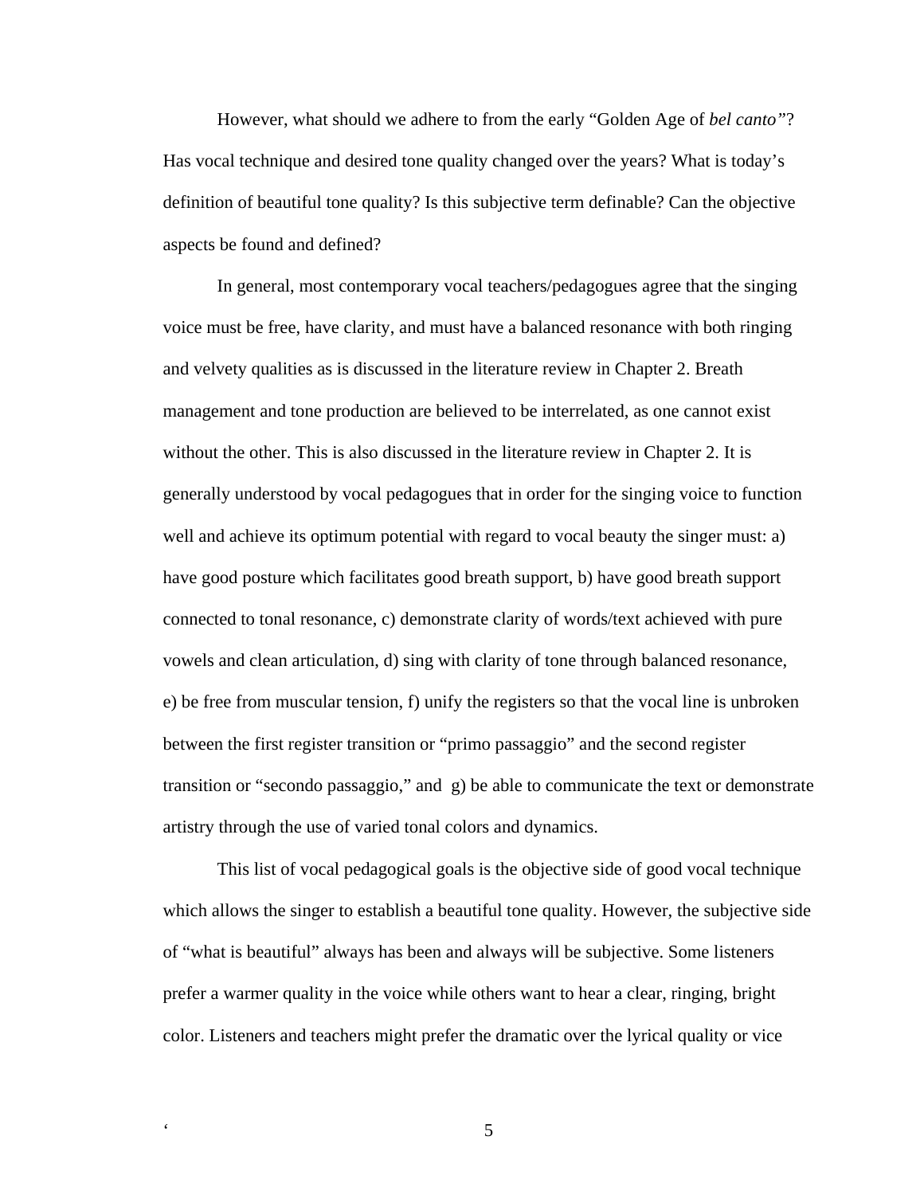However, what should we adhere to from the early "Golden Age of *bel canto"*? Has vocal technique and desired tone quality changed over the years? What is today's definition of beautiful tone quality? Is this subjective term definable? Can the objective aspects be found and defined?

In general, most contemporary vocal teachers/pedagogues agree that the singing voice must be free, have clarity, and must have a balanced resonance with both ringing and velvety qualities as is discussed in the literature review in Chapter 2. Breath management and tone production are believed to be interrelated, as one cannot exist without the other. This is also discussed in the literature review in Chapter 2. It is generally understood by vocal pedagogues that in order for the singing voice to function well and achieve its optimum potential with regard to vocal beauty the singer must: a) have good posture which facilitates good breath support, b) have good breath support connected to tonal resonance, c) demonstrate clarity of words/text achieved with pure vowels and clean articulation, d) sing with clarity of tone through balanced resonance, e) be free from muscular tension, f) unify the registers so that the vocal line is unbroken between the first register transition or "primo passaggio" and the second register transition or "secondo passaggio," and g) be able to communicate the text or demonstrate artistry through the use of varied tonal colors and dynamics.

This list of vocal pedagogical goals is the objective side of good vocal technique which allows the singer to establish a beautiful tone quality. However, the subjective side of "what is beautiful" always has been and always will be subjective. Some listeners prefer a warmer quality in the voice while others want to hear a clear, ringing, bright color. Listeners and teachers might prefer the dramatic over the lyrical quality or vice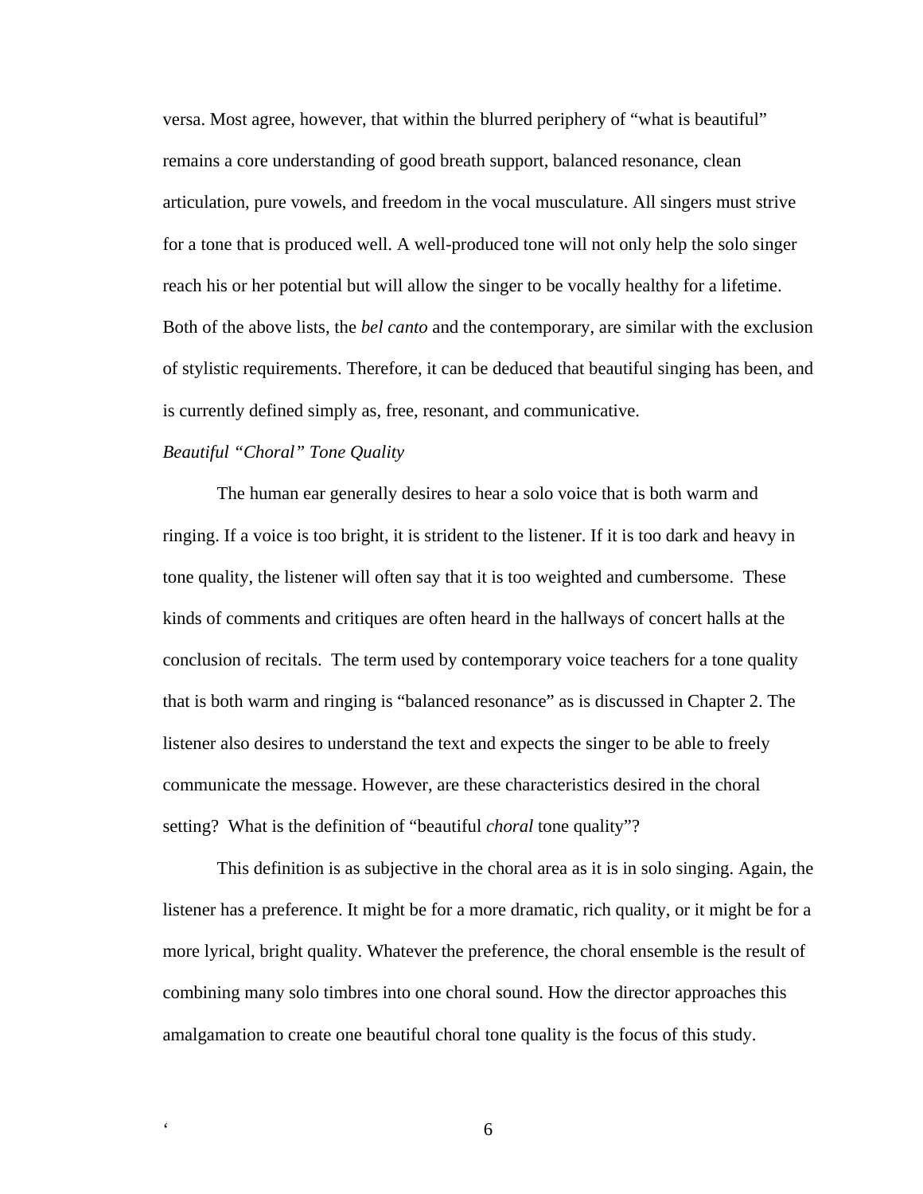versa. Most agree, however, that within the blurred periphery of "what is beautiful" remains a core understanding of good breath support, balanced resonance, clean articulation, pure vowels, and freedom in the vocal musculature. All singers must strive for a tone that is produced well. A well-produced tone will not only help the solo singer reach his or her potential but will allow the singer to be vocally healthy for a lifetime. Both of the above lists, the *bel canto* and the contemporary, are similar with the exclusion of stylistic requirements. Therefore, it can be deduced that beautiful singing has been, and is currently defined simply as, free, resonant, and communicative.

*Beautiful "Choral" Tone Quality*

The human ear generally desires to hear a solo voice that is both warm and ringing. If a voice is too bright, it is strident to the listener. If it is too dark and heavy in tone quality, the listener will often say that it is too weighted and cumbersome. These kinds of comments and critiques are often heard in the hallways of concert halls at the conclusion of recitals. The term used by contemporary voice teachers for a tone quality that is both warm and ringing is "balanced resonance" as is discussed in Chapter 2. The listener also desires to understand the text and expects the singer to be able to freely communicate the message. However, are these characteristics desired in the choral setting? What is the definition of "beautiful *choral* tone quality"?

This definition is as subjective in the choral area as it is in solo singing. Again, the listener has a preference. It might be for a more dramatic, rich quality, or it might be for a more lyrical, bright quality. Whatever the preference, the choral ensemble is the result of combining many solo timbres into one choral sound. How the director approaches this amalgamation to create one beautiful choral tone quality is the focus of this study.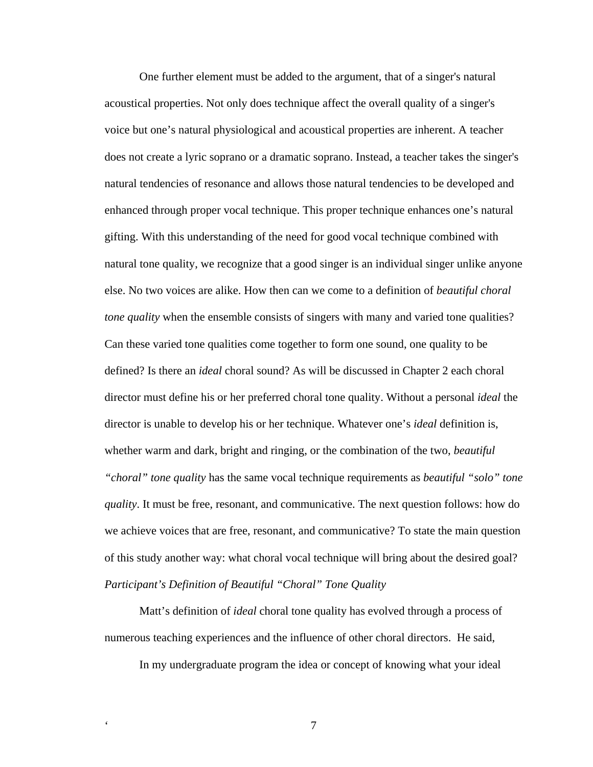One further element must be added to the argument, that of a singer's natural acoustical properties. Not only does technique affect the overall quality of a singer's voice but one's natural physiological and acoustical properties are inherent. A teacher does not create a lyric soprano or a dramatic soprano. Instead, a teacher takes the singer's natural tendencies of resonance and allows those natural tendencies to be developed and enhanced through proper vocal technique. This proper technique enhances one's natural gifting. With this understanding of the need for good vocal technique combined with natural tone quality, we recognize that a good singer is an individual singer unlike anyone else. No two voices are alike. How then can we come to a definition of *beautiful choral tone quality* when the ensemble consists of singers with many and varied tone qualities? Can these varied tone qualities come together to form one sound, one quality to be defined? Is there an *ideal* choral sound? As will be discussed in Chapter 2 each choral director must define his or her preferred choral tone quality. Without a personal *ideal* the director is unable to develop his or her technique. Whatever one's *ideal* definition is, whether warm and dark, bright and ringing, or the combination of the two, *beautiful "choral" tone quality* has the same vocal technique requirements as *beautiful "solo" tone quality*. It must be free, resonant, and communicative. The next question follows: how do we achieve voices that are free, resonant, and communicative? To state the main question of this study another way: what choral vocal technique will bring about the desired goal?

*Participant's Definition of Beautiful "Choral" Tone Quality*

Matt's definition of *ideal* choral tone quality has evolved through a process of numerous teaching experiences and the influence of other choral directors. He said,

> In my undergraduate program the idea or concept of knowing what your ideal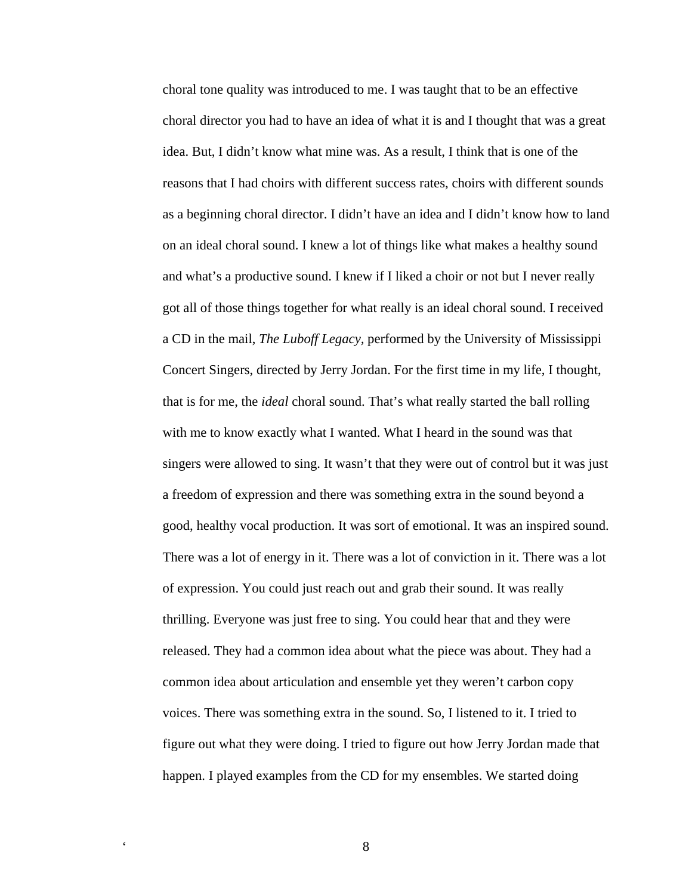choral tone quality was introduced to me. I was taught that to be an effective choral director you had to have an idea of what it is and I thought that was a great idea. But, I didn’t know what mine was. As a result, I think that is one of the reasons that I had choirs with different success rates, choirs with different sounds as a beginning choral director. I didn’t have an idea and I didn’t know how to land on an ideal choral sound. I knew a lot of things like what makes a healthy sound and what’s a productive sound. I knew if I liked a choir or not but I never really got all of those things together for what really is an ideal choral sound. I received a CD in the mail, *The Luboff Legacy,* performed by the University of Mississippi Concert Singers, directed by Jerry Jordan. For the first time in my life, I thought, that is for me, the *ideal* choral sound. That’s what really started the ball rolling with me to know exactly what I wanted. What I heard in the sound was that singers were allowed to sing. It wasn’t that they were out of control but it was just a freedom of expression and there was something extra in the sound beyond a good, healthy vocal production. It was sort of emotional. It was an inspired sound. There was a lot of energy in it. There was a lot of conviction in it. There was a lot of expression. You could just reach out and grab their sound. It was really thrilling. Everyone was just free to sing. You could hear that and they were released. They had a common idea about what the piece was about. They had a common idea about articulation and ensemble yet they weren’t carbon copy voices. There was something extra in the sound. So, I listened to it. I tried to figure out what they were doing. I tried to figure out how Jerry Jordan made that happen. I played examples from the CD for my ensembles. We started doing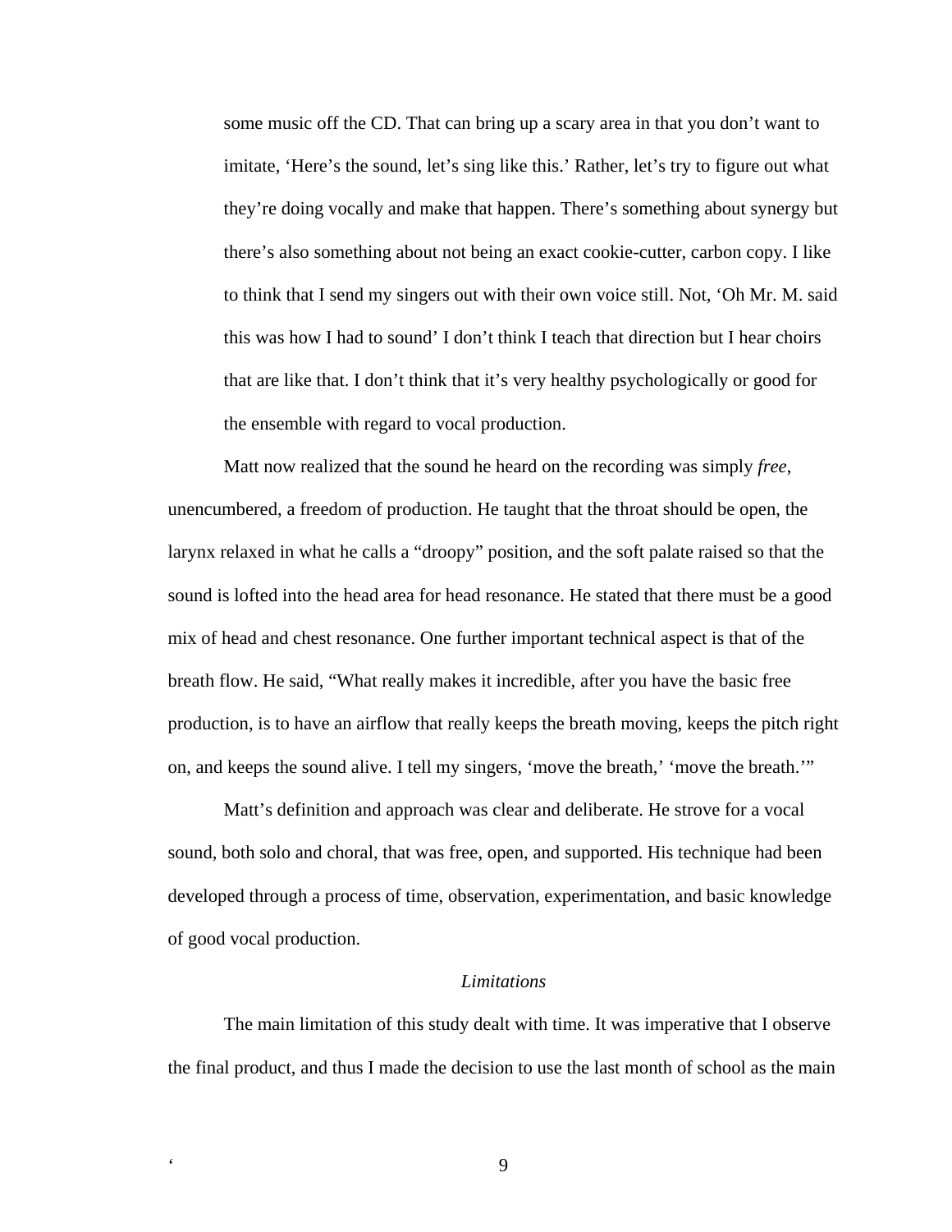> some music off the CD. That can bring up a scary area in that you don't want to imitate, 'Here's the sound, let's sing like this.' Rather, let's try to figure out what they're doing vocally and make that happen. There's something about synergy but there's also something about not being an exact cookie-cutter, carbon copy. I like to think that I send my singers out with their own voice still. Not, 'Oh Mr. M. said this was how I had to sound' I don't think I teach that direction but I hear choirs that are like that. I don't think that it's very healthy psychologically or good for the ensemble with regard to vocal production.

Matt now realized that the sound he heard on the recording was simply *free*, unencumbered, a freedom of production. He taught that the throat should be open, the larynx relaxed in what he calls a "droopy" position, and the soft palate raised so that the sound is lofted into the head area for head resonance. He stated that there must be a good mix of head and chest resonance. One further important technical aspect is that of the breath flow. He said, "What really makes it incredible, after you have the basic free production, is to have an airflow that really keeps the breath moving, keeps the pitch right on, and keeps the sound alive. I tell my singers, 'move the breath,' 'move the breath.'"

Matt's definition and approach was clear and deliberate. He strove for a vocal sound, both solo and choral, that was free, open, and supported. His technique had been developed through a process of time, observation, experimentation, and basic knowledge of good vocal production.

### *Limitations*

The main limitation of this study dealt with time. It was imperative that I observe the final product, and thus I made the decision to use the last month of school as the main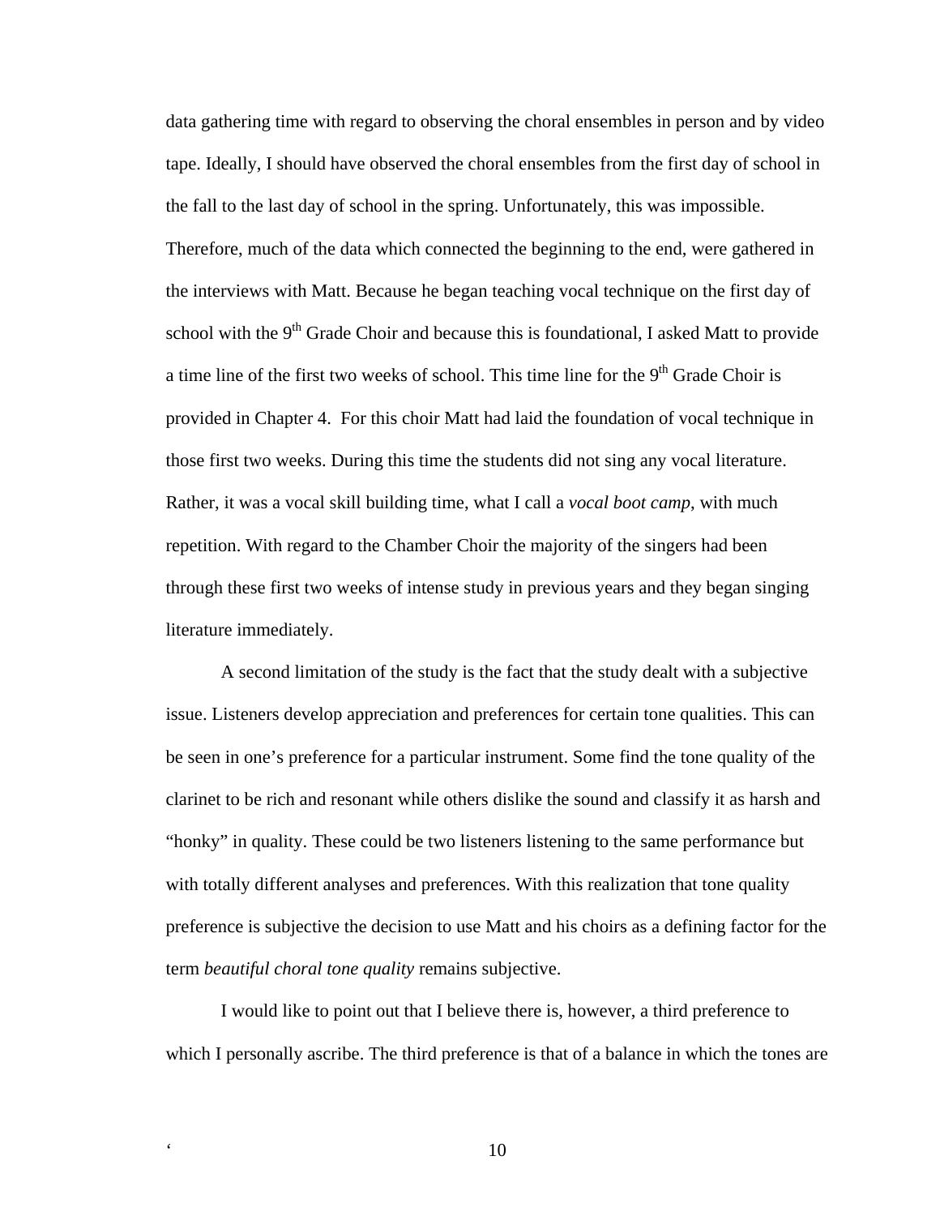data gathering time with regard to observing the choral ensembles in person and by video tape. Ideally, I should have observed the choral ensembles from the first day of school in the fall to the last day of school in the spring. Unfortunately, this was impossible. Therefore, much of the data which connected the beginning to the end, were gathered in the interviews with Matt. Because he began teaching vocal technique on the first day of school with the 9th Grade Choir and because this is foundational, I asked Matt to provide a time line of the first two weeks of school. This time line for the 9th Grade Choir is provided in Chapter 4. For this choir Matt had laid the foundation of vocal technique in those first two weeks. During this time the students did not sing any vocal literature. Rather, it was a vocal skill building time, what I call a *vocal boot camp*, with much repetition. With regard to the Chamber Choir the majority of the singers had been through these first two weeks of intense study in previous years and they began singing literature immediately.

A second limitation of the study is the fact that the study dealt with a subjective issue. Listeners develop appreciation and preferences for certain tone qualities. This can be seen in one's preference for a particular instrument. Some find the tone quality of the clarinet to be rich and resonant while others dislike the sound and classify it as harsh and "honky" in quality. These could be two listeners listening to the same performance but with totally different analyses and preferences. With this realization that tone quality preference is subjective the decision to use Matt and his choirs as a defining factor for the term *beautiful choral tone quality* remains subjective.

I would like to point out that I believe there is, however, a third preference to which I personally ascribe. The third preference is that of a balance in which the tones are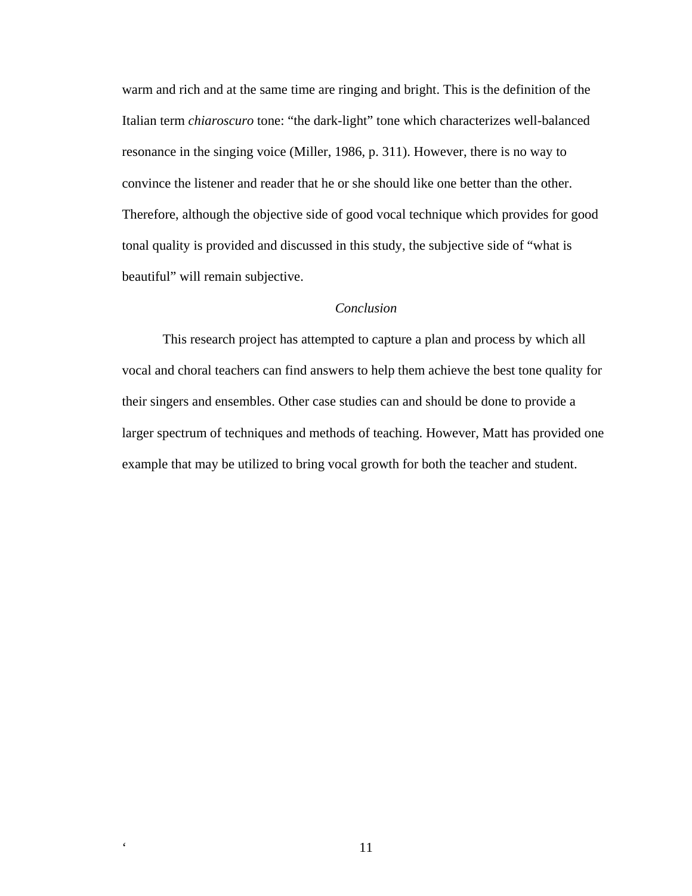warm and rich and at the same time are ringing and bright. This is the definition of the Italian term *chiaroscuro* tone: "the dark-light" tone which characterizes well-balanced resonance in the singing voice (Miller, 1986, p. 311). However, there is no way to convince the listener and reader that he or she should like one better than the other. Therefore, although the objective side of good vocal technique which provides for good tonal quality is provided and discussed in this study, the subjective side of "what is beautiful" will remain subjective.

### *Conclusion*

This research project has attempted to capture a plan and process by which all vocal and choral teachers can find answers to help them achieve the best tone quality for their singers and ensembles. Other case studies can and should be done to provide a larger spectrum of techniques and methods of teaching. However, Matt has provided one example that may be utilized to bring vocal growth for both the teacher and student.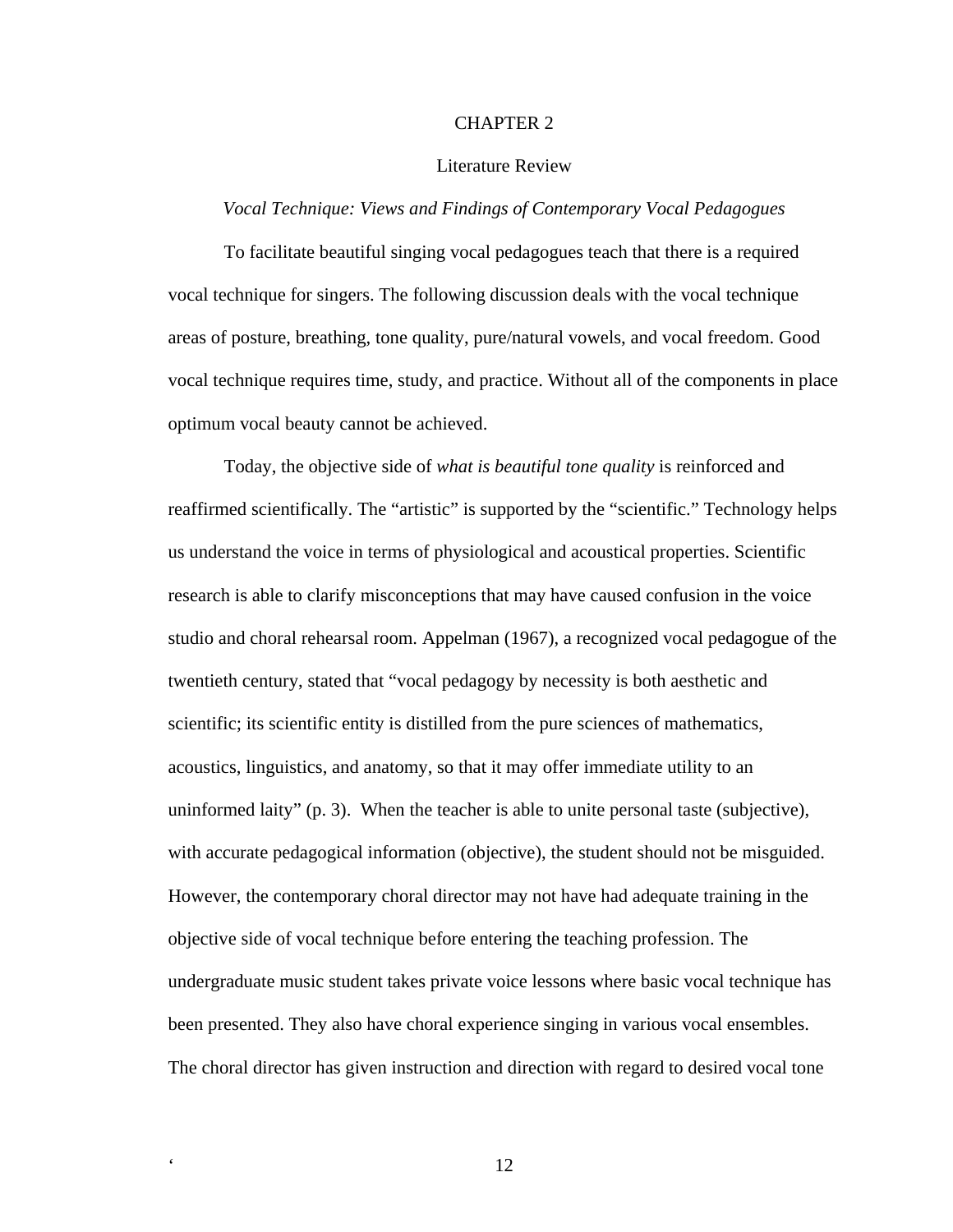# CHAPTER 2

## Literature Review

### *Vocal Technique: Views and Findings of Contemporary Vocal Pedagogues*

To facilitate beautiful singing vocal pedagogues teach that there is a required vocal technique for singers. The following discussion deals with the vocal technique areas of posture, breathing, tone quality, pure/natural vowels, and vocal freedom. Good vocal technique requires time, study, and practice. Without all of the components in place optimum vocal beauty cannot be achieved.

Today, the objective side of *what is beautiful tone quality* is reinforced and reaffirmed scientifically. The "artistic" is supported by the "scientific." Technology helps us understand the voice in terms of physiological and acoustical properties. Scientific research is able to clarify misconceptions that may have caused confusion in the voice studio and choral rehearsal room. Appelman (1967), a recognized vocal pedagogue of the twentieth century, stated that "vocal pedagogy by necessity is both aesthetic and scientific; its scientific entity is distilled from the pure sciences of mathematics, acoustics, linguistics, and anatomy, so that it may offer immediate utility to an uninformed laity" (p. 3). When the teacher is able to unite personal taste (subjective), with accurate pedagogical information (objective), the student should not be misguided. However, the contemporary choral director may not have had adequate training in the objective side of vocal technique before entering the teaching profession. The undergraduate music student takes private voice lessons where basic vocal technique has been presented. They also have choral experience singing in various vocal ensembles. The choral director has given instruction and direction with regard to desired vocal tone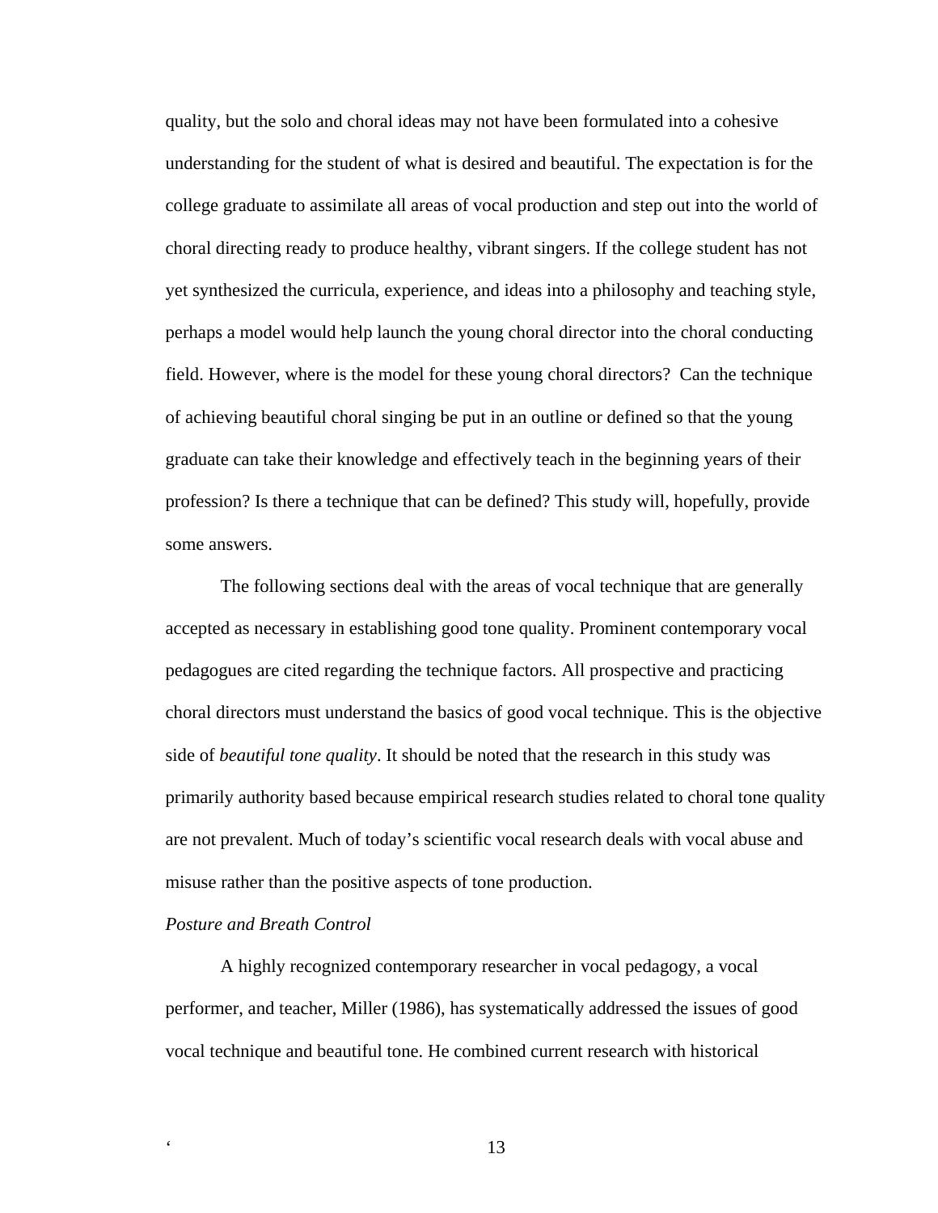quality, but the solo and choral ideas may not have been formulated into a cohesive understanding for the student of what is desired and beautiful. The expectation is for the college graduate to assimilate all areas of vocal production and step out into the world of choral directing ready to produce healthy, vibrant singers. If the college student has not yet synthesized the curricula, experience, and ideas into a philosophy and teaching style, perhaps a model would help launch the young choral director into the choral conducting field. However, where is the model for these young choral directors? Can the technique of achieving beautiful choral singing be put in an outline or defined so that the young graduate can take their knowledge and effectively teach in the beginning years of their profession? Is there a technique that can be defined? This study will, hopefully, provide some answers.

The following sections deal with the areas of vocal technique that are generally accepted as necessary in establishing good tone quality. Prominent contemporary vocal pedagogues are cited regarding the technique factors. All prospective and practicing choral directors must understand the basics of good vocal technique. This is the objective side of *beautiful tone quality*. It should be noted that the research in this study was primarily authority based because empirical research studies related to choral tone quality are not prevalent. Much of today's scientific vocal research deals with vocal abuse and misuse rather than the positive aspects of tone production.

*Posture and Breath Control*

A highly recognized contemporary researcher in vocal pedagogy, a vocal performer, and teacher, Miller (1986), has systematically addressed the issues of good vocal technique and beautiful tone. He combined current research with historical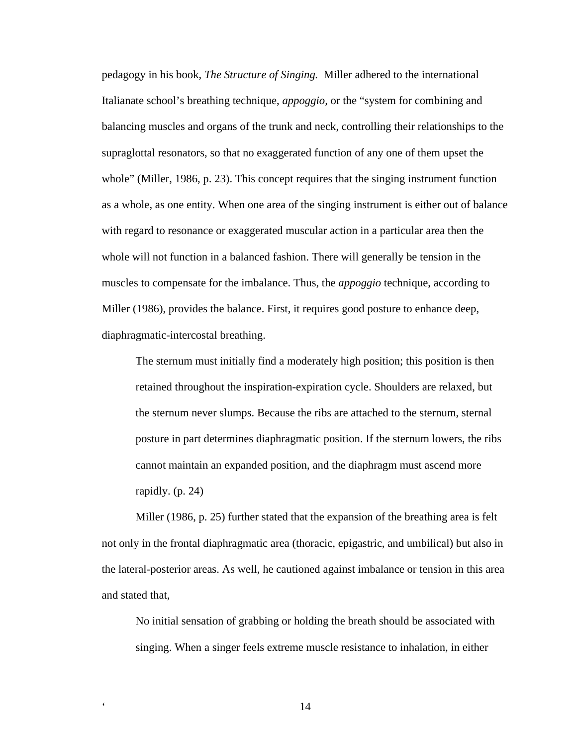pedagogy in his book, *The Structure of Singing.* Miller adhered to the international Italianate school's breathing technique, *appoggio,* or the "system for combining and balancing muscles and organs of the trunk and neck, controlling their relationships to the supraglottal resonators, so that no exaggerated function of any one of them upset the whole" (Miller, 1986, p. 23). This concept requires that the singing instrument function as a whole, as one entity. When one area of the singing instrument is either out of balance with regard to resonance or exaggerated muscular action in a particular area then the whole will not function in a balanced fashion. There will generally be tension in the muscles to compensate for the imbalance. Thus, the *appoggio* technique, according to Miller (1986), provides the balance. First, it requires good posture to enhance deep, diaphragmatic-intercostal breathing.

> The sternum must initially find a moderately high position; this position is then retained throughout the inspiration-expiration cycle. Shoulders are relaxed, but the sternum never slumps. Because the ribs are attached to the sternum, sternal posture in part determines diaphragmatic position. If the sternum lowers, the ribs cannot maintain an expanded position, and the diaphragm must ascend more rapidly. (p. 24)

Miller (1986, p. 25) further stated that the expansion of the breathing area is felt not only in the frontal diaphragmatic area (thoracic, epigastric, and umbilical) but also in the lateral-posterior areas. As well, he cautioned against imbalance or tension in this area and stated that,

> No initial sensation of grabbing or holding the breath should be associated with singing. When a singer feels extreme muscle resistance to inhalation, in either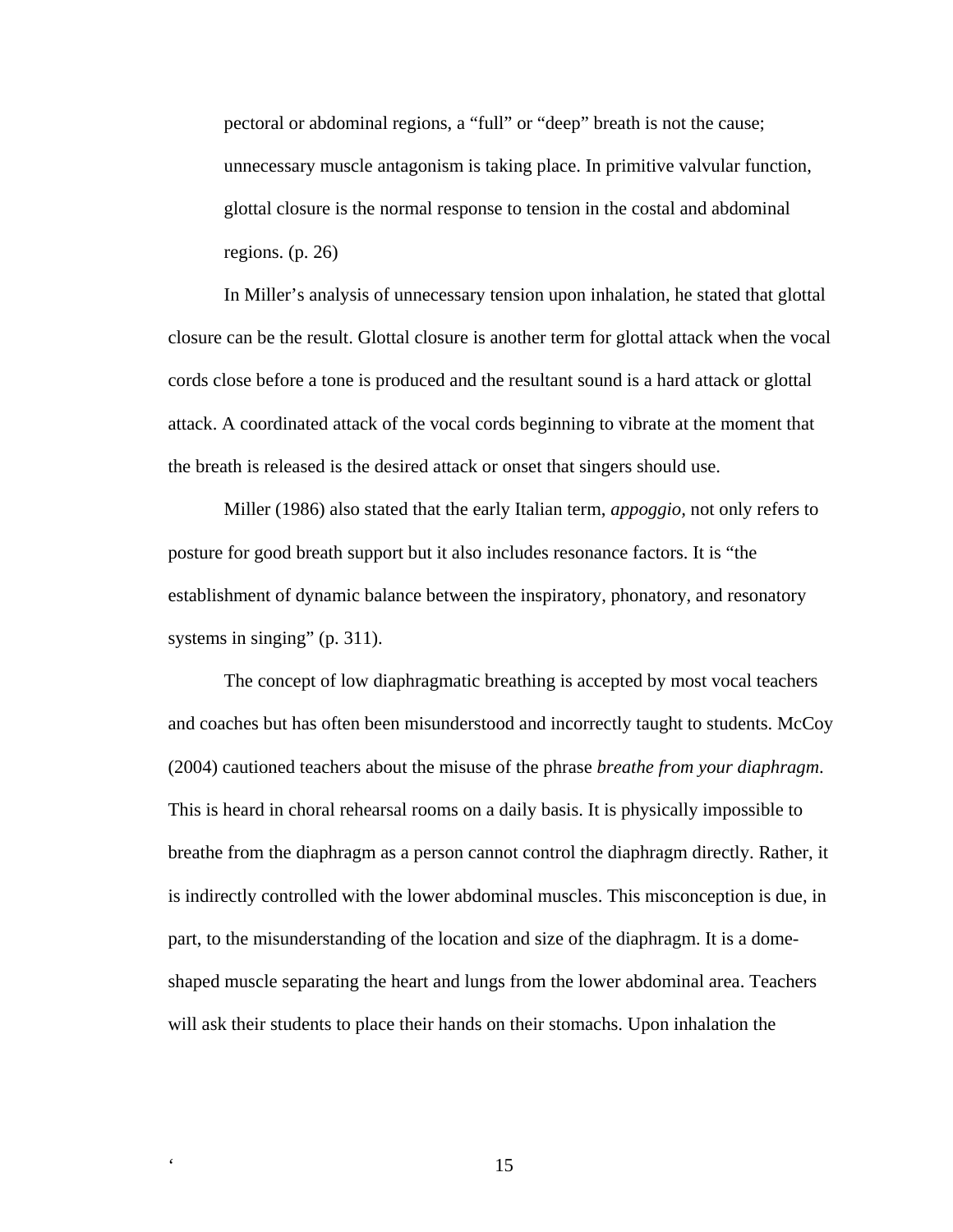pectoral or abdominal regions, a "full" or "deep" breath is not the cause; unnecessary muscle antagonism is taking place. In primitive valvular function, glottal closure is the normal response to tension in the costal and abdominal regions. (p. 26)

In Miller's analysis of unnecessary tension upon inhalation, he stated that glottal closure can be the result. Glottal closure is another term for glottal attack when the vocal cords close before a tone is produced and the resultant sound is a hard attack or glottal attack. A coordinated attack of the vocal cords beginning to vibrate at the moment that the breath is released is the desired attack or onset that singers should use.

Miller (1986) also stated that the early Italian term, *appoggio*, not only refers to posture for good breath support but it also includes resonance factors. It is "the establishment of dynamic balance between the inspiratory, phonatory, and resonatory systems in singing" (p. 311).

The concept of low diaphragmatic breathing is accepted by most vocal teachers and coaches but has often been misunderstood and incorrectly taught to students. McCoy (2004) cautioned teachers about the misuse of the phrase *breathe from your diaphragm*. This is heard in choral rehearsal rooms on a daily basis. It is physically impossible to breathe from the diaphragm as a person cannot control the diaphragm directly. Rather, it is indirectly controlled with the lower abdominal muscles. This misconception is due, in part, to the misunderstanding of the location and size of the diaphragm. It is a dome-shaped muscle separating the heart and lungs from the lower abdominal area. Teachers will ask their students to place their hands on their stomachs. Upon inhalation the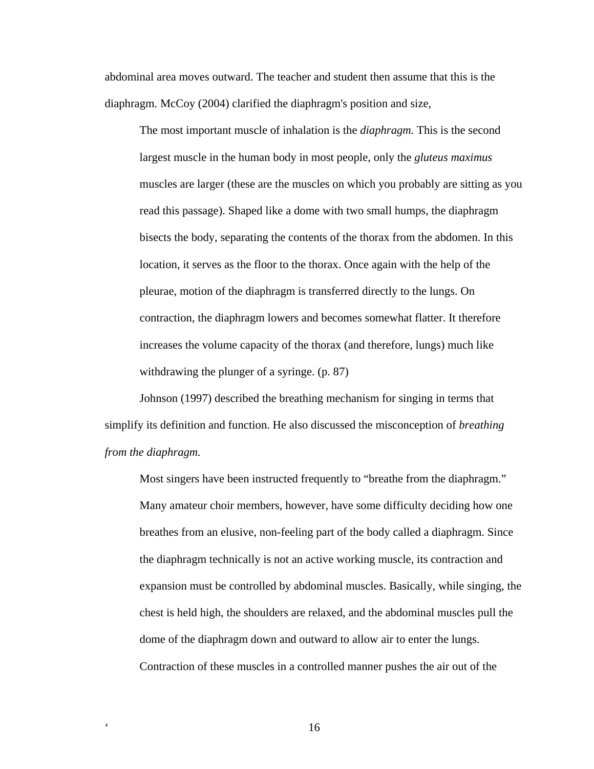abdominal area moves outward. The teacher and student then assume that this is the diaphragm. McCoy (2004) clarified the diaphragm's position and size,

> The most important muscle of inhalation is the *diaphragm.* This is the second largest muscle in the human body in most people, only the *gluteus maximus* muscles are larger (these are the muscles on which you probably are sitting as you read this passage). Shaped like a dome with two small humps, the diaphragm bisects the body, separating the contents of the thorax from the abdomen. In this location, it serves as the floor to the thorax. Once again with the help of the pleurae, motion of the diaphragm is transferred directly to the lungs. On contraction, the diaphragm lowers and becomes somewhat flatter. It therefore increases the volume capacity of the thorax (and therefore, lungs) much like withdrawing the plunger of a syringe. (p. 87)

Johnson (1997) described the breathing mechanism for singing in terms that simplify its definition and function. He also discussed the misconception of *breathing from the diaphragm.*

> Most singers have been instructed frequently to "breathe from the diaphragm." Many amateur choir members, however, have some difficulty deciding how one breathes from an elusive, non-feeling part of the body called a diaphragm. Since the diaphragm technically is not an active working muscle, its contraction and expansion must be controlled by abdominal muscles. Basically, while singing, the chest is held high, the shoulders are relaxed, and the abdominal muscles pull the dome of the diaphragm down and outward to allow air to enter the lungs. Contraction of these muscles in a controlled manner pushes the air out of the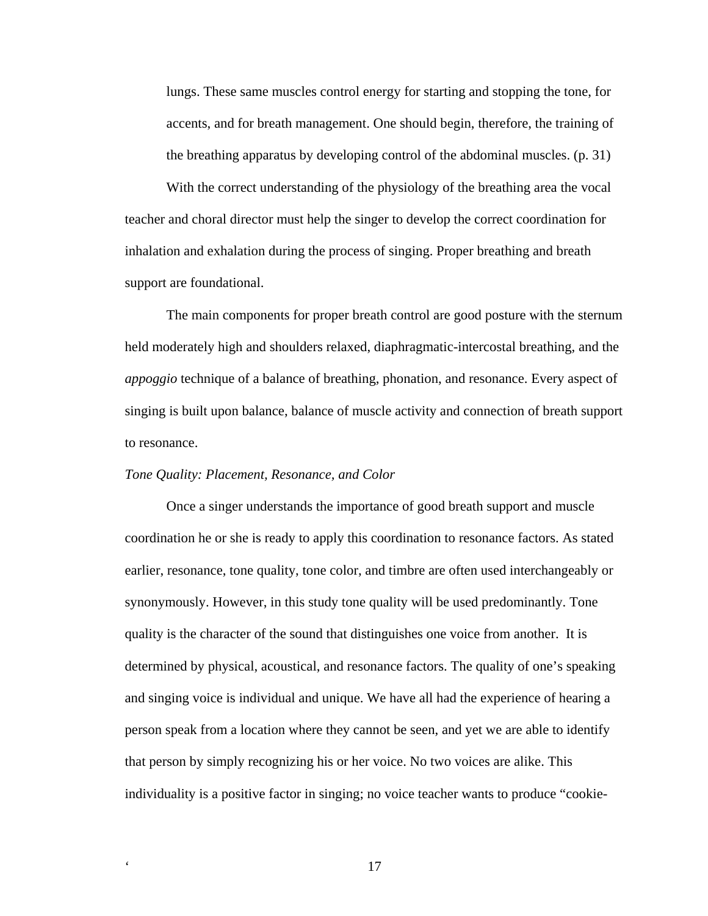lungs. These same muscles control energy for starting and stopping the tone, for accents, and for breath management. One should begin, therefore, the training of the breathing apparatus by developing control of the abdominal muscles. (p. 31)

With the correct understanding of the physiology of the breathing area the vocal teacher and choral director must help the singer to develop the correct coordination for inhalation and exhalation during the process of singing. Proper breathing and breath support are foundational.

The main components for proper breath control are good posture with the sternum held moderately high and shoulders relaxed, diaphragmatic-intercostal breathing, and the *appoggio* technique of a balance of breathing, phonation, and resonance. Every aspect of singing is built upon balance, balance of muscle activity and connection of breath support to resonance.

*Tone Quality: Placement, Resonance, and Color*

Once a singer understands the importance of good breath support and muscle coordination he or she is ready to apply this coordination to resonance factors. As stated earlier, resonance, tone quality, tone color, and timbre are often used interchangeably or synonymously. However, in this study tone quality will be used predominantly. Tone quality is the character of the sound that distinguishes one voice from another. It is determined by physical, acoustical, and resonance factors. The quality of one's speaking and singing voice is individual and unique. We have all had the experience of hearing a person speak from a location where they cannot be seen, and yet we are able to identify that person by simply recognizing his or her voice. No two voices are alike. This individuality is a positive factor in singing; no voice teacher wants to produce "cookie-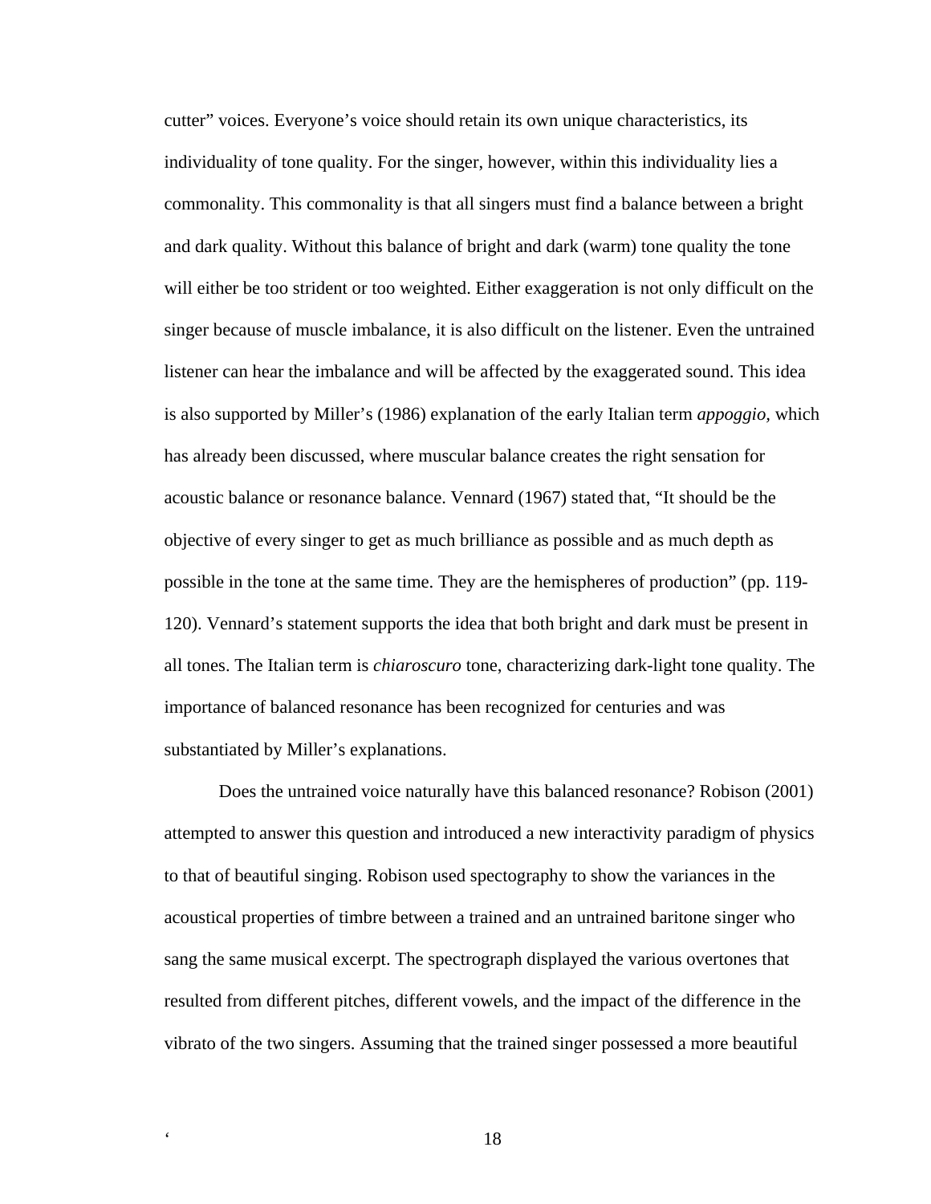cutter" voices. Everyone's voice should retain its own unique characteristics, its individuality of tone quality. For the singer, however, within this individuality lies a commonality. This commonality is that all singers must find a balance between a bright and dark quality. Without this balance of bright and dark (warm) tone quality the tone will either be too strident or too weighted. Either exaggeration is not only difficult on the singer because of muscle imbalance, it is also difficult on the listener. Even the untrained listener can hear the imbalance and will be affected by the exaggerated sound. This idea is also supported by Miller's (1986) explanation of the early Italian term *appoggio*, which has already been discussed, where muscular balance creates the right sensation for acoustic balance or resonance balance. Vennard (1967) stated that, "It should be the objective of every singer to get as much brilliance as possible and as much depth as possible in the tone at the same time. They are the hemispheres of production" (pp. 119-120). Vennard's statement supports the idea that both bright and dark must be present in all tones. The Italian term is *chiaroscuro* tone, characterizing dark-light tone quality. The importance of balanced resonance has been recognized for centuries and was substantiated by Miller's explanations.

Does the untrained voice naturally have this balanced resonance? Robison (2001) attempted to answer this question and introduced a new interactivity paradigm of physics to that of beautiful singing. Robison used spectography to show the variances in the acoustical properties of timbre between a trained and an untrained baritone singer who sang the same musical excerpt. The spectrograph displayed the various overtones that resulted from different pitches, different vowels, and the impact of the difference in the vibrato of the two singers. Assuming that the trained singer possessed a more beautiful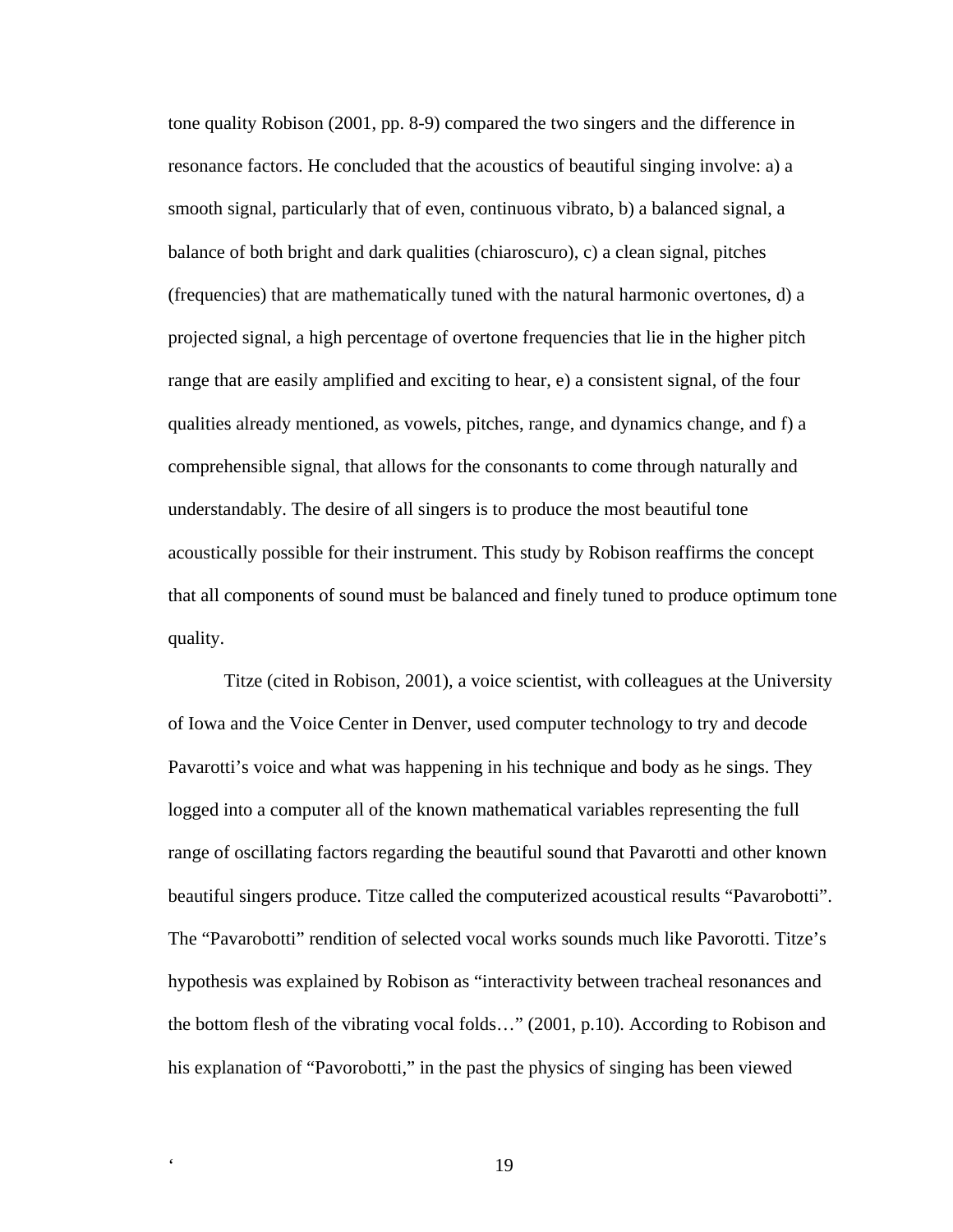tone quality Robison (2001, pp. 8-9) compared the two singers and the difference in resonance factors. He concluded that the acoustics of beautiful singing involve: a) a smooth signal, particularly that of even, continuous vibrato, b) a balanced signal, a balance of both bright and dark qualities (chiaroscuro), c) a clean signal, pitches (frequencies) that are mathematically tuned with the natural harmonic overtones, d) a projected signal, a high percentage of overtone frequencies that lie in the higher pitch range that are easily amplified and exciting to hear, e) a consistent signal, of the four qualities already mentioned, as vowels, pitches, range, and dynamics change, and f) a comprehensible signal, that allows for the consonants to come through naturally and understandably. The desire of all singers is to produce the most beautiful tone acoustically possible for their instrument. This study by Robison reaffirms the concept that all components of sound must be balanced and finely tuned to produce optimum tone quality.

Titze (cited in Robison, 2001), a voice scientist, with colleagues at the University of Iowa and the Voice Center in Denver, used computer technology to try and decode Pavarotti's voice and what was happening in his technique and body as he sings. They logged into a computer all of the known mathematical variables representing the full range of oscillating factors regarding the beautiful sound that Pavarotti and other known beautiful singers produce. Titze called the computerized acoustical results "Pavarobotti". The "Pavarobotti" rendition of selected vocal works sounds much like Pavorotti. Titze's hypothesis was explained by Robison as "interactivity between tracheal resonances and the bottom flesh of the vibrating vocal folds…" (2001, p.10). According to Robison and his explanation of "Pavorobotti," in the past the physics of singing has been viewed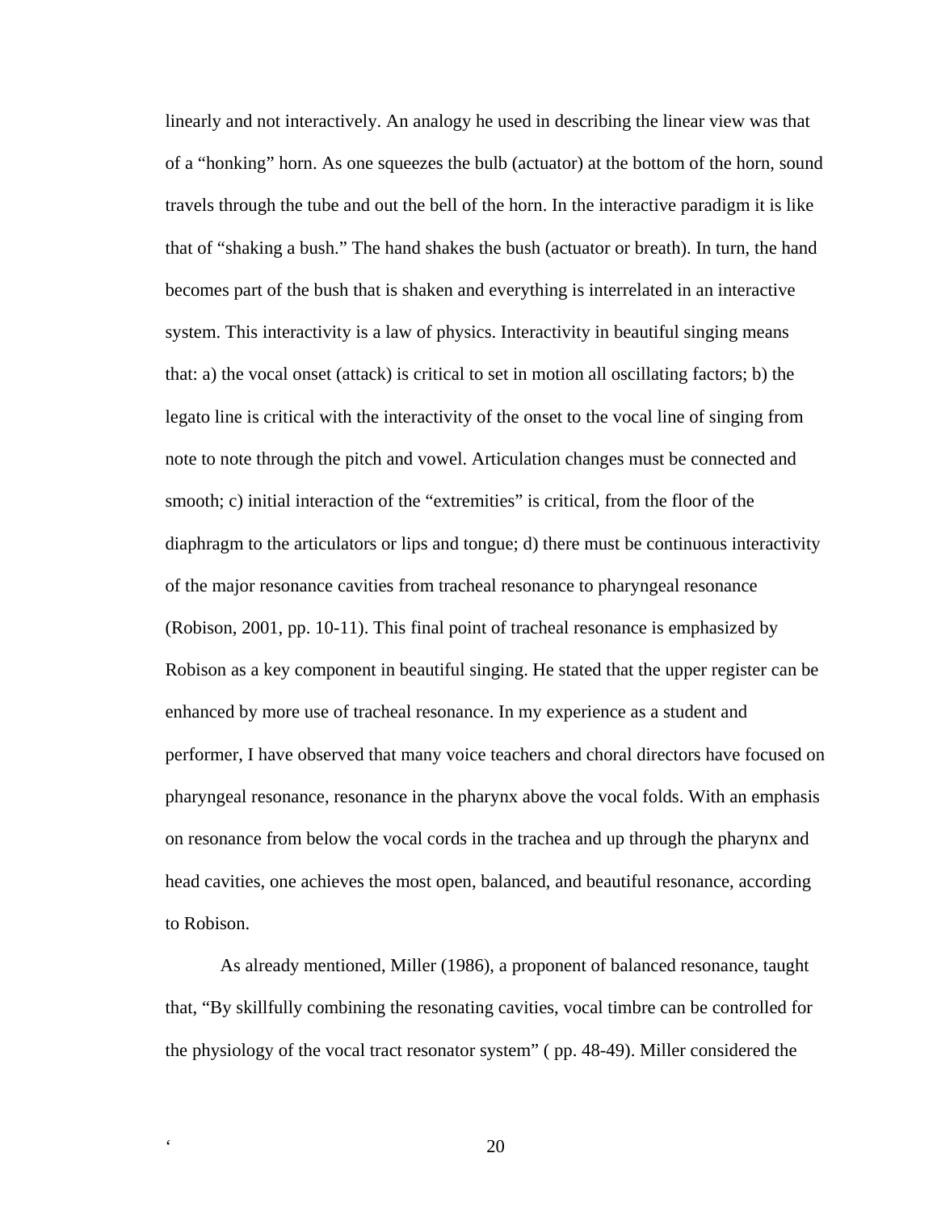linearly and not interactively. An analogy he used in describing the linear view was that of a "honking" horn. As one squeezes the bulb (actuator) at the bottom of the horn, sound travels through the tube and out the bell of the horn. In the interactive paradigm it is like that of "shaking a bush." The hand shakes the bush (actuator or breath). In turn, the hand becomes part of the bush that is shaken and everything is interrelated in an interactive system. This interactivity is a law of physics. Interactivity in beautiful singing means that: a) the vocal onset (attack) is critical to set in motion all oscillating factors; b) the legato line is critical with the interactivity of the onset to the vocal line of singing from note to note through the pitch and vowel. Articulation changes must be connected and smooth; c) initial interaction of the "extremities" is critical, from the floor of the diaphragm to the articulators or lips and tongue; d) there must be continuous interactivity of the major resonance cavities from tracheal resonance to pharyngeal resonance (Robison, 2001, pp. 10-11). This final point of tracheal resonance is emphasized by Robison as a key component in beautiful singing. He stated that the upper register can be enhanced by more use of tracheal resonance. In my experience as a student and performer, I have observed that many voice teachers and choral directors have focused on pharyngeal resonance, resonance in the pharynx above the vocal folds. With an emphasis on resonance from below the vocal cords in the trachea and up through the pharynx and head cavities, one achieves the most open, balanced, and beautiful resonance, according to Robison.

As already mentioned, Miller (1986), a proponent of balanced resonance, taught that, "By skillfully combining the resonating cavities, vocal timbre can be controlled for the physiology of the vocal tract resonator system" ( pp. 48-49). Miller considered the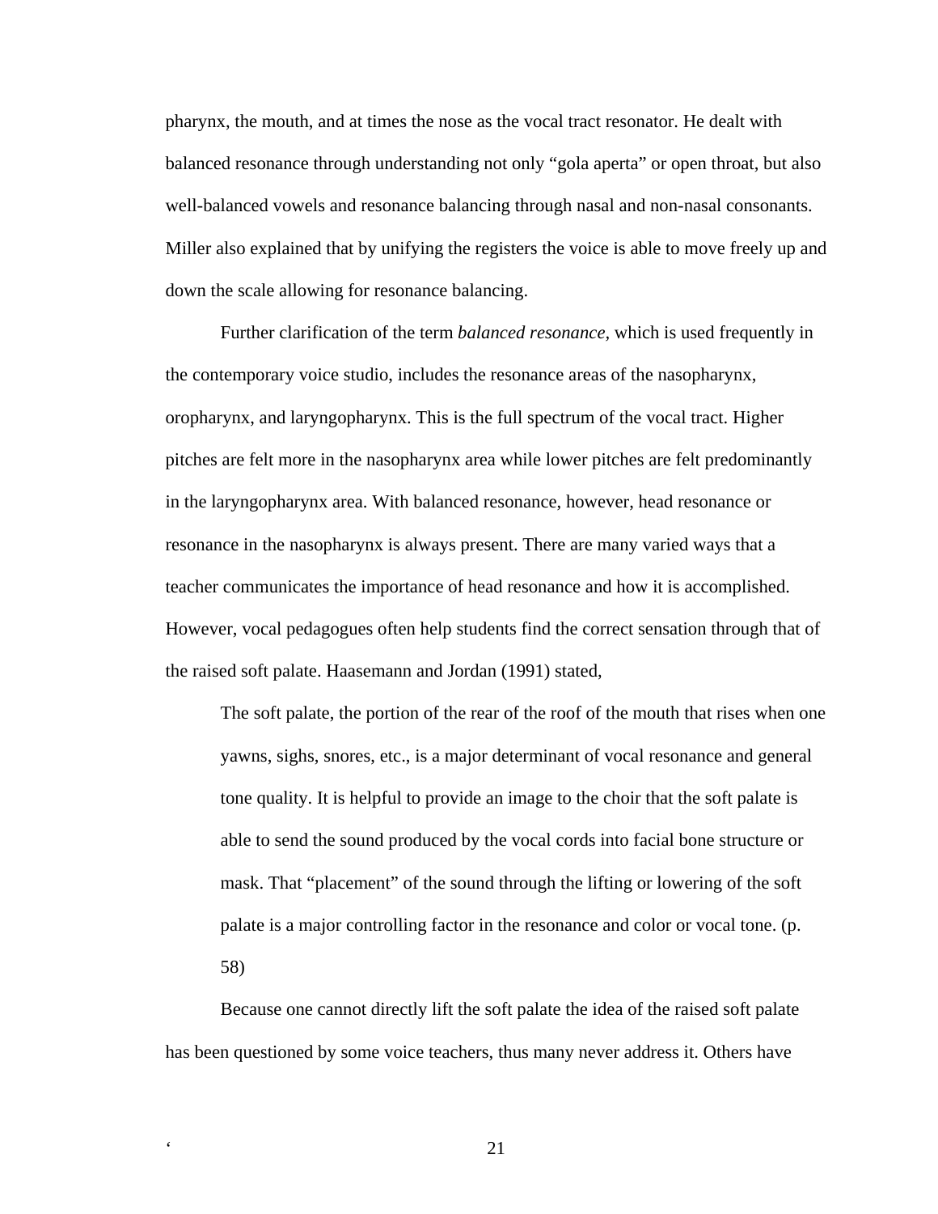pharynx, the mouth, and at times the nose as the vocal tract resonator. He dealt with balanced resonance through understanding not only “gola aperta” or open throat, but also well-balanced vowels and resonance balancing through nasal and non-nasal consonants. Miller also explained that by unifying the registers the voice is able to move freely up and down the scale allowing for resonance balancing.

Further clarification of the term *balanced resonance,* which is used frequently in the contemporary voice studio, includes the resonance areas of the nasopharynx, oropharynx, and laryngopharynx. This is the full spectrum of the vocal tract. Higher pitches are felt more in the nasopharynx area while lower pitches are felt predominantly in the laryngopharynx area. With balanced resonance, however, head resonance or resonance in the nasopharynx is always present. There are many varied ways that a teacher communicates the importance of head resonance and how it is accomplished. However, vocal pedagogues often help students find the correct sensation through that of the raised soft palate. Haasemann and Jordan (1991) stated,

> The soft palate, the portion of the rear of the roof of the mouth that rises when one yawns, sighs, snores, etc., is a major determinant of vocal resonance and general tone quality. It is helpful to provide an image to the choir that the soft palate is able to send the sound produced by the vocal cords into facial bone structure or mask. That “placement” of the sound through the lifting or lowering of the soft palate is a major controlling factor in the resonance and color or vocal tone. (p. 58)

Because one cannot directly lift the soft palate the idea of the raised soft palate has been questioned by some voice teachers, thus many never address it. Others have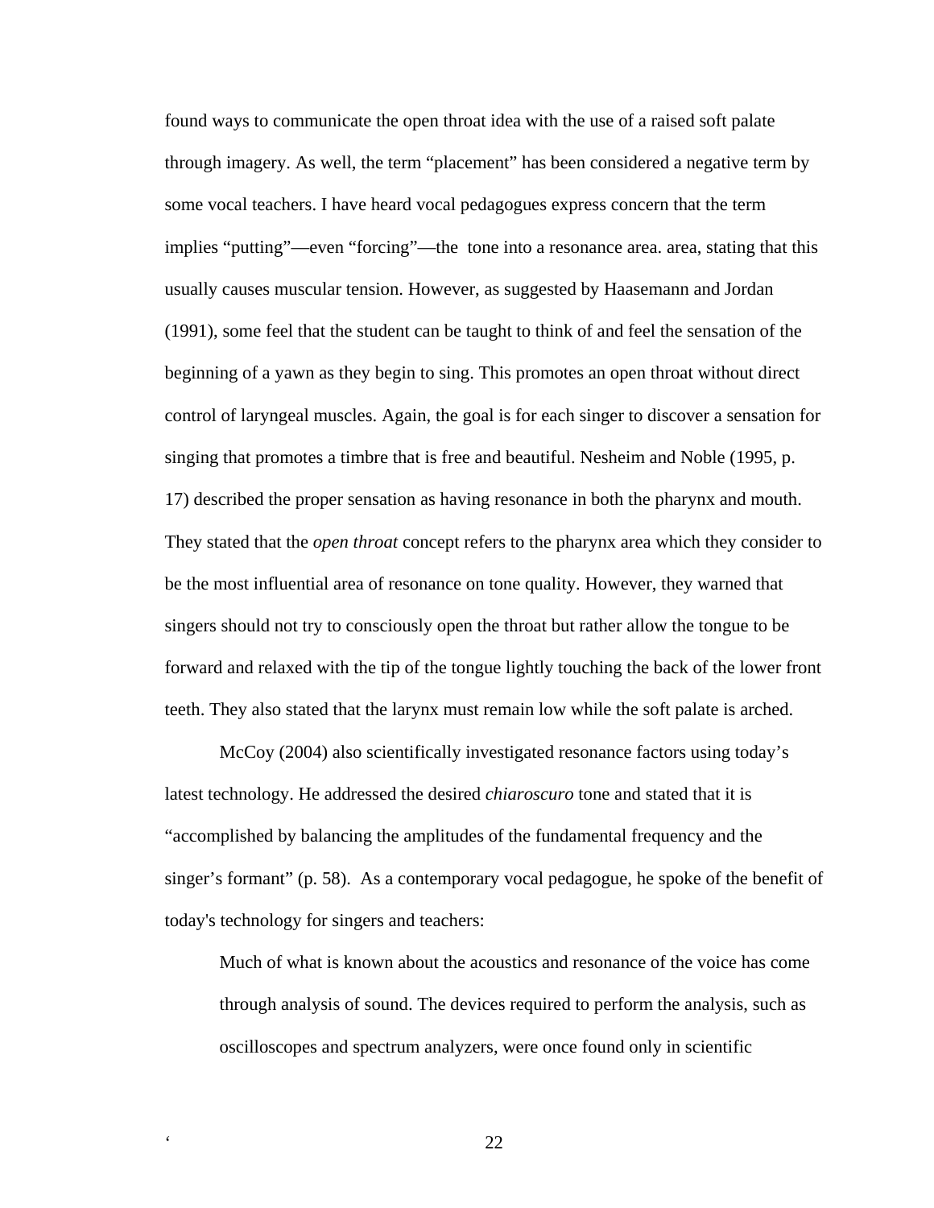found ways to communicate the open throat idea with the use of a raised soft palate through imagery. As well, the term "placement" has been considered a negative term by some vocal teachers. I have heard vocal pedagogues express concern that the term implies "putting"—even "forcing"—the  tone into a resonance area. area, stating that this usually causes muscular tension. However, as suggested by Haasemann and Jordan (1991), some feel that the student can be taught to think of and feel the sensation of the beginning of a yawn as they begin to sing. This promotes an open throat without direct control of laryngeal muscles. Again, the goal is for each singer to discover a sensation for singing that promotes a timbre that is free and beautiful. Nesheim and Noble (1995, p. 17) described the proper sensation as having resonance in both the pharynx and mouth. They stated that the *open throat* concept refers to the pharynx area which they consider to be the most influential area of resonance on tone quality. However, they warned that singers should not try to consciously open the throat but rather allow the tongue to be forward and relaxed with the tip of the tongue lightly touching the back of the lower front teeth. They also stated that the larynx must remain low while the soft palate is arched.

McCoy (2004) also scientifically investigated resonance factors using today's latest technology. He addressed the desired *chiaroscuro* tone and stated that it is "accomplished by balancing the amplitudes of the fundamental frequency and the singer's formant" (p. 58).  As a contemporary vocal pedagogue, he spoke of the benefit of today's technology for singers and teachers:

> Much of what is known about the acoustics and resonance of the voice has come through analysis of sound. The devices required to perform the analysis, such as oscilloscopes and spectrum analyzers, were once found only in scientific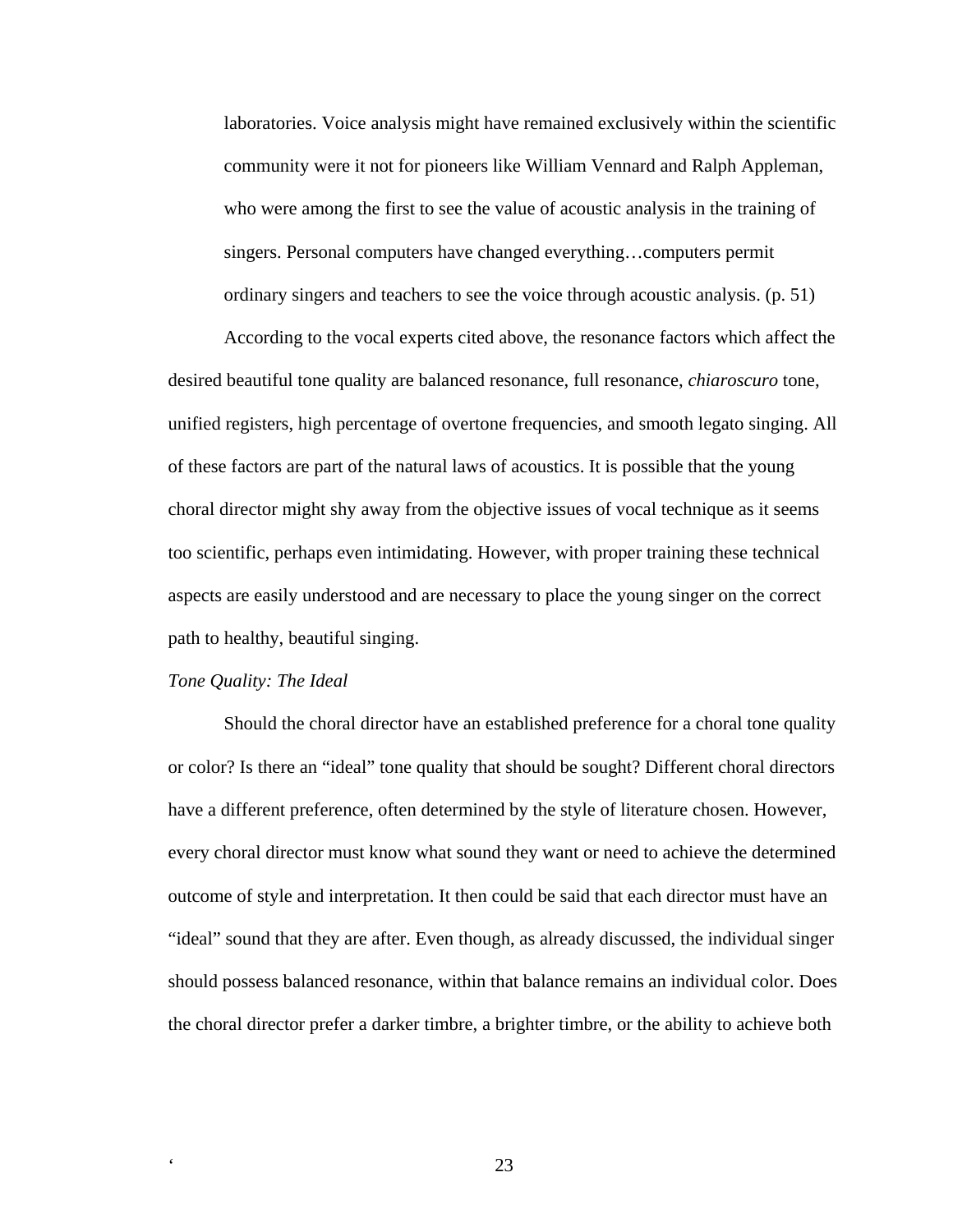> laboratories. Voice analysis might have remained exclusively within the scientific community were it not for pioneers like William Vennard and Ralph Appleman, who were among the first to see the value of acoustic analysis in the training of singers. Personal computers have changed everything…computers permit ordinary singers and teachers to see the voice through acoustic analysis. (p. 51)

According to the vocal experts cited above, the resonance factors which affect the desired beautiful tone quality are balanced resonance, full resonance, *chiaroscuro* tone, unified registers, high percentage of overtone frequencies, and smooth legato singing. All of these factors are part of the natural laws of acoustics. It is possible that the young choral director might shy away from the objective issues of vocal technique as it seems too scientific, perhaps even intimidating. However, with proper training these technical aspects are easily understood and are necessary to place the young singer on the correct path to healthy, beautiful singing.

*Tone Quality: The Ideal*

Should the choral director have an established preference for a choral tone quality or color? Is there an "ideal" tone quality that should be sought? Different choral directors have a different preference, often determined by the style of literature chosen. However, every choral director must know what sound they want or need to achieve the determined outcome of style and interpretation. It then could be said that each director must have an "ideal" sound that they are after. Even though, as already discussed, the individual singer should possess balanced resonance, within that balance remains an individual color. Does the choral director prefer a darker timbre, a brighter timbre, or the ability to achieve both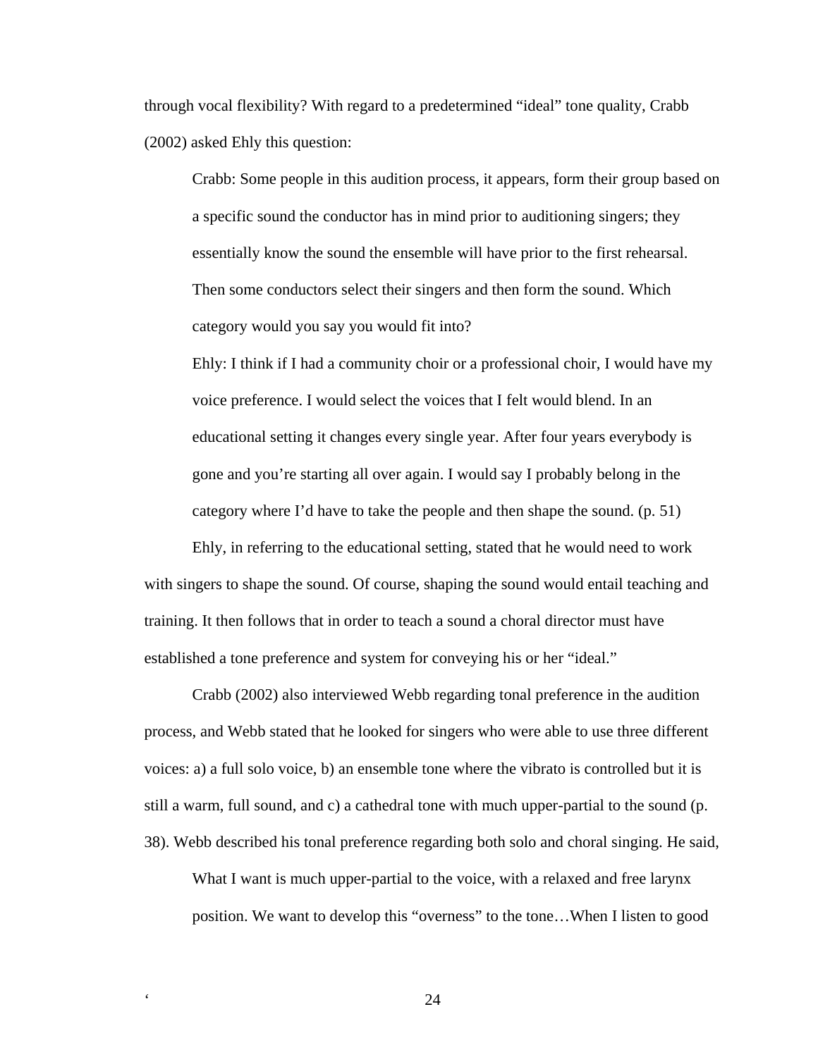through vocal flexibility? With regard to a predetermined "ideal" tone quality, Crabb (2002) asked Ehly this question:

> Crabb: Some people in this audition process, it appears, form their group based on a specific sound the conductor has in mind prior to auditioning singers; they essentially know the sound the ensemble will have prior to the first rehearsal. Then some conductors select their singers and then form the sound. Which category would you say you would fit into?
>
> Ehly: I think if I had a community choir or a professional choir, I would have my voice preference. I would select the voices that I felt would blend. In an educational setting it changes every single year. After four years everybody is gone and you're starting all over again. I would say I probably belong in the category where I'd have to take the people and then shape the sound. (p. 51)

Ehly, in referring to the educational setting, stated that he would need to work with singers to shape the sound. Of course, shaping the sound would entail teaching and training. It then follows that in order to teach a sound a choral director must have established a tone preference and system for conveying his or her "ideal."

Crabb (2002) also interviewed Webb regarding tonal preference in the audition process, and Webb stated that he looked for singers who were able to use three different voices: a) a full solo voice, b) an ensemble tone where the vibrato is controlled but it is still a warm, full sound, and c) a cathedral tone with much upper-partial to the sound (p. 38). Webb described his tonal preference regarding both solo and choral singing. He said,

> What I want is much upper-partial to the voice, with a relaxed and free larynx position. We want to develop this "overness" to the tone…When I listen to good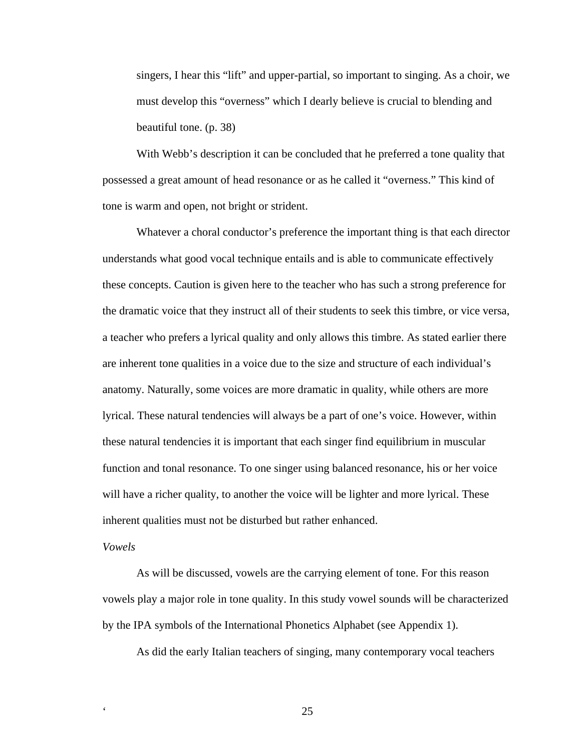> singers, I hear this "lift" and upper-partial, so important to singing. As a choir, we must develop this "overness" which I dearly believe is crucial to blending and beautiful tone. (p. 38)

With Webb's description it can be concluded that he preferred a tone quality that possessed a great amount of head resonance or as he called it "overness." This kind of tone is warm and open, not bright or strident.

Whatever a choral conductor's preference the important thing is that each director understands what good vocal technique entails and is able to communicate effectively these concepts. Caution is given here to the teacher who has such a strong preference for the dramatic voice that they instruct all of their students to seek this timbre, or vice versa, a teacher who prefers a lyrical quality and only allows this timbre. As stated earlier there are inherent tone qualities in a voice due to the size and structure of each individual's anatomy. Naturally, some voices are more dramatic in quality, while others are more lyrical. These natural tendencies will always be a part of one's voice. However, within these natural tendencies it is important that each singer find equilibrium in muscular function and tonal resonance. To one singer using balanced resonance, his or her voice will have a richer quality, to another the voice will be lighter and more lyrical. These inherent qualities must not be disturbed but rather enhanced.

*Vowels*

As will be discussed, vowels are the carrying element of tone. For this reason vowels play a major role in tone quality. In this study vowel sounds will be characterized by the IPA symbols of the International Phonetics Alphabet (see Appendix 1).

As did the early Italian teachers of singing, many contemporary vocal teachers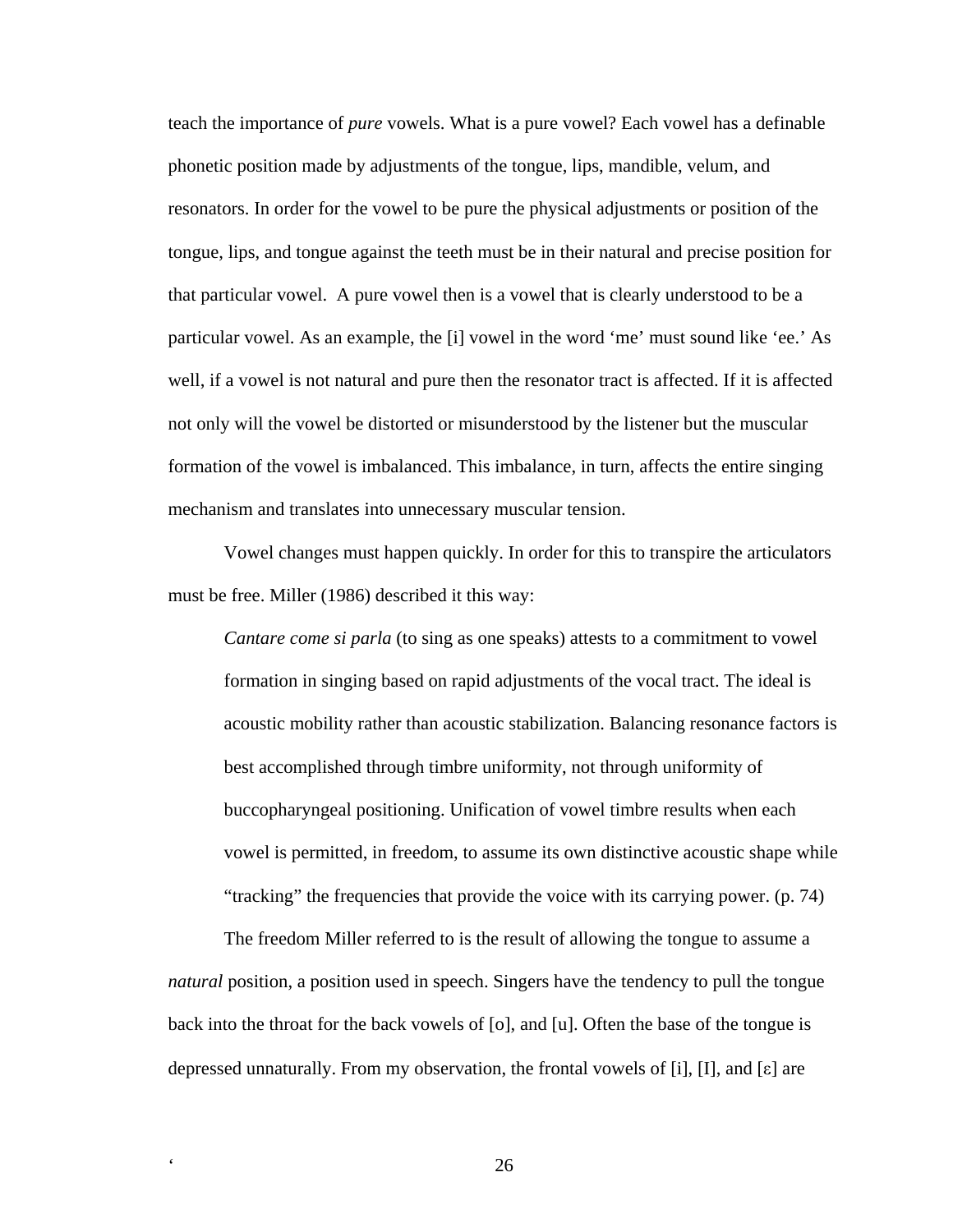teach the importance of *pure* vowels. What is a pure vowel? Each vowel has a definable phonetic position made by adjustments of the tongue, lips, mandible, velum, and resonators. In order for the vowel to be pure the physical adjustments or position of the tongue, lips, and tongue against the teeth must be in their natural and precise position for that particular vowel. A pure vowel then is a vowel that is clearly understood to be a particular vowel. As an example, the [i] vowel in the word 'me' must sound like 'ee.' As well, if a vowel is not natural and pure then the resonator tract is affected. If it is affected not only will the vowel be distorted or misunderstood by the listener but the muscular formation of the vowel is imbalanced. This imbalance, in turn, affects the entire singing mechanism and translates into unnecessary muscular tension.

Vowel changes must happen quickly. In order for this to transpire the articulators must be free. Miller (1986) described it this way:

> *Cantare come si parla* (to sing as one speaks) attests to a commitment to vowel formation in singing based on rapid adjustments of the vocal tract. The ideal is acoustic mobility rather than acoustic stabilization. Balancing resonance factors is best accomplished through timbre uniformity, not through uniformity of buccopharyngeal positioning. Unification of vowel timbre results when each vowel is permitted, in freedom, to assume its own distinctive acoustic shape while "tracking" the frequencies that provide the voice with its carrying power. (p. 74)

The freedom Miller referred to is the result of allowing the tongue to assume a *natural* position, a position used in speech. Singers have the tendency to pull the tongue back into the throat for the back vowels of [o], and [u]. Often the base of the tongue is depressed unnaturally. From my observation, the frontal vowels of [i], [I], and [ɛ] are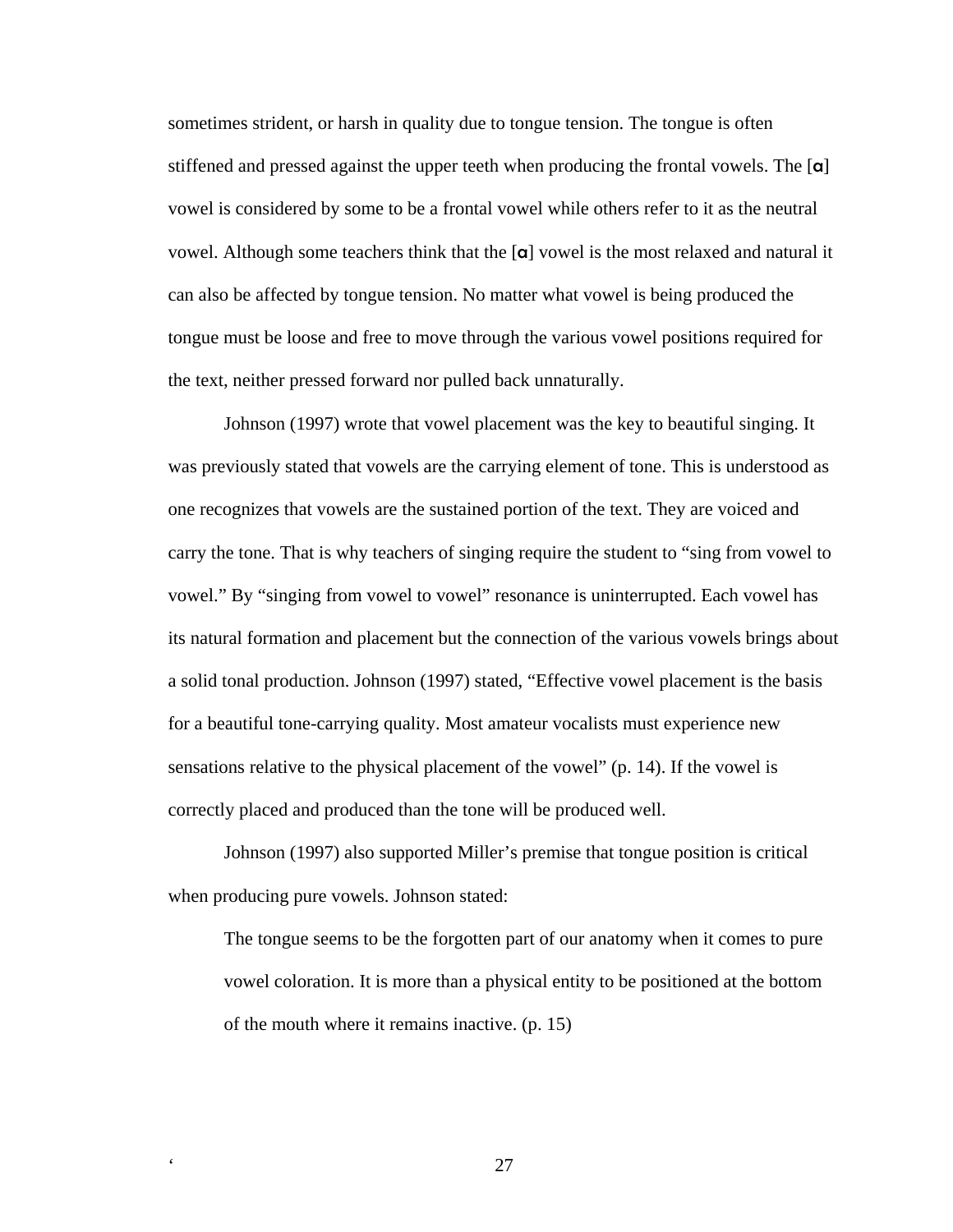sometimes strident, or harsh in quality due to tongue tension. The tongue is often stiffened and pressed against the upper teeth when producing the frontal vowels. The [ɑ] vowel is considered by some to be a frontal vowel while others refer to it as the neutral vowel. Although some teachers think that the [ɑ] vowel is the most relaxed and natural it can also be affected by tongue tension. No matter what vowel is being produced the tongue must be loose and free to move through the various vowel positions required for the text, neither pressed forward nor pulled back unnaturally.

Johnson (1997) wrote that vowel placement was the key to beautiful singing. It was previously stated that vowels are the carrying element of tone. This is understood as one recognizes that vowels are the sustained portion of the text. They are voiced and carry the tone. That is why teachers of singing require the student to "sing from vowel to vowel." By "singing from vowel to vowel" resonance is uninterrupted. Each vowel has its natural formation and placement but the connection of the various vowels brings about a solid tonal production. Johnson (1997) stated, "Effective vowel placement is the basis for a beautiful tone-carrying quality. Most amateur vocalists must experience new sensations relative to the physical placement of the vowel" (p. 14). If the vowel is correctly placed and produced than the tone will be produced well.

Johnson (1997) also supported Miller's premise that tongue position is critical when producing pure vowels. Johnson stated:

> The tongue seems to be the forgotten part of our anatomy when it comes to pure vowel coloration. It is more than a physical entity to be positioned at the bottom of the mouth where it remains inactive. (p. 15)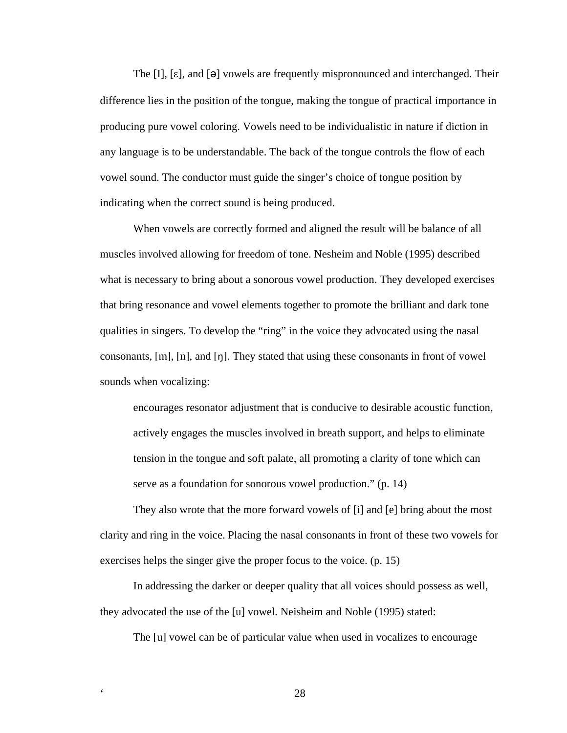The [I], [ɛ], and [ə] vowels are frequently mispronounced and interchanged. Their difference lies in the position of the tongue, making the tongue of practical importance in producing pure vowel coloring. Vowels need to be individualistic in nature if diction in any language is to be understandable. The back of the tongue controls the flow of each vowel sound. The conductor must guide the singer's choice of tongue position by indicating when the correct sound is being produced.

When vowels are correctly formed and aligned the result will be balance of all muscles involved allowing for freedom of tone. Nesheim and Noble (1995) described what is necessary to bring about a sonorous vowel production. They developed exercises that bring resonance and vowel elements together to promote the brilliant and dark tone qualities in singers. To develop the "ring" in the voice they advocated using the nasal consonants, [m], [n], and [ŋ]. They stated that using these consonants in front of vowel sounds when vocalizing:

> encourages resonator adjustment that is conducive to desirable acoustic function, actively engages the muscles involved in breath support, and helps to eliminate tension in the tongue and soft palate, all promoting a clarity of tone which can serve as a foundation for sonorous vowel production." (p. 14)

They also wrote that the more forward vowels of [i] and [e] bring about the most clarity and ring in the voice. Placing the nasal consonants in front of these two vowels for exercises helps the singer give the proper focus to the voice. (p. 15)

In addressing the darker or deeper quality that all voices should possess as well, they advocated the use of the [u] vowel. Neisheim and Noble (1995) stated:

> The [u] vowel can be of particular value when used in vocalizes to encourage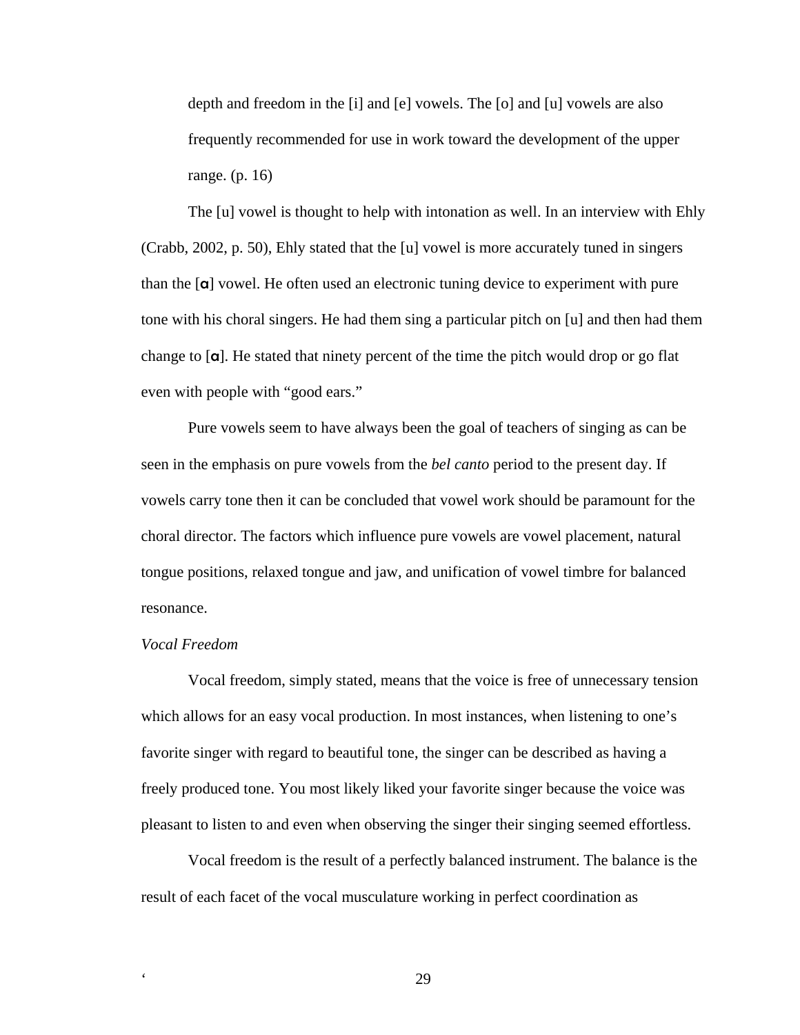> depth and freedom in the [i] and [e] vowels. The [o] and [u] vowels are also frequently recommended for use in work toward the development of the upper range. (p. 16)

The [u] vowel is thought to help with intonation as well. In an interview with Ehly (Crabb, 2002, p. 50), Ehly stated that the [u] vowel is more accurately tuned in singers than the [ɑ] vowel. He often used an electronic tuning device to experiment with pure tone with his choral singers. He had them sing a particular pitch on [u] and then had them change to [ɑ]. He stated that ninety percent of the time the pitch would drop or go flat even with people with "good ears."

Pure vowels seem to have always been the goal of teachers of singing as can be seen in the emphasis on pure vowels from the *bel canto* period to the present day. If vowels carry tone then it can be concluded that vowel work should be paramount for the choral director. The factors which influence pure vowels are vowel placement, natural tongue positions, relaxed tongue and jaw, and unification of vowel timbre for balanced resonance.

*Vocal Freedom*

Vocal freedom, simply stated, means that the voice is free of unnecessary tension which allows for an easy vocal production. In most instances, when listening to one's favorite singer with regard to beautiful tone, the singer can be described as having a freely produced tone. You most likely liked your favorite singer because the voice was pleasant to listen to and even when observing the singer their singing seemed effortless.

Vocal freedom is the result of a perfectly balanced instrument. The balance is the result of each facet of the vocal musculature working in perfect coordination as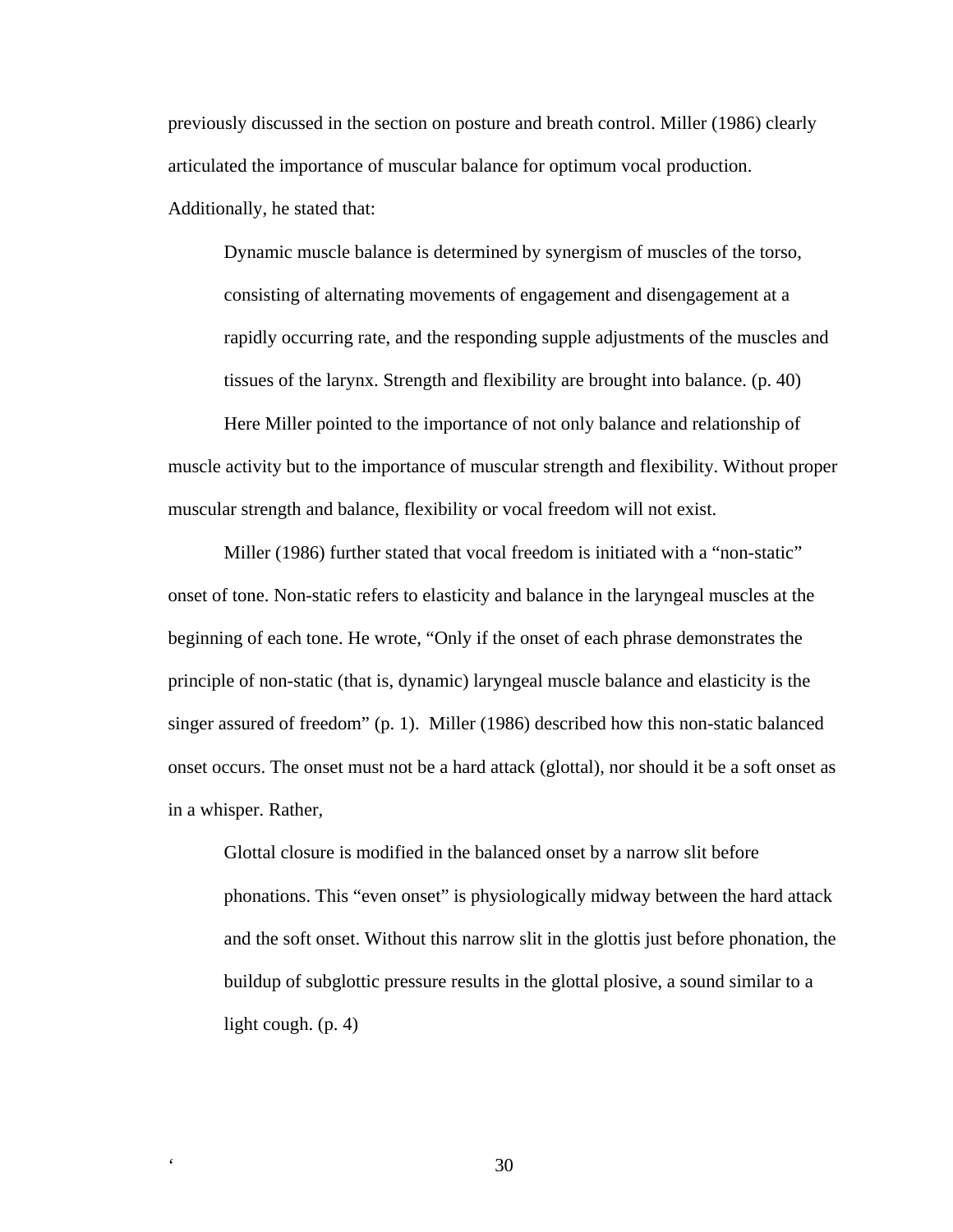previously discussed in the section on posture and breath control. Miller (1986) clearly articulated the importance of muscular balance for optimum vocal production. Additionally, he stated that:

> Dynamic muscle balance is determined by synergism of muscles of the torso, consisting of alternating movements of engagement and disengagement at a rapidly occurring rate, and the responding supple adjustments of the muscles and tissues of the larynx. Strength and flexibility are brought into balance. (p. 40)

Here Miller pointed to the importance of not only balance and relationship of muscle activity but to the importance of muscular strength and flexibility. Without proper muscular strength and balance, flexibility or vocal freedom will not exist.

Miller (1986) further stated that vocal freedom is initiated with a "non-static" onset of tone. Non-static refers to elasticity and balance in the laryngeal muscles at the beginning of each tone. He wrote, "Only if the onset of each phrase demonstrates the principle of non-static (that is, dynamic) laryngeal muscle balance and elasticity is the singer assured of freedom" (p. 1). Miller (1986) described how this non-static balanced onset occurs. The onset must not be a hard attack (glottal), nor should it be a soft onset as in a whisper. Rather,

> Glottal closure is modified in the balanced onset by a narrow slit before phonations. This "even onset" is physiologically midway between the hard attack and the soft onset. Without this narrow slit in the glottis just before phonation, the buildup of subglottic pressure results in the glottal plosive, a sound similar to a light cough. (p. 4)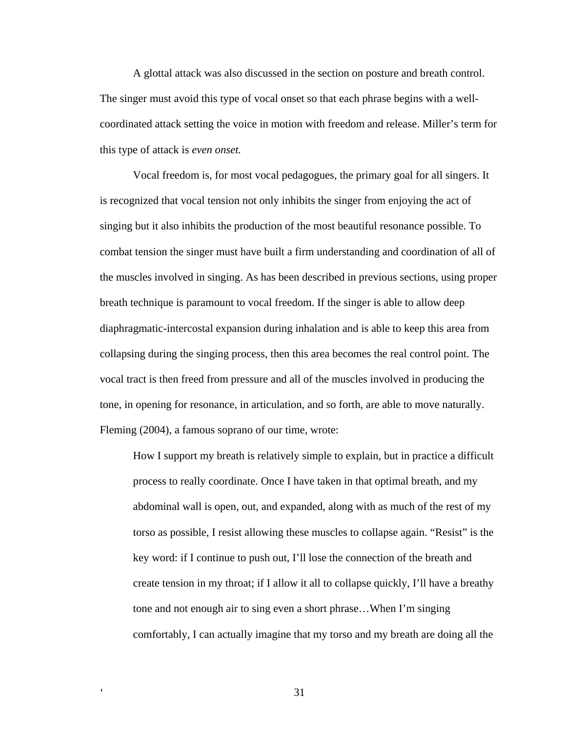A glottal attack was also discussed in the section on posture and breath control. The singer must avoid this type of vocal onset so that each phrase begins with a well-coordinated attack setting the voice in motion with freedom and release. Miller's term for this type of attack is *even onset.*

Vocal freedom is, for most vocal pedagogues, the primary goal for all singers. It is recognized that vocal tension not only inhibits the singer from enjoying the act of singing but it also inhibits the production of the most beautiful resonance possible. To combat tension the singer must have built a firm understanding and coordination of all of the muscles involved in singing. As has been described in previous sections, using proper breath technique is paramount to vocal freedom. If the singer is able to allow deep diaphragmatic-intercostal expansion during inhalation and is able to keep this area from collapsing during the singing process, then this area becomes the real control point. The vocal tract is then freed from pressure and all of the muscles involved in producing the tone, in opening for resonance, in articulation, and so forth, are able to move naturally. Fleming (2004), a famous soprano of our time, wrote:

> How I support my breath is relatively simple to explain, but in practice a difficult process to really coordinate. Once I have taken in that optimal breath, and my abdominal wall is open, out, and expanded, along with as much of the rest of my torso as possible, I resist allowing these muscles to collapse again. "Resist" is the key word: if I continue to push out, I'll lose the connection of the breath and create tension in my throat; if I allow it all to collapse quickly, I'll have a breathy tone and not enough air to sing even a short phrase…When I'm singing comfortably, I can actually imagine that my torso and my breath are doing all the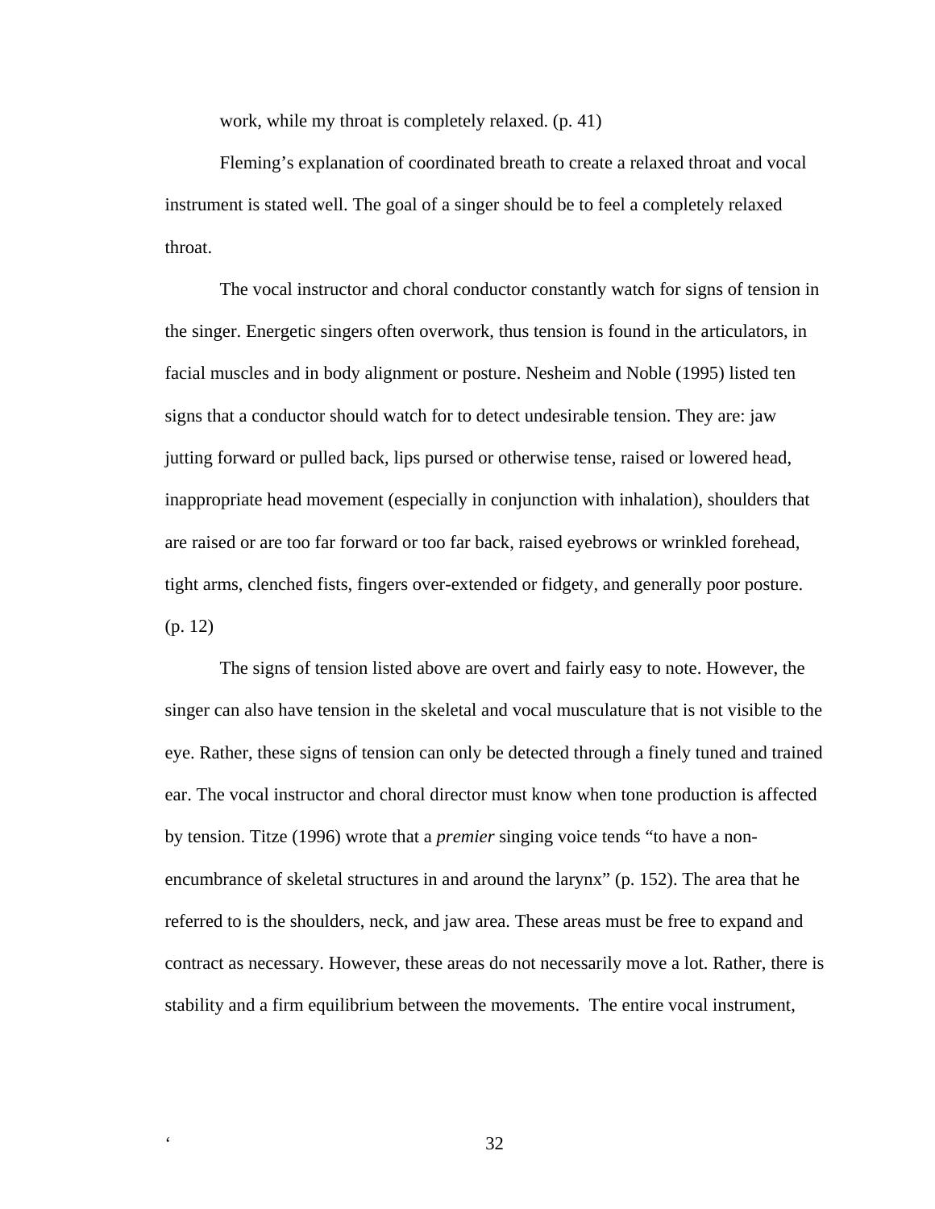work, while my throat is completely relaxed. (p. 41)

Fleming's explanation of coordinated breath to create a relaxed throat and vocal instrument is stated well. The goal of a singer should be to feel a completely relaxed throat.

The vocal instructor and choral conductor constantly watch for signs of tension in the singer. Energetic singers often overwork, thus tension is found in the articulators, in facial muscles and in body alignment or posture. Nesheim and Noble (1995) listed ten signs that a conductor should watch for to detect undesirable tension. They are: jaw jutting forward or pulled back, lips pursed or otherwise tense, raised or lowered head, inappropriate head movement (especially in conjunction with inhalation), shoulders that are raised or are too far forward or too far back, raised eyebrows or wrinkled forehead, tight arms, clenched fists, fingers over-extended or fidgety, and generally poor posture. (p. 12)

The signs of tension listed above are overt and fairly easy to note. However, the singer can also have tension in the skeletal and vocal musculature that is not visible to the eye. Rather, these signs of tension can only be detected through a finely tuned and trained ear. The vocal instructor and choral director must know when tone production is affected by tension. Titze (1996) wrote that a *premier* singing voice tends "to have a non-encumbrance of skeletal structures in and around the larynx" (p. 152). The area that he referred to is the shoulders, neck, and jaw area. These areas must be free to expand and contract as necessary. However, these areas do not necessarily move a lot. Rather, there is stability and a firm equilibrium between the movements. The entire vocal instrument,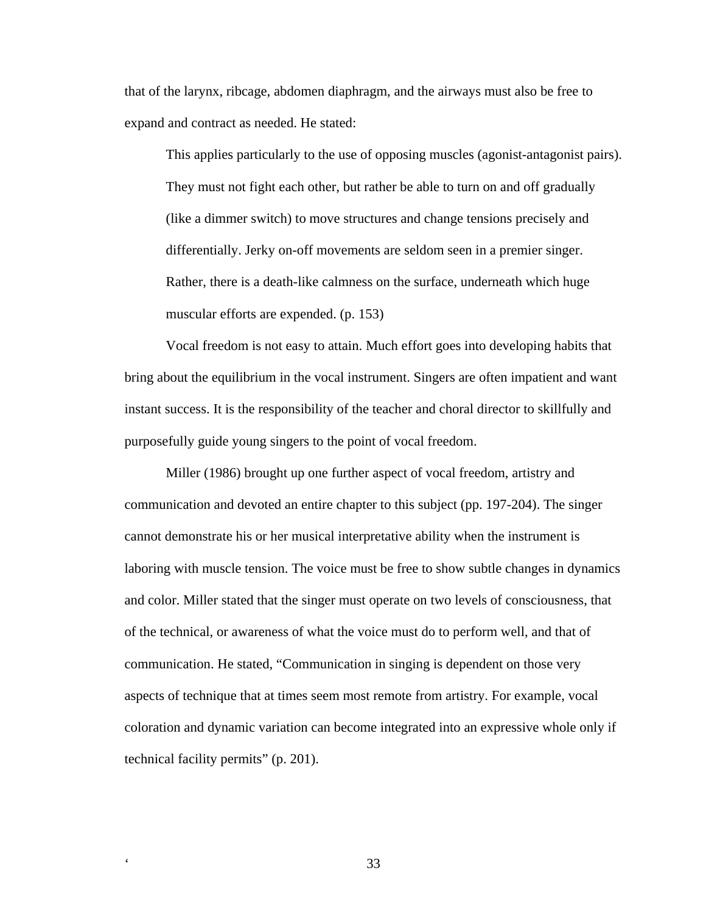that of the larynx, ribcage, abdomen diaphragm, and the airways must also be free to expand and contract as needed. He stated:

> This applies particularly to the use of opposing muscles (agonist-antagonist pairs). They must not fight each other, but rather be able to turn on and off gradually (like a dimmer switch) to move structures and change tensions precisely and differentially. Jerky on-off movements are seldom seen in a premier singer. Rather, there is a death-like calmness on the surface, underneath which huge muscular efforts are expended. (p. 153)

Vocal freedom is not easy to attain. Much effort goes into developing habits that bring about the equilibrium in the vocal instrument. Singers are often impatient and want instant success. It is the responsibility of the teacher and choral director to skillfully and purposefully guide young singers to the point of vocal freedom.

Miller (1986) brought up one further aspect of vocal freedom, artistry and communication and devoted an entire chapter to this subject (pp. 197-204). The singer cannot demonstrate his or her musical interpretative ability when the instrument is laboring with muscle tension. The voice must be free to show subtle changes in dynamics and color. Miller stated that the singer must operate on two levels of consciousness, that of the technical, or awareness of what the voice must do to perform well, and that of communication. He stated, “Communication in singing is dependent on those very aspects of technique that at times seem most remote from artistry. For example, vocal coloration and dynamic variation can become integrated into an expressive whole only if technical facility permits” (p. 201).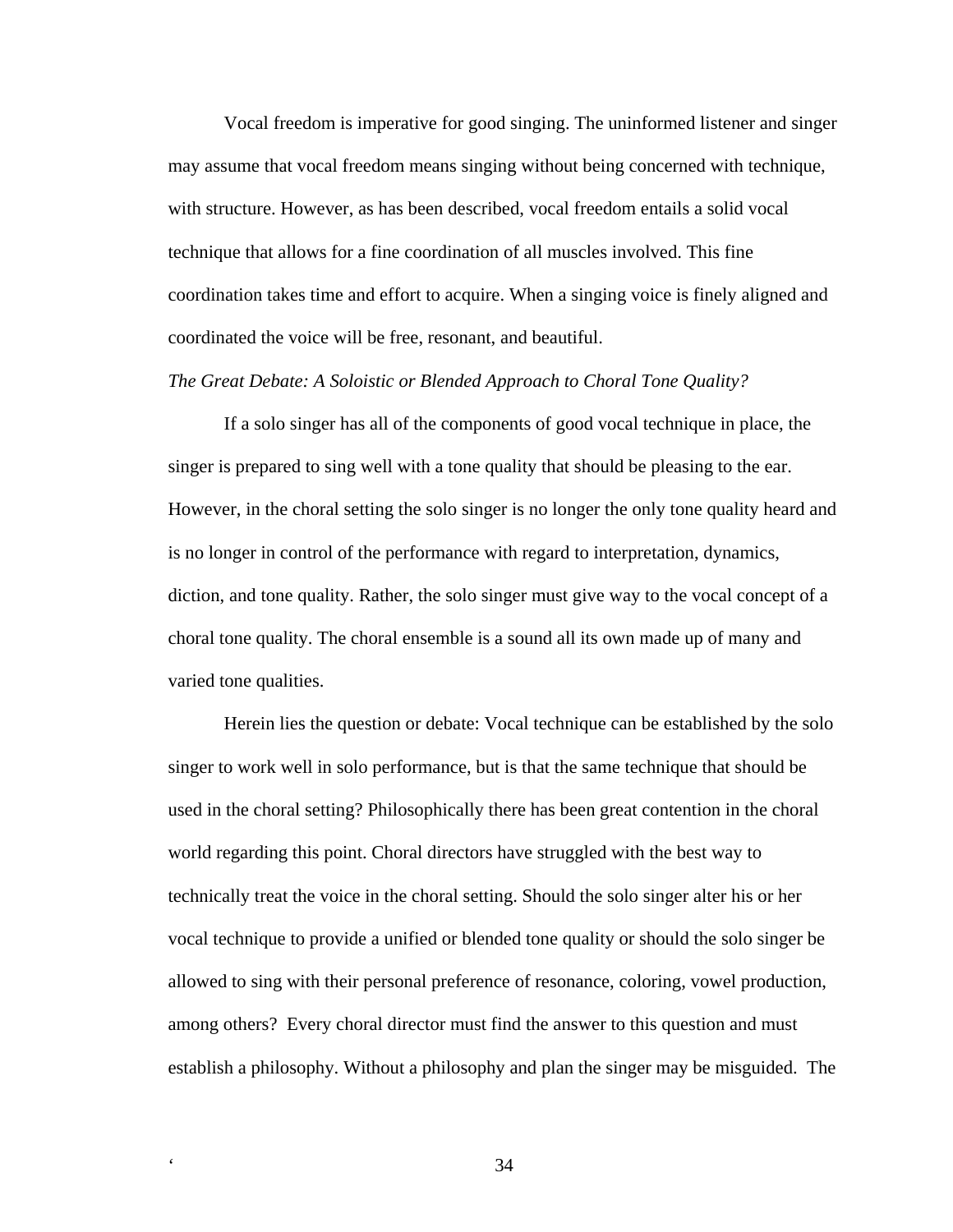Vocal freedom is imperative for good singing. The uninformed listener and singer may assume that vocal freedom means singing without being concerned with technique, with structure. However, as has been described, vocal freedom entails a solid vocal technique that allows for a fine coordination of all muscles involved. This fine coordination takes time and effort to acquire. When a singing voice is finely aligned and coordinated the voice will be free, resonant, and beautiful.

*The Great Debate: A Soloistic or Blended Approach to Choral Tone Quality?*

If a solo singer has all of the components of good vocal technique in place, the singer is prepared to sing well with a tone quality that should be pleasing to the ear. However, in the choral setting the solo singer is no longer the only tone quality heard and is no longer in control of the performance with regard to interpretation, dynamics, diction, and tone quality. Rather, the solo singer must give way to the vocal concept of a choral tone quality. The choral ensemble is a sound all its own made up of many and varied tone qualities.

Herein lies the question or debate: Vocal technique can be established by the solo singer to work well in solo performance, but is that the same technique that should be used in the choral setting? Philosophically there has been great contention in the choral world regarding this point. Choral directors have struggled with the best way to technically treat the voice in the choral setting. Should the solo singer alter his or her vocal technique to provide a unified or blended tone quality or should the solo singer be allowed to sing with their personal preference of resonance, coloring, vowel production, among others? Every choral director must find the answer to this question and must establish a philosophy. Without a philosophy and plan the singer may be misguided. The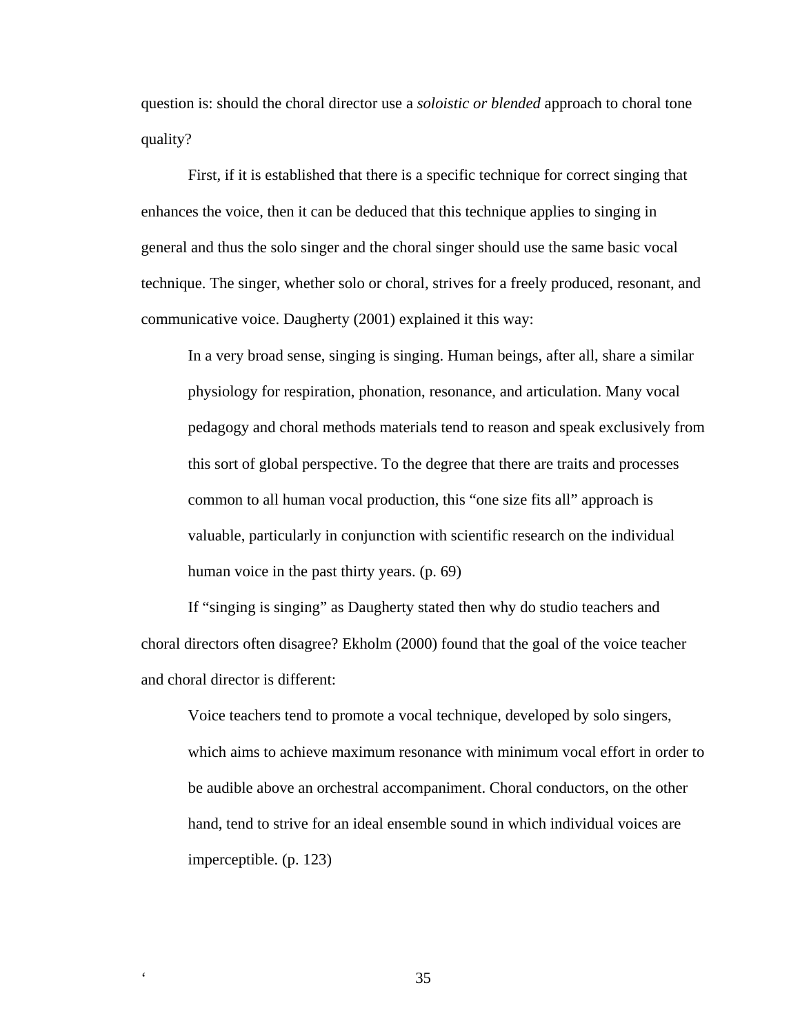question is: should the choral director use a *soloistic or blended* approach to choral tone quality?

First, if it is established that there is a specific technique for correct singing that enhances the voice, then it can be deduced that this technique applies to singing in general and thus the solo singer and the choral singer should use the same basic vocal technique. The singer, whether solo or choral, strives for a freely produced, resonant, and communicative voice. Daugherty (2001) explained it this way:

> In a very broad sense, singing is singing. Human beings, after all, share a similar physiology for respiration, phonation, resonance, and articulation. Many vocal pedagogy and choral methods materials tend to reason and speak exclusively from this sort of global perspective. To the degree that there are traits and processes common to all human vocal production, this "one size fits all" approach is valuable, particularly in conjunction with scientific research on the individual human voice in the past thirty years. (p. 69)

If "singing is singing" as Daugherty stated then why do studio teachers and choral directors often disagree? Ekholm (2000) found that the goal of the voice teacher and choral director is different:

> Voice teachers tend to promote a vocal technique, developed by solo singers, which aims to achieve maximum resonance with minimum vocal effort in order to be audible above an orchestral accompaniment. Choral conductors, on the other hand, tend to strive for an ideal ensemble sound in which individual voices are imperceptible. (p. 123)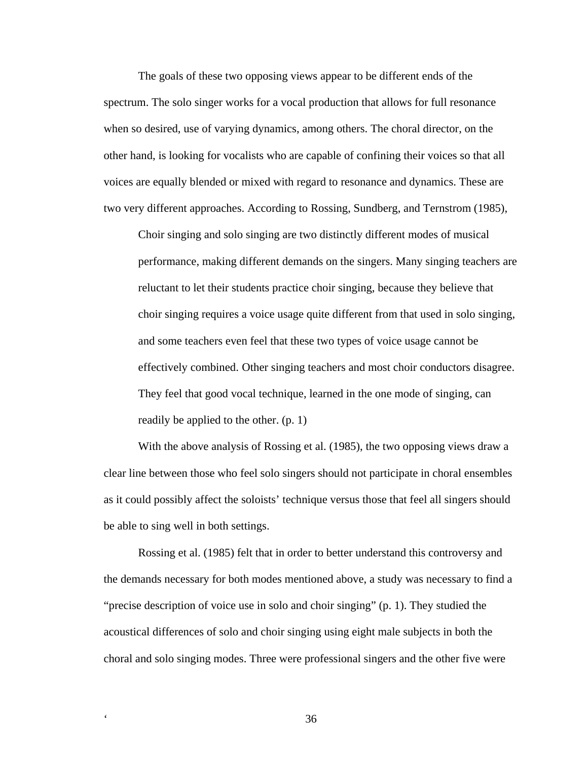The goals of these two opposing views appear to be different ends of the spectrum. The solo singer works for a vocal production that allows for full resonance when so desired, use of varying dynamics, among others. The choral director, on the other hand, is looking for vocalists who are capable of confining their voices so that all voices are equally blended or mixed with regard to resonance and dynamics. These are two very different approaches. According to Rossing, Sundberg, and Ternstrom (1985),

> Choir singing and solo singing are two distinctly different modes of musical performance, making different demands on the singers. Many singing teachers are reluctant to let their students practice choir singing, because they believe that choir singing requires a voice usage quite different from that used in solo singing, and some teachers even feel that these two types of voice usage cannot be effectively combined. Other singing teachers and most choir conductors disagree. They feel that good vocal technique, learned in the one mode of singing, can readily be applied to the other. (p. 1)

With the above analysis of Rossing et al. (1985), the two opposing views draw a clear line between those who feel solo singers should not participate in choral ensembles as it could possibly affect the soloists' technique versus those that feel all singers should be able to sing well in both settings.

Rossing et al. (1985) felt that in order to better understand this controversy and the demands necessary for both modes mentioned above, a study was necessary to find a "precise description of voice use in solo and choir singing" (p. 1). They studied the acoustical differences of solo and choir singing using eight male subjects in both the choral and solo singing modes. Three were professional singers and the other five were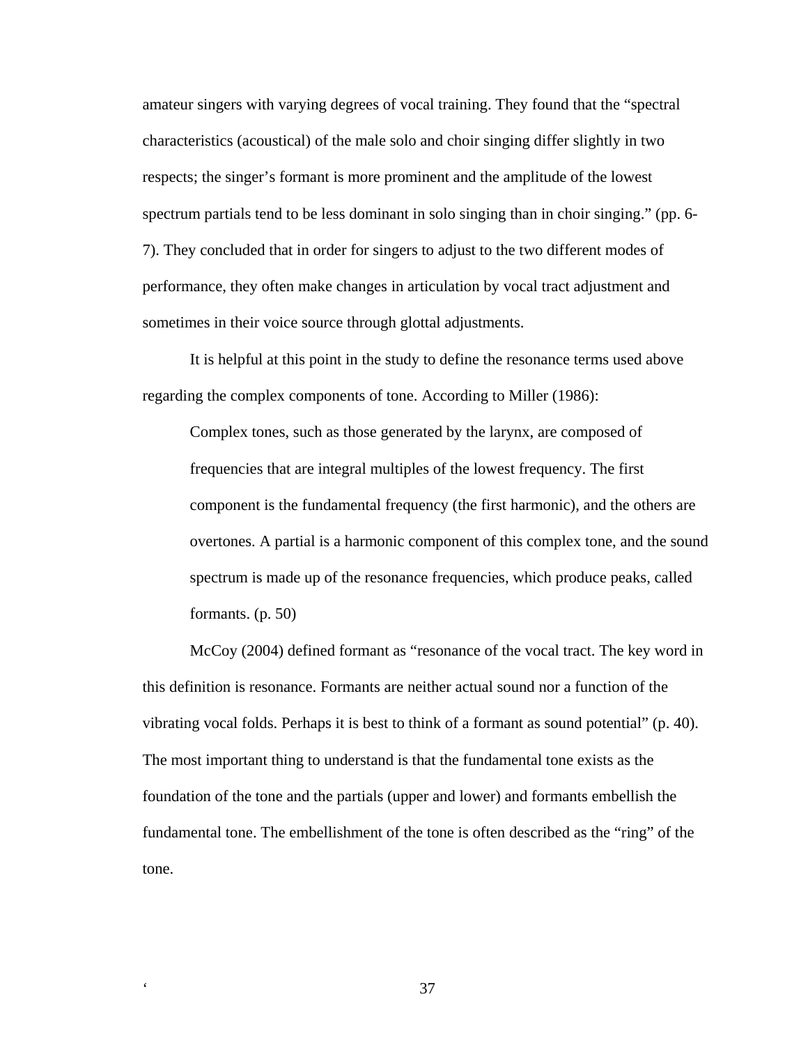amateur singers with varying degrees of vocal training. They found that the "spectral characteristics (acoustical) of the male solo and choir singing differ slightly in two respects; the singer's formant is more prominent and the amplitude of the lowest spectrum partials tend to be less dominant in solo singing than in choir singing." (pp. 6-7). They concluded that in order for singers to adjust to the two different modes of performance, they often make changes in articulation by vocal tract adjustment and sometimes in their voice source through glottal adjustments.

It is helpful at this point in the study to define the resonance terms used above regarding the complex components of tone. According to Miller (1986):

> Complex tones, such as those generated by the larynx, are composed of frequencies that are integral multiples of the lowest frequency. The first component is the fundamental frequency (the first harmonic), and the others are overtones. A partial is a harmonic component of this complex tone, and the sound spectrum is made up of the resonance frequencies, which produce peaks, called formants. (p. 50)

McCoy (2004) defined formant as "resonance of the vocal tract. The key word in this definition is resonance. Formants are neither actual sound nor a function of the vibrating vocal folds. Perhaps it is best to think of a formant as sound potential" (p. 40). The most important thing to understand is that the fundamental tone exists as the foundation of the tone and the partials (upper and lower) and formants embellish the fundamental tone. The embellishment of the tone is often described as the "ring" of the tone.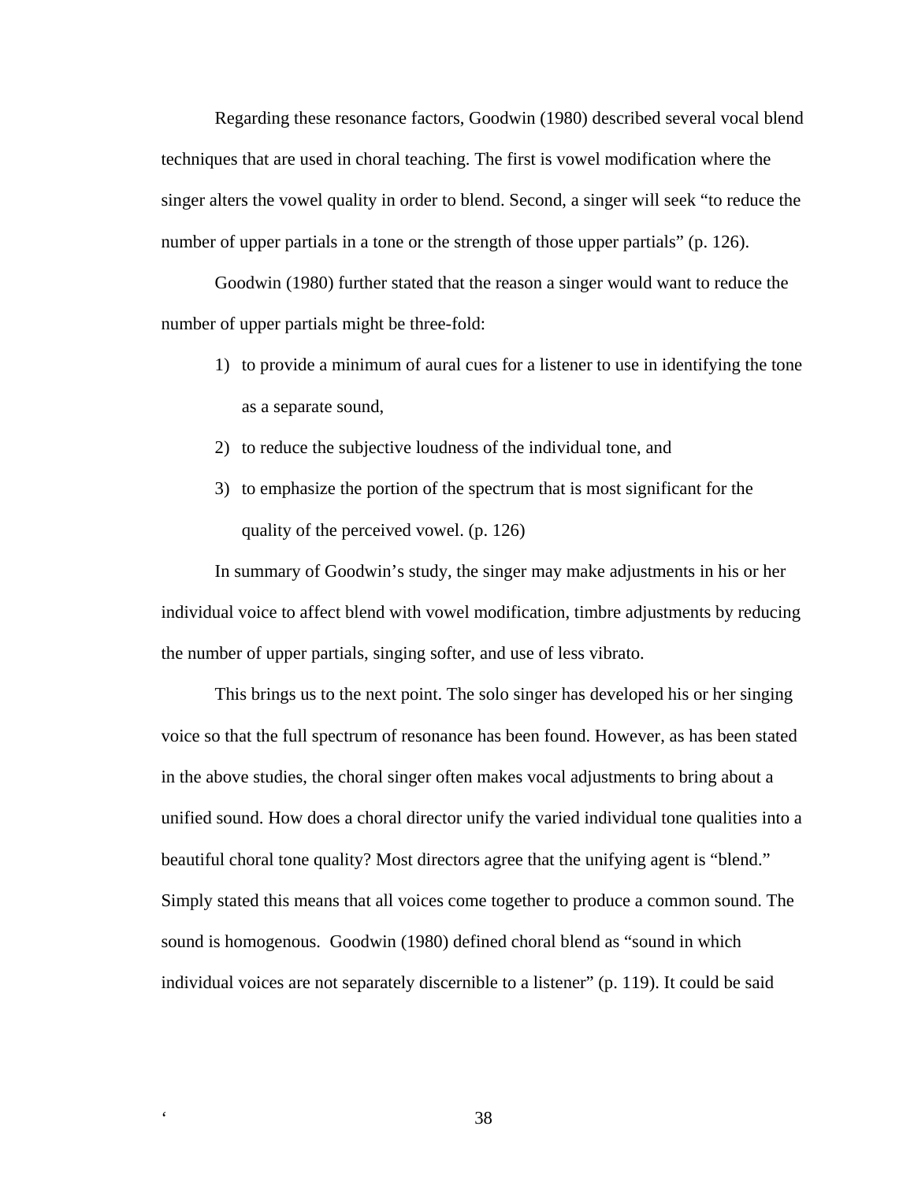Regarding these resonance factors, Goodwin (1980) described several vocal blend techniques that are used in choral teaching. The first is vowel modification where the singer alters the vowel quality in order to blend. Second, a singer will seek "to reduce the number of upper partials in a tone or the strength of those upper partials" (p. 126).

Goodwin (1980) further stated that the reason a singer would want to reduce the number of upper partials might be three-fold:

1) to provide a minimum of aural cues for a listener to use in identifying the tone as a separate sound,
2) to reduce the subjective loudness of the individual tone, and
3) to emphasize the portion of the spectrum that is most significant for the quality of the perceived vowel. (p. 126)

In summary of Goodwin's study, the singer may make adjustments in his or her individual voice to affect blend with vowel modification, timbre adjustments by reducing the number of upper partials, singing softer, and use of less vibrato.

This brings us to the next point. The solo singer has developed his or her singing voice so that the full spectrum of resonance has been found. However, as has been stated in the above studies, the choral singer often makes vocal adjustments to bring about a unified sound. How does a choral director unify the varied individual tone qualities into a beautiful choral tone quality? Most directors agree that the unifying agent is "blend." Simply stated this means that all voices come together to produce a common sound. The sound is homogenous. Goodwin (1980) defined choral blend as "sound in which individual voices are not separately discernible to a listener" (p. 119). It could be said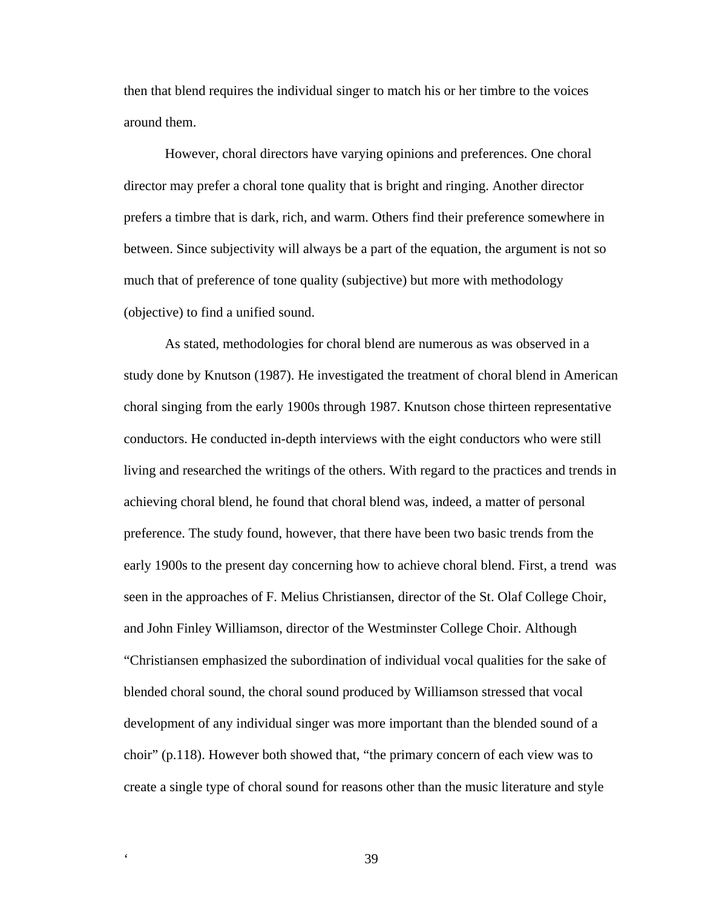then that blend requires the individual singer to match his or her timbre to the voices around them.

However, choral directors have varying opinions and preferences. One choral director may prefer a choral tone quality that is bright and ringing. Another director prefers a timbre that is dark, rich, and warm. Others find their preference somewhere in between. Since subjectivity will always be a part of the equation, the argument is not so much that of preference of tone quality (subjective) but more with methodology (objective) to find a unified sound.

As stated, methodologies for choral blend are numerous as was observed in a study done by Knutson (1987). He investigated the treatment of choral blend in American choral singing from the early 1900s through 1987. Knutson chose thirteen representative conductors. He conducted in-depth interviews with the eight conductors who were still living and researched the writings of the others. With regard to the practices and trends in achieving choral blend, he found that choral blend was, indeed, a matter of personal preference. The study found, however, that there have been two basic trends from the early 1900s to the present day concerning how to achieve choral blend. First, a trend was seen in the approaches of F. Melius Christiansen, director of the St. Olaf College Choir, and John Finley Williamson, director of the Westminster College Choir. Although "Christiansen emphasized the subordination of individual vocal qualities for the sake of blended choral sound, the choral sound produced by Williamson stressed that vocal development of any individual singer was more important than the blended sound of a choir" (p.118). However both showed that, "the primary concern of each view was to create a single type of choral sound for reasons other than the music literature and style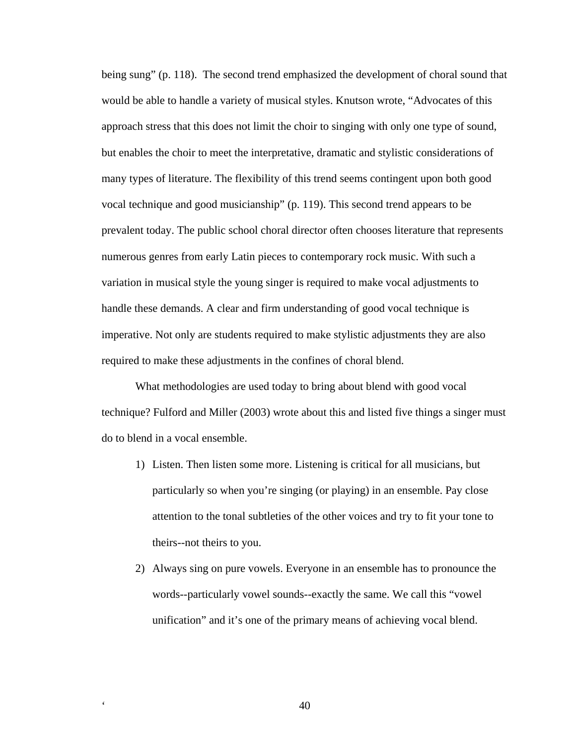being sung" (p. 118). The second trend emphasized the development of choral sound that would be able to handle a variety of musical styles. Knutson wrote, "Advocates of this approach stress that this does not limit the choir to singing with only one type of sound, but enables the choir to meet the interpretative, dramatic and stylistic considerations of many types of literature. The flexibility of this trend seems contingent upon both good vocal technique and good musicianship" (p. 119). This second trend appears to be prevalent today. The public school choral director often chooses literature that represents numerous genres from early Latin pieces to contemporary rock music. With such a variation in musical style the young singer is required to make vocal adjustments to handle these demands. A clear and firm understanding of good vocal technique is imperative. Not only are students required to make stylistic adjustments they are also required to make these adjustments in the confines of choral blend.

What methodologies are used today to bring about blend with good vocal technique? Fulford and Miller (2003) wrote about this and listed five things a singer must do to blend in a vocal ensemble.

1) Listen. Then listen some more. Listening is critical for all musicians, but particularly so when you're singing (or playing) in an ensemble. Pay close attention to the tonal subtleties of the other voices and try to fit your tone to theirs--not theirs to you.
2) Always sing on pure vowels. Everyone in an ensemble has to pronounce the words--particularly vowel sounds--exactly the same. We call this "vowel unification" and it's one of the primary means of achieving vocal blend.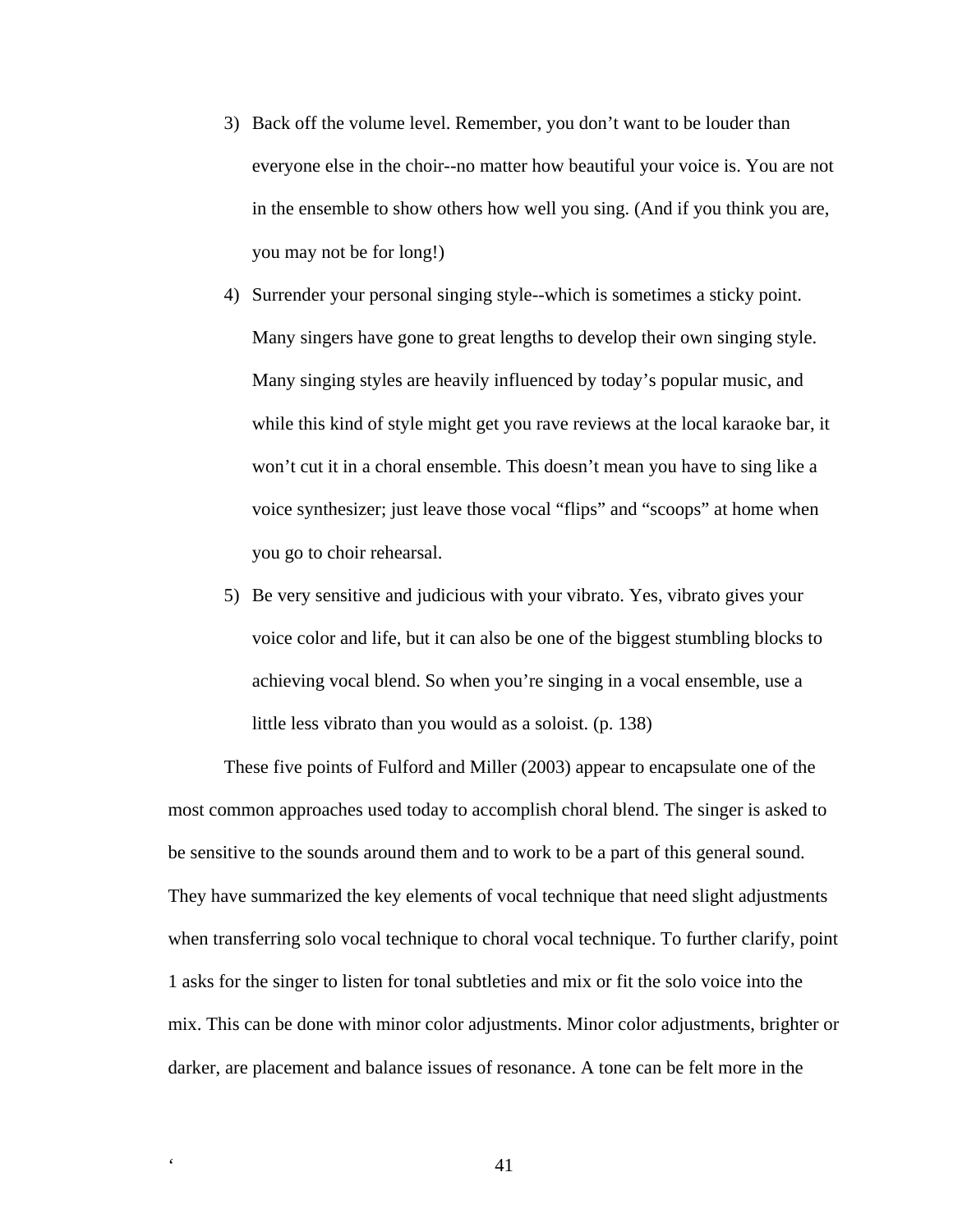3) Back off the volume level. Remember, you don't want to be louder than everyone else in the choir--no matter how beautiful your voice is. You are not in the ensemble to show others how well you sing. (And if you think you are, you may not be for long!)
4) Surrender your personal singing style--which is sometimes a sticky point. Many singers have gone to great lengths to develop their own singing style. Many singing styles are heavily influenced by today's popular music, and while this kind of style might get you rave reviews at the local karaoke bar, it won't cut it in a choral ensemble. This doesn't mean you have to sing like a voice synthesizer; just leave those vocal "flips" and "scoops" at home when you go to choir rehearsal.
5) Be very sensitive and judicious with your vibrato. Yes, vibrato gives your voice color and life, but it can also be one of the biggest stumbling blocks to achieving vocal blend. So when you're singing in a vocal ensemble, use a little less vibrato than you would as a soloist. (p. 138)

These five points of Fulford and Miller (2003) appear to encapsulate one of the most common approaches used today to accomplish choral blend. The singer is asked to be sensitive to the sounds around them and to work to be a part of this general sound. They have summarized the key elements of vocal technique that need slight adjustments when transferring solo vocal technique to choral vocal technique. To further clarify, point 1 asks for the singer to listen for tonal subtleties and mix or fit the solo voice into the mix. This can be done with minor color adjustments. Minor color adjustments, brighter or darker, are placement and balance issues of resonance. A tone can be felt more in the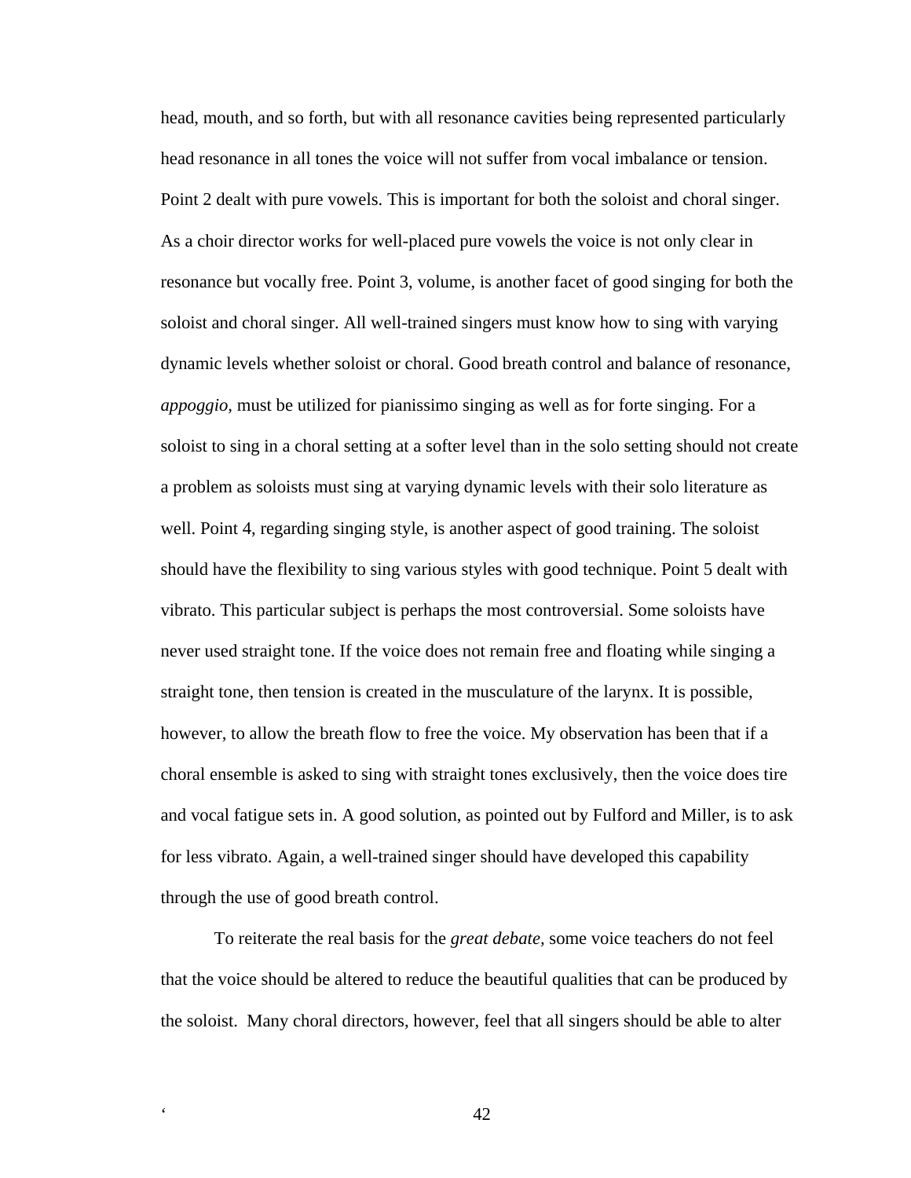head, mouth, and so forth, but with all resonance cavities being represented particularly head resonance in all tones the voice will not suffer from vocal imbalance or tension. Point 2 dealt with pure vowels. This is important for both the soloist and choral singer. As a choir director works for well-placed pure vowels the voice is not only clear in resonance but vocally free. Point 3, volume, is another facet of good singing for both the soloist and choral singer. All well-trained singers must know how to sing with varying dynamic levels whether soloist or choral. Good breath control and balance of resonance, *appoggio,* must be utilized for pianissimo singing as well as for forte singing. For a soloist to sing in a choral setting at a softer level than in the solo setting should not create a problem as soloists must sing at varying dynamic levels with their solo literature as well. Point 4, regarding singing style, is another aspect of good training. The soloist should have the flexibility to sing various styles with good technique. Point 5 dealt with vibrato. This particular subject is perhaps the most controversial. Some soloists have never used straight tone. If the voice does not remain free and floating while singing a straight tone, then tension is created in the musculature of the larynx. It is possible, however, to allow the breath flow to free the voice. My observation has been that if a choral ensemble is asked to sing with straight tones exclusively, then the voice does tire and vocal fatigue sets in. A good solution, as pointed out by Fulford and Miller, is to ask for less vibrato. Again, a well-trained singer should have developed this capability through the use of good breath control.

To reiterate the real basis for the *great debate,* some voice teachers do not feel that the voice should be altered to reduce the beautiful qualities that can be produced by the soloist. Many choral directors, however, feel that all singers should be able to alter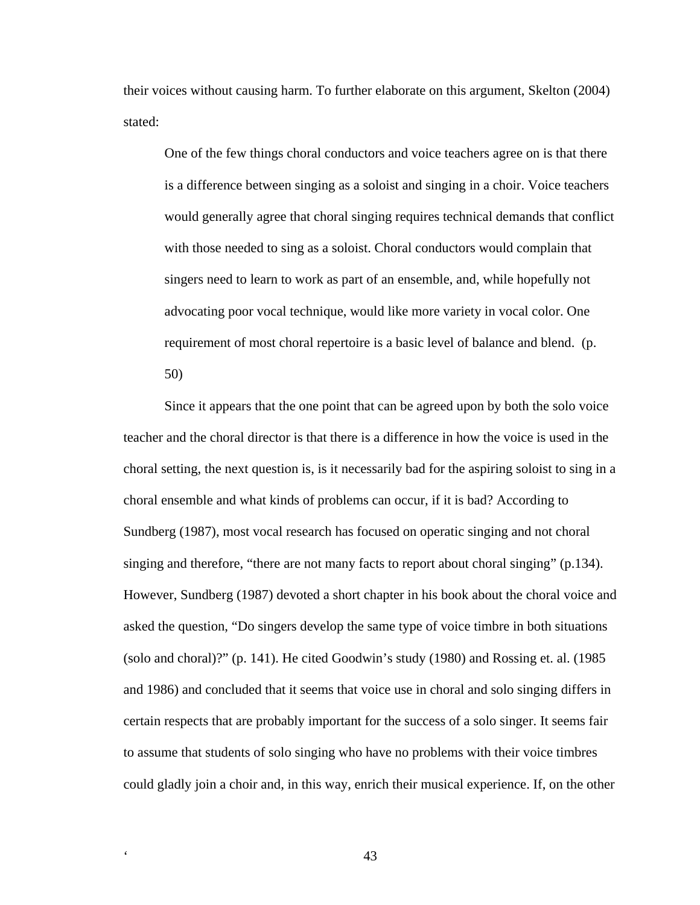their voices without causing harm. To further elaborate on this argument, Skelton (2004) stated:

> One of the few things choral conductors and voice teachers agree on is that there is a difference between singing as a soloist and singing in a choir. Voice teachers would generally agree that choral singing requires technical demands that conflict with those needed to sing as a soloist. Choral conductors would complain that singers need to learn to work as part of an ensemble, and, while hopefully not advocating poor vocal technique, would like more variety in vocal color. One requirement of most choral repertoire is a basic level of balance and blend. (p. 50)

Since it appears that the one point that can be agreed upon by both the solo voice teacher and the choral director is that there is a difference in how the voice is used in the choral setting, the next question is, is it necessarily bad for the aspiring soloist to sing in a choral ensemble and what kinds of problems can occur, if it is bad? According to Sundberg (1987), most vocal research has focused on operatic singing and not choral singing and therefore, "there are not many facts to report about choral singing" (p.134). However, Sundberg (1987) devoted a short chapter in his book about the choral voice and asked the question, "Do singers develop the same type of voice timbre in both situations (solo and choral)?" (p. 141). He cited Goodwin's study (1980) and Rossing et. al. (1985 and 1986) and concluded that it seems that voice use in choral and solo singing differs in certain respects that are probably important for the success of a solo singer. It seems fair to assume that students of solo singing who have no problems with their voice timbres could gladly join a choir and, in this way, enrich their musical experience. If, on the other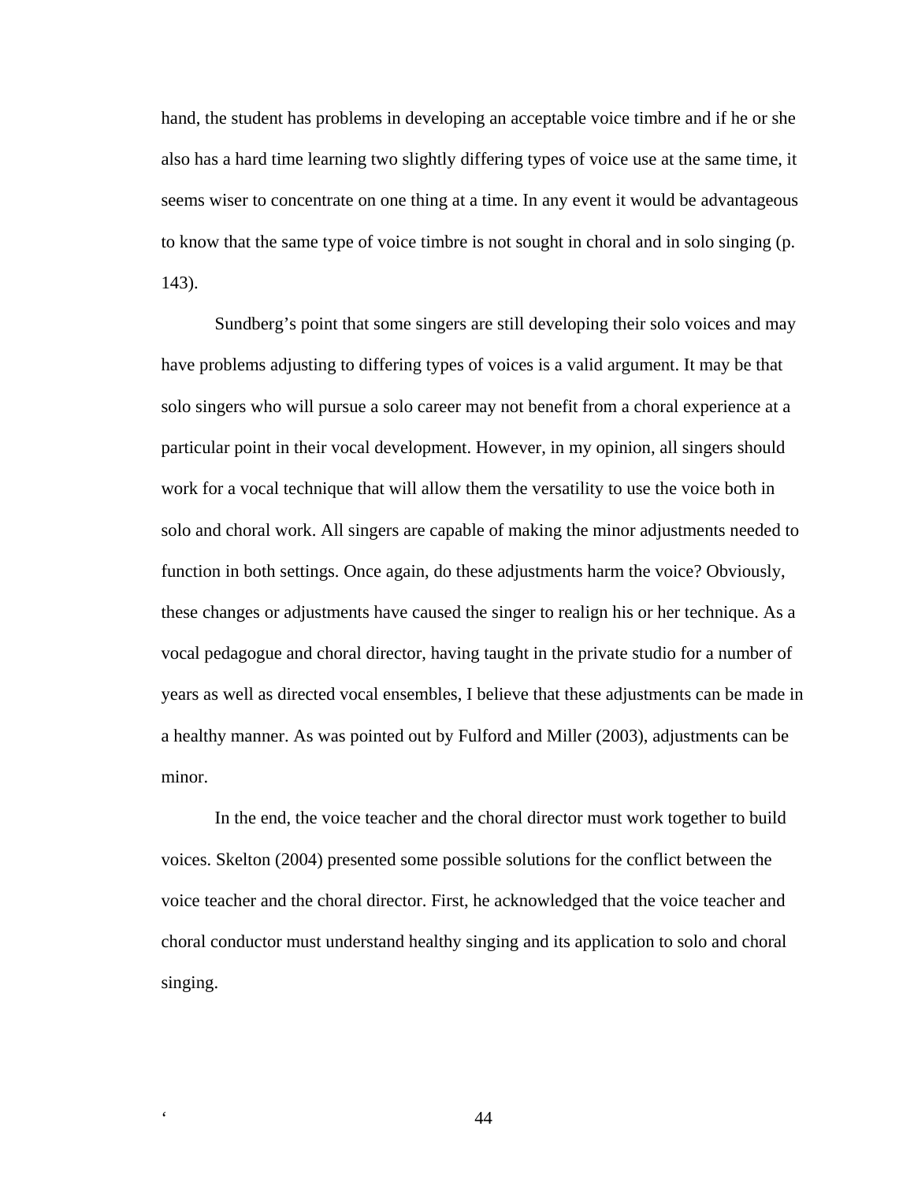hand, the student has problems in developing an acceptable voice timbre and if he or she also has a hard time learning two slightly differing types of voice use at the same time, it seems wiser to concentrate on one thing at a time. In any event it would be advantageous to know that the same type of voice timbre is not sought in choral and in solo singing (p. 143).

Sundberg's point that some singers are still developing their solo voices and may have problems adjusting to differing types of voices is a valid argument. It may be that solo singers who will pursue a solo career may not benefit from a choral experience at a particular point in their vocal development. However, in my opinion, all singers should work for a vocal technique that will allow them the versatility to use the voice both in solo and choral work. All singers are capable of making the minor adjustments needed to function in both settings. Once again, do these adjustments harm the voice? Obviously, these changes or adjustments have caused the singer to realign his or her technique. As a vocal pedagogue and choral director, having taught in the private studio for a number of years as well as directed vocal ensembles, I believe that these adjustments can be made in a healthy manner. As was pointed out by Fulford and Miller (2003), adjustments can be minor.

In the end, the voice teacher and the choral director must work together to build voices. Skelton (2004) presented some possible solutions for the conflict between the voice teacher and the choral director. First, he acknowledged that the voice teacher and choral conductor must understand healthy singing and its application to solo and choral singing.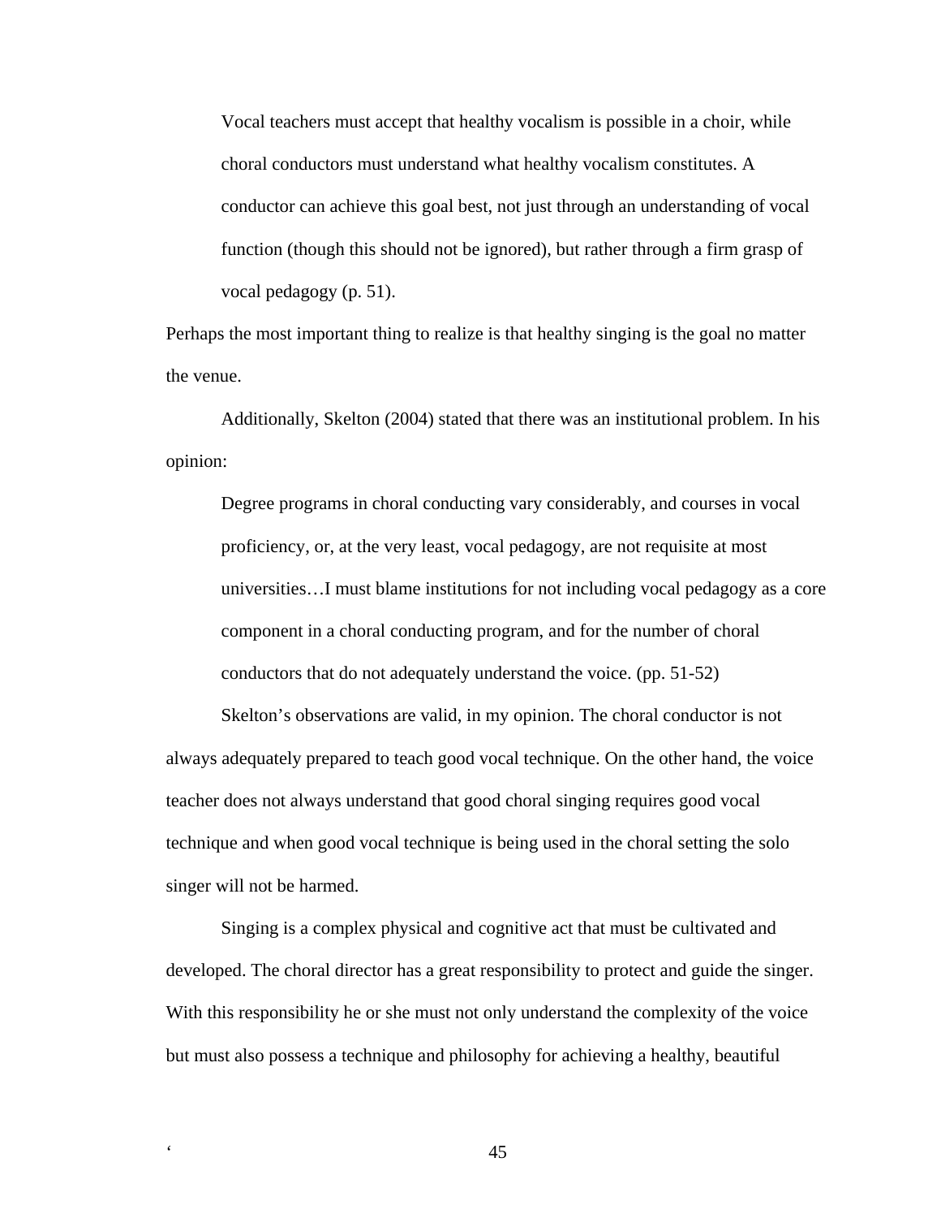> Vocal teachers must accept that healthy vocalism is possible in a choir, while choral conductors must understand what healthy vocalism constitutes. A conductor can achieve this goal best, not just through an understanding of vocal function (though this should not be ignored), but rather through a firm grasp of vocal pedagogy (p. 51).

Perhaps the most important thing to realize is that healthy singing is the goal no matter the venue.

Additionally, Skelton (2004) stated that there was an institutional problem. In his opinion:

> Degree programs in choral conducting vary considerably, and courses in vocal proficiency, or, at the very least, vocal pedagogy, are not requisite at most universities…I must blame institutions for not including vocal pedagogy as a core component in a choral conducting program, and for the number of choral conductors that do not adequately understand the voice. (pp. 51-52)

Skelton's observations are valid, in my opinion. The choral conductor is not always adequately prepared to teach good vocal technique. On the other hand, the voice teacher does not always understand that good choral singing requires good vocal technique and when good vocal technique is being used in the choral setting the solo singer will not be harmed.

Singing is a complex physical and cognitive act that must be cultivated and developed. The choral director has a great responsibility to protect and guide the singer. With this responsibility he or she must not only understand the complexity of the voice but must also possess a technique and philosophy for achieving a healthy, beautiful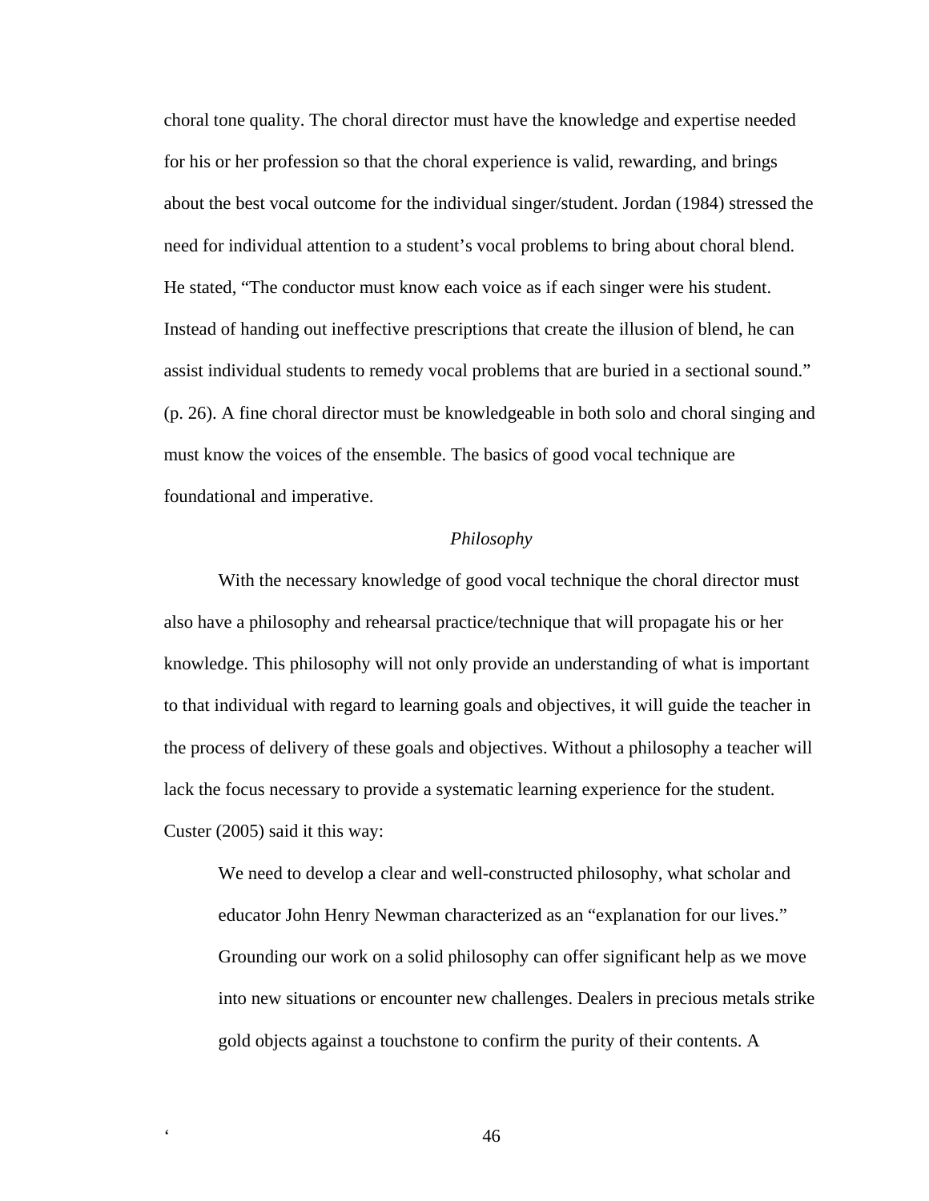choral tone quality. The choral director must have the knowledge and expertise needed for his or her profession so that the choral experience is valid, rewarding, and brings about the best vocal outcome for the individual singer/student. Jordan (1984) stressed the need for individual attention to a student's vocal problems to bring about choral blend. He stated, "The conductor must know each voice as if each singer were his student. Instead of handing out ineffective prescriptions that create the illusion of blend, he can assist individual students to remedy vocal problems that are buried in a sectional sound." (p. 26). A fine choral director must be knowledgeable in both solo and choral singing and must know the voices of the ensemble. The basics of good vocal technique are foundational and imperative.

*Philosophy*

With the necessary knowledge of good vocal technique the choral director must also have a philosophy and rehearsal practice/technique that will propagate his or her knowledge. This philosophy will not only provide an understanding of what is important to that individual with regard to learning goals and objectives, it will guide the teacher in the process of delivery of these goals and objectives. Without a philosophy a teacher will lack the focus necessary to provide a systematic learning experience for the student. Custer (2005) said it this way:

> We need to develop a clear and well-constructed philosophy, what scholar and educator John Henry Newman characterized as an "explanation for our lives." Grounding our work on a solid philosophy can offer significant help as we move into new situations or encounter new challenges. Dealers in precious metals strike gold objects against a touchstone to confirm the purity of their contents. A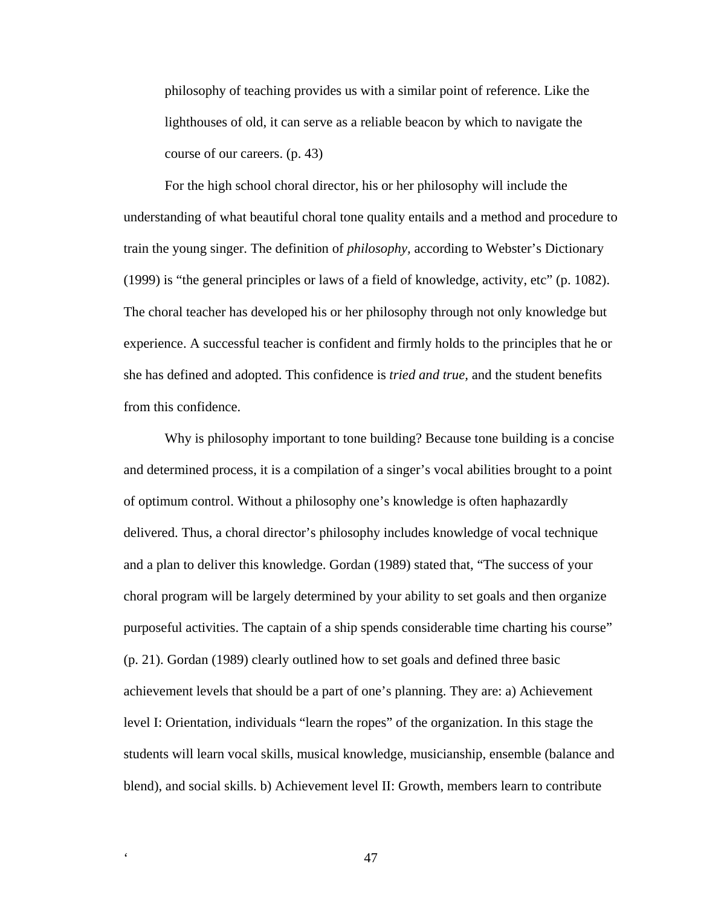philosophy of teaching provides us with a similar point of reference. Like the lighthouses of old, it can serve as a reliable beacon by which to navigate the course of our careers. (p. 43)

For the high school choral director, his or her philosophy will include the understanding of what beautiful choral tone quality entails and a method and procedure to train the young singer. The definition of *philosophy,* according to Webster's Dictionary (1999) is "the general principles or laws of a field of knowledge, activity, etc" (p. 1082). The choral teacher has developed his or her philosophy through not only knowledge but experience. A successful teacher is confident and firmly holds to the principles that he or she has defined and adopted. This confidence is *tried and true*, and the student benefits from this confidence.

Why is philosophy important to tone building? Because tone building is a concise and determined process, it is a compilation of a singer's vocal abilities brought to a point of optimum control. Without a philosophy one's knowledge is often haphazardly delivered. Thus, a choral director's philosophy includes knowledge of vocal technique and a plan to deliver this knowledge. Gordan (1989) stated that, "The success of your choral program will be largely determined by your ability to set goals and then organize purposeful activities. The captain of a ship spends considerable time charting his course" (p. 21). Gordan (1989) clearly outlined how to set goals and defined three basic achievement levels that should be a part of one's planning. They are: a) Achievement level I: Orientation, individuals "learn the ropes" of the organization. In this stage the students will learn vocal skills, musical knowledge, musicianship, ensemble (balance and blend), and social skills. b) Achievement level II: Growth, members learn to contribute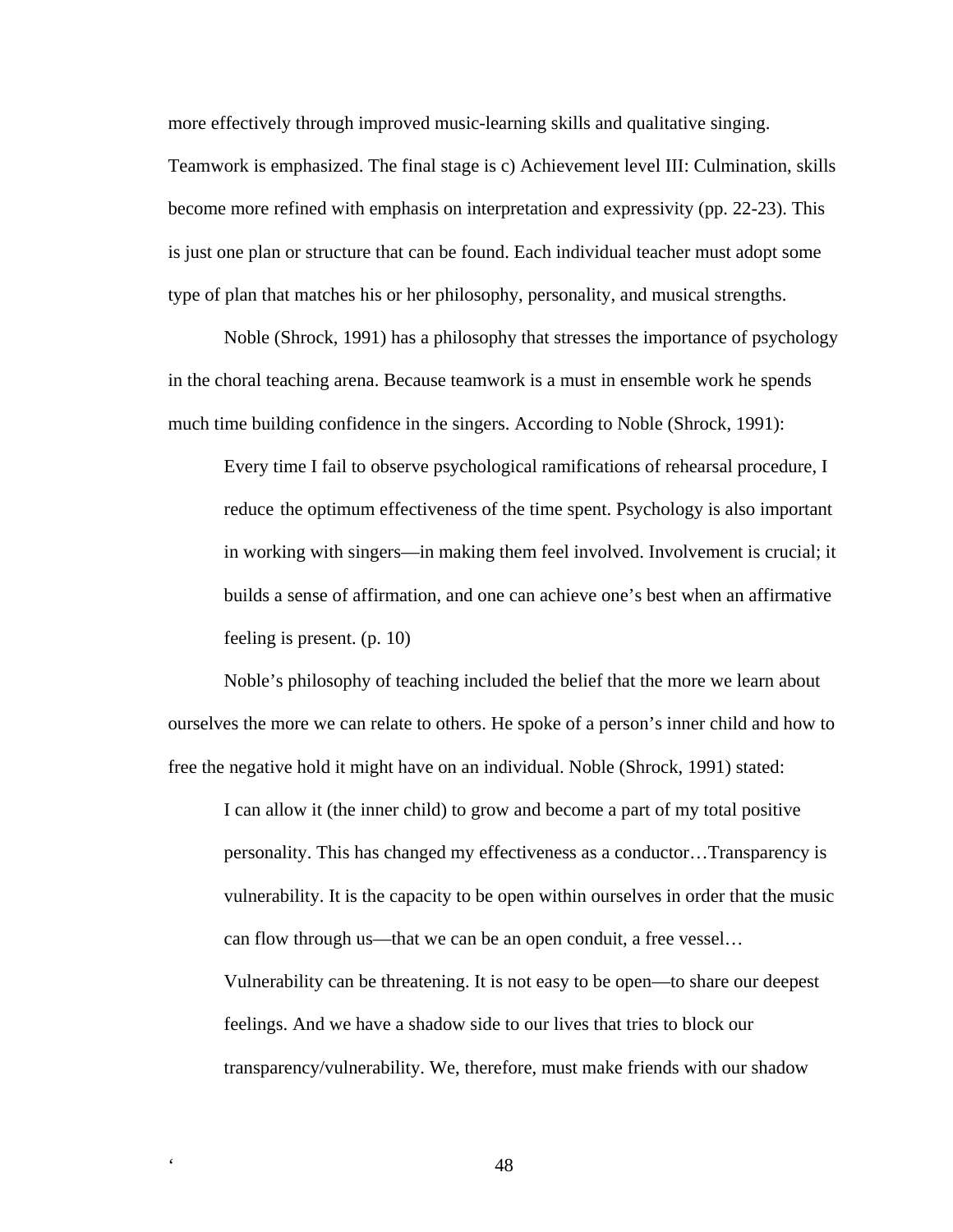more effectively through improved music-learning skills and qualitative singing. Teamwork is emphasized. The final stage is c) Achievement level III: Culmination, skills become more refined with emphasis on interpretation and expressivity (pp. 22-23). This is just one plan or structure that can be found. Each individual teacher must adopt some type of plan that matches his or her philosophy, personality, and musical strengths.

Noble (Shrock, 1991) has a philosophy that stresses the importance of psychology in the choral teaching arena. Because teamwork is a must in ensemble work he spends much time building confidence in the singers. According to Noble (Shrock, 1991):

> Every time I fail to observe psychological ramifications of rehearsal procedure, I reduce the optimum effectiveness of the time spent. Psychology is also important in working with singers—in making them feel involved. Involvement is crucial; it builds a sense of affirmation, and one can achieve one's best when an affirmative feeling is present. (p. 10)

Noble's philosophy of teaching included the belief that the more we learn about ourselves the more we can relate to others. He spoke of a person's inner child and how to free the negative hold it might have on an individual. Noble (Shrock, 1991) stated:

> I can allow it (the inner child) to grow and become a part of my total positive personality. This has changed my effectiveness as a conductor…Transparency is vulnerability. It is the capacity to be open within ourselves in order that the music can flow through us—that we can be an open conduit, a free vessel… Vulnerability can be threatening. It is not easy to be open—to share our deepest feelings. And we have a shadow side to our lives that tries to block our transparency/vulnerability. We, therefore, must make friends with our shadow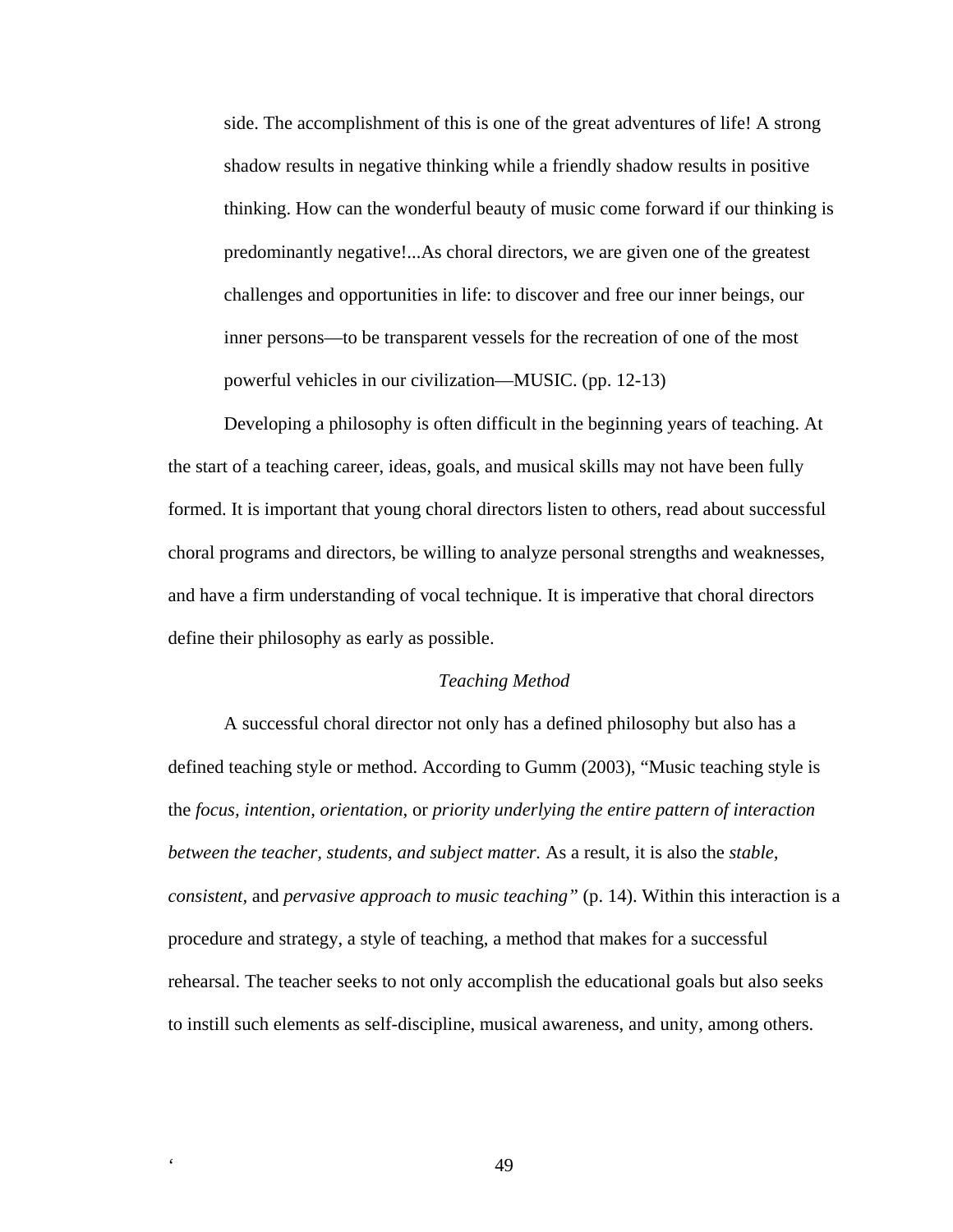> side. The accomplishment of this is one of the great adventures of life! A strong shadow results in negative thinking while a friendly shadow results in positive thinking. How can the wonderful beauty of music come forward if our thinking is predominantly negative!...As choral directors, we are given one of the greatest challenges and opportunities in life: to discover and free our inner beings, our inner persons—to be transparent vessels for the recreation of one of the most powerful vehicles in our civilization—MUSIC. (pp. 12-13)

Developing a philosophy is often difficult in the beginning years of teaching. At the start of a teaching career, ideas, goals, and musical skills may not have been fully formed. It is important that young choral directors listen to others, read about successful choral programs and directors, be willing to analyze personal strengths and weaknesses, and have a firm understanding of vocal technique. It is imperative that choral directors define their philosophy as early as possible.

### *Teaching Method*

A successful choral director not only has a defined philosophy but also has a defined teaching style or method. According to Gumm (2003), "Music teaching style is the *focus, intention, orientation,* or *priority underlying the entire pattern of interaction between the teacher, students, and subject matter.* As a result, it is also the *stable, consistent,* and *pervasive approach to music teaching"* (p. 14). Within this interaction is a procedure and strategy, a style of teaching, a method that makes for a successful rehearsal. The teacher seeks to not only accomplish the educational goals but also seeks to instill such elements as self-discipline, musical awareness, and unity, among others.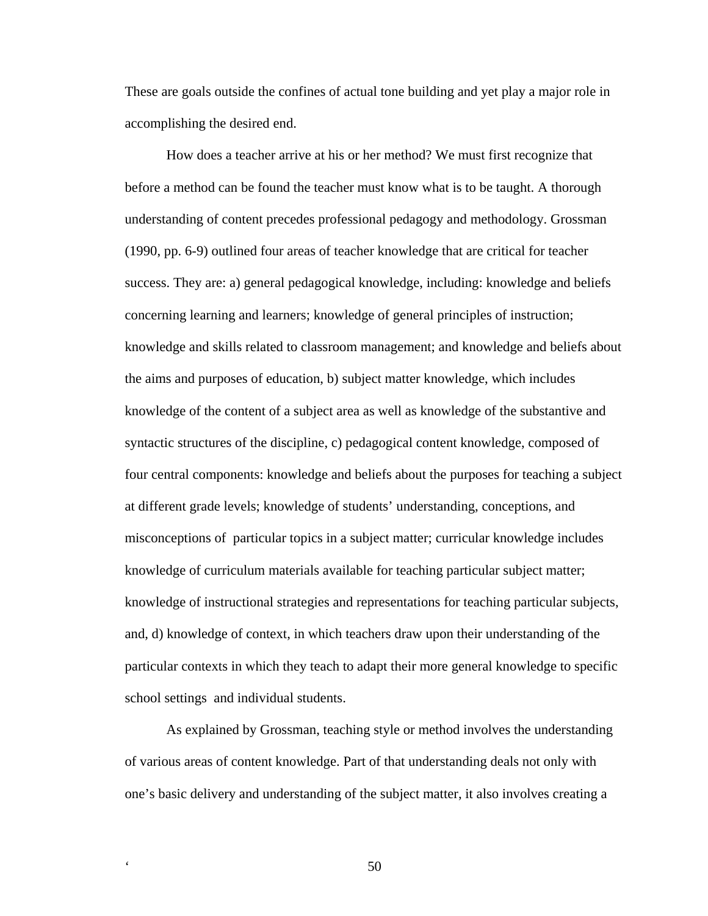These are goals outside the confines of actual tone building and yet play a major role in accomplishing the desired end.

How does a teacher arrive at his or her method? We must first recognize that before a method can be found the teacher must know what is to be taught. A thorough understanding of content precedes professional pedagogy and methodology. Grossman (1990, pp. 6-9) outlined four areas of teacher knowledge that are critical for teacher success. They are: a) general pedagogical knowledge, including: knowledge and beliefs concerning learning and learners; knowledge of general principles of instruction; knowledge and skills related to classroom management; and knowledge and beliefs about the aims and purposes of education, b) subject matter knowledge, which includes knowledge of the content of a subject area as well as knowledge of the substantive and syntactic structures of the discipline, c) pedagogical content knowledge, composed of four central components: knowledge and beliefs about the purposes for teaching a subject at different grade levels; knowledge of students' understanding, conceptions, and misconceptions of particular topics in a subject matter; curricular knowledge includes knowledge of curriculum materials available for teaching particular subject matter; knowledge of instructional strategies and representations for teaching particular subjects, and, d) knowledge of context, in which teachers draw upon their understanding of the particular contexts in which they teach to adapt their more general knowledge to specific school settings and individual students.

As explained by Grossman, teaching style or method involves the understanding of various areas of content knowledge. Part of that understanding deals not only with one's basic delivery and understanding of the subject matter, it also involves creating a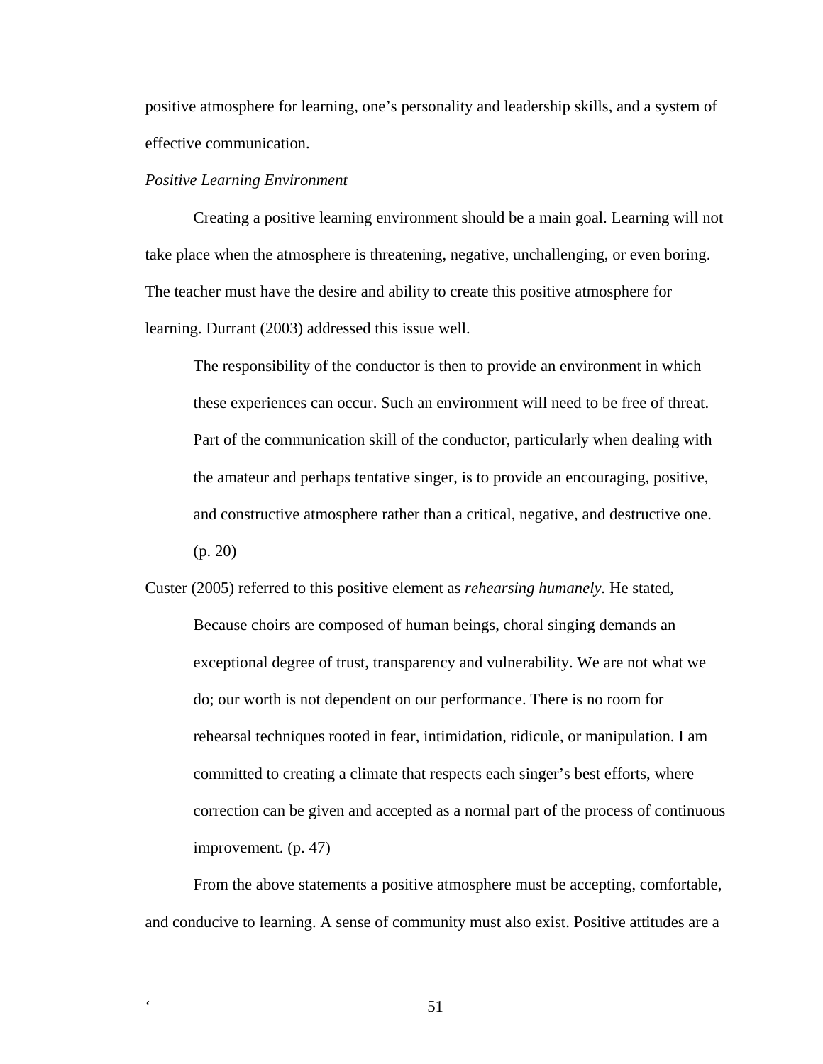positive atmosphere for learning, one's personality and leadership skills, and a system of effective communication.

*Positive Learning Environment*

Creating a positive learning environment should be a main goal. Learning will not take place when the atmosphere is threatening, negative, unchallenging, or even boring. The teacher must have the desire and ability to create this positive atmosphere for learning. Durrant (2003) addressed this issue well.

> The responsibility of the conductor is then to provide an environment in which these experiences can occur. Such an environment will need to be free of threat. Part of the communication skill of the conductor, particularly when dealing with the amateur and perhaps tentative singer, is to provide an encouraging, positive, and constructive atmosphere rather than a critical, negative, and destructive one. (p. 20)

Custer (2005) referred to this positive element as *rehearsing humanely*. He stated,

> Because choirs are composed of human beings, choral singing demands an exceptional degree of trust, transparency and vulnerability. We are not what we do; our worth is not dependent on our performance. There is no room for rehearsal techniques rooted in fear, intimidation, ridicule, or manipulation. I am committed to creating a climate that respects each singer's best efforts, where correction can be given and accepted as a normal part of the process of continuous improvement. (p. 47)

From the above statements a positive atmosphere must be accepting, comfortable, and conducive to learning. A sense of community must also exist. Positive attitudes are a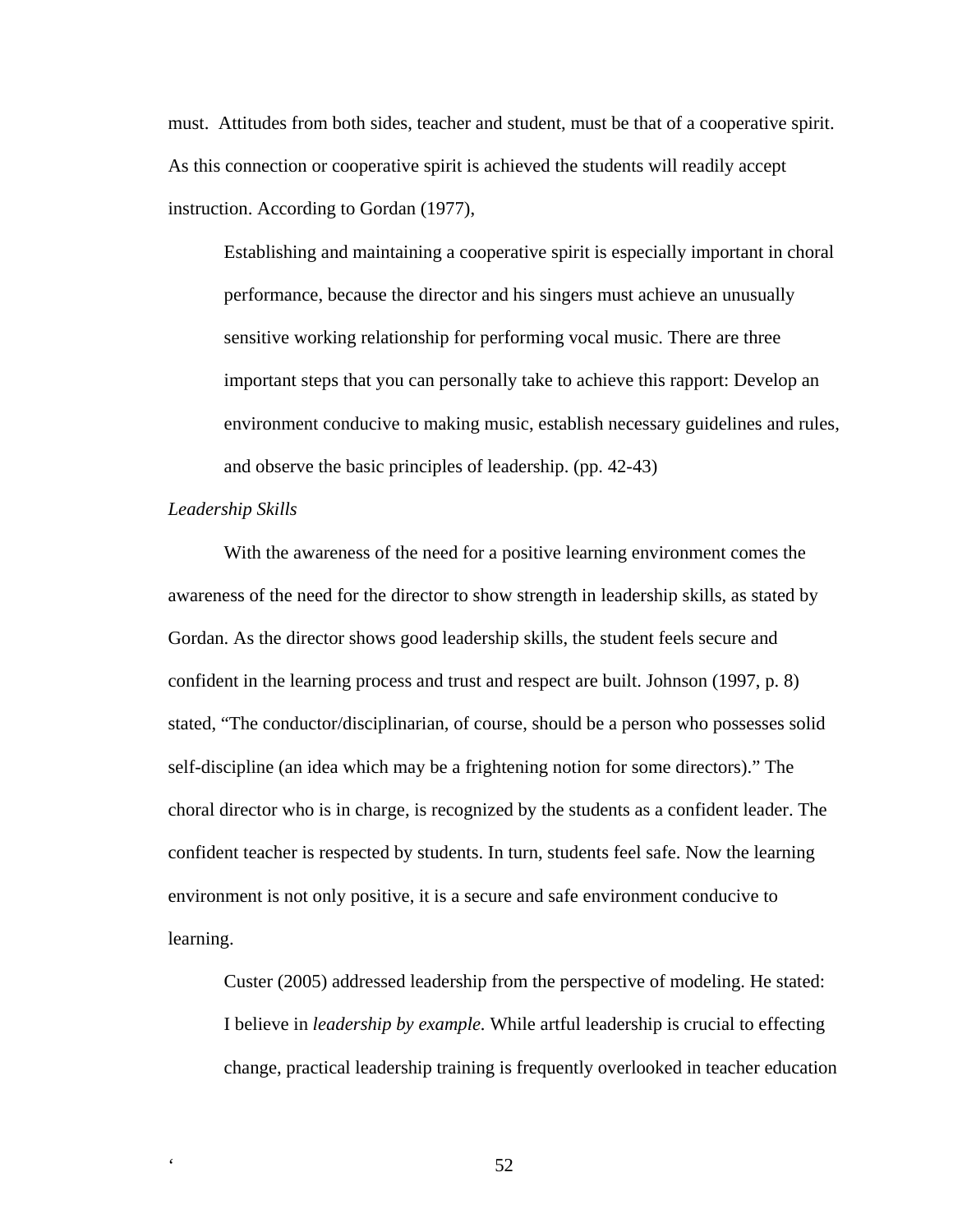must. Attitudes from both sides, teacher and student, must be that of a cooperative spirit. As this connection or cooperative spirit is achieved the students will readily accept instruction. According to Gordan (1977),

> Establishing and maintaining a cooperative spirit is especially important in choral performance, because the director and his singers must achieve an unusually sensitive working relationship for performing vocal music. There are three important steps that you can personally take to achieve this rapport: Develop an environment conducive to making music, establish necessary guidelines and rules, and observe the basic principles of leadership. (pp. 42-43)

*Leadership Skills*

With the awareness of the need for a positive learning environment comes the awareness of the need for the director to show strength in leadership skills, as stated by Gordan. As the director shows good leadership skills, the student feels secure and confident in the learning process and trust and respect are built. Johnson (1997, p. 8) stated, "The conductor/disciplinarian, of course, should be a person who possesses solid self-discipline (an idea which may be a frightening notion for some directors)." The choral director who is in charge, is recognized by the students as a confident leader. The confident teacher is respected by students. In turn, students feel safe. Now the learning environment is not only positive, it is a secure and safe environment conducive to learning.

Custer (2005) addressed leadership from the perspective of modeling. He stated:

> I believe in *leadership by example*. While artful leadership is crucial to effecting change, practical leadership training is frequently overlooked in teacher education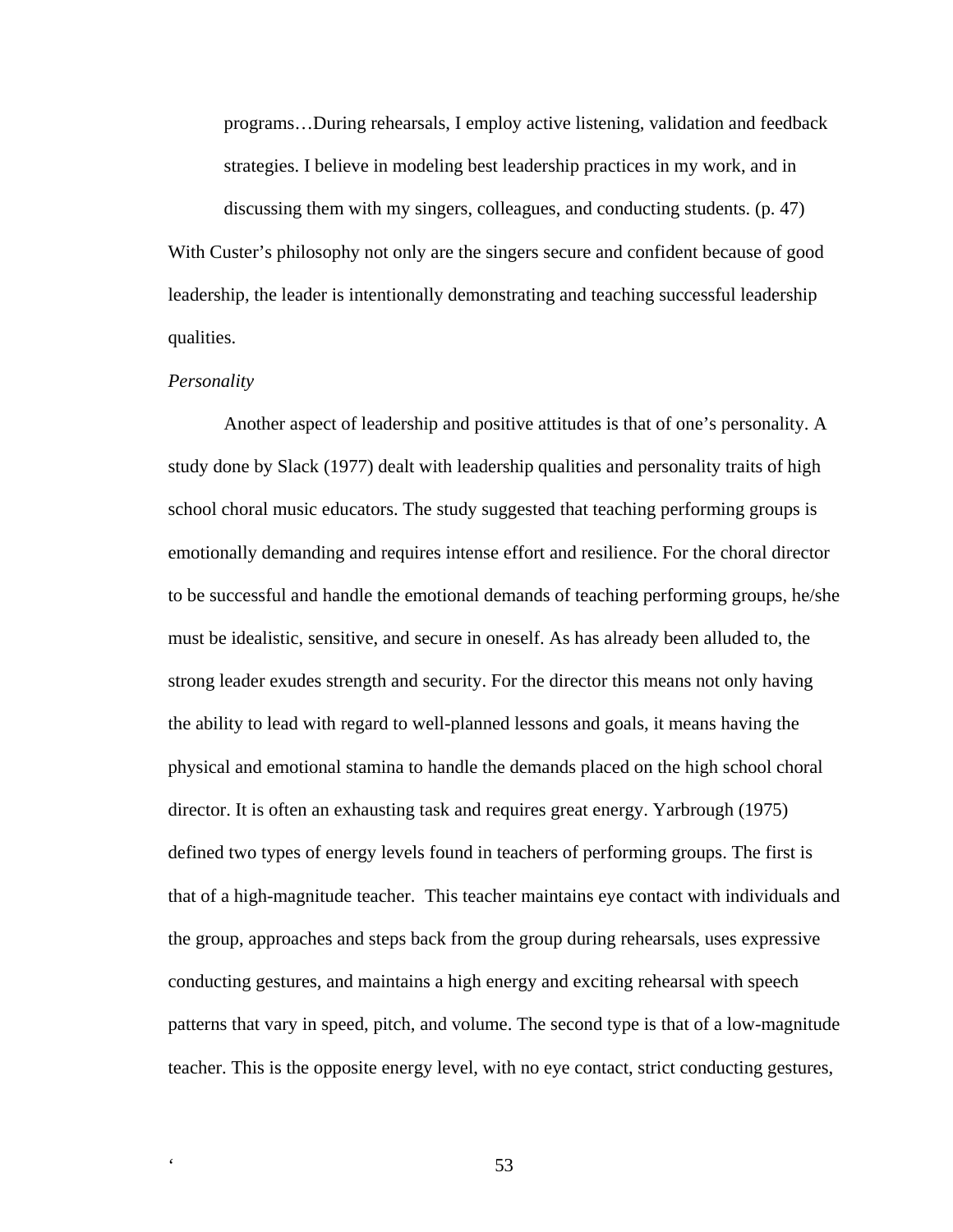> programs…During rehearsals, I employ active listening, validation and feedback strategies. I believe in modeling best leadership practices in my work, and in discussing them with my singers, colleagues, and conducting students. (p. 47)

With Custer's philosophy not only are the singers secure and confident because of good leadership, the leader is intentionally demonstrating and teaching successful leadership qualities.

*Personality*

Another aspect of leadership and positive attitudes is that of one's personality. A study done by Slack (1977) dealt with leadership qualities and personality traits of high school choral music educators. The study suggested that teaching performing groups is emotionally demanding and requires intense effort and resilience. For the choral director to be successful and handle the emotional demands of teaching performing groups, he/she must be idealistic, sensitive, and secure in oneself. As has already been alluded to, the strong leader exudes strength and security. For the director this means not only having the ability to lead with regard to well-planned lessons and goals, it means having the physical and emotional stamina to handle the demands placed on the high school choral director. It is often an exhausting task and requires great energy. Yarbrough (1975) defined two types of energy levels found in teachers of performing groups. The first is that of a high-magnitude teacher. This teacher maintains eye contact with individuals and the group, approaches and steps back from the group during rehearsals, uses expressive conducting gestures, and maintains a high energy and exciting rehearsal with speech patterns that vary in speed, pitch, and volume. The second type is that of a low-magnitude teacher. This is the opposite energy level, with no eye contact, strict conducting gestures,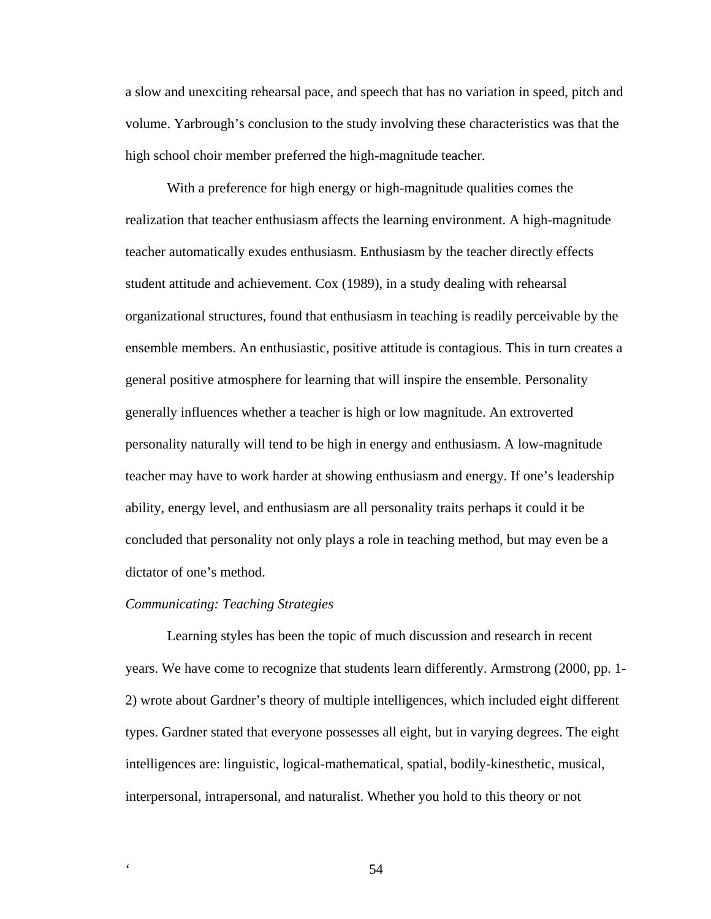a slow and unexciting rehearsal pace, and speech that has no variation in speed, pitch and volume. Yarbrough's conclusion to the study involving these characteristics was that the high school choir member preferred the high-magnitude teacher.

With a preference for high energy or high-magnitude qualities comes the realization that teacher enthusiasm affects the learning environment. A high-magnitude teacher automatically exudes enthusiasm. Enthusiasm by the teacher directly effects student attitude and achievement. Cox (1989), in a study dealing with rehearsal organizational structures, found that enthusiasm in teaching is readily perceivable by the ensemble members. An enthusiastic, positive attitude is contagious. This in turn creates a general positive atmosphere for learning that will inspire the ensemble. Personality generally influences whether a teacher is high or low magnitude. An extroverted personality naturally will tend to be high in energy and enthusiasm. A low-magnitude teacher may have to work harder at showing enthusiasm and energy. If one's leadership ability, energy level, and enthusiasm are all personality traits perhaps it could it be concluded that personality not only plays a role in teaching method, but may even be a dictator of one's method.

*Communicating: Teaching Strategies*

Learning styles has been the topic of much discussion and research in recent years. We have come to recognize that students learn differently. Armstrong (2000, pp. 1-2) wrote about Gardner's theory of multiple intelligences, which included eight different types. Gardner stated that everyone possesses all eight, but in varying degrees. The eight intelligences are: linguistic, logical-mathematical, spatial, bodily-kinesthetic, musical, interpersonal, intrapersonal, and naturalist. Whether you hold to this theory or not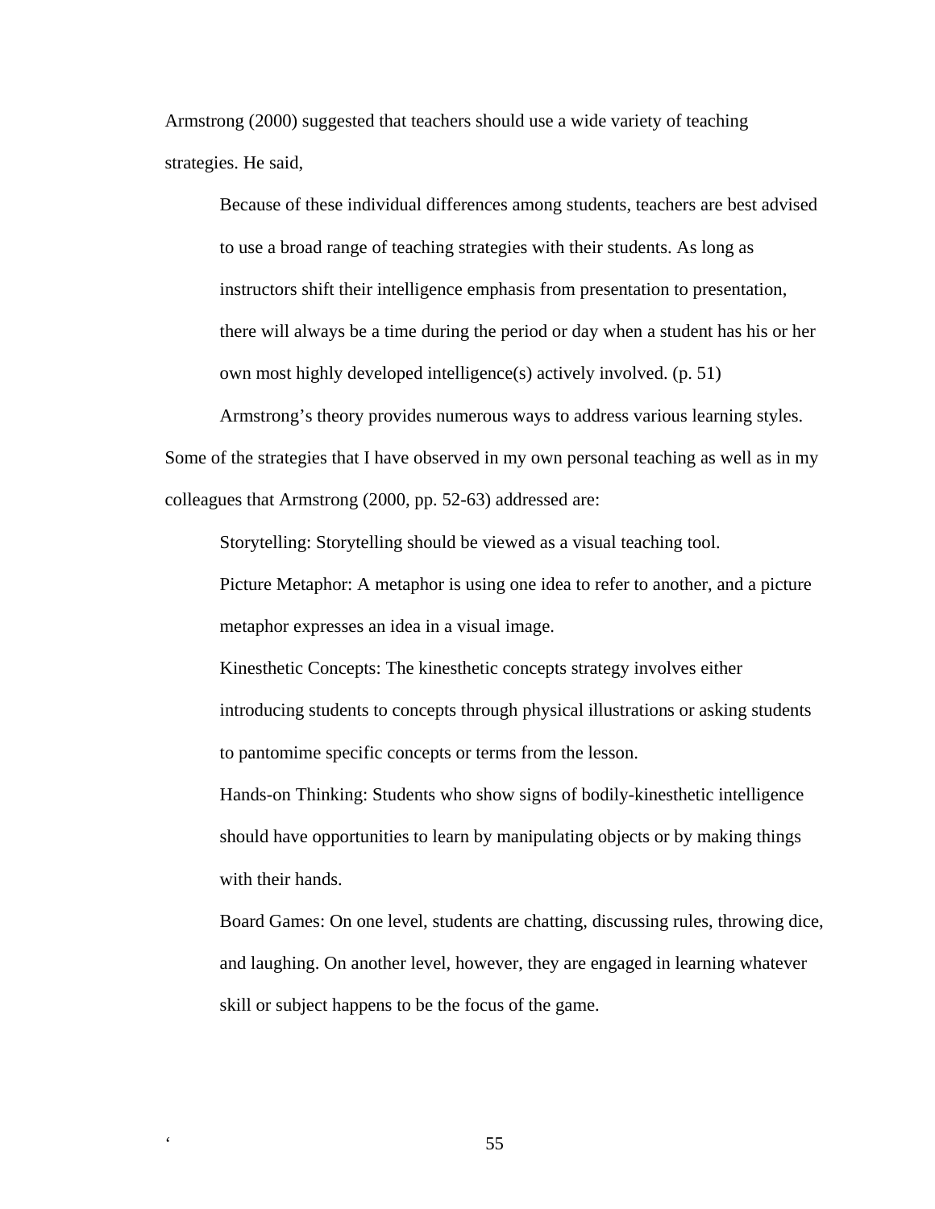Armstrong (2000) suggested that teachers should use a wide variety of teaching strategies. He said,

> Because of these individual differences among students, teachers are best advised to use a broad range of teaching strategies with their students. As long as instructors shift their intelligence emphasis from presentation to presentation, there will always be a time during the period or day when a student has his or her own most highly developed intelligence(s) actively involved. (p. 51)

Armstrong's theory provides numerous ways to address various learning styles. Some of the strategies that I have observed in my own personal teaching as well as in my colleagues that Armstrong (2000, pp. 52-63) addressed are:

> Storytelling: Storytelling should be viewed as a visual teaching tool.
>
> Picture Metaphor: A metaphor is using one idea to refer to another, and a picture metaphor expresses an idea in a visual image.
>
> Kinesthetic Concepts: The kinesthetic concepts strategy involves either introducing students to concepts through physical illustrations or asking students to pantomime specific concepts or terms from the lesson.
>
> Hands-on Thinking: Students who show signs of bodily-kinesthetic intelligence should have opportunities to learn by manipulating objects or by making things with their hands.
>
> Board Games: On one level, students are chatting, discussing rules, throwing dice, and laughing. On another level, however, they are engaged in learning whatever skill or subject happens to be the focus of the game.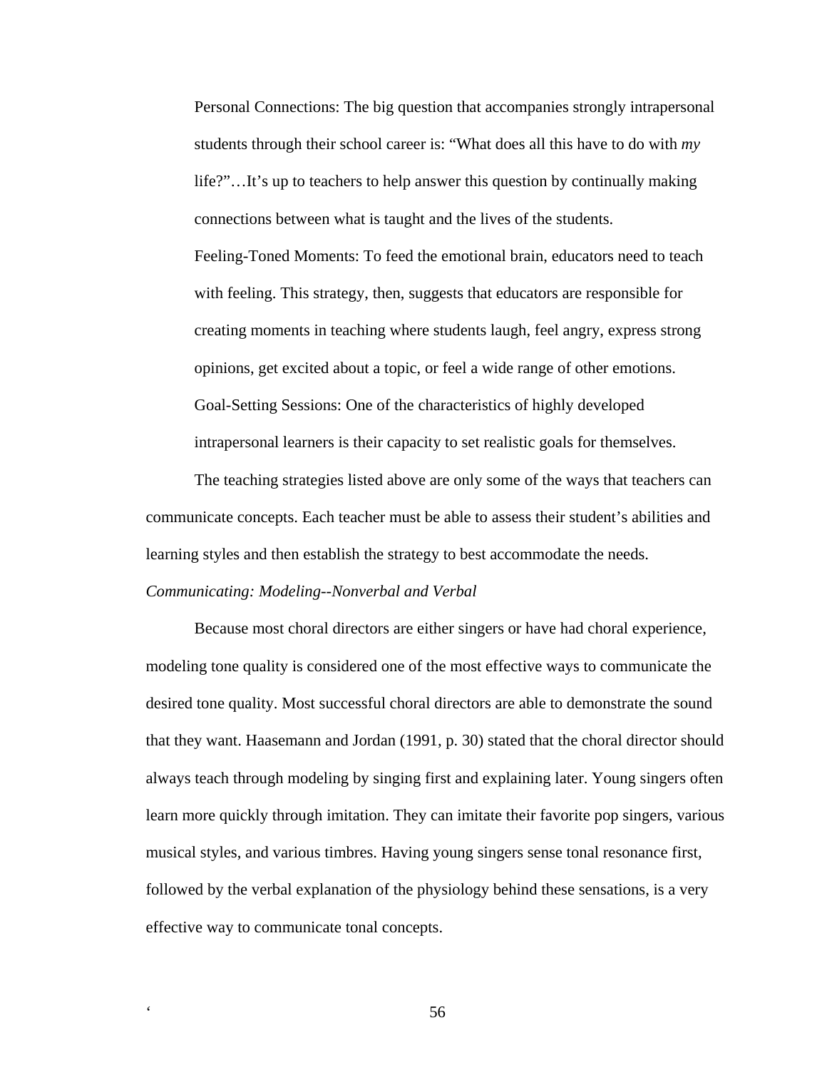Personal Connections: The big question that accompanies strongly intrapersonal students through their school career is: “What does all this have to do with *my* life?”…It’s up to teachers to help answer this question by continually making connections between what is taught and the lives of the students.

Feeling-Toned Moments: To feed the emotional brain, educators need to teach with feeling. This strategy, then, suggests that educators are responsible for creating moments in teaching where students laugh, feel angry, express strong opinions, get excited about a topic, or feel a wide range of other emotions.

Goal-Setting Sessions: One of the characteristics of highly developed intrapersonal learners is their capacity to set realistic goals for themselves.

The teaching strategies listed above are only some of the ways that teachers can communicate concepts. Each teacher must be able to assess their student’s abilities and learning styles and then establish the strategy to best accommodate the needs.

*Communicating: Modeling--Nonverbal and Verbal*

Because most choral directors are either singers or have had choral experience, modeling tone quality is considered one of the most effective ways to communicate the desired tone quality. Most successful choral directors are able to demonstrate the sound that they want. Haasemann and Jordan (1991, p. 30) stated that the choral director should always teach through modeling by singing first and explaining later. Young singers often learn more quickly through imitation. They can imitate their favorite pop singers, various musical styles, and various timbres. Having young singers sense tonal resonance first, followed by the verbal explanation of the physiology behind these sensations, is a very effective way to communicate tonal concepts.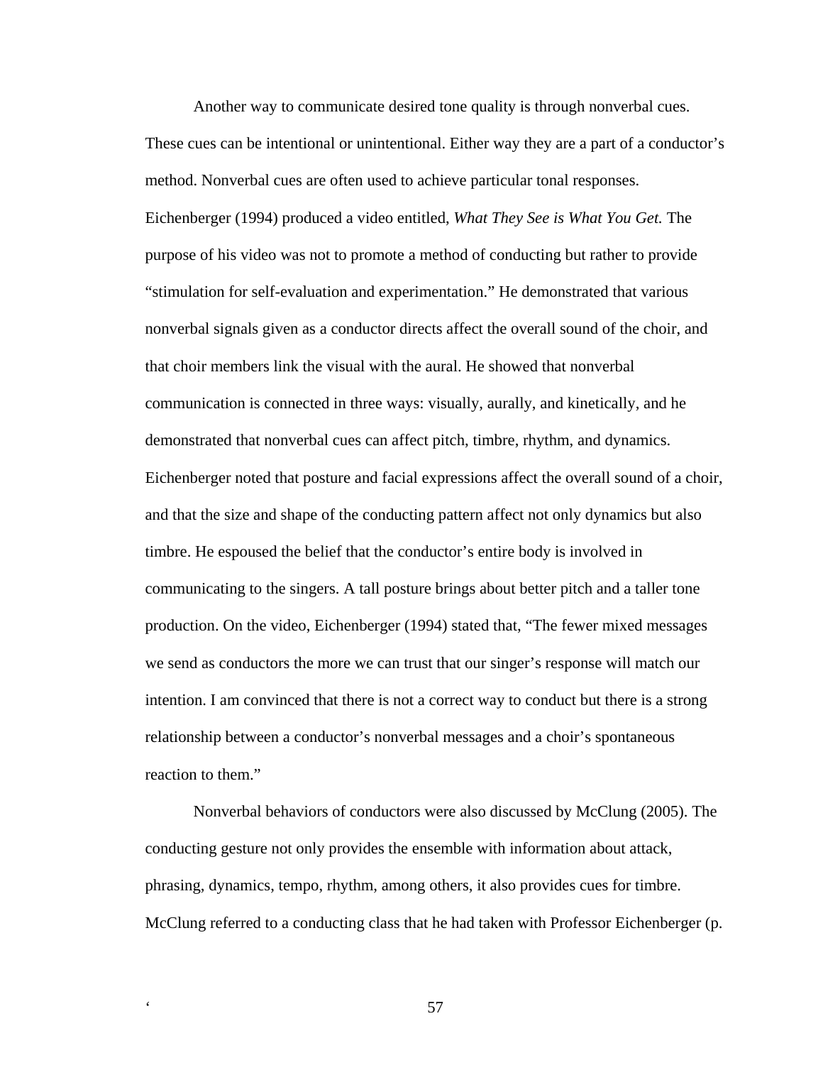Another way to communicate desired tone quality is through nonverbal cues. These cues can be intentional or unintentional. Either way they are a part of a conductor's method. Nonverbal cues are often used to achieve particular tonal responses. Eichenberger (1994) produced a video entitled, *What They See is What You Get.* The purpose of his video was not to promote a method of conducting but rather to provide "stimulation for self-evaluation and experimentation." He demonstrated that various nonverbal signals given as a conductor directs affect the overall sound of the choir, and that choir members link the visual with the aural. He showed that nonverbal communication is connected in three ways: visually, aurally, and kinetically, and he demonstrated that nonverbal cues can affect pitch, timbre, rhythm, and dynamics. Eichenberger noted that posture and facial expressions affect the overall sound of a choir, and that the size and shape of the conducting pattern affect not only dynamics but also timbre. He espoused the belief that the conductor's entire body is involved in communicating to the singers. A tall posture brings about better pitch and a taller tone production. On the video, Eichenberger (1994) stated that, "The fewer mixed messages we send as conductors the more we can trust that our singer's response will match our intention. I am convinced that there is not a correct way to conduct but there is a strong relationship between a conductor's nonverbal messages and a choir's spontaneous reaction to them."

Nonverbal behaviors of conductors were also discussed by McClung (2005). The conducting gesture not only provides the ensemble with information about attack, phrasing, dynamics, tempo, rhythm, among others, it also provides cues for timbre. McClung referred to a conducting class that he had taken with Professor Eichenberger (p.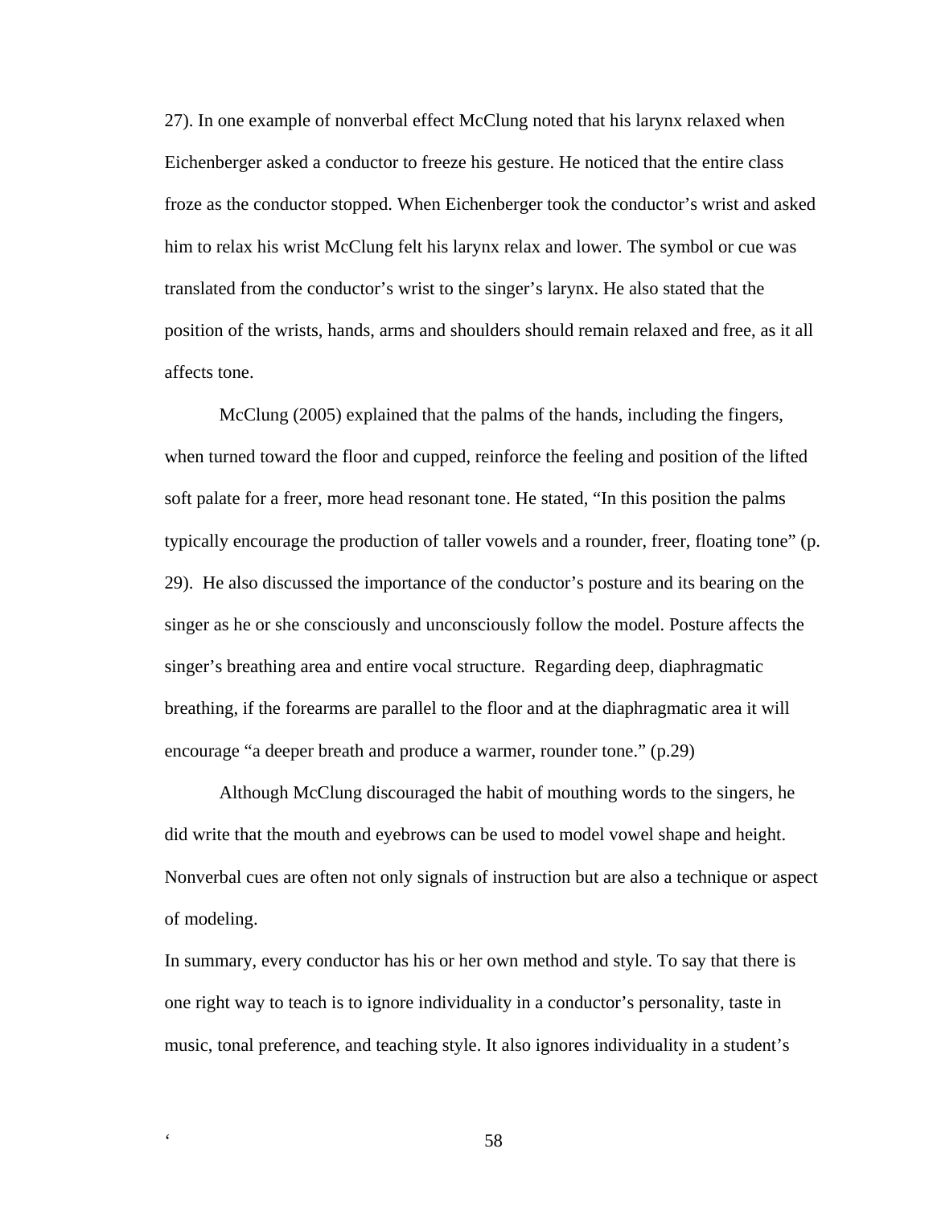27). In one example of nonverbal effect McClung noted that his larynx relaxed when Eichenberger asked a conductor to freeze his gesture. He noticed that the entire class froze as the conductor stopped. When Eichenberger took the conductor's wrist and asked him to relax his wrist McClung felt his larynx relax and lower. The symbol or cue was translated from the conductor's wrist to the singer's larynx. He also stated that the position of the wrists, hands, arms and shoulders should remain relaxed and free, as it all affects tone.

McClung (2005) explained that the palms of the hands, including the fingers, when turned toward the floor and cupped, reinforce the feeling and position of the lifted soft palate for a freer, more head resonant tone. He stated, "In this position the palms typically encourage the production of taller vowels and a rounder, freer, floating tone" (p. 29). He also discussed the importance of the conductor's posture and its bearing on the singer as he or she consciously and unconsciously follow the model. Posture affects the singer's breathing area and entire vocal structure. Regarding deep, diaphragmatic breathing, if the forearms are parallel to the floor and at the diaphragmatic area it will encourage "a deeper breath and produce a warmer, rounder tone." (p.29)

Although McClung discouraged the habit of mouthing words to the singers, he did write that the mouth and eyebrows can be used to model vowel shape and height. Nonverbal cues are often not only signals of instruction but are also a technique or aspect of modeling.

In summary, every conductor has his or her own method and style. To say that there is one right way to teach is to ignore individuality in a conductor's personality, taste in music, tonal preference, and teaching style. It also ignores individuality in a student's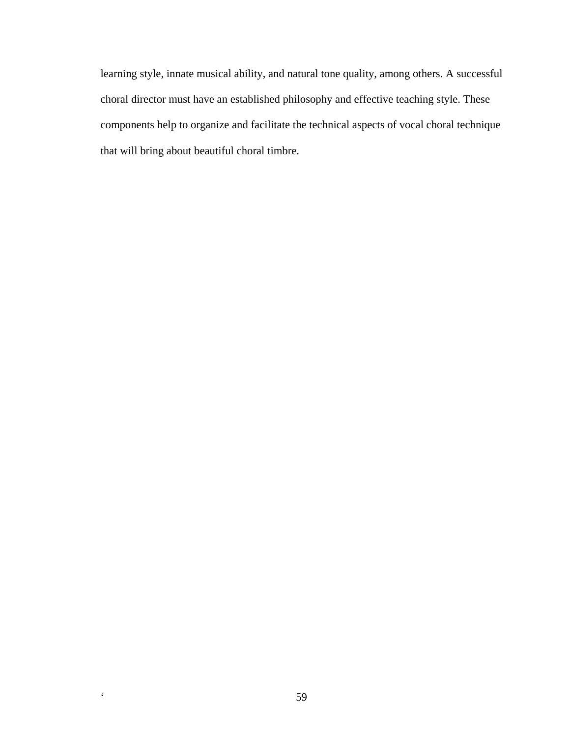learning style, innate musical ability, and natural tone quality, among others. A successful choral director must have an established philosophy and effective teaching style. These components help to organize and facilitate the technical aspects of vocal choral technique that will bring about beautiful choral timbre.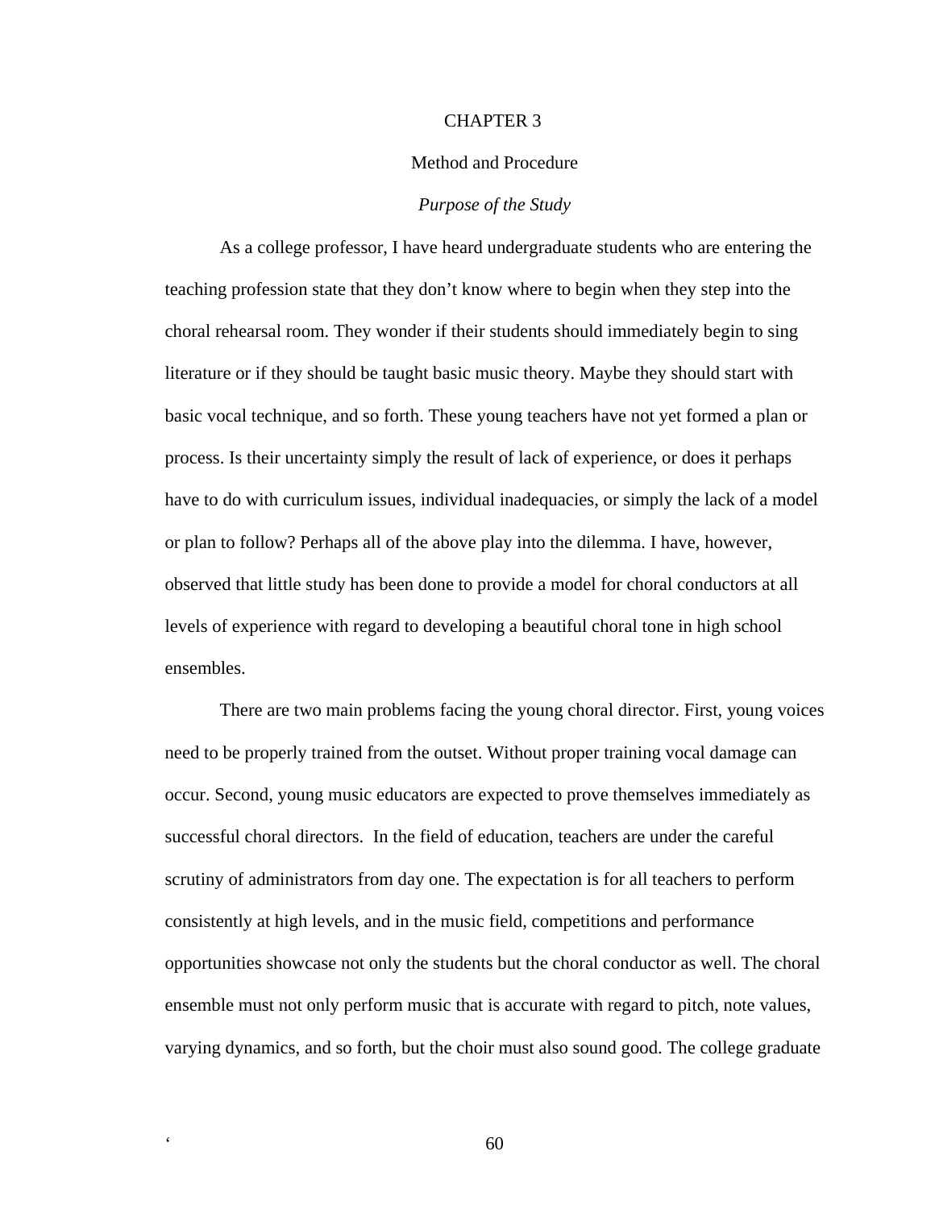# CHAPTER 3

## Method and Procedure

### *Purpose of the Study*

As a college professor, I have heard undergraduate students who are entering the teaching profession state that they don't know where to begin when they step into the choral rehearsal room. They wonder if their students should immediately begin to sing literature or if they should be taught basic music theory. Maybe they should start with basic vocal technique, and so forth. These young teachers have not yet formed a plan or process. Is their uncertainty simply the result of lack of experience, or does it perhaps have to do with curriculum issues, individual inadequacies, or simply the lack of a model or plan to follow? Perhaps all of the above play into the dilemma. I have, however, observed that little study has been done to provide a model for choral conductors at all levels of experience with regard to developing a beautiful choral tone in high school ensembles.

There are two main problems facing the young choral director. First, young voices need to be properly trained from the outset. Without proper training vocal damage can occur. Second, young music educators are expected to prove themselves immediately as successful choral directors. In the field of education, teachers are under the careful scrutiny of administrators from day one. The expectation is for all teachers to perform consistently at high levels, and in the music field, competitions and performance opportunities showcase not only the students but the choral conductor as well. The choral ensemble must not only perform music that is accurate with regard to pitch, note values, varying dynamics, and so forth, but the choir must also sound good. The college graduate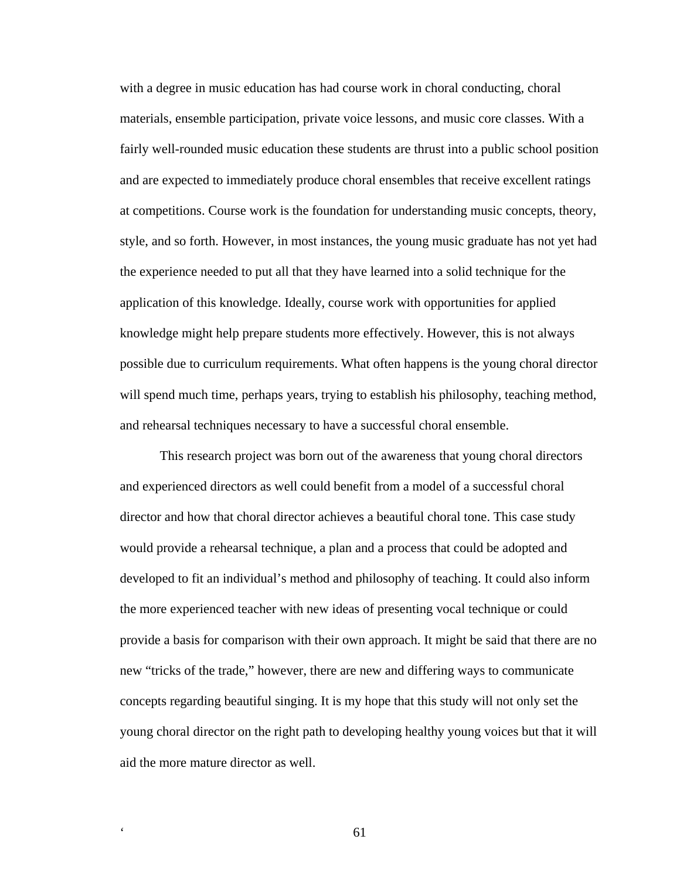with a degree in music education has had course work in choral conducting, choral materials, ensemble participation, private voice lessons, and music core classes. With a fairly well-rounded music education these students are thrust into a public school position and are expected to immediately produce choral ensembles that receive excellent ratings at competitions. Course work is the foundation for understanding music concepts, theory, style, and so forth. However, in most instances, the young music graduate has not yet had the experience needed to put all that they have learned into a solid technique for the application of this knowledge. Ideally, course work with opportunities for applied knowledge might help prepare students more effectively. However, this is not always possible due to curriculum requirements. What often happens is the young choral director will spend much time, perhaps years, trying to establish his philosophy, teaching method, and rehearsal techniques necessary to have a successful choral ensemble.

This research project was born out of the awareness that young choral directors and experienced directors as well could benefit from a model of a successful choral director and how that choral director achieves a beautiful choral tone. This case study would provide a rehearsal technique, a plan and a process that could be adopted and developed to fit an individual's method and philosophy of teaching. It could also inform the more experienced teacher with new ideas of presenting vocal technique or could provide a basis for comparison with their own approach. It might be said that there are no new "tricks of the trade," however, there are new and differing ways to communicate concepts regarding beautiful singing. It is my hope that this study will not only set the young choral director on the right path to developing healthy young voices but that it will aid the more mature director as well.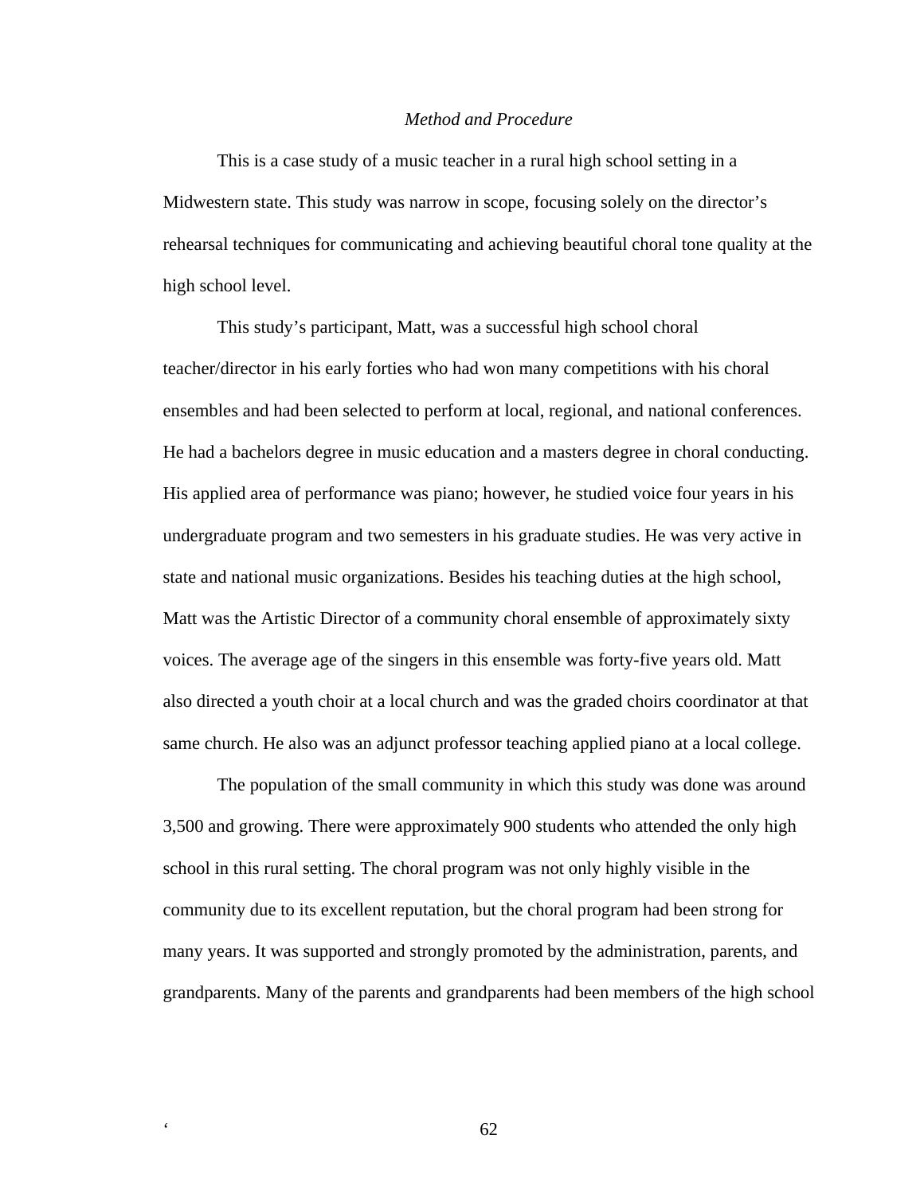*Method and Procedure*

This is a case study of a music teacher in a rural high school setting in a Midwestern state. This study was narrow in scope, focusing solely on the director's rehearsal techniques for communicating and achieving beautiful choral tone quality at the high school level.

This study's participant, Matt, was a successful high school choral teacher/director in his early forties who had won many competitions with his choral ensembles and had been selected to perform at local, regional, and national conferences. He had a bachelors degree in music education and a masters degree in choral conducting. His applied area of performance was piano; however, he studied voice four years in his undergraduate program and two semesters in his graduate studies. He was very active in state and national music organizations. Besides his teaching duties at the high school, Matt was the Artistic Director of a community choral ensemble of approximately sixty voices. The average age of the singers in this ensemble was forty-five years old. Matt also directed a youth choir at a local church and was the graded choirs coordinator at that same church. He also was an adjunct professor teaching applied piano at a local college.

The population of the small community in which this study was done was around 3,500 and growing. There were approximately 900 students who attended the only high school in this rural setting. The choral program was not only highly visible in the community due to its excellent reputation, but the choral program had been strong for many years. It was supported and strongly promoted by the administration, parents, and grandparents. Many of the parents and grandparents had been members of the high school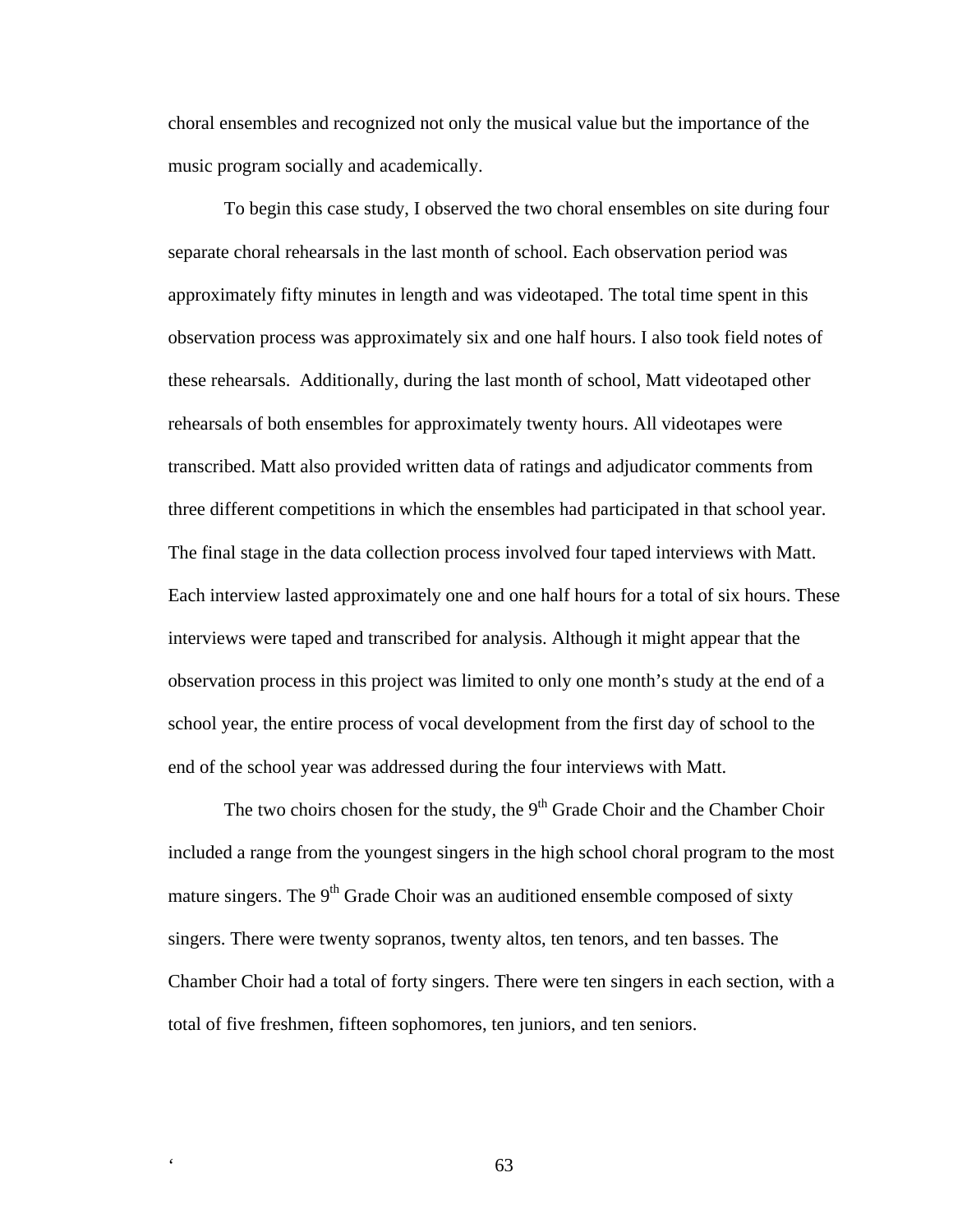choral ensembles and recognized not only the musical value but the importance of the music program socially and academically.

To begin this case study, I observed the two choral ensembles on site during four separate choral rehearsals in the last month of school. Each observation period was approximately fifty minutes in length and was videotaped. The total time spent in this observation process was approximately six and one half hours. I also took field notes of these rehearsals. Additionally, during the last month of school, Matt videotaped other rehearsals of both ensembles for approximately twenty hours. All videotapes were transcribed. Matt also provided written data of ratings and adjudicator comments from three different competitions in which the ensembles had participated in that school year. The final stage in the data collection process involved four taped interviews with Matt. Each interview lasted approximately one and one half hours for a total of six hours. These interviews were taped and transcribed for analysis. Although it might appear that the observation process in this project was limited to only one month's study at the end of a school year, the entire process of vocal development from the first day of school to the end of the school year was addressed during the four interviews with Matt.

The two choirs chosen for the study, the 9th Grade Choir and the Chamber Choir included a range from the youngest singers in the high school choral program to the most mature singers. The 9th Grade Choir was an auditioned ensemble composed of sixty singers. There were twenty sopranos, twenty altos, ten tenors, and ten basses. The Chamber Choir had a total of forty singers. There were ten singers in each section, with a total of five freshmen, fifteen sophomores, ten juniors, and ten seniors.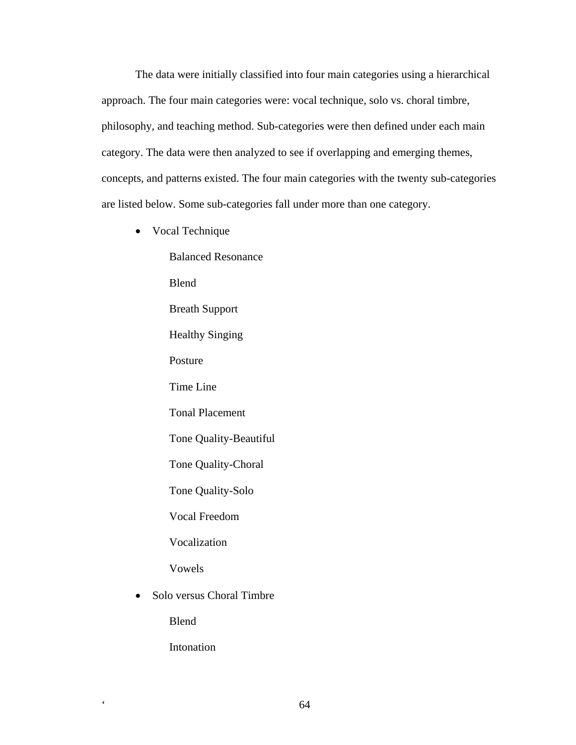The data were initially classified into four main categories using a hierarchical approach. The four main categories were: vocal technique, solo vs. choral timbre, philosophy, and teaching method. Sub-categories were then defined under each main category. The data were then analyzed to see if overlapping and emerging themes, concepts, and patterns existed. The four main categories with the twenty sub-categories are listed below. Some sub-categories fall under more than one category.

- Vocal Technique
  - Balanced Resonance
  - Blend
  - Breath Support
  - Healthy Singing
  - Posture
  - Time Line
  - Tonal Placement
  - Tone Quality-Beautiful
  - Tone Quality-Choral
  - Tone Quality-Solo
  - Vocal Freedom
  - Vocalization
  - Vowels
- Solo versus Choral Timbre
  - Blend
  - Intonation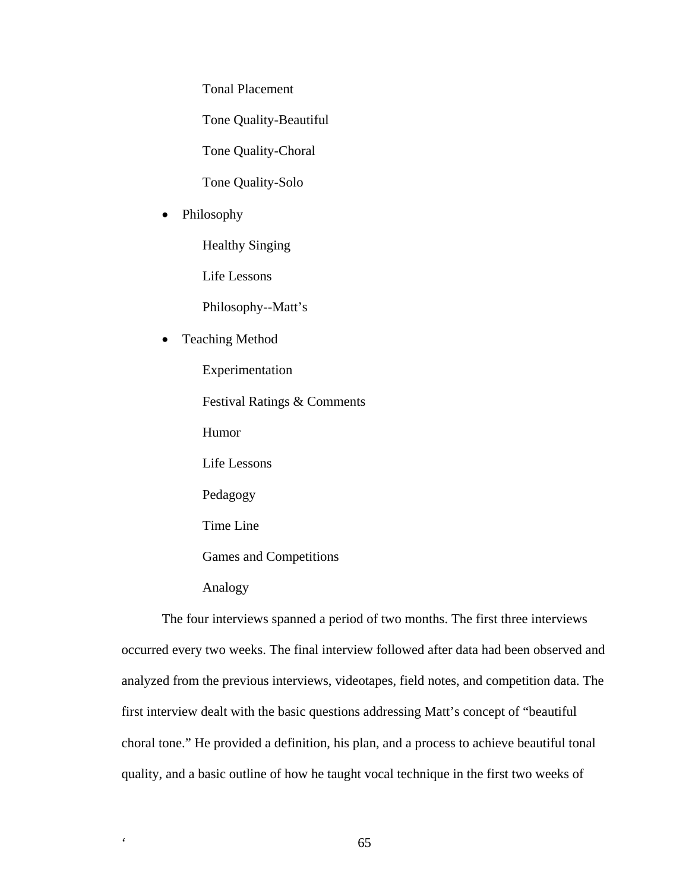Tonal Placement

Tone Quality-Beautiful

Tone Quality-Choral

Tone Quality-Solo

- Philosophy

  Healthy Singing

  Life Lessons

  Philosophy--Matt's

- Teaching Method

  Experimentation

  Festival Ratings & Comments

  Humor

  Life Lessons

  Pedagogy

  Time Line

  Games and Competitions

  Analogy

The four interviews spanned a period of two months. The first three interviews occurred every two weeks. The final interview followed after data had been observed and analyzed from the previous interviews, videotapes, field notes, and competition data. The first interview dealt with the basic questions addressing Matt's concept of "beautiful choral tone." He provided a definition, his plan, and a process to achieve beautiful tonal quality, and a basic outline of how he taught vocal technique in the first two weeks of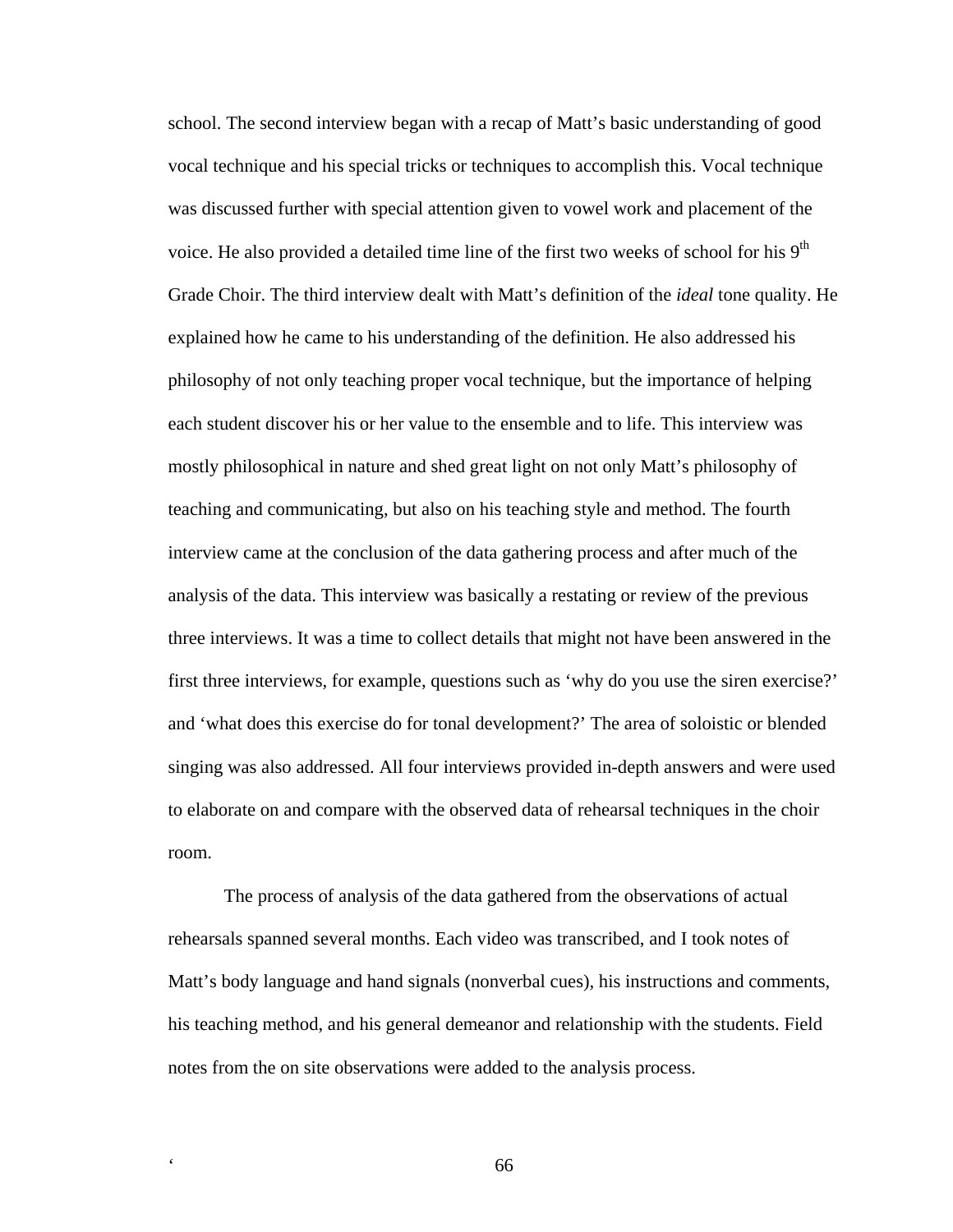school. The second interview began with a recap of Matt's basic understanding of good vocal technique and his special tricks or techniques to accomplish this. Vocal technique was discussed further with special attention given to vowel work and placement of the voice. He also provided a detailed time line of the first two weeks of school for his 9th Grade Choir. The third interview dealt with Matt's definition of the *ideal* tone quality. He explained how he came to his understanding of the definition. He also addressed his philosophy of not only teaching proper vocal technique, but the importance of helping each student discover his or her value to the ensemble and to life. This interview was mostly philosophical in nature and shed great light on not only Matt's philosophy of teaching and communicating, but also on his teaching style and method. The fourth interview came at the conclusion of the data gathering process and after much of the analysis of the data. This interview was basically a restating or review of the previous three interviews. It was a time to collect details that might not have been answered in the first three interviews, for example, questions such as 'why do you use the siren exercise?' and 'what does this exercise do for tonal development?' The area of soloistic or blended singing was also addressed. All four interviews provided in-depth answers and were used to elaborate on and compare with the observed data of rehearsal techniques in the choir room.

The process of analysis of the data gathered from the observations of actual rehearsals spanned several months. Each video was transcribed, and I took notes of Matt's body language and hand signals (nonverbal cues), his instructions and comments, his teaching method, and his general demeanor and relationship with the students. Field notes from the on site observations were added to the analysis process.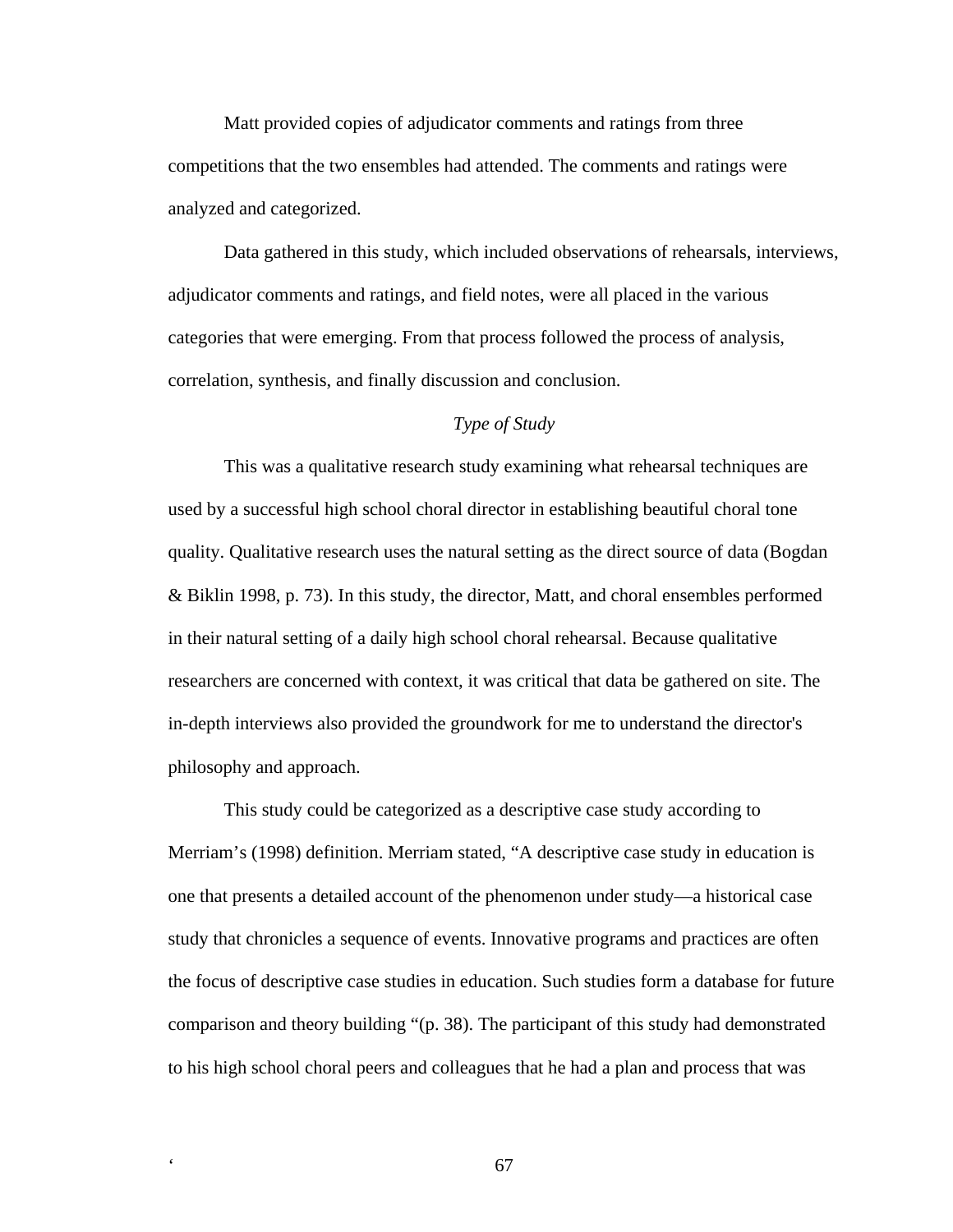Matt provided copies of adjudicator comments and ratings from three competitions that the two ensembles had attended. The comments and ratings were analyzed and categorized.

Data gathered in this study, which included observations of rehearsals, interviews, adjudicator comments and ratings, and field notes, were all placed in the various categories that were emerging. From that process followed the process of analysis, correlation, synthesis, and finally discussion and conclusion.

### *Type of Study*

This was a qualitative research study examining what rehearsal techniques are used by a successful high school choral director in establishing beautiful choral tone quality. Qualitative research uses the natural setting as the direct source of data (Bogdan & Biklin 1998, p. 73). In this study, the director, Matt, and choral ensembles performed in their natural setting of a daily high school choral rehearsal. Because qualitative researchers are concerned with context, it was critical that data be gathered on site. The in-depth interviews also provided the groundwork for me to understand the director's philosophy and approach.

This study could be categorized as a descriptive case study according to Merriam's (1998) definition. Merriam stated, "A descriptive case study in education is one that presents a detailed account of the phenomenon under study—a historical case study that chronicles a sequence of events. Innovative programs and practices are often the focus of descriptive case studies in education. Such studies form a database for future comparison and theory building "(p. 38). The participant of this study had demonstrated to his high school choral peers and colleagues that he had a plan and process that was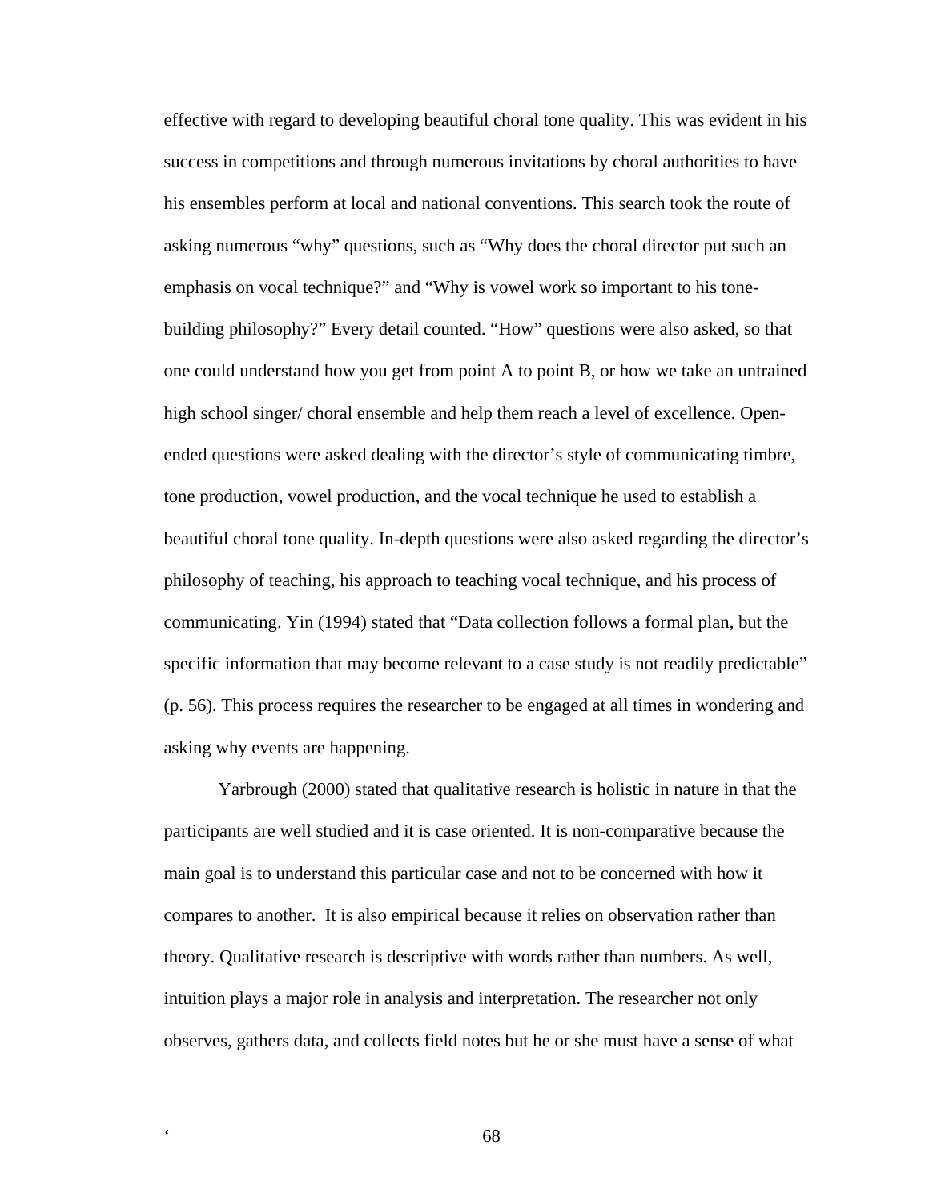effective with regard to developing beautiful choral tone quality. This was evident in his success in competitions and through numerous invitations by choral authorities to have his ensembles perform at local and national conventions. This search took the route of asking numerous "why" questions, such as "Why does the choral director put such an emphasis on vocal technique?" and "Why is vowel work so important to his tone-building philosophy?" Every detail counted. "How" questions were also asked, so that one could understand how you get from point A to point B, or how we take an untrained high school singer/ choral ensemble and help them reach a level of excellence. Open-ended questions were asked dealing with the director's style of communicating timbre, tone production, vowel production, and the vocal technique he used to establish a beautiful choral tone quality. In-depth questions were also asked regarding the director's philosophy of teaching, his approach to teaching vocal technique, and his process of communicating. Yin (1994) stated that "Data collection follows a formal plan, but the specific information that may become relevant to a case study is not readily predictable" (p. 56). This process requires the researcher to be engaged at all times in wondering and asking why events are happening.

Yarbrough (2000) stated that qualitative research is holistic in nature in that the participants are well studied and it is case oriented. It is non-comparative because the main goal is to understand this particular case and not to be concerned with how it compares to another. It is also empirical because it relies on observation rather than theory. Qualitative research is descriptive with words rather than numbers. As well, intuition plays a major role in analysis and interpretation. The researcher not only observes, gathers data, and collects field notes but he or she must have a sense of what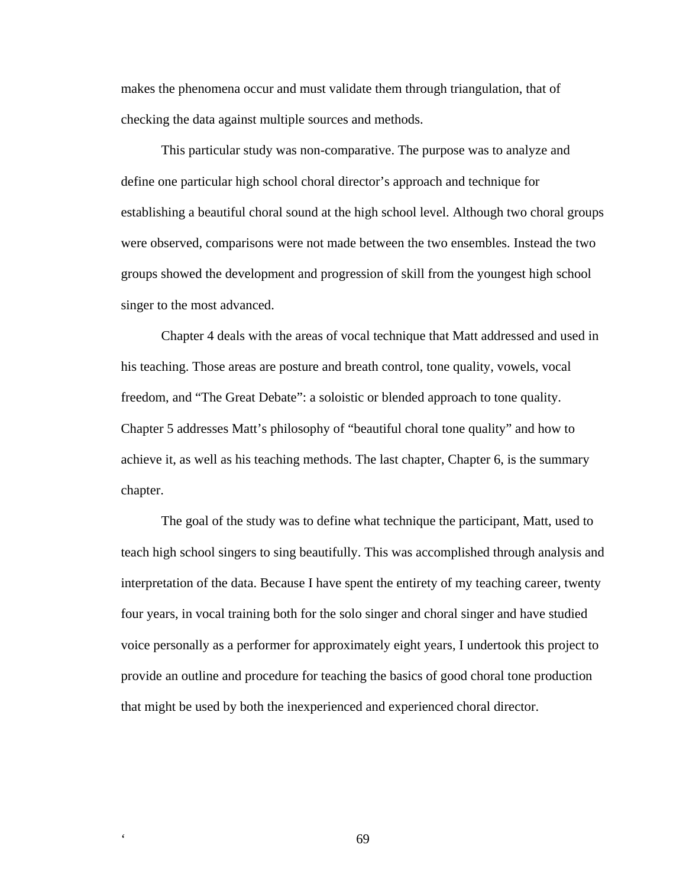makes the phenomena occur and must validate them through triangulation, that of checking the data against multiple sources and methods.

This particular study was non-comparative. The purpose was to analyze and define one particular high school choral director's approach and technique for establishing a beautiful choral sound at the high school level. Although two choral groups were observed, comparisons were not made between the two ensembles. Instead the two groups showed the development and progression of skill from the youngest high school singer to the most advanced.

Chapter 4 deals with the areas of vocal technique that Matt addressed and used in his teaching. Those areas are posture and breath control, tone quality, vowels, vocal freedom, and "The Great Debate": a soloistic or blended approach to tone quality. Chapter 5 addresses Matt's philosophy of "beautiful choral tone quality" and how to achieve it, as well as his teaching methods. The last chapter, Chapter 6, is the summary chapter.

The goal of the study was to define what technique the participant, Matt, used to teach high school singers to sing beautifully. This was accomplished through analysis and interpretation of the data. Because I have spent the entirety of my teaching career, twenty four years, in vocal training both for the solo singer and choral singer and have studied voice personally as a performer for approximately eight years, I undertook this project to provide an outline and procedure for teaching the basics of good choral tone production that might be used by both the inexperienced and experienced choral director.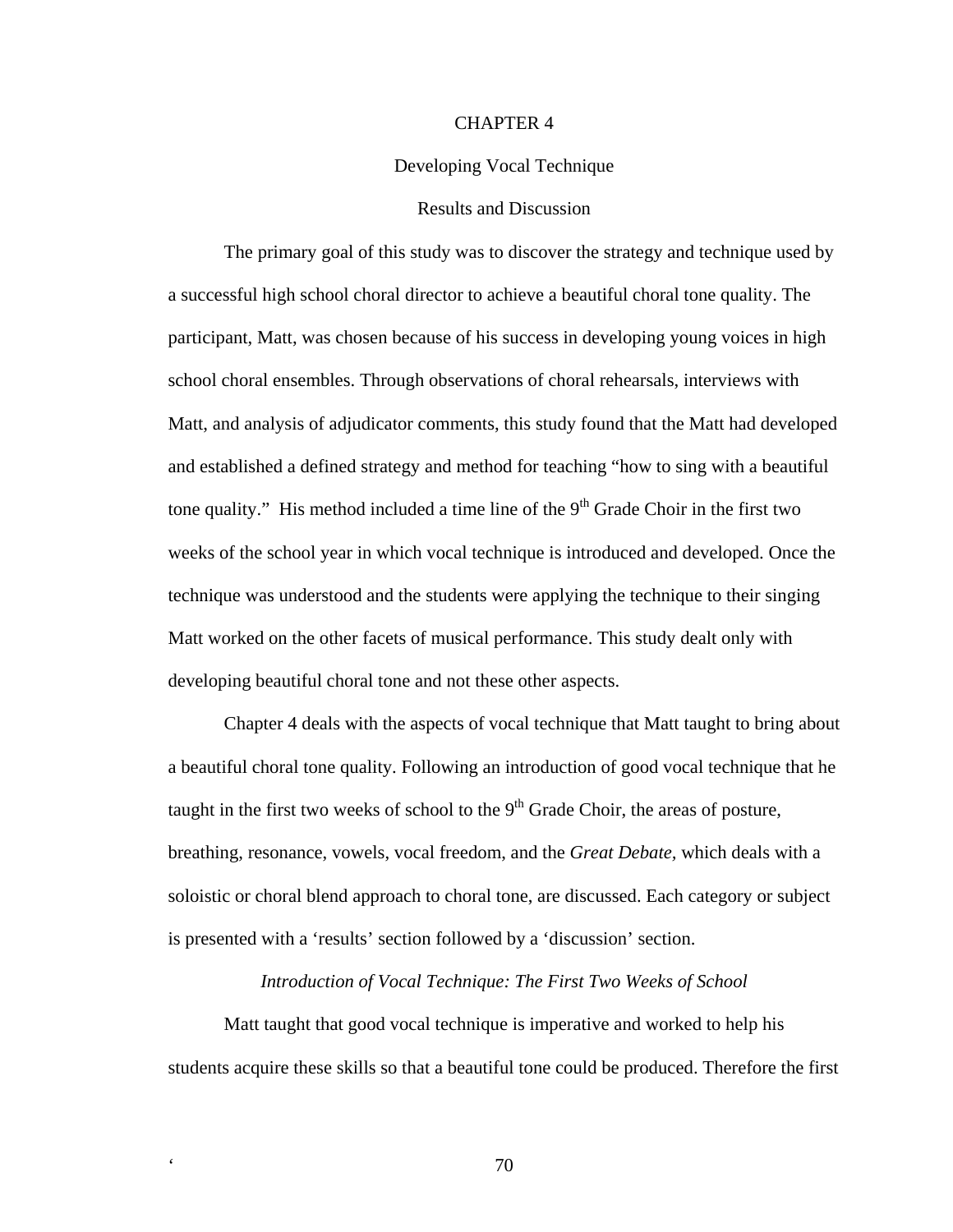# CHAPTER 4

## Developing Vocal Technique

## Results and Discussion

The primary goal of this study was to discover the strategy and technique used by a successful high school choral director to achieve a beautiful choral tone quality. The participant, Matt, was chosen because of his success in developing young voices in high school choral ensembles. Through observations of choral rehearsals, interviews with Matt, and analysis of adjudicator comments, this study found that the Matt had developed and established a defined strategy and method for teaching "how to sing with a beautiful tone quality." His method included a time line of the 9th Grade Choir in the first two weeks of the school year in which vocal technique is introduced and developed. Once the technique was understood and the students were applying the technique to their singing Matt worked on the other facets of musical performance. This study dealt only with developing beautiful choral tone and not these other aspects.

Chapter 4 deals with the aspects of vocal technique that Matt taught to bring about a beautiful choral tone quality. Following an introduction of good vocal technique that he taught in the first two weeks of school to the 9th Grade Choir, the areas of posture, breathing, resonance, vowels, vocal freedom, and the *Great Debate*, which deals with a soloistic or choral blend approach to choral tone, are discussed. Each category or subject is presented with a 'results' section followed by a 'discussion' section.

### *Introduction of Vocal Technique: The First Two Weeks of School*

Matt taught that good vocal technique is imperative and worked to help his students acquire these skills so that a beautiful tone could be produced. Therefore the first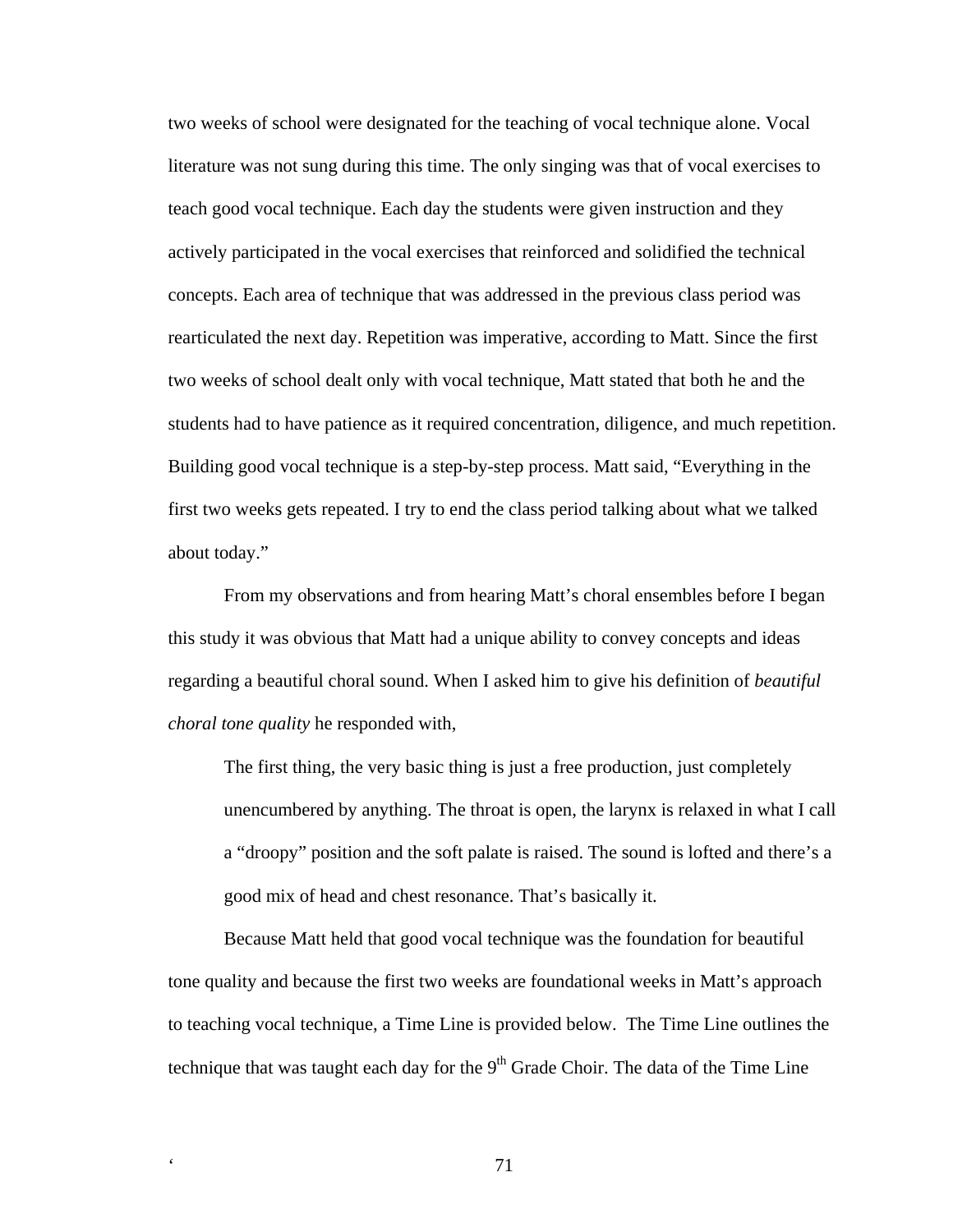two weeks of school were designated for the teaching of vocal technique alone. Vocal literature was not sung during this time. The only singing was that of vocal exercises to teach good vocal technique. Each day the students were given instruction and they actively participated in the vocal exercises that reinforced and solidified the technical concepts. Each area of technique that was addressed in the previous class period was rearticulated the next day. Repetition was imperative, according to Matt. Since the first two weeks of school dealt only with vocal technique, Matt stated that both he and the students had to have patience as it required concentration, diligence, and much repetition. Building good vocal technique is a step-by-step process. Matt said, “Everything in the first two weeks gets repeated. I try to end the class period talking about what we talked about today.”

From my observations and from hearing Matt’s choral ensembles before I began this study it was obvious that Matt had a unique ability to convey concepts and ideas regarding a beautiful choral sound. When I asked him to give his definition of *beautiful choral tone quality* he responded with,

> The first thing, the very basic thing is just a free production, just completely unencumbered by anything. The throat is open, the larynx is relaxed in what I call a “droopy” position and the soft palate is raised. The sound is lofted and there’s a good mix of head and chest resonance. That’s basically it.

Because Matt held that good vocal technique was the foundation for beautiful tone quality and because the first two weeks are foundational weeks in Matt’s approach to teaching vocal technique, a Time Line is provided below. The Time Line outlines the technique that was taught each day for the 9th Grade Choir. The data of the Time Line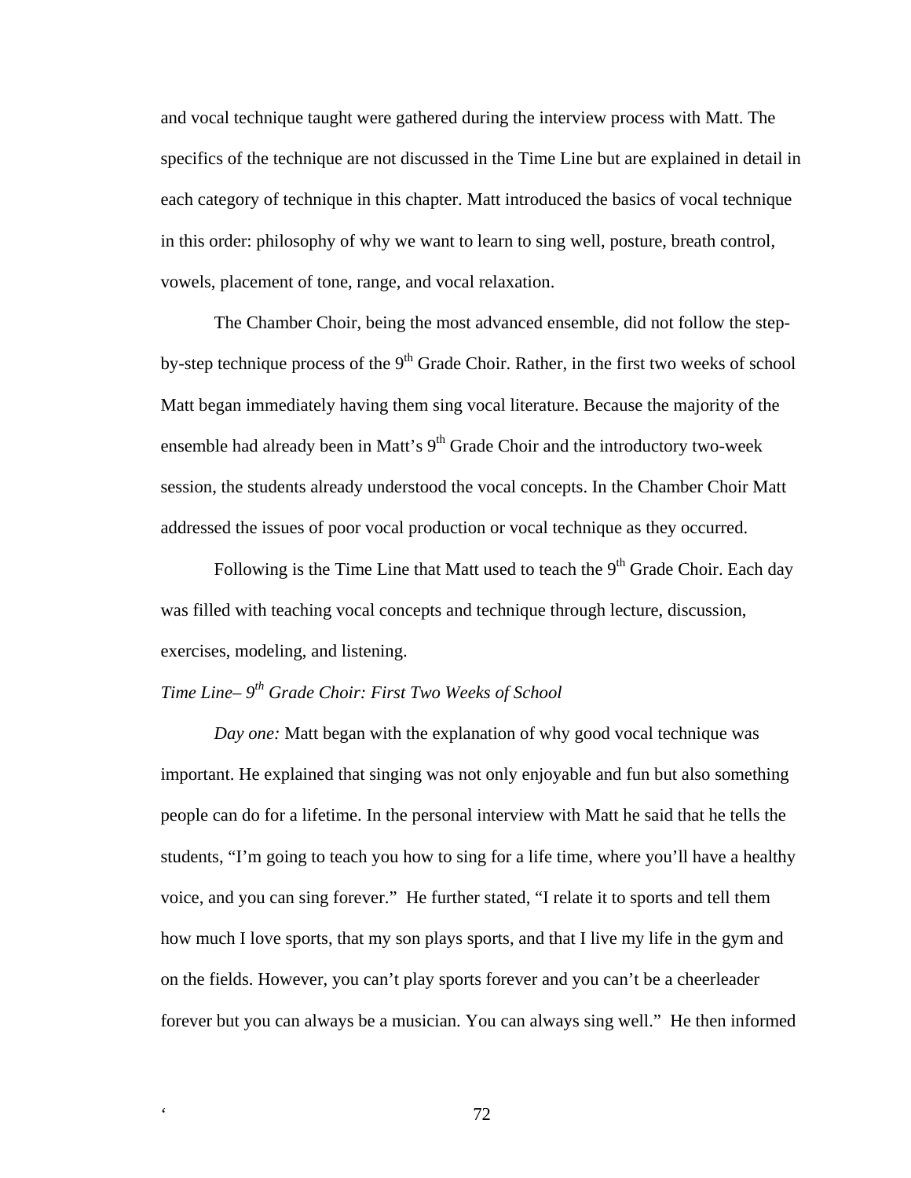and vocal technique taught were gathered during the interview process with Matt. The specifics of the technique are not discussed in the Time Line but are explained in detail in each category of technique in this chapter. Matt introduced the basics of vocal technique in this order: philosophy of why we want to learn to sing well, posture, breath control, vowels, placement of tone, range, and vocal relaxation.

The Chamber Choir, being the most advanced ensemble, did not follow the step-by-step technique process of the 9th Grade Choir. Rather, in the first two weeks of school Matt began immediately having them sing vocal literature. Because the majority of the ensemble had already been in Matt's 9th Grade Choir and the introductory two-week session, the students already understood the vocal concepts. In the Chamber Choir Matt addressed the issues of poor vocal production or vocal technique as they occurred.

Following is the Time Line that Matt used to teach the 9th Grade Choir. Each day was filled with teaching vocal concepts and technique through lecture, discussion, exercises, modeling, and listening.

*Time Line– 9th Grade Choir: First Two Weeks of School*

*Day one:* Matt began with the explanation of why good vocal technique was important. He explained that singing was not only enjoyable and fun but also something people can do for a lifetime. In the personal interview with Matt he said that he tells the students, "I'm going to teach you how to sing for a life time, where you'll have a healthy voice, and you can sing forever." He further stated, "I relate it to sports and tell them how much I love sports, that my son plays sports, and that I live my life in the gym and on the fields. However, you can't play sports forever and you can't be a cheerleader forever but you can always be a musician. You can always sing well." He then informed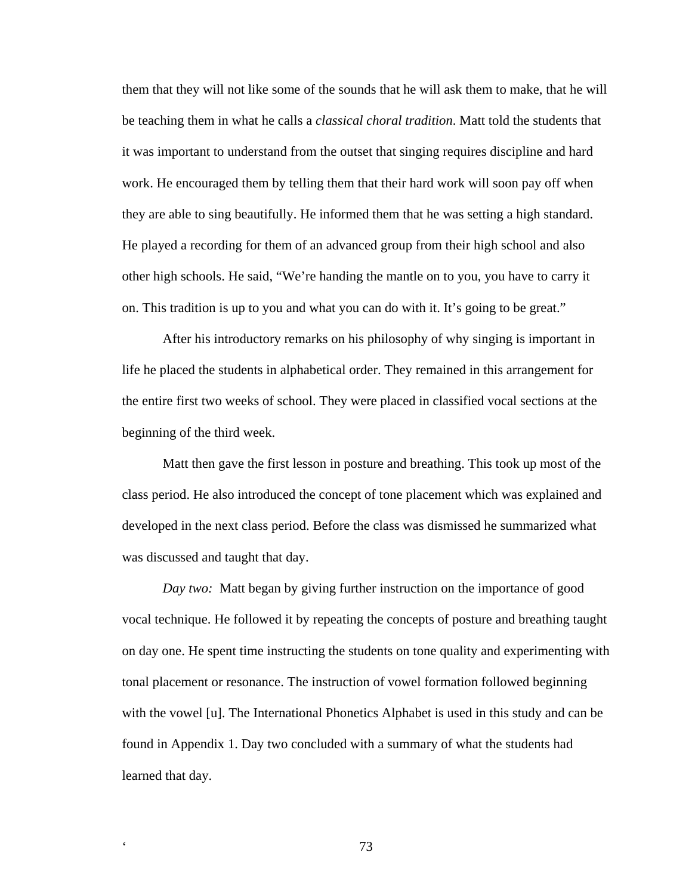them that they will not like some of the sounds that he will ask them to make, that he will be teaching them in what he calls a *classical choral tradition*. Matt told the students that it was important to understand from the outset that singing requires discipline and hard work. He encouraged them by telling them that their hard work will soon pay off when they are able to sing beautifully. He informed them that he was setting a high standard. He played a recording for them of an advanced group from their high school and also other high schools. He said, "We're handing the mantle on to you, you have to carry it on. This tradition is up to you and what you can do with it. It's going to be great."

After his introductory remarks on his philosophy of why singing is important in life he placed the students in alphabetical order. They remained in this arrangement for the entire first two weeks of school. They were placed in classified vocal sections at the beginning of the third week.

Matt then gave the first lesson in posture and breathing. This took up most of the class period. He also introduced the concept of tone placement which was explained and developed in the next class period. Before the class was dismissed he summarized what was discussed and taught that day.

*Day two:* Matt began by giving further instruction on the importance of good vocal technique. He followed it by repeating the concepts of posture and breathing taught on day one. He spent time instructing the students on tone quality and experimenting with tonal placement or resonance. The instruction of vowel formation followed beginning with the vowel [u]. The International Phonetics Alphabet is used in this study and can be found in Appendix 1. Day two concluded with a summary of what the students had learned that day.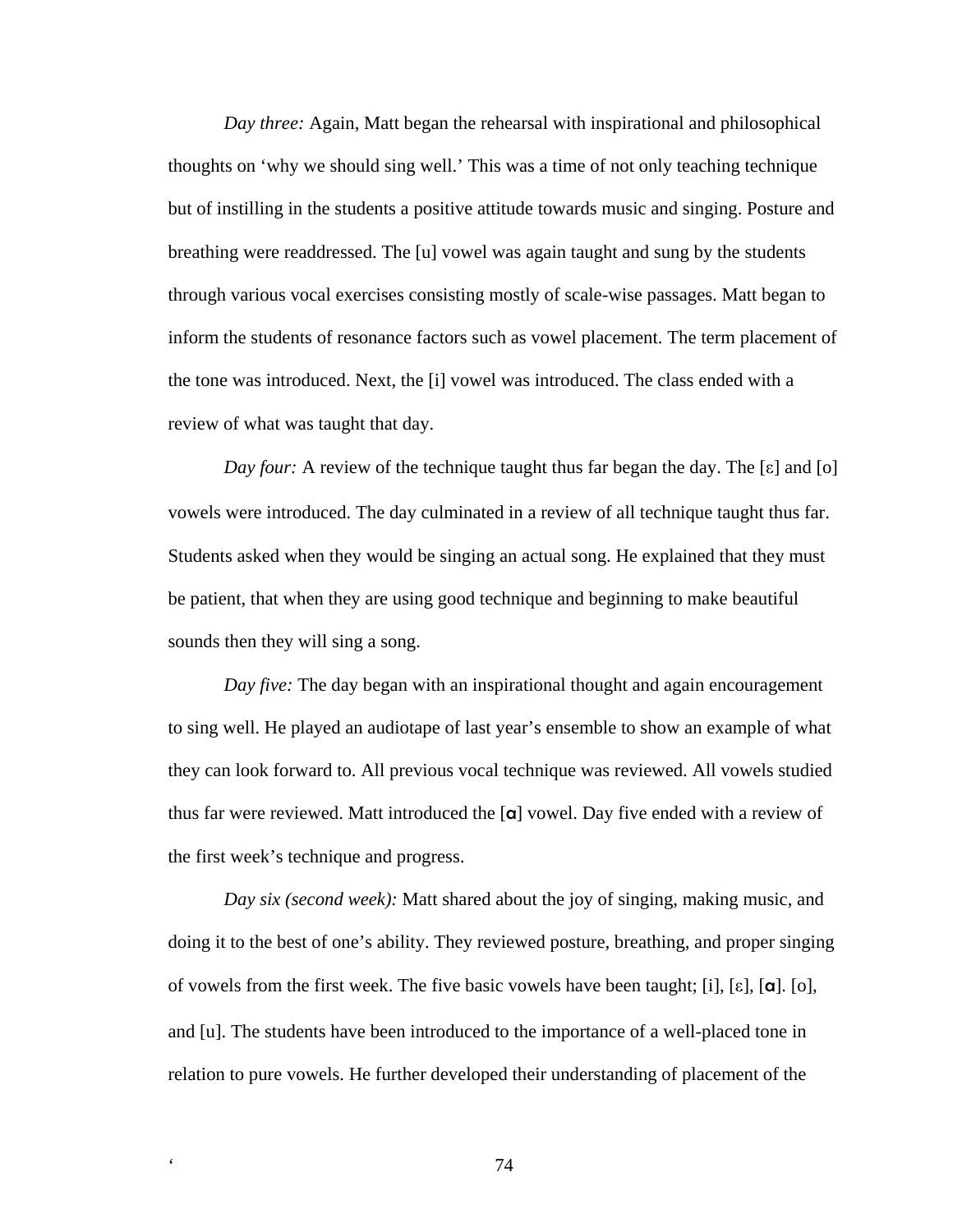*Day three:* Again, Matt began the rehearsal with inspirational and philosophical thoughts on 'why we should sing well.' This was a time of not only teaching technique but of instilling in the students a positive attitude towards music and singing. Posture and breathing were readdressed. The [u] vowel was again taught and sung by the students through various vocal exercises consisting mostly of scale-wise passages. Matt began to inform the students of resonance factors such as vowel placement. The term placement of the tone was introduced. Next, the [i] vowel was introduced. The class ended with a review of what was taught that day.

*Day four:* A review of the technique taught thus far began the day. The [ɛ] and [o] vowels were introduced. The day culminated in a review of all technique taught thus far. Students asked when they would be singing an actual song. He explained that they must be patient, that when they are using good technique and beginning to make beautiful sounds then they will sing a song.

*Day five:* The day began with an inspirational thought and again encouragement to sing well. He played an audiotape of last year's ensemble to show an example of what they can look forward to. All previous vocal technique was reviewed. All vowels studied thus far were reviewed. Matt introduced the [ɑ] vowel. Day five ended with a review of the first week's technique and progress.

*Day six (second week):* Matt shared about the joy of singing, making music, and doing it to the best of one's ability. They reviewed posture, breathing, and proper singing of vowels from the first week. The five basic vowels have been taught; [i], [ɛ], [ɑ]. [o], and [u]. The students have been introduced to the importance of a well-placed tone in relation to pure vowels. He further developed their understanding of placement of the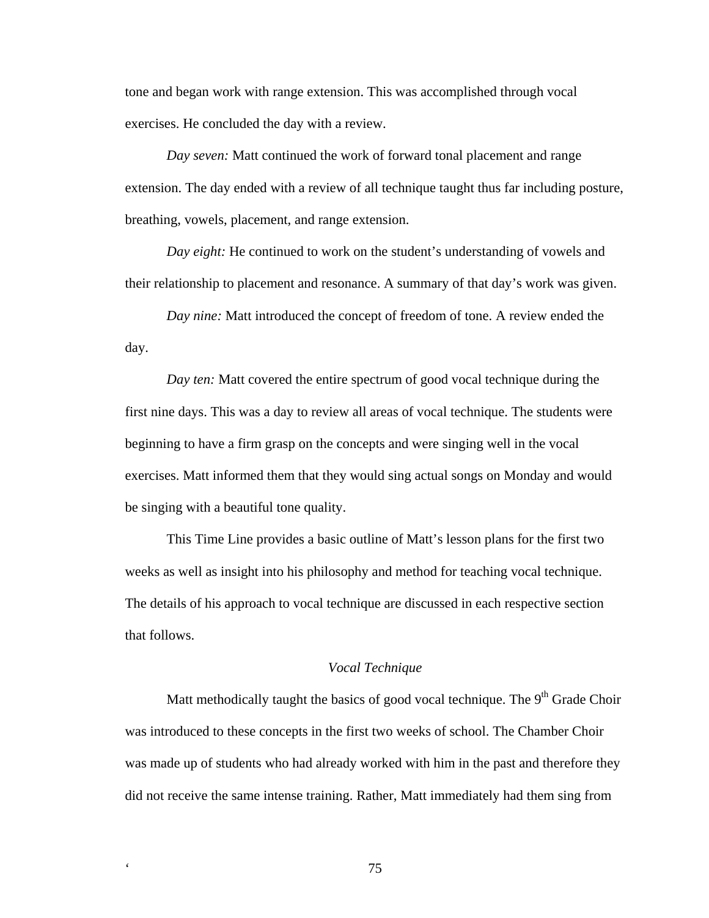tone and began work with range extension. This was accomplished through vocal exercises. He concluded the day with a review.

*Day seven:* Matt continued the work of forward tonal placement and range extension. The day ended with a review of all technique taught thus far including posture, breathing, vowels, placement, and range extension.

*Day eight:* He continued to work on the student's understanding of vowels and their relationship to placement and resonance. A summary of that day's work was given.

*Day nine:* Matt introduced the concept of freedom of tone. A review ended the day.

*Day ten:* Matt covered the entire spectrum of good vocal technique during the first nine days. This was a day to review all areas of vocal technique. The students were beginning to have a firm grasp on the concepts and were singing well in the vocal exercises. Matt informed them that they would sing actual songs on Monday and would be singing with a beautiful tone quality.

This Time Line provides a basic outline of Matt's lesson plans for the first two weeks as well as insight into his philosophy and method for teaching vocal technique. The details of his approach to vocal technique are discussed in each respective section that follows.

### *Vocal Technique*

Matt methodically taught the basics of good vocal technique. The 9th Grade Choir was introduced to these concepts in the first two weeks of school. The Chamber Choir was made up of students who had already worked with him in the past and therefore they did not receive the same intense training. Rather, Matt immediately had them sing from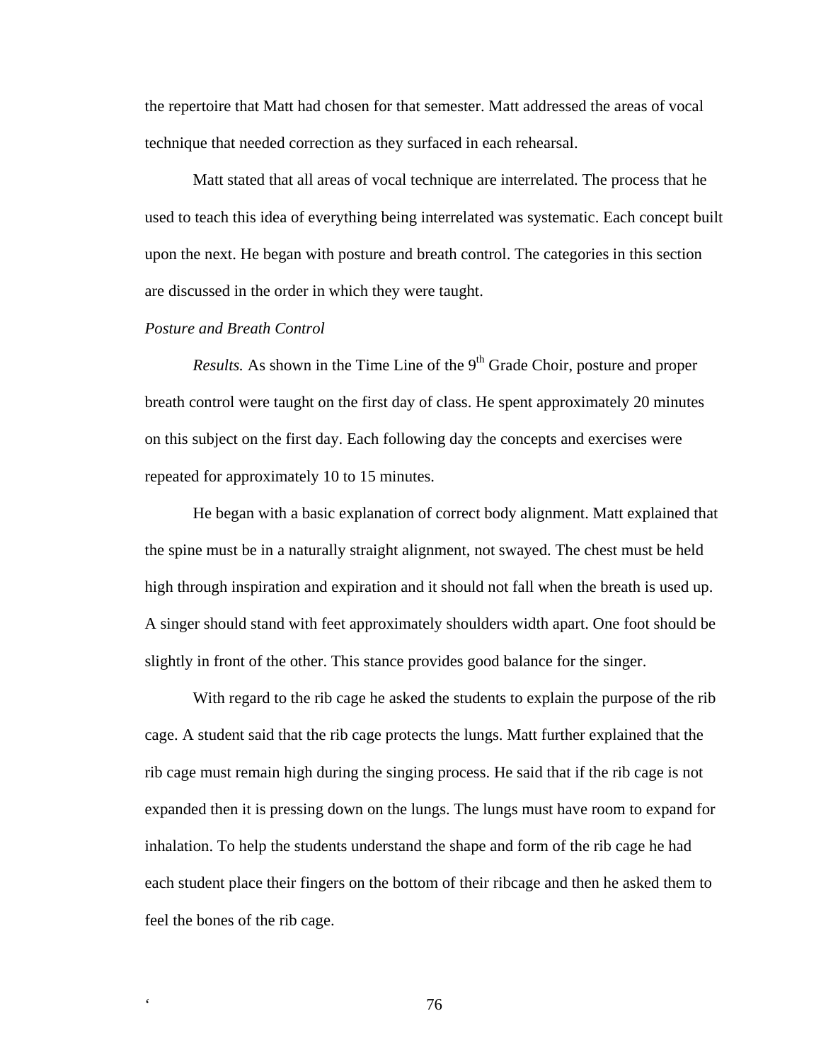the repertoire that Matt had chosen for that semester. Matt addressed the areas of vocal technique that needed correction as they surfaced in each rehearsal.

Matt stated that all areas of vocal technique are interrelated. The process that he used to teach this idea of everything being interrelated was systematic. Each concept built upon the next. He began with posture and breath control. The categories in this section are discussed in the order in which they were taught.

*Posture and Breath Control*

*Results.* As shown in the Time Line of the 9th Grade Choir, posture and proper breath control were taught on the first day of class. He spent approximately 20 minutes on this subject on the first day. Each following day the concepts and exercises were repeated for approximately 10 to 15 minutes.

He began with a basic explanation of correct body alignment. Matt explained that the spine must be in a naturally straight alignment, not swayed. The chest must be held high through inspiration and expiration and it should not fall when the breath is used up. A singer should stand with feet approximately shoulders width apart. One foot should be slightly in front of the other. This stance provides good balance for the singer.

With regard to the rib cage he asked the students to explain the purpose of the rib cage. A student said that the rib cage protects the lungs. Matt further explained that the rib cage must remain high during the singing process. He said that if the rib cage is not expanded then it is pressing down on the lungs. The lungs must have room to expand for inhalation. To help the students understand the shape and form of the rib cage he had each student place their fingers on the bottom of their ribcage and then he asked them to feel the bones of the rib cage.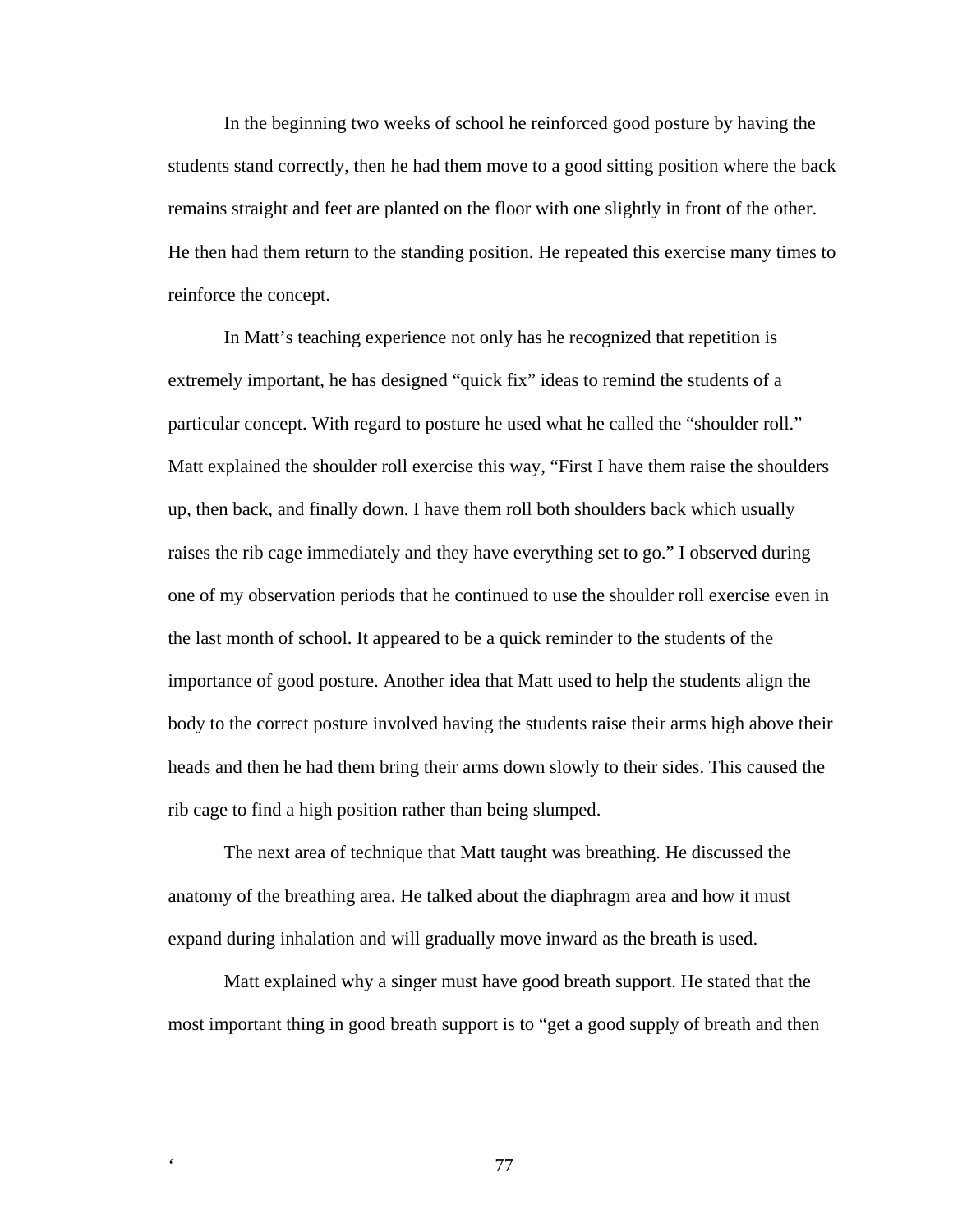In the beginning two weeks of school he reinforced good posture by having the students stand correctly, then he had them move to a good sitting position where the back remains straight and feet are planted on the floor with one slightly in front of the other. He then had them return to the standing position. He repeated this exercise many times to reinforce the concept.

In Matt's teaching experience not only has he recognized that repetition is extremely important, he has designed "quick fix" ideas to remind the students of a particular concept. With regard to posture he used what he called the "shoulder roll." Matt explained the shoulder roll exercise this way, "First I have them raise the shoulders up, then back, and finally down. I have them roll both shoulders back which usually raises the rib cage immediately and they have everything set to go." I observed during one of my observation periods that he continued to use the shoulder roll exercise even in the last month of school. It appeared to be a quick reminder to the students of the importance of good posture. Another idea that Matt used to help the students align the body to the correct posture involved having the students raise their arms high above their heads and then he had them bring their arms down slowly to their sides. This caused the rib cage to find a high position rather than being slumped.

The next area of technique that Matt taught was breathing. He discussed the anatomy of the breathing area. He talked about the diaphragm area and how it must expand during inhalation and will gradually move inward as the breath is used.

Matt explained why a singer must have good breath support. He stated that the most important thing in good breath support is to "get a good supply of breath and then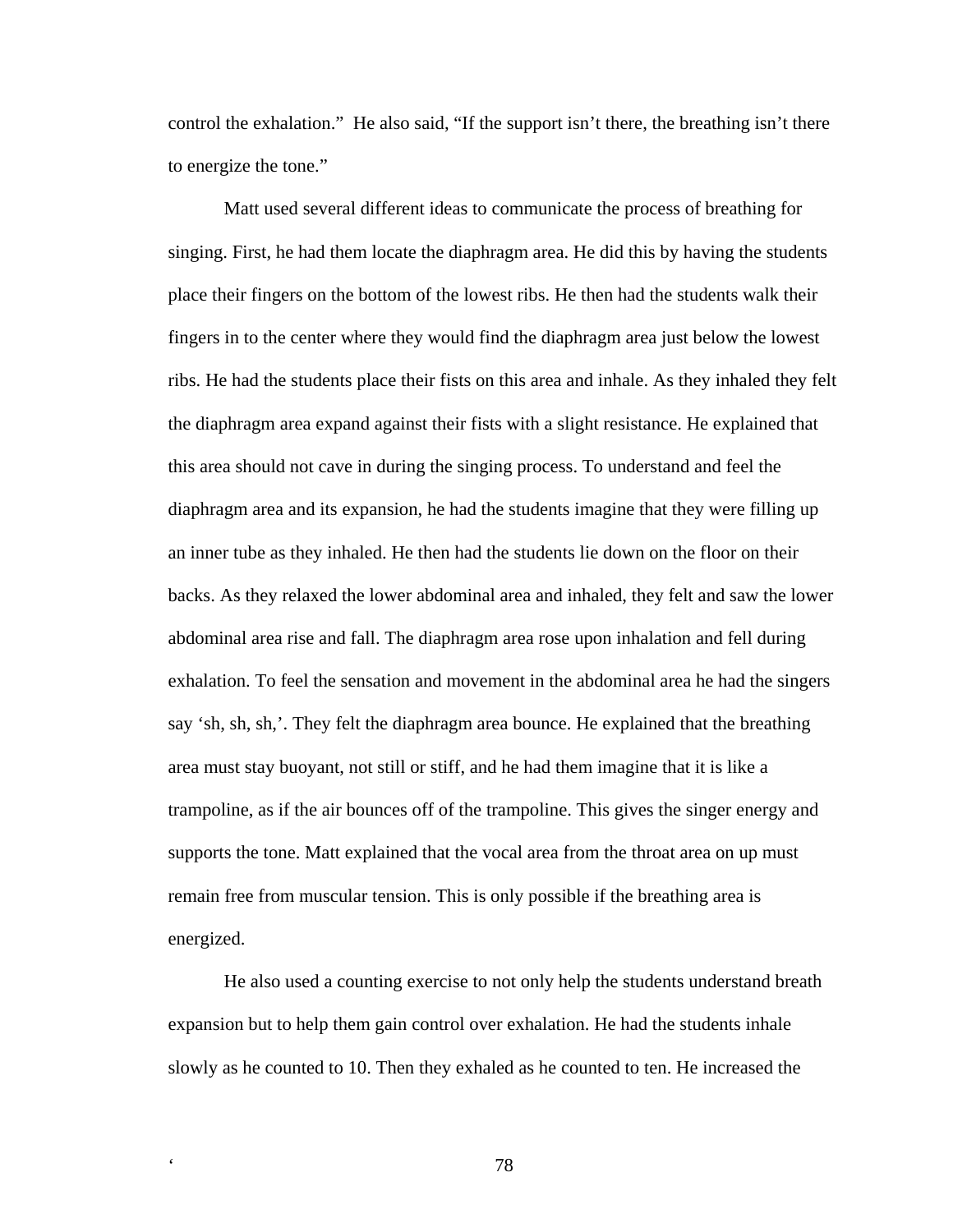control the exhalation." He also said, "If the support isn't there, the breathing isn't there to energize the tone."

Matt used several different ideas to communicate the process of breathing for singing. First, he had them locate the diaphragm area. He did this by having the students place their fingers on the bottom of the lowest ribs. He then had the students walk their fingers in to the center where they would find the diaphragm area just below the lowest ribs. He had the students place their fists on this area and inhale. As they inhaled they felt the diaphragm area expand against their fists with a slight resistance. He explained that this area should not cave in during the singing process. To understand and feel the diaphragm area and its expansion, he had the students imagine that they were filling up an inner tube as they inhaled. He then had the students lie down on the floor on their backs. As they relaxed the lower abdominal area and inhaled, they felt and saw the lower abdominal area rise and fall. The diaphragm area rose upon inhalation and fell during exhalation. To feel the sensation and movement in the abdominal area he had the singers say 'sh, sh, sh,'. They felt the diaphragm area bounce. He explained that the breathing area must stay buoyant, not still or stiff, and he had them imagine that it is like a trampoline, as if the air bounces off of the trampoline. This gives the singer energy and supports the tone. Matt explained that the vocal area from the throat area on up must remain free from muscular tension. This is only possible if the breathing area is energized.

He also used a counting exercise to not only help the students understand breath expansion but to help them gain control over exhalation. He had the students inhale slowly as he counted to 10. Then they exhaled as he counted to ten. He increased the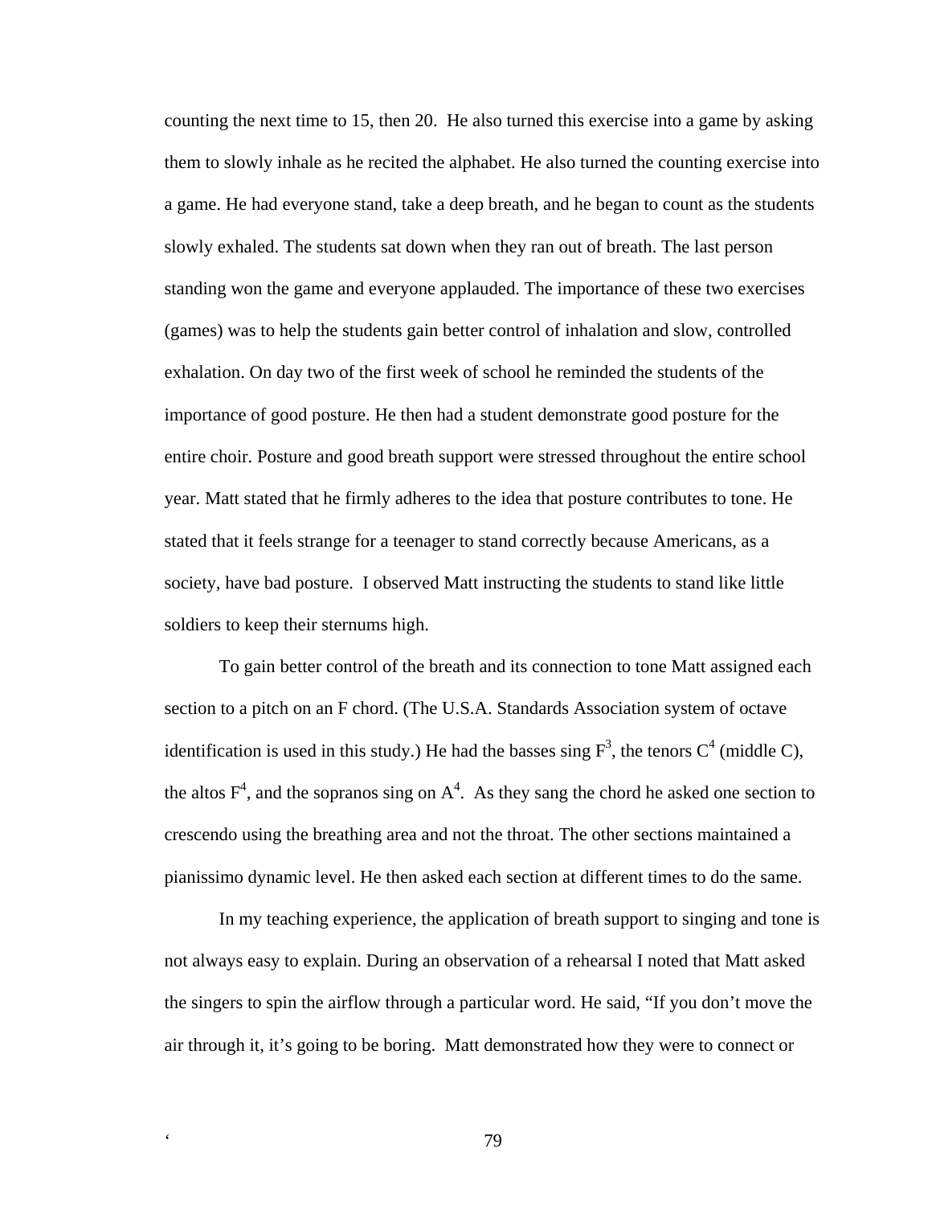counting the next time to 15, then 20. He also turned this exercise into a game by asking them to slowly inhale as he recited the alphabet. He also turned the counting exercise into a game. He had everyone stand, take a deep breath, and he began to count as the students slowly exhaled. The students sat down when they ran out of breath. The last person standing won the game and everyone applauded. The importance of these two exercises (games) was to help the students gain better control of inhalation and slow, controlled exhalation. On day two of the first week of school he reminded the students of the importance of good posture. He then had a student demonstrate good posture for the entire choir. Posture and good breath support were stressed throughout the entire school year. Matt stated that he firmly adheres to the idea that posture contributes to tone. He stated that it feels strange for a teenager to stand correctly because Americans, as a society, have bad posture. I observed Matt instructing the students to stand like little soldiers to keep their sternums high.

To gain better control of the breath and its connection to tone Matt assigned each section to a pitch on an F chord. (The U.S.A. Standards Association system of octave identification is used in this study.) He had the basses sing $F^3$, the tenors $C^4$ (middle C), the altos $F^4$, and the sopranos sing on $A^4$. As they sang the chord he asked one section to crescendo using the breathing area and not the throat. The other sections maintained a pianissimo dynamic level. He then asked each section at different times to do the same.

In my teaching experience, the application of breath support to singing and tone is not always easy to explain. During an observation of a rehearsal I noted that Matt asked the singers to spin the airflow through a particular word. He said, "If you don't move the air through it, it's going to be boring. Matt demonstrated how they were to connect or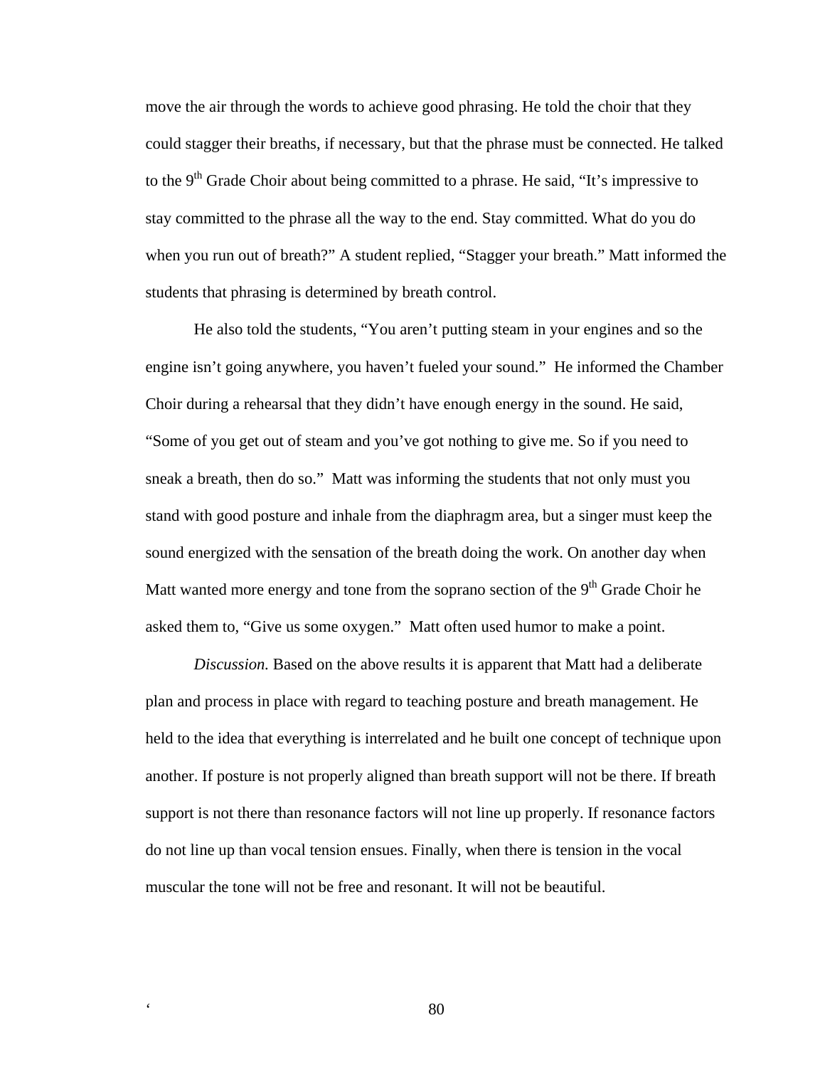move the air through the words to achieve good phrasing. He told the choir that they could stagger their breaths, if necessary, but that the phrase must be connected. He talked to the 9th Grade Choir about being committed to a phrase. He said, "It's impressive to stay committed to the phrase all the way to the end. Stay committed. What do you do when you run out of breath?" A student replied, "Stagger your breath." Matt informed the students that phrasing is determined by breath control.

He also told the students, "You aren't putting steam in your engines and so the engine isn't going anywhere, you haven't fueled your sound." He informed the Chamber Choir during a rehearsal that they didn't have enough energy in the sound. He said, "Some of you get out of steam and you've got nothing to give me. So if you need to sneak a breath, then do so." Matt was informing the students that not only must you stand with good posture and inhale from the diaphragm area, but a singer must keep the sound energized with the sensation of the breath doing the work. On another day when Matt wanted more energy and tone from the soprano section of the 9th Grade Choir he asked them to, "Give us some oxygen." Matt often used humor to make a point.

*Discussion.* Based on the above results it is apparent that Matt had a deliberate plan and process in place with regard to teaching posture and breath management. He held to the idea that everything is interrelated and he built one concept of technique upon another. If posture is not properly aligned than breath support will not be there. If breath support is not there than resonance factors will not line up properly. If resonance factors do not line up than vocal tension ensues. Finally, when there is tension in the vocal muscular the tone will not be free and resonant. It will not be beautiful.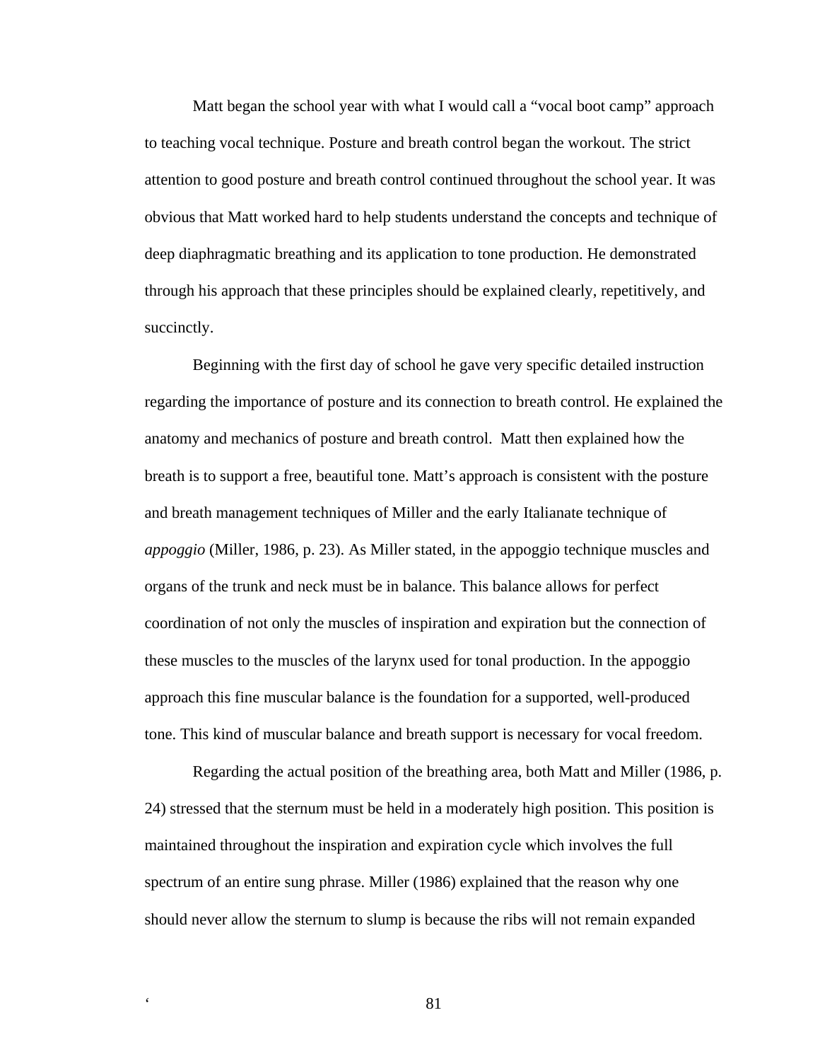Matt began the school year with what I would call a "vocal boot camp" approach to teaching vocal technique. Posture and breath control began the workout. The strict attention to good posture and breath control continued throughout the school year. It was obvious that Matt worked hard to help students understand the concepts and technique of deep diaphragmatic breathing and its application to tone production. He demonstrated through his approach that these principles should be explained clearly, repetitively, and succinctly.

Beginning with the first day of school he gave very specific detailed instruction regarding the importance of posture and its connection to breath control. He explained the anatomy and mechanics of posture and breath control. Matt then explained how the breath is to support a free, beautiful tone. Matt's approach is consistent with the posture and breath management techniques of Miller and the early Italianate technique of *appoggio* (Miller, 1986, p. 23). As Miller stated, in the appoggio technique muscles and organs of the trunk and neck must be in balance. This balance allows for perfect coordination of not only the muscles of inspiration and expiration but the connection of these muscles to the muscles of the larynx used for tonal production. In the appoggio approach this fine muscular balance is the foundation for a supported, well-produced tone. This kind of muscular balance and breath support is necessary for vocal freedom.

Regarding the actual position of the breathing area, both Matt and Miller (1986, p. 24) stressed that the sternum must be held in a moderately high position. This position is maintained throughout the inspiration and expiration cycle which involves the full spectrum of an entire sung phrase. Miller (1986) explained that the reason why one should never allow the sternum to slump is because the ribs will not remain expanded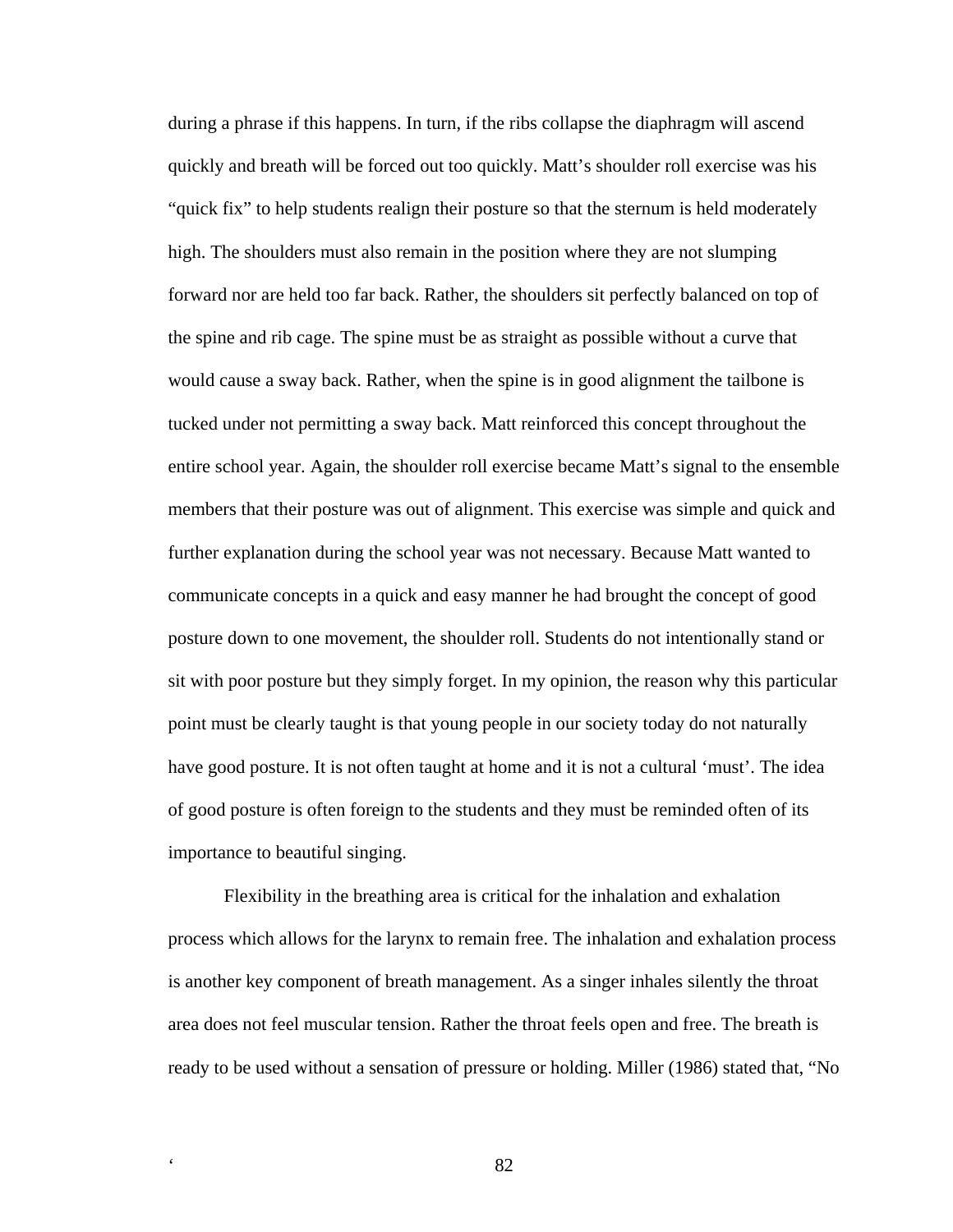during a phrase if this happens. In turn, if the ribs collapse the diaphragm will ascend quickly and breath will be forced out too quickly. Matt's shoulder roll exercise was his "quick fix" to help students realign their posture so that the sternum is held moderately high. The shoulders must also remain in the position where they are not slumping forward nor are held too far back. Rather, the shoulders sit perfectly balanced on top of the spine and rib cage. The spine must be as straight as possible without a curve that would cause a sway back. Rather, when the spine is in good alignment the tailbone is tucked under not permitting a sway back. Matt reinforced this concept throughout the entire school year. Again, the shoulder roll exercise became Matt's signal to the ensemble members that their posture was out of alignment. This exercise was simple and quick and further explanation during the school year was not necessary. Because Matt wanted to communicate concepts in a quick and easy manner he had brought the concept of good posture down to one movement, the shoulder roll. Students do not intentionally stand or sit with poor posture but they simply forget. In my opinion, the reason why this particular point must be clearly taught is that young people in our society today do not naturally have good posture. It is not often taught at home and it is not a cultural 'must'. The idea of good posture is often foreign to the students and they must be reminded often of its importance to beautiful singing.

Flexibility in the breathing area is critical for the inhalation and exhalation process which allows for the larynx to remain free. The inhalation and exhalation process is another key component of breath management. As a singer inhales silently the throat area does not feel muscular tension. Rather the throat feels open and free. The breath is ready to be used without a sensation of pressure or holding. Miller (1986) stated that, "No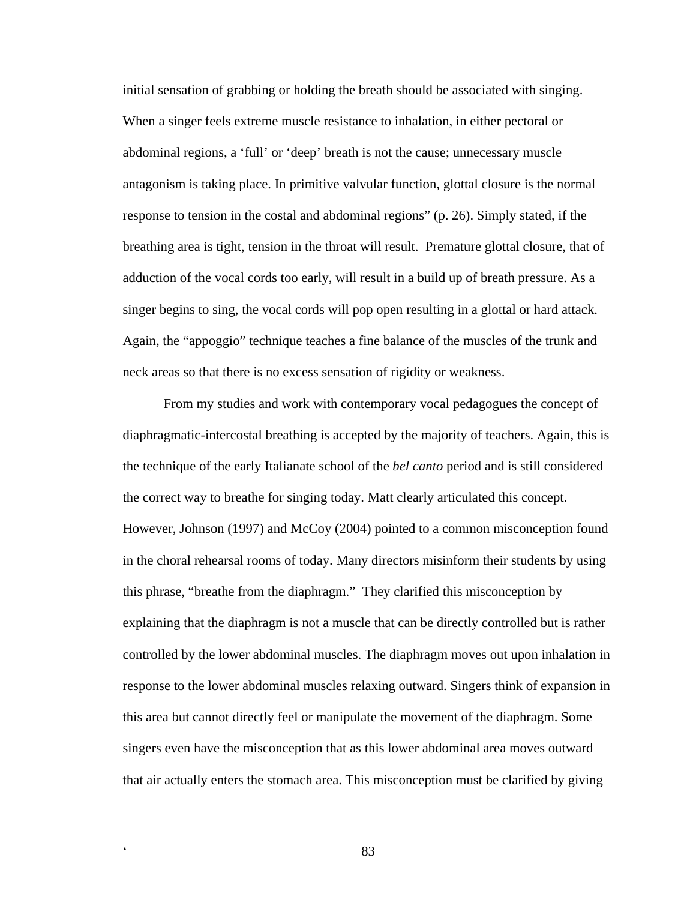initial sensation of grabbing or holding the breath should be associated with singing. When a singer feels extreme muscle resistance to inhalation, in either pectoral or abdominal regions, a 'full' or 'deep' breath is not the cause; unnecessary muscle antagonism is taking place. In primitive valvular function, glottal closure is the normal response to tension in the costal and abdominal regions" (p. 26). Simply stated, if the breathing area is tight, tension in the throat will result. Premature glottal closure, that of adduction of the vocal cords too early, will result in a build up of breath pressure. As a singer begins to sing, the vocal cords will pop open resulting in a glottal or hard attack. Again, the "appoggio" technique teaches a fine balance of the muscles of the trunk and neck areas so that there is no excess sensation of rigidity or weakness.

From my studies and work with contemporary vocal pedagogues the concept of diaphragmatic-intercostal breathing is accepted by the majority of teachers. Again, this is the technique of the early Italianate school of the *bel canto* period and is still considered the correct way to breathe for singing today. Matt clearly articulated this concept. However, Johnson (1997) and McCoy (2004) pointed to a common misconception found in the choral rehearsal rooms of today. Many directors misinform their students by using this phrase, "breathe from the diaphragm." They clarified this misconception by explaining that the diaphragm is not a muscle that can be directly controlled but is rather controlled by the lower abdominal muscles. The diaphragm moves out upon inhalation in response to the lower abdominal muscles relaxing outward. Singers think of expansion in this area but cannot directly feel or manipulate the movement of the diaphragm. Some singers even have the misconception that as this lower abdominal area moves outward that air actually enters the stomach area. This misconception must be clarified by giving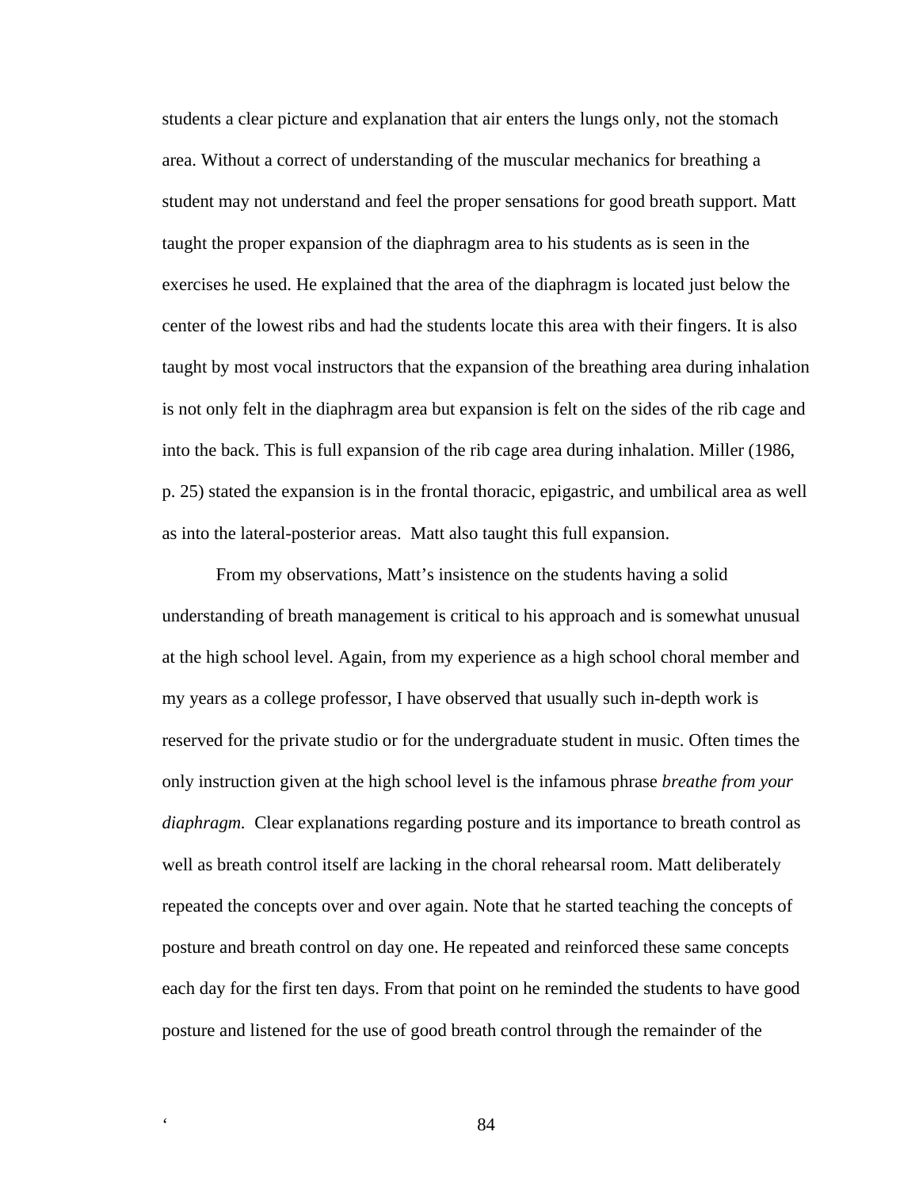students a clear picture and explanation that air enters the lungs only, not the stomach area. Without a correct of understanding of the muscular mechanics for breathing a student may not understand and feel the proper sensations for good breath support. Matt taught the proper expansion of the diaphragm area to his students as is seen in the exercises he used. He explained that the area of the diaphragm is located just below the center of the lowest ribs and had the students locate this area with their fingers. It is also taught by most vocal instructors that the expansion of the breathing area during inhalation is not only felt in the diaphragm area but expansion is felt on the sides of the rib cage and into the back. This is full expansion of the rib cage area during inhalation. Miller (1986, p. 25) stated the expansion is in the frontal thoracic, epigastric, and umbilical area as well as into the lateral-posterior areas. Matt also taught this full expansion.

From my observations, Matt's insistence on the students having a solid understanding of breath management is critical to his approach and is somewhat unusual at the high school level. Again, from my experience as a high school choral member and my years as a college professor, I have observed that usually such in-depth work is reserved for the private studio or for the undergraduate student in music. Often times the only instruction given at the high school level is the infamous phrase *breathe from your diaphragm.* Clear explanations regarding posture and its importance to breath control as well as breath control itself are lacking in the choral rehearsal room. Matt deliberately repeated the concepts over and over again. Note that he started teaching the concepts of posture and breath control on day one. He repeated and reinforced these same concepts each day for the first ten days. From that point on he reminded the students to have good posture and listened for the use of good breath control through the remainder of the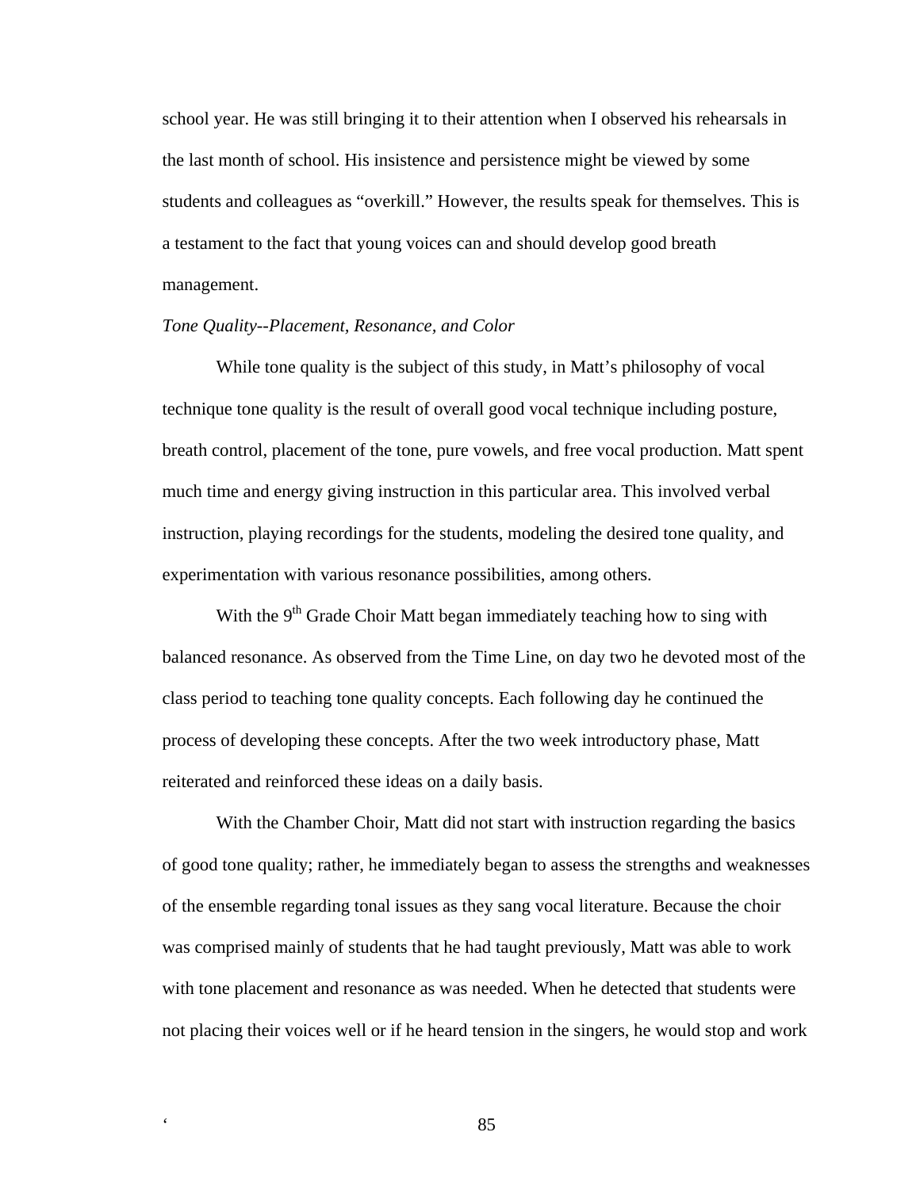school year. He was still bringing it to their attention when I observed his rehearsals in the last month of school. His insistence and persistence might be viewed by some students and colleagues as "overkill." However, the results speak for themselves. This is a testament to the fact that young voices can and should develop good breath management.

*Tone Quality--Placement, Resonance, and Color*

While tone quality is the subject of this study, in Matt's philosophy of vocal technique tone quality is the result of overall good vocal technique including posture, breath control, placement of the tone, pure vowels, and free vocal production. Matt spent much time and energy giving instruction in this particular area. This involved verbal instruction, playing recordings for the students, modeling the desired tone quality, and experimentation with various resonance possibilities, among others.

With the 9th Grade Choir Matt began immediately teaching how to sing with balanced resonance. As observed from the Time Line, on day two he devoted most of the class period to teaching tone quality concepts. Each following day he continued the process of developing these concepts. After the two week introductory phase, Matt reiterated and reinforced these ideas on a daily basis.

With the Chamber Choir, Matt did not start with instruction regarding the basics of good tone quality; rather, he immediately began to assess the strengths and weaknesses of the ensemble regarding tonal issues as they sang vocal literature. Because the choir was comprised mainly of students that he had taught previously, Matt was able to work with tone placement and resonance as was needed. When he detected that students were not placing their voices well or if he heard tension in the singers, he would stop and work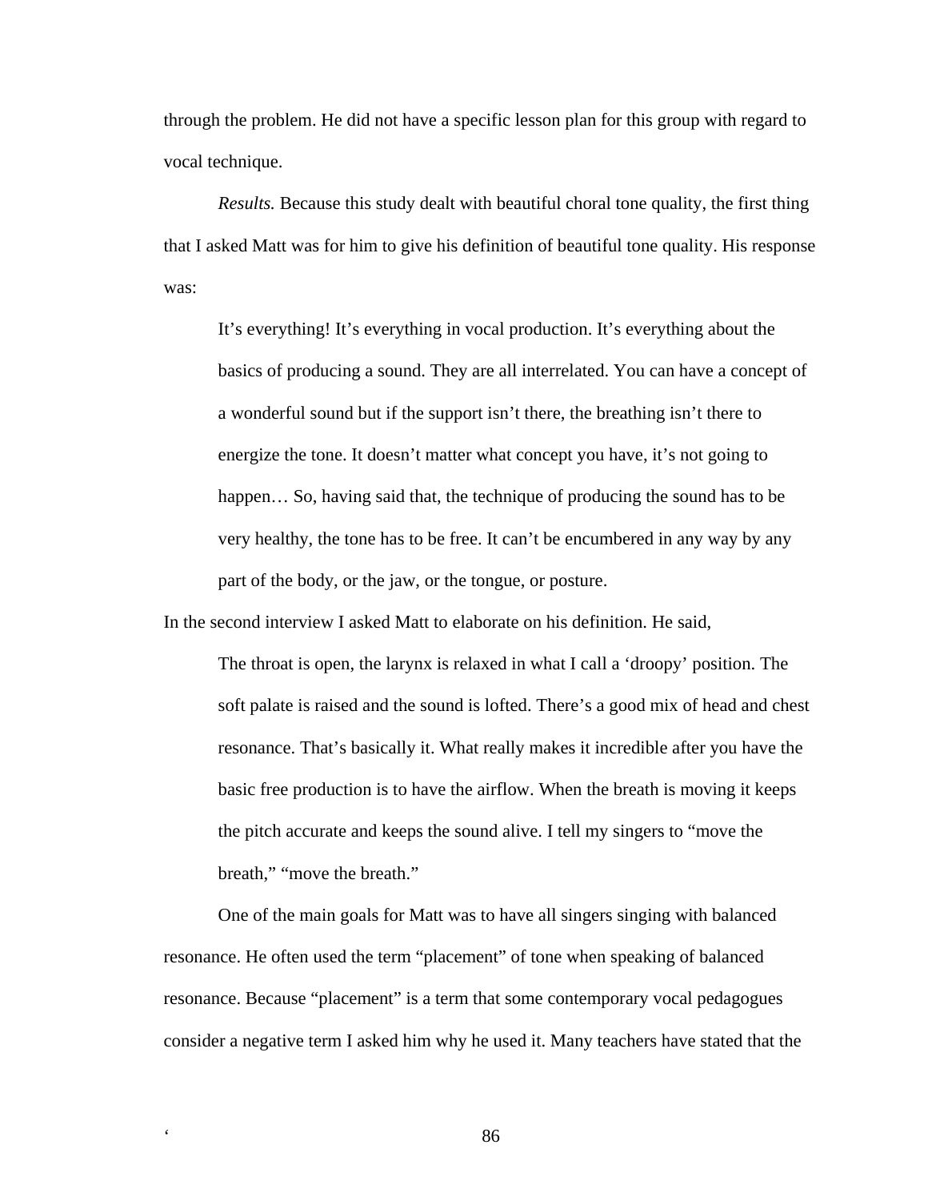through the problem. He did not have a specific lesson plan for this group with regard to vocal technique.

*Results.* Because this study dealt with beautiful choral tone quality, the first thing that I asked Matt was for him to give his definition of beautiful tone quality. His response was:

> It's everything! It's everything in vocal production. It's everything about the basics of producing a sound. They are all interrelated. You can have a concept of a wonderful sound but if the support isn't there, the breathing isn't there to energize the tone. It doesn't matter what concept you have, it's not going to happen… So, having said that, the technique of producing the sound has to be very healthy, the tone has to be free. It can't be encumbered in any way by any part of the body, or the jaw, or the tongue, or posture.

In the second interview I asked Matt to elaborate on his definition. He said,

> The throat is open, the larynx is relaxed in what I call a 'droopy' position. The soft palate is raised and the sound is lofted. There's a good mix of head and chest resonance. That's basically it. What really makes it incredible after you have the basic free production is to have the airflow. When the breath is moving it keeps the pitch accurate and keeps the sound alive. I tell my singers to "move the breath," "move the breath."

One of the main goals for Matt was to have all singers singing with balanced resonance. He often used the term "placement" of tone when speaking of balanced resonance. Because "placement" is a term that some contemporary vocal pedagogues consider a negative term I asked him why he used it. Many teachers have stated that the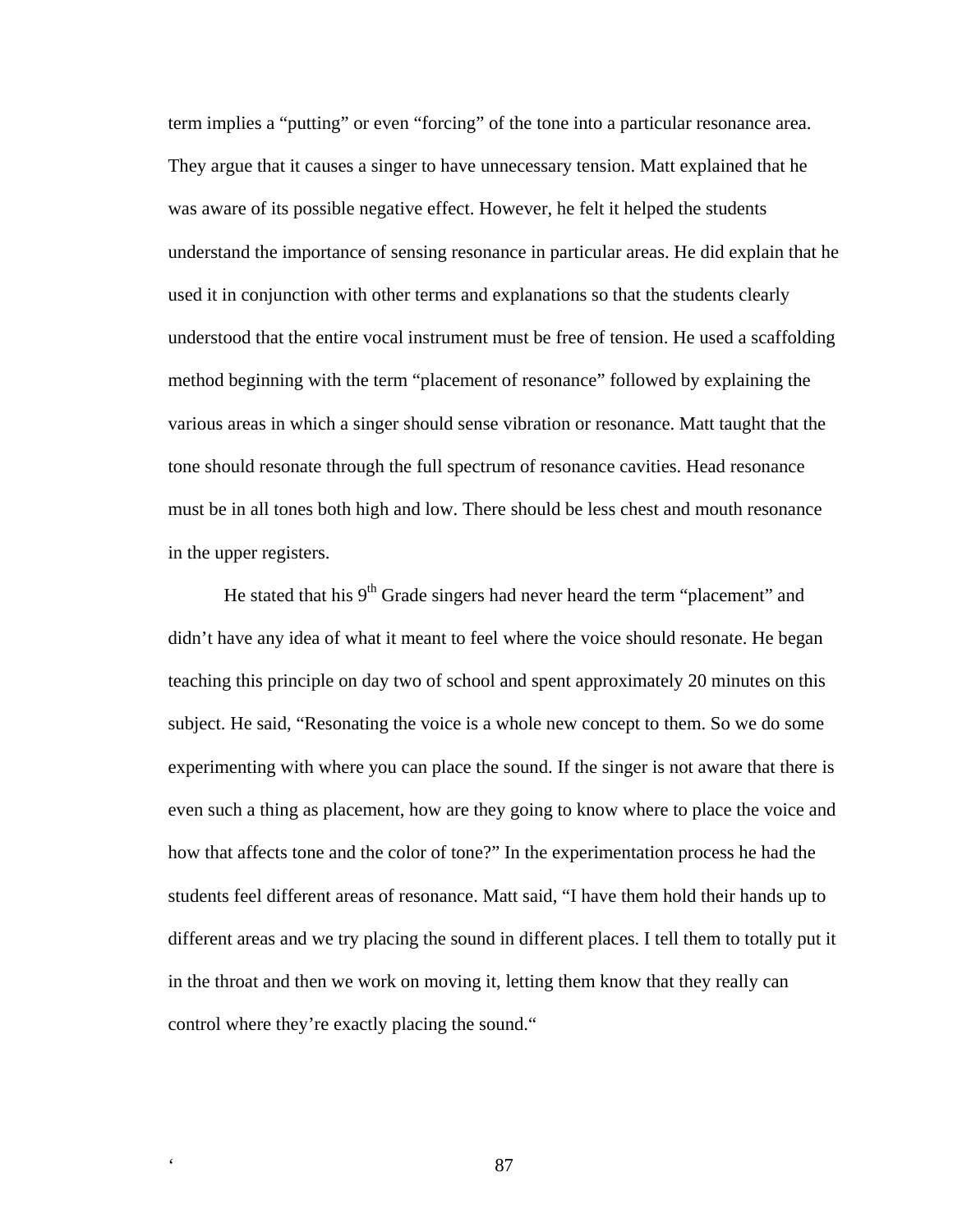term implies a "putting" or even "forcing" of the tone into a particular resonance area. They argue that it causes a singer to have unnecessary tension. Matt explained that he was aware of its possible negative effect. However, he felt it helped the students understand the importance of sensing resonance in particular areas. He did explain that he used it in conjunction with other terms and explanations so that the students clearly understood that the entire vocal instrument must be free of tension. He used a scaffolding method beginning with the term "placement of resonance" followed by explaining the various areas in which a singer should sense vibration or resonance. Matt taught that the tone should resonate through the full spectrum of resonance cavities. Head resonance must be in all tones both high and low. There should be less chest and mouth resonance in the upper registers.

He stated that his 9th Grade singers had never heard the term "placement" and didn't have any idea of what it meant to feel where the voice should resonate. He began teaching this principle on day two of school and spent approximately 20 minutes on this subject. He said, "Resonating the voice is a whole new concept to them. So we do some experimenting with where you can place the sound. If the singer is not aware that there is even such a thing as placement, how are they going to know where to place the voice and how that affects tone and the color of tone?" In the experimentation process he had the students feel different areas of resonance. Matt said, "I have them hold their hands up to different areas and we try placing the sound in different places. I tell them to totally put it in the throat and then we work on moving it, letting them know that they really can control where they're exactly placing the sound."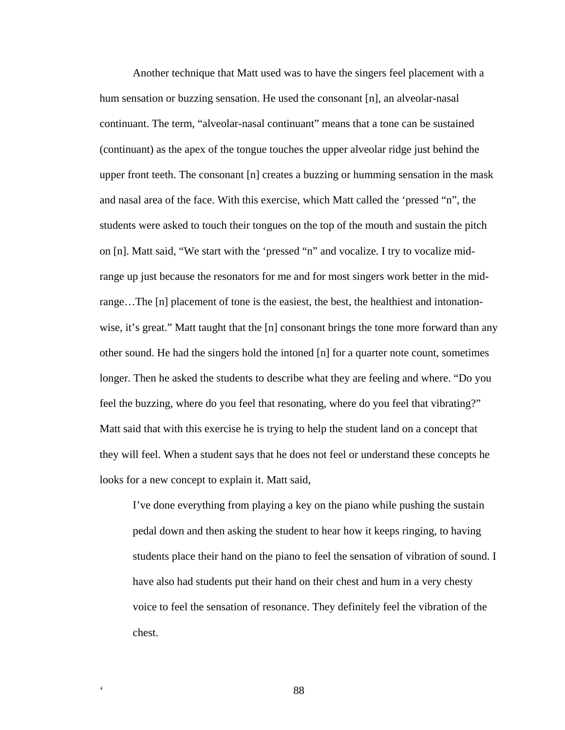Another technique that Matt used was to have the singers feel placement with a hum sensation or buzzing sensation. He used the consonant [n], an alveolar-nasal continuant. The term, "alveolar-nasal continuant" means that a tone can be sustained (continuant) as the apex of the tongue touches the upper alveolar ridge just behind the upper front teeth. The consonant [n] creates a buzzing or humming sensation in the mask and nasal area of the face. With this exercise, which Matt called the 'pressed "n", the students were asked to touch their tongues on the top of the mouth and sustain the pitch on [n]. Matt said, "We start with the 'pressed "n" and vocalize. I try to vocalize mid-range up just because the resonators for me and for most singers work better in the mid-range…The [n] placement of tone is the easiest, the best, the healthiest and intonation-wise, it's great." Matt taught that the [n] consonant brings the tone more forward than any other sound. He had the singers hold the intoned [n] for a quarter note count, sometimes longer. Then he asked the students to describe what they are feeling and where. "Do you feel the buzzing, where do you feel that resonating, where do you feel that vibrating?" Matt said that with this exercise he is trying to help the student land on a concept that they will feel. When a student says that he does not feel or understand these concepts he looks for a new concept to explain it. Matt said,

> I've done everything from playing a key on the piano while pushing the sustain pedal down and then asking the student to hear how it keeps ringing, to having students place their hand on the piano to feel the sensation of vibration of sound. I have also had students put their hand on their chest and hum in a very chesty voice to feel the sensation of resonance. They definitely feel the vibration of the chest.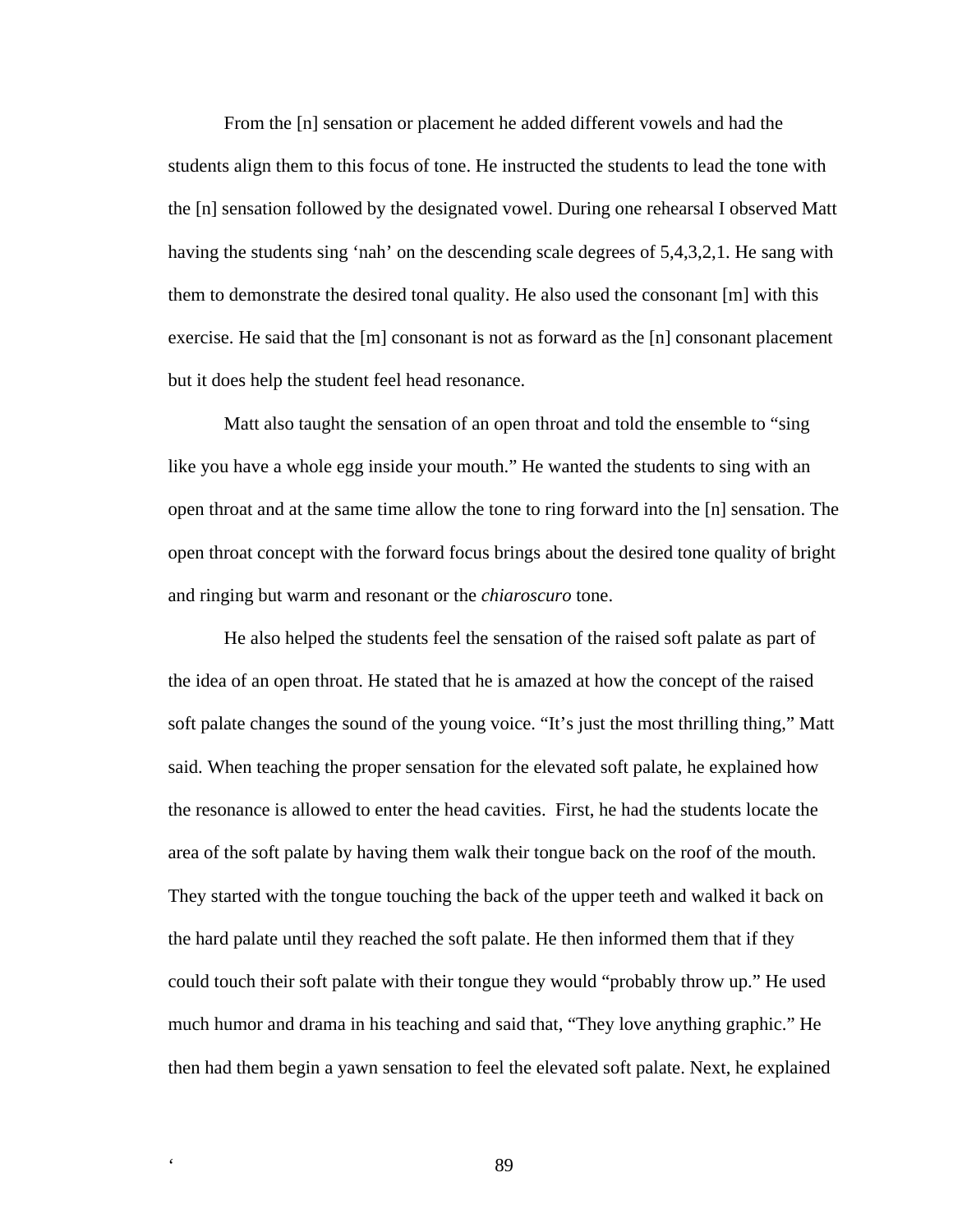From the [n] sensation or placement he added different vowels and had the students align them to this focus of tone. He instructed the students to lead the tone with the [n] sensation followed by the designated vowel. During one rehearsal I observed Matt having the students sing 'nah' on the descending scale degrees of 5,4,3,2,1. He sang with them to demonstrate the desired tonal quality. He also used the consonant [m] with this exercise. He said that the [m] consonant is not as forward as the [n] consonant placement but it does help the student feel head resonance.

Matt also taught the sensation of an open throat and told the ensemble to "sing like you have a whole egg inside your mouth." He wanted the students to sing with an open throat and at the same time allow the tone to ring forward into the [n] sensation. The open throat concept with the forward focus brings about the desired tone quality of bright and ringing but warm and resonant or the *chiaroscuro* tone.

He also helped the students feel the sensation of the raised soft palate as part of the idea of an open throat. He stated that he is amazed at how the concept of the raised soft palate changes the sound of the young voice. "It's just the most thrilling thing," Matt said. When teaching the proper sensation for the elevated soft palate, he explained how the resonance is allowed to enter the head cavities. First, he had the students locate the area of the soft palate by having them walk their tongue back on the roof of the mouth. They started with the tongue touching the back of the upper teeth and walked it back on the hard palate until they reached the soft palate. He then informed them that if they could touch their soft palate with their tongue they would "probably throw up." He used much humor and drama in his teaching and said that, "They love anything graphic." He then had them begin a yawn sensation to feel the elevated soft palate. Next, he explained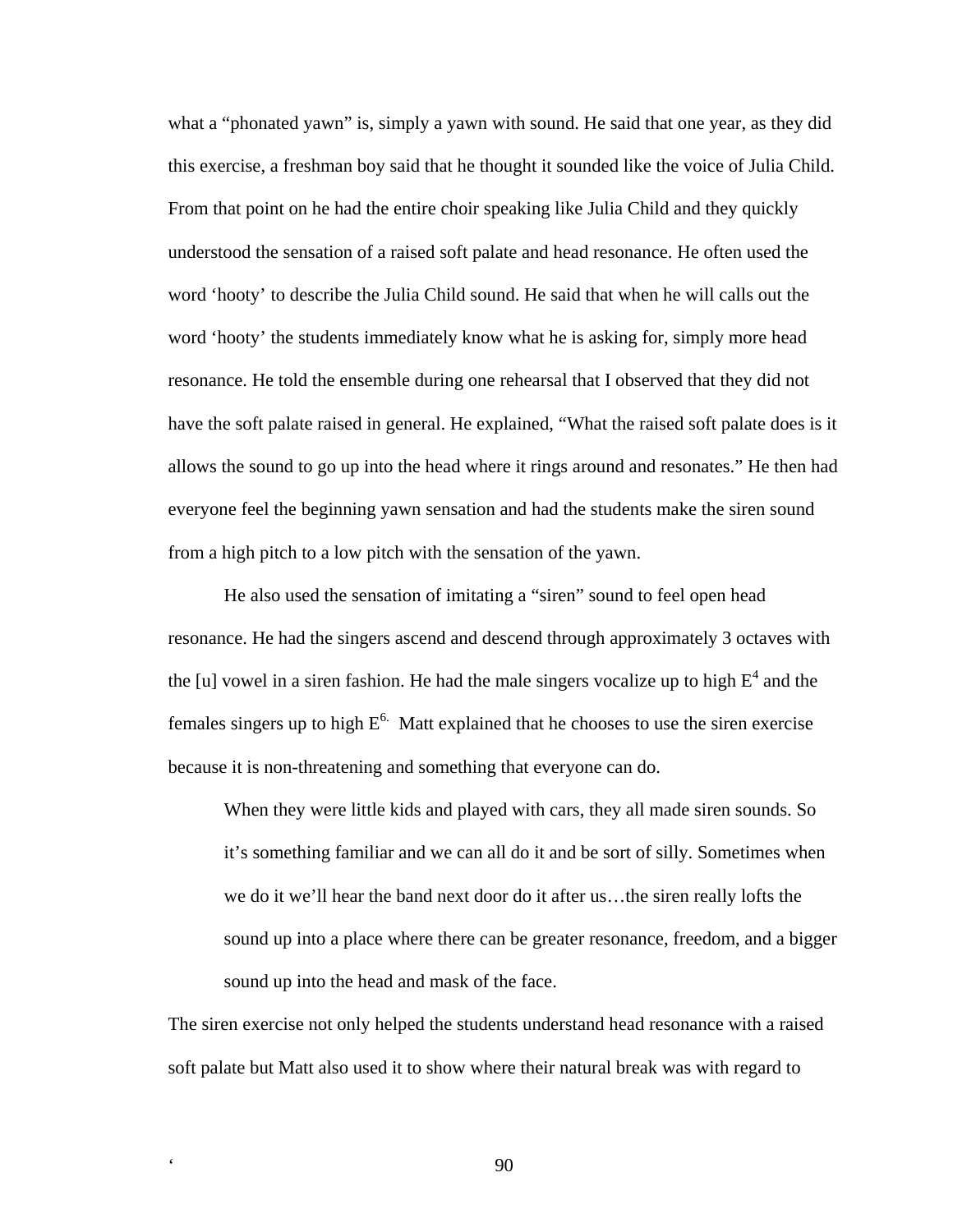what a “phonated yawn” is, simply a yawn with sound. He said that one year, as they did this exercise, a freshman boy said that he thought it sounded like the voice of Julia Child. From that point on he had the entire choir speaking like Julia Child and they quickly understood the sensation of a raised soft palate and head resonance. He often used the word ‘hooty’ to describe the Julia Child sound. He said that when he will calls out the word ‘hooty’ the students immediately know what he is asking for, simply more head resonance. He told the ensemble during one rehearsal that I observed that they did not have the soft palate raised in general. He explained, “What the raised soft palate does is it allows the sound to go up into the head where it rings around and resonates.” He then had everyone feel the beginning yawn sensation and had the students make the siren sound from a high pitch to a low pitch with the sensation of the yawn.

He also used the sensation of imitating a “siren” sound to feel open head resonance. He had the singers ascend and descend through approximately 3 octaves with the [u] vowel in a siren fashion. He had the male singers vocalize up to high $E^4$ and the females singers up to high $E^{6.}$ Matt explained that he chooses to use the siren exercise because it is non-threatening and something that everyone can do.

> When they were little kids and played with cars, they all made siren sounds. So it’s something familiar and we can all do it and be sort of silly. Sometimes when we do it we’ll hear the band next door do it after us…the siren really lofts the sound up into a place where there can be greater resonance, freedom, and a bigger sound up into the head and mask of the face.

The siren exercise not only helped the students understand head resonance with a raised soft palate but Matt also used it to show where their natural break was with regard to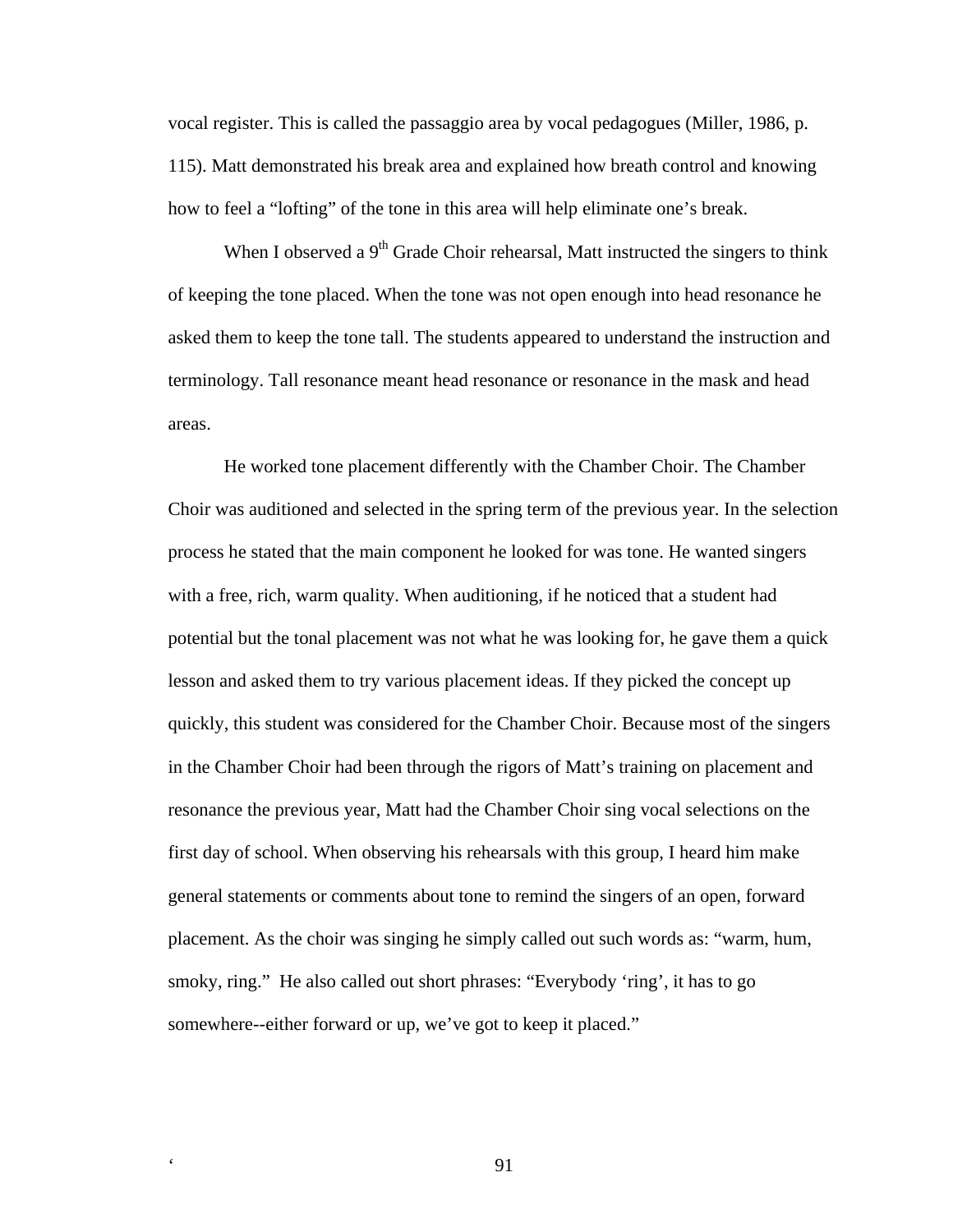vocal register. This is called the passaggio area by vocal pedagogues (Miller, 1986, p. 115). Matt demonstrated his break area and explained how breath control and knowing how to feel a "lofting" of the tone in this area will help eliminate one's break.

When I observed a 9th Grade Choir rehearsal, Matt instructed the singers to think of keeping the tone placed. When the tone was not open enough into head resonance he asked them to keep the tone tall. The students appeared to understand the instruction and terminology. Tall resonance meant head resonance or resonance in the mask and head areas.

He worked tone placement differently with the Chamber Choir. The Chamber Choir was auditioned and selected in the spring term of the previous year. In the selection process he stated that the main component he looked for was tone. He wanted singers with a free, rich, warm quality. When auditioning, if he noticed that a student had potential but the tonal placement was not what he was looking for, he gave them a quick lesson and asked them to try various placement ideas. If they picked the concept up quickly, this student was considered for the Chamber Choir. Because most of the singers in the Chamber Choir had been through the rigors of Matt's training on placement and resonance the previous year, Matt had the Chamber Choir sing vocal selections on the first day of school. When observing his rehearsals with this group, I heard him make general statements or comments about tone to remind the singers of an open, forward placement. As the choir was singing he simply called out such words as: "warm, hum, smoky, ring." He also called out short phrases: "Everybody 'ring', it has to go somewhere--either forward or up, we've got to keep it placed."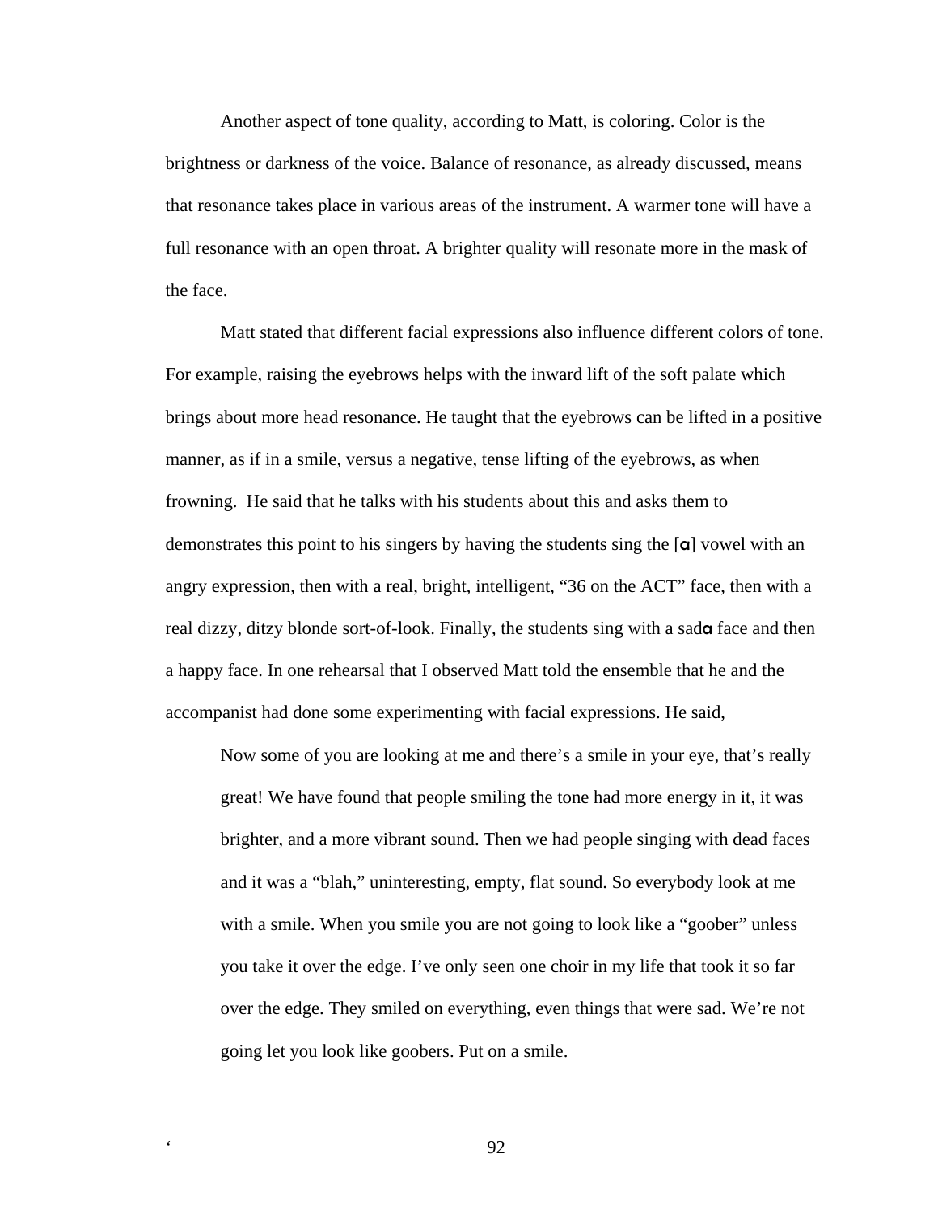Another aspect of tone quality, according to Matt, is coloring. Color is the brightness or darkness of the voice. Balance of resonance, as already discussed, means that resonance takes place in various areas of the instrument. A warmer tone will have a full resonance with an open throat. A brighter quality will resonate more in the mask of the face.

Matt stated that different facial expressions also influence different colors of tone. For example, raising the eyebrows helps with the inward lift of the soft palate which brings about more head resonance. He taught that the eyebrows can be lifted in a positive manner, as if in a smile, versus a negative, tense lifting of the eyebrows, as when frowning. He said that he talks with his students about this and asks them to demonstrates this point to his singers by having the students sing the [ɑ] vowel with an angry expression, then with a real, bright, intelligent, “36 on the ACT” face, then with a real dizzy, ditzy blonde sort-of-look. Finally, the students sing with a sadɑ face and then a happy face. In one rehearsal that I observed Matt told the ensemble that he and the accompanist had done some experimenting with facial expressions. He said,

> Now some of you are looking at me and there’s a smile in your eye, that’s really great! We have found that people smiling the tone had more energy in it, it was brighter, and a more vibrant sound. Then we had people singing with dead faces and it was a “blah,” uninteresting, empty, flat sound. So everybody look at me with a smile. When you smile you are not going to look like a “goober” unless you take it over the edge. I’ve only seen one choir in my life that took it so far over the edge. They smiled on everything, even things that were sad. We’re not going let you look like goobers. Put on a smile.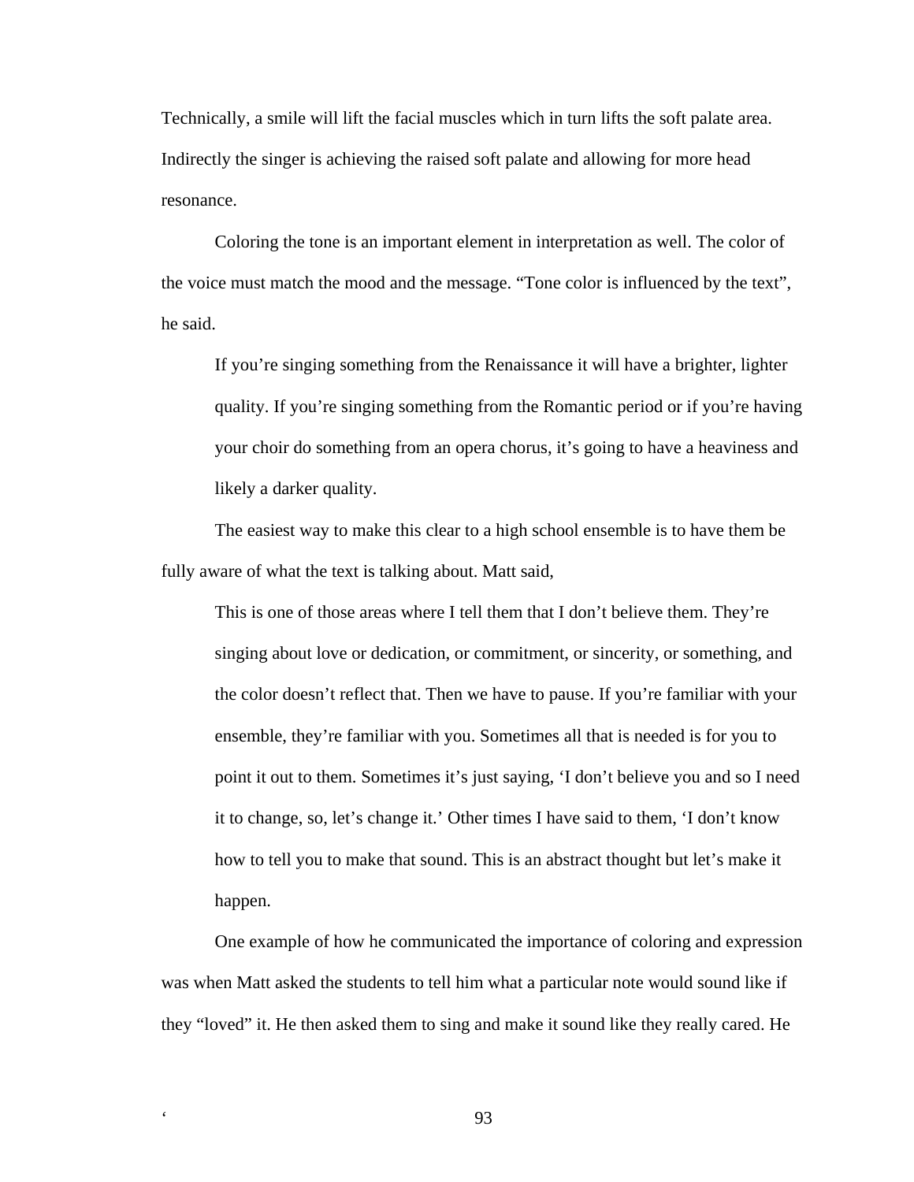Technically, a smile will lift the facial muscles which in turn lifts the soft palate area. Indirectly the singer is achieving the raised soft palate and allowing for more head resonance.

Coloring the tone is an important element in interpretation as well. The color of the voice must match the mood and the message. "Tone color is influenced by the text", he said.

> If you're singing something from the Renaissance it will have a brighter, lighter quality. If you're singing something from the Romantic period or if you're having your choir do something from an opera chorus, it's going to have a heaviness and likely a darker quality.

The easiest way to make this clear to a high school ensemble is to have them be fully aware of what the text is talking about. Matt said,

> This is one of those areas where I tell them that I don't believe them. They're singing about love or dedication, or commitment, or sincerity, or something, and the color doesn't reflect that. Then we have to pause. If you're familiar with your ensemble, they're familiar with you. Sometimes all that is needed is for you to point it out to them. Sometimes it's just saying, 'I don't believe you and so I need it to change, so, let's change it.' Other times I have said to them, 'I don't know how to tell you to make that sound. This is an abstract thought but let's make it happen.

One example of how he communicated the importance of coloring and expression was when Matt asked the students to tell him what a particular note would sound like if they "loved" it. He then asked them to sing and make it sound like they really cared. He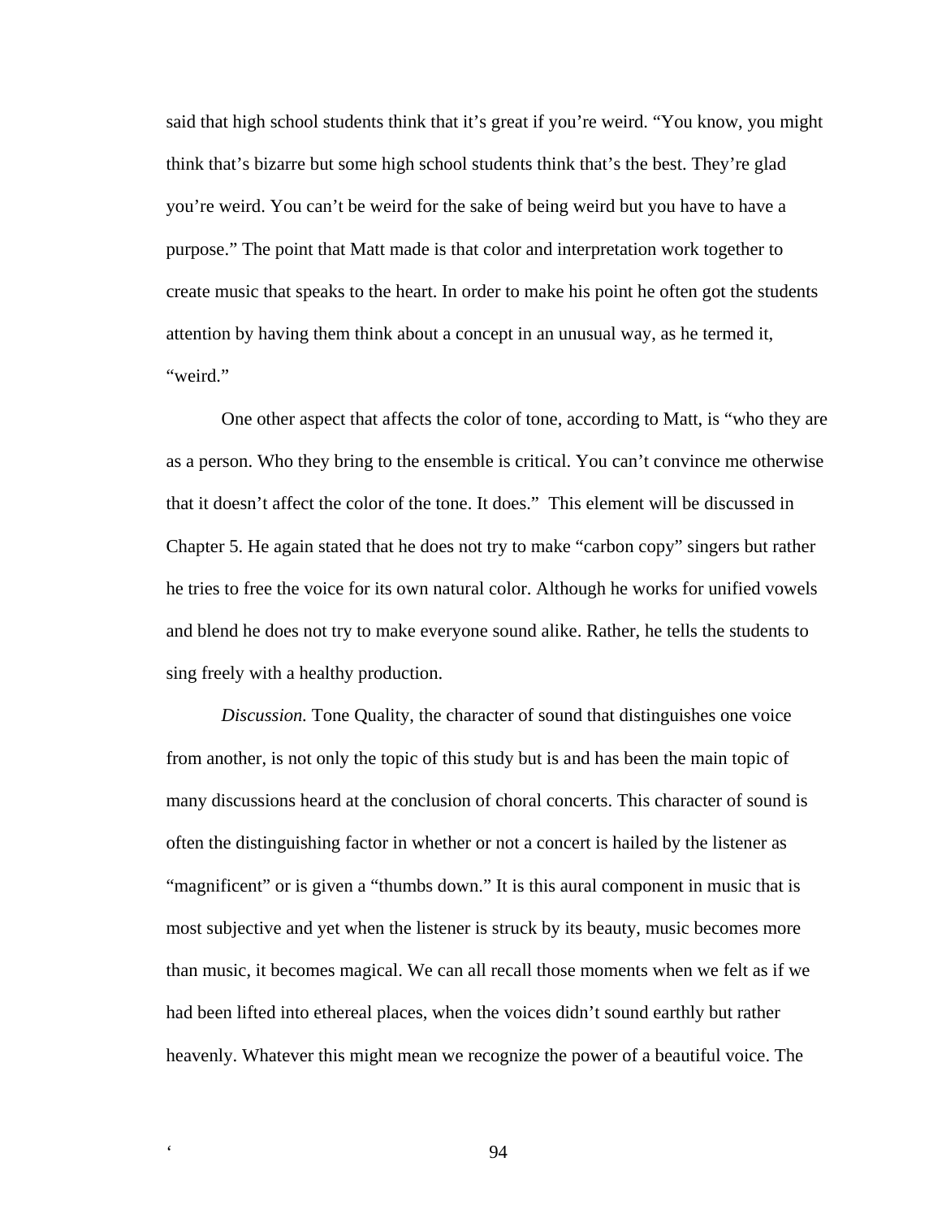said that high school students think that it's great if you're weird. "You know, you might think that's bizarre but some high school students think that's the best. They're glad you're weird. You can't be weird for the sake of being weird but you have to have a purpose." The point that Matt made is that color and interpretation work together to create music that speaks to the heart. In order to make his point he often got the students attention by having them think about a concept in an unusual way, as he termed it, "weird."

One other aspect that affects the color of tone, according to Matt, is "who they are as a person. Who they bring to the ensemble is critical. You can't convince me otherwise that it doesn't affect the color of the tone. It does." This element will be discussed in Chapter 5. He again stated that he does not try to make "carbon copy" singers but rather he tries to free the voice for its own natural color. Although he works for unified vowels and blend he does not try to make everyone sound alike. Rather, he tells the students to sing freely with a healthy production.

*Discussion.* Tone Quality, the character of sound that distinguishes one voice from another, is not only the topic of this study but is and has been the main topic of many discussions heard at the conclusion of choral concerts. This character of sound is often the distinguishing factor in whether or not a concert is hailed by the listener as "magnificent" or is given a "thumbs down." It is this aural component in music that is most subjective and yet when the listener is struck by its beauty, music becomes more than music, it becomes magical. We can all recall those moments when we felt as if we had been lifted into ethereal places, when the voices didn't sound earthly but rather heavenly. Whatever this might mean we recognize the power of a beautiful voice. The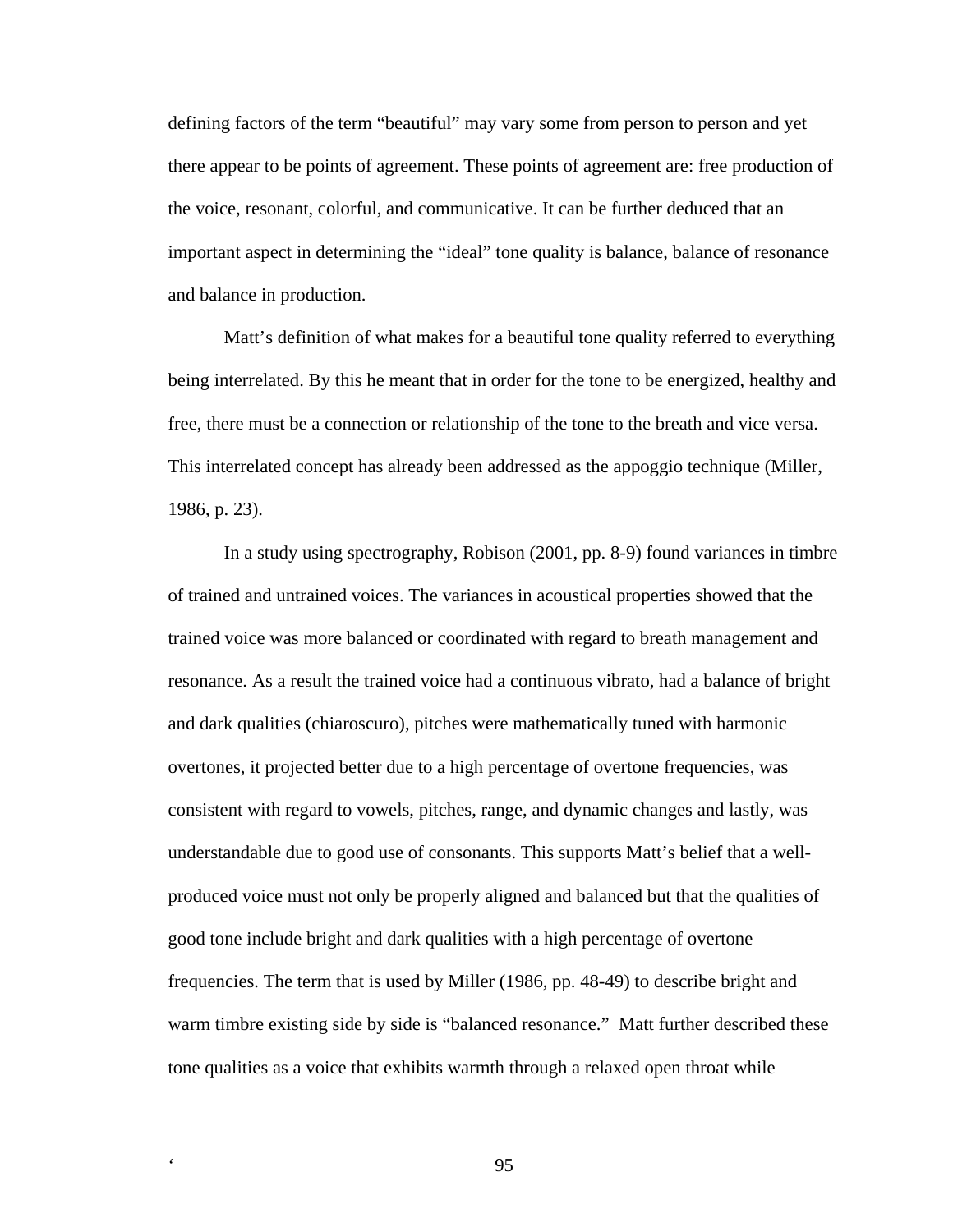defining factors of the term "beautiful" may vary some from person to person and yet there appear to be points of agreement. These points of agreement are: free production of the voice, resonant, colorful, and communicative. It can be further deduced that an important aspect in determining the "ideal" tone quality is balance, balance of resonance and balance in production.

Matt's definition of what makes for a beautiful tone quality referred to everything being interrelated. By this he meant that in order for the tone to be energized, healthy and free, there must be a connection or relationship of the tone to the breath and vice versa. This interrelated concept has already been addressed as the appoggio technique (Miller, 1986, p. 23).

In a study using spectrography, Robison (2001, pp. 8-9) found variances in timbre of trained and untrained voices. The variances in acoustical properties showed that the trained voice was more balanced or coordinated with regard to breath management and resonance. As a result the trained voice had a continuous vibrato, had a balance of bright and dark qualities (chiaroscuro), pitches were mathematically tuned with harmonic overtones, it projected better due to a high percentage of overtone frequencies, was consistent with regard to vowels, pitches, range, and dynamic changes and lastly, was understandable due to good use of consonants. This supports Matt's belief that a well-produced voice must not only be properly aligned and balanced but that the qualities of good tone include bright and dark qualities with a high percentage of overtone frequencies. The term that is used by Miller (1986, pp. 48-49) to describe bright and warm timbre existing side by side is "balanced resonance." Matt further described these tone qualities as a voice that exhibits warmth through a relaxed open throat while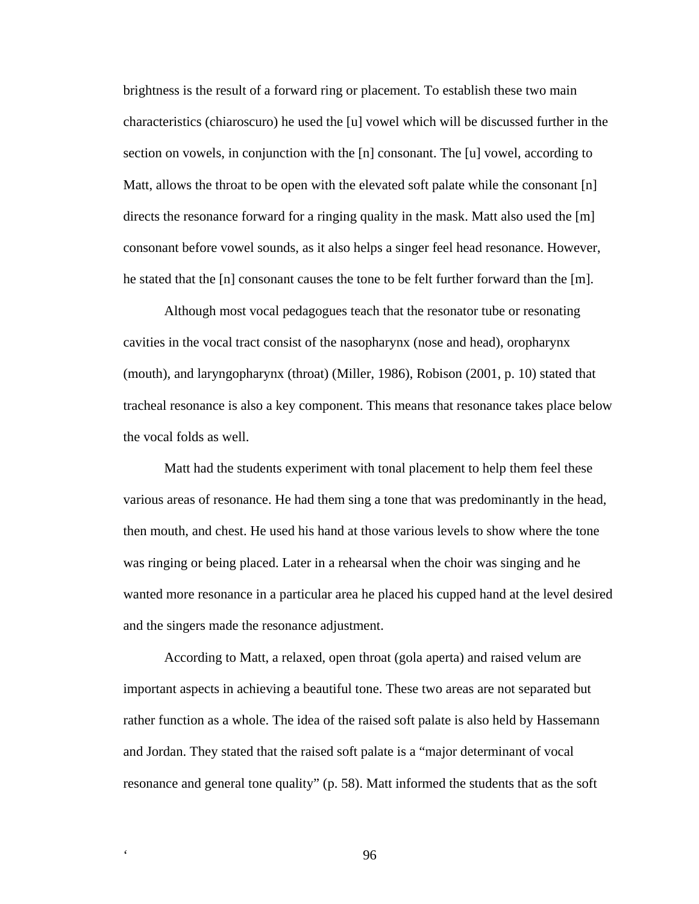brightness is the result of a forward ring or placement. To establish these two main characteristics (chiaroscuro) he used the [u] vowel which will be discussed further in the section on vowels, in conjunction with the [n] consonant. The [u] vowel, according to Matt, allows the throat to be open with the elevated soft palate while the consonant [n] directs the resonance forward for a ringing quality in the mask. Matt also used the [m] consonant before vowel sounds, as it also helps a singer feel head resonance. However, he stated that the [n] consonant causes the tone to be felt further forward than the [m].

Although most vocal pedagogues teach that the resonator tube or resonating cavities in the vocal tract consist of the nasopharynx (nose and head), oropharynx (mouth), and laryngopharynx (throat) (Miller, 1986), Robison (2001, p. 10) stated that tracheal resonance is also a key component. This means that resonance takes place below the vocal folds as well.

Matt had the students experiment with tonal placement to help them feel these various areas of resonance. He had them sing a tone that was predominantly in the head, then mouth, and chest. He used his hand at those various levels to show where the tone was ringing or being placed. Later in a rehearsal when the choir was singing and he wanted more resonance in a particular area he placed his cupped hand at the level desired and the singers made the resonance adjustment.

According to Matt, a relaxed, open throat (gola aperta) and raised velum are important aspects in achieving a beautiful tone. These two areas are not separated but rather function as a whole. The idea of the raised soft palate is also held by Hassemann and Jordan. They stated that the raised soft palate is a "major determinant of vocal resonance and general tone quality" (p. 58). Matt informed the students that as the soft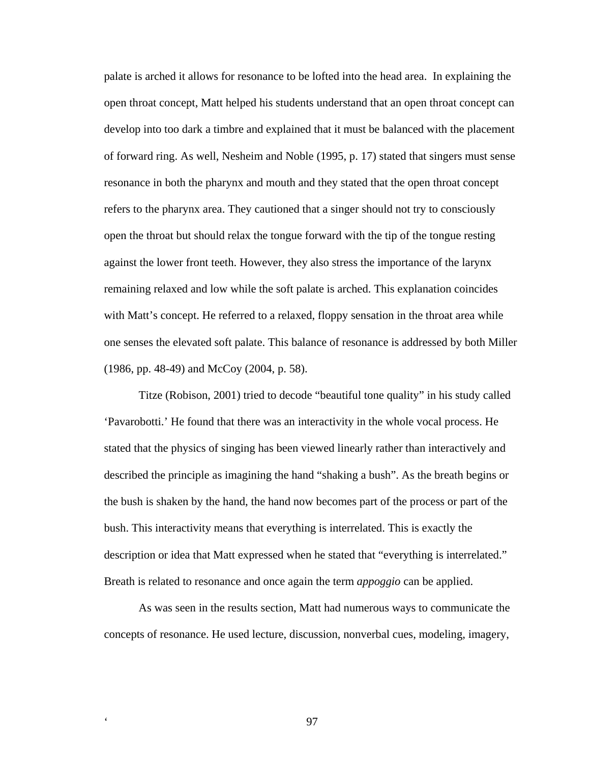palate is arched it allows for resonance to be lofted into the head area.  In explaining the open throat concept, Matt helped his students understand that an open throat concept can develop into too dark a timbre and explained that it must be balanced with the placement of forward ring. As well, Nesheim and Noble (1995, p. 17) stated that singers must sense resonance in both the pharynx and mouth and they stated that the open throat concept refers to the pharynx area. They cautioned that a singer should not try to consciously open the throat but should relax the tongue forward with the tip of the tongue resting against the lower front teeth. However, they also stress the importance of the larynx remaining relaxed and low while the soft palate is arched. This explanation coincides with Matt's concept. He referred to a relaxed, floppy sensation in the throat area while one senses the elevated soft palate. This balance of resonance is addressed by both Miller (1986, pp. 48-49) and McCoy (2004, p. 58).

Titze (Robison, 2001) tried to decode "beautiful tone quality" in his study called 'Pavarobotti.' He found that there was an interactivity in the whole vocal process. He stated that the physics of singing has been viewed linearly rather than interactively and described the principle as imagining the hand "shaking a bush". As the breath begins or the bush is shaken by the hand, the hand now becomes part of the process or part of the bush. This interactivity means that everything is interrelated. This is exactly the description or idea that Matt expressed when he stated that "everything is interrelated." Breath is related to resonance and once again the term *appoggio* can be applied.

As was seen in the results section, Matt had numerous ways to communicate the concepts of resonance. He used lecture, discussion, nonverbal cues, modeling, imagery,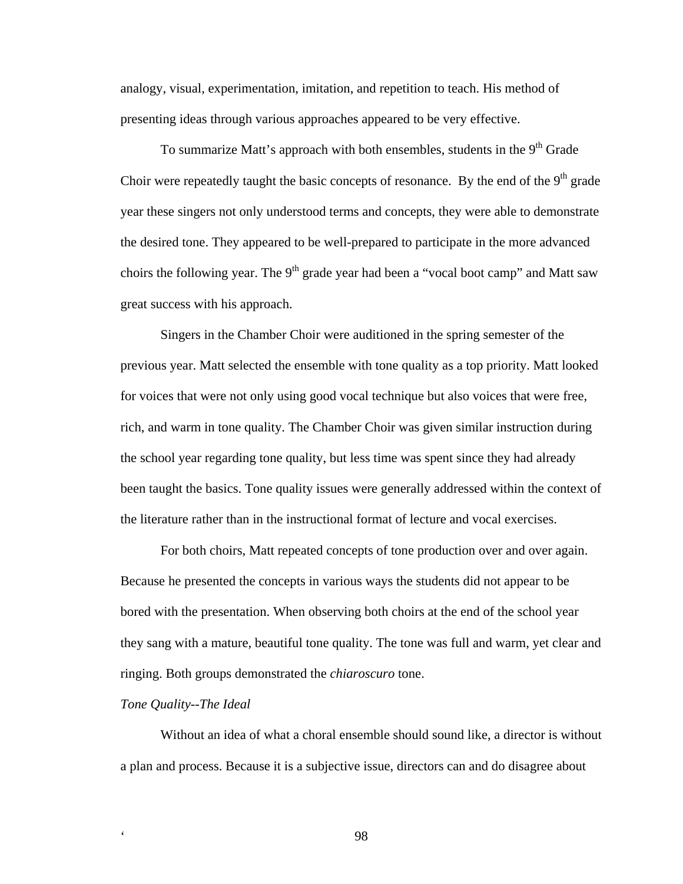analogy, visual, experimentation, imitation, and repetition to teach. His method of presenting ideas through various approaches appeared to be very effective.

To summarize Matt's approach with both ensembles, students in the 9th Grade Choir were repeatedly taught the basic concepts of resonance. By the end of the 9th grade year these singers not only understood terms and concepts, they were able to demonstrate the desired tone. They appeared to be well-prepared to participate in the more advanced choirs the following year. The 9th grade year had been a "vocal boot camp" and Matt saw great success with his approach.

Singers in the Chamber Choir were auditioned in the spring semester of the previous year. Matt selected the ensemble with tone quality as a top priority. Matt looked for voices that were not only using good vocal technique but also voices that were free, rich, and warm in tone quality. The Chamber Choir was given similar instruction during the school year regarding tone quality, but less time was spent since they had already been taught the basics. Tone quality issues were generally addressed within the context of the literature rather than in the instructional format of lecture and vocal exercises.

For both choirs, Matt repeated concepts of tone production over and over again. Because he presented the concepts in various ways the students did not appear to be bored with the presentation. When observing both choirs at the end of the school year they sang with a mature, beautiful tone quality. The tone was full and warm, yet clear and ringing. Both groups demonstrated the *chiaroscuro* tone.

*Tone Quality--The Ideal*

Without an idea of what a choral ensemble should sound like, a director is without a plan and process. Because it is a subjective issue, directors can and do disagree about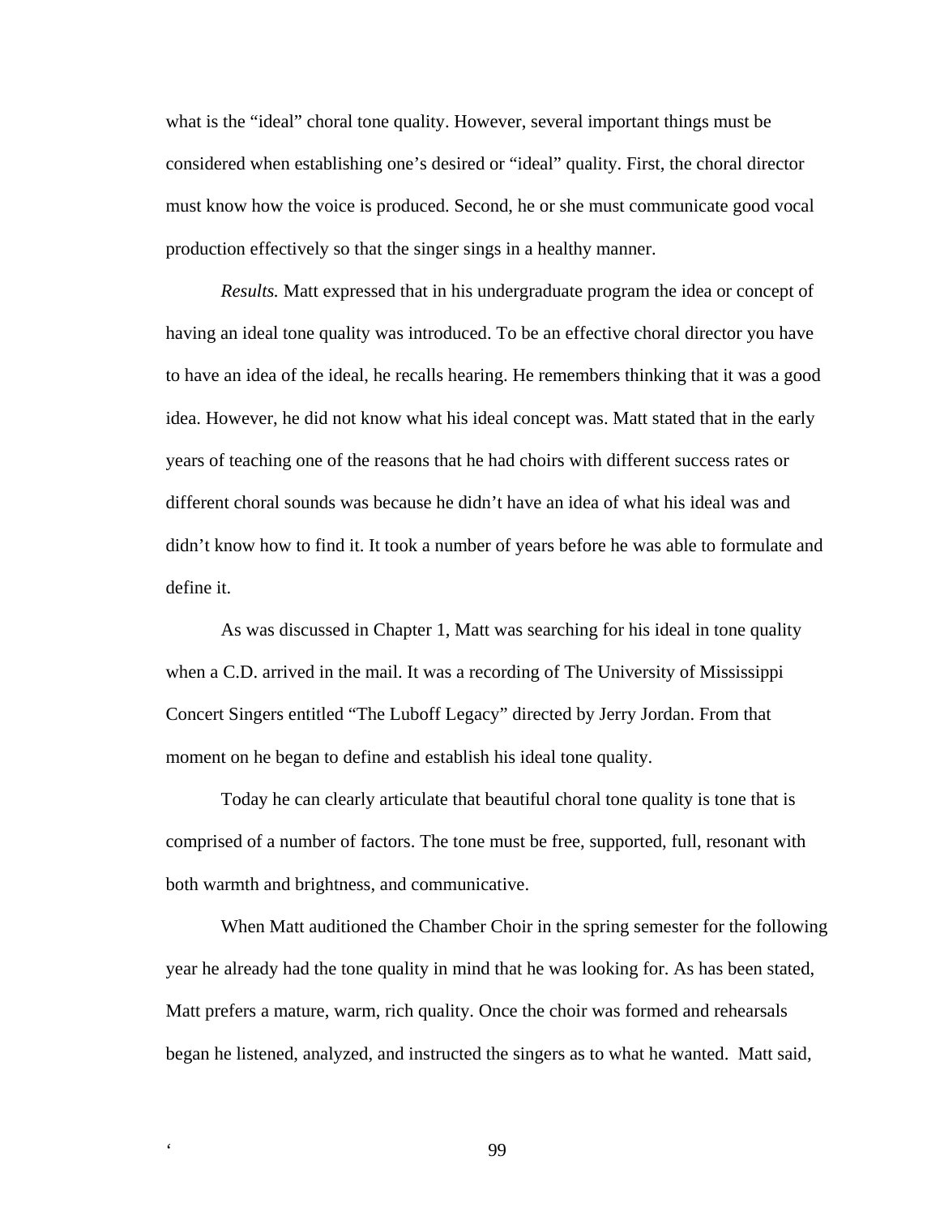what is the “ideal” choral tone quality. However, several important things must be considered when establishing one’s desired or “ideal” quality. First, the choral director must know how the voice is produced. Second, he or she must communicate good vocal production effectively so that the singer sings in a healthy manner.

*Results.* Matt expressed that in his undergraduate program the idea or concept of having an ideal tone quality was introduced. To be an effective choral director you have to have an idea of the ideal, he recalls hearing. He remembers thinking that it was a good idea. However, he did not know what his ideal concept was. Matt stated that in the early years of teaching one of the reasons that he had choirs with different success rates or different choral sounds was because he didn’t have an idea of what his ideal was and didn’t know how to find it. It took a number of years before he was able to formulate and define it.

As was discussed in Chapter 1, Matt was searching for his ideal in tone quality when a C.D. arrived in the mail. It was a recording of The University of Mississippi Concert Singers entitled “The Luboff Legacy” directed by Jerry Jordan. From that moment on he began to define and establish his ideal tone quality.

Today he can clearly articulate that beautiful choral tone quality is tone that is comprised of a number of factors. The tone must be free, supported, full, resonant with both warmth and brightness, and communicative.

When Matt auditioned the Chamber Choir in the spring semester for the following year he already had the tone quality in mind that he was looking for. As has been stated, Matt prefers a mature, warm, rich quality. Once the choir was formed and rehearsals began he listened, analyzed, and instructed the singers as to what he wanted. Matt said,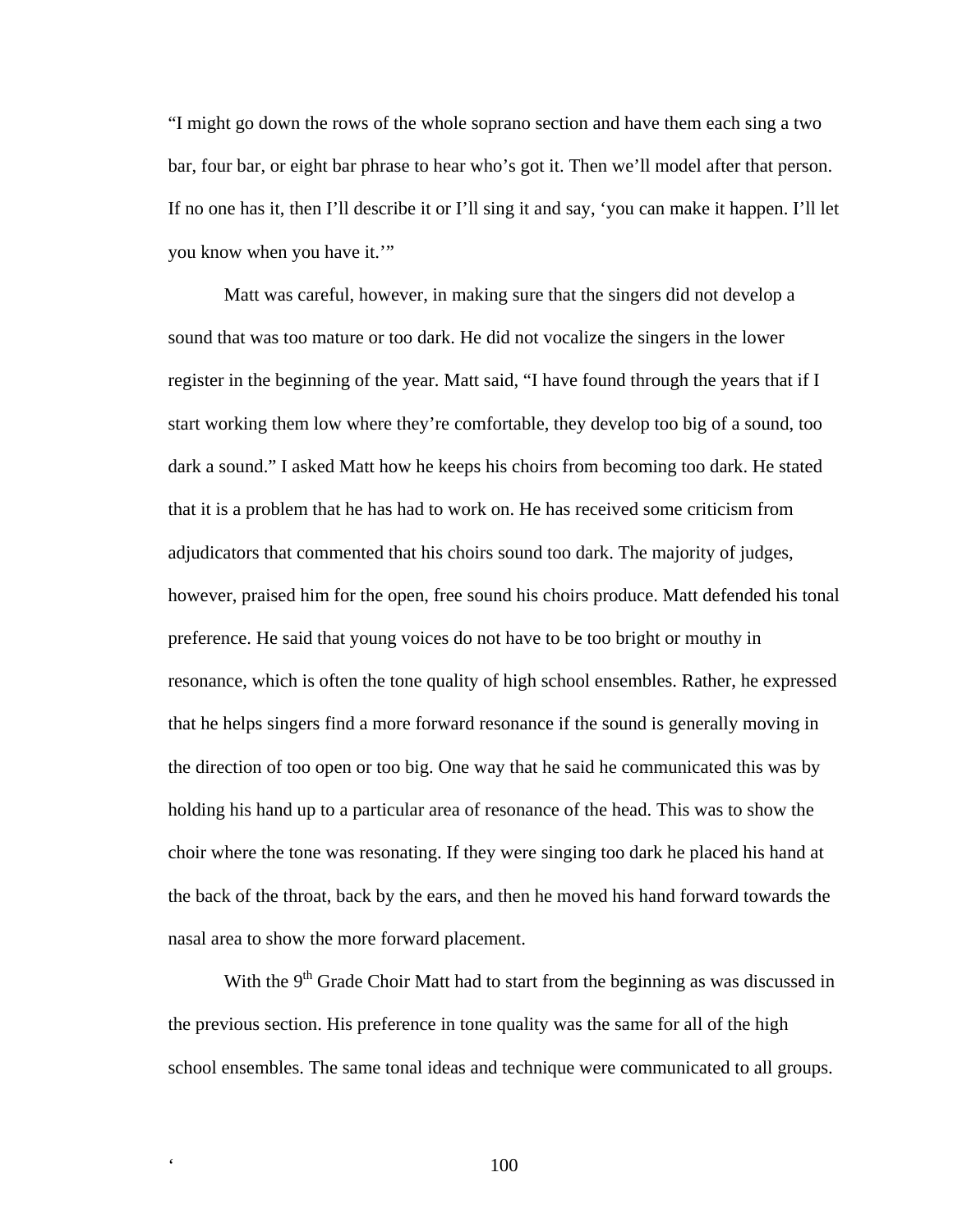"I might go down the rows of the whole soprano section and have them each sing a two bar, four bar, or eight bar phrase to hear who's got it. Then we'll model after that person. If no one has it, then I'll describe it or I'll sing it and say, 'you can make it happen. I'll let you know when you have it.'"

Matt was careful, however, in making sure that the singers did not develop a sound that was too mature or too dark. He did not vocalize the singers in the lower register in the beginning of the year. Matt said, "I have found through the years that if I start working them low where they're comfortable, they develop too big of a sound, too dark a sound." I asked Matt how he keeps his choirs from becoming too dark. He stated that it is a problem that he has had to work on. He has received some criticism from adjudicators that commented that his choirs sound too dark. The majority of judges, however, praised him for the open, free sound his choirs produce. Matt defended his tonal preference. He said that young voices do not have to be too bright or mouthy in resonance, which is often the tone quality of high school ensembles. Rather, he expressed that he helps singers find a more forward resonance if the sound is generally moving in the direction of too open or too big. One way that he said he communicated this was by holding his hand up to a particular area of resonance of the head. This was to show the choir where the tone was resonating. If they were singing too dark he placed his hand at the back of the throat, back by the ears, and then he moved his hand forward towards the nasal area to show the more forward placement.

With the 9th Grade Choir Matt had to start from the beginning as was discussed in the previous section. His preference in tone quality was the same for all of the high school ensembles. The same tonal ideas and technique were communicated to all groups.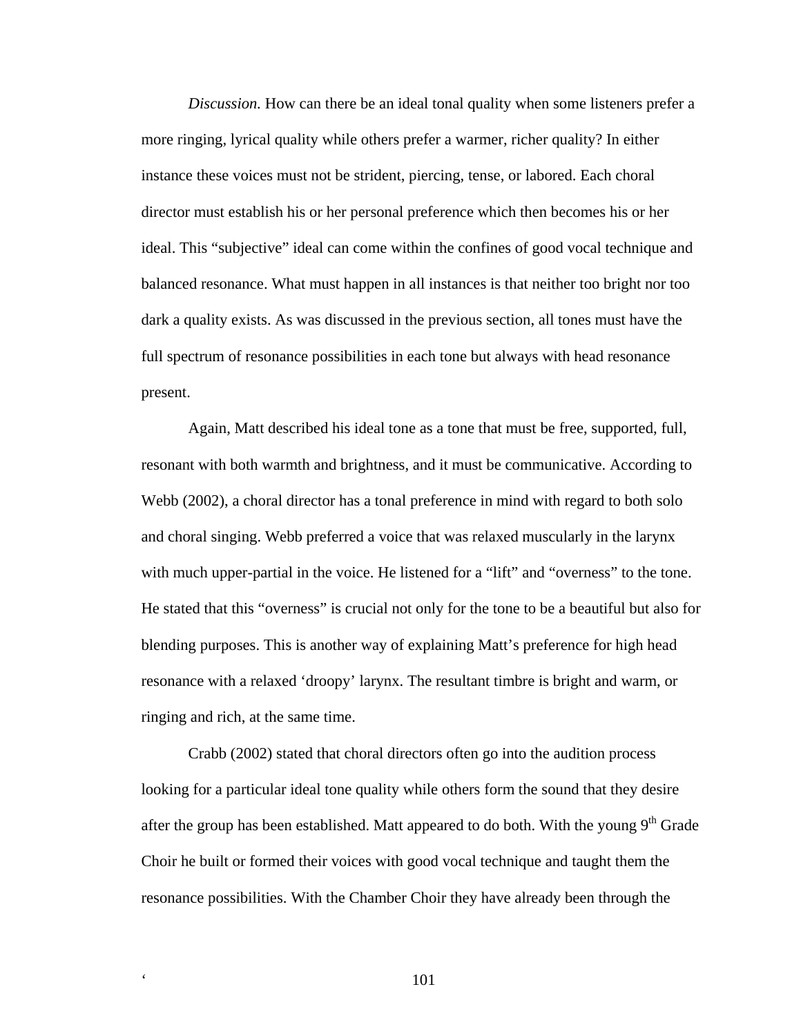*Discussion.* How can there be an ideal tonal quality when some listeners prefer a more ringing, lyrical quality while others prefer a warmer, richer quality? In either instance these voices must not be strident, piercing, tense, or labored. Each choral director must establish his or her personal preference which then becomes his or her ideal. This "subjective" ideal can come within the confines of good vocal technique and balanced resonance. What must happen in all instances is that neither too bright nor too dark a quality exists. As was discussed in the previous section, all tones must have the full spectrum of resonance possibilities in each tone but always with head resonance present.

Again, Matt described his ideal tone as a tone that must be free, supported, full, resonant with both warmth and brightness, and it must be communicative. According to Webb (2002), a choral director has a tonal preference in mind with regard to both solo and choral singing. Webb preferred a voice that was relaxed muscularly in the larynx with much upper-partial in the voice. He listened for a "lift" and "overness" to the tone. He stated that this "overness" is crucial not only for the tone to be a beautiful but also for blending purposes. This is another way of explaining Matt's preference for high head resonance with a relaxed 'droopy' larynx. The resultant timbre is bright and warm, or ringing and rich, at the same time.

Crabb (2002) stated that choral directors often go into the audition process looking for a particular ideal tone quality while others form the sound that they desire after the group has been established. Matt appeared to do both. With the young 9th Grade Choir he built or formed their voices with good vocal technique and taught them the resonance possibilities. With the Chamber Choir they have already been through the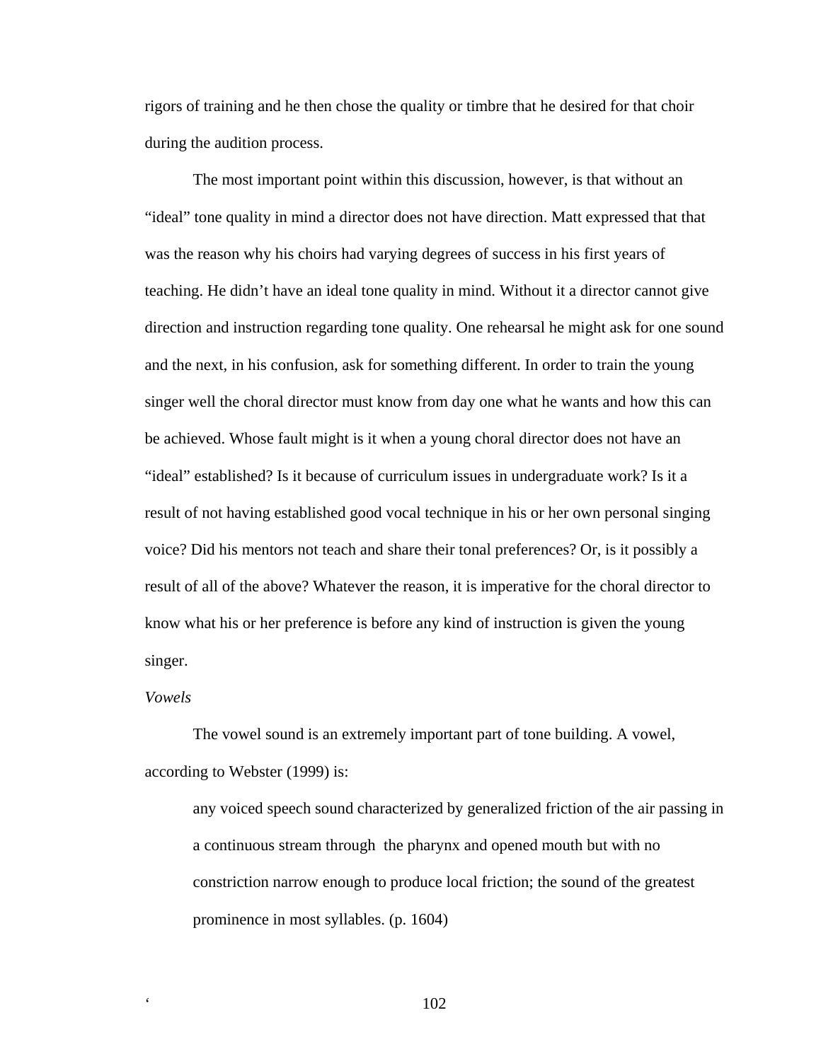rigors of training and he then chose the quality or timbre that he desired for that choir during the audition process.

The most important point within this discussion, however, is that without an “ideal” tone quality in mind a director does not have direction. Matt expressed that that was the reason why his choirs had varying degrees of success in his first years of teaching. He didn’t have an ideal tone quality in mind. Without it a director cannot give direction and instruction regarding tone quality. One rehearsal he might ask for one sound and the next, in his confusion, ask for something different. In order to train the young singer well the choral director must know from day one what he wants and how this can be achieved. Whose fault might is it when a young choral director does not have an “ideal” established? Is it because of curriculum issues in undergraduate work? Is it a result of not having established good vocal technique in his or her own personal singing voice? Did his mentors not teach and share their tonal preferences? Or, is it possibly a result of all of the above? Whatever the reason, it is imperative for the choral director to know what his or her preference is before any kind of instruction is given the young singer.

*Vowels*

The vowel sound is an extremely important part of tone building. A vowel, according to Webster (1999) is:

> any voiced speech sound characterized by generalized friction of the air passing in a continuous stream through the pharynx and opened mouth but with no constriction narrow enough to produce local friction; the sound of the greatest prominence in most syllables. (p. 1604)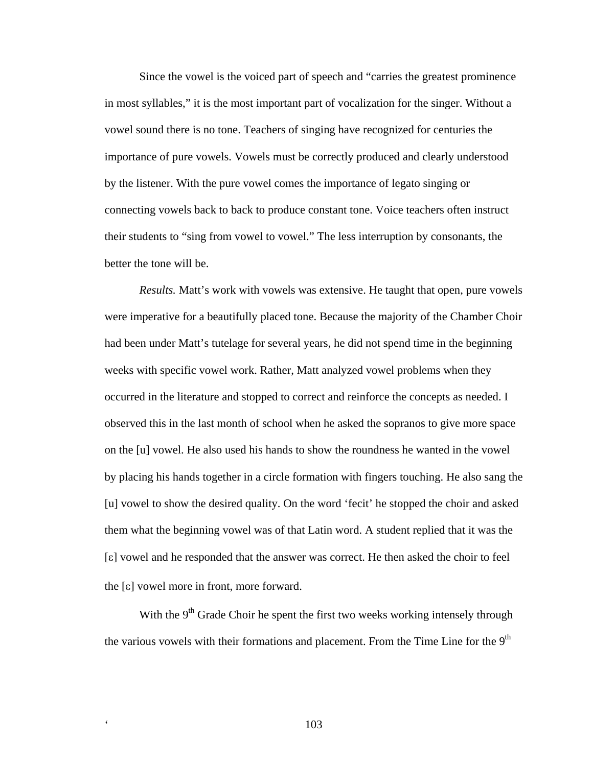Since the vowel is the voiced part of speech and "carries the greatest prominence in most syllables," it is the most important part of vocalization for the singer. Without a vowel sound there is no tone. Teachers of singing have recognized for centuries the importance of pure vowels. Vowels must be correctly produced and clearly understood by the listener. With the pure vowel comes the importance of legato singing or connecting vowels back to back to produce constant tone. Voice teachers often instruct their students to "sing from vowel to vowel." The less interruption by consonants, the better the tone will be.

*Results.* Matt's work with vowels was extensive. He taught that open, pure vowels were imperative for a beautifully placed tone. Because the majority of the Chamber Choir had been under Matt's tutelage for several years, he did not spend time in the beginning weeks with specific vowel work. Rather, Matt analyzed vowel problems when they occurred in the literature and stopped to correct and reinforce the concepts as needed. I observed this in the last month of school when he asked the sopranos to give more space on the [u] vowel. He also used his hands to show the roundness he wanted in the vowel by placing his hands together in a circle formation with fingers touching. He also sang the [u] vowel to show the desired quality. On the word 'fecit' he stopped the choir and asked them what the beginning vowel was of that Latin word. A student replied that it was the [ɛ] vowel and he responded that the answer was correct. He then asked the choir to feel the [ɛ] vowel more in front, more forward.

With the 9th Grade Choir he spent the first two weeks working intensely through the various vowels with their formations and placement. From the Time Line for the 9th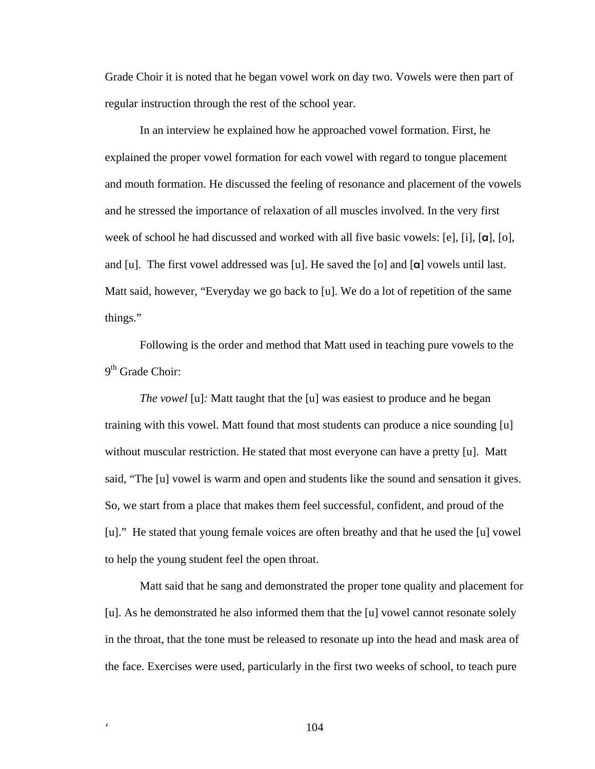Grade Choir it is noted that he began vowel work on day two. Vowels were then part of regular instruction through the rest of the school year.

In an interview he explained how he approached vowel formation. First, he explained the proper vowel formation for each vowel with regard to tongue placement and mouth formation. He discussed the feeling of resonance and placement of the vowels and he stressed the importance of relaxation of all muscles involved. In the very first week of school he had discussed and worked with all five basic vowels: [e], [i], [ɑ], [o], and [u]. The first vowel addressed was [u]. He saved the [o] and [ɑ] vowels until last. Matt said, however, "Everyday we go back to [u]. We do a lot of repetition of the same things."

Following is the order and method that Matt used in teaching pure vowels to the 9th Grade Choir:

*The vowel* [u]*:* Matt taught that the [u] was easiest to produce and he began training with this vowel. Matt found that most students can produce a nice sounding [u] without muscular restriction. He stated that most everyone can have a pretty [u]. Matt said, "The [u] vowel is warm and open and students like the sound and sensation it gives. So, we start from a place that makes them feel successful, confident, and proud of the [u]." He stated that young female voices are often breathy and that he used the [u] vowel to help the young student feel the open throat.

Matt said that he sang and demonstrated the proper tone quality and placement for [u]. As he demonstrated he also informed them that the [u] vowel cannot resonate solely in the throat, that the tone must be released to resonate up into the head and mask area of the face. Exercises were used, particularly in the first two weeks of school, to teach pure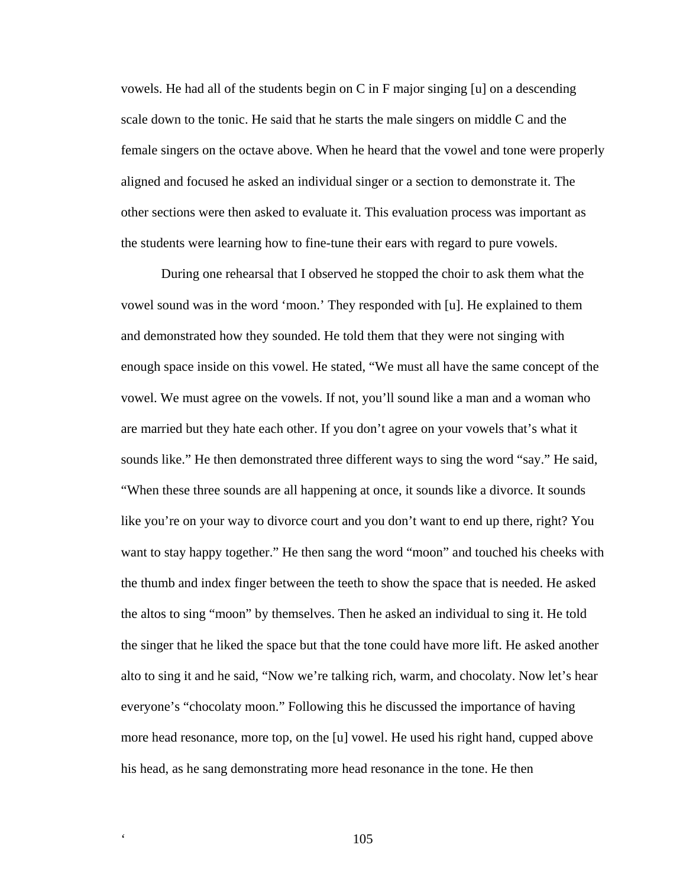vowels. He had all of the students begin on C in F major singing [u] on a descending scale down to the tonic. He said that he starts the male singers on middle C and the female singers on the octave above. When he heard that the vowel and tone were properly aligned and focused he asked an individual singer or a section to demonstrate it. The other sections were then asked to evaluate it. This evaluation process was important as the students were learning how to fine-tune their ears with regard to pure vowels.

During one rehearsal that I observed he stopped the choir to ask them what the vowel sound was in the word 'moon.' They responded with [u]. He explained to them and demonstrated how they sounded. He told them that they were not singing with enough space inside on this vowel. He stated, "We must all have the same concept of the vowel. We must agree on the vowels. If not, you'll sound like a man and a woman who are married but they hate each other. If you don't agree on your vowels that's what it sounds like." He then demonstrated three different ways to sing the word "say." He said, "When these three sounds are all happening at once, it sounds like a divorce. It sounds like you're on your way to divorce court and you don't want to end up there, right? You want to stay happy together." He then sang the word "moon" and touched his cheeks with the thumb and index finger between the teeth to show the space that is needed. He asked the altos to sing "moon" by themselves. Then he asked an individual to sing it. He told the singer that he liked the space but that the tone could have more lift. He asked another alto to sing it and he said, "Now we're talking rich, warm, and chocolaty. Now let's hear everyone's "chocolaty moon." Following this he discussed the importance of having more head resonance, more top, on the [u] vowel. He used his right hand, cupped above his head, as he sang demonstrating more head resonance in the tone. He then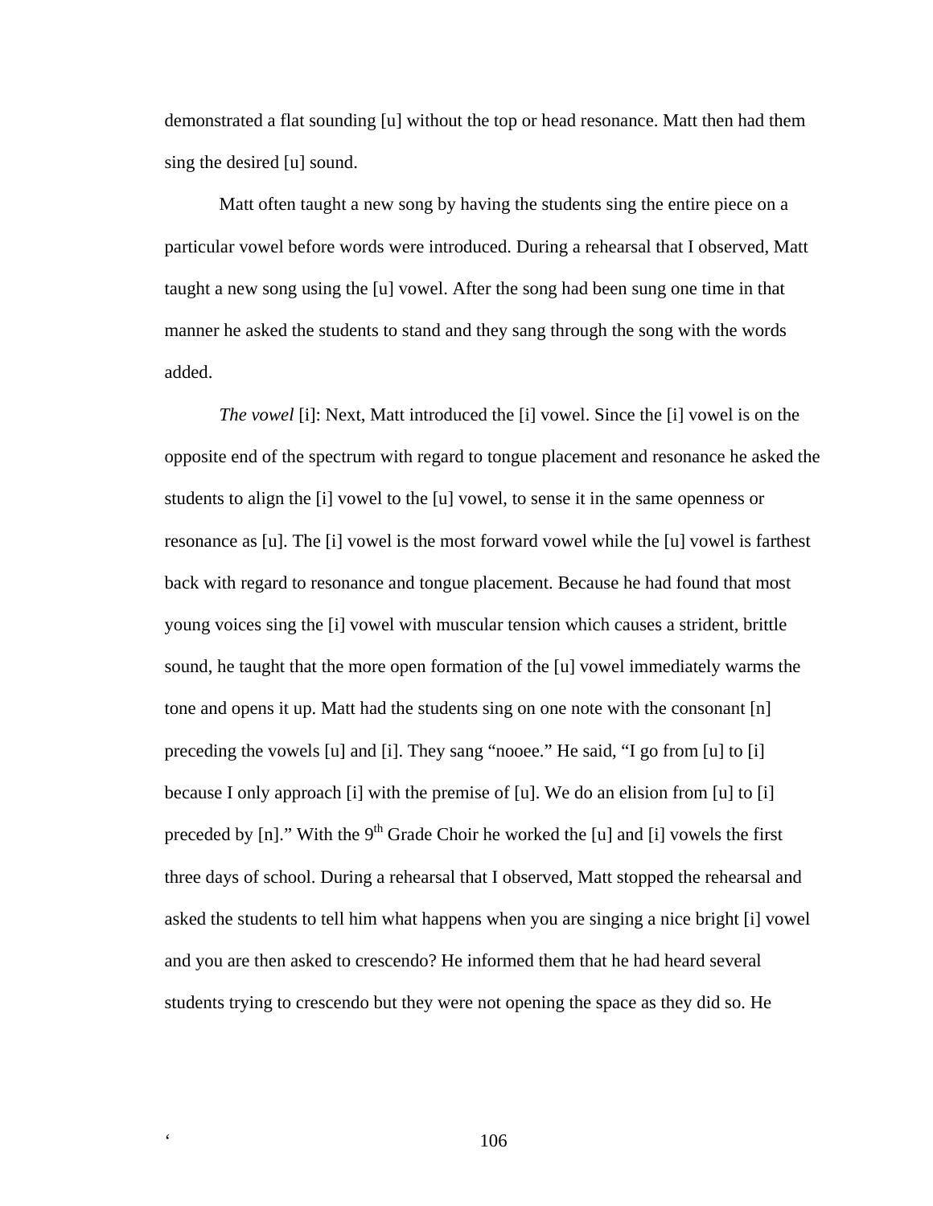demonstrated a flat sounding [u] without the top or head resonance. Matt then had them sing the desired [u] sound.

Matt often taught a new song by having the students sing the entire piece on a particular vowel before words were introduced. During a rehearsal that I observed, Matt taught a new song using the [u] vowel. After the song had been sung one time in that manner he asked the students to stand and they sang through the song with the words added.

*The vowel* [i]: Next, Matt introduced the [i] vowel. Since the [i] vowel is on the opposite end of the spectrum with regard to tongue placement and resonance he asked the students to align the [i] vowel to the [u] vowel, to sense it in the same openness or resonance as [u]. The [i] vowel is the most forward vowel while the [u] vowel is farthest back with regard to resonance and tongue placement. Because he had found that most young voices sing the [i] vowel with muscular tension which causes a strident, brittle sound, he taught that the more open formation of the [u] vowel immediately warms the tone and opens it up. Matt had the students sing on one note with the consonant [n] preceding the vowels [u] and [i]. They sang "nooee." He said, "I go from [u] to [i] because I only approach [i] with the premise of [u]. We do an elision from [u] to [i] preceded by [n]." With the 9th Grade Choir he worked the [u] and [i] vowels the first three days of school. During a rehearsal that I observed, Matt stopped the rehearsal and asked the students to tell him what happens when you are singing a nice bright [i] vowel and you are then asked to crescendo? He informed them that he had heard several students trying to crescendo but they were not opening the space as they did so. He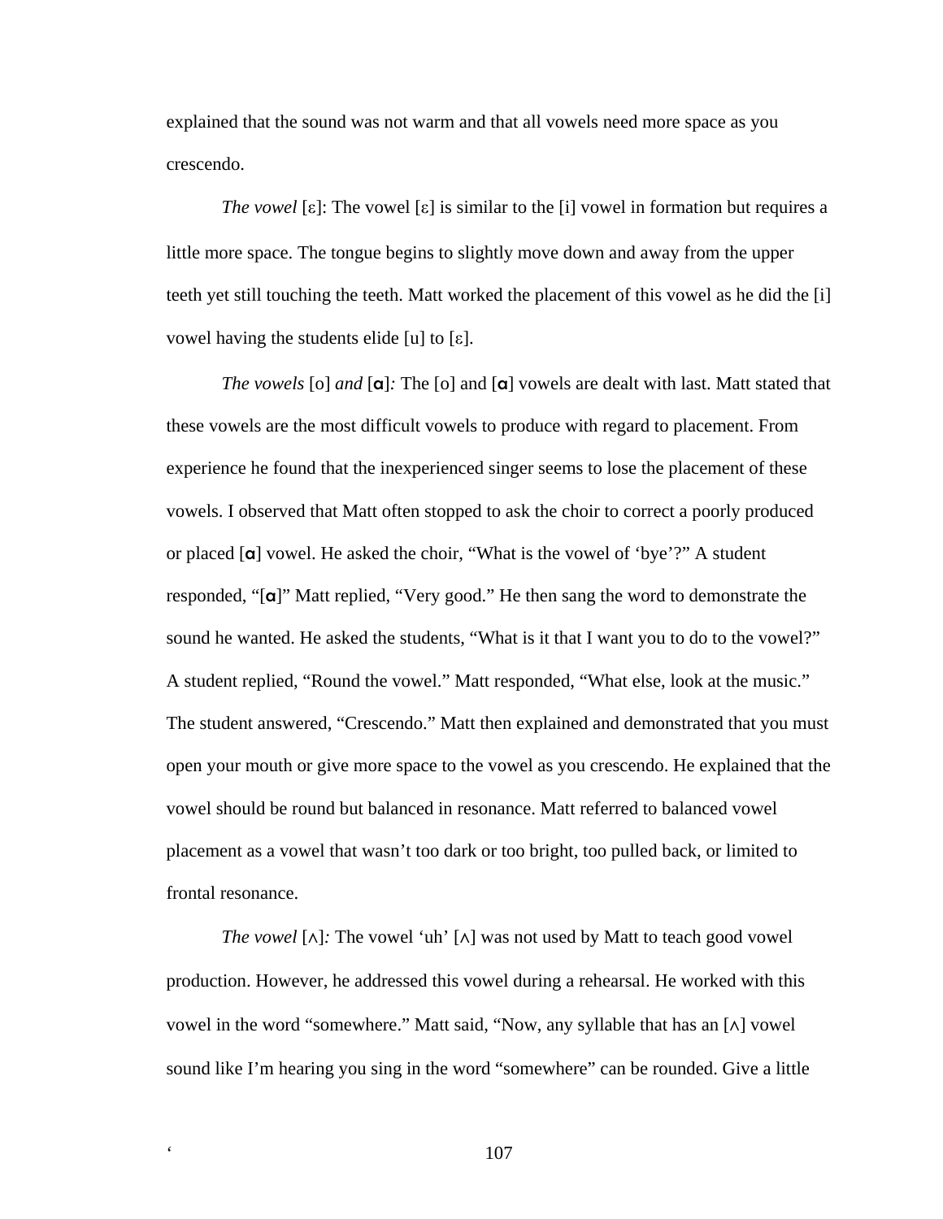explained that the sound was not warm and that all vowels need more space as you crescendo.

*The vowel* [ɛ]: The vowel [ɛ] is similar to the [i] vowel in formation but requires a little more space. The tongue begins to slightly move down and away from the upper teeth yet still touching the teeth. Matt worked the placement of this vowel as he did the [i] vowel having the students elide [u] to [ɛ].

*The vowels* [o] *and* [ɑ]*:* The [o] and [ɑ] vowels are dealt with last. Matt stated that these vowels are the most difficult vowels to produce with regard to placement. From experience he found that the inexperienced singer seems to lose the placement of these vowels. I observed that Matt often stopped to ask the choir to correct a poorly produced or placed [ɑ] vowel. He asked the choir, "What is the vowel of 'bye'?" A student responded, "[ɑ]" Matt replied, "Very good." He then sang the word to demonstrate the sound he wanted. He asked the students, "What is it that I want you to do to the vowel?" A student replied, "Round the vowel." Matt responded, "What else, look at the music." The student answered, "Crescendo." Matt then explained and demonstrated that you must open your mouth or give more space to the vowel as you crescendo. He explained that the vowel should be round but balanced in resonance. Matt referred to balanced vowel placement as a vowel that wasn't too dark or too bright, too pulled back, or limited to frontal resonance.

*The vowel* [ʌ]*:* The vowel 'uh' [ʌ] was not used by Matt to teach good vowel production. However, he addressed this vowel during a rehearsal. He worked with this vowel in the word "somewhere." Matt said, "Now, any syllable that has an [ʌ] vowel sound like I'm hearing you sing in the word "somewhere" can be rounded. Give a little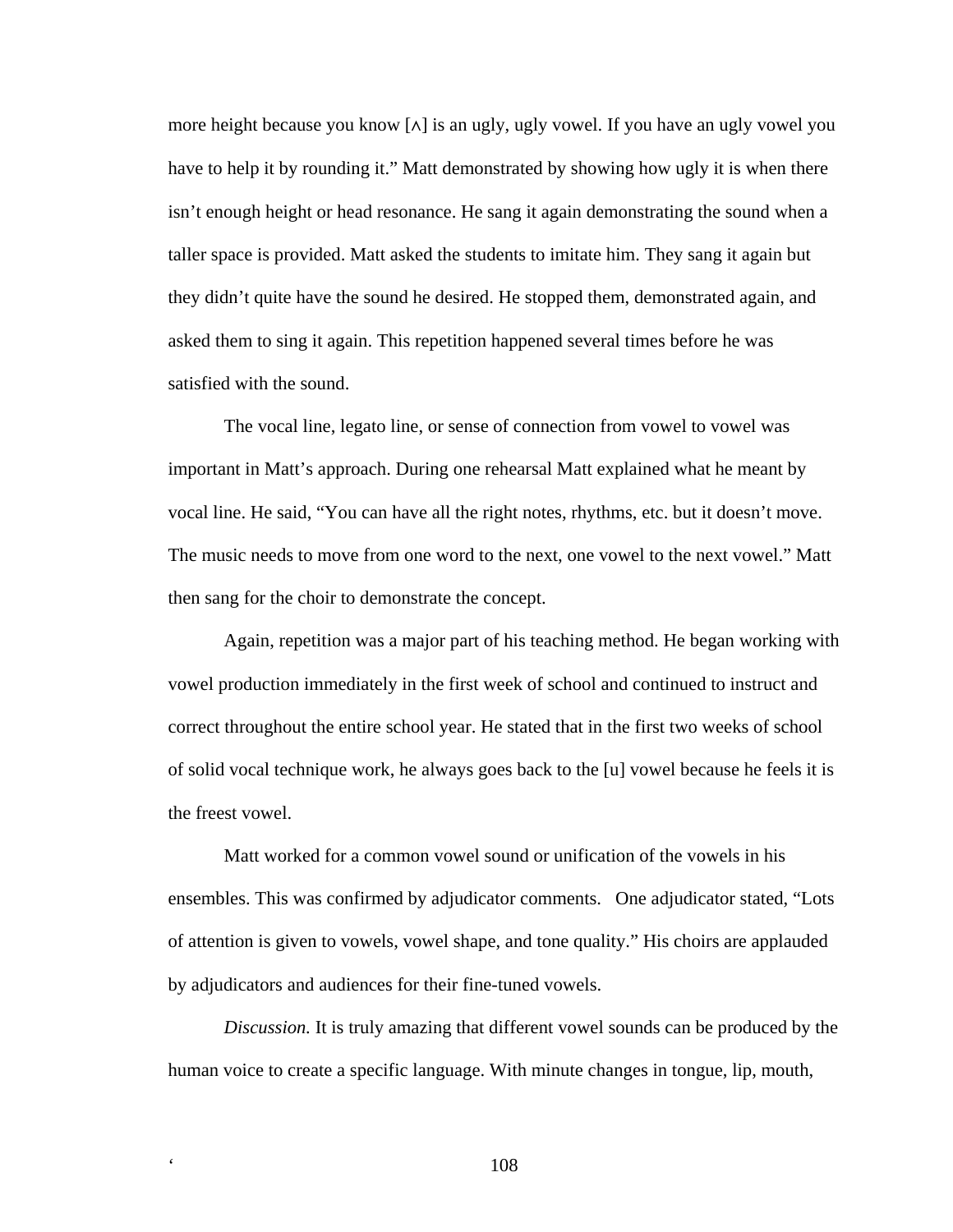more height because you know [ʌ] is an ugly, ugly vowel. If you have an ugly vowel you have to help it by rounding it." Matt demonstrated by showing how ugly it is when there isn't enough height or head resonance. He sang it again demonstrating the sound when a taller space is provided. Matt asked the students to imitate him. They sang it again but they didn't quite have the sound he desired. He stopped them, demonstrated again, and asked them to sing it again. This repetition happened several times before he was satisfied with the sound.

The vocal line, legato line, or sense of connection from vowel to vowel was important in Matt's approach. During one rehearsal Matt explained what he meant by vocal line. He said, "You can have all the right notes, rhythms, etc. but it doesn't move. The music needs to move from one word to the next, one vowel to the next vowel." Matt then sang for the choir to demonstrate the concept.

Again, repetition was a major part of his teaching method. He began working with vowel production immediately in the first week of school and continued to instruct and correct throughout the entire school year. He stated that in the first two weeks of school of solid vocal technique work, he always goes back to the [u] vowel because he feels it is the freest vowel.

Matt worked for a common vowel sound or unification of the vowels in his ensembles. This was confirmed by adjudicator comments. One adjudicator stated, "Lots of attention is given to vowels, vowel shape, and tone quality." His choirs are applauded by adjudicators and audiences for their fine-tuned vowels.

*Discussion.* It is truly amazing that different vowel sounds can be produced by the human voice to create a specific language. With minute changes in tongue, lip, mouth,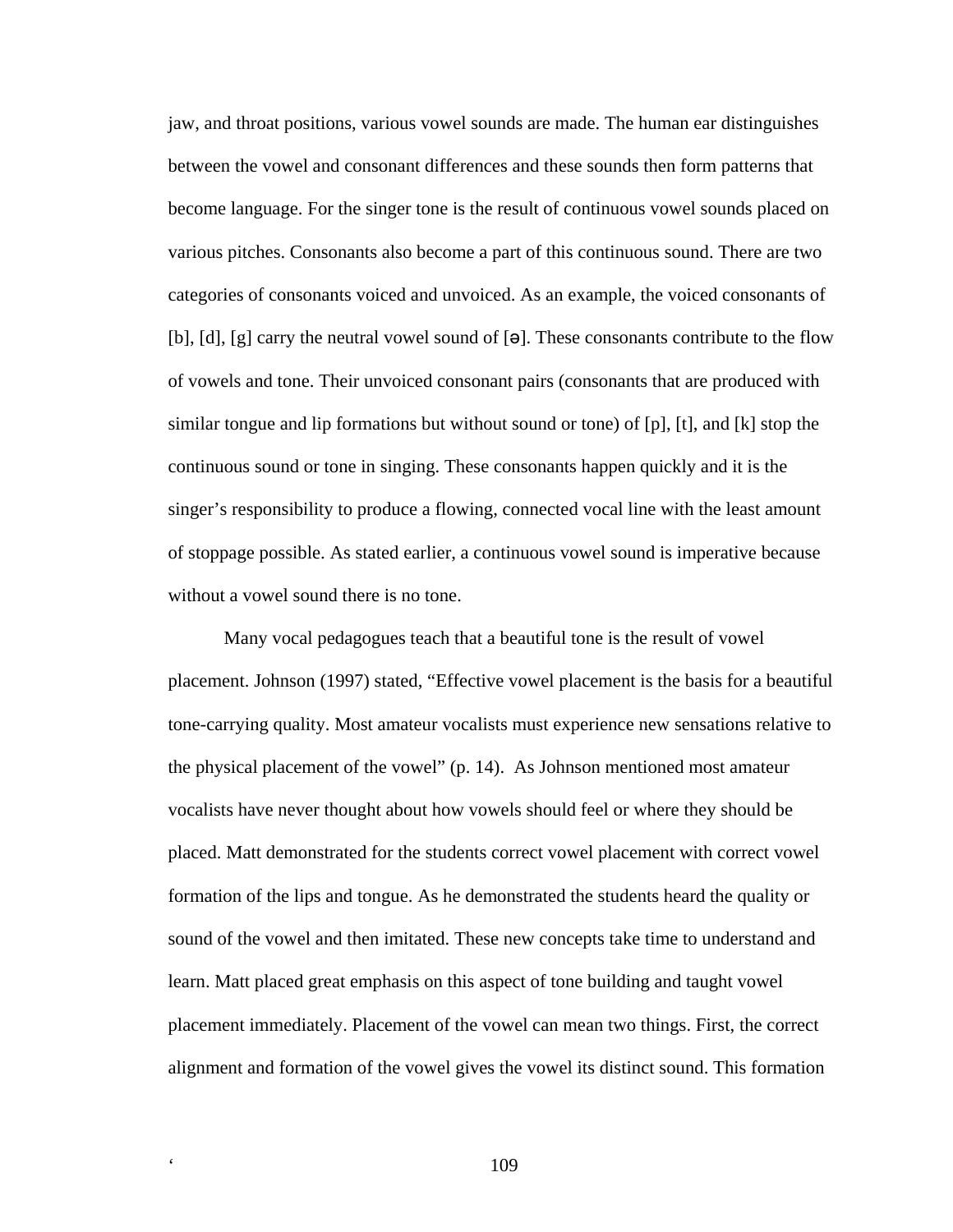jaw, and throat positions, various vowel sounds are made. The human ear distinguishes between the vowel and consonant differences and these sounds then form patterns that become language. For the singer tone is the result of continuous vowel sounds placed on various pitches. Consonants also become a part of this continuous sound. There are two categories of consonants voiced and unvoiced. As an example, the voiced consonants of [b], [d], [g] carry the neutral vowel sound of [ə]. These consonants contribute to the flow of vowels and tone. Their unvoiced consonant pairs (consonants that are produced with similar tongue and lip formations but without sound or tone) of [p], [t], and [k] stop the continuous sound or tone in singing. These consonants happen quickly and it is the singer's responsibility to produce a flowing, connected vocal line with the least amount of stoppage possible. As stated earlier, a continuous vowel sound is imperative because without a vowel sound there is no tone.

Many vocal pedagogues teach that a beautiful tone is the result of vowel placement. Johnson (1997) stated, "Effective vowel placement is the basis for a beautiful tone-carrying quality. Most amateur vocalists must experience new sensations relative to the physical placement of the vowel" (p. 14). As Johnson mentioned most amateur vocalists have never thought about how vowels should feel or where they should be placed. Matt demonstrated for the students correct vowel placement with correct vowel formation of the lips and tongue. As he demonstrated the students heard the quality or sound of the vowel and then imitated. These new concepts take time to understand and learn. Matt placed great emphasis on this aspect of tone building and taught vowel placement immediately. Placement of the vowel can mean two things. First, the correct alignment and formation of the vowel gives the vowel its distinct sound. This formation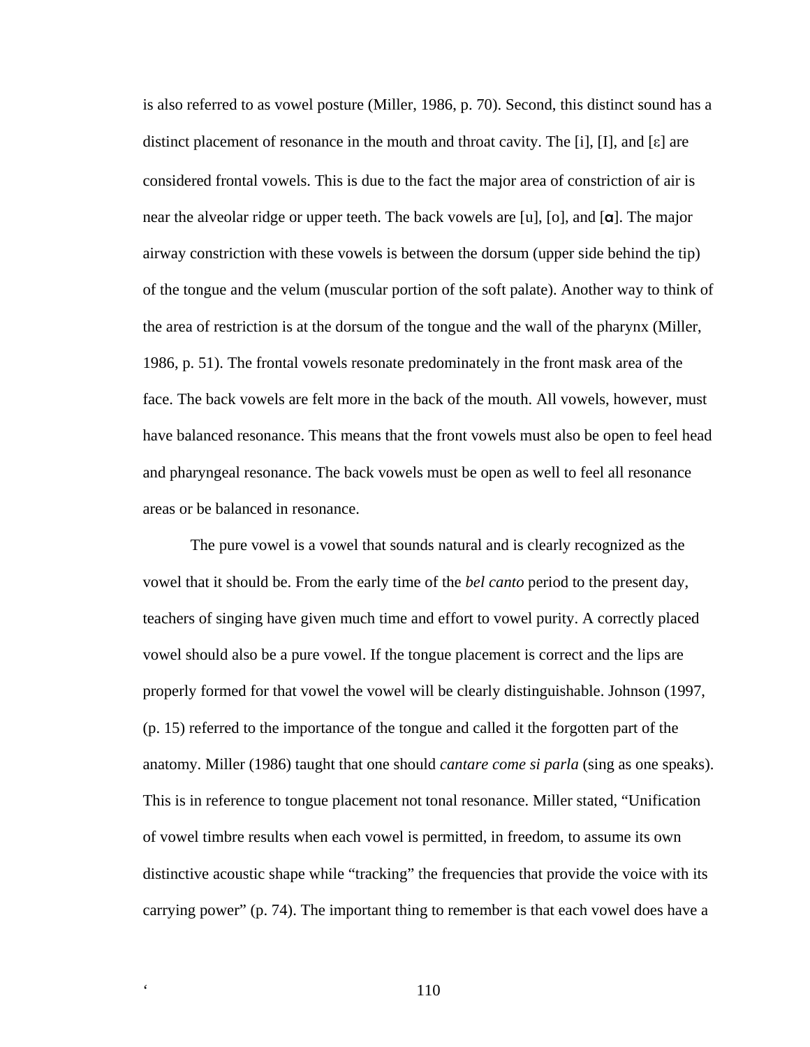is also referred to as vowel posture (Miller, 1986, p. 70). Second, this distinct sound has a distinct placement of resonance in the mouth and throat cavity. The [i], [I], and [ε] are considered frontal vowels. This is due to the fact the major area of constriction of air is near the alveolar ridge or upper teeth. The back vowels are [u], [o], and [ɑ]. The major airway constriction with these vowels is between the dorsum (upper side behind the tip) of the tongue and the velum (muscular portion of the soft palate). Another way to think of the area of restriction is at the dorsum of the tongue and the wall of the pharynx (Miller, 1986, p. 51). The frontal vowels resonate predominately in the front mask area of the face. The back vowels are felt more in the back of the mouth. All vowels, however, must have balanced resonance. This means that the front vowels must also be open to feel head and pharyngeal resonance. The back vowels must be open as well to feel all resonance areas or be balanced in resonance.

The pure vowel is a vowel that sounds natural and is clearly recognized as the vowel that it should be. From the early time of the *bel canto* period to the present day, teachers of singing have given much time and effort to vowel purity. A correctly placed vowel should also be a pure vowel. If the tongue placement is correct and the lips are properly formed for that vowel the vowel will be clearly distinguishable. Johnson (1997, (p. 15) referred to the importance of the tongue and called it the forgotten part of the anatomy. Miller (1986) taught that one should *cantare come si parla* (sing as one speaks). This is in reference to tongue placement not tonal resonance. Miller stated, "Unification of vowel timbre results when each vowel is permitted, in freedom, to assume its own distinctive acoustic shape while "tracking" the frequencies that provide the voice with its carrying power" (p. 74). The important thing to remember is that each vowel does have a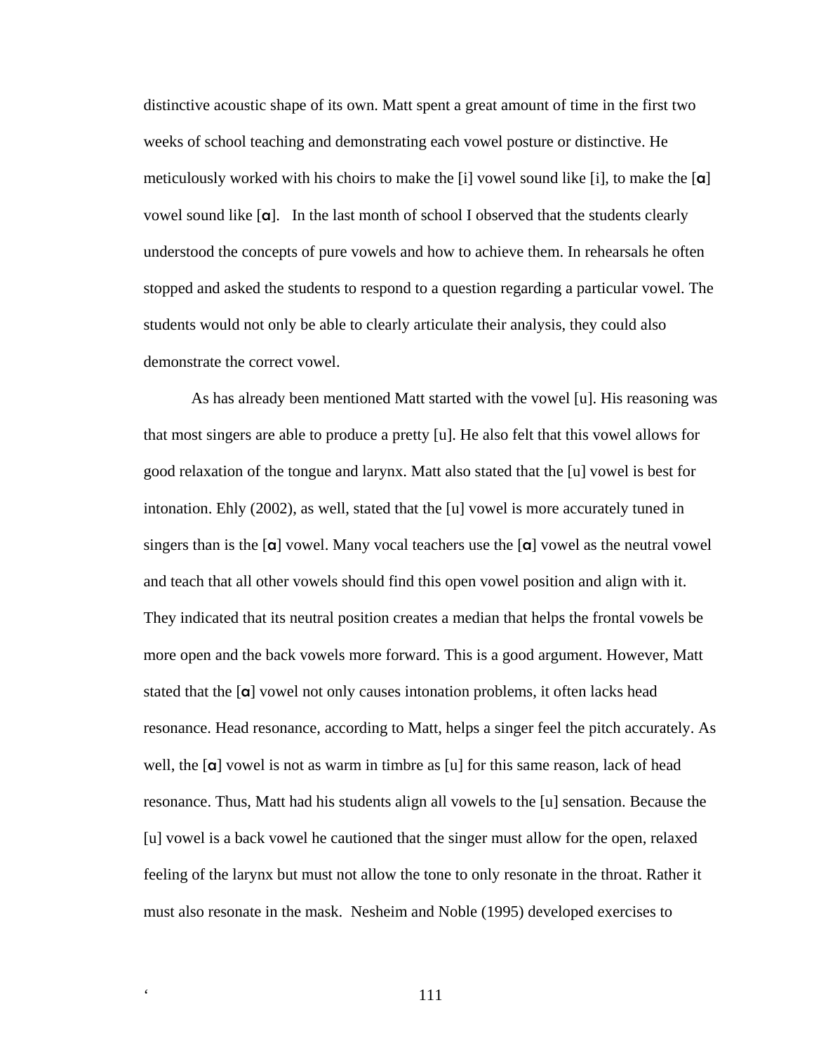distinctive acoustic shape of its own. Matt spent a great amount of time in the first two weeks of school teaching and demonstrating each vowel posture or distinctive. He meticulously worked with his choirs to make the [i] vowel sound like [i], to make the [ɑ] vowel sound like [ɑ]. In the last month of school I observed that the students clearly understood the concepts of pure vowels and how to achieve them. In rehearsals he often stopped and asked the students to respond to a question regarding a particular vowel. The students would not only be able to clearly articulate their analysis, they could also demonstrate the correct vowel.

As has already been mentioned Matt started with the vowel [u]. His reasoning was that most singers are able to produce a pretty [u]. He also felt that this vowel allows for good relaxation of the tongue and larynx. Matt also stated that the [u] vowel is best for intonation. Ehly (2002), as well, stated that the [u] vowel is more accurately tuned in singers than is the [ɑ] vowel. Many vocal teachers use the [ɑ] vowel as the neutral vowel and teach that all other vowels should find this open vowel position and align with it. They indicated that its neutral position creates a median that helps the frontal vowels be more open and the back vowels more forward. This is a good argument. However, Matt stated that the [ɑ] vowel not only causes intonation problems, it often lacks head resonance. Head resonance, according to Matt, helps a singer feel the pitch accurately. As well, the [ɑ] vowel is not as warm in timbre as [u] for this same reason, lack of head resonance. Thus, Matt had his students align all vowels to the [u] sensation. Because the [u] vowel is a back vowel he cautioned that the singer must allow for the open, relaxed feeling of the larynx but must not allow the tone to only resonate in the throat. Rather it must also resonate in the mask. Nesheim and Noble (1995) developed exercises to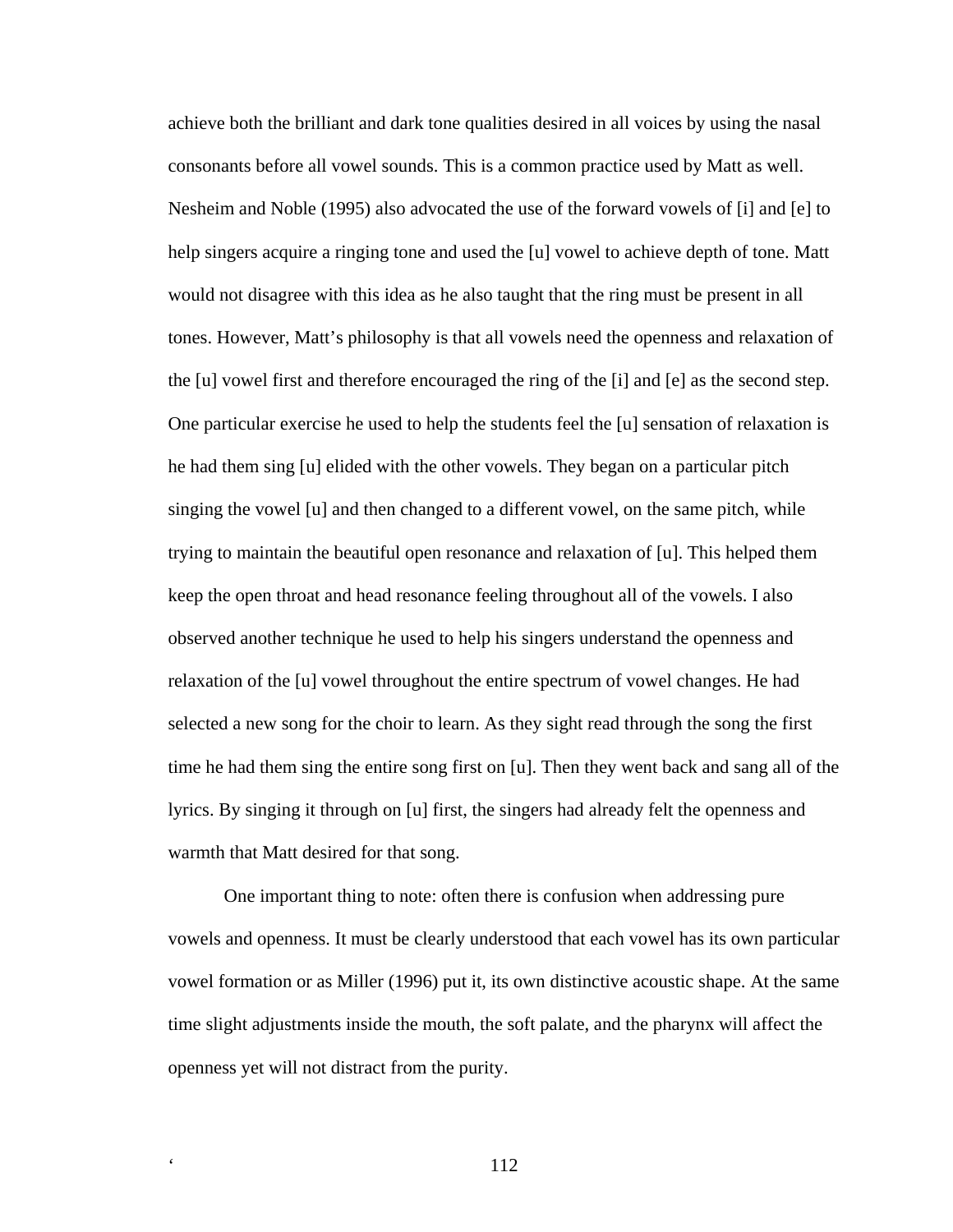achieve both the brilliant and dark tone qualities desired in all voices by using the nasal consonants before all vowel sounds. This is a common practice used by Matt as well. Nesheim and Noble (1995) also advocated the use of the forward vowels of [i] and [e] to help singers acquire a ringing tone and used the [u] vowel to achieve depth of tone. Matt would not disagree with this idea as he also taught that the ring must be present in all tones. However, Matt's philosophy is that all vowels need the openness and relaxation of the [u] vowel first and therefore encouraged the ring of the [i] and [e] as the second step. One particular exercise he used to help the students feel the [u] sensation of relaxation is he had them sing [u] elided with the other vowels. They began on a particular pitch singing the vowel [u] and then changed to a different vowel, on the same pitch, while trying to maintain the beautiful open resonance and relaxation of [u]. This helped them keep the open throat and head resonance feeling throughout all of the vowels. I also observed another technique he used to help his singers understand the openness and relaxation of the [u] vowel throughout the entire spectrum of vowel changes. He had selected a new song for the choir to learn. As they sight read through the song the first time he had them sing the entire song first on [u]. Then they went back and sang all of the lyrics. By singing it through on [u] first, the singers had already felt the openness and warmth that Matt desired for that song.

One important thing to note: often there is confusion when addressing pure vowels and openness. It must be clearly understood that each vowel has its own particular vowel formation or as Miller (1996) put it, its own distinctive acoustic shape. At the same time slight adjustments inside the mouth, the soft palate, and the pharynx will affect the openness yet will not distract from the purity.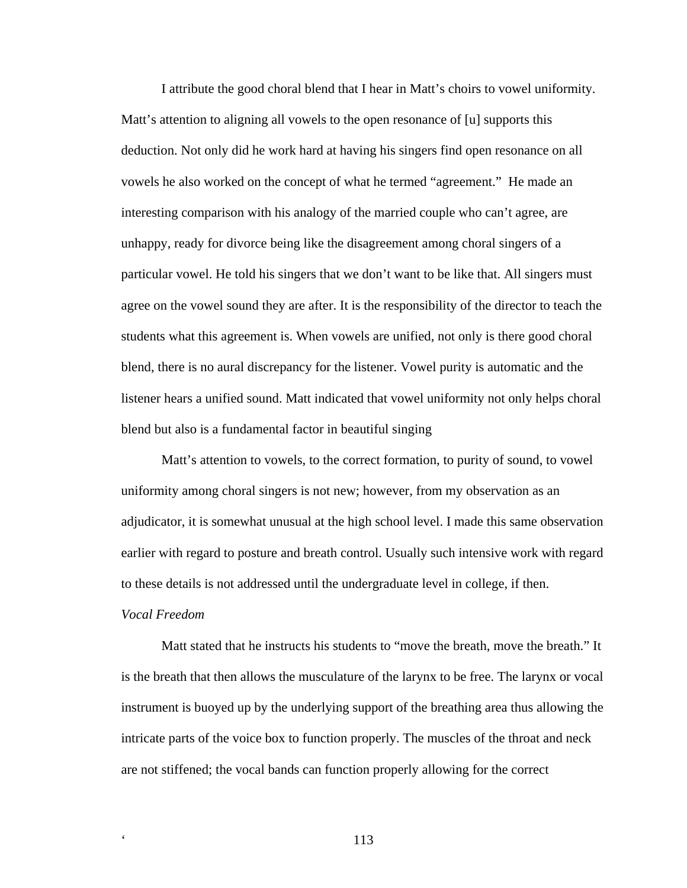I attribute the good choral blend that I hear in Matt's choirs to vowel uniformity. Matt's attention to aligning all vowels to the open resonance of [u] supports this deduction. Not only did he work hard at having his singers find open resonance on all vowels he also worked on the concept of what he termed "agreement." He made an interesting comparison with his analogy of the married couple who can't agree, are unhappy, ready for divorce being like the disagreement among choral singers of a particular vowel. He told his singers that we don't want to be like that. All singers must agree on the vowel sound they are after. It is the responsibility of the director to teach the students what this agreement is. When vowels are unified, not only is there good choral blend, there is no aural discrepancy for the listener. Vowel purity is automatic and the listener hears a unified sound. Matt indicated that vowel uniformity not only helps choral blend but also is a fundamental factor in beautiful singing

Matt's attention to vowels, to the correct formation, to purity of sound, to vowel uniformity among choral singers is not new; however, from my observation as an adjudicator, it is somewhat unusual at the high school level. I made this same observation earlier with regard to posture and breath control. Usually such intensive work with regard to these details is not addressed until the undergraduate level in college, if then.

*Vocal Freedom*

Matt stated that he instructs his students to "move the breath, move the breath." It is the breath that then allows the musculature of the larynx to be free. The larynx or vocal instrument is buoyed up by the underlying support of the breathing area thus allowing the intricate parts of the voice box to function properly. The muscles of the throat and neck are not stiffened; the vocal bands can function properly allowing for the correct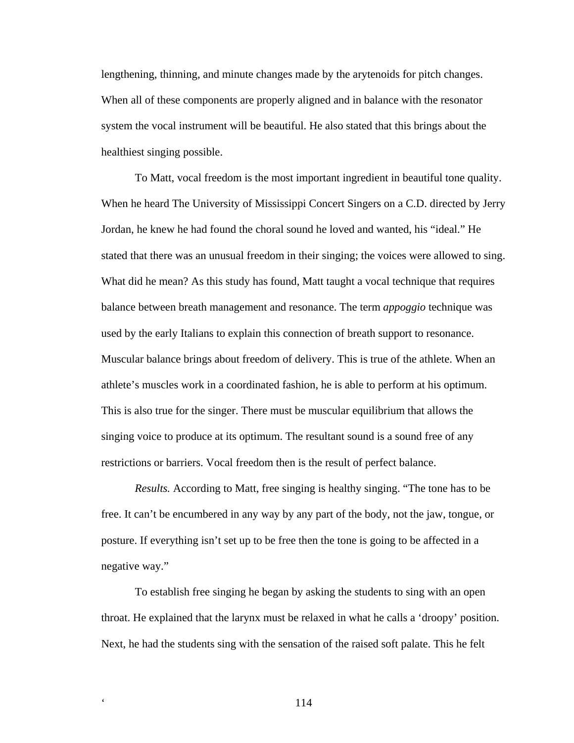lengthening, thinning, and minute changes made by the arytenoids for pitch changes. When all of these components are properly aligned and in balance with the resonator system the vocal instrument will be beautiful. He also stated that this brings about the healthiest singing possible.

To Matt, vocal freedom is the most important ingredient in beautiful tone quality. When he heard The University of Mississippi Concert Singers on a C.D. directed by Jerry Jordan, he knew he had found the choral sound he loved and wanted, his “ideal.” He stated that there was an unusual freedom in their singing; the voices were allowed to sing. What did he mean? As this study has found, Matt taught a vocal technique that requires balance between breath management and resonance. The term *appoggio* technique was used by the early Italians to explain this connection of breath support to resonance. Muscular balance brings about freedom of delivery. This is true of the athlete. When an athlete’s muscles work in a coordinated fashion, he is able to perform at his optimum. This is also true for the singer. There must be muscular equilibrium that allows the singing voice to produce at its optimum. The resultant sound is a sound free of any restrictions or barriers. Vocal freedom then is the result of perfect balance.

*Results.* According to Matt, free singing is healthy singing. “The tone has to be free. It can’t be encumbered in any way by any part of the body, not the jaw, tongue, or posture. If everything isn’t set up to be free then the tone is going to be affected in a negative way.”

To establish free singing he began by asking the students to sing with an open throat. He explained that the larynx must be relaxed in what he calls a ‘droopy’ position. Next, he had the students sing with the sensation of the raised soft palate. This he felt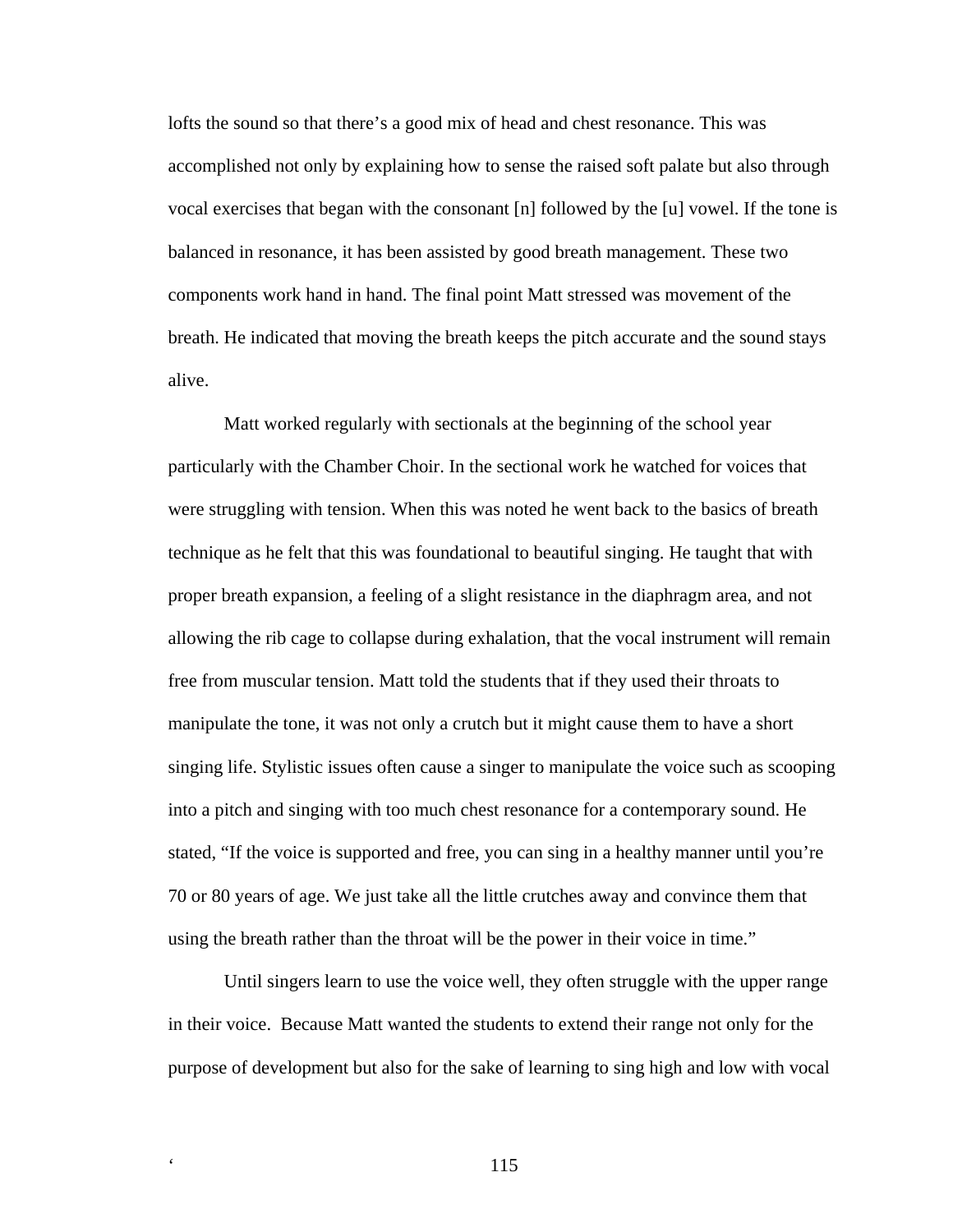lofts the sound so that there's a good mix of head and chest resonance. This was accomplished not only by explaining how to sense the raised soft palate but also through vocal exercises that began with the consonant [n] followed by the [u] vowel. If the tone is balanced in resonance, it has been assisted by good breath management. These two components work hand in hand. The final point Matt stressed was movement of the breath. He indicated that moving the breath keeps the pitch accurate and the sound stays alive.

Matt worked regularly with sectionals at the beginning of the school year particularly with the Chamber Choir. In the sectional work he watched for voices that were struggling with tension. When this was noted he went back to the basics of breath technique as he felt that this was foundational to beautiful singing. He taught that with proper breath expansion, a feeling of a slight resistance in the diaphragm area, and not allowing the rib cage to collapse during exhalation, that the vocal instrument will remain free from muscular tension. Matt told the students that if they used their throats to manipulate the tone, it was not only a crutch but it might cause them to have a short singing life. Stylistic issues often cause a singer to manipulate the voice such as scooping into a pitch and singing with too much chest resonance for a contemporary sound. He stated, "If the voice is supported and free, you can sing in a healthy manner until you're 70 or 80 years of age. We just take all the little crutches away and convince them that using the breath rather than the throat will be the power in their voice in time."

Until singers learn to use the voice well, they often struggle with the upper range in their voice. Because Matt wanted the students to extend their range not only for the purpose of development but also for the sake of learning to sing high and low with vocal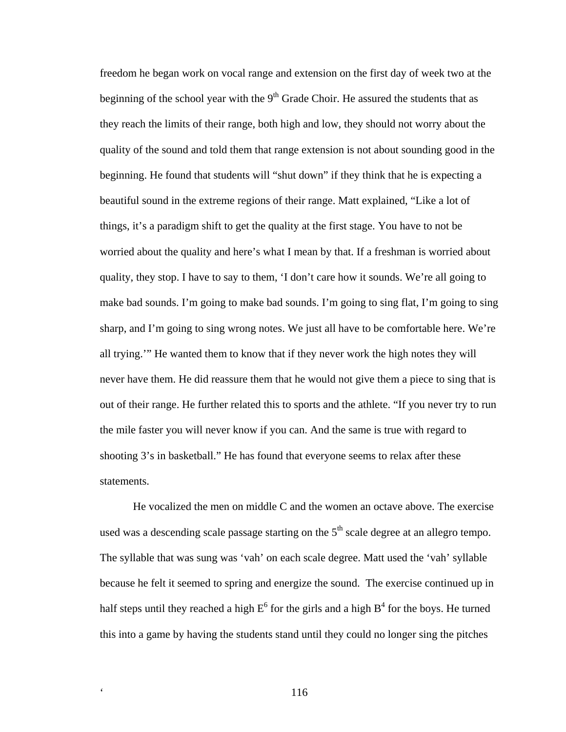freedom he began work on vocal range and extension on the first day of week two at the beginning of the school year with the 9th Grade Choir. He assured the students that as they reach the limits of their range, both high and low, they should not worry about the quality of the sound and told them that range extension is not about sounding good in the beginning. He found that students will "shut down" if they think that he is expecting a beautiful sound in the extreme regions of their range. Matt explained, "Like a lot of things, it's a paradigm shift to get the quality at the first stage. You have to not be worried about the quality and here's what I mean by that. If a freshman is worried about quality, they stop. I have to say to them, 'I don't care how it sounds. We're all going to make bad sounds. I'm going to make bad sounds. I'm going to sing flat, I'm going to sing sharp, and I'm going to sing wrong notes. We just all have to be comfortable here. We're all trying.'" He wanted them to know that if they never work the high notes they will never have them. He did reassure them that he would not give them a piece to sing that is out of their range. He further related this to sports and the athlete. "If you never try to run the mile faster you will never know if you can. And the same is true with regard to shooting 3's in basketball." He has found that everyone seems to relax after these statements.

He vocalized the men on middle C and the women an octave above. The exercise used was a descending scale passage starting on the 5th scale degree at an allegro tempo. The syllable that was sung was 'vah' on each scale degree. Matt used the 'vah' syllable because he felt it seemed to spring and energize the sound. The exercise continued up in half steps until they reached a high $E^6$ for the girls and a high $B^4$ for the boys. He turned this into a game by having the students stand until they could no longer sing the pitches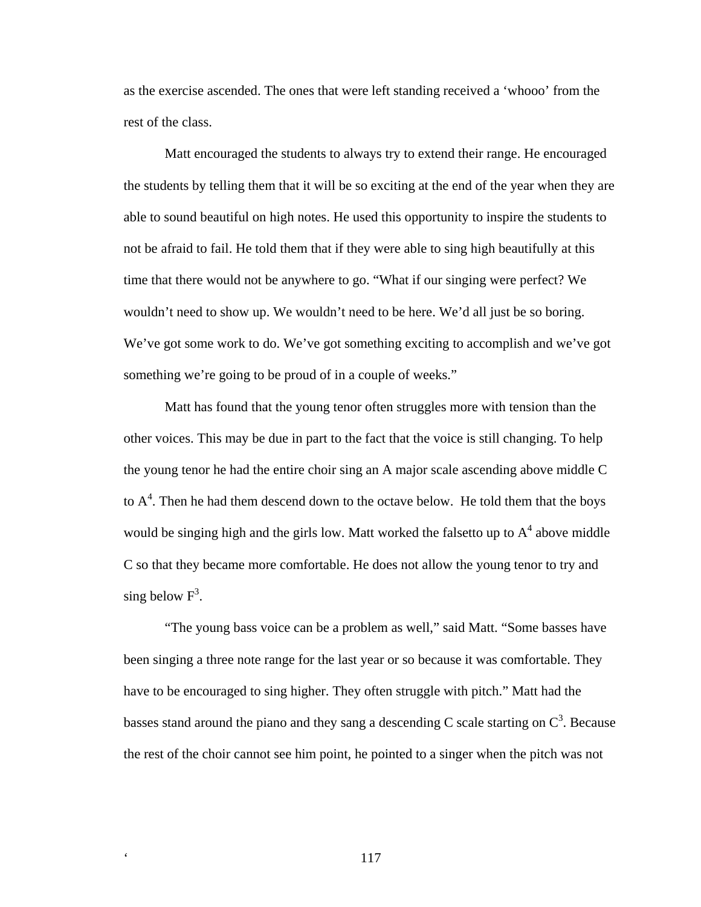as the exercise ascended. The ones that were left standing received a 'whooo' from the rest of the class.

Matt encouraged the students to always try to extend their range. He encouraged the students by telling them that it will be so exciting at the end of the year when they are able to sound beautiful on high notes. He used this opportunity to inspire the students to not be afraid to fail. He told them that if they were able to sing high beautifully at this time that there would not be anywhere to go. "What if our singing were perfect? We wouldn't need to show up. We wouldn't need to be here. We'd all just be so boring. We've got some work to do. We've got something exciting to accomplish and we've got something we're going to be proud of in a couple of weeks."

Matt has found that the young tenor often struggles more with tension than the other voices. This may be due in part to the fact that the voice is still changing. To help the young tenor he had the entire choir sing an A major scale ascending above middle C to $A^4$. Then he had them descend down to the octave below. He told them that the boys would be singing high and the girls low. Matt worked the falsetto up to $A^4$ above middle C so that they became more comfortable. He does not allow the young tenor to try and sing below $F^3$.

"The young bass voice can be a problem as well," said Matt. "Some basses have been singing a three note range for the last year or so because it was comfortable. They have to be encouraged to sing higher. They often struggle with pitch." Matt had the basses stand around the piano and they sang a descending C scale starting on $C^3$. Because the rest of the choir cannot see him point, he pointed to a singer when the pitch was not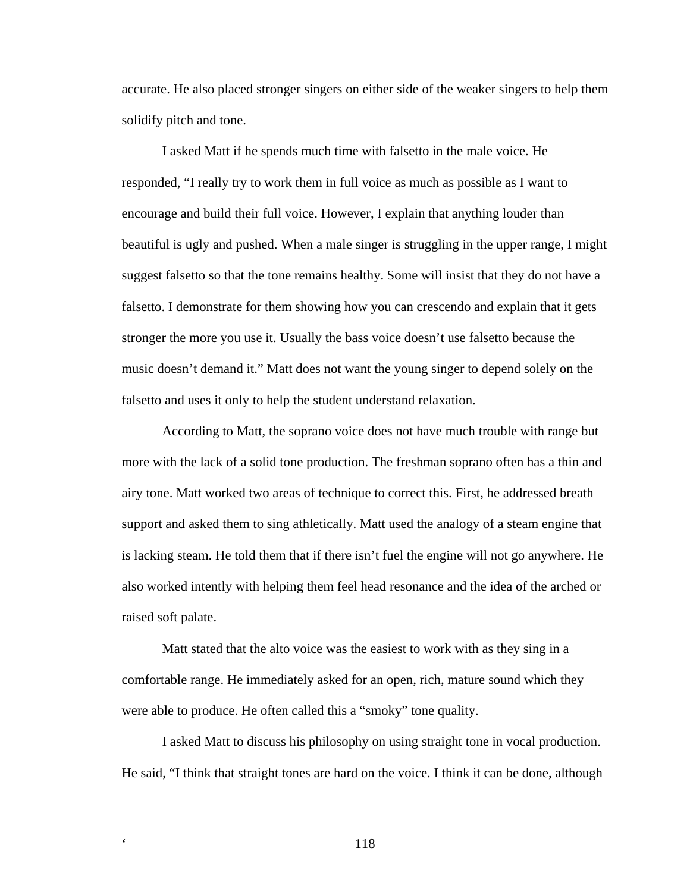accurate. He also placed stronger singers on either side of the weaker singers to help them solidify pitch and tone.

I asked Matt if he spends much time with falsetto in the male voice. He responded, “I really try to work them in full voice as much as possible as I want to encourage and build their full voice. However, I explain that anything louder than beautiful is ugly and pushed. When a male singer is struggling in the upper range, I might suggest falsetto so that the tone remains healthy. Some will insist that they do not have a falsetto. I demonstrate for them showing how you can crescendo and explain that it gets stronger the more you use it. Usually the bass voice doesn’t use falsetto because the music doesn’t demand it.” Matt does not want the young singer to depend solely on the falsetto and uses it only to help the student understand relaxation.

According to Matt, the soprano voice does not have much trouble with range but more with the lack of a solid tone production. The freshman soprano often has a thin and airy tone. Matt worked two areas of technique to correct this. First, he addressed breath support and asked them to sing athletically. Matt used the analogy of a steam engine that is lacking steam. He told them that if there isn’t fuel the engine will not go anywhere. He also worked intently with helping them feel head resonance and the idea of the arched or raised soft palate.

Matt stated that the alto voice was the easiest to work with as they sing in a comfortable range. He immediately asked for an open, rich, mature sound which they were able to produce. He often called this a “smoky” tone quality.

I asked Matt to discuss his philosophy on using straight tone in vocal production. He said, “I think that straight tones are hard on the voice. I think it can be done, although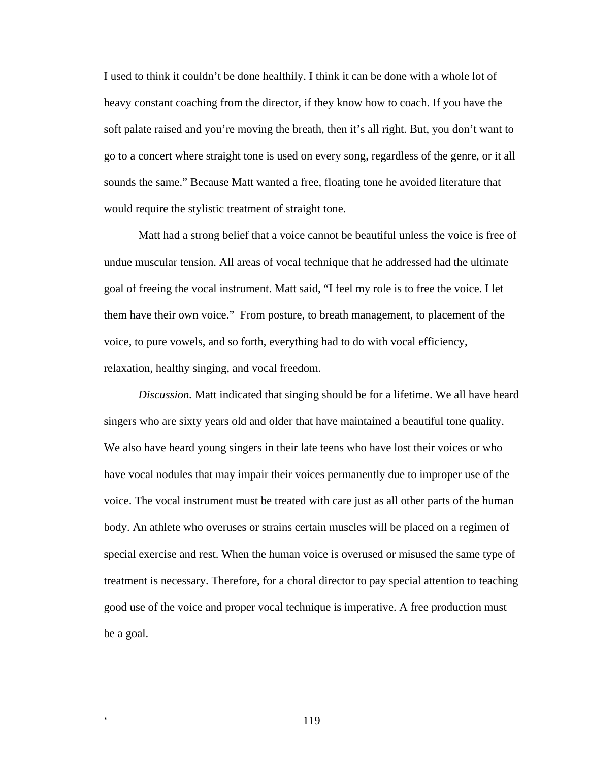I used to think it couldn't be done healthily. I think it can be done with a whole lot of heavy constant coaching from the director, if they know how to coach. If you have the soft palate raised and you're moving the breath, then it's all right. But, you don't want to go to a concert where straight tone is used on every song, regardless of the genre, or it all sounds the same." Because Matt wanted a free, floating tone he avoided literature that would require the stylistic treatment of straight tone.

Matt had a strong belief that a voice cannot be beautiful unless the voice is free of undue muscular tension. All areas of vocal technique that he addressed had the ultimate goal of freeing the vocal instrument. Matt said, "I feel my role is to free the voice. I let them have their own voice." From posture, to breath management, to placement of the voice, to pure vowels, and so forth, everything had to do with vocal efficiency, relaxation, healthy singing, and vocal freedom.

*Discussion.* Matt indicated that singing should be for a lifetime. We all have heard singers who are sixty years old and older that have maintained a beautiful tone quality. We also have heard young singers in their late teens who have lost their voices or who have vocal nodules that may impair their voices permanently due to improper use of the voice. The vocal instrument must be treated with care just as all other parts of the human body. An athlete who overuses or strains certain muscles will be placed on a regimen of special exercise and rest. When the human voice is overused or misused the same type of treatment is necessary. Therefore, for a choral director to pay special attention to teaching good use of the voice and proper vocal technique is imperative. A free production must be a goal.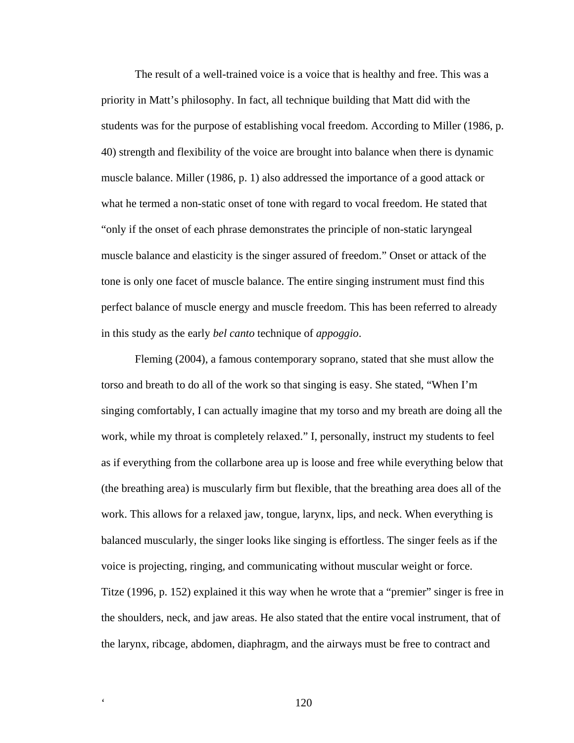The result of a well-trained voice is a voice that is healthy and free. This was a priority in Matt's philosophy. In fact, all technique building that Matt did with the students was for the purpose of establishing vocal freedom. According to Miller (1986, p. 40) strength and flexibility of the voice are brought into balance when there is dynamic muscle balance. Miller (1986, p. 1) also addressed the importance of a good attack or what he termed a non-static onset of tone with regard to vocal freedom. He stated that "only if the onset of each phrase demonstrates the principle of non-static laryngeal muscle balance and elasticity is the singer assured of freedom." Onset or attack of the tone is only one facet of muscle balance. The entire singing instrument must find this perfect balance of muscle energy and muscle freedom. This has been referred to already in this study as the early *bel canto* technique of *appoggio*.

Fleming (2004), a famous contemporary soprano, stated that she must allow the torso and breath to do all of the work so that singing is easy. She stated, "When I'm singing comfortably, I can actually imagine that my torso and my breath are doing all the work, while my throat is completely relaxed." I, personally, instruct my students to feel as if everything from the collarbone area up is loose and free while everything below that (the breathing area) is muscularly firm but flexible, that the breathing area does all of the work. This allows for a relaxed jaw, tongue, larynx, lips, and neck. When everything is balanced muscularly, the singer looks like singing is effortless. The singer feels as if the voice is projecting, ringing, and communicating without muscular weight or force. Titze (1996, p. 152) explained it this way when he wrote that a "premier" singer is free in the shoulders, neck, and jaw areas. He also stated that the entire vocal instrument, that of the larynx, ribcage, abdomen, diaphragm, and the airways must be free to contract and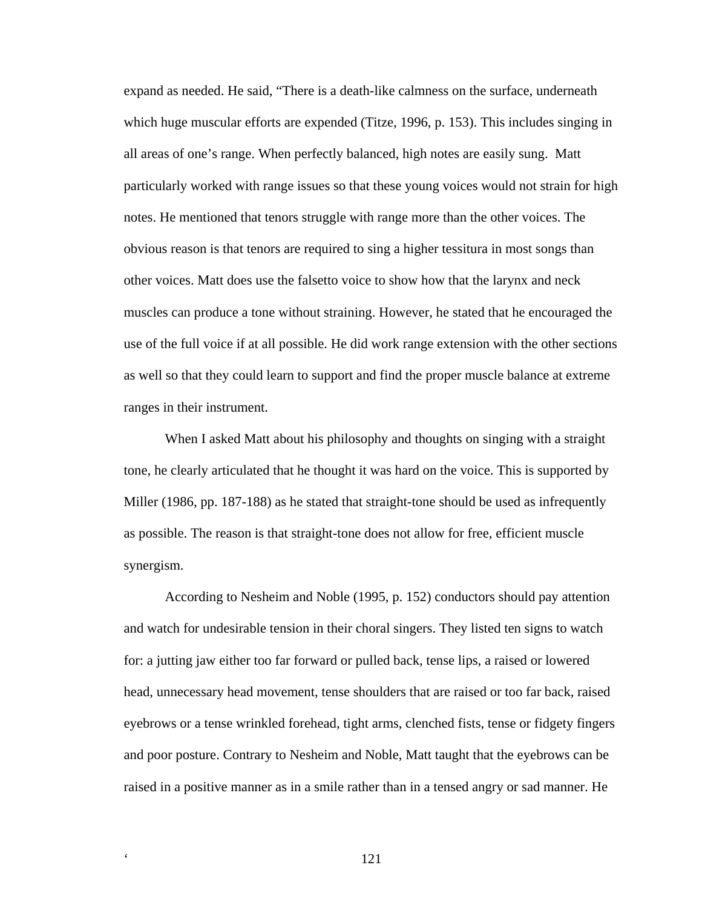expand as needed. He said, “There is a death-like calmness on the surface, underneath which huge muscular efforts are expended (Titze, 1996, p. 153). This includes singing in all areas of one’s range. When perfectly balanced, high notes are easily sung. Matt particularly worked with range issues so that these young voices would not strain for high notes. He mentioned that tenors struggle with range more than the other voices. The obvious reason is that tenors are required to sing a higher tessitura in most songs than other voices. Matt does use the falsetto voice to show how that the larynx and neck muscles can produce a tone without straining. However, he stated that he encouraged the use of the full voice if at all possible. He did work range extension with the other sections as well so that they could learn to support and find the proper muscle balance at extreme ranges in their instrument.

When I asked Matt about his philosophy and thoughts on singing with a straight tone, he clearly articulated that he thought it was hard on the voice. This is supported by Miller (1986, pp. 187-188) as he stated that straight-tone should be used as infrequently as possible. The reason is that straight-tone does not allow for free, efficient muscle synergism.

According to Nesheim and Noble (1995, p. 152) conductors should pay attention and watch for undesirable tension in their choral singers. They listed ten signs to watch for: a jutting jaw either too far forward or pulled back, tense lips, a raised or lowered head, unnecessary head movement, tense shoulders that are raised or too far back, raised eyebrows or a tense wrinkled forehead, tight arms, clenched fists, tense or fidgety fingers and poor posture. Contrary to Nesheim and Noble, Matt taught that the eyebrows can be raised in a positive manner as in a smile rather than in a tensed angry or sad manner. He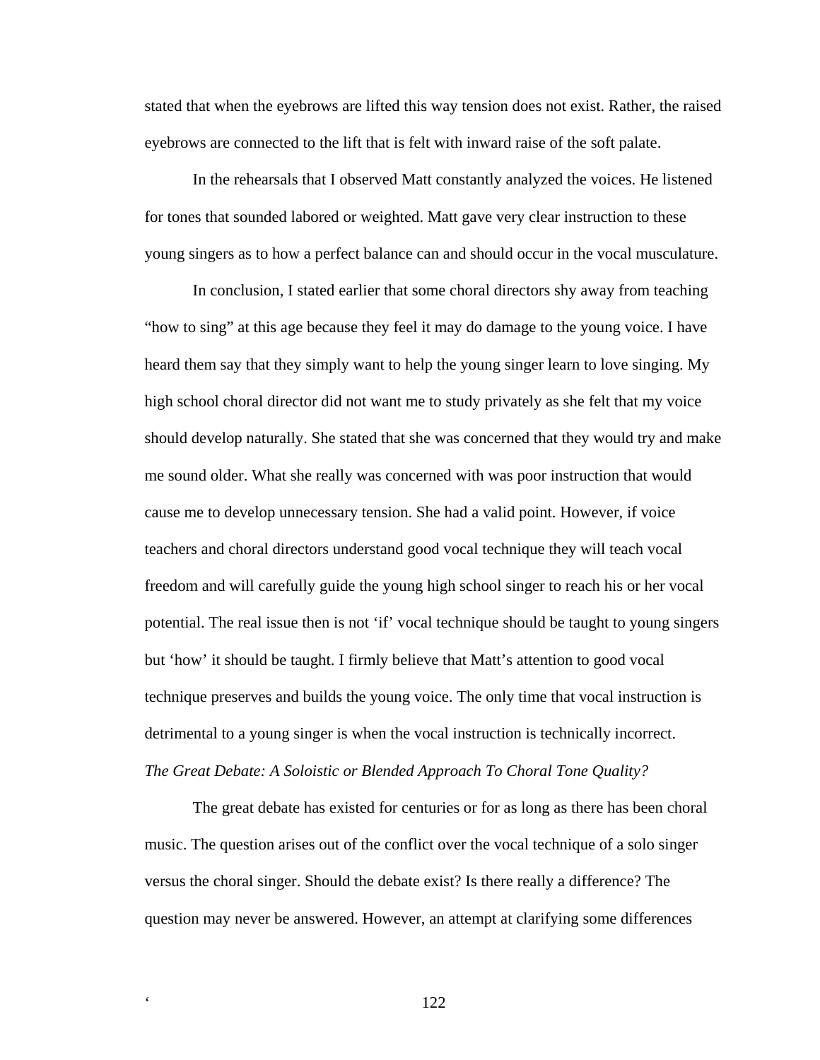stated that when the eyebrows are lifted this way tension does not exist. Rather, the raised eyebrows are connected to the lift that is felt with inward raise of the soft palate.

In the rehearsals that I observed Matt constantly analyzed the voices. He listened for tones that sounded labored or weighted. Matt gave very clear instruction to these young singers as to how a perfect balance can and should occur in the vocal musculature.

In conclusion, I stated earlier that some choral directors shy away from teaching "how to sing" at this age because they feel it may do damage to the young voice. I have heard them say that they simply want to help the young singer learn to love singing. My high school choral director did not want me to study privately as she felt that my voice should develop naturally. She stated that she was concerned that they would try and make me sound older. What she really was concerned with was poor instruction that would cause me to develop unnecessary tension. She had a valid point. However, if voice teachers and choral directors understand good vocal technique they will teach vocal freedom and will carefully guide the young high school singer to reach his or her vocal potential. The real issue then is not 'if' vocal technique should be taught to young singers but 'how' it should be taught. I firmly believe that Matt's attention to good vocal technique preserves and builds the young voice. The only time that vocal instruction is detrimental to a young singer is when the vocal instruction is technically incorrect.

*The Great Debate: A Soloistic or Blended Approach To Choral Tone Quality?*

The great debate has existed for centuries or for as long as there has been choral music. The question arises out of the conflict over the vocal technique of a solo singer versus the choral singer. Should the debate exist? Is there really a difference? The question may never be answered. However, an attempt at clarifying some differences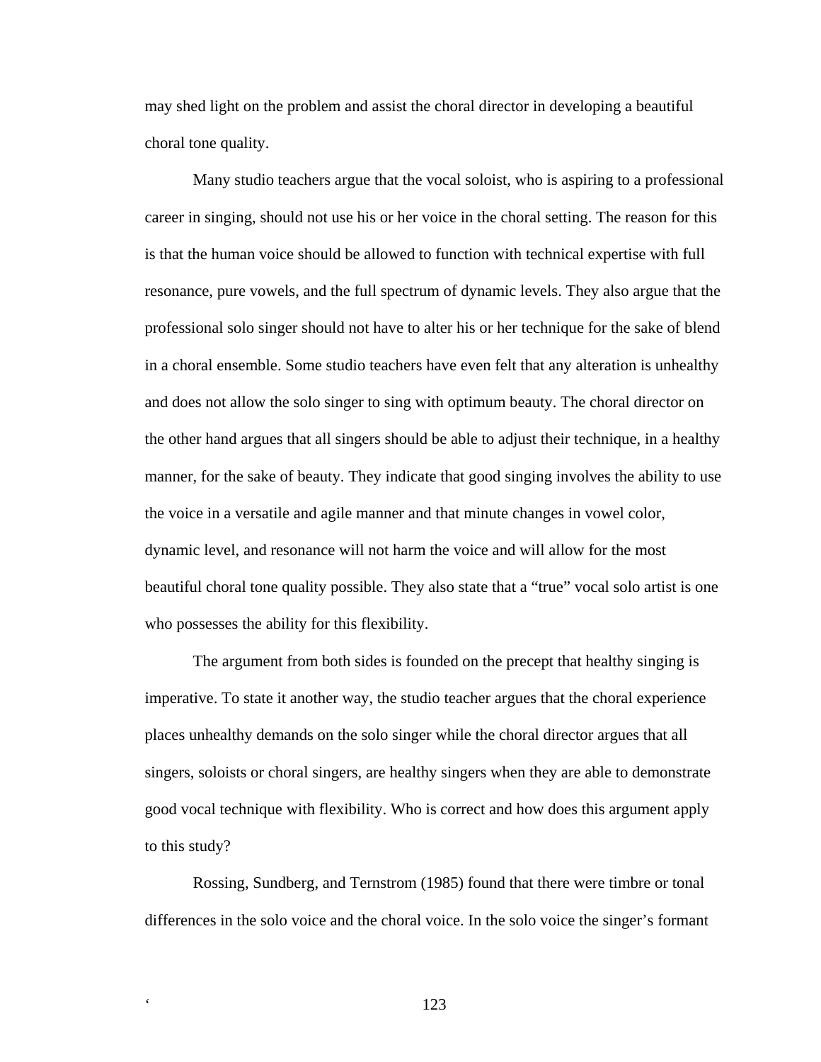may shed light on the problem and assist the choral director in developing a beautiful choral tone quality.

Many studio teachers argue that the vocal soloist, who is aspiring to a professional career in singing, should not use his or her voice in the choral setting. The reason for this is that the human voice should be allowed to function with technical expertise with full resonance, pure vowels, and the full spectrum of dynamic levels. They also argue that the professional solo singer should not have to alter his or her technique for the sake of blend in a choral ensemble. Some studio teachers have even felt that any alteration is unhealthy and does not allow the solo singer to sing with optimum beauty. The choral director on the other hand argues that all singers should be able to adjust their technique, in a healthy manner, for the sake of beauty. They indicate that good singing involves the ability to use the voice in a versatile and agile manner and that minute changes in vowel color, dynamic level, and resonance will not harm the voice and will allow for the most beautiful choral tone quality possible. They also state that a "true" vocal solo artist is one who possesses the ability for this flexibility.

The argument from both sides is founded on the precept that healthy singing is imperative. To state it another way, the studio teacher argues that the choral experience places unhealthy demands on the solo singer while the choral director argues that all singers, soloists or choral singers, are healthy singers when they are able to demonstrate good vocal technique with flexibility. Who is correct and how does this argument apply to this study?

Rossing, Sundberg, and Ternstrom (1985) found that there were timbre or tonal differences in the solo voice and the choral voice. In the solo voice the singer's formant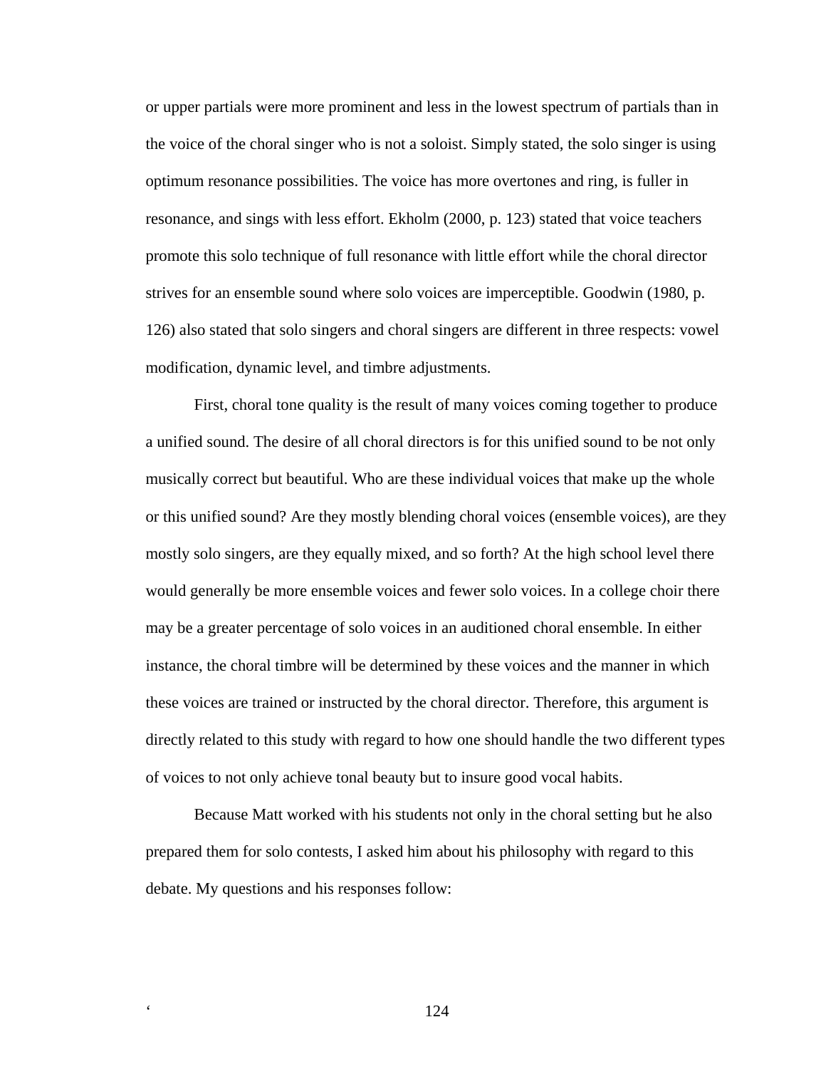or upper partials were more prominent and less in the lowest spectrum of partials than in the voice of the choral singer who is not a soloist. Simply stated, the solo singer is using optimum resonance possibilities. The voice has more overtones and ring, is fuller in resonance, and sings with less effort. Ekholm (2000, p. 123) stated that voice teachers promote this solo technique of full resonance with little effort while the choral director strives for an ensemble sound where solo voices are imperceptible. Goodwin (1980, p. 126) also stated that solo singers and choral singers are different in three respects: vowel modification, dynamic level, and timbre adjustments.

First, choral tone quality is the result of many voices coming together to produce a unified sound. The desire of all choral directors is for this unified sound to be not only musically correct but beautiful. Who are these individual voices that make up the whole or this unified sound? Are they mostly blending choral voices (ensemble voices), are they mostly solo singers, are they equally mixed, and so forth? At the high school level there would generally be more ensemble voices and fewer solo voices. In a college choir there may be a greater percentage of solo voices in an auditioned choral ensemble. In either instance, the choral timbre will be determined by these voices and the manner in which these voices are trained or instructed by the choral director. Therefore, this argument is directly related to this study with regard to how one should handle the two different types of voices to not only achieve tonal beauty but to insure good vocal habits.

Because Matt worked with his students not only in the choral setting but he also prepared them for solo contests, I asked him about his philosophy with regard to this debate. My questions and his responses follow: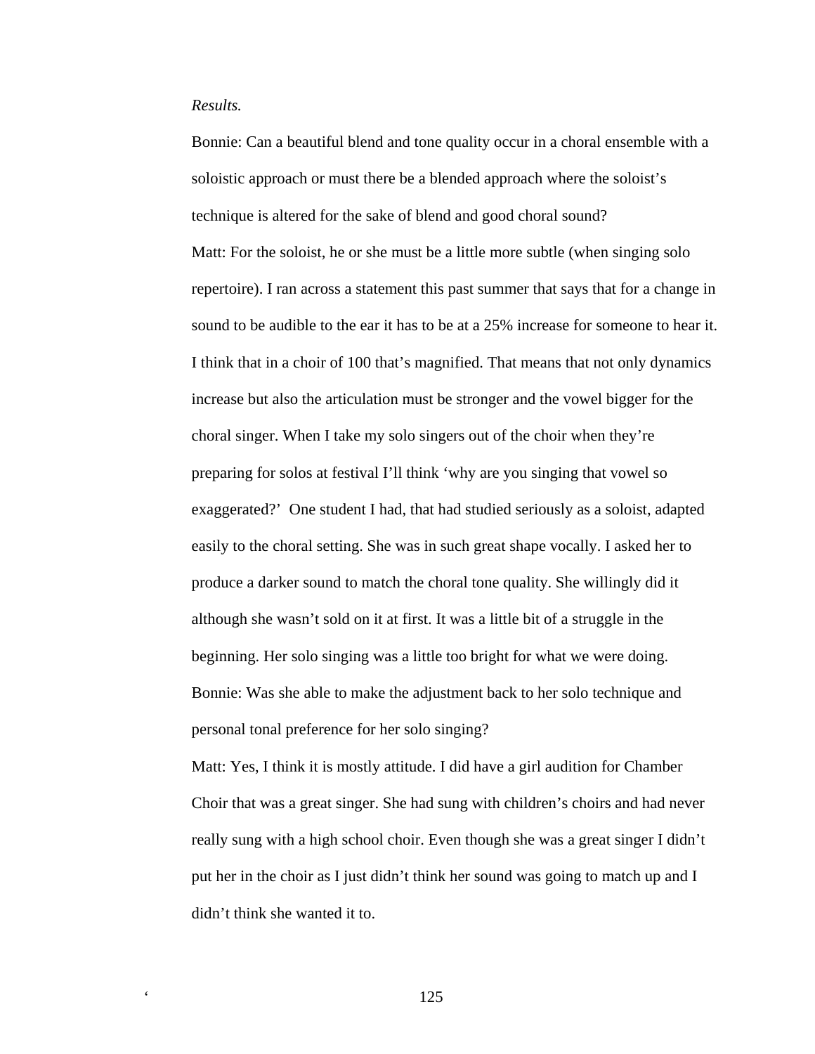*Results.*

Bonnie: Can a beautiful blend and tone quality occur in a choral ensemble with a soloistic approach or must there be a blended approach where the soloist's technique is altered for the sake of blend and good choral sound?

Matt: For the soloist, he or she must be a little more subtle (when singing solo repertoire). I ran across a statement this past summer that says that for a change in sound to be audible to the ear it has to be at a 25% increase for someone to hear it. I think that in a choir of 100 that's magnified. That means that not only dynamics increase but also the articulation must be stronger and the vowel bigger for the choral singer. When I take my solo singers out of the choir when they're preparing for solos at festival I'll think 'why are you singing that vowel so exaggerated?' One student I had, that had studied seriously as a soloist, adapted easily to the choral setting. She was in such great shape vocally. I asked her to produce a darker sound to match the choral tone quality. She willingly did it although she wasn't sold on it at first. It was a little bit of a struggle in the beginning. Her solo singing was a little too bright for what we were doing.

Bonnie: Was she able to make the adjustment back to her solo technique and personal tonal preference for her solo singing?

Matt: Yes, I think it is mostly attitude. I did have a girl audition for Chamber Choir that was a great singer. She had sung with children's choirs and had never really sung with a high school choir. Even though she was a great singer I didn't put her in the choir as I just didn't think her sound was going to match up and I didn't think she wanted it to.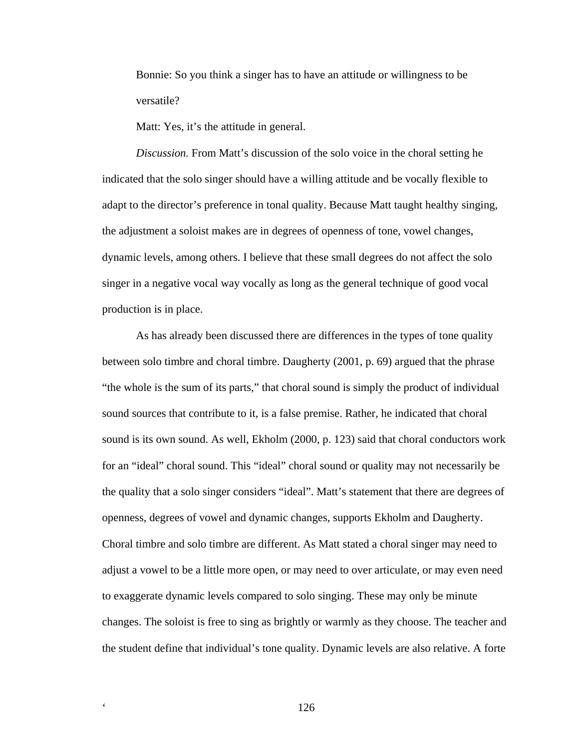Bonnie: So you think a singer has to have an attitude or willingness to be versatile?

Matt: Yes, it's the attitude in general.

*Discussion.* From Matt's discussion of the solo voice in the choral setting he indicated that the solo singer should have a willing attitude and be vocally flexible to adapt to the director's preference in tonal quality. Because Matt taught healthy singing, the adjustment a soloist makes are in degrees of openness of tone, vowel changes, dynamic levels, among others. I believe that these small degrees do not affect the solo singer in a negative vocal way vocally as long as the general technique of good vocal production is in place.

As has already been discussed there are differences in the types of tone quality between solo timbre and choral timbre. Daugherty (2001, p. 69) argued that the phrase "the whole is the sum of its parts," that choral sound is simply the product of individual sound sources that contribute to it, is a false premise. Rather, he indicated that choral sound is its own sound. As well, Ekholm (2000, p. 123) said that choral conductors work for an "ideal" choral sound. This "ideal" choral sound or quality may not necessarily be the quality that a solo singer considers "ideal". Matt's statement that there are degrees of openness, degrees of vowel and dynamic changes, supports Ekholm and Daugherty. Choral timbre and solo timbre are different. As Matt stated a choral singer may need to adjust a vowel to be a little more open, or may need to over articulate, or may even need to exaggerate dynamic levels compared to solo singing. These may only be minute changes. The soloist is free to sing as brightly or warmly as they choose. The teacher and the student define that individual's tone quality. Dynamic levels are also relative. A forte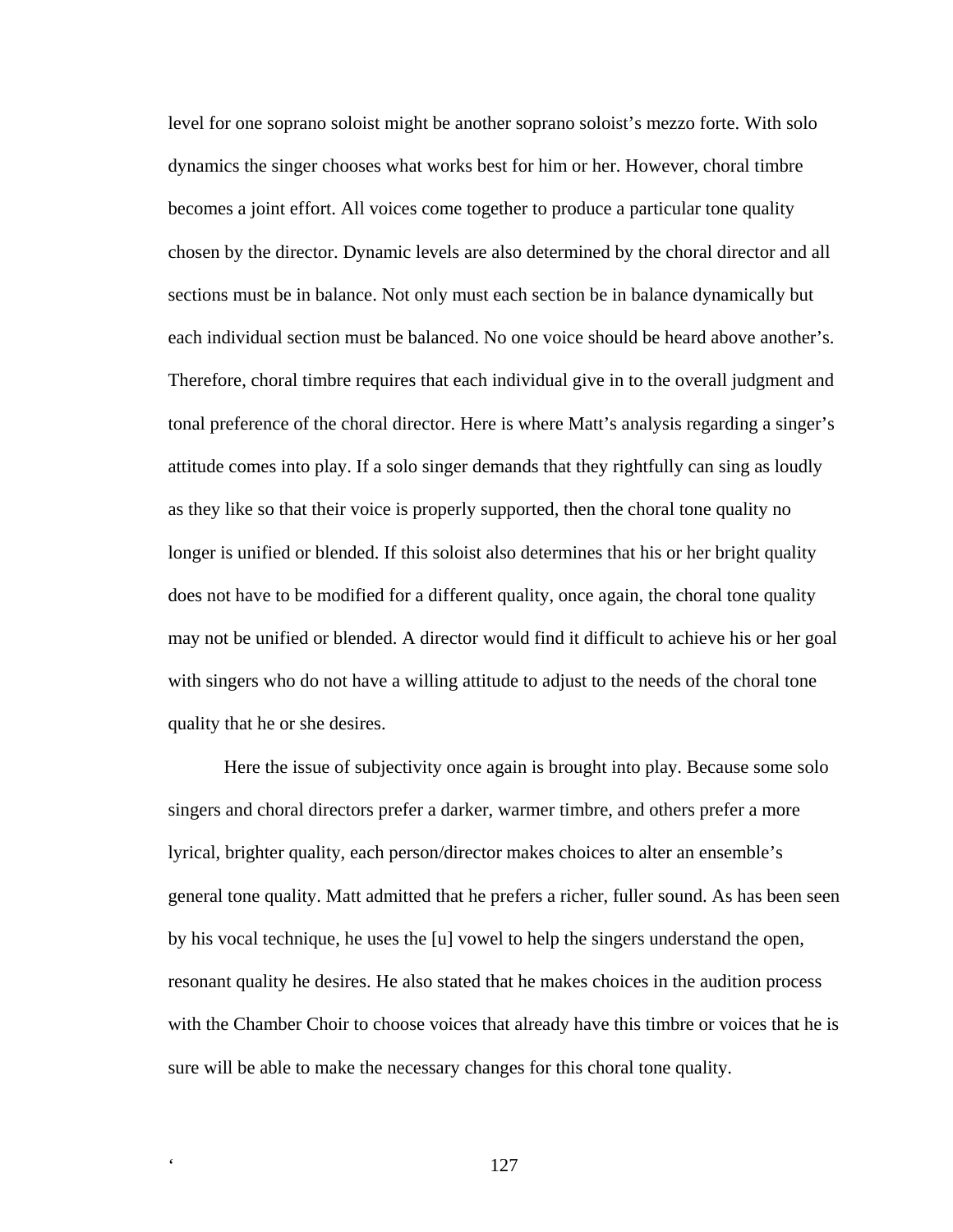level for one soprano soloist might be another soprano soloist's mezzo forte. With solo dynamics the singer chooses what works best for him or her. However, choral timbre becomes a joint effort. All voices come together to produce a particular tone quality chosen by the director. Dynamic levels are also determined by the choral director and all sections must be in balance. Not only must each section be in balance dynamically but each individual section must be balanced. No one voice should be heard above another's. Therefore, choral timbre requires that each individual give in to the overall judgment and tonal preference of the choral director. Here is where Matt's analysis regarding a singer's attitude comes into play. If a solo singer demands that they rightfully can sing as loudly as they like so that their voice is properly supported, then the choral tone quality no longer is unified or blended. If this soloist also determines that his or her bright quality does not have to be modified for a different quality, once again, the choral tone quality may not be unified or blended. A director would find it difficult to achieve his or her goal with singers who do not have a willing attitude to adjust to the needs of the choral tone quality that he or she desires.

Here the issue of subjectivity once again is brought into play. Because some solo singers and choral directors prefer a darker, warmer timbre, and others prefer a more lyrical, brighter quality, each person/director makes choices to alter an ensemble's general tone quality. Matt admitted that he prefers a richer, fuller sound. As has been seen by his vocal technique, he uses the [u] vowel to help the singers understand the open, resonant quality he desires. He also stated that he makes choices in the audition process with the Chamber Choir to choose voices that already have this timbre or voices that he is sure will be able to make the necessary changes for this choral tone quality.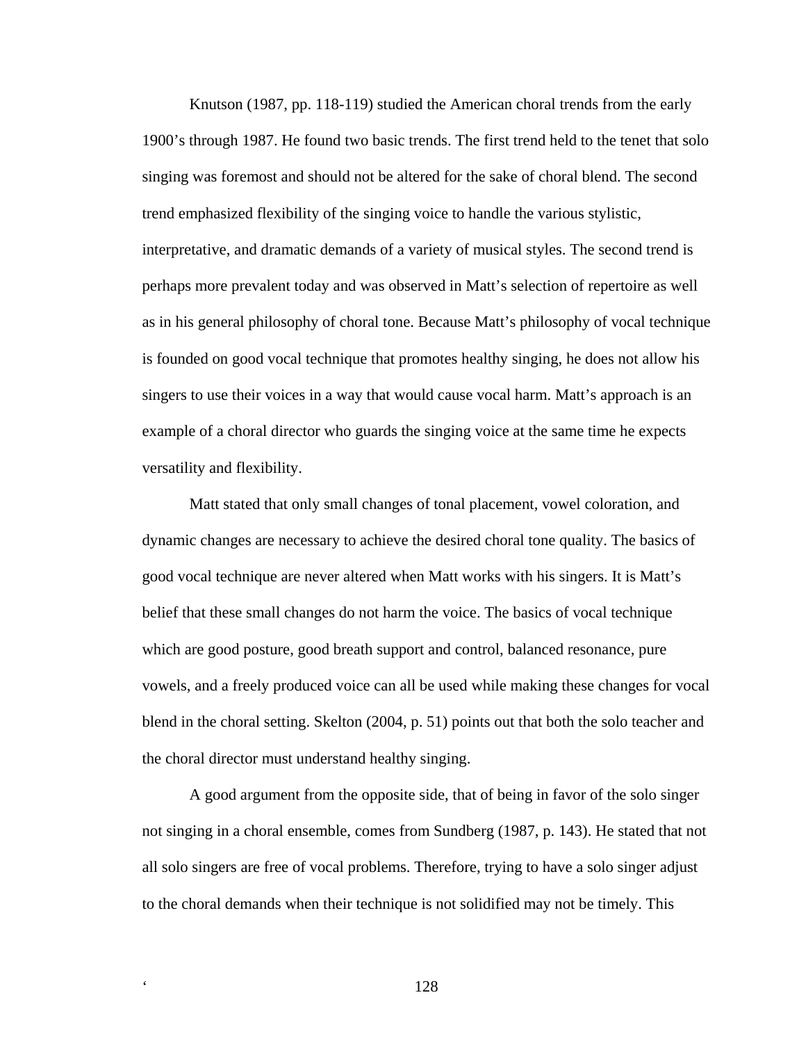Knutson (1987, pp. 118-119) studied the American choral trends from the early 1900's through 1987. He found two basic trends. The first trend held to the tenet that solo singing was foremost and should not be altered for the sake of choral blend. The second trend emphasized flexibility of the singing voice to handle the various stylistic, interpretative, and dramatic demands of a variety of musical styles. The second trend is perhaps more prevalent today and was observed in Matt's selection of repertoire as well as in his general philosophy of choral tone. Because Matt's philosophy of vocal technique is founded on good vocal technique that promotes healthy singing, he does not allow his singers to use their voices in a way that would cause vocal harm. Matt's approach is an example of a choral director who guards the singing voice at the same time he expects versatility and flexibility.

Matt stated that only small changes of tonal placement, vowel coloration, and dynamic changes are necessary to achieve the desired choral tone quality. The basics of good vocal technique are never altered when Matt works with his singers. It is Matt's belief that these small changes do not harm the voice. The basics of vocal technique which are good posture, good breath support and control, balanced resonance, pure vowels, and a freely produced voice can all be used while making these changes for vocal blend in the choral setting. Skelton (2004, p. 51) points out that both the solo teacher and the choral director must understand healthy singing.

A good argument from the opposite side, that of being in favor of the solo singer not singing in a choral ensemble, comes from Sundberg (1987, p. 143). He stated that not all solo singers are free of vocal problems. Therefore, trying to have a solo singer adjust to the choral demands when their technique is not solidified may not be timely. This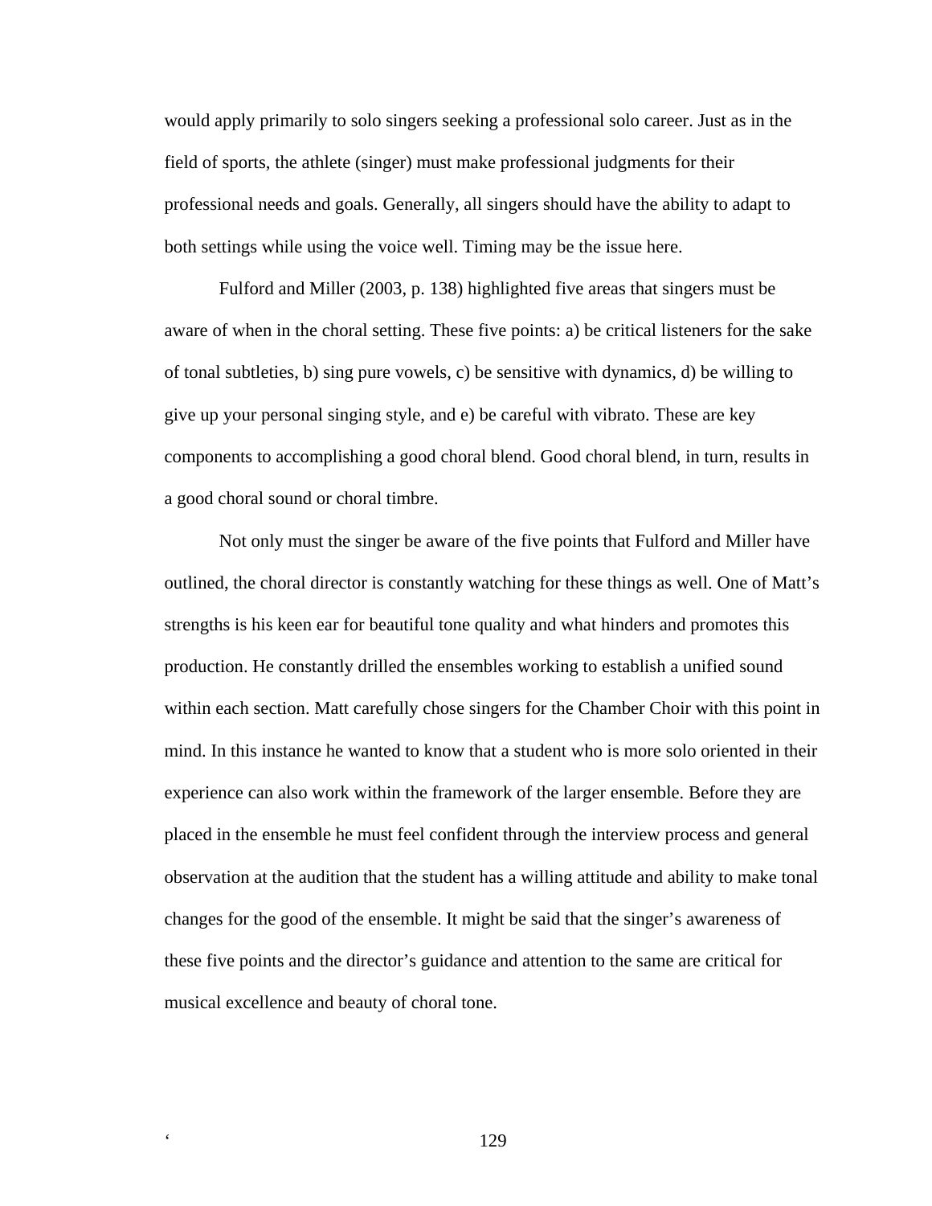would apply primarily to solo singers seeking a professional solo career. Just as in the field of sports, the athlete (singer) must make professional judgments for their professional needs and goals. Generally, all singers should have the ability to adapt to both settings while using the voice well. Timing may be the issue here.

Fulford and Miller (2003, p. 138) highlighted five areas that singers must be aware of when in the choral setting. These five points: a) be critical listeners for the sake of tonal subtleties, b) sing pure vowels, c) be sensitive with dynamics, d) be willing to give up your personal singing style, and e) be careful with vibrato. These are key components to accomplishing a good choral blend. Good choral blend, in turn, results in a good choral sound or choral timbre.

Not only must the singer be aware of the five points that Fulford and Miller have outlined, the choral director is constantly watching for these things as well. One of Matt's strengths is his keen ear for beautiful tone quality and what hinders and promotes this production. He constantly drilled the ensembles working to establish a unified sound within each section. Matt carefully chose singers for the Chamber Choir with this point in mind. In this instance he wanted to know that a student who is more solo oriented in their experience can also work within the framework of the larger ensemble. Before they are placed in the ensemble he must feel confident through the interview process and general observation at the audition that the student has a willing attitude and ability to make tonal changes for the good of the ensemble. It might be said that the singer's awareness of these five points and the director's guidance and attention to the same are critical for musical excellence and beauty of choral tone.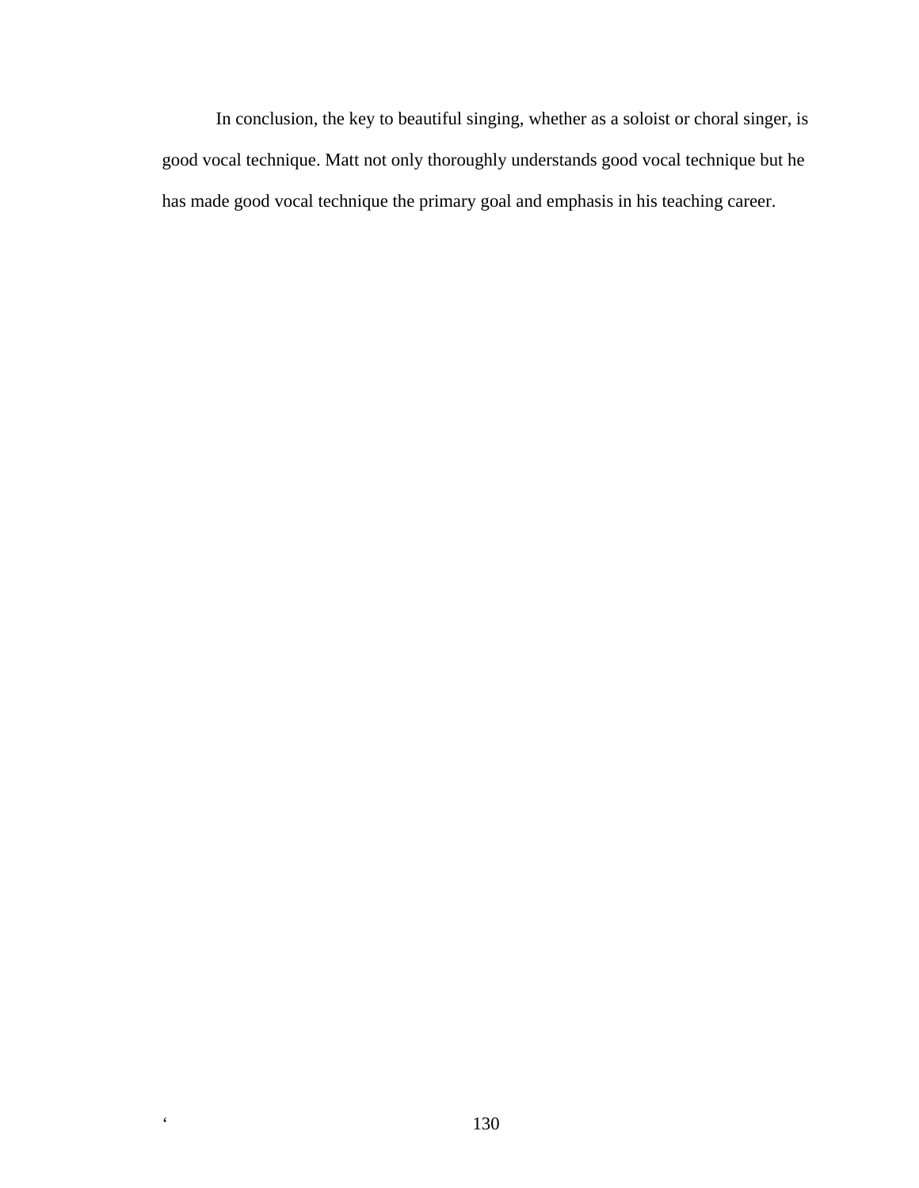In conclusion, the key to beautiful singing, whether as a soloist or choral singer, is good vocal technique. Matt not only thoroughly understands good vocal technique but he has made good vocal technique the primary goal and emphasis in his teaching career.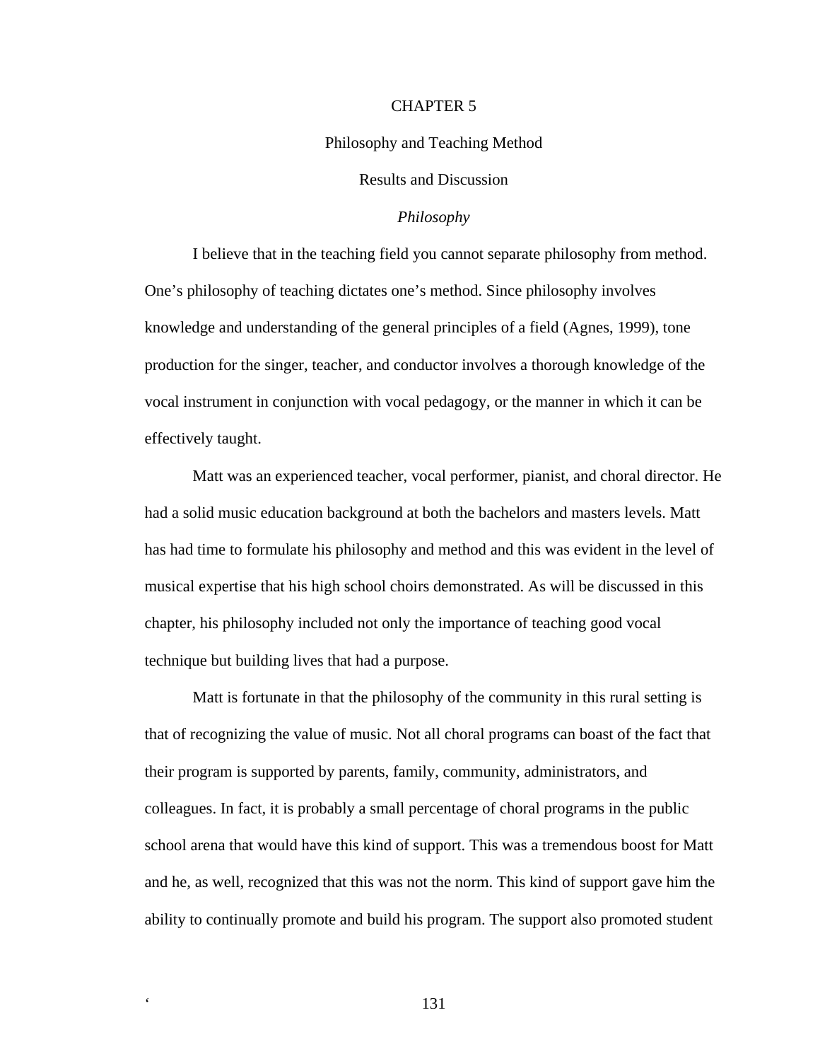# CHAPTER 5

## Philosophy and Teaching Method

## Results and Discussion

### *Philosophy*

I believe that in the teaching field you cannot separate philosophy from method. One's philosophy of teaching dictates one's method. Since philosophy involves knowledge and understanding of the general principles of a field (Agnes, 1999), tone production for the singer, teacher, and conductor involves a thorough knowledge of the vocal instrument in conjunction with vocal pedagogy, or the manner in which it can be effectively taught.

Matt was an experienced teacher, vocal performer, pianist, and choral director. He had a solid music education background at both the bachelors and masters levels. Matt has had time to formulate his philosophy and method and this was evident in the level of musical expertise that his high school choirs demonstrated. As will be discussed in this chapter, his philosophy included not only the importance of teaching good vocal technique but building lives that had a purpose.

Matt is fortunate in that the philosophy of the community in this rural setting is that of recognizing the value of music. Not all choral programs can boast of the fact that their program is supported by parents, family, community, administrators, and colleagues. In fact, it is probably a small percentage of choral programs in the public school arena that would have this kind of support. This was a tremendous boost for Matt and he, as well, recognized that this was not the norm. This kind of support gave him the ability to continually promote and build his program. The support also promoted student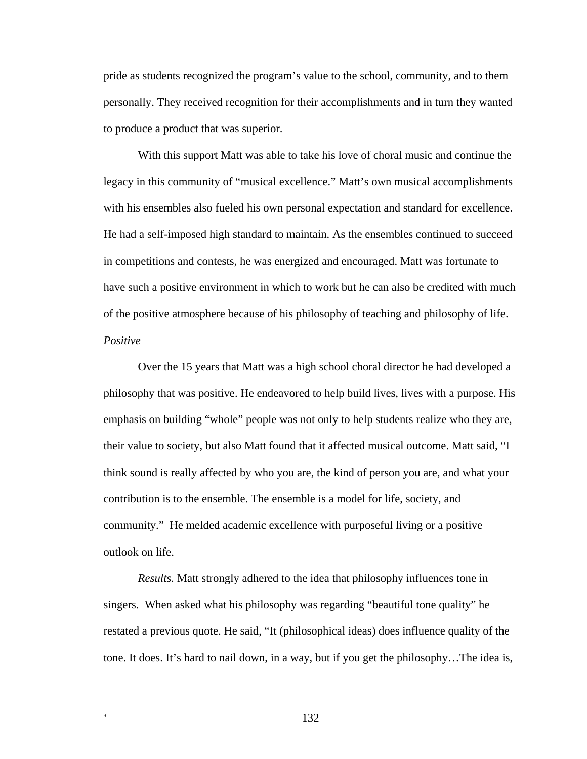pride as students recognized the program's value to the school, community, and to them personally. They received recognition for their accomplishments and in turn they wanted to produce a product that was superior.

With this support Matt was able to take his love of choral music and continue the legacy in this community of "musical excellence." Matt's own musical accomplishments with his ensembles also fueled his own personal expectation and standard for excellence. He had a self-imposed high standard to maintain. As the ensembles continued to succeed in competitions and contests, he was energized and encouraged. Matt was fortunate to have such a positive environment in which to work but he can also be credited with much of the positive atmosphere because of his philosophy of teaching and philosophy of life.

*Positive*

Over the 15 years that Matt was a high school choral director he had developed a philosophy that was positive. He endeavored to help build lives, lives with a purpose. His emphasis on building "whole" people was not only to help students realize who they are, their value to society, but also Matt found that it affected musical outcome. Matt said, "I think sound is really affected by who you are, the kind of person you are, and what your contribution is to the ensemble. The ensemble is a model for life, society, and community." He melded academic excellence with purposeful living or a positive outlook on life.

*Results.* Matt strongly adhered to the idea that philosophy influences tone in singers. When asked what his philosophy was regarding "beautiful tone quality" he restated a previous quote. He said, "It (philosophical ideas) does influence quality of the tone. It does. It's hard to nail down, in a way, but if you get the philosophy…The idea is,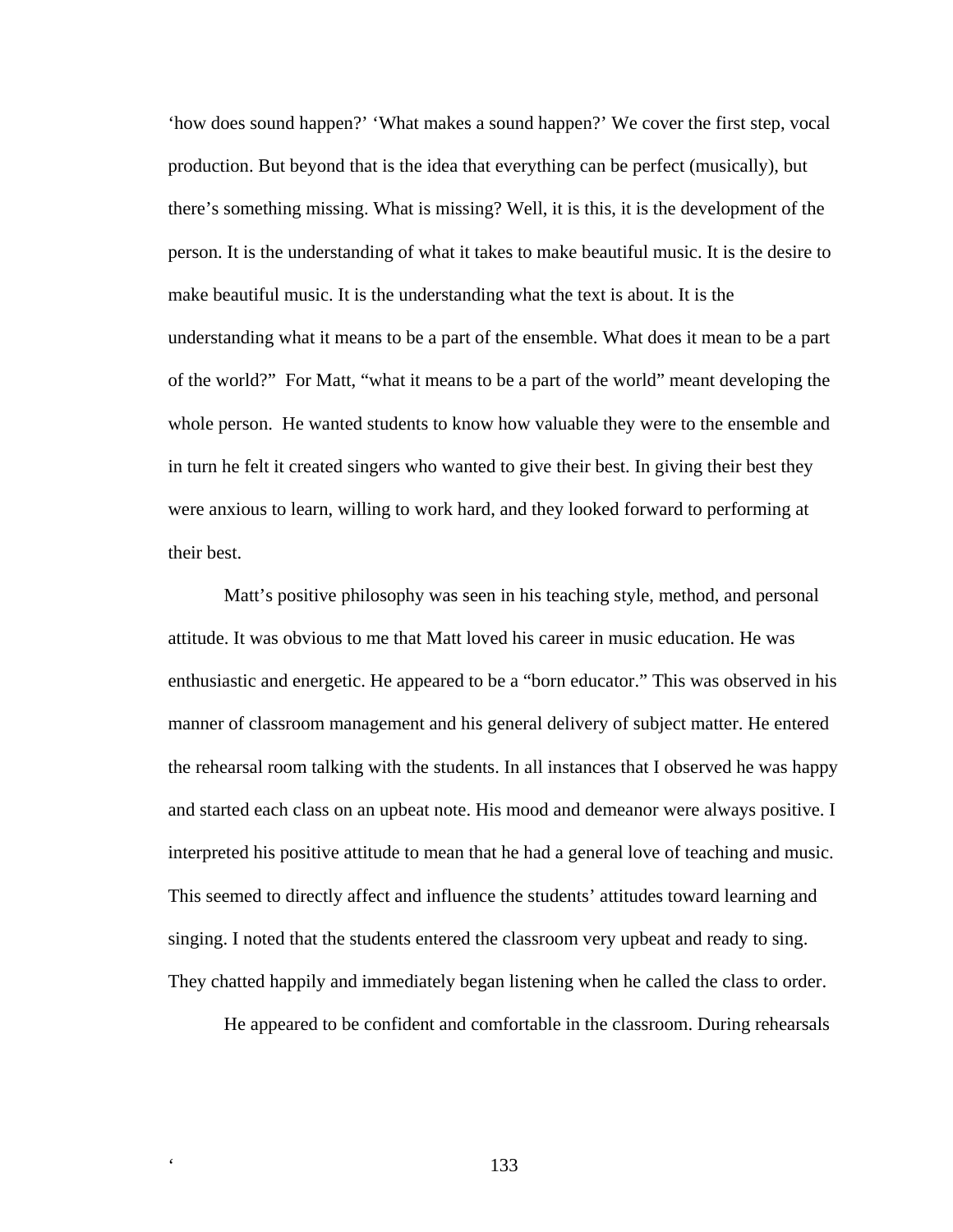'how does sound happen?' 'What makes a sound happen?' We cover the first step, vocal production. But beyond that is the idea that everything can be perfect (musically), but there's something missing. What is missing? Well, it is this, it is the development of the person. It is the understanding of what it takes to make beautiful music. It is the desire to make beautiful music. It is the understanding what the text is about. It is the understanding what it means to be a part of the ensemble. What does it mean to be a part of the world?" For Matt, "what it means to be a part of the world" meant developing the whole person. He wanted students to know how valuable they were to the ensemble and in turn he felt it created singers who wanted to give their best. In giving their best they were anxious to learn, willing to work hard, and they looked forward to performing at their best.

Matt's positive philosophy was seen in his teaching style, method, and personal attitude. It was obvious to me that Matt loved his career in music education. He was enthusiastic and energetic. He appeared to be a "born educator." This was observed in his manner of classroom management and his general delivery of subject matter. He entered the rehearsal room talking with the students. In all instances that I observed he was happy and started each class on an upbeat note. His mood and demeanor were always positive. I interpreted his positive attitude to mean that he had a general love of teaching and music. This seemed to directly affect and influence the students' attitudes toward learning and singing. I noted that the students entered the classroom very upbeat and ready to sing. They chatted happily and immediately began listening when he called the class to order.

He appeared to be confident and comfortable in the classroom. During rehearsals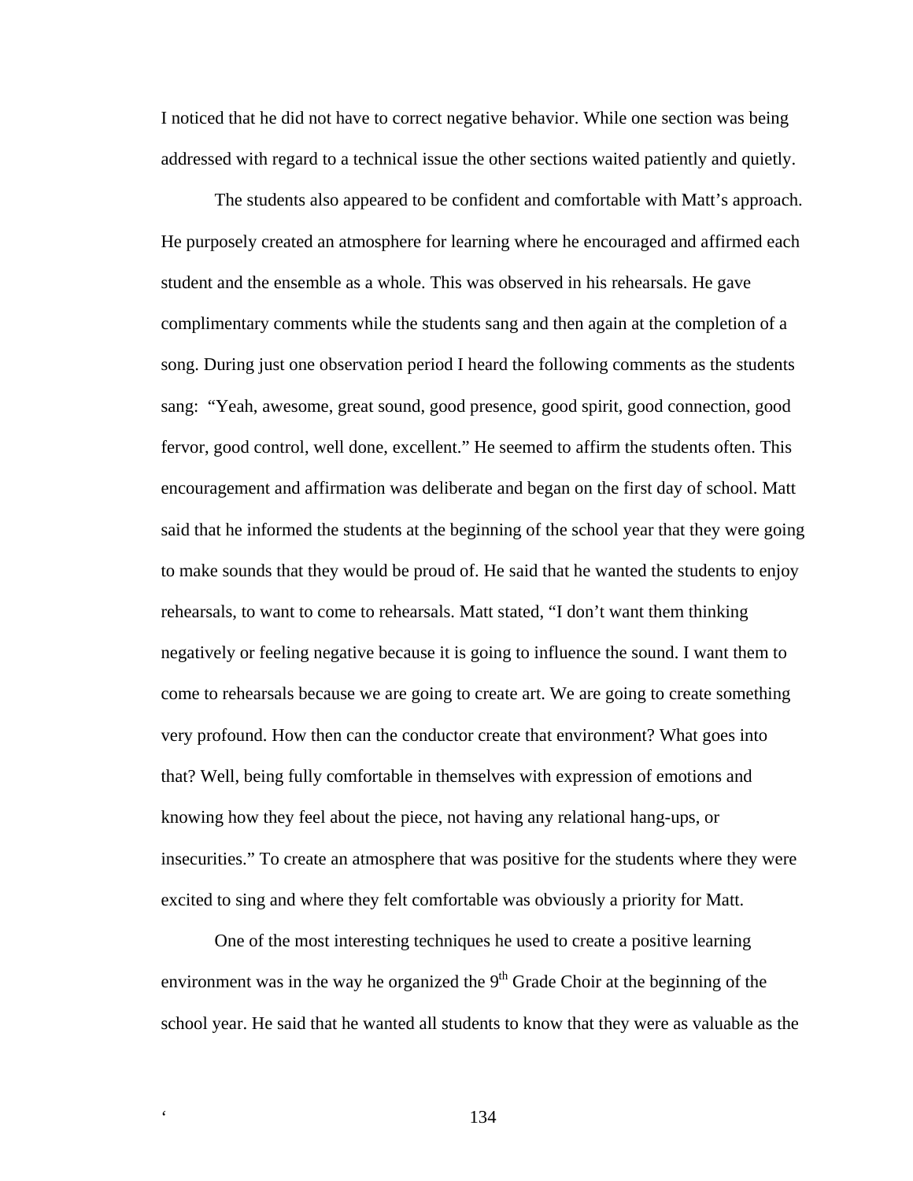I noticed that he did not have to correct negative behavior. While one section was being addressed with regard to a technical issue the other sections waited patiently and quietly.

The students also appeared to be confident and comfortable with Matt's approach. He purposely created an atmosphere for learning where he encouraged and affirmed each student and the ensemble as a whole. This was observed in his rehearsals. He gave complimentary comments while the students sang and then again at the completion of a song. During just one observation period I heard the following comments as the students sang: "Yeah, awesome, great sound, good presence, good spirit, good connection, good fervor, good control, well done, excellent." He seemed to affirm the students often. This encouragement and affirmation was deliberate and began on the first day of school. Matt said that he informed the students at the beginning of the school year that they were going to make sounds that they would be proud of. He said that he wanted the students to enjoy rehearsals, to want to come to rehearsals. Matt stated, "I don't want them thinking negatively or feeling negative because it is going to influence the sound. I want them to come to rehearsals because we are going to create art. We are going to create something very profound. How then can the conductor create that environment? What goes into that? Well, being fully comfortable in themselves with expression of emotions and knowing how they feel about the piece, not having any relational hang-ups, or insecurities." To create an atmosphere that was positive for the students where they were excited to sing and where they felt comfortable was obviously a priority for Matt.

One of the most interesting techniques he used to create a positive learning environment was in the way he organized the 9th Grade Choir at the beginning of the school year. He said that he wanted all students to know that they were as valuable as the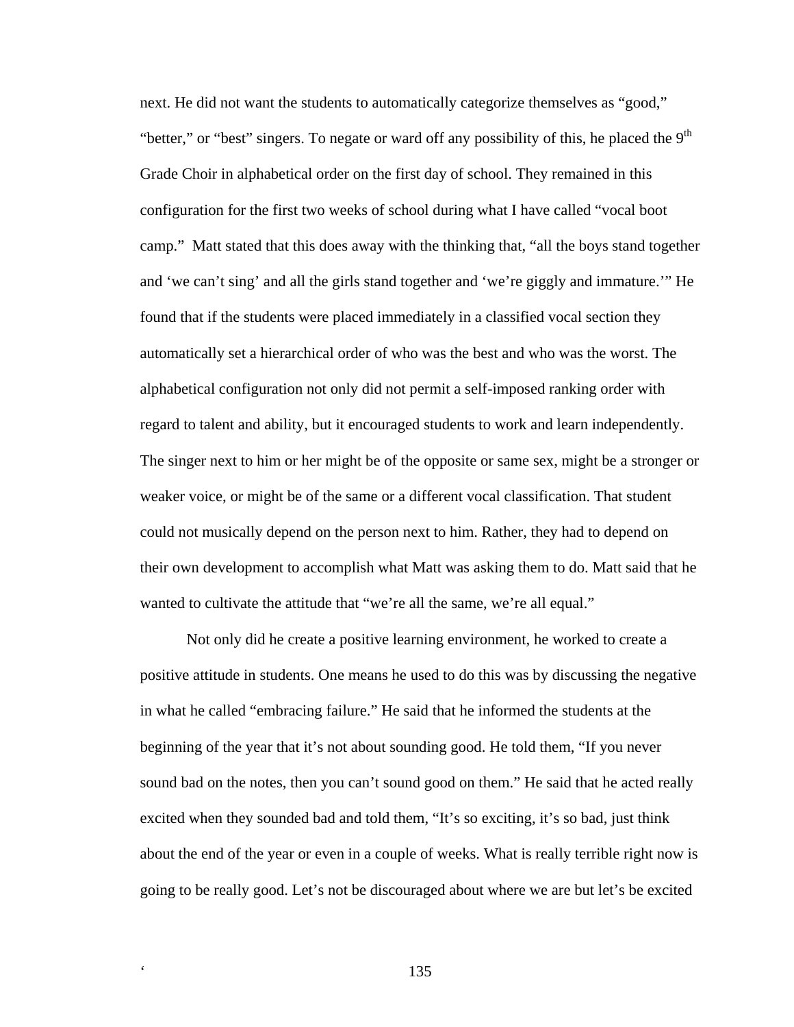next. He did not want the students to automatically categorize themselves as "good," "better," or "best" singers. To negate or ward off any possibility of this, he placed the 9th Grade Choir in alphabetical order on the first day of school. They remained in this configuration for the first two weeks of school during what I have called "vocal boot camp." Matt stated that this does away with the thinking that, "all the boys stand together and 'we can't sing' and all the girls stand together and 'we're giggly and immature.'" He found that if the students were placed immediately in a classified vocal section they automatically set a hierarchical order of who was the best and who was the worst. The alphabetical configuration not only did not permit a self-imposed ranking order with regard to talent and ability, but it encouraged students to work and learn independently. The singer next to him or her might be of the opposite or same sex, might be a stronger or weaker voice, or might be of the same or a different vocal classification. That student could not musically depend on the person next to him. Rather, they had to depend on their own development to accomplish what Matt was asking them to do. Matt said that he wanted to cultivate the attitude that "we're all the same, we're all equal."

Not only did he create a positive learning environment, he worked to create a positive attitude in students. One means he used to do this was by discussing the negative in what he called "embracing failure." He said that he informed the students at the beginning of the year that it's not about sounding good. He told them, "If you never sound bad on the notes, then you can't sound good on them." He said that he acted really excited when they sounded bad and told them, "It's so exciting, it's so bad, just think about the end of the year or even in a couple of weeks. What is really terrible right now is going to be really good. Let's not be discouraged about where we are but let's be excited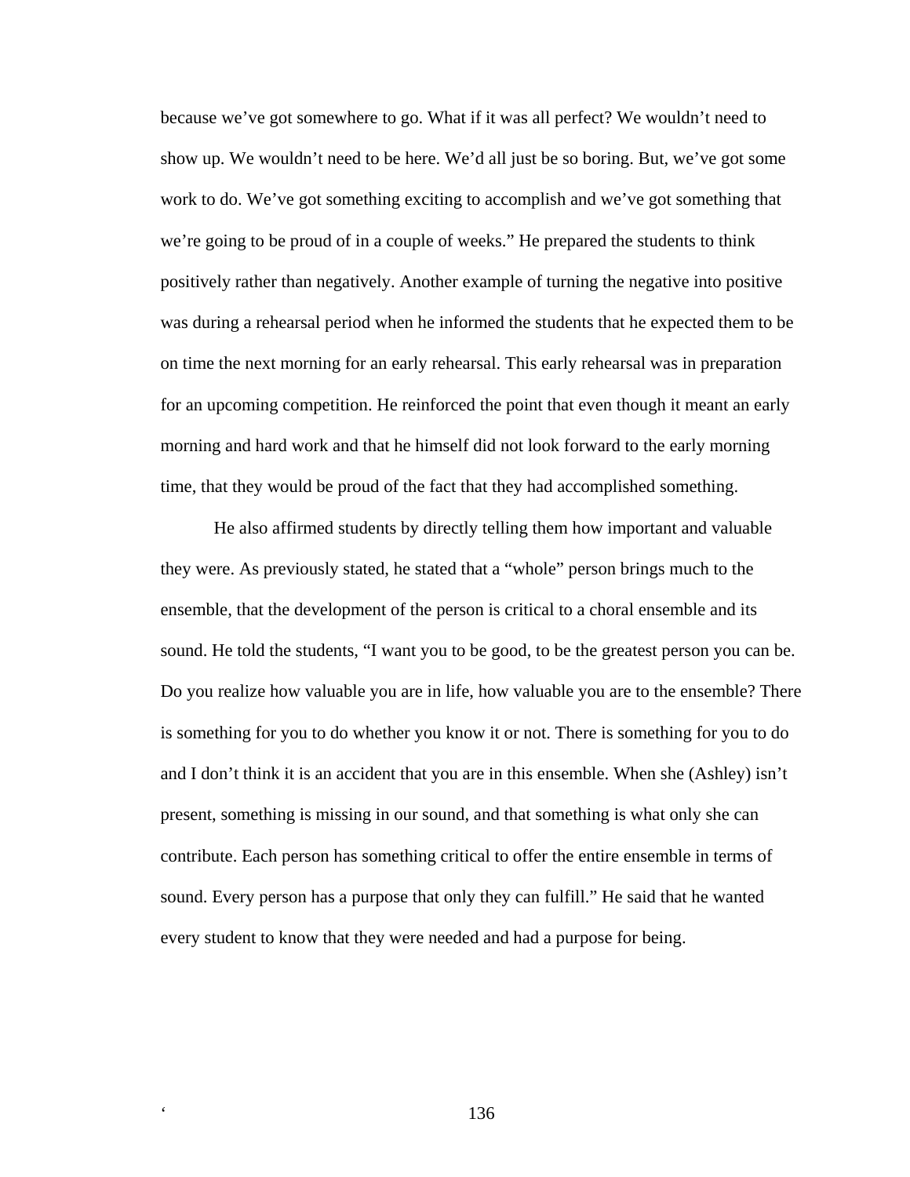because we've got somewhere to go. What if it was all perfect? We wouldn't need to show up. We wouldn't need to be here. We'd all just be so boring. But, we've got some work to do. We've got something exciting to accomplish and we've got something that we're going to be proud of in a couple of weeks." He prepared the students to think positively rather than negatively. Another example of turning the negative into positive was during a rehearsal period when he informed the students that he expected them to be on time the next morning for an early rehearsal. This early rehearsal was in preparation for an upcoming competition. He reinforced the point that even though it meant an early morning and hard work and that he himself did not look forward to the early morning time, that they would be proud of the fact that they had accomplished something.

He also affirmed students by directly telling them how important and valuable they were. As previously stated, he stated that a "whole" person brings much to the ensemble, that the development of the person is critical to a choral ensemble and its sound. He told the students, "I want you to be good, to be the greatest person you can be. Do you realize how valuable you are in life, how valuable you are to the ensemble? There is something for you to do whether you know it or not. There is something for you to do and I don't think it is an accident that you are in this ensemble. When she (Ashley) isn't present, something is missing in our sound, and that something is what only she can contribute. Each person has something critical to offer the entire ensemble in terms of sound. Every person has a purpose that only they can fulfill." He said that he wanted every student to know that they were needed and had a purpose for being.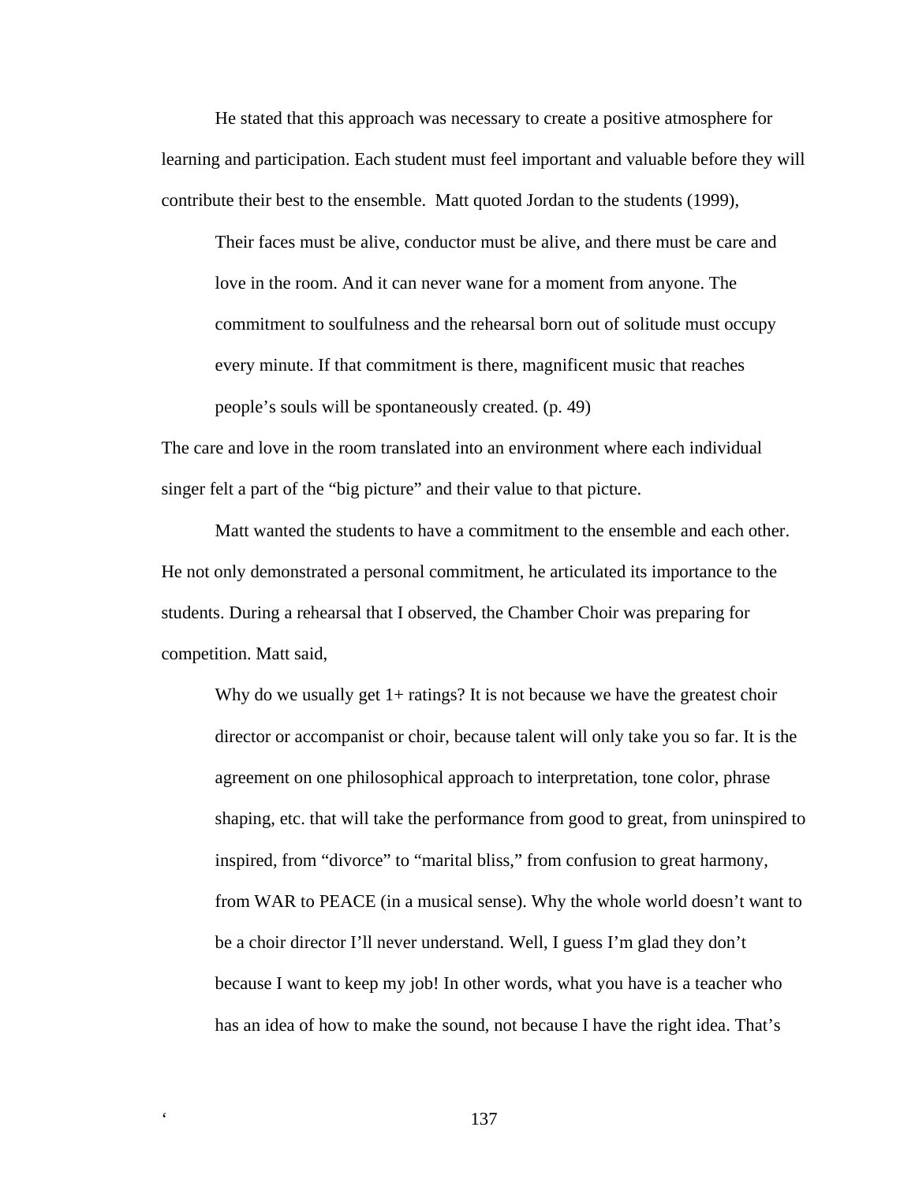He stated that this approach was necessary to create a positive atmosphere for learning and participation. Each student must feel important and valuable before they will contribute their best to the ensemble. Matt quoted Jordan to the students (1999),

> Their faces must be alive, conductor must be alive, and there must be care and love in the room. And it can never wane for a moment from anyone. The commitment to soulfulness and the rehearsal born out of solitude must occupy every minute. If that commitment is there, magnificent music that reaches people's souls will be spontaneously created. (p. 49)

The care and love in the room translated into an environment where each individual singer felt a part of the "big picture" and their value to that picture.

Matt wanted the students to have a commitment to the ensemble and each other. He not only demonstrated a personal commitment, he articulated its importance to the students. During a rehearsal that I observed, the Chamber Choir was preparing for competition. Matt said,

> Why do we usually get 1+ ratings? It is not because we have the greatest choir director or accompanist or choir, because talent will only take you so far. It is the agreement on one philosophical approach to interpretation, tone color, phrase shaping, etc. that will take the performance from good to great, from uninspired to inspired, from "divorce" to "marital bliss," from confusion to great harmony, from WAR to PEACE (in a musical sense). Why the whole world doesn't want to be a choir director I'll never understand. Well, I guess I'm glad they don't because I want to keep my job! In other words, what you have is a teacher who has an idea of how to make the sound, not because I have the right idea. That's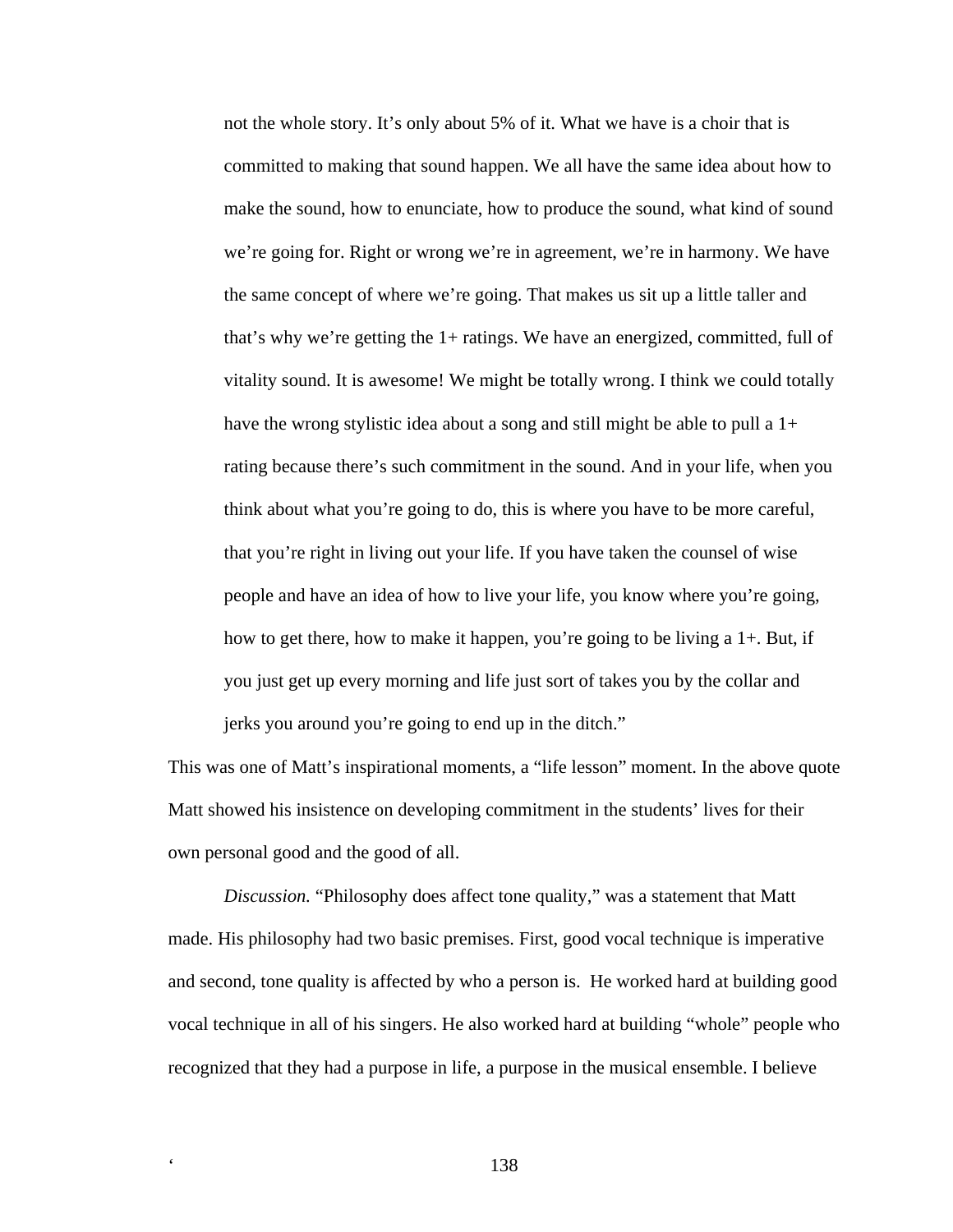> not the whole story. It's only about 5% of it. What we have is a choir that is committed to making that sound happen. We all have the same idea about how to make the sound, how to enunciate, how to produce the sound, what kind of sound we're going for. Right or wrong we're in agreement, we're in harmony. We have the same concept of where we're going. That makes us sit up a little taller and that's why we're getting the 1+ ratings. We have an energized, committed, full of vitality sound. It is awesome! We might be totally wrong. I think we could totally have the wrong stylistic idea about a song and still might be able to pull a 1+ rating because there's such commitment in the sound. And in your life, when you think about what you're going to do, this is where you have to be more careful, that you're right in living out your life. If you have taken the counsel of wise people and have an idea of how to live your life, you know where you're going, how to get there, how to make it happen, you're going to be living a 1+. But, if you just get up every morning and life just sort of takes you by the collar and jerks you around you're going to end up in the ditch."

This was one of Matt's inspirational moments, a "life lesson" moment. In the above quote Matt showed his insistence on developing commitment in the students' lives for their own personal good and the good of all.

*Discussion.* "Philosophy does affect tone quality," was a statement that Matt made. His philosophy had two basic premises. First, good vocal technique is imperative and second, tone quality is affected by who a person is. He worked hard at building good vocal technique in all of his singers. He also worked hard at building "whole" people who recognized that they had a purpose in life, a purpose in the musical ensemble. I believe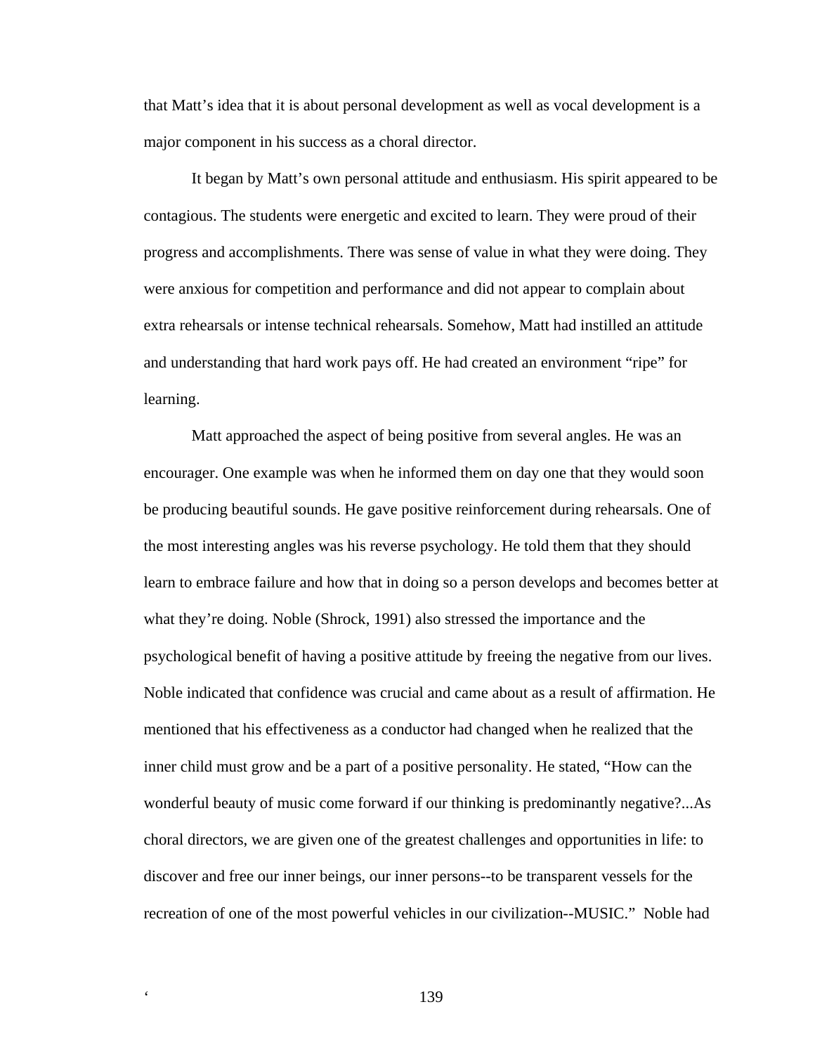that Matt's idea that it is about personal development as well as vocal development is a major component in his success as a choral director.

It began by Matt's own personal attitude and enthusiasm. His spirit appeared to be contagious. The students were energetic and excited to learn. They were proud of their progress and accomplishments. There was sense of value in what they were doing. They were anxious for competition and performance and did not appear to complain about extra rehearsals or intense technical rehearsals. Somehow, Matt had instilled an attitude and understanding that hard work pays off. He had created an environment "ripe" for learning.

Matt approached the aspect of being positive from several angles. He was an encourager. One example was when he informed them on day one that they would soon be producing beautiful sounds. He gave positive reinforcement during rehearsals. One of the most interesting angles was his reverse psychology. He told them that they should learn to embrace failure and how that in doing so a person develops and becomes better at what they're doing. Noble (Shrock, 1991) also stressed the importance and the psychological benefit of having a positive attitude by freeing the negative from our lives. Noble indicated that confidence was crucial and came about as a result of affirmation. He mentioned that his effectiveness as a conductor had changed when he realized that the inner child must grow and be a part of a positive personality. He stated, "How can the wonderful beauty of music come forward if our thinking is predominantly negative?...As choral directors, we are given one of the greatest challenges and opportunities in life: to discover and free our inner beings, our inner persons--to be transparent vessels for the recreation of one of the most powerful vehicles in our civilization--MUSIC." Noble had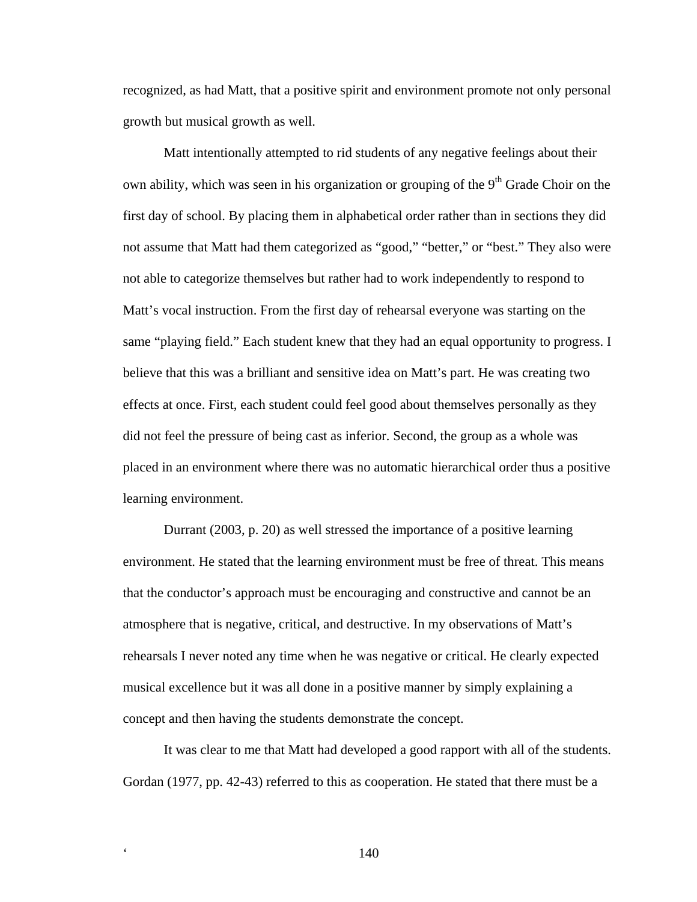recognized, as had Matt, that a positive spirit and environment promote not only personal growth but musical growth as well.

Matt intentionally attempted to rid students of any negative feelings about their own ability, which was seen in his organization or grouping of the 9th Grade Choir on the first day of school. By placing them in alphabetical order rather than in sections they did not assume that Matt had them categorized as "good," "better," or "best." They also were not able to categorize themselves but rather had to work independently to respond to Matt's vocal instruction. From the first day of rehearsal everyone was starting on the same "playing field." Each student knew that they had an equal opportunity to progress. I believe that this was a brilliant and sensitive idea on Matt's part. He was creating two effects at once. First, each student could feel good about themselves personally as they did not feel the pressure of being cast as inferior. Second, the group as a whole was placed in an environment where there was no automatic hierarchical order thus a positive learning environment.

Durrant (2003, p. 20) as well stressed the importance of a positive learning environment. He stated that the learning environment must be free of threat. This means that the conductor's approach must be encouraging and constructive and cannot be an atmosphere that is negative, critical, and destructive. In my observations of Matt's rehearsals I never noted any time when he was negative or critical. He clearly expected musical excellence but it was all done in a positive manner by simply explaining a concept and then having the students demonstrate the concept.

It was clear to me that Matt had developed a good rapport with all of the students. Gordan (1977, pp. 42-43) referred to this as cooperation. He stated that there must be a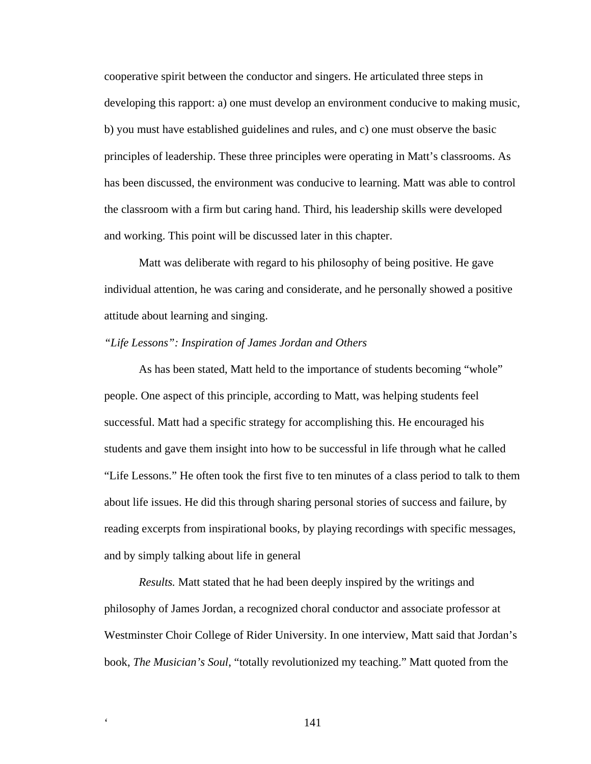cooperative spirit between the conductor and singers. He articulated three steps in developing this rapport: a) one must develop an environment conducive to making music, b) you must have established guidelines and rules, and c) one must observe the basic principles of leadership. These three principles were operating in Matt's classrooms. As has been discussed, the environment was conducive to learning. Matt was able to control the classroom with a firm but caring hand. Third, his leadership skills were developed and working. This point will be discussed later in this chapter.

Matt was deliberate with regard to his philosophy of being positive. He gave individual attention, he was caring and considerate, and he personally showed a positive attitude about learning and singing.

*"Life Lessons": Inspiration of James Jordan and Others*

As has been stated, Matt held to the importance of students becoming "whole" people. One aspect of this principle, according to Matt, was helping students feel successful. Matt had a specific strategy for accomplishing this. He encouraged his students and gave them insight into how to be successful in life through what he called "Life Lessons." He often took the first five to ten minutes of a class period to talk to them about life issues. He did this through sharing personal stories of success and failure, by reading excerpts from inspirational books, by playing recordings with specific messages, and by simply talking about life in general

*Results.* Matt stated that he had been deeply inspired by the writings and philosophy of James Jordan, a recognized choral conductor and associate professor at Westminster Choir College of Rider University. In one interview, Matt said that Jordan's book, *The Musician's Soul*, "totally revolutionized my teaching." Matt quoted from the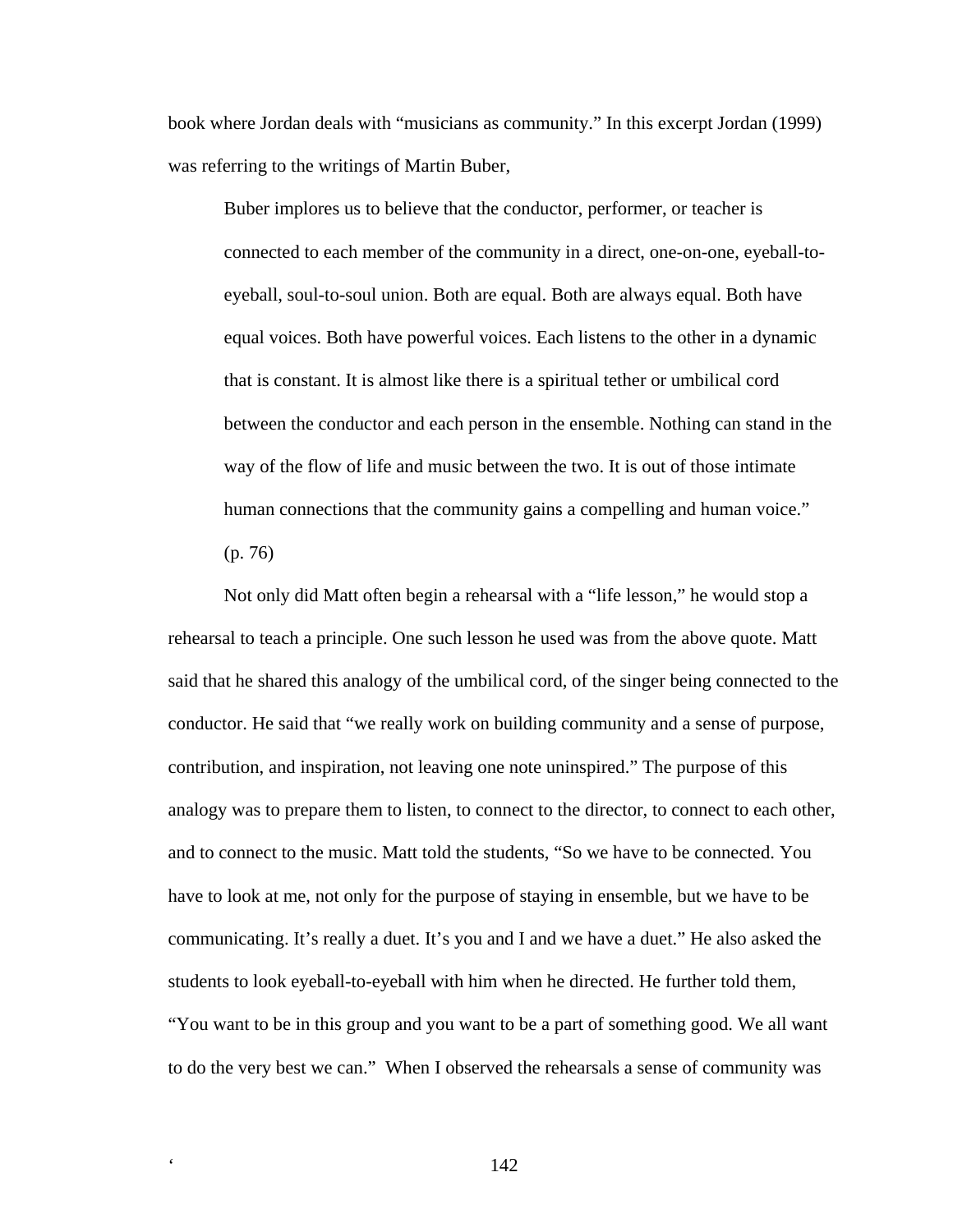book where Jordan deals with "musicians as community." In this excerpt Jordan (1999) was referring to the writings of Martin Buber,

> Buber implores us to believe that the conductor, performer, or teacher is connected to each member of the community in a direct, one-on-one, eyeball-to-eyeball, soul-to-soul union. Both are equal. Both are always equal. Both have equal voices. Both have powerful voices. Each listens to the other in a dynamic that is constant. It is almost like there is a spiritual tether or umbilical cord between the conductor and each person in the ensemble. Nothing can stand in the way of the flow of life and music between the two. It is out of those intimate human connections that the community gains a compelling and human voice." (p. 76)

Not only did Matt often begin a rehearsal with a "life lesson," he would stop a rehearsal to teach a principle. One such lesson he used was from the above quote. Matt said that he shared this analogy of the umbilical cord, of the singer being connected to the conductor. He said that "we really work on building community and a sense of purpose, contribution, and inspiration, not leaving one note uninspired." The purpose of this analogy was to prepare them to listen, to connect to the director, to connect to each other, and to connect to the music. Matt told the students, "So we have to be connected. You have to look at me, not only for the purpose of staying in ensemble, but we have to be communicating. It's really a duet. It's you and I and we have a duet." He also asked the students to look eyeball-to-eyeball with him when he directed. He further told them, "You want to be in this group and you want to be a part of something good. We all want to do the very best we can." When I observed the rehearsals a sense of community was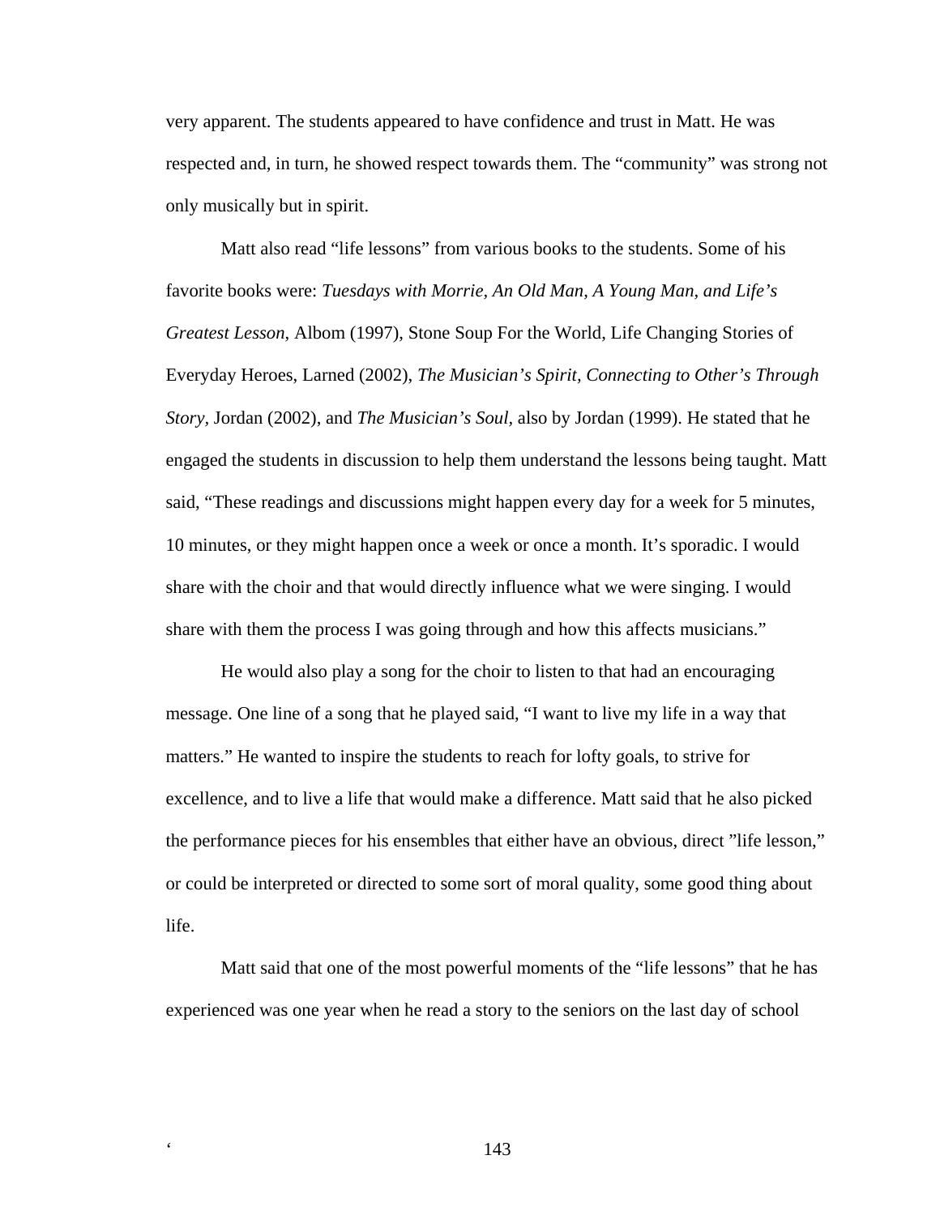very apparent. The students appeared to have confidence and trust in Matt. He was respected and, in turn, he showed respect towards them. The "community" was strong not only musically but in spirit.

Matt also read "life lessons" from various books to the students. Some of his favorite books were: *Tuesdays with Morrie, An Old Man, A Young Man, and Life's Greatest Lesson*, Albom (1997), Stone Soup For the World, Life Changing Stories of Everyday Heroes, Larned (2002), *The Musician's Spirit, Connecting to Other's Through Story,* Jordan (2002), and *The Musician's Soul,* also by Jordan (1999). He stated that he engaged the students in discussion to help them understand the lessons being taught. Matt said, "These readings and discussions might happen every day for a week for 5 minutes, 10 minutes, or they might happen once a week or once a month. It's sporadic. I would share with the choir and that would directly influence what we were singing. I would share with them the process I was going through and how this affects musicians."

He would also play a song for the choir to listen to that had an encouraging message. One line of a song that he played said, "I want to live my life in a way that matters." He wanted to inspire the students to reach for lofty goals, to strive for excellence, and to live a life that would make a difference. Matt said that he also picked the performance pieces for his ensembles that either have an obvious, direct "life lesson," or could be interpreted or directed to some sort of moral quality, some good thing about life.

Matt said that one of the most powerful moments of the "life lessons" that he has experienced was one year when he read a story to the seniors on the last day of school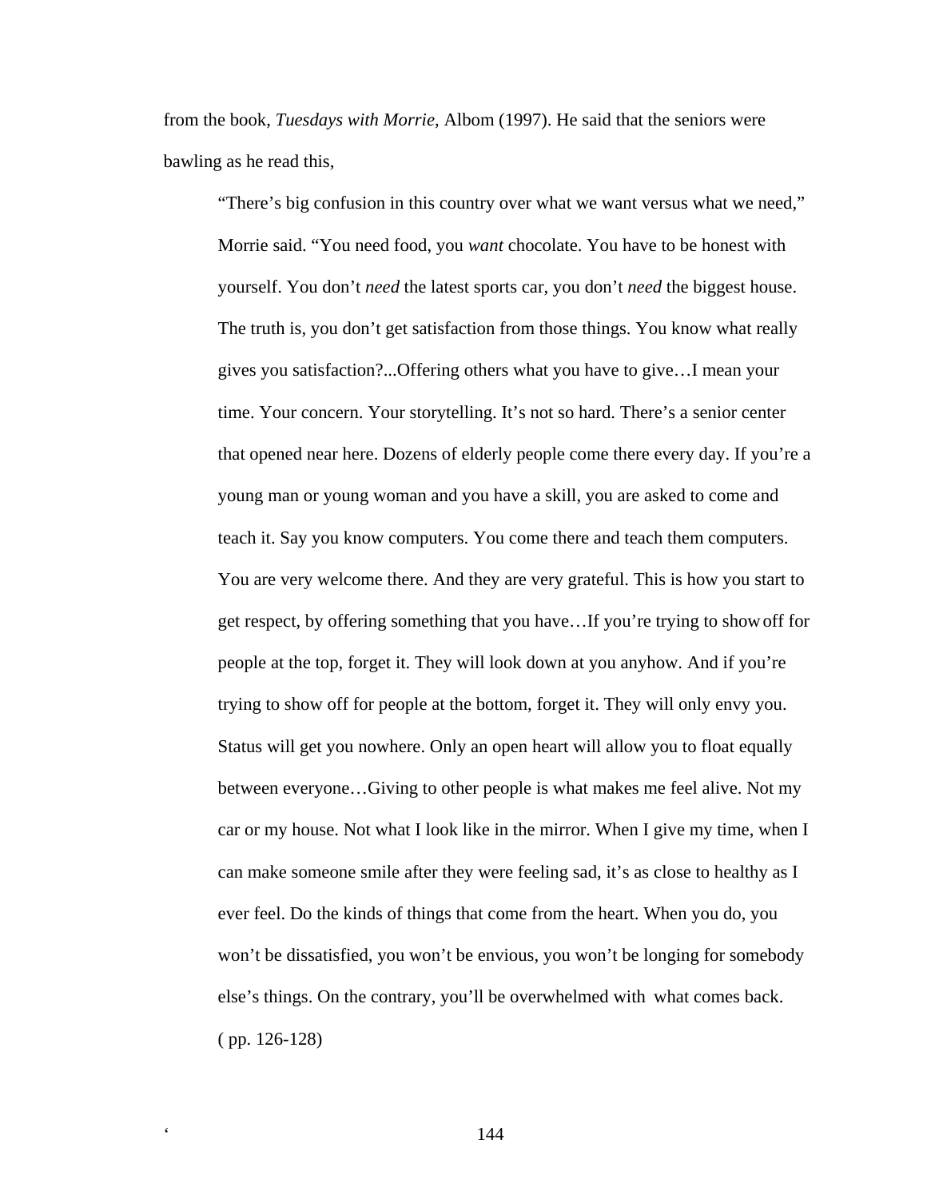from the book, *Tuesdays with Morrie*, Albom (1997). He said that the seniors were bawling as he read this,

> "There's big confusion in this country over what we want versus what we need," Morrie said. "You need food, you *want* chocolate. You have to be honest with yourself. You don't *need* the latest sports car, you don't *need* the biggest house. The truth is, you don't get satisfaction from those things. You know what really gives you satisfaction?...Offering others what you have to give…I mean your time. Your concern. Your storytelling. It's not so hard. There's a senior center that opened near here. Dozens of elderly people come there every day. If you're a young man or young woman and you have a skill, you are asked to come and teach it. Say you know computers. You come there and teach them computers. You are very welcome there. And they are very grateful. This is how you start to get respect, by offering something that you have…If you're trying to show off for people at the top, forget it. They will look down at you anyhow. And if you're trying to show off for people at the bottom, forget it. They will only envy you. Status will get you nowhere. Only an open heart will allow you to float equally between everyone…Giving to other people is what makes me feel alive. Not my car or my house. Not what I look like in the mirror. When I give my time, when I can make someone smile after they were feeling sad, it's as close to healthy as I ever feel. Do the kinds of things that come from the heart. When you do, you won't be dissatisfied, you won't be envious, you won't be longing for somebody else's things. On the contrary, you'll be overwhelmed with what comes back. ( pp. 126-128)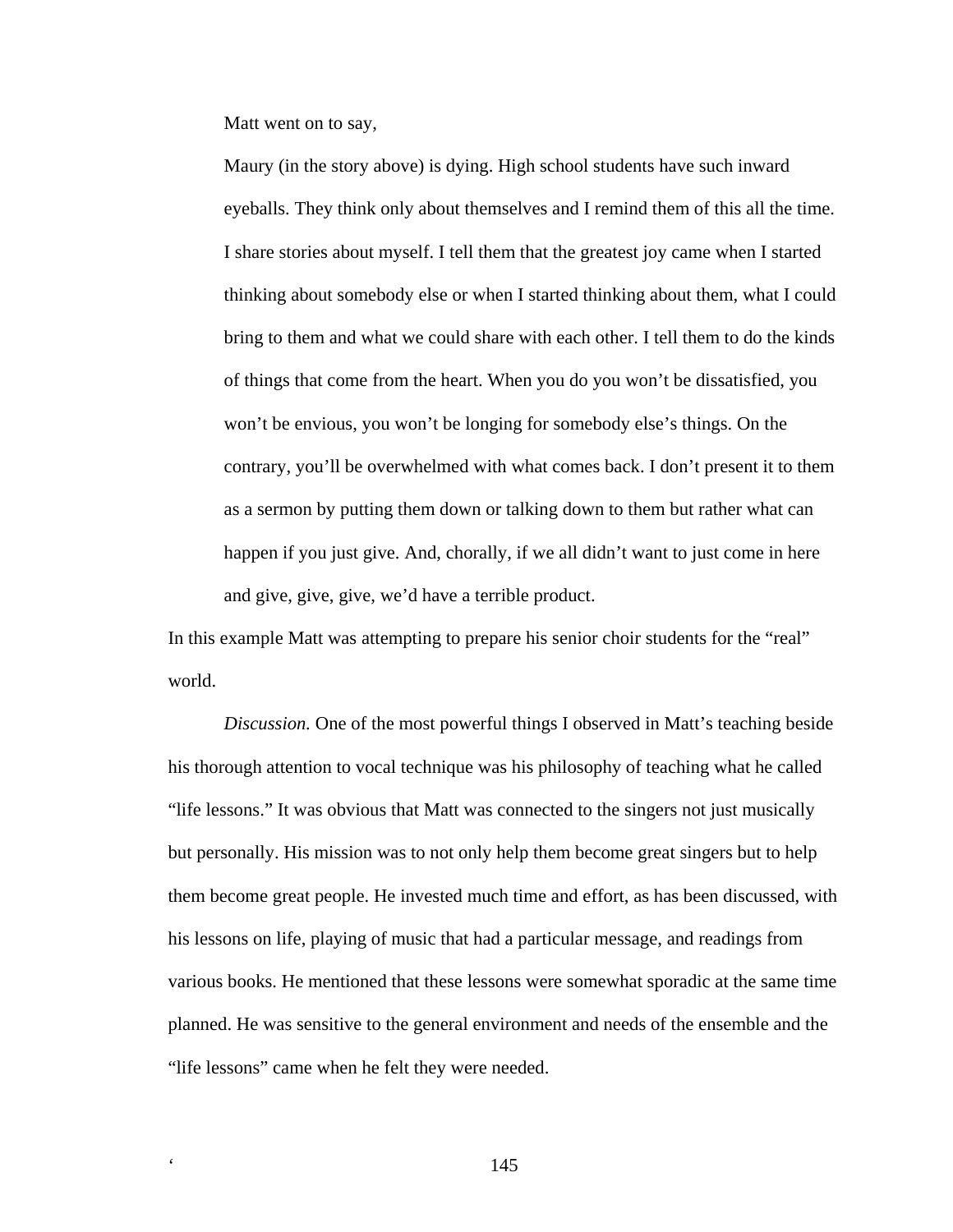Matt went on to say,

> Maury (in the story above) is dying. High school students have such inward eyeballs. They think only about themselves and I remind them of this all the time. I share stories about myself. I tell them that the greatest joy came when I started thinking about somebody else or when I started thinking about them, what I could bring to them and what we could share with each other. I tell them to do the kinds of things that come from the heart. When you do you won't be dissatisfied, you won't be envious, you won't be longing for somebody else's things. On the contrary, you'll be overwhelmed with what comes back. I don't present it to them as a sermon by putting them down or talking down to them but rather what can happen if you just give. And, chorally, if we all didn't want to just come in here and give, give, give, we'd have a terrible product.

In this example Matt was attempting to prepare his senior choir students for the "real" world.

*Discussion.* One of the most powerful things I observed in Matt's teaching beside his thorough attention to vocal technique was his philosophy of teaching what he called "life lessons." It was obvious that Matt was connected to the singers not just musically but personally. His mission was to not only help them become great singers but to help them become great people. He invested much time and effort, as has been discussed, with his lessons on life, playing of music that had a particular message, and readings from various books. He mentioned that these lessons were somewhat sporadic at the same time planned. He was sensitive to the general environment and needs of the ensemble and the "life lessons" came when he felt they were needed.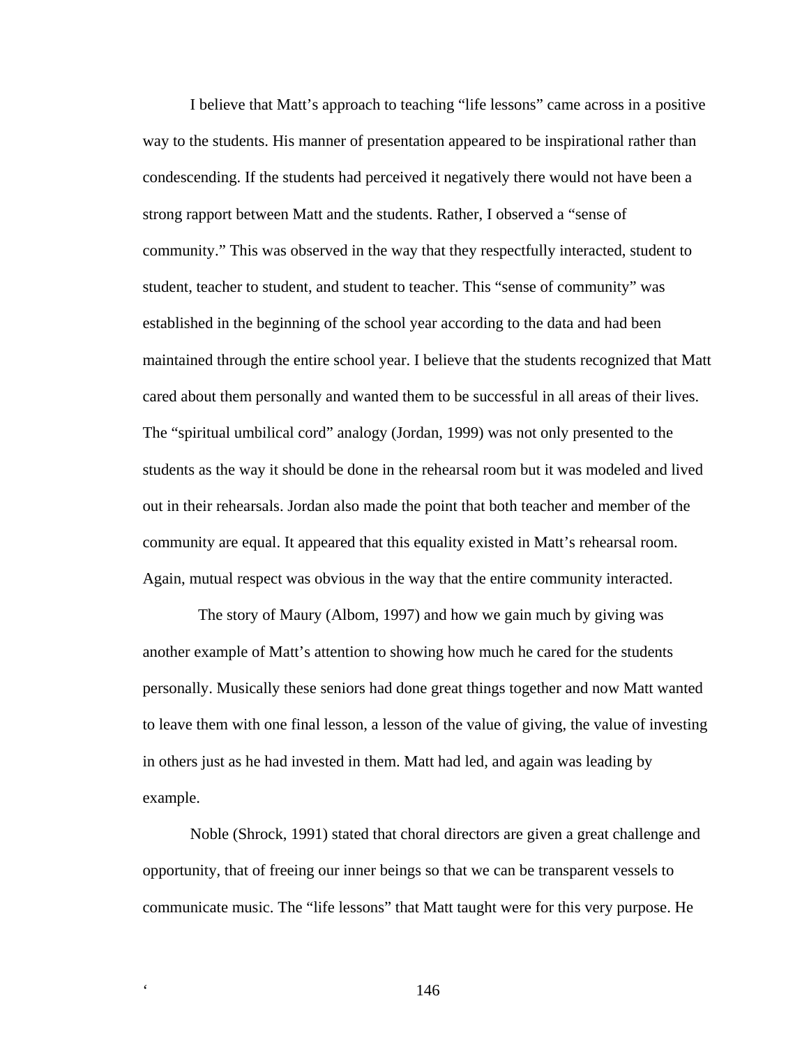I believe that Matt's approach to teaching "life lessons" came across in a positive way to the students. His manner of presentation appeared to be inspirational rather than condescending. If the students had perceived it negatively there would not have been a strong rapport between Matt and the students. Rather, I observed a "sense of community." This was observed in the way that they respectfully interacted, student to student, teacher to student, and student to teacher. This "sense of community" was established in the beginning of the school year according to the data and had been maintained through the entire school year. I believe that the students recognized that Matt cared about them personally and wanted them to be successful in all areas of their lives. The "spiritual umbilical cord" analogy (Jordan, 1999) was not only presented to the students as the way it should be done in the rehearsal room but it was modeled and lived out in their rehearsals. Jordan also made the point that both teacher and member of the community are equal. It appeared that this equality existed in Matt's rehearsal room. Again, mutual respect was obvious in the way that the entire community interacted.

The story of Maury (Albom, 1997) and how we gain much by giving was another example of Matt's attention to showing how much he cared for the students personally. Musically these seniors had done great things together and now Matt wanted to leave them with one final lesson, a lesson of the value of giving, the value of investing in others just as he had invested in them. Matt had led, and again was leading by example.

Noble (Shrock, 1991) stated that choral directors are given a great challenge and opportunity, that of freeing our inner beings so that we can be transparent vessels to communicate music. The "life lessons" that Matt taught were for this very purpose. He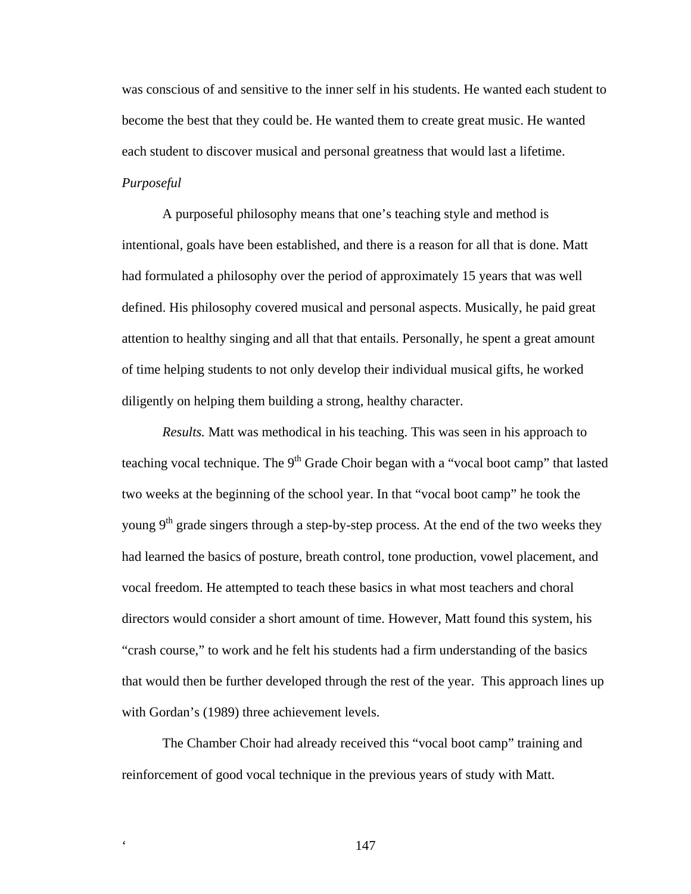was conscious of and sensitive to the inner self in his students. He wanted each student to become the best that they could be. He wanted them to create great music. He wanted each student to discover musical and personal greatness that would last a lifetime.

*Purposeful*

A purposeful philosophy means that one's teaching style and method is intentional, goals have been established, and there is a reason for all that is done. Matt had formulated a philosophy over the period of approximately 15 years that was well defined. His philosophy covered musical and personal aspects. Musically, he paid great attention to healthy singing and all that that entails. Personally, he spent a great amount of time helping students to not only develop their individual musical gifts, he worked diligently on helping them building a strong, healthy character.

*Results.* Matt was methodical in his teaching. This was seen in his approach to teaching vocal technique. The 9th Grade Choir began with a "vocal boot camp" that lasted two weeks at the beginning of the school year. In that "vocal boot camp" he took the young 9th grade singers through a step-by-step process. At the end of the two weeks they had learned the basics of posture, breath control, tone production, vowel placement, and vocal freedom. He attempted to teach these basics in what most teachers and choral directors would consider a short amount of time. However, Matt found this system, his "crash course," to work and he felt his students had a firm understanding of the basics that would then be further developed through the rest of the year. This approach lines up with Gordan's (1989) three achievement levels.

The Chamber Choir had already received this "vocal boot camp" training and reinforcement of good vocal technique in the previous years of study with Matt.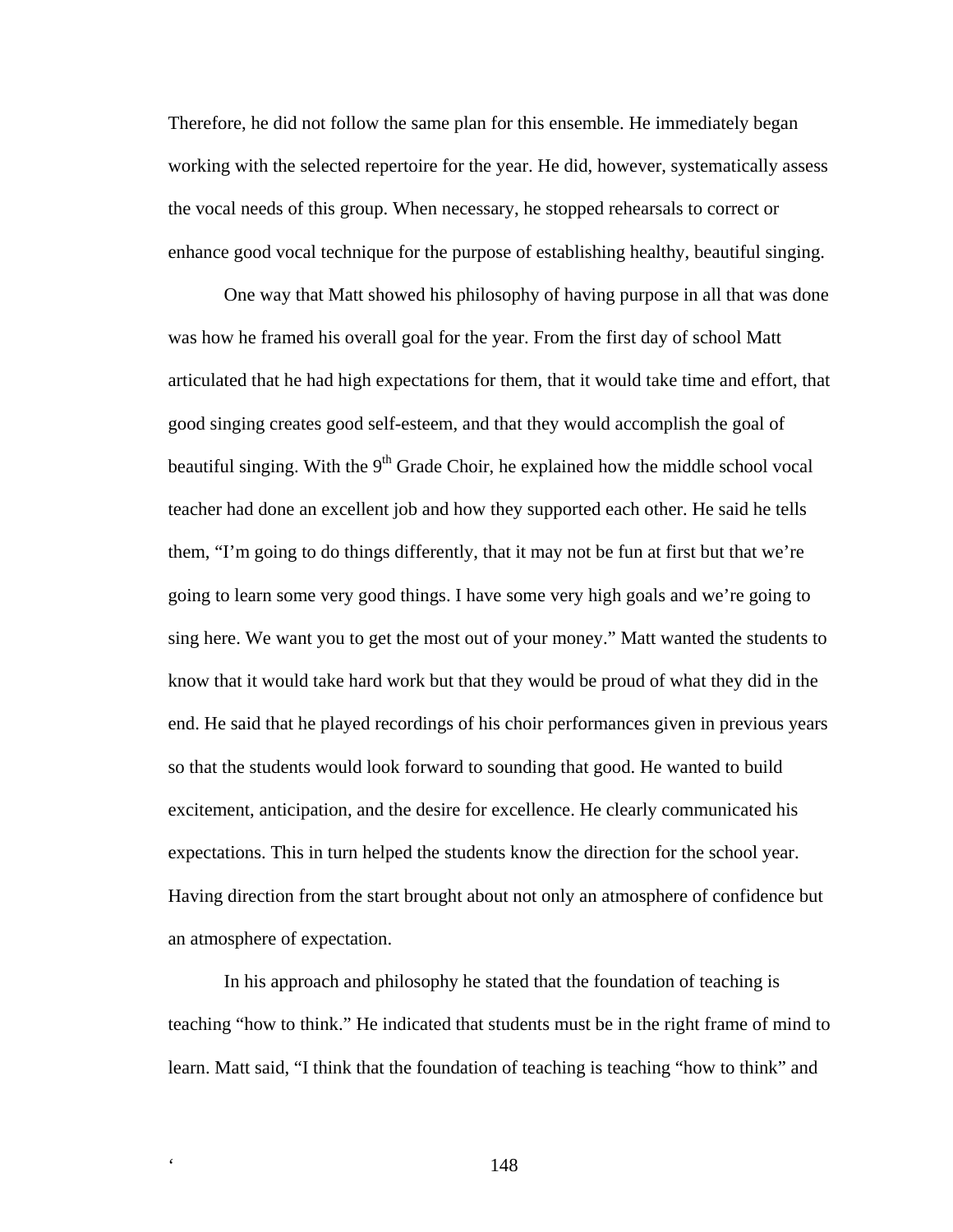Therefore, he did not follow the same plan for this ensemble. He immediately began working with the selected repertoire for the year. He did, however, systematically assess the vocal needs of this group. When necessary, he stopped rehearsals to correct or enhance good vocal technique for the purpose of establishing healthy, beautiful singing.

One way that Matt showed his philosophy of having purpose in all that was done was how he framed his overall goal for the year. From the first day of school Matt articulated that he had high expectations for them, that it would take time and effort, that good singing creates good self-esteem, and that they would accomplish the goal of beautiful singing. With the 9th Grade Choir, he explained how the middle school vocal teacher had done an excellent job and how they supported each other. He said he tells them, "I'm going to do things differently, that it may not be fun at first but that we're going to learn some very good things. I have some very high goals and we're going to sing here. We want you to get the most out of your money." Matt wanted the students to know that it would take hard work but that they would be proud of what they did in the end. He said that he played recordings of his choir performances given in previous years so that the students would look forward to sounding that good. He wanted to build excitement, anticipation, and the desire for excellence. He clearly communicated his expectations. This in turn helped the students know the direction for the school year. Having direction from the start brought about not only an atmosphere of confidence but an atmosphere of expectation.

In his approach and philosophy he stated that the foundation of teaching is teaching "how to think." He indicated that students must be in the right frame of mind to learn. Matt said, "I think that the foundation of teaching is teaching "how to think" and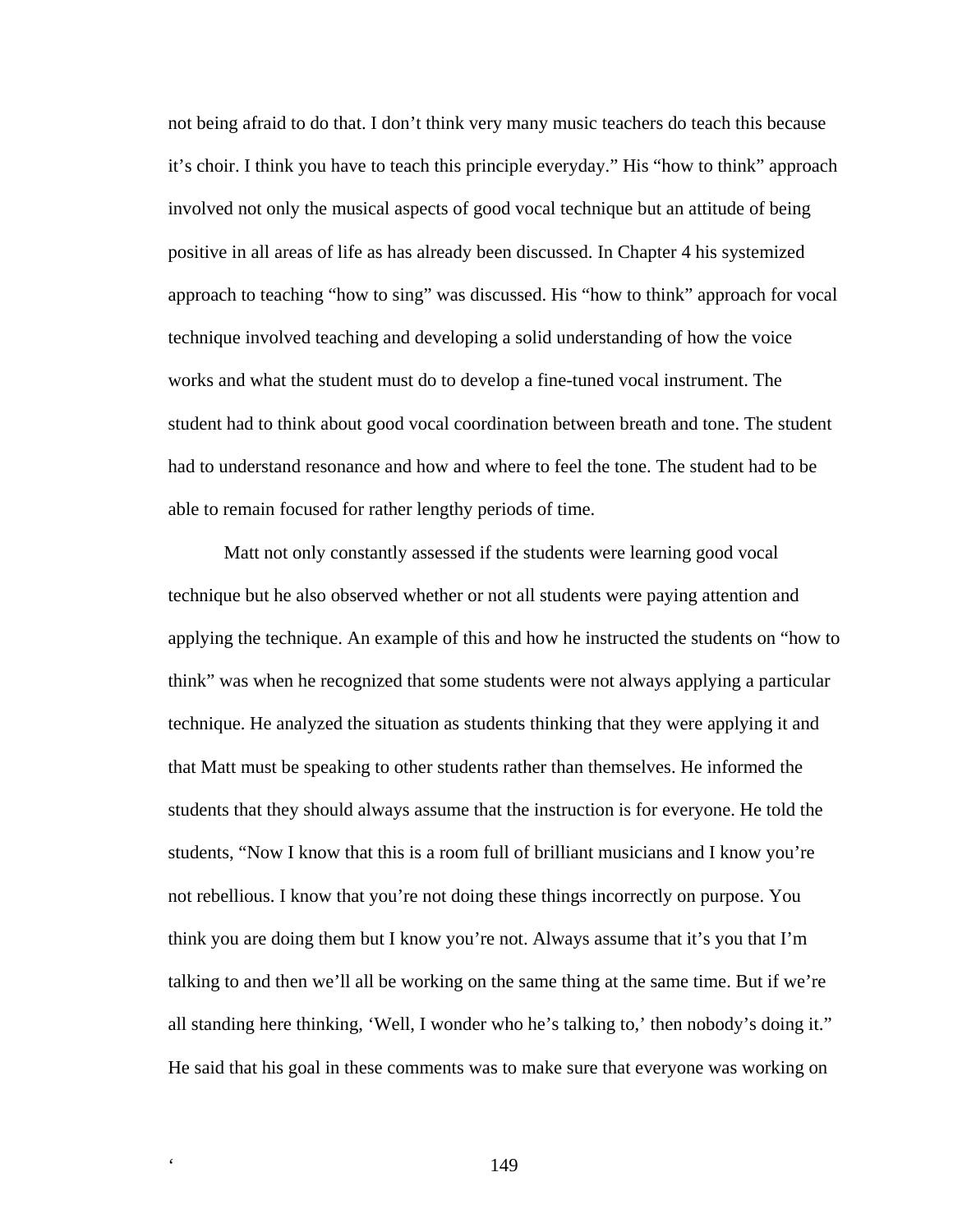not being afraid to do that. I don't think very many music teachers do teach this because it's choir. I think you have to teach this principle everyday." His "how to think" approach involved not only the musical aspects of good vocal technique but an attitude of being positive in all areas of life as has already been discussed. In Chapter 4 his systemized approach to teaching "how to sing" was discussed. His "how to think" approach for vocal technique involved teaching and developing a solid understanding of how the voice works and what the student must do to develop a fine-tuned vocal instrument. The student had to think about good vocal coordination between breath and tone. The student had to understand resonance and how and where to feel the tone. The student had to be able to remain focused for rather lengthy periods of time.

Matt not only constantly assessed if the students were learning good vocal technique but he also observed whether or not all students were paying attention and applying the technique. An example of this and how he instructed the students on "how to think" was when he recognized that some students were not always applying a particular technique. He analyzed the situation as students thinking that they were applying it and that Matt must be speaking to other students rather than themselves. He informed the students that they should always assume that the instruction is for everyone. He told the students, "Now I know that this is a room full of brilliant musicians and I know you're not rebellious. I know that you're not doing these things incorrectly on purpose. You think you are doing them but I know you're not. Always assume that it's you that I'm talking to and then we'll all be working on the same thing at the same time. But if we're all standing here thinking, 'Well, I wonder who he's talking to,' then nobody's doing it." He said that his goal in these comments was to make sure that everyone was working on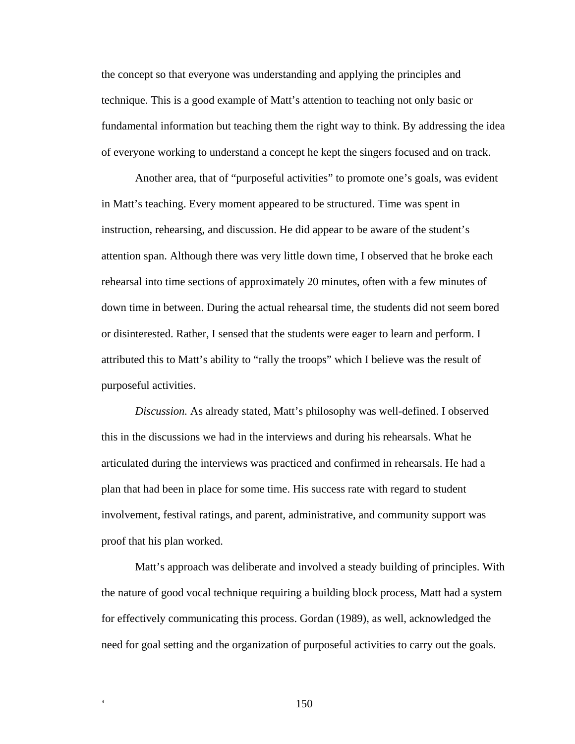the concept so that everyone was understanding and applying the principles and technique. This is a good example of Matt's attention to teaching not only basic or fundamental information but teaching them the right way to think. By addressing the idea of everyone working to understand a concept he kept the singers focused and on track.

Another area, that of "purposeful activities" to promote one's goals, was evident in Matt's teaching. Every moment appeared to be structured. Time was spent in instruction, rehearsing, and discussion. He did appear to be aware of the student's attention span. Although there was very little down time, I observed that he broke each rehearsal into time sections of approximately 20 minutes, often with a few minutes of down time in between. During the actual rehearsal time, the students did not seem bored or disinterested. Rather, I sensed that the students were eager to learn and perform. I attributed this to Matt's ability to "rally the troops" which I believe was the result of purposeful activities.

*Discussion.* As already stated, Matt's philosophy was well-defined. I observed this in the discussions we had in the interviews and during his rehearsals. What he articulated during the interviews was practiced and confirmed in rehearsals. He had a plan that had been in place for some time. His success rate with regard to student involvement, festival ratings, and parent, administrative, and community support was proof that his plan worked.

Matt's approach was deliberate and involved a steady building of principles. With the nature of good vocal technique requiring a building block process, Matt had a system for effectively communicating this process. Gordan (1989), as well, acknowledged the need for goal setting and the organization of purposeful activities to carry out the goals.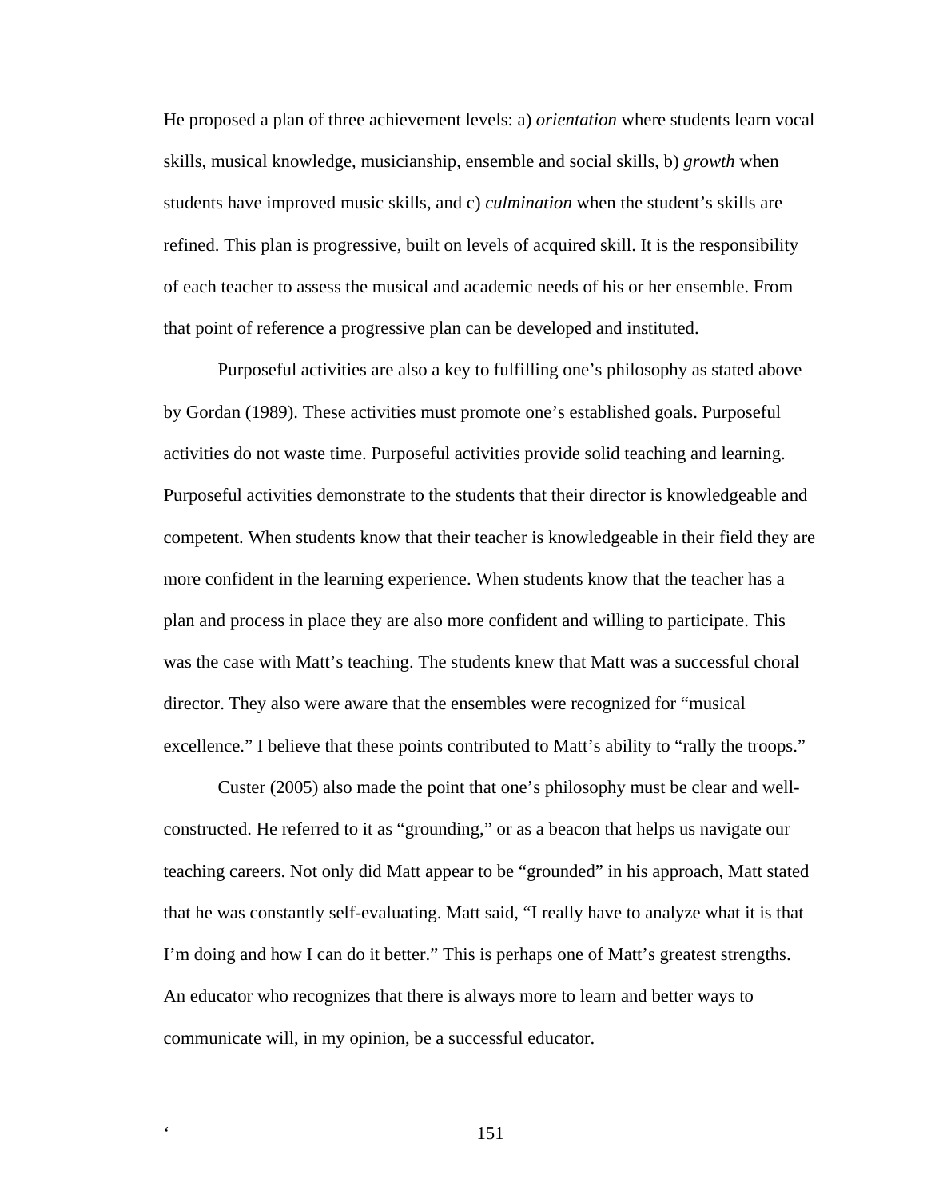He proposed a plan of three achievement levels: a) *orientation* where students learn vocal skills, musical knowledge, musicianship, ensemble and social skills, b) *growth* when students have improved music skills, and c) *culmination* when the student's skills are refined. This plan is progressive, built on levels of acquired skill. It is the responsibility of each teacher to assess the musical and academic needs of his or her ensemble. From that point of reference a progressive plan can be developed and instituted.

Purposeful activities are also a key to fulfilling one's philosophy as stated above by Gordan (1989). These activities must promote one's established goals. Purposeful activities do not waste time. Purposeful activities provide solid teaching and learning. Purposeful activities demonstrate to the students that their director is knowledgeable and competent. When students know that their teacher is knowledgeable in their field they are more confident in the learning experience. When students know that the teacher has a plan and process in place they are also more confident and willing to participate. This was the case with Matt's teaching. The students knew that Matt was a successful choral director. They also were aware that the ensembles were recognized for "musical excellence." I believe that these points contributed to Matt's ability to "rally the troops."

Custer (2005) also made the point that one's philosophy must be clear and well-constructed. He referred to it as "grounding," or as a beacon that helps us navigate our teaching careers. Not only did Matt appear to be "grounded" in his approach, Matt stated that he was constantly self-evaluating. Matt said, "I really have to analyze what it is that I'm doing and how I can do it better." This is perhaps one of Matt's greatest strengths. An educator who recognizes that there is always more to learn and better ways to communicate will, in my opinion, be a successful educator.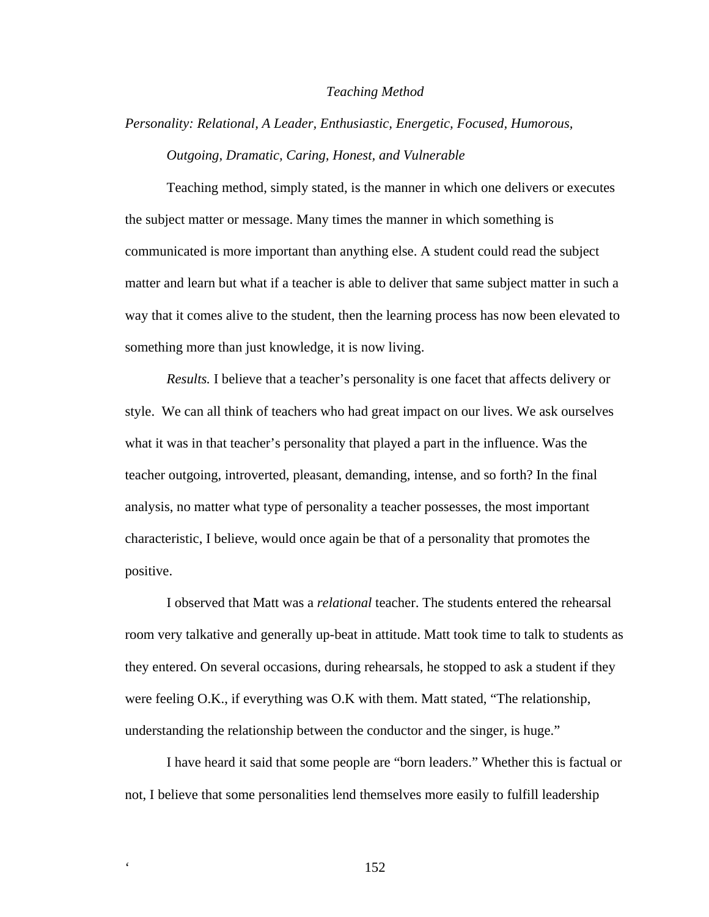*Teaching Method*

*Personality: Relational, A Leader, Enthusiastic, Energetic, Focused, Humorous, Outgoing, Dramatic, Caring, Honest, and Vulnerable*

Teaching method, simply stated, is the manner in which one delivers or executes the subject matter or message. Many times the manner in which something is communicated is more important than anything else. A student could read the subject matter and learn but what if a teacher is able to deliver that same subject matter in such a way that it comes alive to the student, then the learning process has now been elevated to something more than just knowledge, it is now living.

*Results.* I believe that a teacher's personality is one facet that affects delivery or style. We can all think of teachers who had great impact on our lives. We ask ourselves what it was in that teacher's personality that played a part in the influence. Was the teacher outgoing, introverted, pleasant, demanding, intense, and so forth? In the final analysis, no matter what type of personality a teacher possesses, the most important characteristic, I believe, would once again be that of a personality that promotes the positive.

I observed that Matt was a *relational* teacher. The students entered the rehearsal room very talkative and generally up-beat in attitude. Matt took time to talk to students as they entered. On several occasions, during rehearsals, he stopped to ask a student if they were feeling O.K., if everything was O.K with them. Matt stated, "The relationship, understanding the relationship between the conductor and the singer, is huge."

I have heard it said that some people are "born leaders." Whether this is factual or not, I believe that some personalities lend themselves more easily to fulfill leadership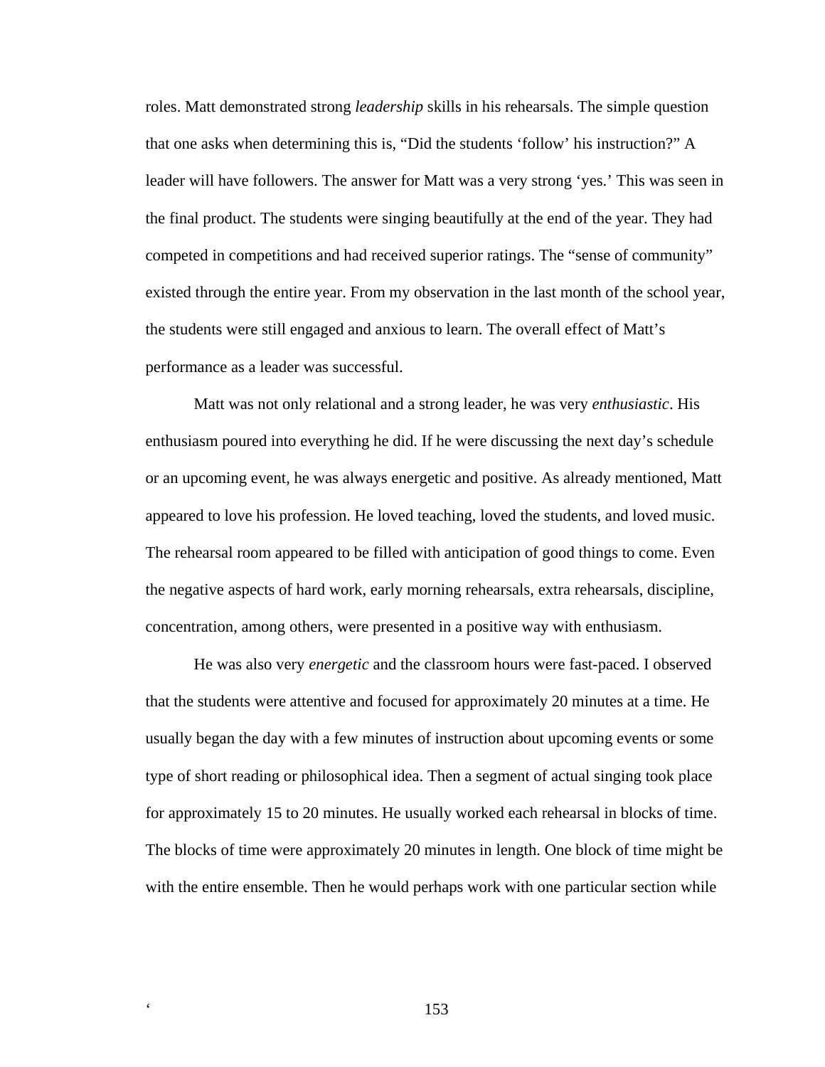roles. Matt demonstrated strong *leadership* skills in his rehearsals. The simple question that one asks when determining this is, "Did the students 'follow' his instruction?" A leader will have followers. The answer for Matt was a very strong 'yes.' This was seen in the final product. The students were singing beautifully at the end of the year. They had competed in competitions and had received superior ratings. The "sense of community" existed through the entire year. From my observation in the last month of the school year, the students were still engaged and anxious to learn. The overall effect of Matt's performance as a leader was successful.

Matt was not only relational and a strong leader, he was very *enthusiastic*. His enthusiasm poured into everything he did. If he were discussing the next day's schedule or an upcoming event, he was always energetic and positive. As already mentioned, Matt appeared to love his profession. He loved teaching, loved the students, and loved music. The rehearsal room appeared to be filled with anticipation of good things to come. Even the negative aspects of hard work, early morning rehearsals, extra rehearsals, discipline, concentration, among others, were presented in a positive way with enthusiasm.

He was also very *energetic* and the classroom hours were fast-paced. I observed that the students were attentive and focused for approximately 20 minutes at a time. He usually began the day with a few minutes of instruction about upcoming events or some type of short reading or philosophical idea. Then a segment of actual singing took place for approximately 15 to 20 minutes. He usually worked each rehearsal in blocks of time. The blocks of time were approximately 20 minutes in length. One block of time might be with the entire ensemble. Then he would perhaps work with one particular section while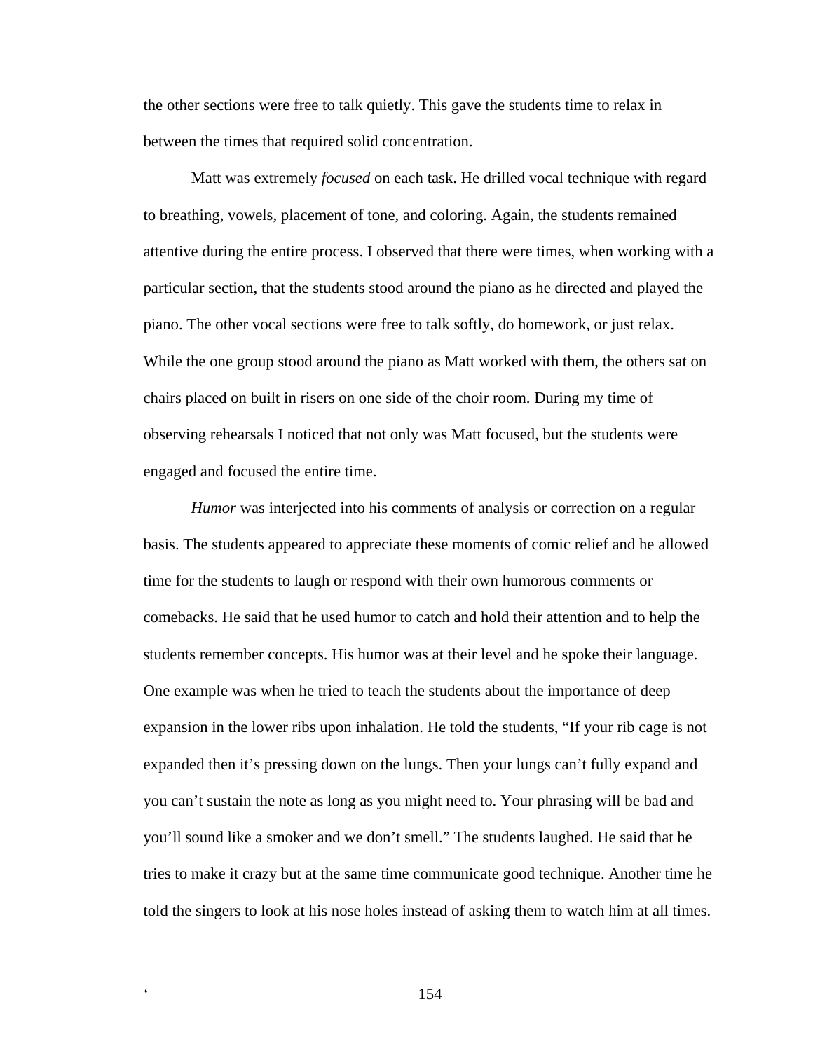the other sections were free to talk quietly. This gave the students time to relax in between the times that required solid concentration.

Matt was extremely *focused* on each task. He drilled vocal technique with regard to breathing, vowels, placement of tone, and coloring. Again, the students remained attentive during the entire process. I observed that there were times, when working with a particular section, that the students stood around the piano as he directed and played the piano. The other vocal sections were free to talk softly, do homework, or just relax. While the one group stood around the piano as Matt worked with them, the others sat on chairs placed on built in risers on one side of the choir room. During my time of observing rehearsals I noticed that not only was Matt focused, but the students were engaged and focused the entire time.

*Humor* was interjected into his comments of analysis or correction on a regular basis. The students appeared to appreciate these moments of comic relief and he allowed time for the students to laugh or respond with their own humorous comments or comebacks. He said that he used humor to catch and hold their attention and to help the students remember concepts. His humor was at their level and he spoke their language. One example was when he tried to teach the students about the importance of deep expansion in the lower ribs upon inhalation. He told the students, "If your rib cage is not expanded then it's pressing down on the lungs. Then your lungs can't fully expand and you can't sustain the note as long as you might need to. Your phrasing will be bad and you'll sound like a smoker and we don't smell." The students laughed. He said that he tries to make it crazy but at the same time communicate good technique. Another time he told the singers to look at his nose holes instead of asking them to watch him at all times.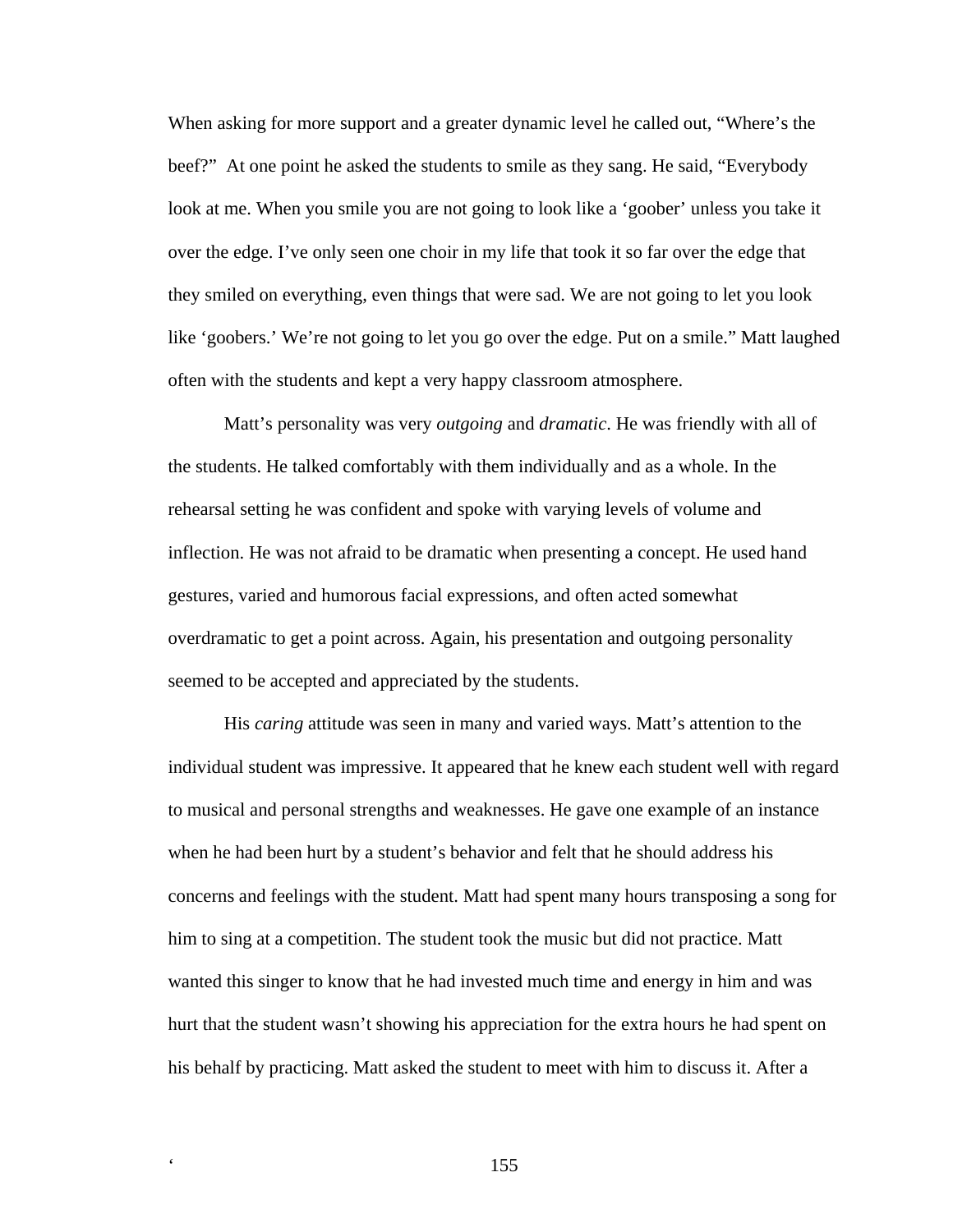When asking for more support and a greater dynamic level he called out, “Where’s the beef?” At one point he asked the students to smile as they sang. He said, “Everybody look at me. When you smile you are not going to look like a ‘goober’ unless you take it over the edge. I’ve only seen one choir in my life that took it so far over the edge that they smiled on everything, even things that were sad. We are not going to let you look like ‘goobers.’ We’re not going to let you go over the edge. Put on a smile.” Matt laughed often with the students and kept a very happy classroom atmosphere.

Matt’s personality was very *outgoing* and *dramatic*. He was friendly with all of the students. He talked comfortably with them individually and as a whole. In the rehearsal setting he was confident and spoke with varying levels of volume and inflection. He was not afraid to be dramatic when presenting a concept. He used hand gestures, varied and humorous facial expressions, and often acted somewhat overdramatic to get a point across. Again, his presentation and outgoing personality seemed to be accepted and appreciated by the students.

His *caring* attitude was seen in many and varied ways. Matt’s attention to the individual student was impressive. It appeared that he knew each student well with regard to musical and personal strengths and weaknesses. He gave one example of an instance when he had been hurt by a student’s behavior and felt that he should address his concerns and feelings with the student. Matt had spent many hours transposing a song for him to sing at a competition. The student took the music but did not practice. Matt wanted this singer to know that he had invested much time and energy in him and was hurt that the student wasn’t showing his appreciation for the extra hours he had spent on his behalf by practicing. Matt asked the student to meet with him to discuss it. After a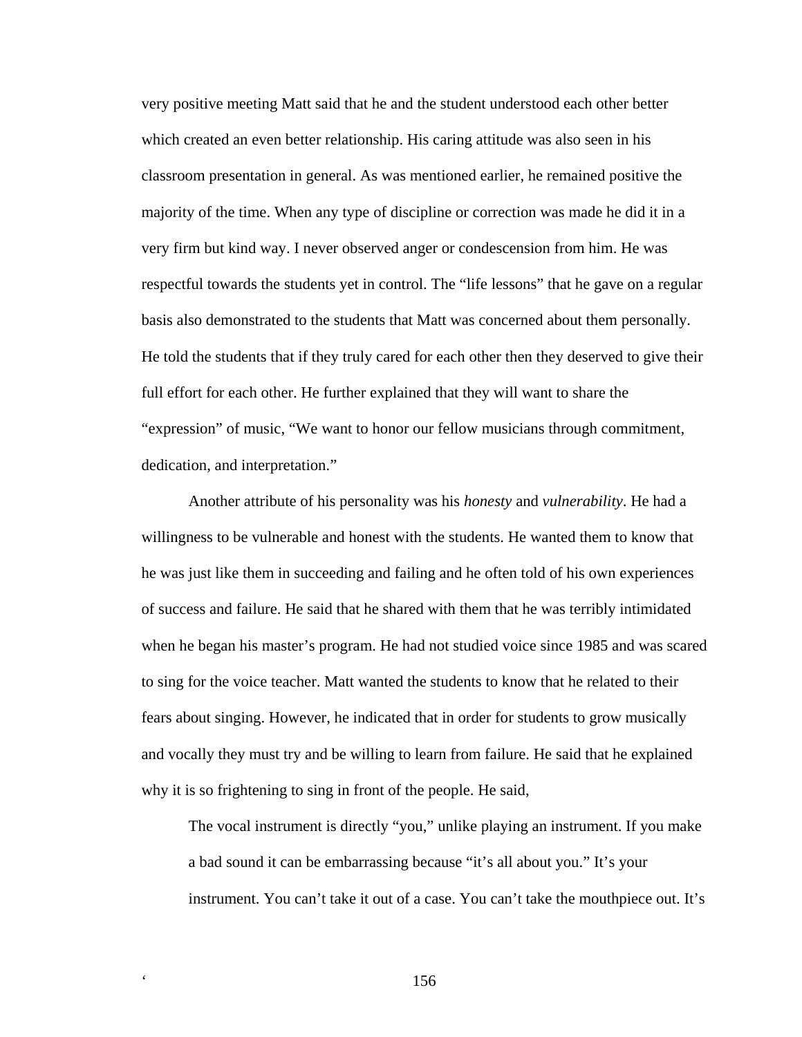very positive meeting Matt said that he and the student understood each other better which created an even better relationship. His caring attitude was also seen in his classroom presentation in general. As was mentioned earlier, he remained positive the majority of the time. When any type of discipline or correction was made he did it in a very firm but kind way. I never observed anger or condescension from him. He was respectful towards the students yet in control. The "life lessons" that he gave on a regular basis also demonstrated to the students that Matt was concerned about them personally. He told the students that if they truly cared for each other then they deserved to give their full effort for each other. He further explained that they will want to share the "expression" of music, "We want to honor our fellow musicians through commitment, dedication, and interpretation."

Another attribute of his personality was his *honesty* and *vulnerability*. He had a willingness to be vulnerable and honest with the students. He wanted them to know that he was just like them in succeeding and failing and he often told of his own experiences of success and failure. He said that he shared with them that he was terribly intimidated when he began his master's program. He had not studied voice since 1985 and was scared to sing for the voice teacher. Matt wanted the students to know that he related to their fears about singing. However, he indicated that in order for students to grow musically and vocally they must try and be willing to learn from failure. He said that he explained why it is so frightening to sing in front of the people. He said,

> The vocal instrument is directly "you," unlike playing an instrument. If you make a bad sound it can be embarrassing because "it's all about you." It's your instrument. You can't take it out of a case. You can't take the mouthpiece out. It's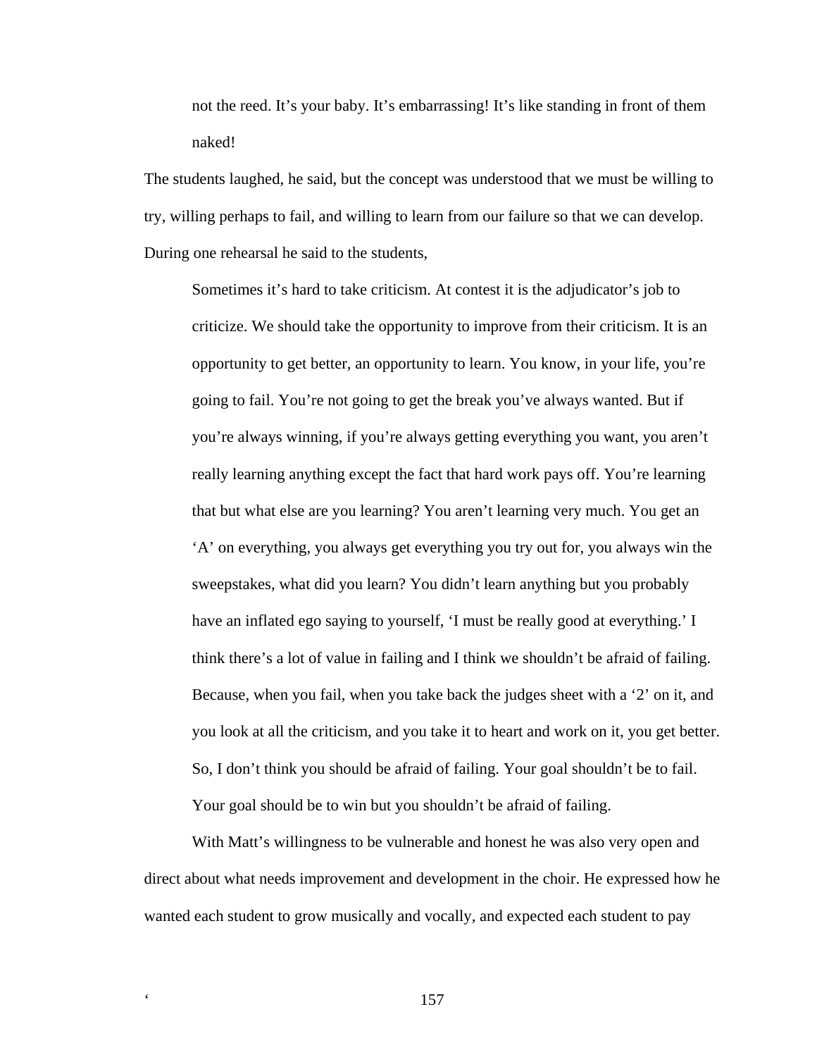> not the reed. It's your baby. It's embarrassing! It's like standing in front of them naked!

The students laughed, he said, but the concept was understood that we must be willing to try, willing perhaps to fail, and willing to learn from our failure so that we can develop. During one rehearsal he said to the students,

> Sometimes it's hard to take criticism. At contest it is the adjudicator's job to criticize. We should take the opportunity to improve from their criticism. It is an opportunity to get better, an opportunity to learn. You know, in your life, you're going to fail. You're not going to get the break you've always wanted. But if you're always winning, if you're always getting everything you want, you aren't really learning anything except the fact that hard work pays off. You're learning that but what else are you learning? You aren't learning very much. You get an 'A' on everything, you always get everything you try out for, you always win the sweepstakes, what did you learn? You didn't learn anything but you probably have an inflated ego saying to yourself, 'I must be really good at everything.' I think there's a lot of value in failing and I think we shouldn't be afraid of failing. Because, when you fail, when you take back the judges sheet with a '2' on it, and you look at all the criticism, and you take it to heart and work on it, you get better. So, I don't think you should be afraid of failing. Your goal shouldn't be to fail. Your goal should be to win but you shouldn't be afraid of failing.

With Matt's willingness to be vulnerable and honest he was also very open and direct about what needs improvement and development in the choir. He expressed how he wanted each student to grow musically and vocally, and expected each student to pay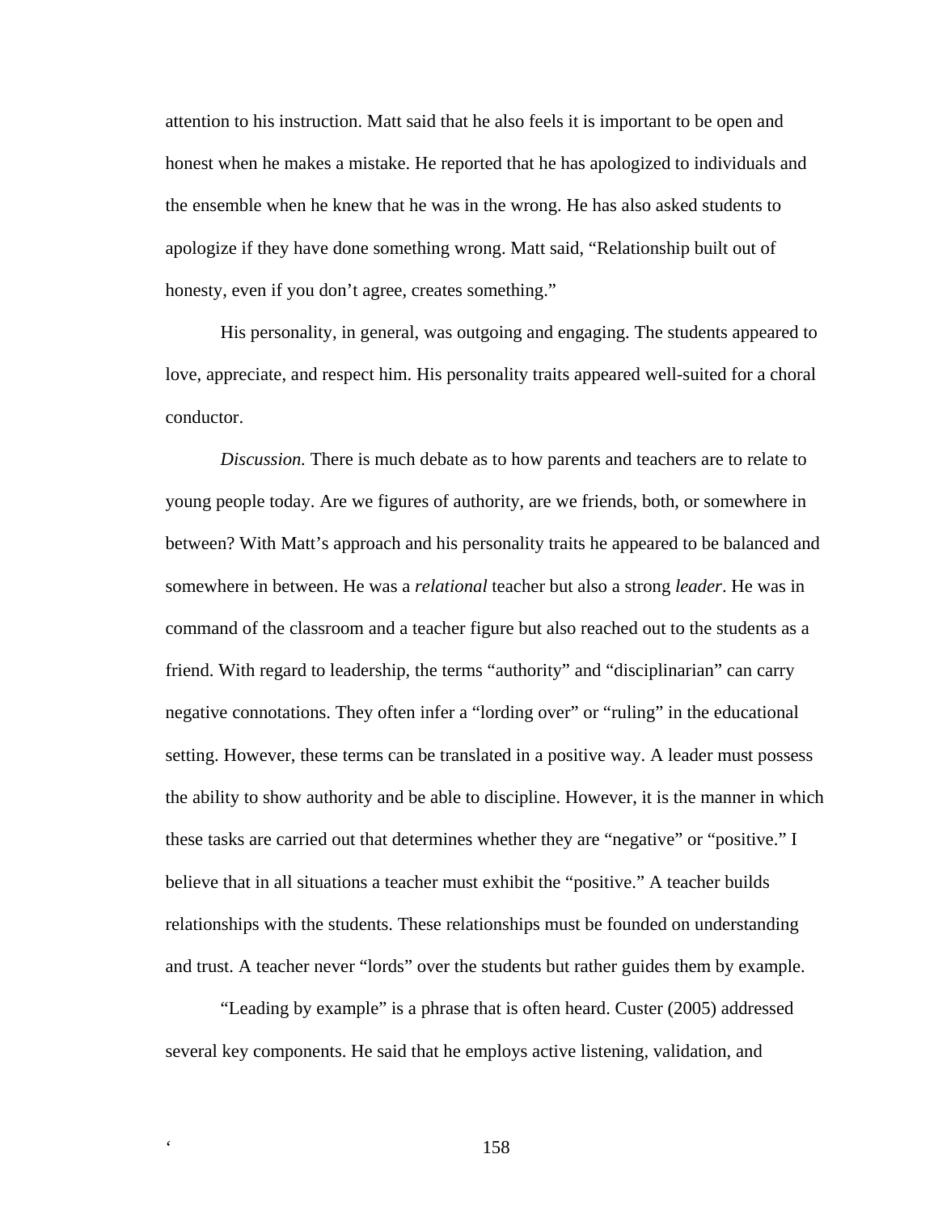attention to his instruction. Matt said that he also feels it is important to be open and honest when he makes a mistake. He reported that he has apologized to individuals and the ensemble when he knew that he was in the wrong. He has also asked students to apologize if they have done something wrong. Matt said, "Relationship built out of honesty, even if you don't agree, creates something."

His personality, in general, was outgoing and engaging. The students appeared to love, appreciate, and respect him. His personality traits appeared well-suited for a choral conductor.

*Discussion.* There is much debate as to how parents and teachers are to relate to young people today. Are we figures of authority, are we friends, both, or somewhere in between? With Matt's approach and his personality traits he appeared to be balanced and somewhere in between. He was a *relational* teacher but also a strong *leader*. He was in command of the classroom and a teacher figure but also reached out to the students as a friend. With regard to leadership, the terms "authority" and "disciplinarian" can carry negative connotations. They often infer a "lording over" or "ruling" in the educational setting. However, these terms can be translated in a positive way. A leader must possess the ability to show authority and be able to discipline. However, it is the manner in which these tasks are carried out that determines whether they are "negative" or "positive." I believe that in all situations a teacher must exhibit the "positive." A teacher builds relationships with the students. These relationships must be founded on understanding and trust. A teacher never "lords" over the students but rather guides them by example.

"Leading by example" is a phrase that is often heard. Custer (2005) addressed several key components. He said that he employs active listening, validation, and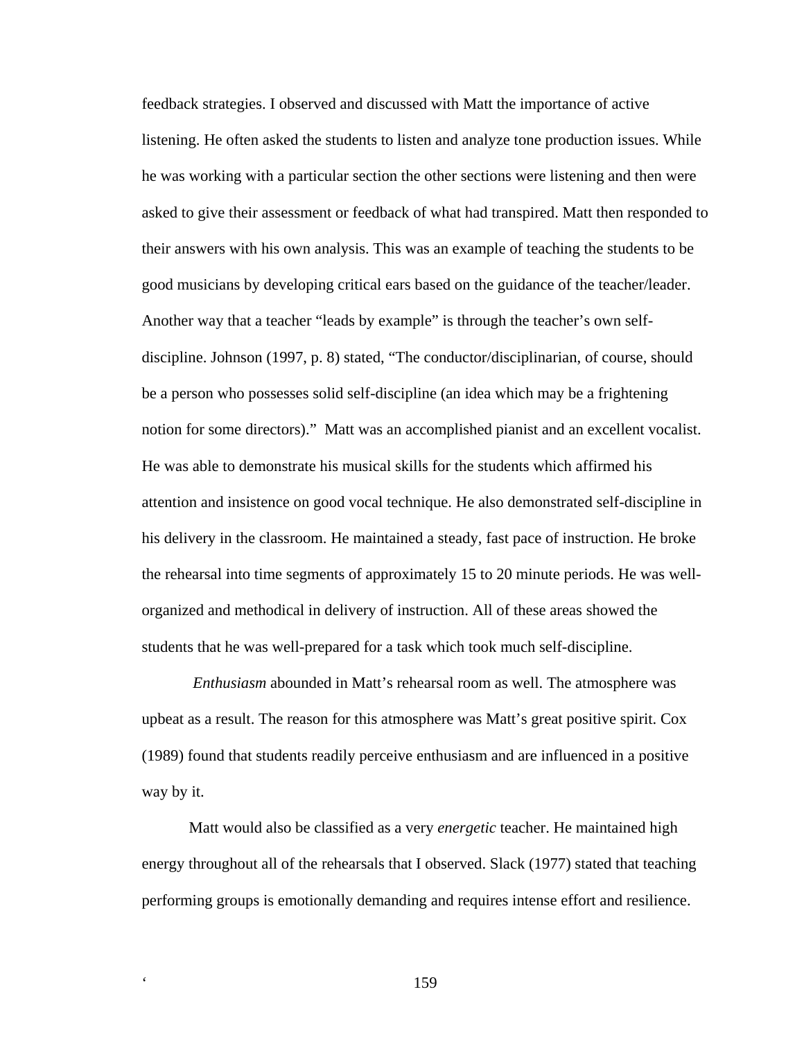feedback strategies. I observed and discussed with Matt the importance of active listening. He often asked the students to listen and analyze tone production issues. While he was working with a particular section the other sections were listening and then were asked to give their assessment or feedback of what had transpired. Matt then responded to their answers with his own analysis. This was an example of teaching the students to be good musicians by developing critical ears based on the guidance of the teacher/leader. Another way that a teacher "leads by example" is through the teacher's own self-discipline. Johnson (1997, p. 8) stated, "The conductor/disciplinarian, of course, should be a person who possesses solid self-discipline (an idea which may be a frightening notion for some directors)." Matt was an accomplished pianist and an excellent vocalist. He was able to demonstrate his musical skills for the students which affirmed his attention and insistence on good vocal technique. He also demonstrated self-discipline in his delivery in the classroom. He maintained a steady, fast pace of instruction. He broke the rehearsal into time segments of approximately 15 to 20 minute periods. He was well-organized and methodical in delivery of instruction. All of these areas showed the students that he was well-prepared for a task which took much self-discipline.

*Enthusiasm* abounded in Matt's rehearsal room as well. The atmosphere was upbeat as a result. The reason for this atmosphere was Matt's great positive spirit. Cox (1989) found that students readily perceive enthusiasm and are influenced in a positive way by it.

Matt would also be classified as a very *energetic* teacher. He maintained high energy throughout all of the rehearsals that I observed. Slack (1977) stated that teaching performing groups is emotionally demanding and requires intense effort and resilience.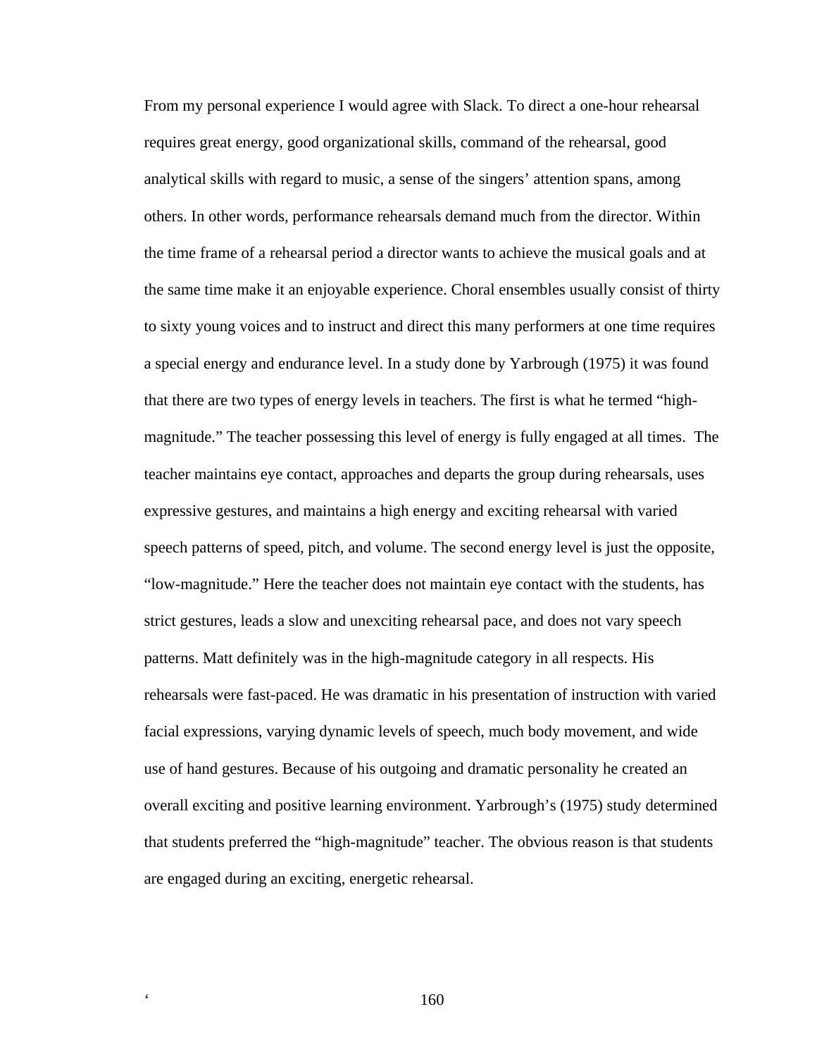From my personal experience I would agree with Slack. To direct a one-hour rehearsal requires great energy, good organizational skills, command of the rehearsal, good analytical skills with regard to music, a sense of the singers' attention spans, among others. In other words, performance rehearsals demand much from the director. Within the time frame of a rehearsal period a director wants to achieve the musical goals and at the same time make it an enjoyable experience. Choral ensembles usually consist of thirty to sixty young voices and to instruct and direct this many performers at one time requires a special energy and endurance level. In a study done by Yarbrough (1975) it was found that there are two types of energy levels in teachers. The first is what he termed "high-magnitude." The teacher possessing this level of energy is fully engaged at all times. The teacher maintains eye contact, approaches and departs the group during rehearsals, uses expressive gestures, and maintains a high energy and exciting rehearsal with varied speech patterns of speed, pitch, and volume. The second energy level is just the opposite, "low-magnitude." Here the teacher does not maintain eye contact with the students, has strict gestures, leads a slow and unexciting rehearsal pace, and does not vary speech patterns. Matt definitely was in the high-magnitude category in all respects. His rehearsals were fast-paced. He was dramatic in his presentation of instruction with varied facial expressions, varying dynamic levels of speech, much body movement, and wide use of hand gestures. Because of his outgoing and dramatic personality he created an overall exciting and positive learning environment. Yarbrough's (1975) study determined that students preferred the "high-magnitude" teacher. The obvious reason is that students are engaged during an exciting, energetic rehearsal.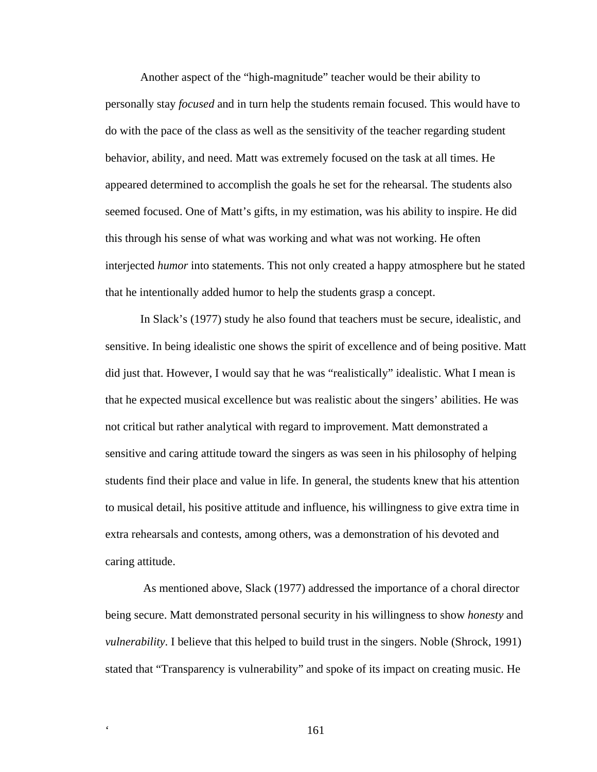Another aspect of the "high-magnitude" teacher would be their ability to personally stay *focused* and in turn help the students remain focused. This would have to do with the pace of the class as well as the sensitivity of the teacher regarding student behavior, ability, and need. Matt was extremely focused on the task at all times. He appeared determined to accomplish the goals he set for the rehearsal. The students also seemed focused. One of Matt's gifts, in my estimation, was his ability to inspire. He did this through his sense of what was working and what was not working. He often interjected *humor* into statements. This not only created a happy atmosphere but he stated that he intentionally added humor to help the students grasp a concept.

In Slack's (1977) study he also found that teachers must be secure, idealistic, and sensitive. In being idealistic one shows the spirit of excellence and of being positive. Matt did just that. However, I would say that he was "realistically" idealistic. What I mean is that he expected musical excellence but was realistic about the singers' abilities. He was not critical but rather analytical with regard to improvement. Matt demonstrated a sensitive and caring attitude toward the singers as was seen in his philosophy of helping students find their place and value in life. In general, the students knew that his attention to musical detail, his positive attitude and influence, his willingness to give extra time in extra rehearsals and contests, among others, was a demonstration of his devoted and caring attitude.

As mentioned above, Slack (1977) addressed the importance of a choral director being secure. Matt demonstrated personal security in his willingness to show *honesty* and *vulnerability*. I believe that this helped to build trust in the singers. Noble (Shrock, 1991) stated that "Transparency is vulnerability" and spoke of its impact on creating music. He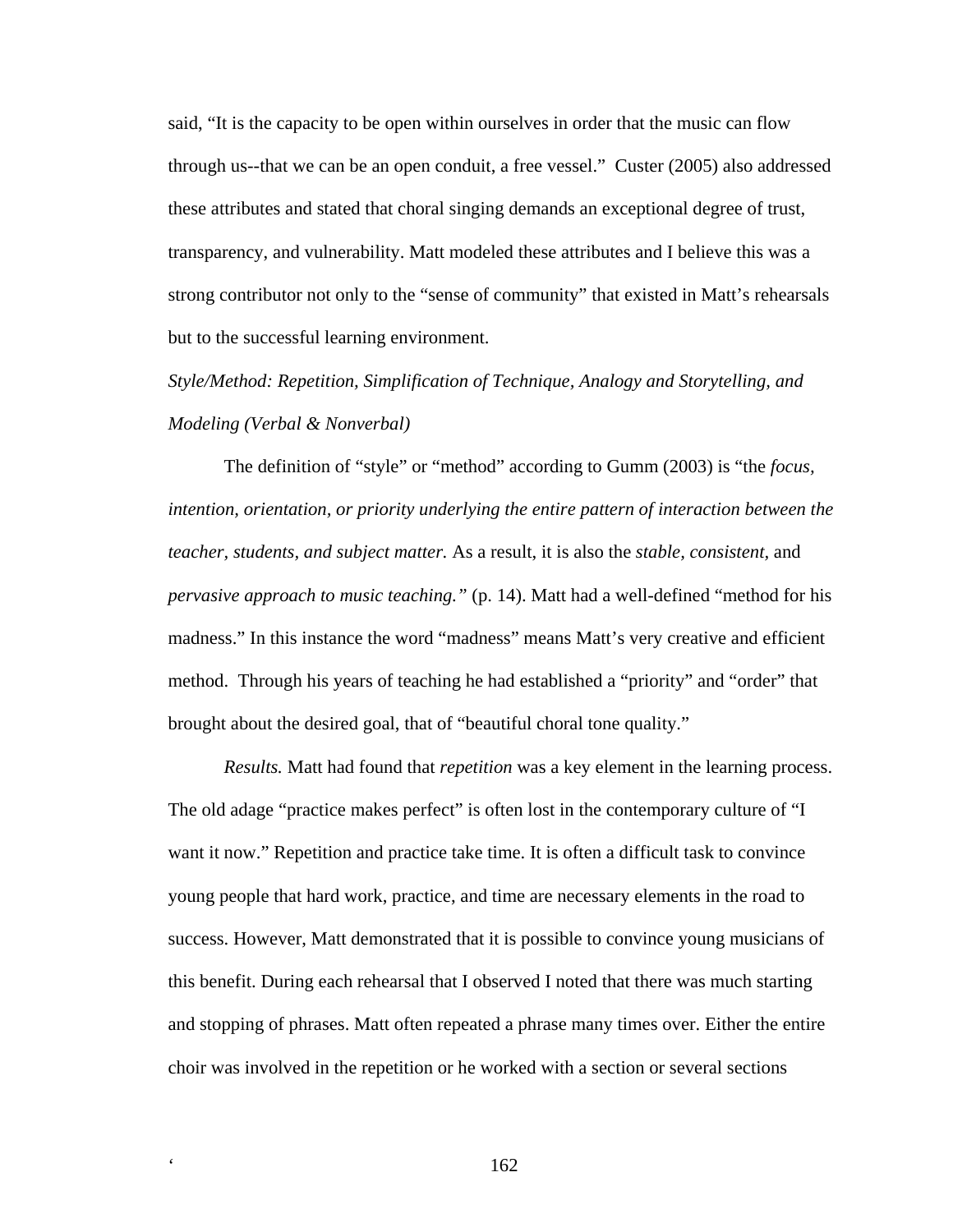said, “It is the capacity to be open within ourselves in order that the music can flow through us--that we can be an open conduit, a free vessel.” Custer (2005) also addressed these attributes and stated that choral singing demands an exceptional degree of trust, transparency, and vulnerability. Matt modeled these attributes and I believe this was a strong contributor not only to the “sense of community” that existed in Matt’s rehearsals but to the successful learning environment.

*Style/Method: Repetition, Simplification of Technique, Analogy and Storytelling, and Modeling (Verbal & Nonverbal)*

The definition of “style” or “method” according to Gumm (2003) is “the *focus, intention, orientation, or priority underlying the entire pattern of interaction between the teacher, students, and subject matter.* As a result, it is also the *stable, consistent,* and *pervasive approach to music teaching.”* (p. 14). Matt had a well-defined “method for his madness.” In this instance the word “madness” means Matt’s very creative and efficient method. Through his years of teaching he had established a “priority” and “order” that brought about the desired goal, that of “beautiful choral tone quality.”

*Results.* Matt had found that *repetition* was a key element in the learning process. The old adage “practice makes perfect” is often lost in the contemporary culture of “I want it now.” Repetition and practice take time. It is often a difficult task to convince young people that hard work, practice, and time are necessary elements in the road to success. However, Matt demonstrated that it is possible to convince young musicians of this benefit. During each rehearsal that I observed I noted that there was much starting and stopping of phrases. Matt often repeated a phrase many times over. Either the entire choir was involved in the repetition or he worked with a section or several sections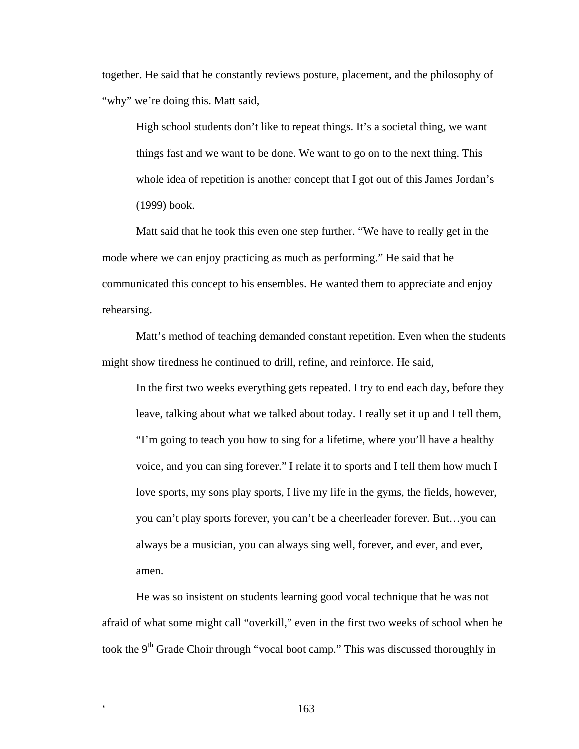together. He said that he constantly reviews posture, placement, and the philosophy of "why" we're doing this. Matt said,

> High school students don't like to repeat things. It's a societal thing, we want things fast and we want to be done. We want to go on to the next thing. This whole idea of repetition is another concept that I got out of this James Jordan's (1999) book.

Matt said that he took this even one step further. "We have to really get in the mode where we can enjoy practicing as much as performing." He said that he communicated this concept to his ensembles. He wanted them to appreciate and enjoy rehearsing.

Matt's method of teaching demanded constant repetition. Even when the students might show tiredness he continued to drill, refine, and reinforce. He said,

> In the first two weeks everything gets repeated. I try to end each day, before they leave, talking about what we talked about today. I really set it up and I tell them, "I'm going to teach you how to sing for a lifetime, where you'll have a healthy voice, and you can sing forever." I relate it to sports and I tell them how much I love sports, my sons play sports, I live my life in the gyms, the fields, however, you can't play sports forever, you can't be a cheerleader forever. But…you can always be a musician, you can always sing well, forever, and ever, and ever, amen.

He was so insistent on students learning good vocal technique that he was not afraid of what some might call "overkill," even in the first two weeks of school when he took the 9th Grade Choir through "vocal boot camp." This was discussed thoroughly in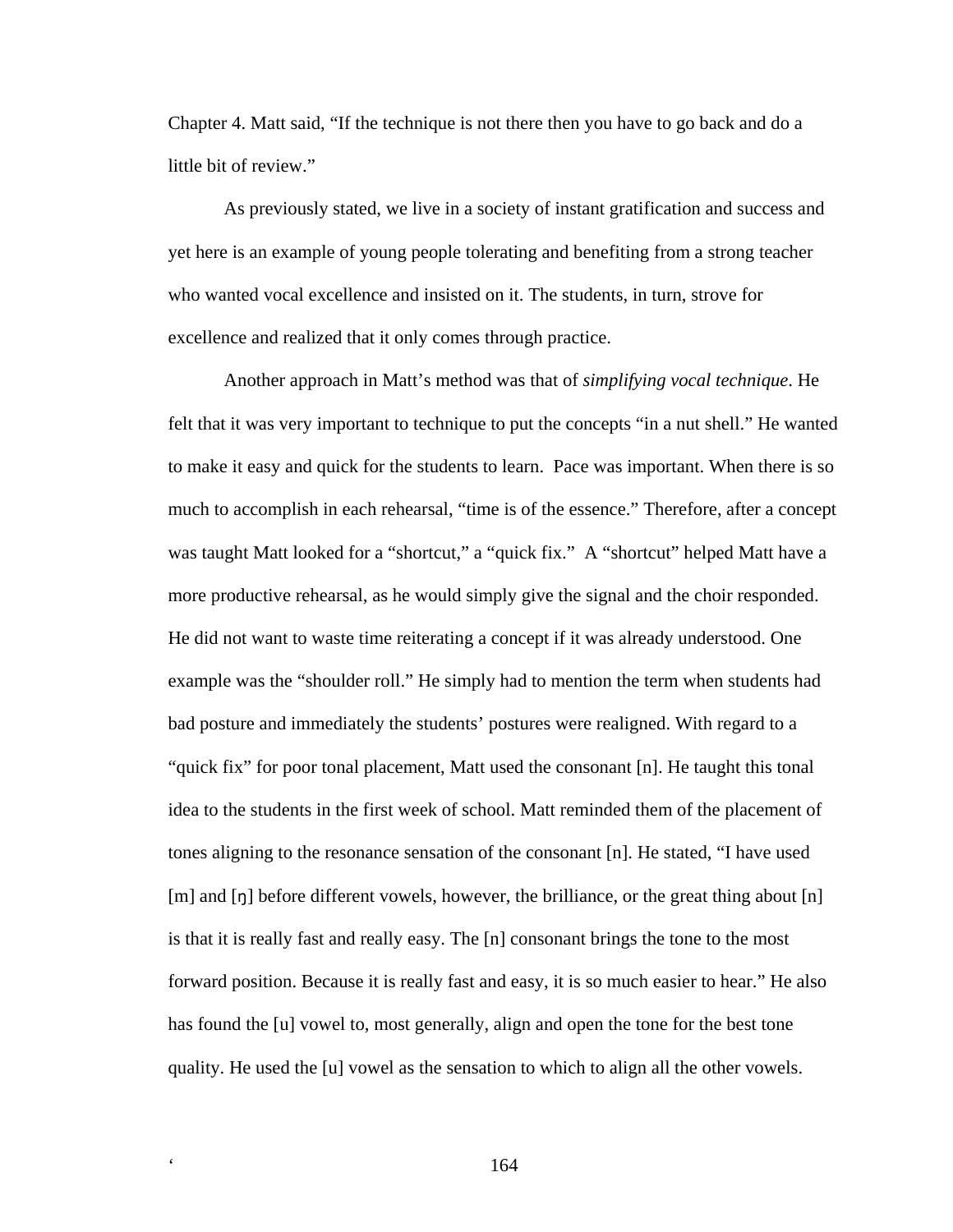Chapter 4. Matt said, “If the technique is not there then you have to go back and do a little bit of review.”

As previously stated, we live in a society of instant gratification and success and yet here is an example of young people tolerating and benefiting from a strong teacher who wanted vocal excellence and insisted on it. The students, in turn, strove for excellence and realized that it only comes through practice.

Another approach in Matt’s method was that of *simplifying vocal technique*. He felt that it was very important to technique to put the concepts “in a nut shell.” He wanted to make it easy and quick for the students to learn. Pace was important. When there is so much to accomplish in each rehearsal, “time is of the essence.” Therefore, after a concept was taught Matt looked for a “shortcut,” a “quick fix.” A “shortcut” helped Matt have a more productive rehearsal, as he would simply give the signal and the choir responded. He did not want to waste time reiterating a concept if it was already understood. One example was the “shoulder roll.” He simply had to mention the term when students had bad posture and immediately the students’ postures were realigned. With regard to a “quick fix” for poor tonal placement, Matt used the consonant [n]. He taught this tonal idea to the students in the first week of school. Matt reminded them of the placement of tones aligning to the resonance sensation of the consonant [n]. He stated, “I have used [m] and [ŋ] before different vowels, however, the brilliance, or the great thing about [n] is that it is really fast and really easy. The [n] consonant brings the tone to the most forward position. Because it is really fast and easy, it is so much easier to hear.” He also has found the [u] vowel to, most generally, align and open the tone for the best tone quality. He used the [u] vowel as the sensation to which to align all the other vowels.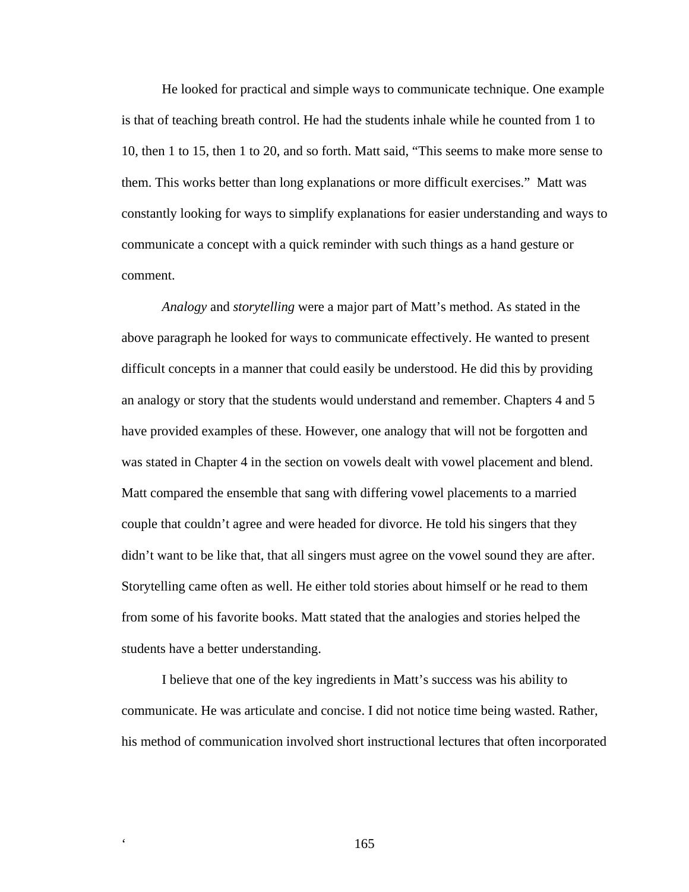He looked for practical and simple ways to communicate technique. One example is that of teaching breath control. He had the students inhale while he counted from 1 to 10, then 1 to 15, then 1 to 20, and so forth. Matt said, "This seems to make more sense to them. This works better than long explanations or more difficult exercises." Matt was constantly looking for ways to simplify explanations for easier understanding and ways to communicate a concept with a quick reminder with such things as a hand gesture or comment.

*Analogy* and *storytelling* were a major part of Matt's method. As stated in the above paragraph he looked for ways to communicate effectively. He wanted to present difficult concepts in a manner that could easily be understood. He did this by providing an analogy or story that the students would understand and remember. Chapters 4 and 5 have provided examples of these. However, one analogy that will not be forgotten and was stated in Chapter 4 in the section on vowels dealt with vowel placement and blend. Matt compared the ensemble that sang with differing vowel placements to a married couple that couldn't agree and were headed for divorce. He told his singers that they didn't want to be like that, that all singers must agree on the vowel sound they are after. Storytelling came often as well. He either told stories about himself or he read to them from some of his favorite books. Matt stated that the analogies and stories helped the students have a better understanding.

I believe that one of the key ingredients in Matt's success was his ability to communicate. He was articulate and concise. I did not notice time being wasted. Rather, his method of communication involved short instructional lectures that often incorporated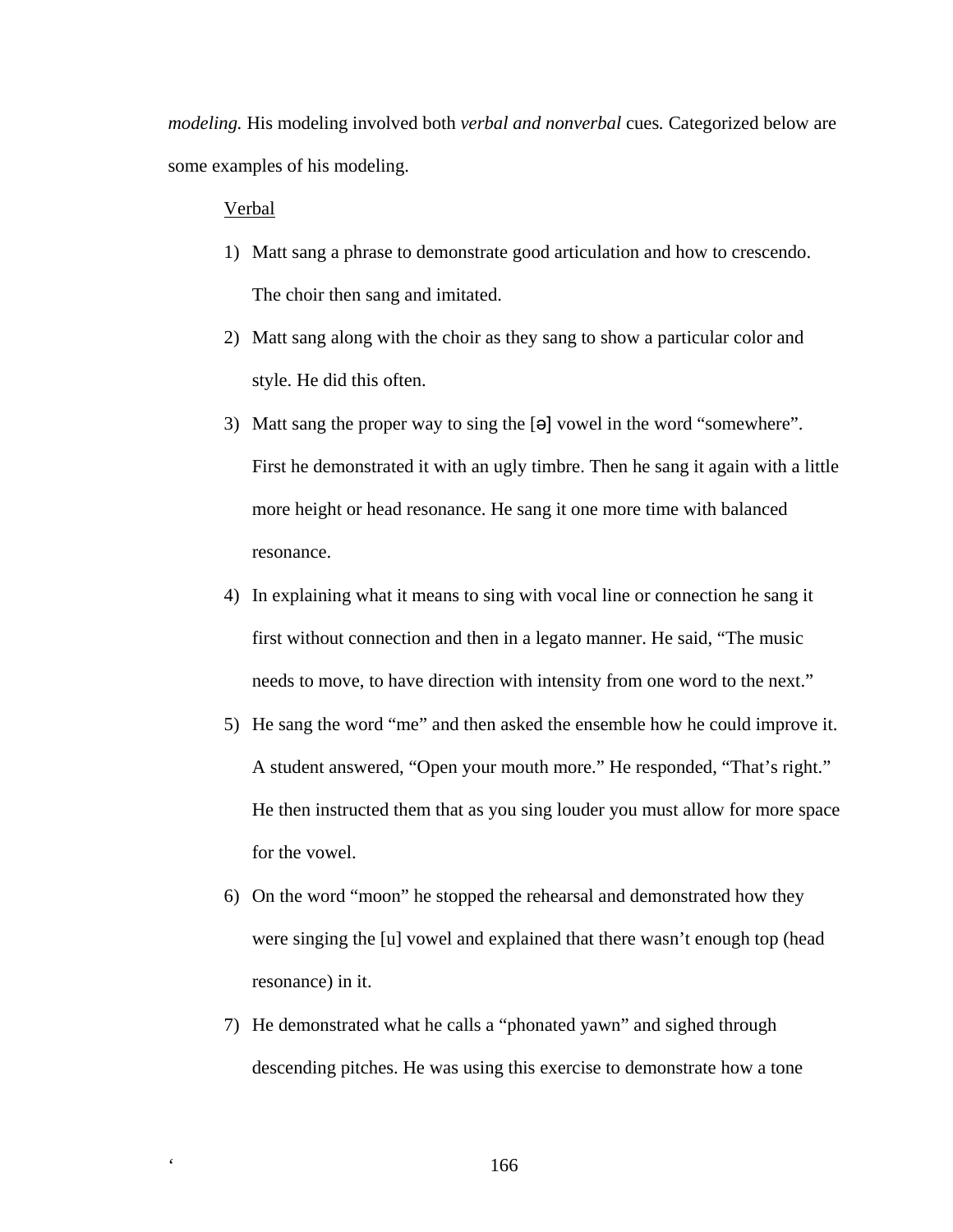*modeling.* His modeling involved both *verbal and nonverbal* cues*.* Categorized below are some examples of his modeling.

<u>Verbal</u>

1) Matt sang a phrase to demonstrate good articulation and how to crescendo. The choir then sang and imitated.
2) Matt sang along with the choir as they sang to show a particular color and style. He did this often.
3) Matt sang the proper way to sing the [ə] vowel in the word "somewhere". First he demonstrated it with an ugly timbre. Then he sang it again with a little more height or head resonance. He sang it one more time with balanced resonance.
4) In explaining what it means to sing with vocal line or connection he sang it first without connection and then in a legato manner. He said, "The music needs to move, to have direction with intensity from one word to the next."
5) He sang the word "me" and then asked the ensemble how he could improve it. A student answered, "Open your mouth more." He responded, "That's right." He then instructed them that as you sing louder you must allow for more space for the vowel.
6) On the word "moon" he stopped the rehearsal and demonstrated how they were singing the [u] vowel and explained that there wasn't enough top (head resonance) in it.
7) He demonstrated what he calls a "phonated yawn" and sighed through descending pitches. He was using this exercise to demonstrate how a tone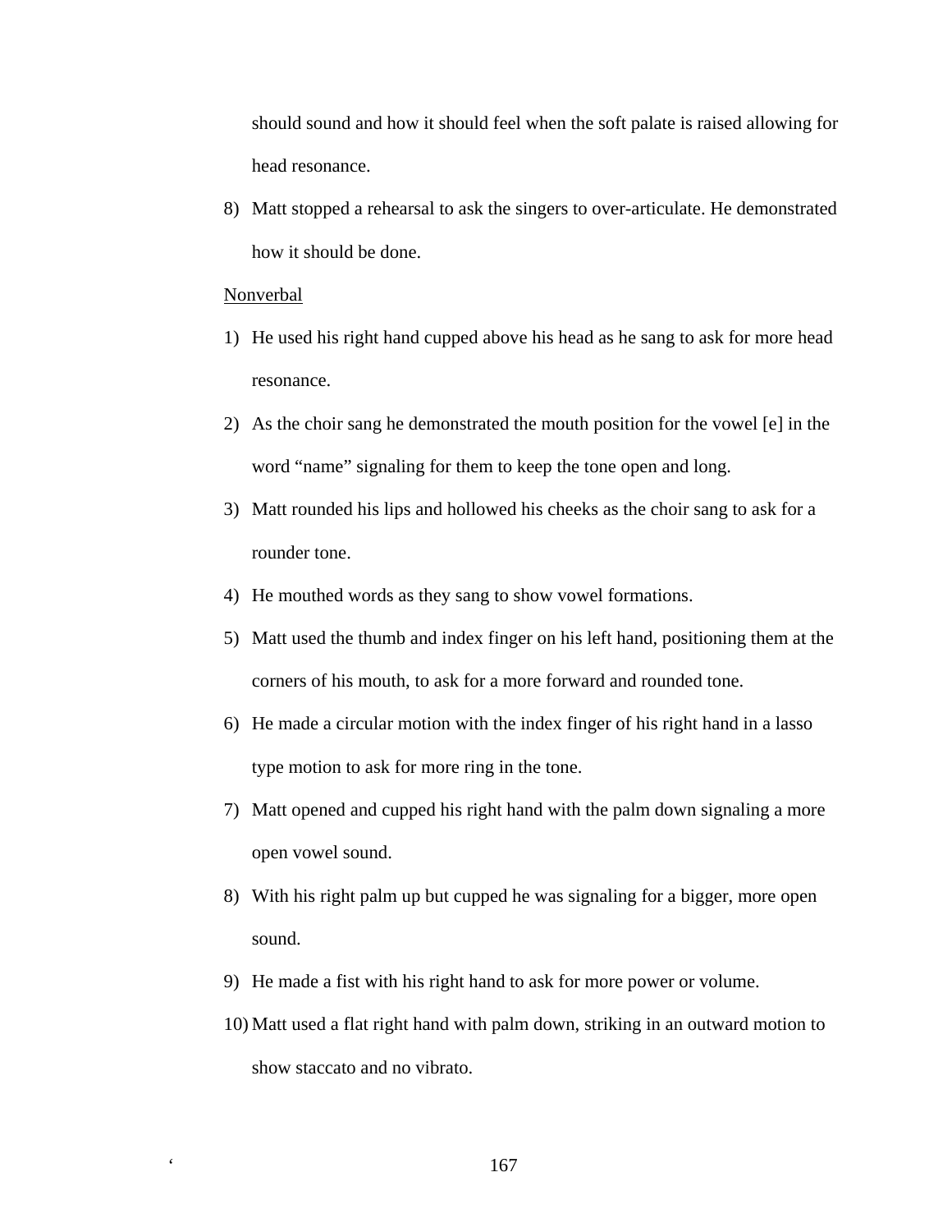should sound and how it should feel when the soft palate is raised allowing for head resonance.

8) Matt stopped a rehearsal to ask the singers to over-articulate. He demonstrated how it should be done.

<u>Nonverbal</u>

1) He used his right hand cupped above his head as he sang to ask for more head resonance.
2) As the choir sang he demonstrated the mouth position for the vowel [e] in the word “name” signaling for them to keep the tone open and long.
3) Matt rounded his lips and hollowed his cheeks as the choir sang to ask for a rounder tone.
4) He mouthed words as they sang to show vowel formations.
5) Matt used the thumb and index finger on his left hand, positioning them at the corners of his mouth, to ask for a more forward and rounded tone.
6) He made a circular motion with the index finger of his right hand in a lasso type motion to ask for more ring in the tone.
7) Matt opened and cupped his right hand with the palm down signaling a more open vowel sound.
8) With his right palm up but cupped he was signaling for a bigger, more open sound.
9) He made a fist with his right hand to ask for more power or volume.
10) Matt used a flat right hand with palm down, striking in an outward motion to show staccato and no vibrato.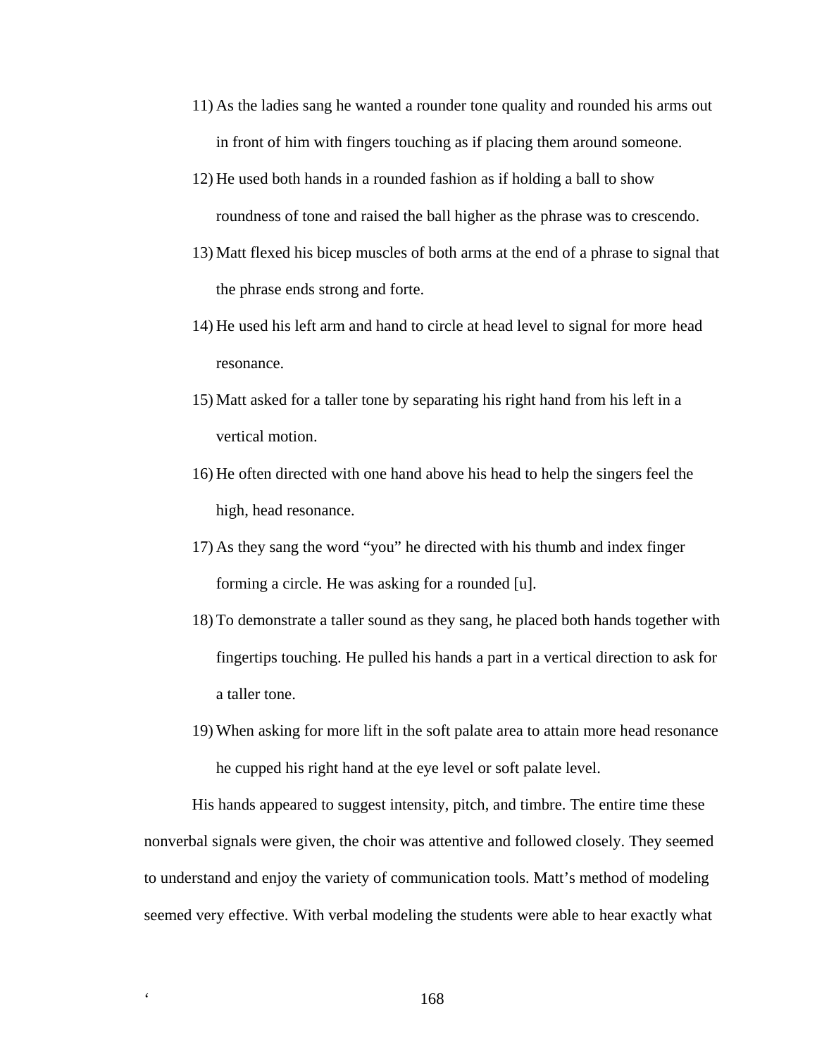11) As the ladies sang he wanted a rounder tone quality and rounded his arms out in front of him with fingers touching as if placing them around someone.
12) He used both hands in a rounded fashion as if holding a ball to show roundness of tone and raised the ball higher as the phrase was to crescendo.
13) Matt flexed his bicep muscles of both arms at the end of a phrase to signal that the phrase ends strong and forte.
14) He used his left arm and hand to circle at head level to signal for more head resonance.
15) Matt asked for a taller tone by separating his right hand from his left in a vertical motion.
16) He often directed with one hand above his head to help the singers feel the high, head resonance.
17) As they sang the word "you" he directed with his thumb and index finger forming a circle. He was asking for a rounded [u].
18) To demonstrate a taller sound as they sang, he placed both hands together with fingertips touching. He pulled his hands a part in a vertical direction to ask for a taller tone.
19) When asking for more lift in the soft palate area to attain more head resonance he cupped his right hand at the eye level or soft palate level.

His hands appeared to suggest intensity, pitch, and timbre. The entire time these nonverbal signals were given, the choir was attentive and followed closely. They seemed to understand and enjoy the variety of communication tools. Matt's method of modeling seemed very effective. With verbal modeling the students were able to hear exactly what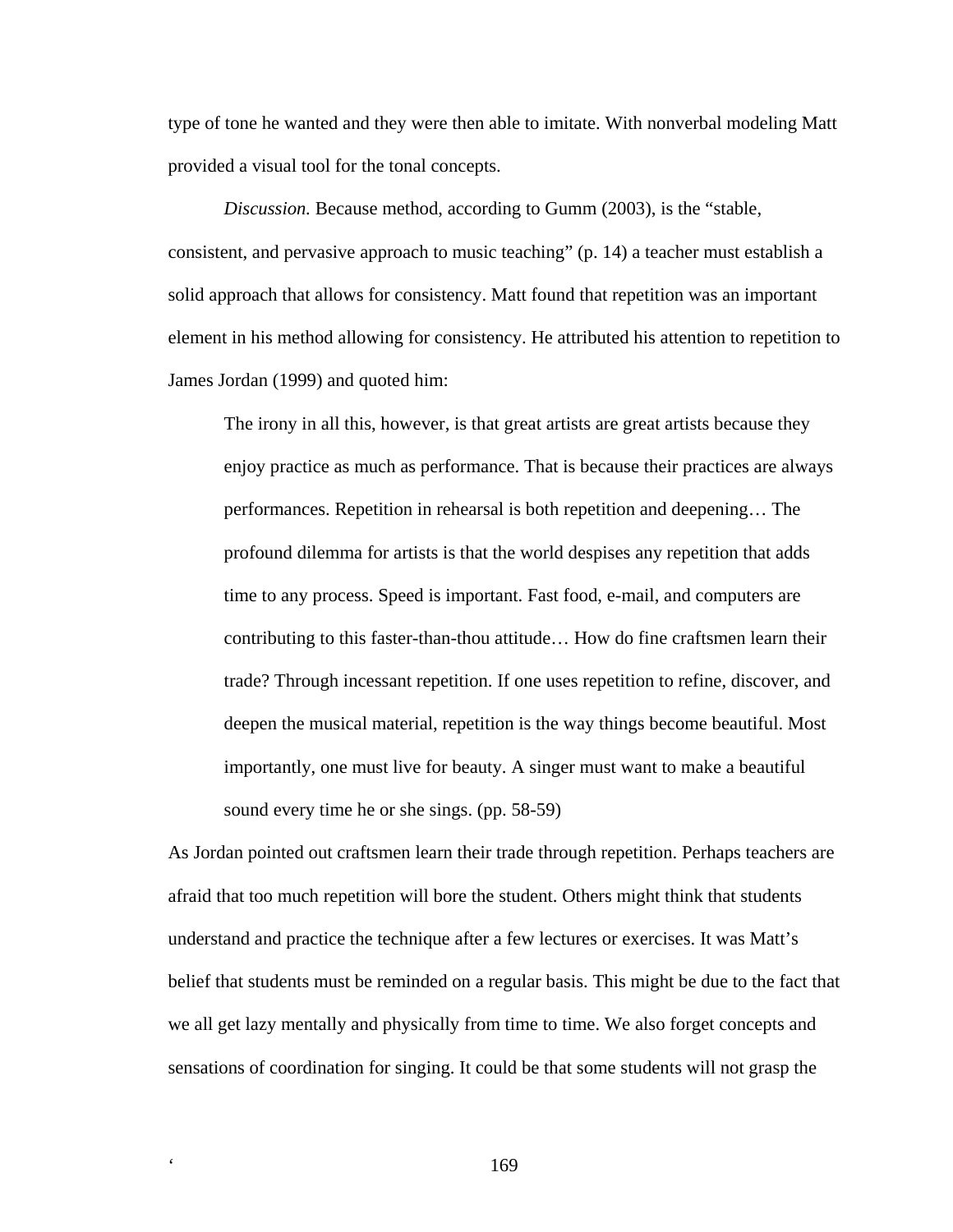type of tone he wanted and they were then able to imitate. With nonverbal modeling Matt provided a visual tool for the tonal concepts.

*Discussion.* Because method, according to Gumm (2003), is the "stable, consistent, and pervasive approach to music teaching" (p. 14) a teacher must establish a solid approach that allows for consistency. Matt found that repetition was an important element in his method allowing for consistency. He attributed his attention to repetition to James Jordan (1999) and quoted him:

> The irony in all this, however, is that great artists are great artists because they enjoy practice as much as performance. That is because their practices are always performances. Repetition in rehearsal is both repetition and deepening… The profound dilemma for artists is that the world despises any repetition that adds time to any process. Speed is important. Fast food, e-mail, and computers are contributing to this faster-than-thou attitude… How do fine craftsmen learn their trade? Through incessant repetition. If one uses repetition to refine, discover, and deepen the musical material, repetition is the way things become beautiful. Most importantly, one must live for beauty. A singer must want to make a beautiful sound every time he or she sings. (pp. 58-59)

As Jordan pointed out craftsmen learn their trade through repetition. Perhaps teachers are afraid that too much repetition will bore the student. Others might think that students understand and practice the technique after a few lectures or exercises. It was Matt's belief that students must be reminded on a regular basis. This might be due to the fact that we all get lazy mentally and physically from time to time. We also forget concepts and sensations of coordination for singing. It could be that some students will not grasp the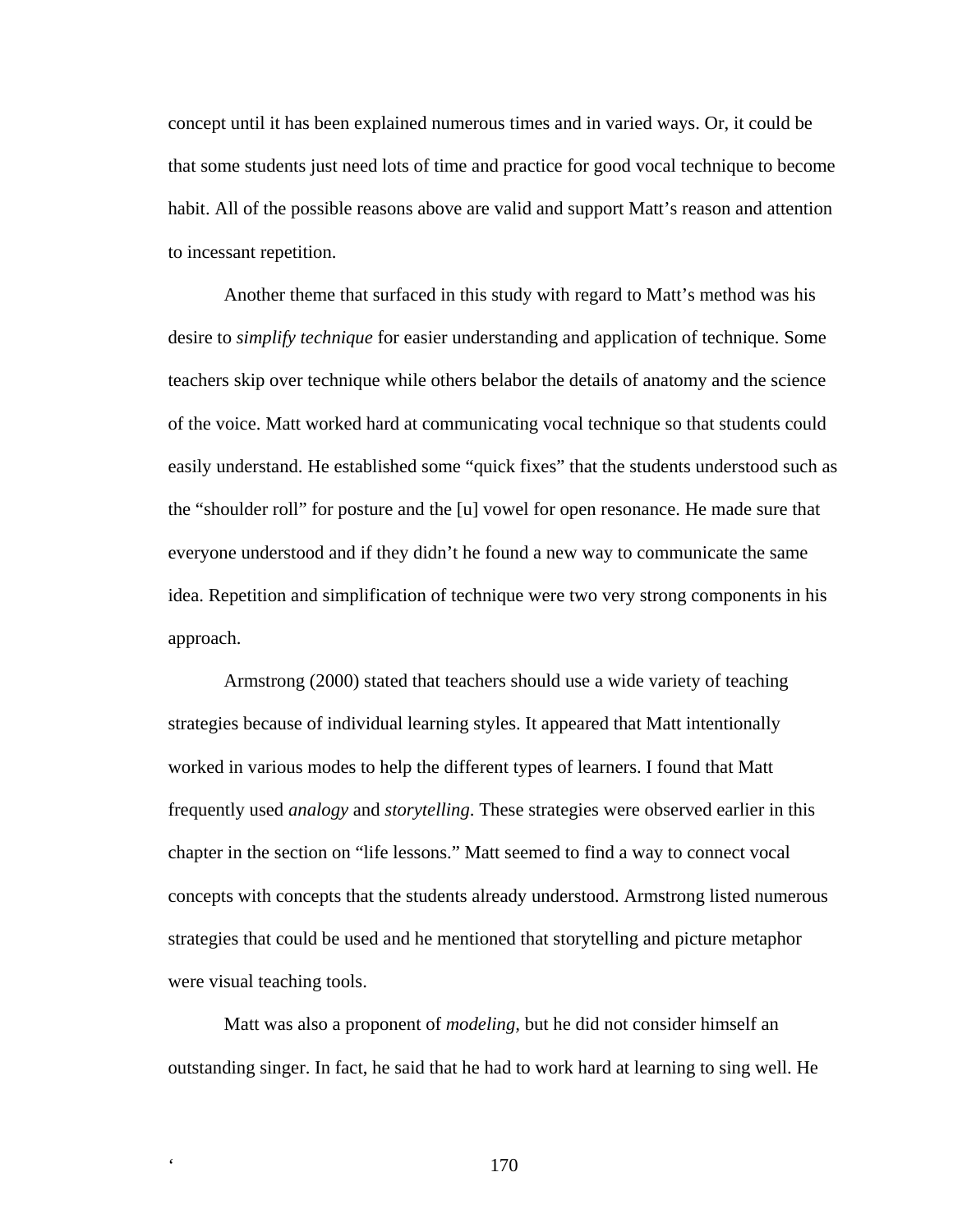concept until it has been explained numerous times and in varied ways. Or, it could be that some students just need lots of time and practice for good vocal technique to become habit. All of the possible reasons above are valid and support Matt's reason and attention to incessant repetition.

Another theme that surfaced in this study with regard to Matt's method was his desire to *simplify technique* for easier understanding and application of technique. Some teachers skip over technique while others belabor the details of anatomy and the science of the voice. Matt worked hard at communicating vocal technique so that students could easily understand. He established some "quick fixes" that the students understood such as the "shoulder roll" for posture and the [u] vowel for open resonance. He made sure that everyone understood and if they didn't he found a new way to communicate the same idea. Repetition and simplification of technique were two very strong components in his approach.

Armstrong (2000) stated that teachers should use a wide variety of teaching strategies because of individual learning styles. It appeared that Matt intentionally worked in various modes to help the different types of learners. I found that Matt frequently used *analogy* and *storytelling*. These strategies were observed earlier in this chapter in the section on "life lessons." Matt seemed to find a way to connect vocal concepts with concepts that the students already understood. Armstrong listed numerous strategies that could be used and he mentioned that storytelling and picture metaphor were visual teaching tools.

Matt was also a proponent of *modeling*, but he did not consider himself an outstanding singer. In fact, he said that he had to work hard at learning to sing well. He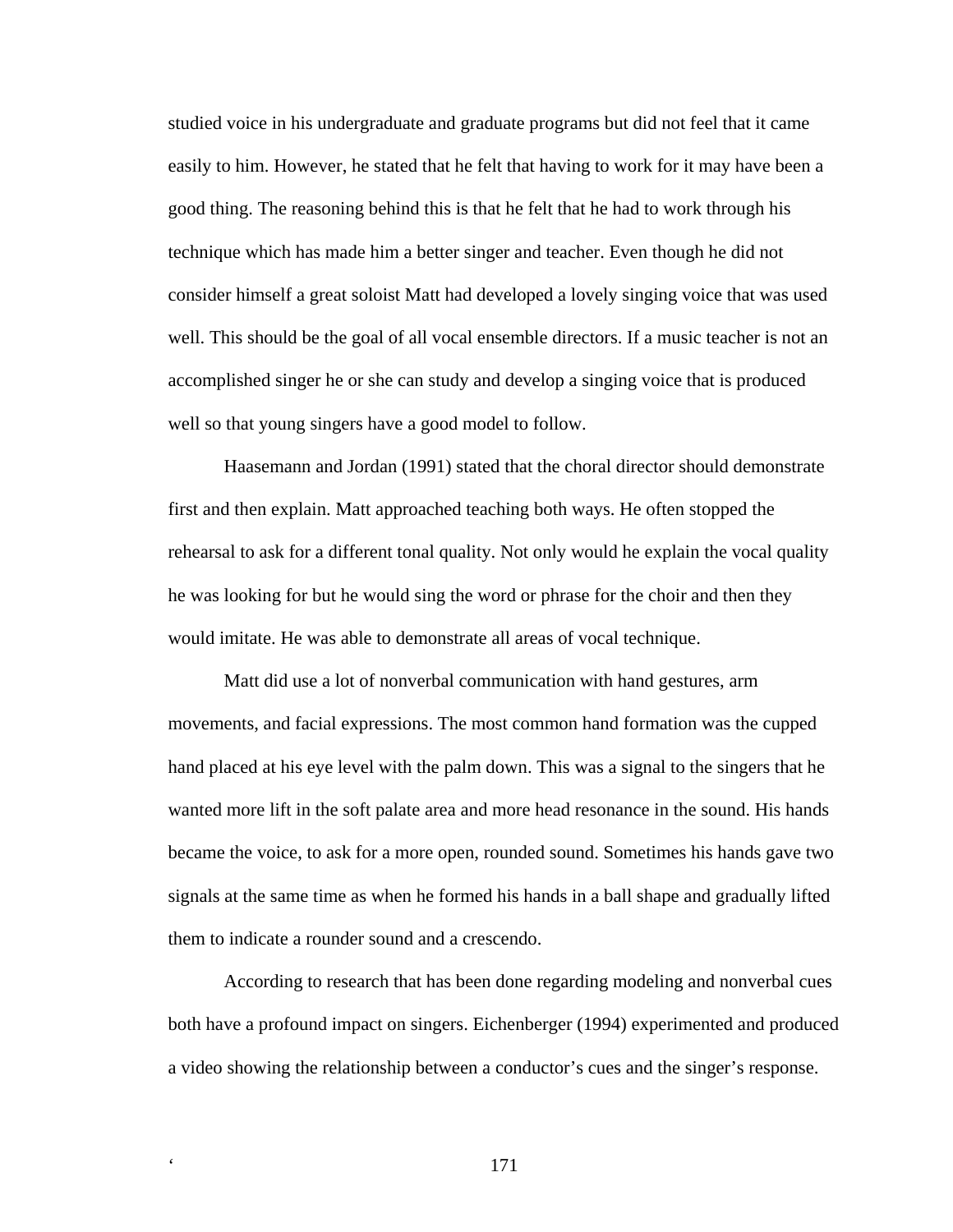studied voice in his undergraduate and graduate programs but did not feel that it came easily to him. However, he stated that he felt that having to work for it may have been a good thing. The reasoning behind this is that he felt that he had to work through his technique which has made him a better singer and teacher. Even though he did not consider himself a great soloist Matt had developed a lovely singing voice that was used well. This should be the goal of all vocal ensemble directors. If a music teacher is not an accomplished singer he or she can study and develop a singing voice that is produced well so that young singers have a good model to follow.

Haasemann and Jordan (1991) stated that the choral director should demonstrate first and then explain. Matt approached teaching both ways. He often stopped the rehearsal to ask for a different tonal quality. Not only would he explain the vocal quality he was looking for but he would sing the word or phrase for the choir and then they would imitate. He was able to demonstrate all areas of vocal technique.

Matt did use a lot of nonverbal communication with hand gestures, arm movements, and facial expressions. The most common hand formation was the cupped hand placed at his eye level with the palm down. This was a signal to the singers that he wanted more lift in the soft palate area and more head resonance in the sound. His hands became the voice, to ask for a more open, rounded sound. Sometimes his hands gave two signals at the same time as when he formed his hands in a ball shape and gradually lifted them to indicate a rounder sound and a crescendo.

According to research that has been done regarding modeling and nonverbal cues both have a profound impact on singers. Eichenberger (1994) experimented and produced a video showing the relationship between a conductor's cues and the singer's response.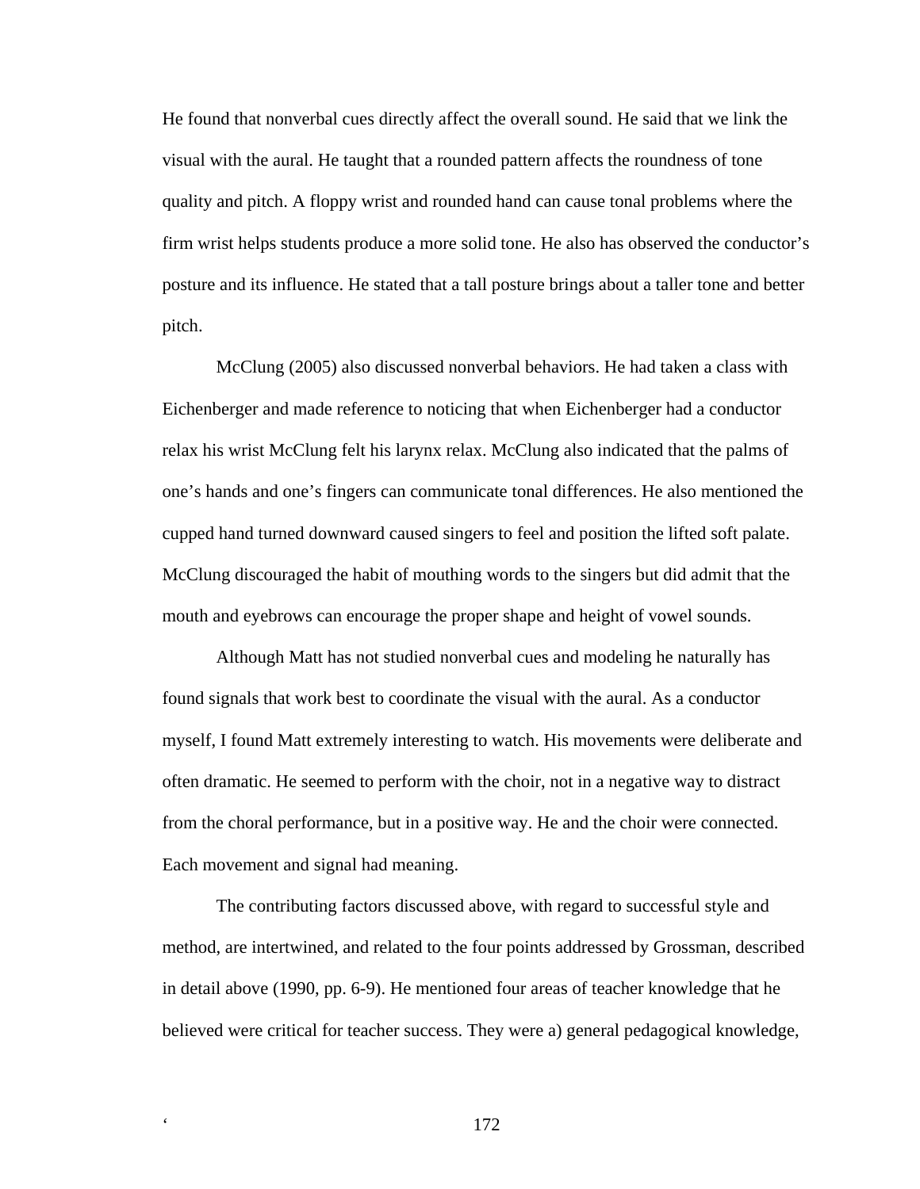He found that nonverbal cues directly affect the overall sound. He said that we link the visual with the aural. He taught that a rounded pattern affects the roundness of tone quality and pitch. A floppy wrist and rounded hand can cause tonal problems where the firm wrist helps students produce a more solid tone. He also has observed the conductor's posture and its influence. He stated that a tall posture brings about a taller tone and better pitch.

McClung (2005) also discussed nonverbal behaviors. He had taken a class with Eichenberger and made reference to noticing that when Eichenberger had a conductor relax his wrist McClung felt his larynx relax. McClung also indicated that the palms of one's hands and one's fingers can communicate tonal differences. He also mentioned the cupped hand turned downward caused singers to feel and position the lifted soft palate. McClung discouraged the habit of mouthing words to the singers but did admit that the mouth and eyebrows can encourage the proper shape and height of vowel sounds.

Although Matt has not studied nonverbal cues and modeling he naturally has found signals that work best to coordinate the visual with the aural. As a conductor myself, I found Matt extremely interesting to watch. His movements were deliberate and often dramatic. He seemed to perform with the choir, not in a negative way to distract from the choral performance, but in a positive way. He and the choir were connected. Each movement and signal had meaning.

The contributing factors discussed above, with regard to successful style and method, are intertwined, and related to the four points addressed by Grossman, described in detail above (1990, pp. 6-9). He mentioned four areas of teacher knowledge that he believed were critical for teacher success. They were a) general pedagogical knowledge,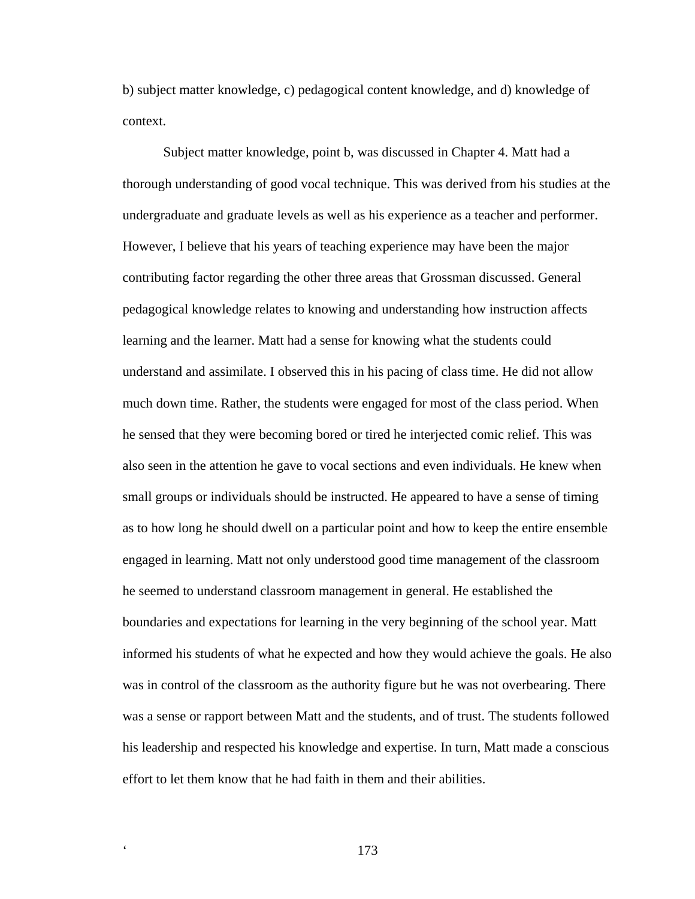b) subject matter knowledge, c) pedagogical content knowledge, and d) knowledge of context.

Subject matter knowledge, point b, was discussed in Chapter 4. Matt had a thorough understanding of good vocal technique. This was derived from his studies at the undergraduate and graduate levels as well as his experience as a teacher and performer. However, I believe that his years of teaching experience may have been the major contributing factor regarding the other three areas that Grossman discussed. General pedagogical knowledge relates to knowing and understanding how instruction affects learning and the learner. Matt had a sense for knowing what the students could understand and assimilate. I observed this in his pacing of class time. He did not allow much down time. Rather, the students were engaged for most of the class period. When he sensed that they were becoming bored or tired he interjected comic relief. This was also seen in the attention he gave to vocal sections and even individuals. He knew when small groups or individuals should be instructed. He appeared to have a sense of timing as to how long he should dwell on a particular point and how to keep the entire ensemble engaged in learning. Matt not only understood good time management of the classroom he seemed to understand classroom management in general. He established the boundaries and expectations for learning in the very beginning of the school year. Matt informed his students of what he expected and how they would achieve the goals. He also was in control of the classroom as the authority figure but he was not overbearing. There was a sense or rapport between Matt and the students, and of trust. The students followed his leadership and respected his knowledge and expertise. In turn, Matt made a conscious effort to let them know that he had faith in them and their abilities.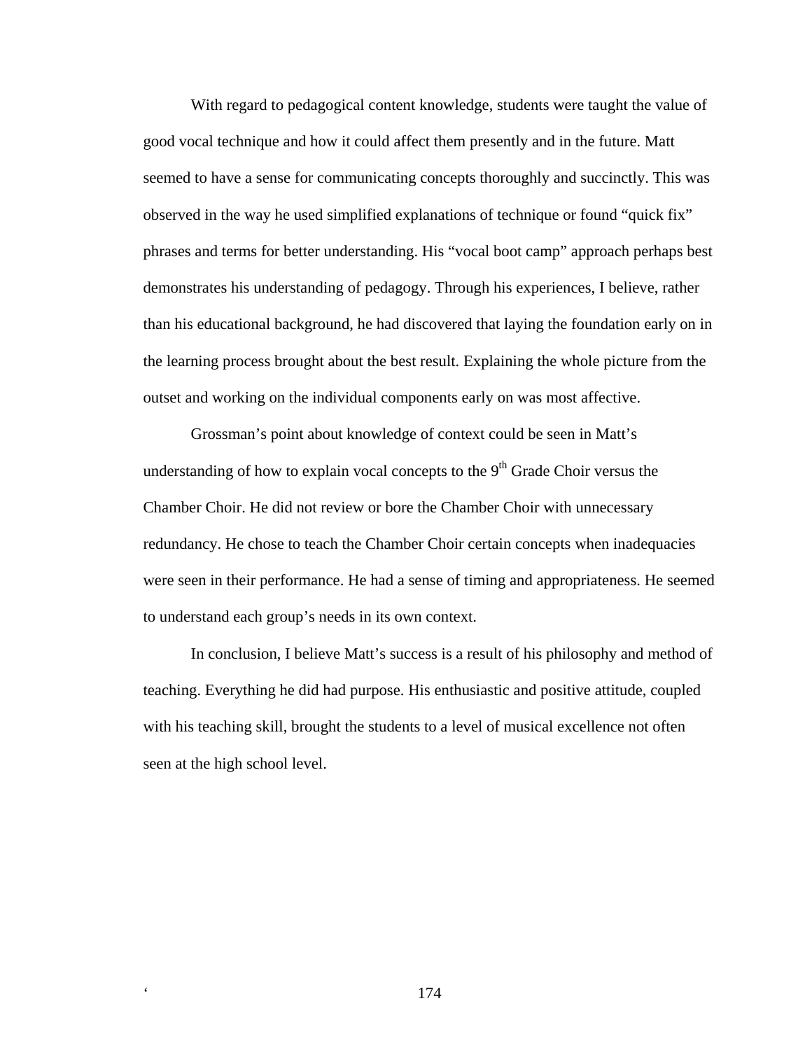With regard to pedagogical content knowledge, students were taught the value of good vocal technique and how it could affect them presently and in the future. Matt seemed to have a sense for communicating concepts thoroughly and succinctly. This was observed in the way he used simplified explanations of technique or found “quick fix” phrases and terms for better understanding. His “vocal boot camp” approach perhaps best demonstrates his understanding of pedagogy. Through his experiences, I believe, rather than his educational background, he had discovered that laying the foundation early on in the learning process brought about the best result. Explaining the whole picture from the outset and working on the individual components early on was most affective.

Grossman’s point about knowledge of context could be seen in Matt’s understanding of how to explain vocal concepts to the 9th Grade Choir versus the Chamber Choir. He did not review or bore the Chamber Choir with unnecessary redundancy. He chose to teach the Chamber Choir certain concepts when inadequacies were seen in their performance. He had a sense of timing and appropriateness. He seemed to understand each group’s needs in its own context.

In conclusion, I believe Matt’s success is a result of his philosophy and method of teaching. Everything he did had purpose. His enthusiastic and positive attitude, coupled with his teaching skill, brought the students to a level of musical excellence not often seen at the high school level.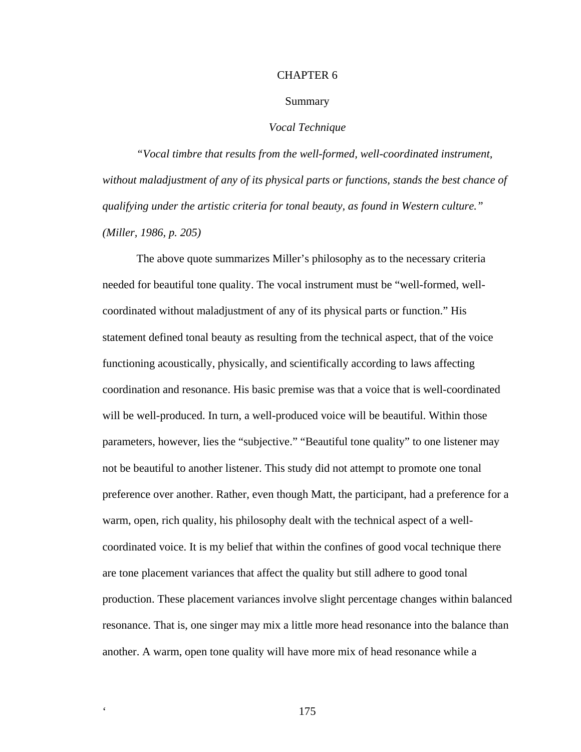# CHAPTER 6

## Summary

### *Vocal Technique*

*"Vocal timbre that results from the well-formed, well-coordinated instrument, without maladjustment of any of its physical parts or functions, stands the best chance of qualifying under the artistic criteria for tonal beauty, as found in Western culture." (Miller, 1986, p. 205)*

The above quote summarizes Miller's philosophy as to the necessary criteria needed for beautiful tone quality. The vocal instrument must be "well-formed, well-coordinated without maladjustment of any of its physical parts or function." His statement defined tonal beauty as resulting from the technical aspect, that of the voice functioning acoustically, physically, and scientifically according to laws affecting coordination and resonance. His basic premise was that a voice that is well-coordinated will be well-produced. In turn, a well-produced voice will be beautiful. Within those parameters, however, lies the "subjective." "Beautiful tone quality" to one listener may not be beautiful to another listener. This study did not attempt to promote one tonal preference over another. Rather, even though Matt, the participant, had a preference for a warm, open, rich quality, his philosophy dealt with the technical aspect of a well-coordinated voice. It is my belief that within the confines of good vocal technique there are tone placement variances that affect the quality but still adhere to good tonal production. These placement variances involve slight percentage changes within balanced resonance. That is, one singer may mix a little more head resonance into the balance than another. A warm, open tone quality will have more mix of head resonance while a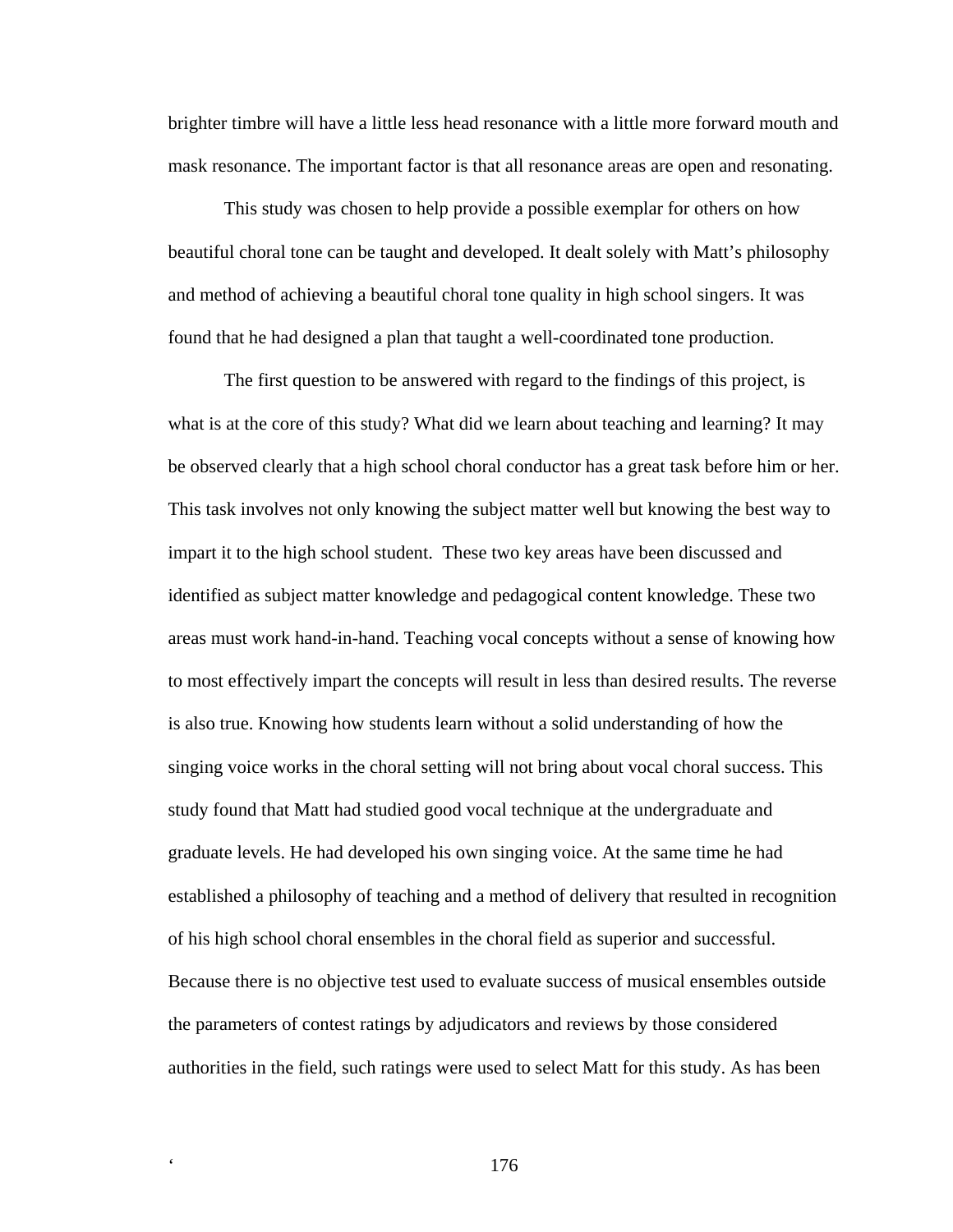brighter timbre will have a little less head resonance with a little more forward mouth and mask resonance. The important factor is that all resonance areas are open and resonating.

This study was chosen to help provide a possible exemplar for others on how beautiful choral tone can be taught and developed. It dealt solely with Matt's philosophy and method of achieving a beautiful choral tone quality in high school singers. It was found that he had designed a plan that taught a well-coordinated tone production.

The first question to be answered with regard to the findings of this project, is what is at the core of this study? What did we learn about teaching and learning? It may be observed clearly that a high school choral conductor has a great task before him or her. This task involves not only knowing the subject matter well but knowing the best way to impart it to the high school student. These two key areas have been discussed and identified as subject matter knowledge and pedagogical content knowledge. These two areas must work hand-in-hand. Teaching vocal concepts without a sense of knowing how to most effectively impart the concepts will result in less than desired results. The reverse is also true. Knowing how students learn without a solid understanding of how the singing voice works in the choral setting will not bring about vocal choral success. This study found that Matt had studied good vocal technique at the undergraduate and graduate levels. He had developed his own singing voice. At the same time he had established a philosophy of teaching and a method of delivery that resulted in recognition of his high school choral ensembles in the choral field as superior and successful. Because there is no objective test used to evaluate success of musical ensembles outside the parameters of contest ratings by adjudicators and reviews by those considered authorities in the field, such ratings were used to select Matt for this study. As has been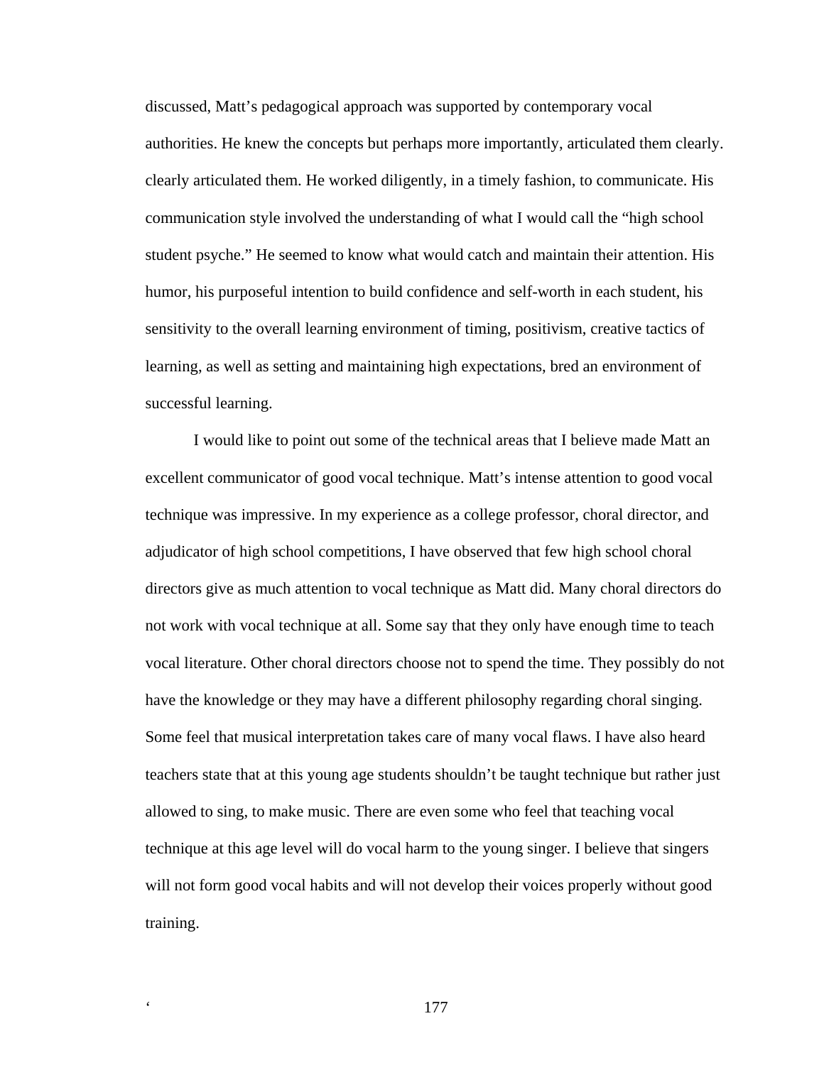discussed, Matt's pedagogical approach was supported by contemporary vocal authorities. He knew the concepts but perhaps more importantly, articulated them clearly. clearly articulated them. He worked diligently, in a timely fashion, to communicate. His communication style involved the understanding of what I would call the "high school student psyche." He seemed to know what would catch and maintain their attention. His humor, his purposeful intention to build confidence and self-worth in each student, his sensitivity to the overall learning environment of timing, positivism, creative tactics of learning, as well as setting and maintaining high expectations, bred an environment of successful learning.

I would like to point out some of the technical areas that I believe made Matt an excellent communicator of good vocal technique. Matt's intense attention to good vocal technique was impressive. In my experience as a college professor, choral director, and adjudicator of high school competitions, I have observed that few high school choral directors give as much attention to vocal technique as Matt did. Many choral directors do not work with vocal technique at all. Some say that they only have enough time to teach vocal literature. Other choral directors choose not to spend the time. They possibly do not have the knowledge or they may have a different philosophy regarding choral singing. Some feel that musical interpretation takes care of many vocal flaws. I have also heard teachers state that at this young age students shouldn't be taught technique but rather just allowed to sing, to make music. There are even some who feel that teaching vocal technique at this age level will do vocal harm to the young singer. I believe that singers will not form good vocal habits and will not develop their voices properly without good training.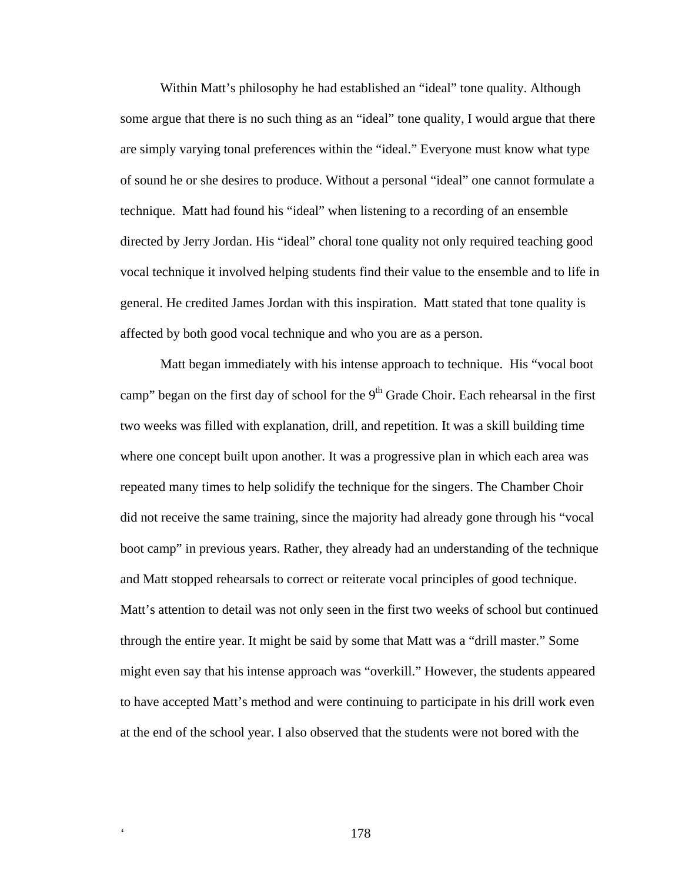Within Matt's philosophy he had established an "ideal" tone quality. Although some argue that there is no such thing as an "ideal" tone quality, I would argue that there are simply varying tonal preferences within the "ideal." Everyone must know what type of sound he or she desires to produce. Without a personal "ideal" one cannot formulate a technique. Matt had found his "ideal" when listening to a recording of an ensemble directed by Jerry Jordan. His "ideal" choral tone quality not only required teaching good vocal technique it involved helping students find their value to the ensemble and to life in general. He credited James Jordan with this inspiration. Matt stated that tone quality is affected by both good vocal technique and who you are as a person.

Matt began immediately with his intense approach to technique. His "vocal boot camp" began on the first day of school for the 9th Grade Choir. Each rehearsal in the first two weeks was filled with explanation, drill, and repetition. It was a skill building time where one concept built upon another. It was a progressive plan in which each area was repeated many times to help solidify the technique for the singers. The Chamber Choir did not receive the same training, since the majority had already gone through his "vocal boot camp" in previous years. Rather, they already had an understanding of the technique and Matt stopped rehearsals to correct or reiterate vocal principles of good technique. Matt's attention to detail was not only seen in the first two weeks of school but continued through the entire year. It might be said by some that Matt was a "drill master." Some might even say that his intense approach was "overkill." However, the students appeared to have accepted Matt's method and were continuing to participate in his drill work even at the end of the school year. I also observed that the students were not bored with the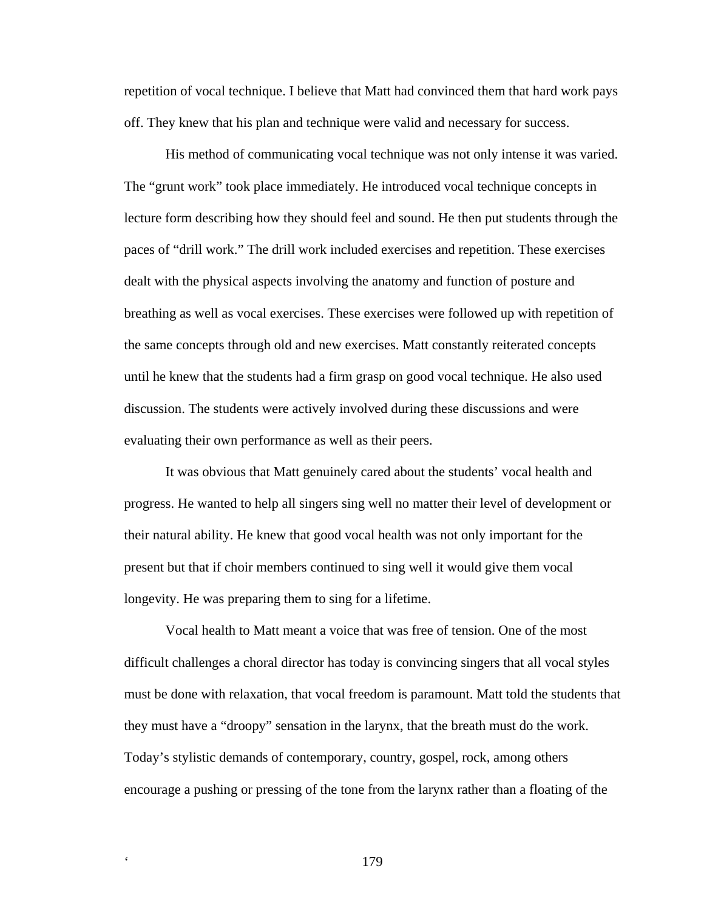repetition of vocal technique. I believe that Matt had convinced them that hard work pays off. They knew that his plan and technique were valid and necessary for success.

His method of communicating vocal technique was not only intense it was varied. The "grunt work" took place immediately. He introduced vocal technique concepts in lecture form describing how they should feel and sound. He then put students through the paces of "drill work." The drill work included exercises and repetition. These exercises dealt with the physical aspects involving the anatomy and function of posture and breathing as well as vocal exercises. These exercises were followed up with repetition of the same concepts through old and new exercises. Matt constantly reiterated concepts until he knew that the students had a firm grasp on good vocal technique. He also used discussion. The students were actively involved during these discussions and were evaluating their own performance as well as their peers.

It was obvious that Matt genuinely cared about the students' vocal health and progress. He wanted to help all singers sing well no matter their level of development or their natural ability. He knew that good vocal health was not only important for the present but that if choir members continued to sing well it would give them vocal longevity. He was preparing them to sing for a lifetime.

Vocal health to Matt meant a voice that was free of tension. One of the most difficult challenges a choral director has today is convincing singers that all vocal styles must be done with relaxation, that vocal freedom is paramount. Matt told the students that they must have a "droopy" sensation in the larynx, that the breath must do the work. Today's stylistic demands of contemporary, country, gospel, rock, among others encourage a pushing or pressing of the tone from the larynx rather than a floating of the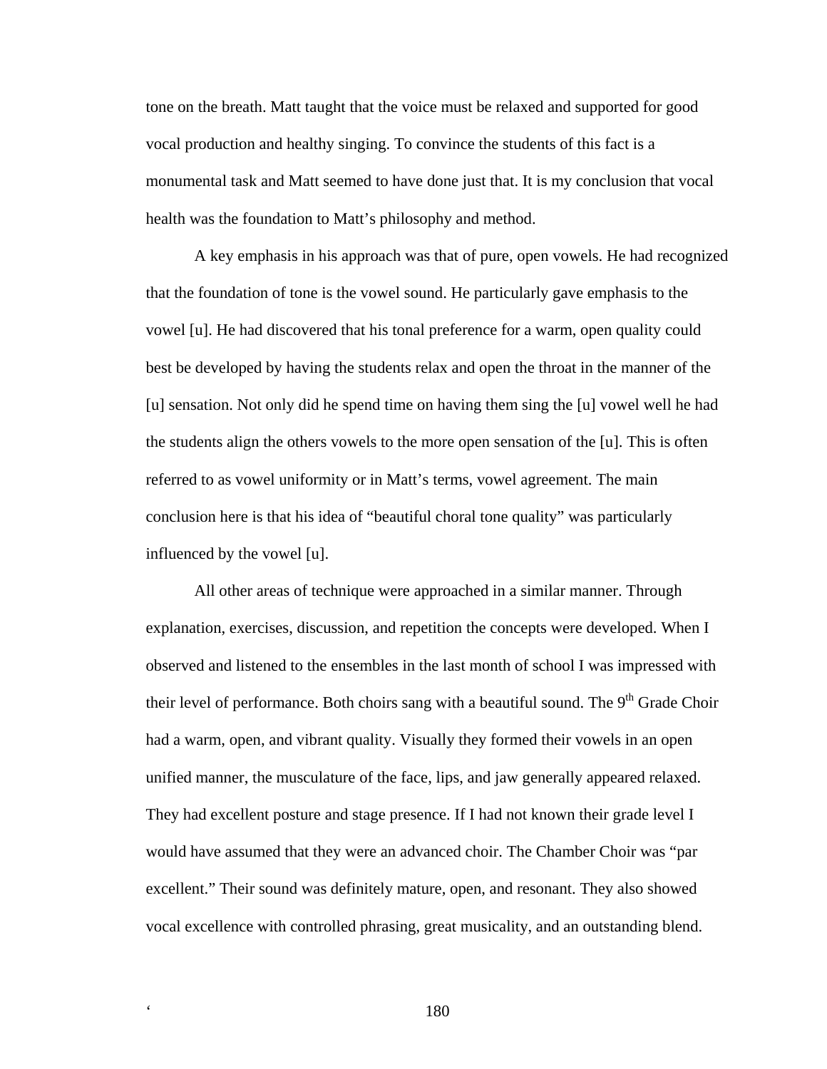tone on the breath. Matt taught that the voice must be relaxed and supported for good vocal production and healthy singing. To convince the students of this fact is a monumental task and Matt seemed to have done just that. It is my conclusion that vocal health was the foundation to Matt's philosophy and method.

A key emphasis in his approach was that of pure, open vowels. He had recognized that the foundation of tone is the vowel sound. He particularly gave emphasis to the vowel [u]. He had discovered that his tonal preference for a warm, open quality could best be developed by having the students relax and open the throat in the manner of the [u] sensation. Not only did he spend time on having them sing the [u] vowel well he had the students align the others vowels to the more open sensation of the [u]. This is often referred to as vowel uniformity or in Matt's terms, vowel agreement. The main conclusion here is that his idea of "beautiful choral tone quality" was particularly influenced by the vowel [u].

All other areas of technique were approached in a similar manner. Through explanation, exercises, discussion, and repetition the concepts were developed. When I observed and listened to the ensembles in the last month of school I was impressed with their level of performance. Both choirs sang with a beautiful sound. The 9th Grade Choir had a warm, open, and vibrant quality. Visually they formed their vowels in an open unified manner, the musculature of the face, lips, and jaw generally appeared relaxed. They had excellent posture and stage presence. If I had not known their grade level I would have assumed that they were an advanced choir. The Chamber Choir was "par excellent." Their sound was definitely mature, open, and resonant. They also showed vocal excellence with controlled phrasing, great musicality, and an outstanding blend.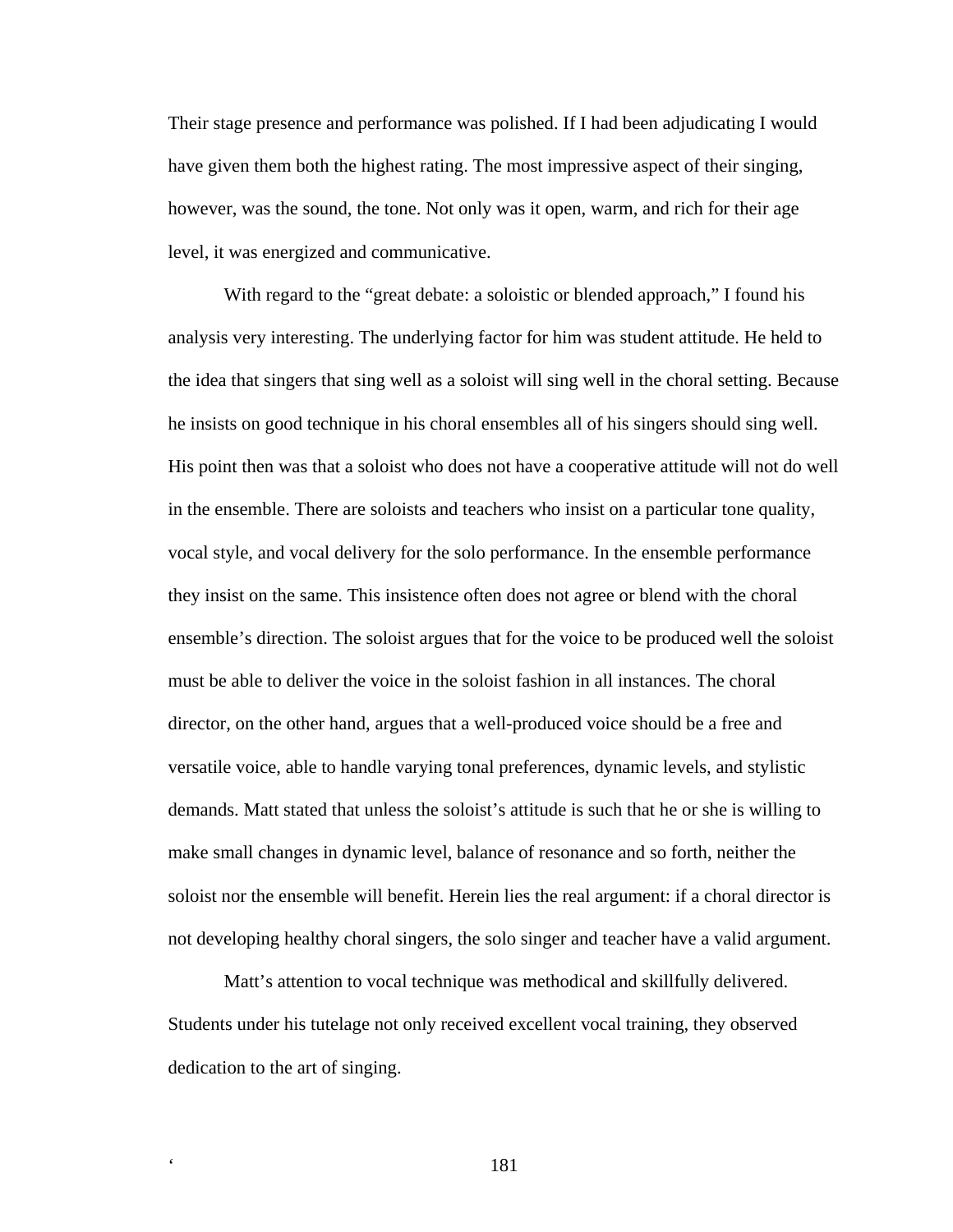Their stage presence and performance was polished. If I had been adjudicating I would have given them both the highest rating. The most impressive aspect of their singing, however, was the sound, the tone. Not only was it open, warm, and rich for their age level, it was energized and communicative.

With regard to the "great debate: a soloistic or blended approach," I found his analysis very interesting. The underlying factor for him was student attitude. He held to the idea that singers that sing well as a soloist will sing well in the choral setting. Because he insists on good technique in his choral ensembles all of his singers should sing well. His point then was that a soloist who does not have a cooperative attitude will not do well in the ensemble. There are soloists and teachers who insist on a particular tone quality, vocal style, and vocal delivery for the solo performance. In the ensemble performance they insist on the same. This insistence often does not agree or blend with the choral ensemble's direction. The soloist argues that for the voice to be produced well the soloist must be able to deliver the voice in the soloist fashion in all instances. The choral director, on the other hand, argues that a well-produced voice should be a free and versatile voice, able to handle varying tonal preferences, dynamic levels, and stylistic demands. Matt stated that unless the soloist's attitude is such that he or she is willing to make small changes in dynamic level, balance of resonance and so forth, neither the soloist nor the ensemble will benefit. Herein lies the real argument: if a choral director is not developing healthy choral singers, the solo singer and teacher have a valid argument.

Matt's attention to vocal technique was methodical and skillfully delivered. Students under his tutelage not only received excellent vocal training, they observed dedication to the art of singing.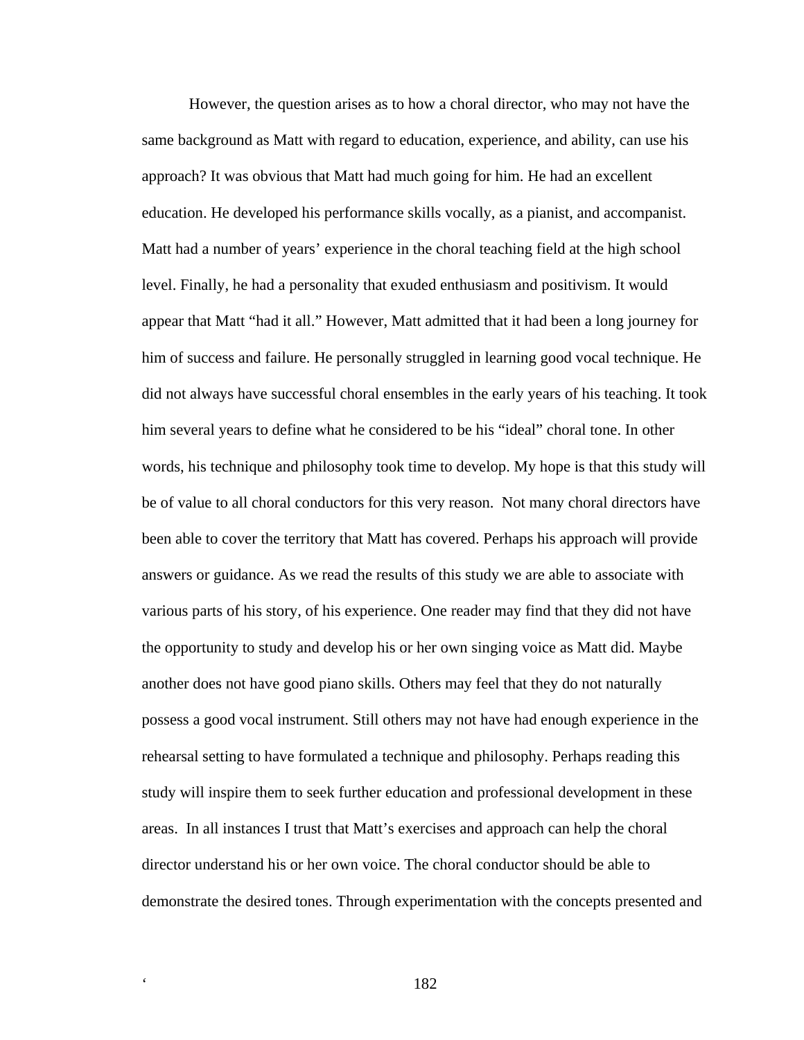However, the question arises as to how a choral director, who may not have the same background as Matt with regard to education, experience, and ability, can use his approach? It was obvious that Matt had much going for him. He had an excellent education. He developed his performance skills vocally, as a pianist, and accompanist. Matt had a number of years' experience in the choral teaching field at the high school level. Finally, he had a personality that exuded enthusiasm and positivism. It would appear that Matt "had it all." However, Matt admitted that it had been a long journey for him of success and failure. He personally struggled in learning good vocal technique. He did not always have successful choral ensembles in the early years of his teaching. It took him several years to define what he considered to be his "ideal" choral tone. In other words, his technique and philosophy took time to develop. My hope is that this study will be of value to all choral conductors for this very reason.  Not many choral directors have been able to cover the territory that Matt has covered. Perhaps his approach will provide answers or guidance. As we read the results of this study we are able to associate with various parts of his story, of his experience. One reader may find that they did not have the opportunity to study and develop his or her own singing voice as Matt did. Maybe another does not have good piano skills. Others may feel that they do not naturally possess a good vocal instrument. Still others may not have had enough experience in the rehearsal setting to have formulated a technique and philosophy. Perhaps reading this study will inspire them to seek further education and professional development in these areas.  In all instances I trust that Matt's exercises and approach can help the choral director understand his or her own voice. The choral conductor should be able to demonstrate the desired tones. Through experimentation with the concepts presented and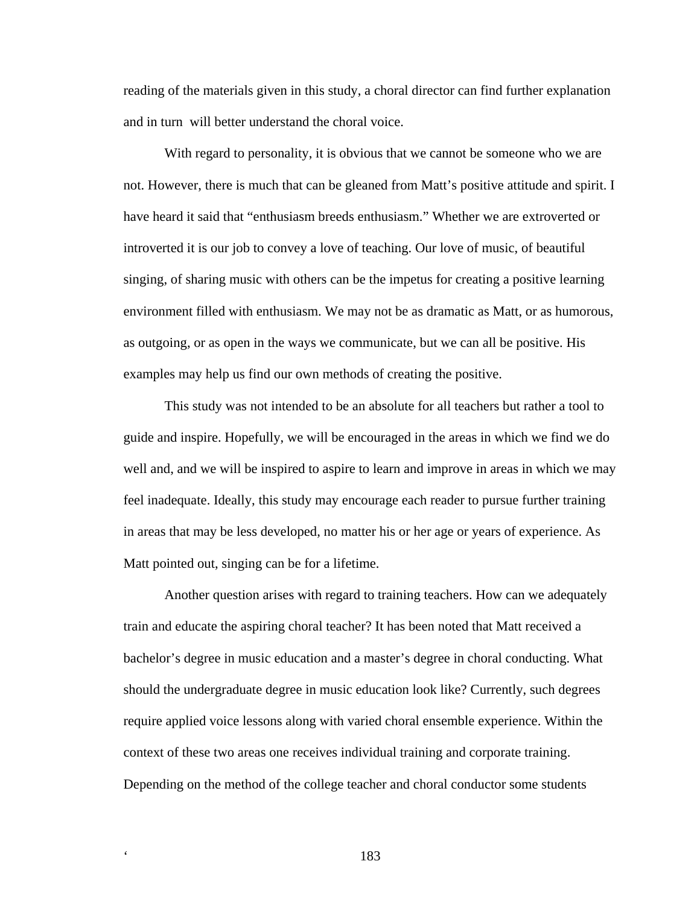reading of the materials given in this study, a choral director can find further explanation and in turn will better understand the choral voice.

With regard to personality, it is obvious that we cannot be someone who we are not. However, there is much that can be gleaned from Matt's positive attitude and spirit. I have heard it said that "enthusiasm breeds enthusiasm." Whether we are extroverted or introverted it is our job to convey a love of teaching. Our love of music, of beautiful singing, of sharing music with others can be the impetus for creating a positive learning environment filled with enthusiasm. We may not be as dramatic as Matt, or as humorous, as outgoing, or as open in the ways we communicate, but we can all be positive. His examples may help us find our own methods of creating the positive.

This study was not intended to be an absolute for all teachers but rather a tool to guide and inspire. Hopefully, we will be encouraged in the areas in which we find we do well and, and we will be inspired to aspire to learn and improve in areas in which we may feel inadequate. Ideally, this study may encourage each reader to pursue further training in areas that may be less developed, no matter his or her age or years of experience. As Matt pointed out, singing can be for a lifetime.

Another question arises with regard to training teachers. How can we adequately train and educate the aspiring choral teacher? It has been noted that Matt received a bachelor's degree in music education and a master's degree in choral conducting. What should the undergraduate degree in music education look like? Currently, such degrees require applied voice lessons along with varied choral ensemble experience. Within the context of these two areas one receives individual training and corporate training. Depending on the method of the college teacher and choral conductor some students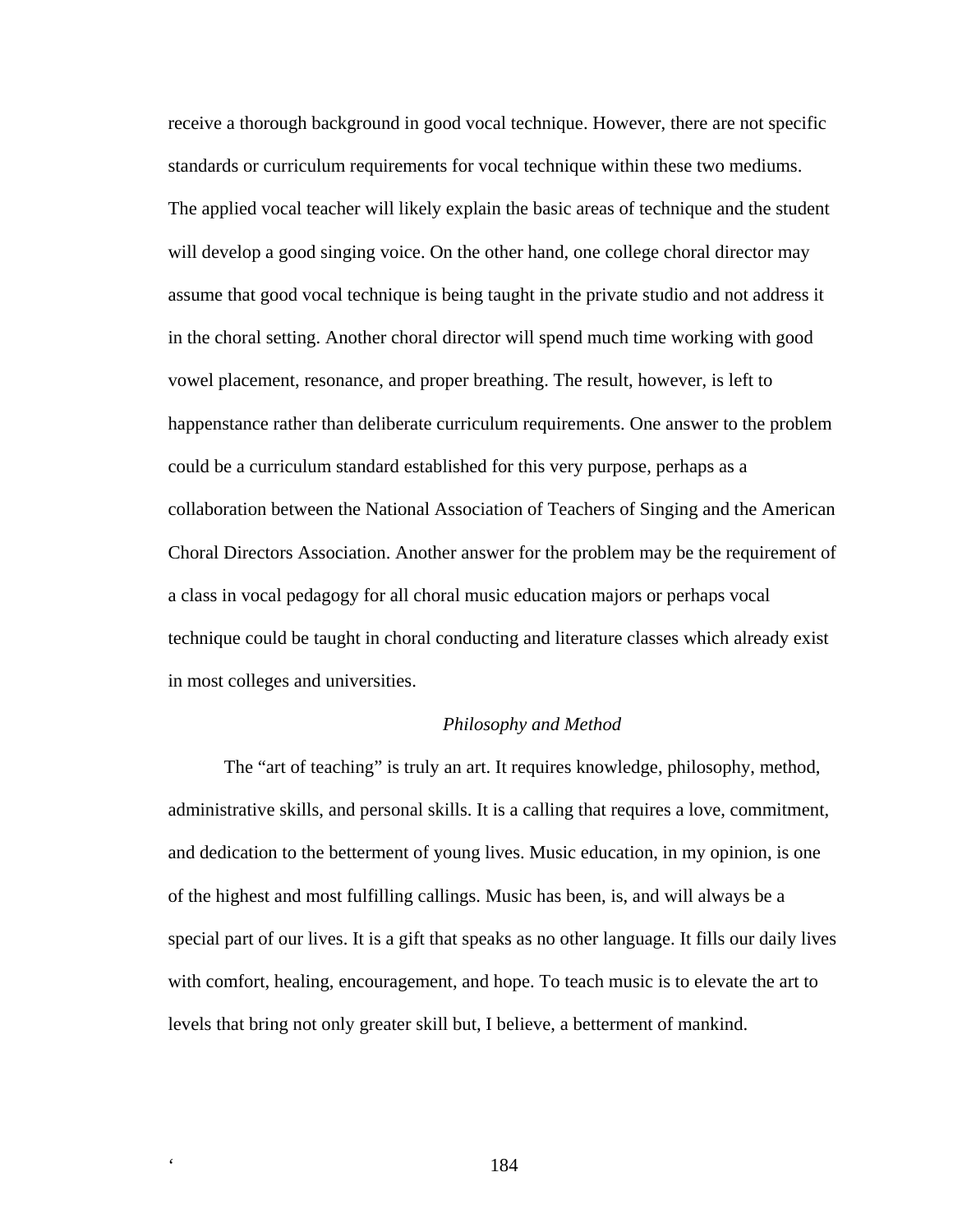receive a thorough background in good vocal technique. However, there are not specific standards or curriculum requirements for vocal technique within these two mediums. The applied vocal teacher will likely explain the basic areas of technique and the student will develop a good singing voice. On the other hand, one college choral director may assume that good vocal technique is being taught in the private studio and not address it in the choral setting. Another choral director will spend much time working with good vowel placement, resonance, and proper breathing. The result, however, is left to happenstance rather than deliberate curriculum requirements. One answer to the problem could be a curriculum standard established for this very purpose, perhaps as a collaboration between the National Association of Teachers of Singing and the American Choral Directors Association. Another answer for the problem may be the requirement of a class in vocal pedagogy for all choral music education majors or perhaps vocal technique could be taught in choral conducting and literature classes which already exist in most colleges and universities.

### *Philosophy and Method*

The "art of teaching" is truly an art. It requires knowledge, philosophy, method, administrative skills, and personal skills. It is a calling that requires a love, commitment, and dedication to the betterment of young lives. Music education, in my opinion, is one of the highest and most fulfilling callings. Music has been, is, and will always be a special part of our lives. It is a gift that speaks as no other language. It fills our daily lives with comfort, healing, encouragement, and hope. To teach music is to elevate the art to levels that bring not only greater skill but, I believe, a betterment of mankind.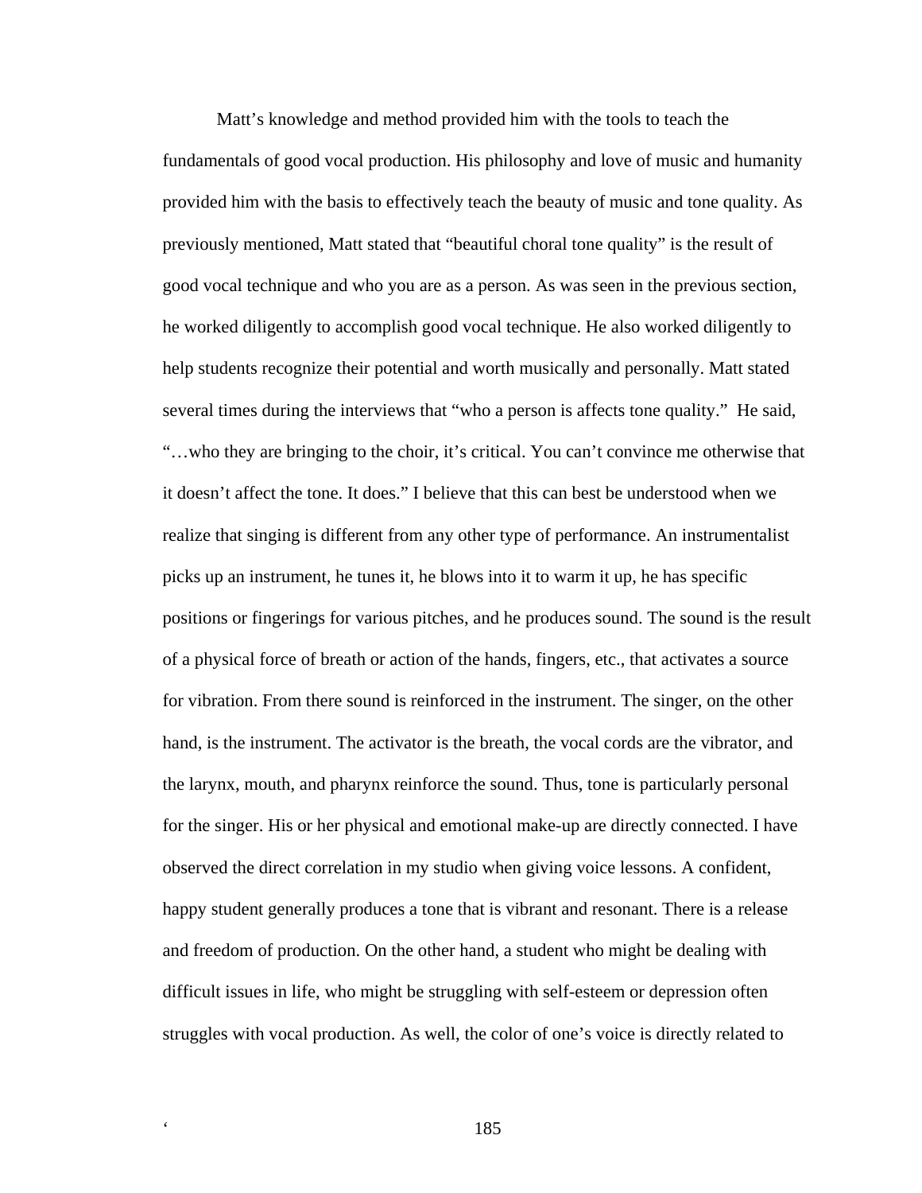Matt's knowledge and method provided him with the tools to teach the fundamentals of good vocal production. His philosophy and love of music and humanity provided him with the basis to effectively teach the beauty of music and tone quality. As previously mentioned, Matt stated that "beautiful choral tone quality" is the result of good vocal technique and who you are as a person. As was seen in the previous section, he worked diligently to accomplish good vocal technique. He also worked diligently to help students recognize their potential and worth musically and personally. Matt stated several times during the interviews that "who a person is affects tone quality." He said, "…who they are bringing to the choir, it's critical. You can't convince me otherwise that it doesn't affect the tone. It does." I believe that this can best be understood when we realize that singing is different from any other type of performance. An instrumentalist picks up an instrument, he tunes it, he blows into it to warm it up, he has specific positions or fingerings for various pitches, and he produces sound. The sound is the result of a physical force of breath or action of the hands, fingers, etc., that activates a source for vibration. From there sound is reinforced in the instrument. The singer, on the other hand, is the instrument. The activator is the breath, the vocal cords are the vibrator, and the larynx, mouth, and pharynx reinforce the sound. Thus, tone is particularly personal for the singer. His or her physical and emotional make-up are directly connected. I have observed the direct correlation in my studio when giving voice lessons. A confident, happy student generally produces a tone that is vibrant and resonant. There is a release and freedom of production. On the other hand, a student who might be dealing with difficult issues in life, who might be struggling with self-esteem or depression often struggles with vocal production. As well, the color of one's voice is directly related to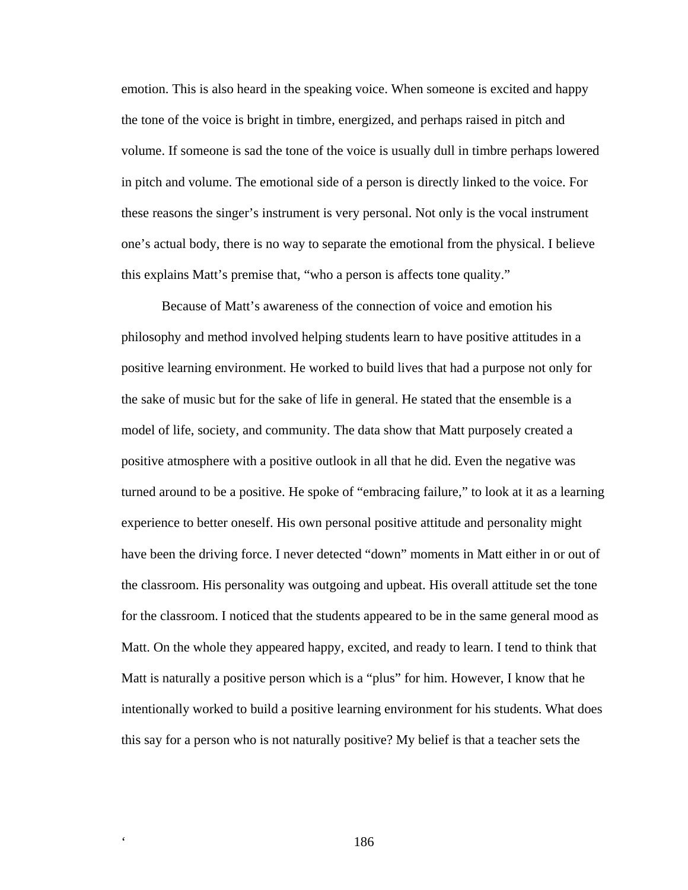emotion. This is also heard in the speaking voice. When someone is excited and happy the tone of the voice is bright in timbre, energized, and perhaps raised in pitch and volume. If someone is sad the tone of the voice is usually dull in timbre perhaps lowered in pitch and volume. The emotional side of a person is directly linked to the voice. For these reasons the singer's instrument is very personal. Not only is the vocal instrument one's actual body, there is no way to separate the emotional from the physical. I believe this explains Matt's premise that, "who a person is affects tone quality."

Because of Matt's awareness of the connection of voice and emotion his philosophy and method involved helping students learn to have positive attitudes in a positive learning environment. He worked to build lives that had a purpose not only for the sake of music but for the sake of life in general. He stated that the ensemble is a model of life, society, and community. The data show that Matt purposely created a positive atmosphere with a positive outlook in all that he did. Even the negative was turned around to be a positive. He spoke of "embracing failure," to look at it as a learning experience to better oneself. His own personal positive attitude and personality might have been the driving force. I never detected "down" moments in Matt either in or out of the classroom. His personality was outgoing and upbeat. His overall attitude set the tone for the classroom. I noticed that the students appeared to be in the same general mood as Matt. On the whole they appeared happy, excited, and ready to learn. I tend to think that Matt is naturally a positive person which is a "plus" for him. However, I know that he intentionally worked to build a positive learning environment for his students. What does this say for a person who is not naturally positive? My belief is that a teacher sets the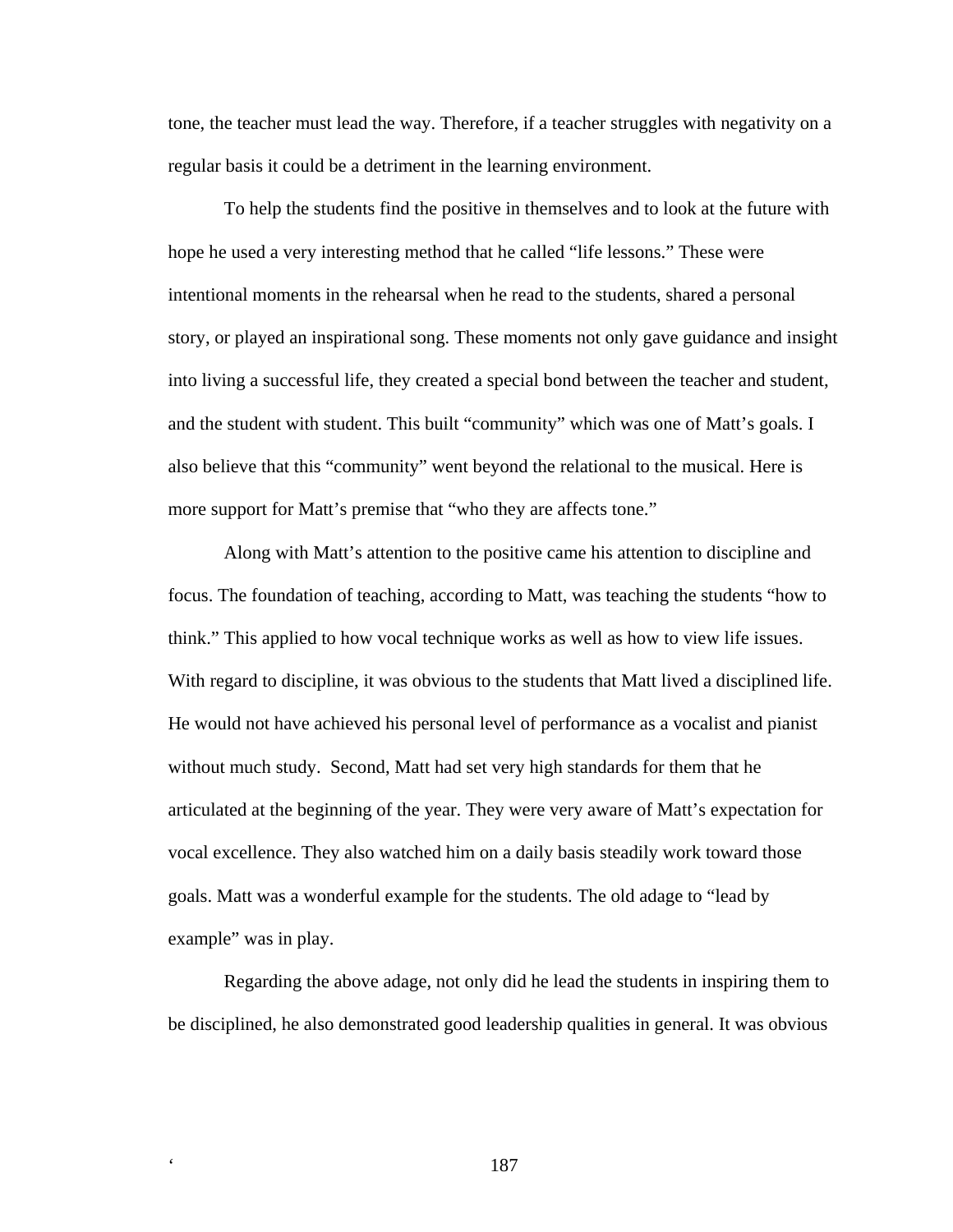tone, the teacher must lead the way. Therefore, if a teacher struggles with negativity on a regular basis it could be a detriment in the learning environment.

To help the students find the positive in themselves and to look at the future with hope he used a very interesting method that he called "life lessons." These were intentional moments in the rehearsal when he read to the students, shared a personal story, or played an inspirational song. These moments not only gave guidance and insight into living a successful life, they created a special bond between the teacher and student, and the student with student. This built "community" which was one of Matt's goals. I also believe that this "community" went beyond the relational to the musical. Here is more support for Matt's premise that "who they are affects tone."

Along with Matt's attention to the positive came his attention to discipline and focus. The foundation of teaching, according to Matt, was teaching the students "how to think." This applied to how vocal technique works as well as how to view life issues. With regard to discipline, it was obvious to the students that Matt lived a disciplined life. He would not have achieved his personal level of performance as a vocalist and pianist without much study. Second, Matt had set very high standards for them that he articulated at the beginning of the year. They were very aware of Matt's expectation for vocal excellence. They also watched him on a daily basis steadily work toward those goals. Matt was a wonderful example for the students. The old adage to "lead by example" was in play.

Regarding the above adage, not only did he lead the students in inspiring them to be disciplined, he also demonstrated good leadership qualities in general. It was obvious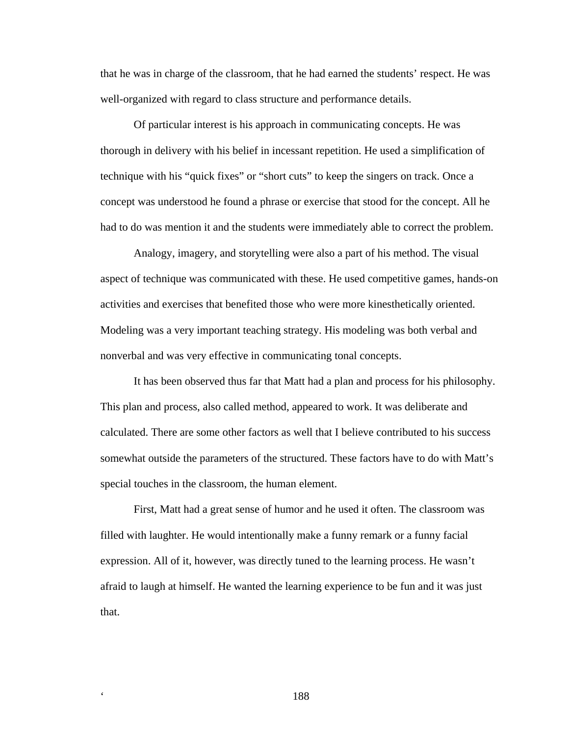that he was in charge of the classroom, that he had earned the students' respect. He was well-organized with regard to class structure and performance details.

Of particular interest is his approach in communicating concepts. He was thorough in delivery with his belief in incessant repetition. He used a simplification of technique with his "quick fixes" or "short cuts" to keep the singers on track. Once a concept was understood he found a phrase or exercise that stood for the concept. All he had to do was mention it and the students were immediately able to correct the problem.

Analogy, imagery, and storytelling were also a part of his method. The visual aspect of technique was communicated with these. He used competitive games, hands-on activities and exercises that benefited those who were more kinesthetically oriented. Modeling was a very important teaching strategy. His modeling was both verbal and nonverbal and was very effective in communicating tonal concepts.

It has been observed thus far that Matt had a plan and process for his philosophy. This plan and process, also called method, appeared to work. It was deliberate and calculated. There are some other factors as well that I believe contributed to his success somewhat outside the parameters of the structured. These factors have to do with Matt's special touches in the classroom, the human element.

First, Matt had a great sense of humor and he used it often. The classroom was filled with laughter. He would intentionally make a funny remark or a funny facial expression. All of it, however, was directly tuned to the learning process. He wasn't afraid to laugh at himself. He wanted the learning experience to be fun and it was just that.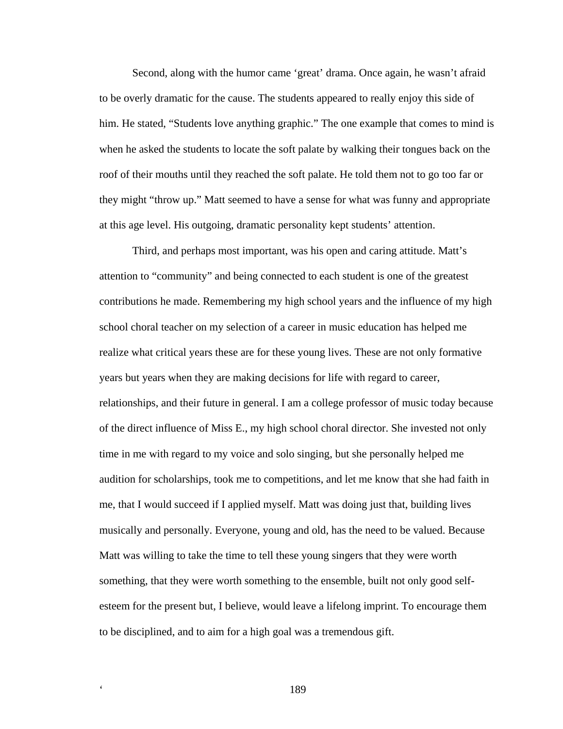Second, along with the humor came 'great' drama. Once again, he wasn't afraid to be overly dramatic for the cause. The students appeared to really enjoy this side of him. He stated, "Students love anything graphic." The one example that comes to mind is when he asked the students to locate the soft palate by walking their tongues back on the roof of their mouths until they reached the soft palate. He told them not to go too far or they might "throw up." Matt seemed to have a sense for what was funny and appropriate at this age level. His outgoing, dramatic personality kept students' attention.

Third, and perhaps most important, was his open and caring attitude. Matt's attention to "community" and being connected to each student is one of the greatest contributions he made. Remembering my high school years and the influence of my high school choral teacher on my selection of a career in music education has helped me realize what critical years these are for these young lives. These are not only formative years but years when they are making decisions for life with regard to career, relationships, and their future in general. I am a college professor of music today because of the direct influence of Miss E., my high school choral director. She invested not only time in me with regard to my voice and solo singing, but she personally helped me audition for scholarships, took me to competitions, and let me know that she had faith in me, that I would succeed if I applied myself. Matt was doing just that, building lives musically and personally. Everyone, young and old, has the need to be valued. Because Matt was willing to take the time to tell these young singers that they were worth something, that they were worth something to the ensemble, built not only good self-esteem for the present but, I believe, would leave a lifelong imprint. To encourage them to be disciplined, and to aim for a high goal was a tremendous gift.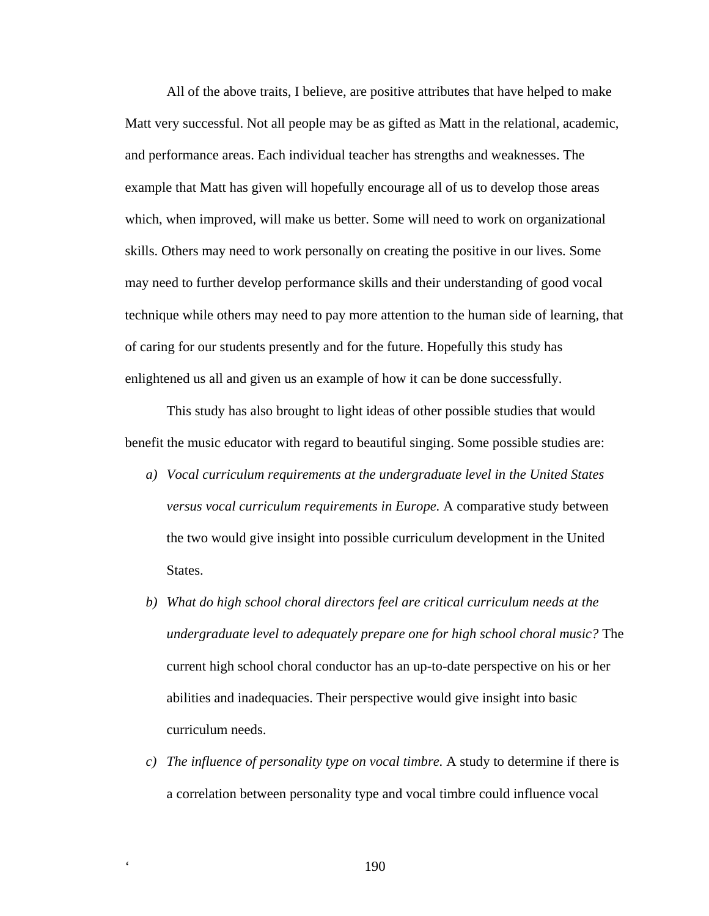All of the above traits, I believe, are positive attributes that have helped to make Matt very successful. Not all people may be as gifted as Matt in the relational, academic, and performance areas. Each individual teacher has strengths and weaknesses. The example that Matt has given will hopefully encourage all of us to develop those areas which, when improved, will make us better. Some will need to work on organizational skills. Others may need to work personally on creating the positive in our lives. Some may need to further develop performance skills and their understanding of good vocal technique while others may need to pay more attention to the human side of learning, that of caring for our students presently and for the future. Hopefully this study has enlightened us all and given us an example of how it can be done successfully.

This study has also brought to light ideas of other possible studies that would benefit the music educator with regard to beautiful singing. Some possible studies are:

a) *Vocal curriculum requirements at the undergraduate level in the United States versus vocal curriculum requirements in Europe.* A comparative study between the two would give insight into possible curriculum development in the United States.

b) *What do high school choral directors feel are critical curriculum needs at the undergraduate level to adequately prepare one for high school choral music?* The current high school choral conductor has an up-to-date perspective on his or her abilities and inadequacies. Their perspective would give insight into basic curriculum needs.

c) *The influence of personality type on vocal timbre.* A study to determine if there is a correlation between personality type and vocal timbre could influence vocal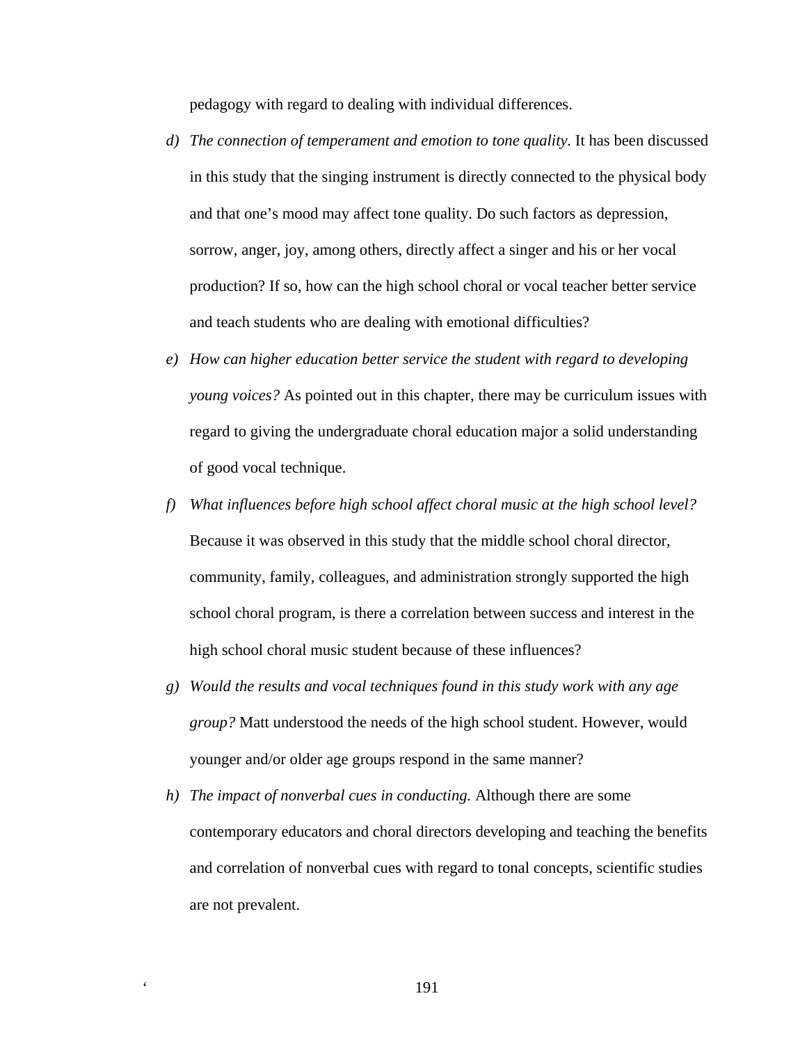pedagogy with regard to dealing with individual differences.

d) *The connection of temperament and emotion to tone quality.* It has been discussed in this study that the singing instrument is directly connected to the physical body and that one's mood may affect tone quality. Do such factors as depression, sorrow, anger, joy, among others, directly affect a singer and his or her vocal production? If so, how can the high school choral or vocal teacher better service and teach students who are dealing with emotional difficulties?

e) *How can higher education better service the student with regard to developing young voices?* As pointed out in this chapter, there may be curriculum issues with regard to giving the undergraduate choral education major a solid understanding of good vocal technique.

f) *What influences before high school affect choral music at the high school level?* Because it was observed in this study that the middle school choral director, community, family, colleagues, and administration strongly supported the high school choral program, is there a correlation between success and interest in the high school choral music student because of these influences?

g) *Would the results and vocal techniques found in this study work with any age group?* Matt understood the needs of the high school student. However, would younger and/or older age groups respond in the same manner?

h) *The impact of nonverbal cues in conducting.* Although there are some contemporary educators and choral directors developing and teaching the benefits and correlation of nonverbal cues with regard to tonal concepts, scientific studies are not prevalent.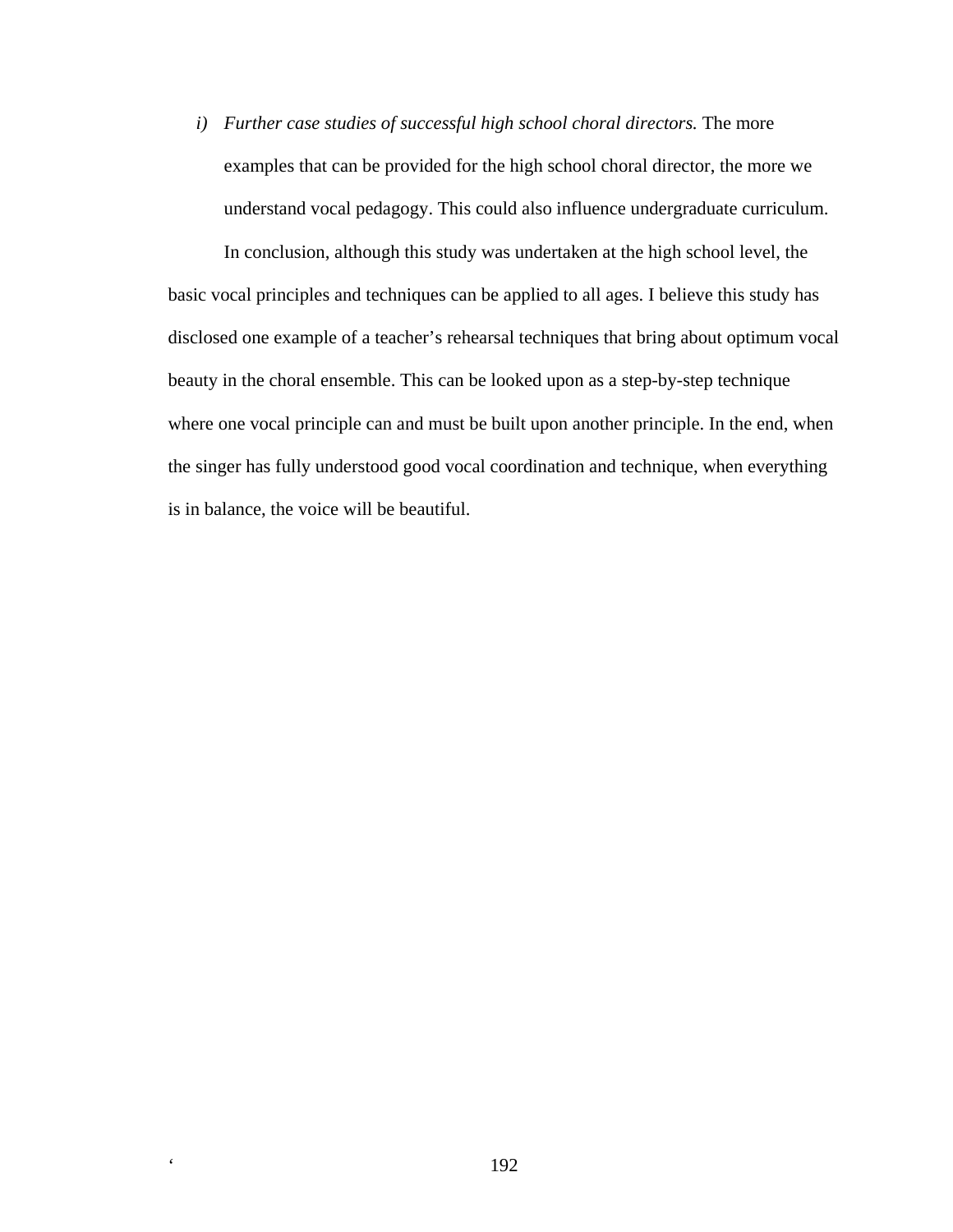i) *Further case studies of successful high school choral directors.* The more examples that can be provided for the high school choral director, the more we understand vocal pedagogy. This could also influence undergraduate curriculum.

In conclusion, although this study was undertaken at the high school level, the basic vocal principles and techniques can be applied to all ages. I believe this study has disclosed one example of a teacher's rehearsal techniques that bring about optimum vocal beauty in the choral ensemble. This can be looked upon as a step-by-step technique where one vocal principle can and must be built upon another principle. In the end, when the singer has fully understood good vocal coordination and technique, when everything is in balance, the voice will be beautiful.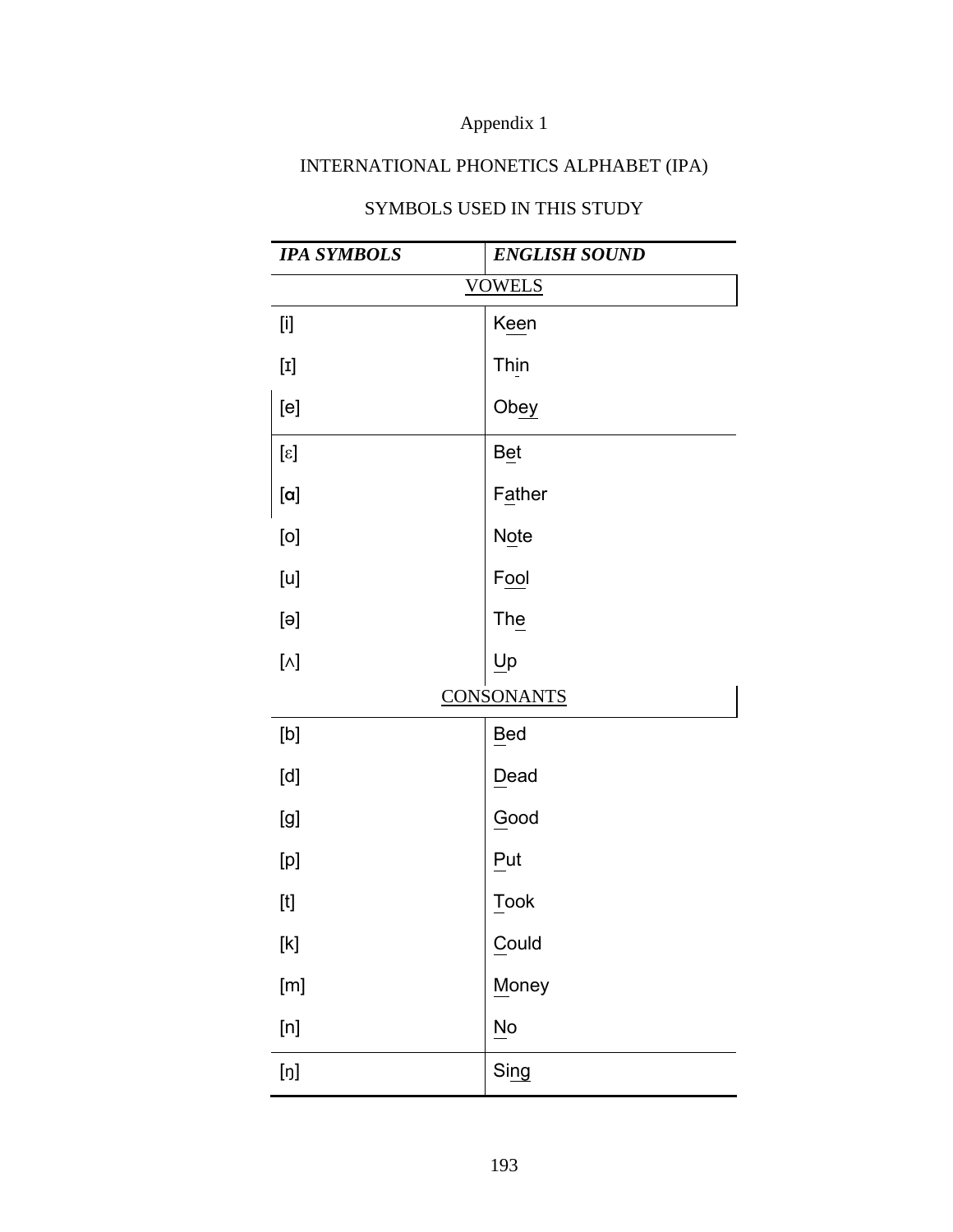Appendix 1

INTERNATIONAL PHONETICS ALPHABET (IPA)

SYMBOLS USED IN THIS STUDY

| ***IPA SYMBOLS*** | ***ENGLISH SOUND*** |
|---|---|
| VOWELS | |
| [i] | Keen |
| [ɪ] | Thin |
| [e] | Obey |
| [ɛ] | Bet |
| [ɑ] | Father |
| [o] | Note |
| [u] | Fool |
| [ə] | The |
| [ʌ] | Up |
| CONSONANTS | |
| [b] | Bed |
| [d] | Dead |
| [g] | Good |
| [p] | Put |
| [t] | Took |
| [k] | Could |
| [m] | Money |
| [n] | No |
| [ŋ] | Sing |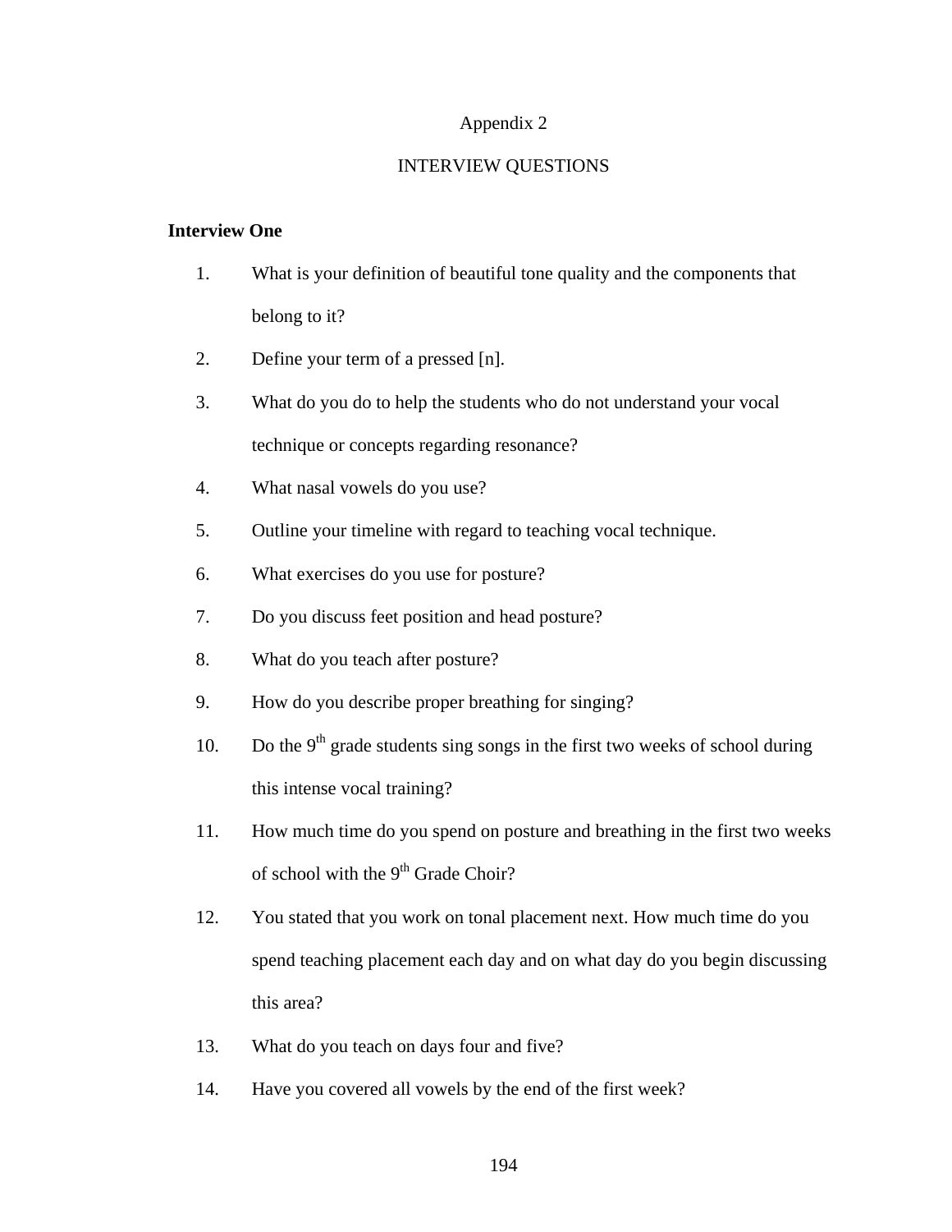# Appendix 2

## INTERVIEW QUESTIONS

**Interview One**

1. What is your definition of beautiful tone quality and the components that belong to it?
2. Define your term of a pressed [n].
3. What do you do to help the students who do not understand your vocal technique or concepts regarding resonance?
4. What nasal vowels do you use?
5. Outline your timeline with regard to teaching vocal technique.
6. What exercises do you use for posture?
7. Do you discuss feet position and head posture?
8. What do you teach after posture?
9. How do you describe proper breathing for singing?
10. Do the 9th grade students sing songs in the first two weeks of school during this intense vocal training?
11. How much time do you spend on posture and breathing in the first two weeks of school with the 9th Grade Choir?
12. You stated that you work on tonal placement next. How much time do you spend teaching placement each day and on what day do you begin discussing this area?
13. What do you teach on days four and five?
14. Have you covered all vowels by the end of the first week?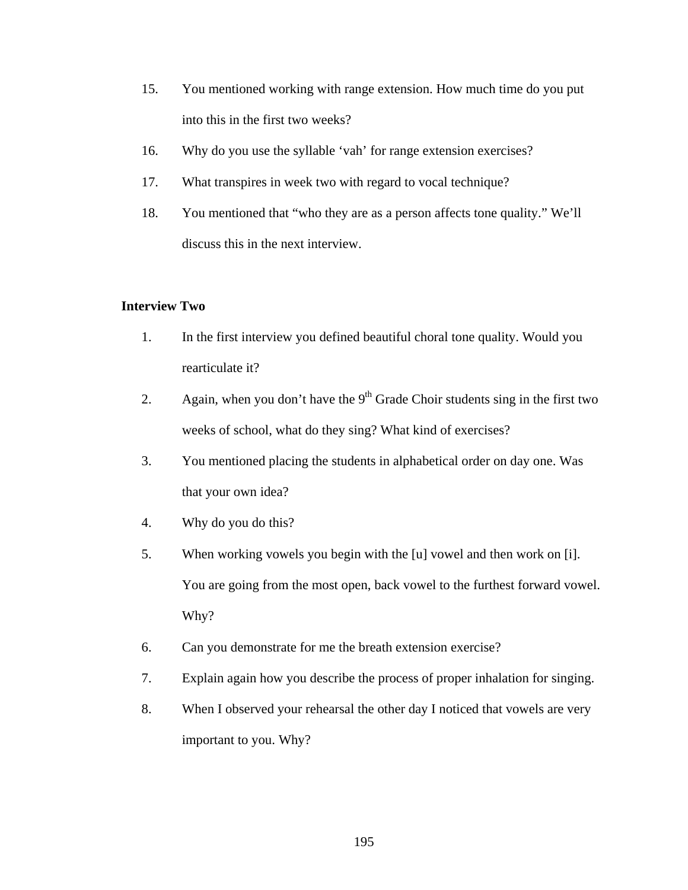15. You mentioned working with range extension. How much time do you put into this in the first two weeks?
16. Why do you use the syllable 'vah' for range extension exercises?
17. What transpires in week two with regard to vocal technique?
18. You mentioned that "who they are as a person affects tone quality." We'll discuss this in the next interview.

**Interview Two**

1. In the first interview you defined beautiful choral tone quality. Would you rearticulate it?
2. Again, when you don't have the 9th Grade Choir students sing in the first two weeks of school, what do they sing? What kind of exercises?
3. You mentioned placing the students in alphabetical order on day one. Was that your own idea?
4. Why do you do this?
5. When working vowels you begin with the [u] vowel and then work on [i]. You are going from the most open, back vowel to the furthest forward vowel. Why?
6. Can you demonstrate for me the breath extension exercise?
7. Explain again how you describe the process of proper inhalation for singing.
8. When I observed your rehearsal the other day I noticed that vowels are very important to you. Why?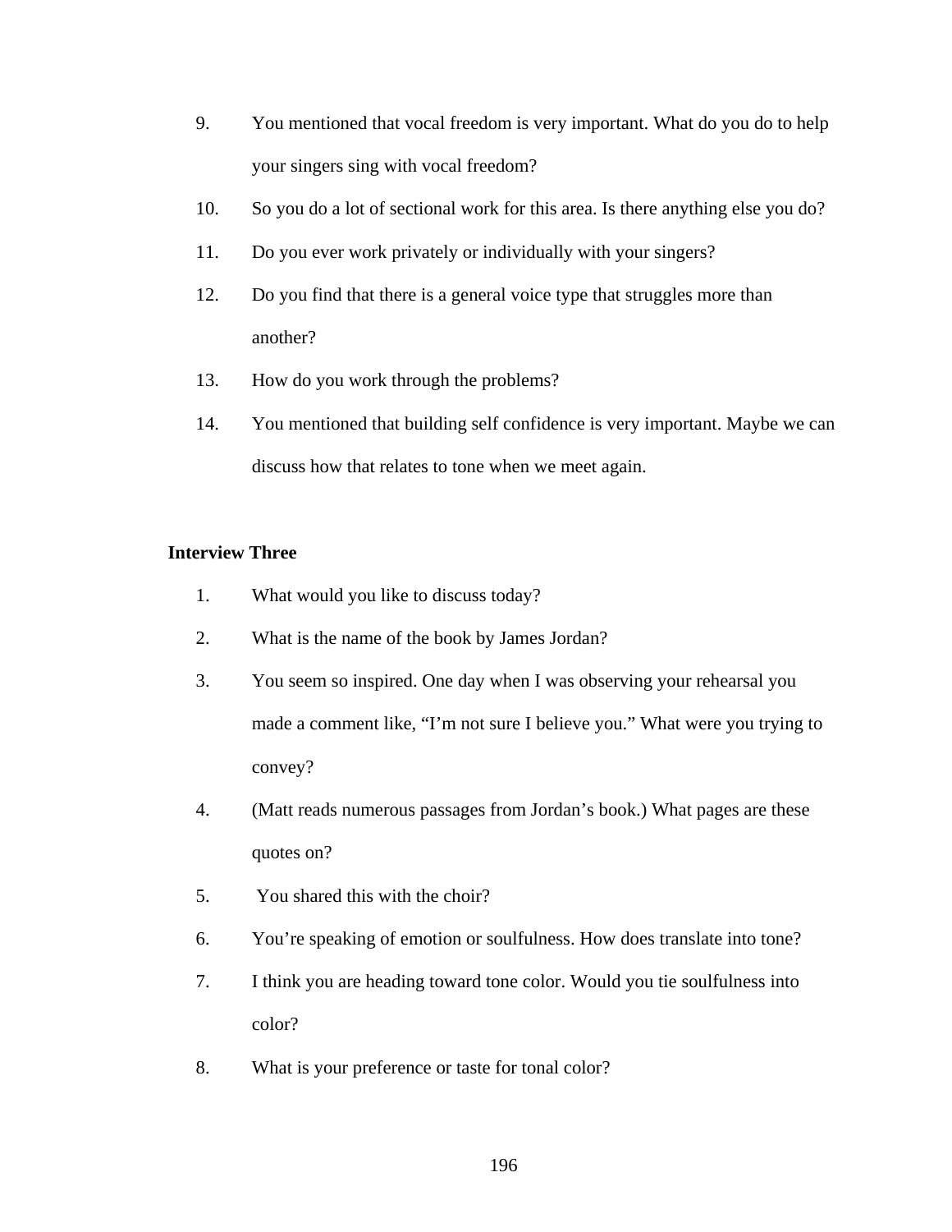9. You mentioned that vocal freedom is very important. What do you do to help your singers sing with vocal freedom?
10. So you do a lot of sectional work for this area. Is there anything else you do?
11. Do you ever work privately or individually with your singers?
12. Do you find that there is a general voice type that struggles more than another?
13. How do you work through the problems?
14. You mentioned that building self confidence is very important. Maybe we can discuss how that relates to tone when we meet again.

**Interview Three**

1. What would you like to discuss today?
2. What is the name of the book by James Jordan?
3. You seem so inspired. One day when I was observing your rehearsal you made a comment like, "I'm not sure I believe you." What were you trying to convey?
4. (Matt reads numerous passages from Jordan's book.) What pages are these quotes on?
5. You shared this with the choir?
6. You're speaking of emotion or soulfulness. How does translate into tone?
7. I think you are heading toward tone color. Would you tie soulfulness into color?
8. What is your preference or taste for tonal color?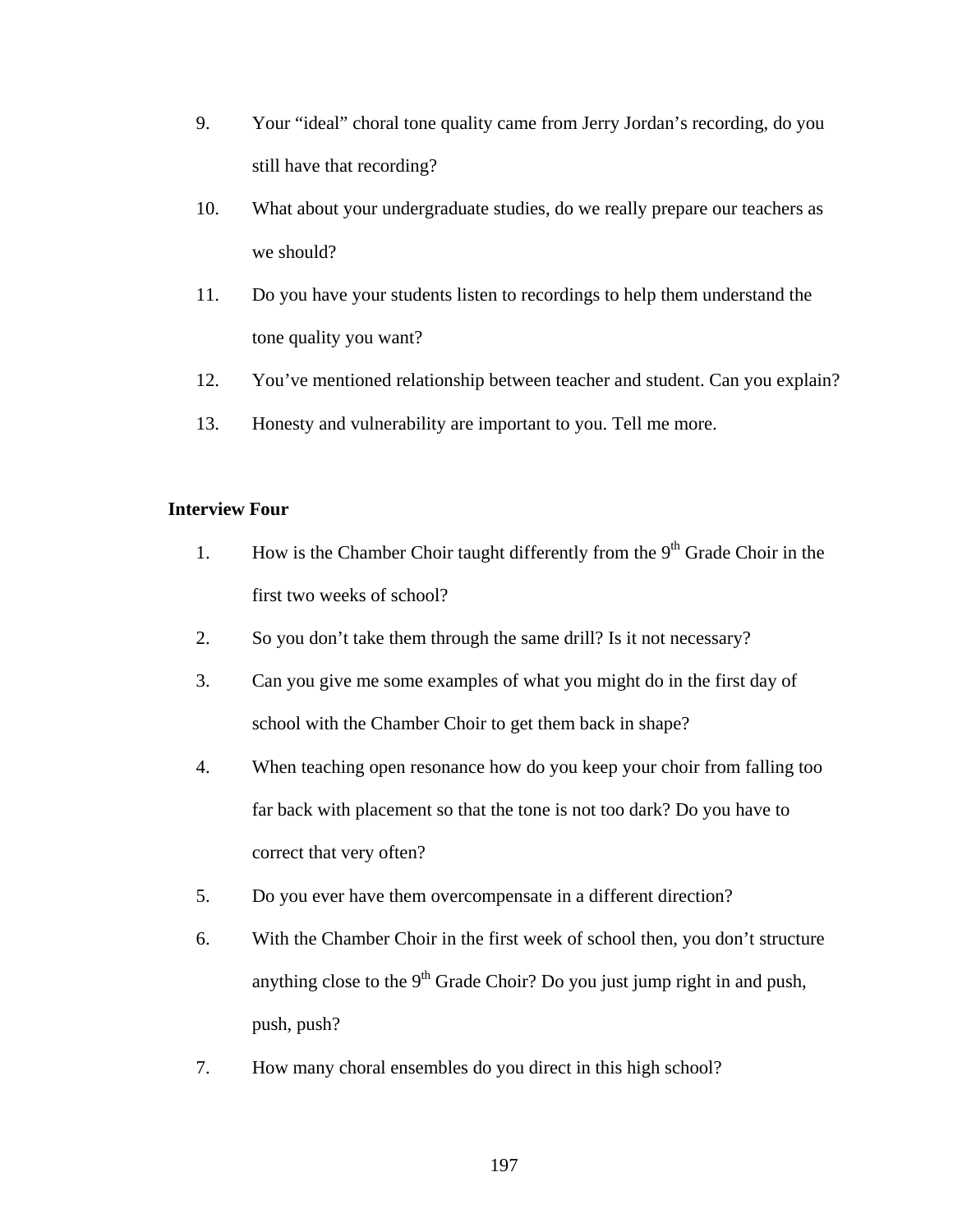9. Your "ideal" choral tone quality came from Jerry Jordan's recording, do you still have that recording?
10. What about your undergraduate studies, do we really prepare our teachers as we should?
11. Do you have your students listen to recordings to help them understand the tone quality you want?
12. You've mentioned relationship between teacher and student. Can you explain?
13. Honesty and vulnerability are important to you. Tell me more.

**Interview Four**

1. How is the Chamber Choir taught differently from the 9th Grade Choir in the first two weeks of school?
2. So you don't take them through the same drill? Is it not necessary?
3. Can you give me some examples of what you might do in the first day of school with the Chamber Choir to get them back in shape?
4. When teaching open resonance how do you keep your choir from falling too far back with placement so that the tone is not too dark? Do you have to correct that very often?
5. Do you ever have them overcompensate in a different direction?
6. With the Chamber Choir in the first week of school then, you don't structure anything close to the 9th Grade Choir? Do you just jump right in and push, push, push?
7. How many choral ensembles do you direct in this high school?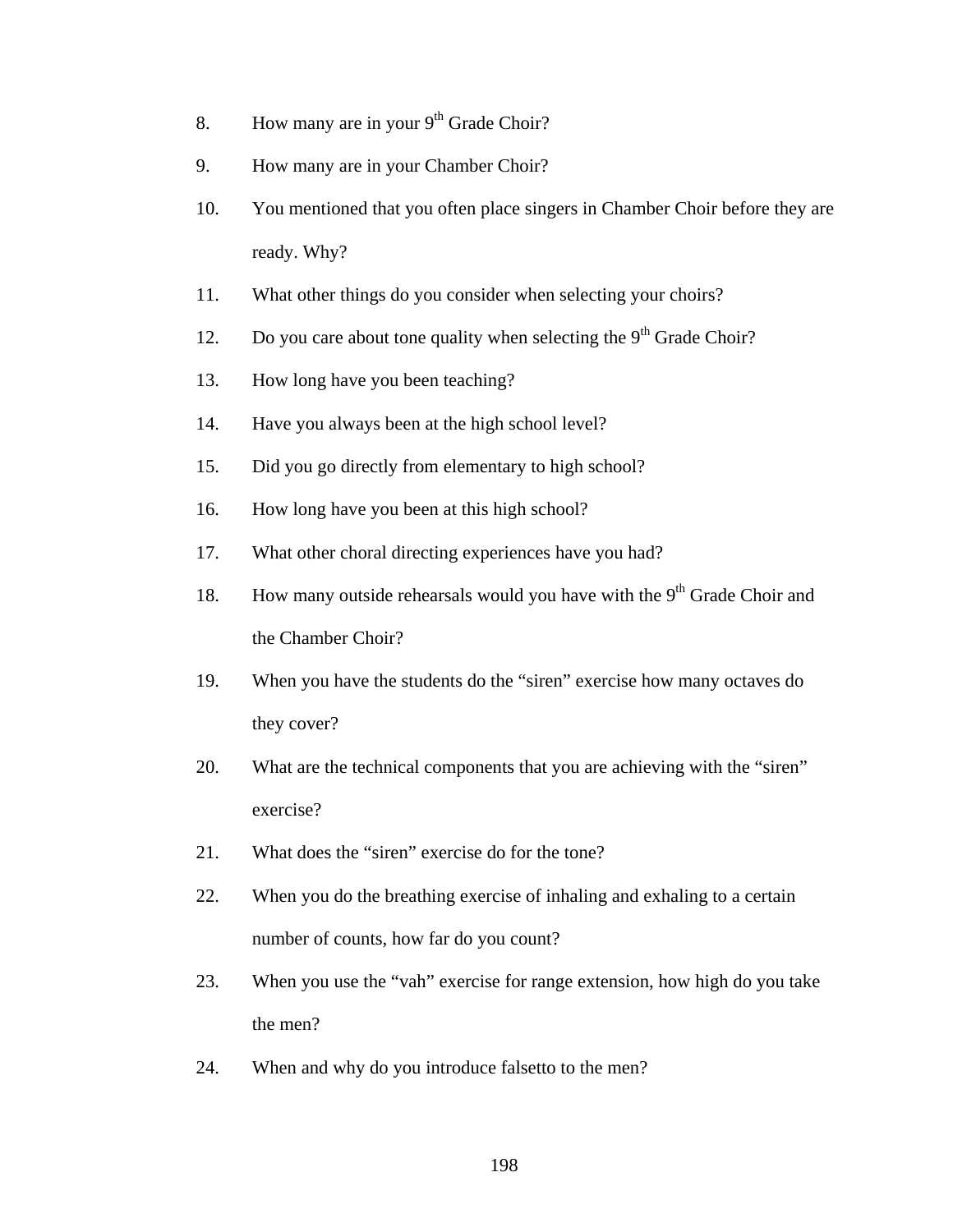8. How many are in your 9th Grade Choir?

9. How many are in your Chamber Choir?

10. You mentioned that you often place singers in Chamber Choir before they are ready. Why?

11. What other things do you consider when selecting your choirs?

12. Do you care about tone quality when selecting the 9th Grade Choir?

13. How long have you been teaching?

14. Have you always been at the high school level?

15. Did you go directly from elementary to high school?

16. How long have you been at this high school?

17. What other choral directing experiences have you had?

18. How many outside rehearsals would you have with the 9th Grade Choir and the Chamber Choir?

19. When you have the students do the "siren" exercise how many octaves do they cover?

20. What are the technical components that you are achieving with the "siren" exercise?

21. What does the "siren" exercise do for the tone?

22. When you do the breathing exercise of inhaling and exhaling to a certain number of counts, how far do you count?

23. When you use the "vah" exercise for range extension, how high do you take the men?

24. When and why do you introduce falsetto to the men?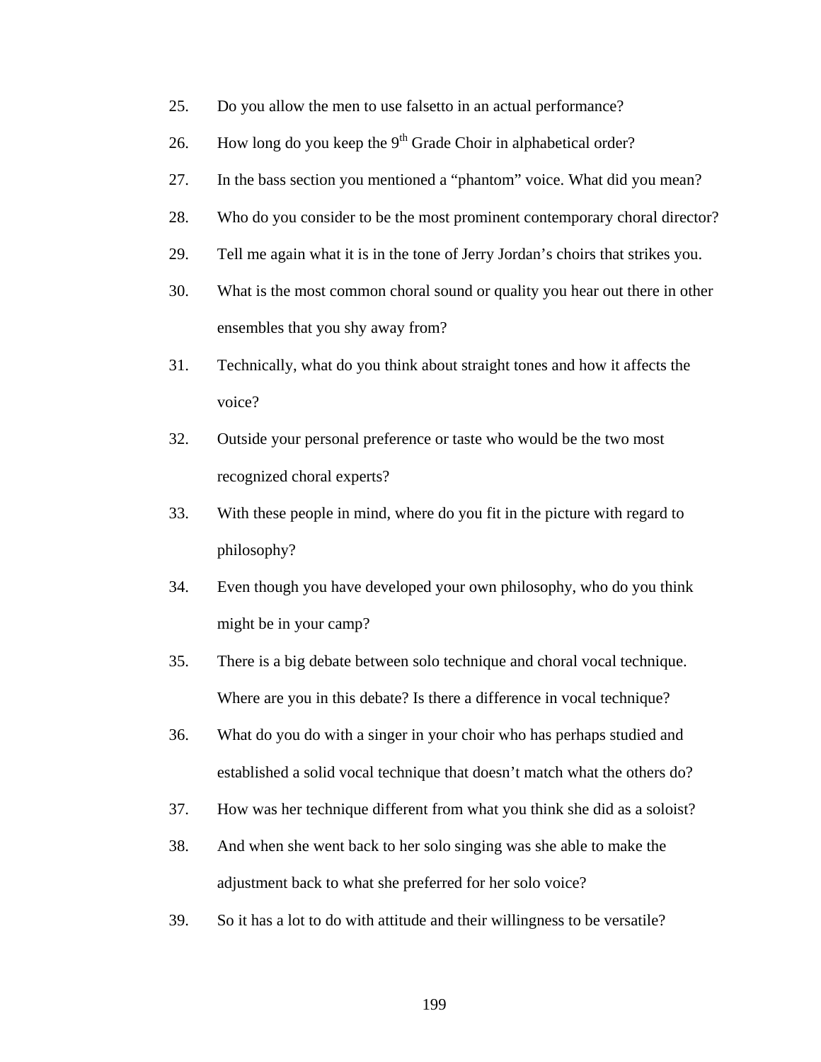25. Do you allow the men to use falsetto in an actual performance?
26. How long do you keep the 9th Grade Choir in alphabetical order?
27. In the bass section you mentioned a “phantom” voice. What did you mean?
28. Who do you consider to be the most prominent contemporary choral director?
29. Tell me again what it is in the tone of Jerry Jordan’s choirs that strikes you.
30. What is the most common choral sound or quality you hear out there in other ensembles that you shy away from?
31. Technically, what do you think about straight tones and how it affects the voice?
32. Outside your personal preference or taste who would be the two most recognized choral experts?
33. With these people in mind, where do you fit in the picture with regard to philosophy?
34. Even though you have developed your own philosophy, who do you think might be in your camp?
35. There is a big debate between solo technique and choral vocal technique. Where are you in this debate? Is there a difference in vocal technique?
36. What do you do with a singer in your choir who has perhaps studied and established a solid vocal technique that doesn’t match what the others do?
37. How was her technique different from what you think she did as a soloist?
38. And when she went back to her solo singing was she able to make the adjustment back to what she preferred for her solo voice?
39. So it has a lot to do with attitude and their willingness to be versatile?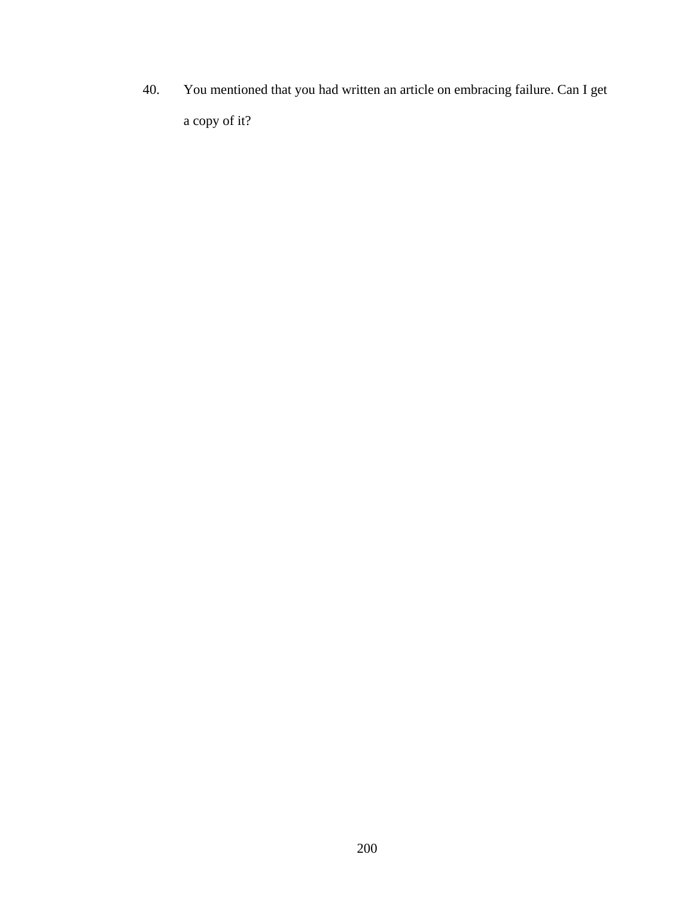40. You mentioned that you had written an article on embracing failure. Can I get a copy of it?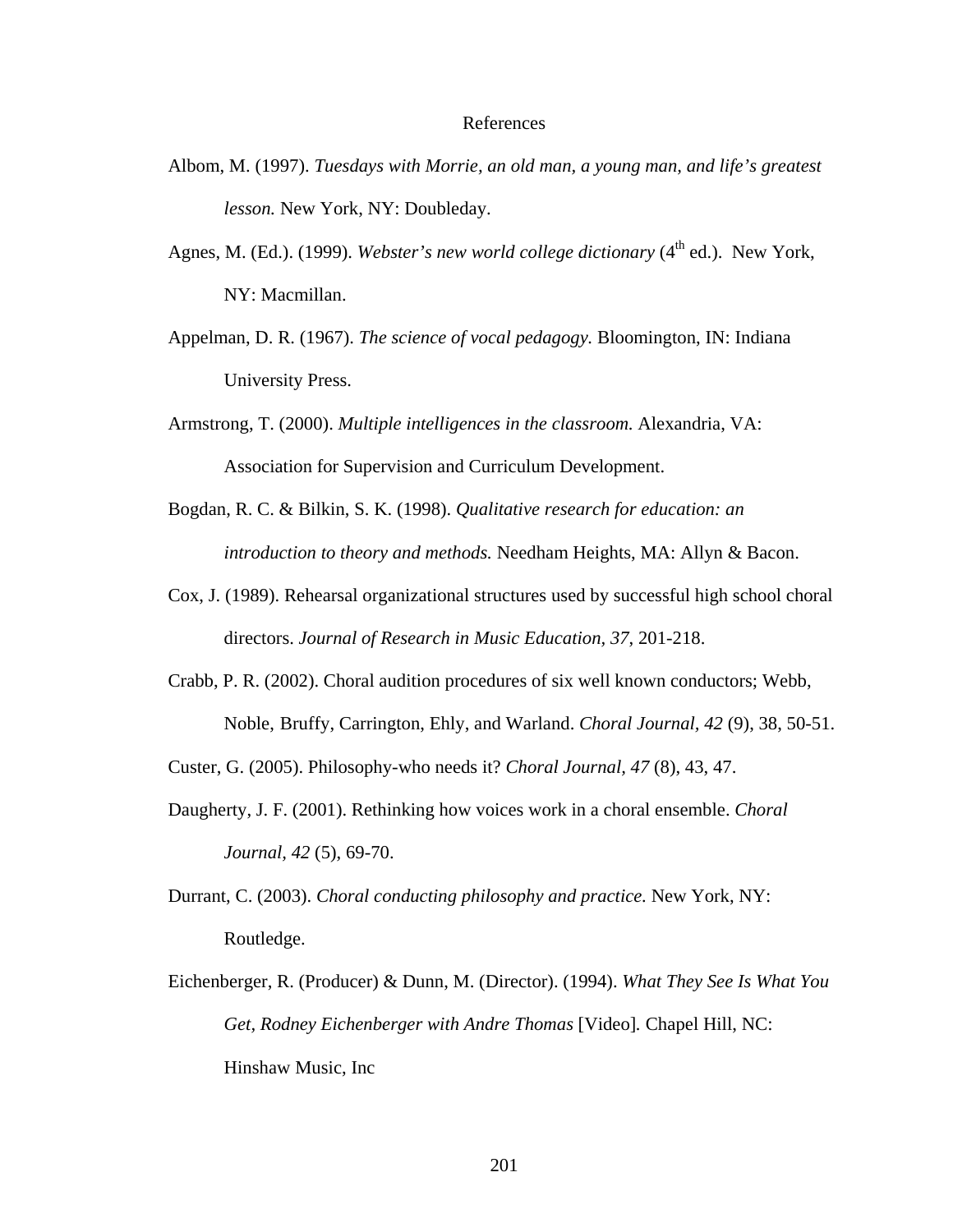# References

Albom, M. (1997). *Tuesdays with Morrie, an old man, a young man, and life's greatest lesson.* New York, NY: Doubleday.

Agnes, M. (Ed.). (1999). *Webster's new world college dictionary* (4th ed.). New York, NY: Macmillan.

Appelman, D. R. (1967). *The science of vocal pedagogy.* Bloomington, IN: Indiana University Press.

Armstrong, T. (2000). *Multiple intelligences in the classroom.* Alexandria, VA: Association for Supervision and Curriculum Development.

Bogdan, R. C. & Bilkin, S. K. (1998). *Qualitative research for education: an introduction to theory and methods.* Needham Heights, MA: Allyn & Bacon.

Cox, J. (1989). Rehearsal organizational structures used by successful high school choral directors. *Journal of Research in Music Education, 37*, 201-218.

Crabb, P. R. (2002). Choral audition procedures of six well known conductors; Webb, Noble, Bruffy, Carrington, Ehly, and Warland. *Choral Journal, 42* (9), 38, 50-51.

Custer, G. (2005). Philosophy-who needs it? *Choral Journal, 47* (8), 43, 47.

Daugherty, J. F. (2001). Rethinking how voices work in a choral ensemble. *Choral Journal, 42* (5), 69-70.

Durrant, C. (2003). *Choral conducting philosophy and practice.* New York, NY: Routledge.

Eichenberger, R. (Producer) & Dunn, M. (Director). (1994). *What They See Is What You Get, Rodney Eichenberger with Andre Thomas* [Video]. Chapel Hill, NC: Hinshaw Music, Inc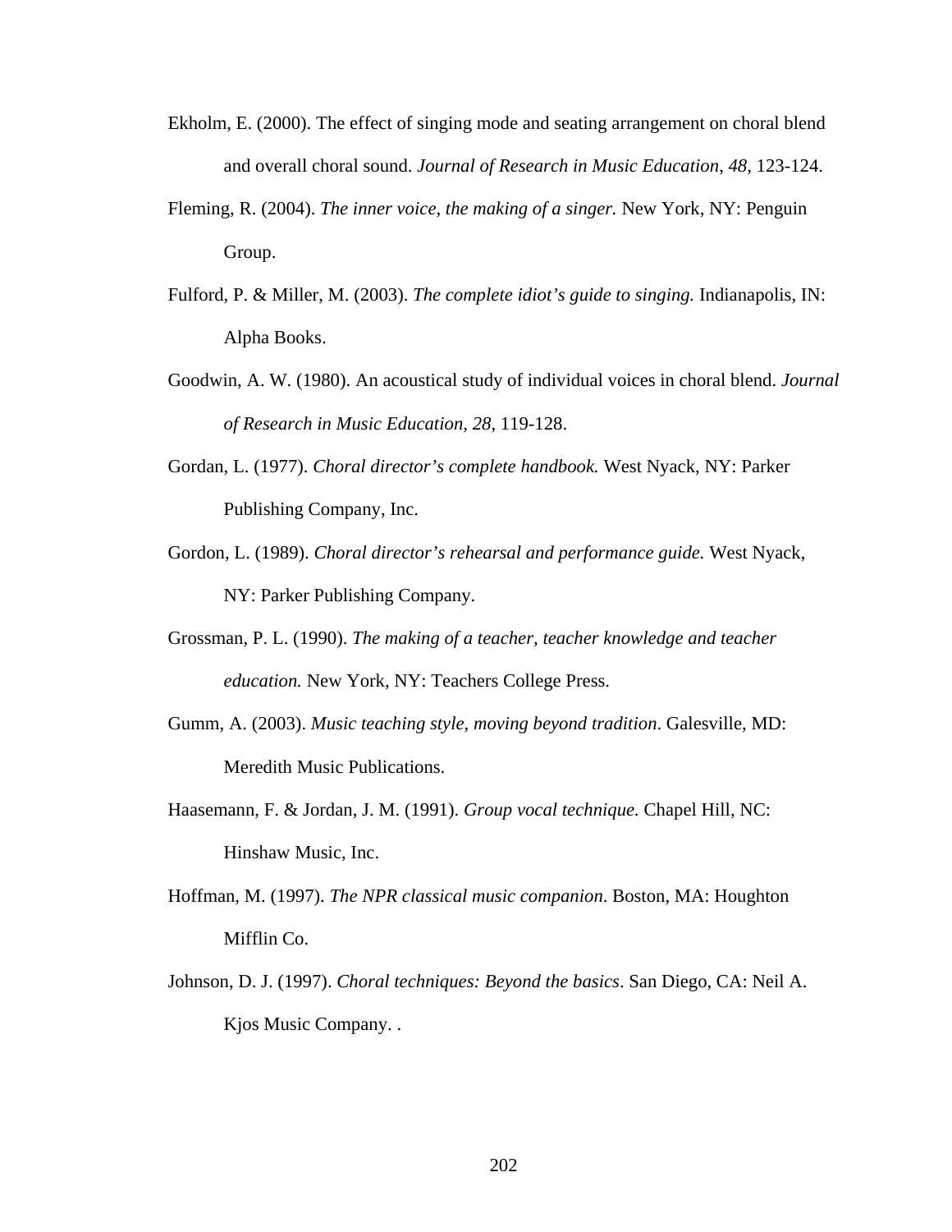Ekholm, E. (2000). The effect of singing mode and seating arrangement on choral blend and overall choral sound. *Journal of Research in Music Education*, *48*, 123-124.

Fleming, R. (2004). *The inner voice, the making of a singer.* New York, NY: Penguin Group.

Fulford, P. & Miller, M. (2003). *The complete idiot's guide to singing.* Indianapolis, IN: Alpha Books.

Goodwin, A. W. (1980). An acoustical study of individual voices in choral blend. *Journal of Research in Music Education, 28,* 119-128.

Gordan, L. (1977). *Choral director's complete handbook.* West Nyack, NY: Parker Publishing Company, Inc.

Gordon, L. (1989). *Choral director's rehearsal and performance guide.* West Nyack, NY: Parker Publishing Company.

Grossman, P. L. (1990). *The making of a teacher, teacher knowledge and teacher education.* New York, NY: Teachers College Press.

Gumm, A. (2003). *Music teaching style, moving beyond tradition*. Galesville, MD: Meredith Music Publications.

Haasemann, F. & Jordan, J. M. (1991). *Group vocal technique*. Chapel Hill, NC: Hinshaw Music, Inc.

Hoffman, M. (1997). *The NPR classical music companion*. Boston, MA: Houghton Mifflin Co.

Johnson, D. J. (1997). *Choral techniques: Beyond the basics*. San Diego, CA: Neil A. Kjos Music Company. .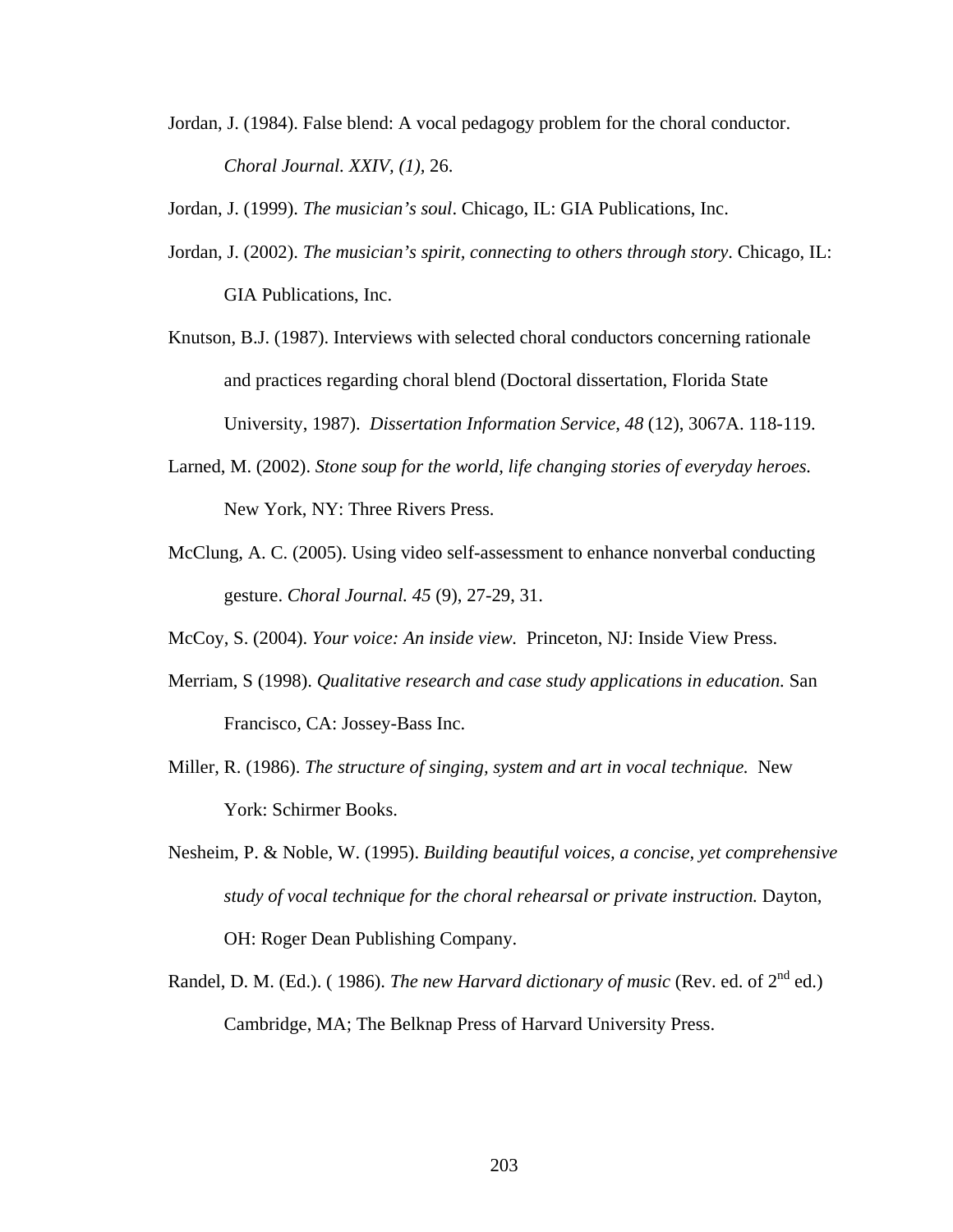Jordan, J. (1984). False blend: A vocal pedagogy problem for the choral conductor. *Choral Journal. XXIV, (1)*, 26.

Jordan, J. (1999). *The musician's soul*. Chicago, IL: GIA Publications, Inc.

Jordan, J. (2002). *The musician's spirit, connecting to others through story*. Chicago, IL: GIA Publications, Inc.

Knutson, B.J. (1987). Interviews with selected choral conductors concerning rationale and practices regarding choral blend (Doctoral dissertation, Florida State University, 1987). *Dissertation Information Service, 48* (12), 3067A. 118-119.

Larned, M. (2002). *Stone soup for the world, life changing stories of everyday heroes.* New York, NY: Three Rivers Press.

McClung, A. C. (2005). Using video self-assessment to enhance nonverbal conducting gesture. *Choral Journal. 45* (9), 27-29, 31.

McCoy, S. (2004). *Your voice: An inside view*. Princeton, NJ: Inside View Press.

Merriam, S (1998). *Qualitative research and case study applications in education.* San Francisco, CA: Jossey-Bass Inc.

Miller, R. (1986). *The structure of singing, system and art in vocal technique.* New York: Schirmer Books.

Nesheim, P. & Noble, W. (1995). *Building beautiful voices, a concise, yet comprehensive study of vocal technique for the choral rehearsal or private instruction.* Dayton, OH: Roger Dean Publishing Company.

Randel, D. M. (Ed.). ( 1986). *The new Harvard dictionary of music* (Rev. ed. of 2nd ed.) Cambridge, MA; The Belknap Press of Harvard University Press.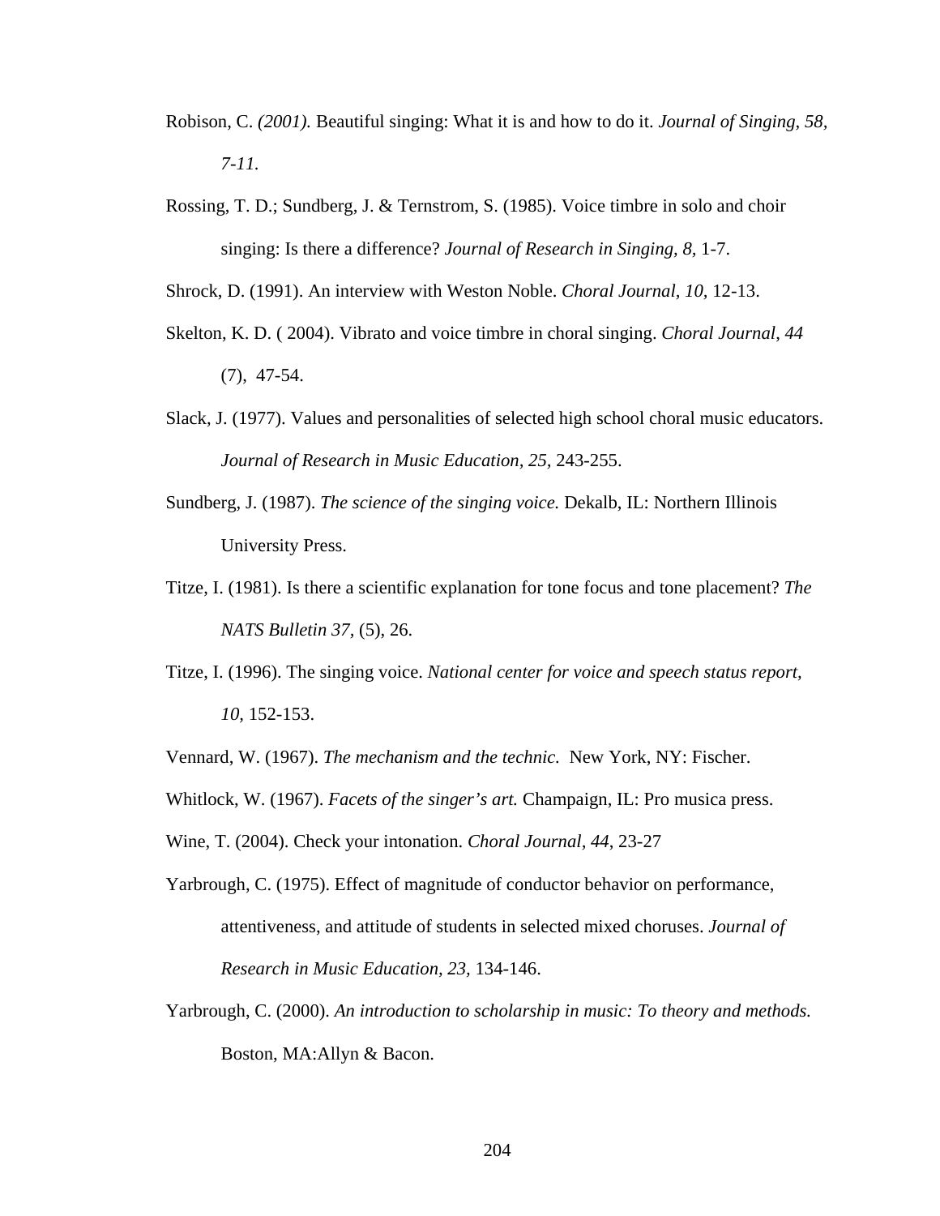Robison, C. *(2001).* Beautiful singing: What it is and how to do it. *Journal of Singing*, *58, 7-11.*

Rossing, T. D.; Sundberg, J. & Ternstrom, S. (1985). Voice timbre in solo and choir singing: Is there a difference? *Journal of Research in Singing, 8,* 1-7.

Shrock, D. (1991). An interview with Weston Noble. *Choral Journal*, *10*, 12-13.

Skelton, K. D. ( 2004). Vibrato and voice timbre in choral singing. *Choral Journal*, *44* (7), 47-54.

Slack, J. (1977). Values and personalities of selected high school choral music educators. *Journal of Research in Music Education, 25,* 243-255.

Sundberg, J. (1987). *The science of the singing voice.* Dekalb, IL: Northern Illinois University Press.

Titze, I. (1981). Is there a scientific explanation for tone focus and tone placement? *The NATS Bulletin 37,* (5), 26.

Titze, I. (1996). The singing voice. *National center for voice and speech status report, 10,* 152-153.

Vennard, W. (1967). *The mechanism and the technic.* New York, NY: Fischer.

Whitlock, W. (1967). *Facets of the singer's art.* Champaign, IL: Pro musica press.

Wine, T. (2004). Check your intonation. *Choral Journal, 44*, 23-27

Yarbrough, C. (1975). Effect of magnitude of conductor behavior on performance, attentiveness, and attitude of students in selected mixed choruses. *Journal of Research in Music Education*, *23*, 134-146.

Yarbrough, C. (2000). *An introduction to scholarship in music: To theory and methods.* Boston, MA:Allyn & Bacon.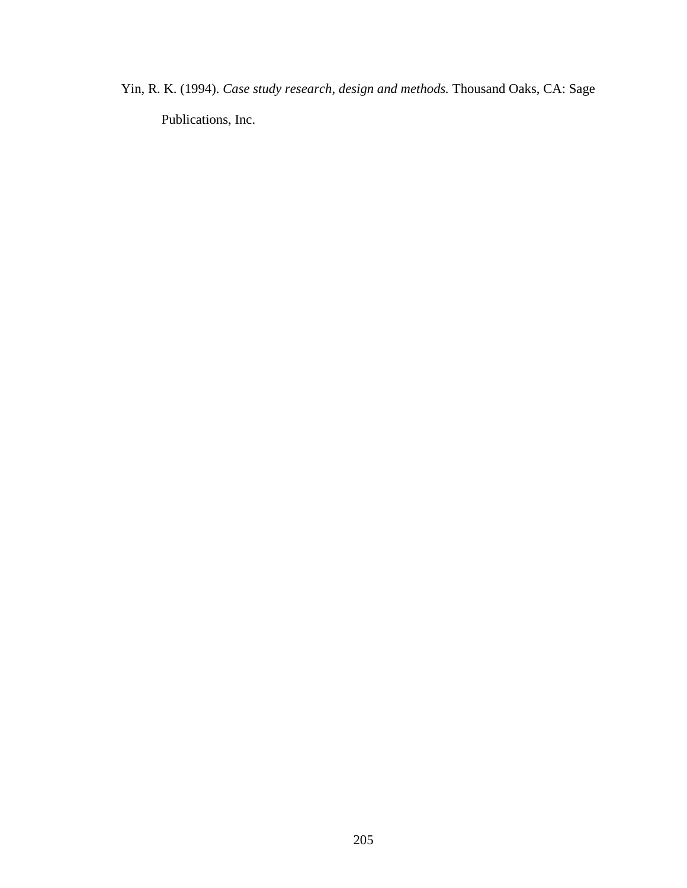Yin, R. K. (1994). *Case study research, design and methods.* Thousand Oaks, CA: Sage Publications, Inc.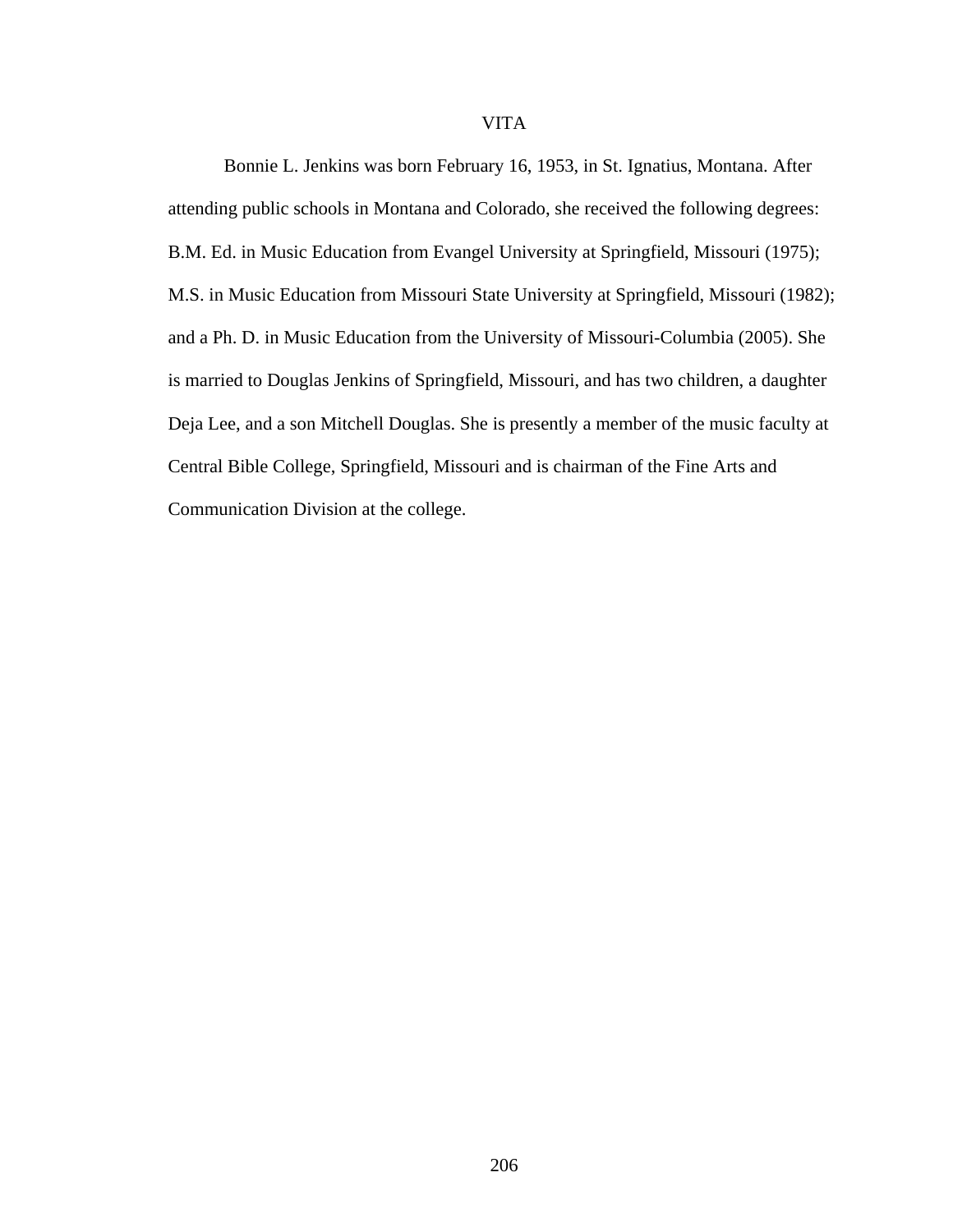# VITA

Bonnie L. Jenkins was born February 16, 1953, in St. Ignatius, Montana. After attending public schools in Montana and Colorado, she received the following degrees: B.M. Ed. in Music Education from Evangel University at Springfield, Missouri (1975); M.S. in Music Education from Missouri State University at Springfield, Missouri (1982); and a Ph. D. in Music Education from the University of Missouri-Columbia (2005). She is married to Douglas Jenkins of Springfield, Missouri, and has two children, a daughter Deja Lee, and a son Mitchell Douglas. She is presently a member of the music faculty at Central Bible College, Springfield, Missouri and is chairman of the Fine Arts and Communication Division at the college.